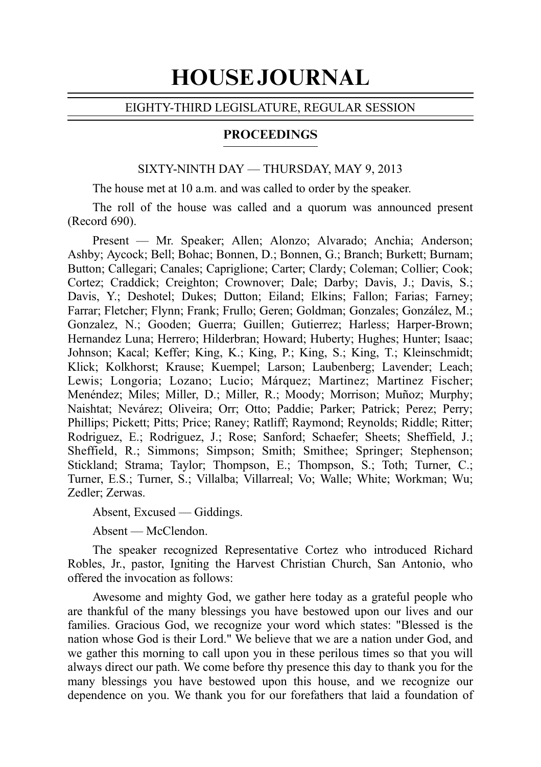# HOUSE JOURNAL

EIGHTY-THIRD LEGISLATURE, REGULAR SESSION

## PROCEEDINGS

SIXTY-NINTH DAY — THURSDAY, MAY 9, 2013

The house met at 10 a.m. and was called to order by the speaker.

The roll of the house was called and a quorum was announced present (Record 690).

Present — Mr. Speaker; Allen; Alonzo; Alvarado; Anchia; Anderson; Ashby; Aycock; Bell; Bohac; Bonnen, D.; Bonnen, G.; Branch; Burkett; Burnam; Button; Callegari; Canales; Capriglione; Carter; Clardy; Coleman; Collier; Cook; Cortez; Craddick; Creighton; Crownover; Dale; Darby; Davis, J.; Davis, S.; Davis, Y.; Deshotel; Dukes; Dutton; Eiland; Elkins; Fallon; Farias; Farney; Farrar; Fletcher; Flynn; Frank; Frullo; Geren; Goldman; Gonzales; González, M.; Gonzalez, N.; Gooden; Guerra; Guillen; Gutierrez; Harless; Harper-Brown; Hernandez Luna; Herrero; Hilderbran; Howard; Huberty; Hughes; Hunter; Isaac; Johnson; Kacal; Keffer; King, K.; King, P.; King, S.; King, T.; Kleinschmidt; Klick; Kolkhorst; Krause; Kuempel; Larson; Laubenberg; Lavender; Leach; Lewis; Longoria; Lozano; Lucio; Márquez; Martinez; Martinez Fischer; Menéndez; Miles; Miller, D.; Miller, R.; Moody; Morrison; Muñoz; Murphy; Naishtat; Nevárez; Oliveira; Orr; Otto; Paddie; Parker; Patrick; Perez; Perry; Phillips; Pickett; Pitts; Price; Raney; Ratliff; Raymond; Reynolds; Riddle; Ritter; Rodriguez, E.; Rodriguez, J.; Rose; Sanford; Schaefer; Sheets; Sheffield, J.; Sheffield, R.; Simmons; Simpson; Smith; Smithee; Springer; Stephenson; Stickland; Strama; Taylor; Thompson, E.; Thompson, S.; Toth; Turner, C.; Turner, E.S.; Turner, S.; Villalba; Villarreal; Vo; Walle; White; Workman; Wu; Zedler; Zerwas.

Absent, Excused — Giddings.

Absent — McClendon.

The speaker recognized Representative Cortez who introduced Richard Robles, Jr., pastor, Igniting the Harvest Christian Church, San Antonio, who offered the invocation as follows:

Awesome and mighty God, we gather here today as a grateful people who are thankful of the many blessings you have bestowed upon our lives and our families. Gracious God, we recognize your word which states: "Blessed is the nation whose God is their Lord." We believe that we are a nation under God, and we gather this morning to call upon you in these perilous times so that you will always direct our path. We come before thy presence this day to thank you for the many blessings you have bestowed upon this house, and we recognize our dependence on you. We thank you for our forefathers that laid a foundation of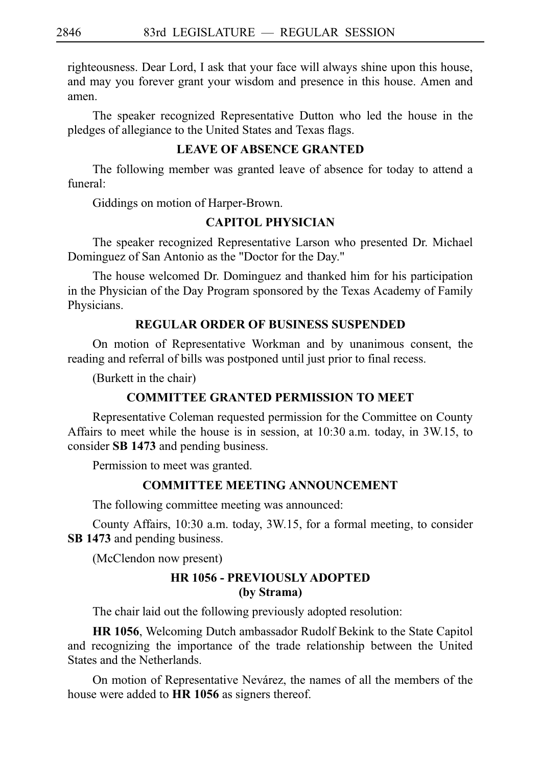righteousness. Dear Lord, I ask that your face will always shine upon this house, and may you forever grant your wisdom and presence in this house. Amen and amen.

The speaker recognized Representative Dutton who led the house in the pledges of allegiance to the United States and Texas flags.

## LEAVE OF ABSENCE GRANTED

The following member was granted leave of absence for today to attend a funeral:

Giddings on motion of Harper-Brown.

## CAPITOL PHYSICIAN

The speaker recognized Representative Larson who presented Dr. Michael Dominguez of San Antonio as the "Doctor for the Day."

The house welcomed Dr. Dominguez and thanked him for his participation in the Physician of the Day Program sponsored by the Texas Academy of Family Physicians.

## REGULAR ORDER OF BUSINESS SUSPENDED

On motion of Representative Workman and by unanimous consent, the reading and referral of bills was postponed until just prior to final recess.

(Burkett in the chair)

## COMMITTEE GRANTED PERMISSION TO MEET

Representative Coleman requested permission for the Committee on County Affairs to meet while the house is in session, at 10:30 a.m. today, in 3W.15, to consider **SB 1473** and pending business.

Permission to meet was granted.

## COMMITTEE MEETING ANNOUNCEMENT

The following committee meeting was announced:

County Affairs, 10:30 a.m. today, 3W.15, for a formal meeting, to consider **SB 1473** and pending business.

(McClendon now present)

## HR 1056 - PREVIOUSLY ADOPTED (by Strama)

The chair laid out the following previously adopted resolution:

**HR 1056**, Welcoming Dutch ambassador Rudolf Bekink to the State Capitol and recognizing the importance of the trade relationship between the United States and the Netherlands.

On motion of Representative Nevárez, the names of all the members of the house were added to **HR 1056** as signers thereof.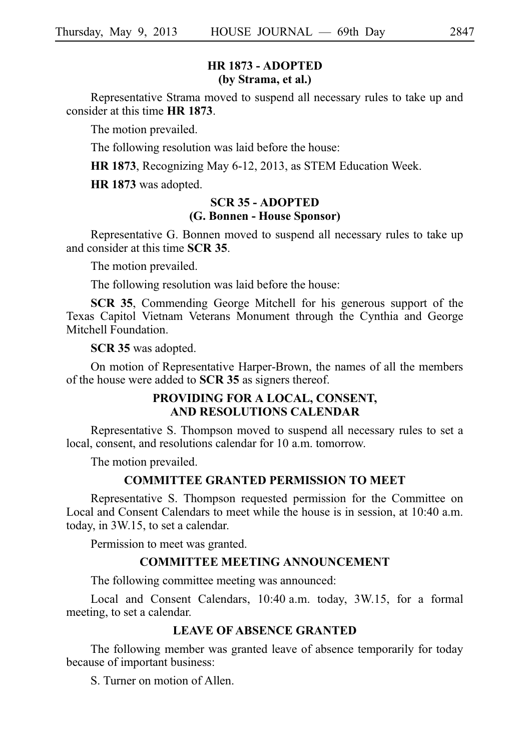## HR 1873 - ADOPTED
## (by Strama, et al.)

Representative Strama moved to suspend all necessary rules to take up and consider at this time **HR 1873**.

The motion prevailed.

The following resolution was laid before the house:

**HR 1873**, Recognizing May 6-12, 2013, as STEM Education Week.

**HR 1873** was adopted.

## SCR 35 - ADOPTED
## (G. Bonnen - House Sponsor)

Representative G. Bonnen moved to suspend all necessary rules to take up and consider at this time **SCR 35**.

The motion prevailed.

The following resolution was laid before the house:

**SCR 35**, Commending George Mitchell for his generous support of the Texas Capitol Vietnam Veterans Monument through the Cynthia and George Mitchell Foundation.

**SCR 35** was adopted.

On motion of Representative Harper-Brown, the names of all the members of the house were added to **SCR 35** as signers thereof.

## PROVIDING FOR A LOCAL, CONSENT, AND RESOLUTIONS CALENDAR

Representative S. Thompson moved to suspend all necessary rules to set a local, consent, and resolutions calendar for 10 a.m. tomorrow.

The motion prevailed.

## COMMITTEE GRANTED PERMISSION TO MEET

Representative S. Thompson requested permission for the Committee on Local and Consent Calendars to meet while the house is in session, at 10:40 a.m. today, in 3W.15, to set a calendar.

Permission to meet was granted.

## COMMITTEE MEETING ANNOUNCEMENT

The following committee meeting was announced:

Local and Consent Calendars, 10:40 a.m. today, 3W.15, for a formal meeting, to set a calendar.

## LEAVE OF ABSENCE GRANTED

The following member was granted leave of absence temporarily for today because of important business:

S. Turner on motion of Allen.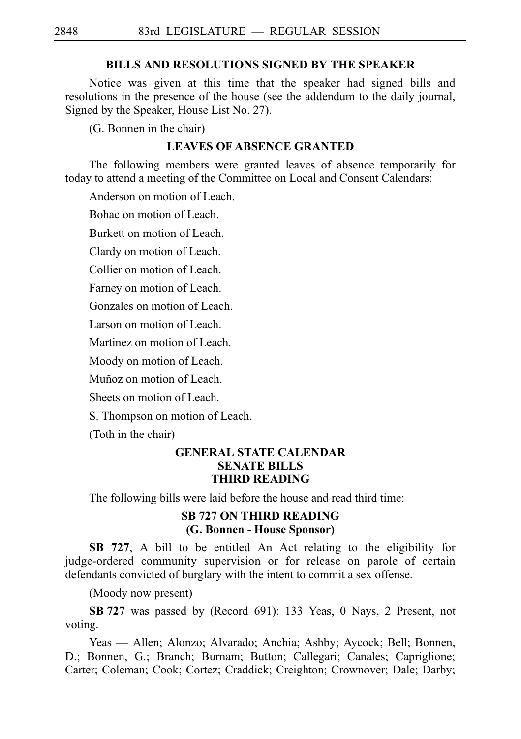## BILLS AND RESOLUTIONS SIGNED BY THE SPEAKER

Notice was given at this time that the speaker had signed bills and resolutions in the presence of the house (see the addendum to the daily journal, Signed by the Speaker, House List No. 27).

(G. Bonnen in the chair)

## LEAVES OF ABSENCE GRANTED

The following members were granted leaves of absence temporarily for today to attend a meeting of the Committee on Local and Consent Calendars:

Anderson on motion of Leach.

Bohac on motion of Leach.

Burkett on motion of Leach.

Clardy on motion of Leach.

Collier on motion of Leach.

Farney on motion of Leach.

Gonzales on motion of Leach.

Larson on motion of Leach.

Martinez on motion of Leach.

Moody on motion of Leach.

Muñoz on motion of Leach.

Sheets on motion of Leach.

S. Thompson on motion of Leach.

(Toth in the chair)

## GENERAL STATE CALENDAR SENATE BILLS THIRD READING

The following bills were laid before the house and read third time:

### SB 727 ON THIRD READING (G. Bonnen - House Sponsor)

**SB 727**, A bill to be entitled An Act relating to the eligibility for judge-ordered community supervision or for release on parole of certain defendants convicted of burglary with the intent to commit a sex offense.

(Moody now present)

**SB 727** was passed by (Record 691): 133 Yeas, 0 Nays, 2 Present, not voting.

Yeas — Allen; Alonzo; Alvarado; Anchia; Ashby; Aycock; Bell; Bonnen, D.; Bonnen, G.; Branch; Burnam; Button; Callegari; Canales; Capriglione; Carter; Coleman; Cook; Cortez; Craddick; Creighton; Crownover; Dale; Darby;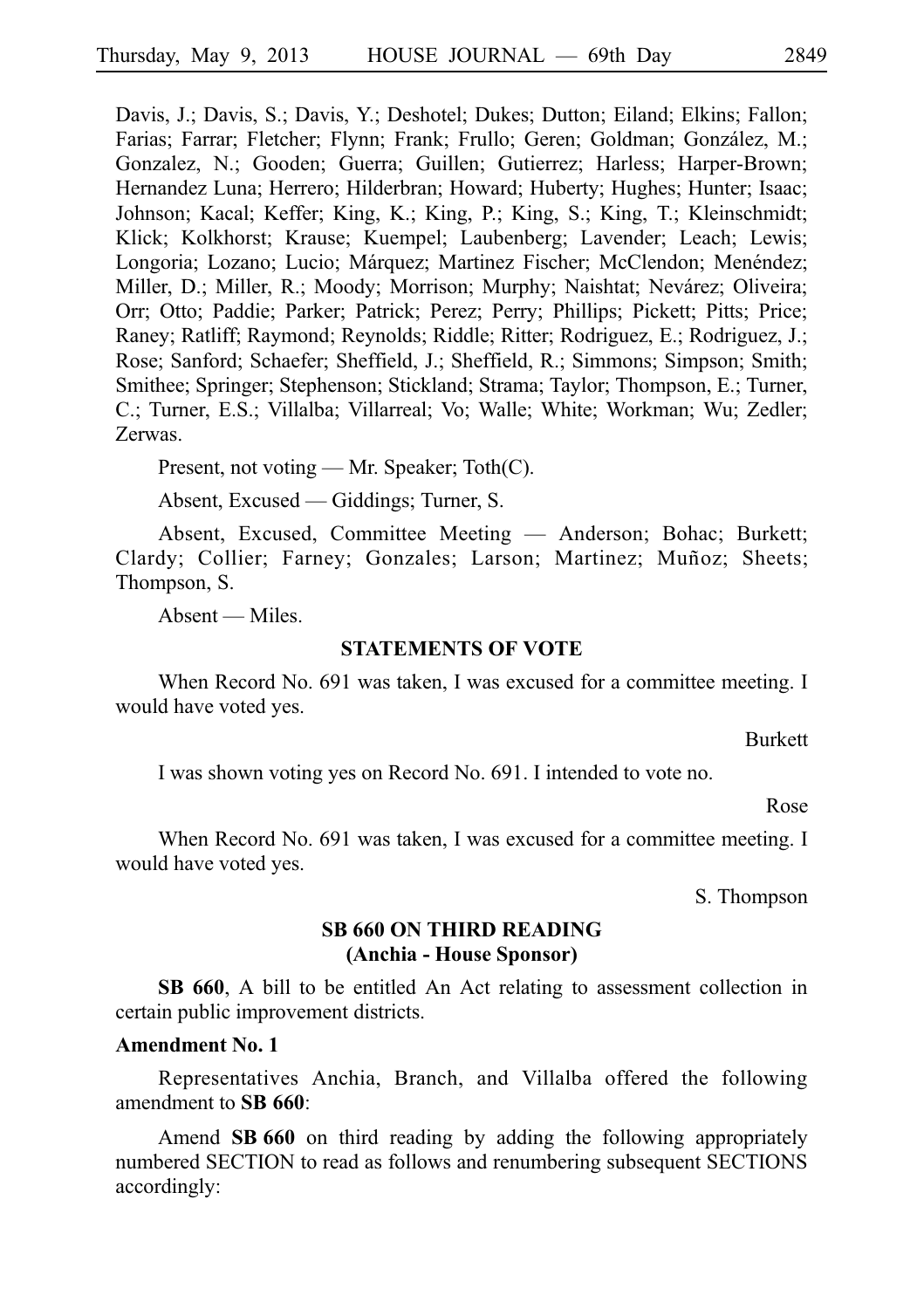Davis, J.; Davis, S.; Davis, Y.; Deshotel; Dukes; Dutton; Eiland; Elkins; Fallon; Farias; Farrar; Fletcher; Flynn; Frank; Frullo; Geren; Goldman; González, M.; Gonzalez, N.; Gooden; Guerra; Guillen; Gutierrez; Harless; Harper-Brown; Hernandez Luna; Herrero; Hilderbran; Howard; Huberty; Hughes; Hunter; Isaac; Johnson; Kacal; Keffer; King, K.; King, P.; King, S.; King, T.; Kleinschmidt; Klick; Kolkhorst; Krause; Kuempel; Laubenberg; Lavender; Leach; Lewis; Longoria; Lozano; Lucio; Márquez; Martinez Fischer; McClendon; Menéndez; Miller, D.; Miller, R.; Moody; Morrison; Murphy; Naishtat; Nevárez; Oliveira; Orr; Otto; Paddie; Parker; Patrick; Perez; Perry; Phillips; Pickett; Pitts; Price; Raney; Ratliff; Raymond; Reynolds; Riddle; Ritter; Rodriguez, E.; Rodriguez, J.; Rose; Sanford; Schaefer; Sheffield, J.; Sheffield, R.; Simmons; Simpson; Smith; Smithee; Springer; Stephenson; Stickland; Strama; Taylor; Thompson, E.; Turner, C.; Turner, E.S.; Villalba; Villarreal; Vo; Walle; White; Workman; Wu; Zedler; Zerwas.

Present, not voting — Mr. Speaker; Toth(C).

Absent, Excused — Giddings; Turner, S.

Absent, Excused, Committee Meeting — Anderson; Bohac; Burkett; Clardy; Collier; Farney; Gonzales; Larson; Martinez; Muñoz; Sheets; Thompson, S.

Absent — Miles.

## STATEMENTS OF VOTE

When Record No. 691 was taken, I was excused for a committee meeting. I would have voted yes.

Burkett

I was shown voting yes on Record No. 691. I intended to vote no.

Rose

When Record No. 691 was taken, I was excused for a committee meeting. I would have voted yes.

S. Thompson

## SB 660 ON THIRD READING (Anchia - House Sponsor)

**SB 660**, A bill to be entitled An Act relating to assessment collection in certain public improvement districts.

**Amendment No. 1**

Representatives Anchia, Branch, and Villalba offered the following amendment to **SB 660**:

Amend **SB 660** on third reading by adding the following appropriately numbered SECTION to read as follows and renumbering subsequent SECTIONS accordingly: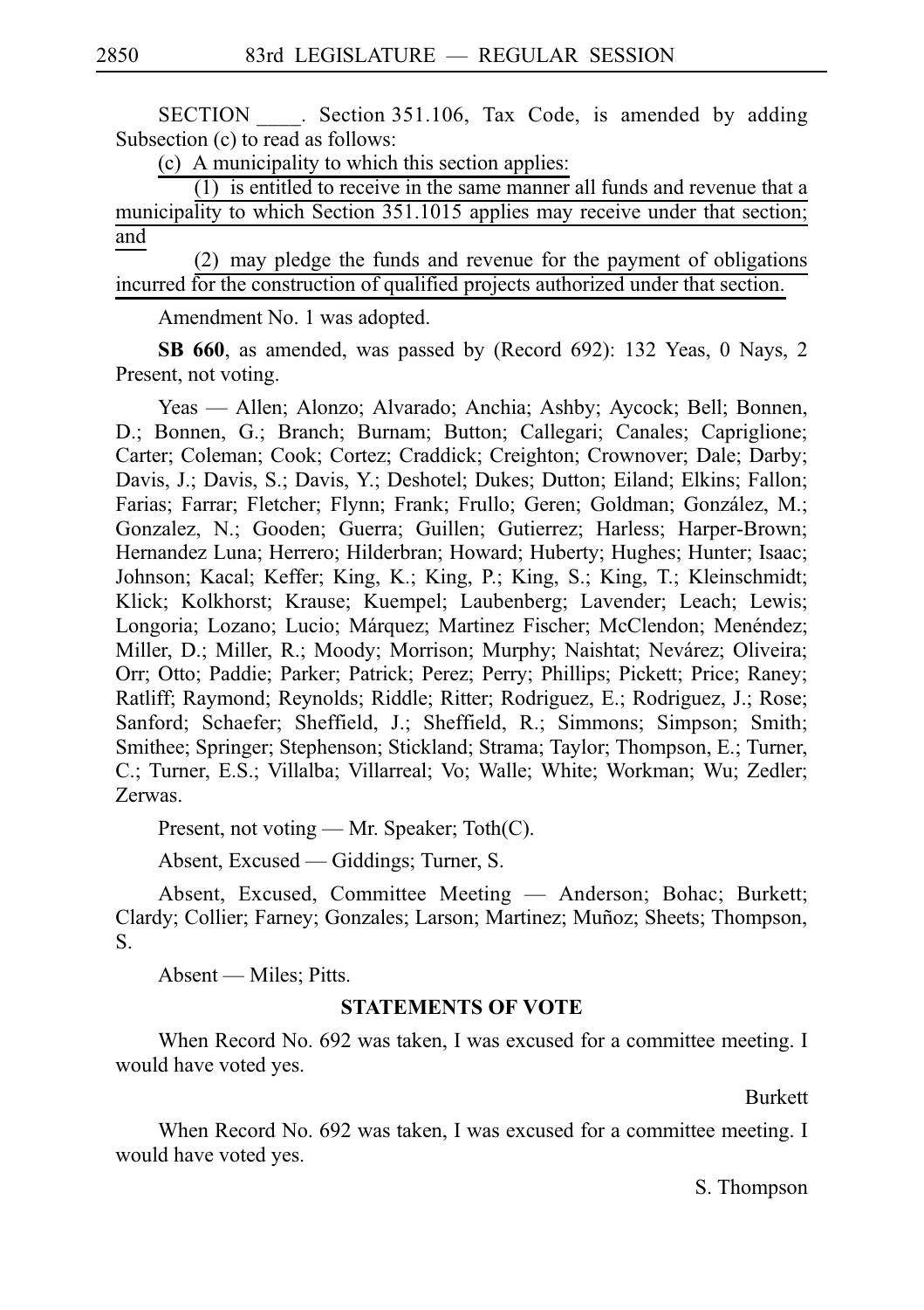SECTION ____. Section 351.106, Tax Code, is amended by adding Subsection (c) to read as follows:

(c) A municipality to which this section applies:

(1) is entitled to receive in the same manner all funds and revenue that a municipality to which Section 351.1015 applies may receive under that section; and

(2) may pledge the funds and revenue for the payment of obligations incurred for the construction of qualified projects authorized under that section.

Amendment No. 1 was adopted.

**SB 660**, as amended, was passed by (Record 692): 132 Yeas, 0 Nays, 2 Present, not voting.

Yeas — Allen; Alonzo; Alvarado; Anchia; Ashby; Aycock; Bell; Bonnen, D.; Bonnen, G.; Branch; Burnam; Button; Callegari; Canales; Capriglione; Carter; Coleman; Cook; Cortez; Craddick; Creighton; Crownover; Dale; Darby; Davis, J.; Davis, S.; Davis, Y.; Deshotel; Dukes; Dutton; Eiland; Elkins; Fallon; Farias; Farrar; Fletcher; Flynn; Frank; Frullo; Geren; Goldman; González, M.; Gonzalez, N.; Gooden; Guerra; Guillen; Gutierrez; Harless; Harper-Brown; Hernandez Luna; Herrero; Hilderbran; Howard; Huberty; Hughes; Hunter; Isaac; Johnson; Kacal; Keffer; King, K.; King, P.; King, S.; King, T.; Kleinschmidt; Klick; Kolkhorst; Krause; Kuempel; Laubenberg; Lavender; Leach; Lewis; Longoria; Lozano; Lucio; Márquez; Martinez Fischer; McClendon; Menéndez; Miller, D.; Miller, R.; Moody; Morrison; Murphy; Naishtat; Nevárez; Oliveira; Orr; Otto; Paddie; Parker; Patrick; Perez; Perry; Phillips; Pickett; Price; Raney; Ratliff; Raymond; Reynolds; Riddle; Ritter; Rodriguez, E.; Rodriguez, J.; Rose; Sanford; Schaefer; Sheffield, J.; Sheffield, R.; Simmons; Simpson; Smith; Smithee; Springer; Stephenson; Stickland; Strama; Taylor; Thompson, E.; Turner, C.; Turner, E.S.; Villalba; Villarreal; Vo; Walle; White; Workman; Wu; Zedler; Zerwas.

Present, not voting — Mr. Speaker; Toth(C).

Absent, Excused — Giddings; Turner, S.

Absent, Excused, Committee Meeting — Anderson; Bohac; Burkett; Clardy; Collier; Farney; Gonzales; Larson; Martinez; Muñoz; Sheets; Thompson, S.

Absent — Miles; Pitts.

## STATEMENTS OF VOTE

When Record No. 692 was taken, I was excused for a committee meeting. I would have voted yes.

Burkett

When Record No. 692 was taken, I was excused for a committee meeting. I would have voted yes.

S. Thompson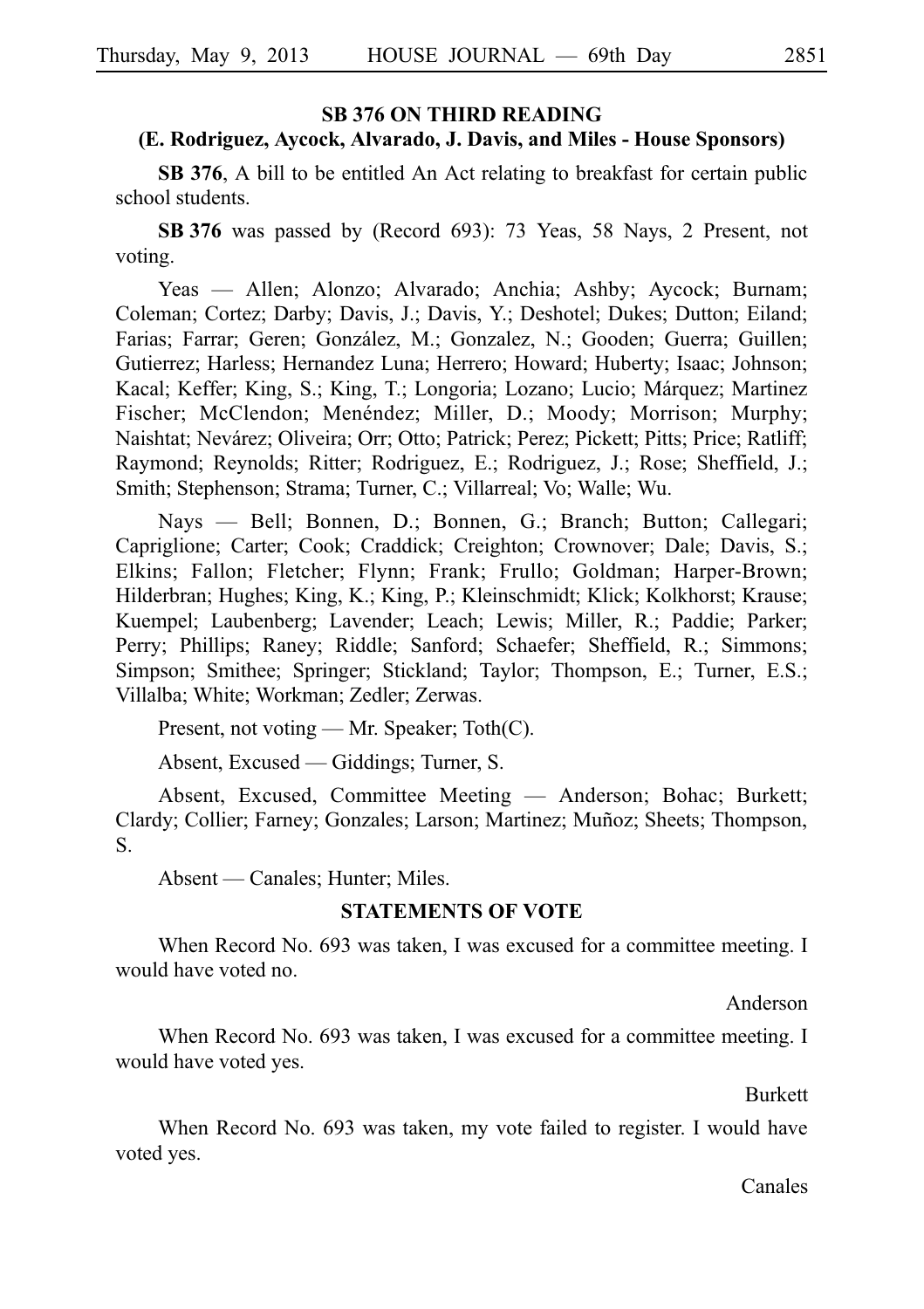## SB 376 ON THIRD READING
### (E. Rodriguez, Aycock, Alvarado, J. Davis, and Miles - House Sponsors)

**SB 376**, A bill to be entitled An Act relating to breakfast for certain public school students.

**SB 376** was passed by (Record 693): 73 Yeas, 58 Nays, 2 Present, not voting.

Yeas — Allen; Alonzo; Alvarado; Anchia; Ashby; Aycock; Burnam; Coleman; Cortez; Darby; Davis, J.; Davis, Y.; Deshotel; Dukes; Dutton; Eiland; Farias; Farrar; Geren; González, M.; Gonzalez, N.; Gooden; Guerra; Guillen; Gutierrez; Harless; Hernandez Luna; Herrero; Howard; Huberty; Isaac; Johnson; Kacal; Keffer; King, S.; King, T.; Longoria; Lozano; Lucio; Márquez; Martinez Fischer; McClendon; Menéndez; Miller, D.; Moody; Morrison; Murphy; Naishtat; Nevárez; Oliveira; Orr; Otto; Patrick; Perez; Pickett; Pitts; Price; Ratliff; Raymond; Reynolds; Ritter; Rodriguez, E.; Rodriguez, J.; Rose; Sheffield, J.; Smith; Stephenson; Strama; Turner, C.; Villarreal; Vo; Walle; Wu.

Nays — Bell; Bonnen, D.; Bonnen, G.; Branch; Button; Callegari; Capriglione; Carter; Cook; Craddick; Creighton; Crownover; Dale; Davis, S.; Elkins; Fallon; Fletcher; Flynn; Frank; Frullo; Goldman; Harper-Brown; Hilderbran; Hughes; King, K.; King, P.; Kleinschmidt; Klick; Kolkhorst; Krause; Kuempel; Laubenberg; Lavender; Leach; Lewis; Miller, R.; Paddie; Parker; Perry; Phillips; Raney; Riddle; Sanford; Schaefer; Sheffield, R.; Simmons; Simpson; Smithee; Springer; Stickland; Taylor; Thompson, E.; Turner, E.S.; Villalba; White; Workman; Zedler; Zerwas.

Present, not voting — Mr. Speaker; Toth(C).

Absent, Excused — Giddings; Turner, S.

Absent, Excused, Committee Meeting — Anderson; Bohac; Burkett; Clardy; Collier; Farney; Gonzales; Larson; Martinez; Muñoz; Sheets; Thompson, S.

Absent — Canales; Hunter; Miles.

### STATEMENTS OF VOTE

When Record No. 693 was taken, I was excused for a committee meeting. I would have voted no.

Anderson

When Record No. 693 was taken, I was excused for a committee meeting. I would have voted yes.

Burkett

When Record No. 693 was taken, my vote failed to register. I would have voted yes.

Canales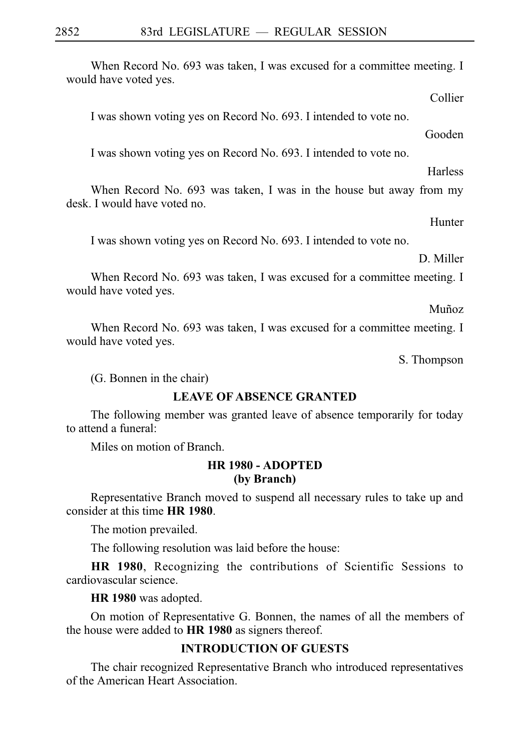When Record No. 693 was taken, I was excused for a committee meeting. I would have voted yes.

Collier

I was shown voting yes on Record No. 693. I intended to vote no.

Gooden

I was shown voting yes on Record No. 693. I intended to vote no.

Harless

When Record No. 693 was taken, I was in the house but away from my desk. I would have voted no.

Hunter

I was shown voting yes on Record No. 693. I intended to vote no.

D. Miller

When Record No. 693 was taken, I was excused for a committee meeting. I would have voted yes.

Muñoz

When Record No. 693 was taken, I was excused for a committee meeting. I would have voted yes.

S. Thompson

(G. Bonnen in the chair)

## LEAVE OF ABSENCE GRANTED

The following member was granted leave of absence temporarily for today to attend a funeral:

Miles on motion of Branch.

## HR 1980 - ADOPTED (by Branch)

Representative Branch moved to suspend all necessary rules to take up and consider at this time **HR 1980**.

The motion prevailed.

The following resolution was laid before the house:

**HR 1980**, Recognizing the contributions of Scientific Sessions to cardiovascular science.

**HR 1980** was adopted.

On motion of Representative G. Bonnen, the names of all the members of the house were added to **HR 1980** as signers thereof.

## INTRODUCTION OF GUESTS

The chair recognized Representative Branch who introduced representatives of the American Heart Association.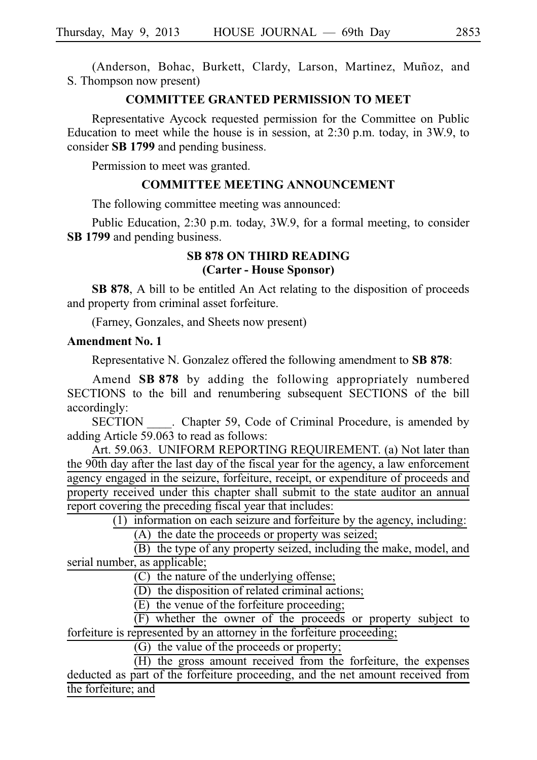(Anderson, Bohac, Burkett, Clardy, Larson, Martinez, Muñoz, and S. Thompson now present)

### COMMITTEE GRANTED PERMISSION TO MEET

Representative Aycock requested permission for the Committee on Public Education to meet while the house is in session, at 2:30 p.m. today, in 3W.9, to consider **SB 1799** and pending business.

Permission to meet was granted.

### COMMITTEE MEETING ANNOUNCEMENT

The following committee meeting was announced:

Public Education, 2:30 p.m. today, 3W.9, for a formal meeting, to consider **SB 1799** and pending business.

### SB 878 ON THIRD READING (Carter - House Sponsor)

**SB 878**, A bill to be entitled An Act relating to the disposition of proceeds and property from criminal asset forfeiture.

(Farney, Gonzales, and Sheets now present)

**Amendment No. 1**

Representative N. Gonzalez offered the following amendment to **SB 878**:

Amend **SB 878** by adding the following appropriately numbered SECTIONS to the bill and renumbering subsequent SECTIONS of the bill accordingly:

SECTION ____. Chapter 59, Code of Criminal Procedure, is amended by adding Article 59.063 to read as follows:

Art. 59.063. UNIFORM REPORTING REQUIREMENT. (a) Not later than the 90th day after the last day of the fiscal year for the agency, a law enforcement agency engaged in the seizure, forfeiture, receipt, or expenditure of proceeds and property received under this chapter shall submit to the state auditor an annual report covering the preceding fiscal year that includes:

(1) information on each seizure and forfeiture by the agency, including:

(A) the date the proceeds or property was seized;

(B) the type of any property seized, including the make, model, and serial number, as applicable;

(C) the nature of the underlying offense;

(D) the disposition of related criminal actions;

(E) the venue of the forfeiture proceeding;

(F) whether the owner of the proceeds or property subject to forfeiture is represented by an attorney in the forfeiture proceeding;

(G) the value of the proceeds or property;

(H) the gross amount received from the forfeiture, the expenses deducted as part of the forfeiture proceeding, and the net amount received from the forfeiture; and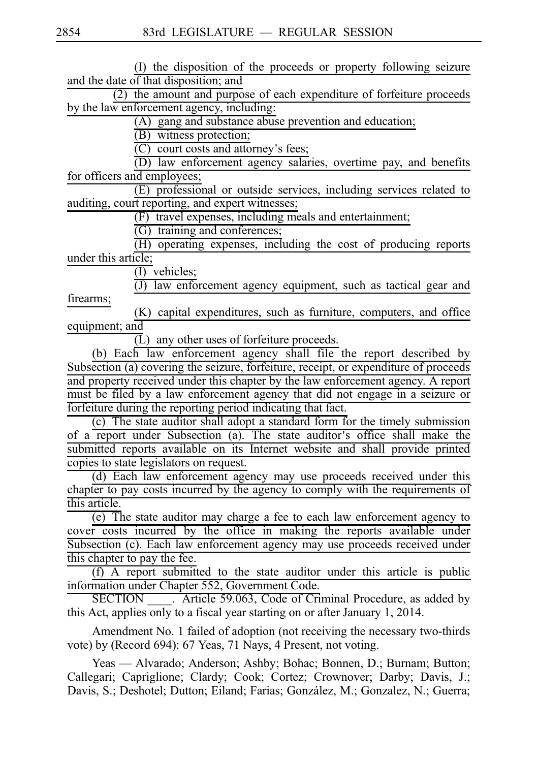(I) the disposition of the proceeds or property following seizure and the date of that disposition; and

(2) the amount and purpose of each expenditure of forfeiture proceeds by the law enforcement agency, including:

(A) gang and substance abuse prevention and education;

(B) witness protection;

(C) court costs and attorney's fees;

(D) law enforcement agency salaries, overtime pay, and benefits for officers and employees;

(E) professional or outside services, including services related to auditing, court reporting, and expert witnesses;

(F) travel expenses, including meals and entertainment;

(G) training and conferences;

(H) operating expenses, including the cost of producing reports under this article;

(I) vehicles;

(J) law enforcement agency equipment, such as tactical gear and firearms;

(K) capital expenditures, such as furniture, computers, and office equipment; and

(L) any other uses of forfeiture proceeds.

(b) Each law enforcement agency shall file the report described by Subsection (a) covering the seizure, forfeiture, receipt, or expenditure of proceeds and property received under this chapter by the law enforcement agency. A report must be filed by a law enforcement agency that did not engage in a seizure or forfeiture during the reporting period indicating that fact.

(c) The state auditor shall adopt a standard form for the timely submission of a report under Subsection (a). The state auditor's office shall make the submitted reports available on its Internet website and shall provide printed copies to state legislators on request.

(d) Each law enforcement agency may use proceeds received under this chapter to pay costs incurred by the agency to comply with the requirements of this article.

(e) The state auditor may charge a fee to each law enforcement agency to cover costs incurred by the office in making the reports available under Subsection (c). Each law enforcement agency may use proceeds received under this chapter to pay the fee.

(f) A report submitted to the state auditor under this article is public information under Chapter 552, Government Code.

SECTION ____. Article 59.063, Code of Criminal Procedure, as added by this Act, applies only to a fiscal year starting on or after January 1, 2014.

Amendment No. 1 failed of adoption (not receiving the necessary two-thirds vote) by (Record 694): 67 Yeas, 71 Nays, 4 Present, not voting.

Yeas — Alvarado; Anderson; Ashby; Bohac; Bonnen, D.; Burnam; Button; Callegari; Capriglione; Clardy; Cook; Cortez; Crownover; Darby; Davis, J.; Davis, S.; Deshotel; Dutton; Eiland; Farias; González, M.; Gonzalez, N.; Guerra;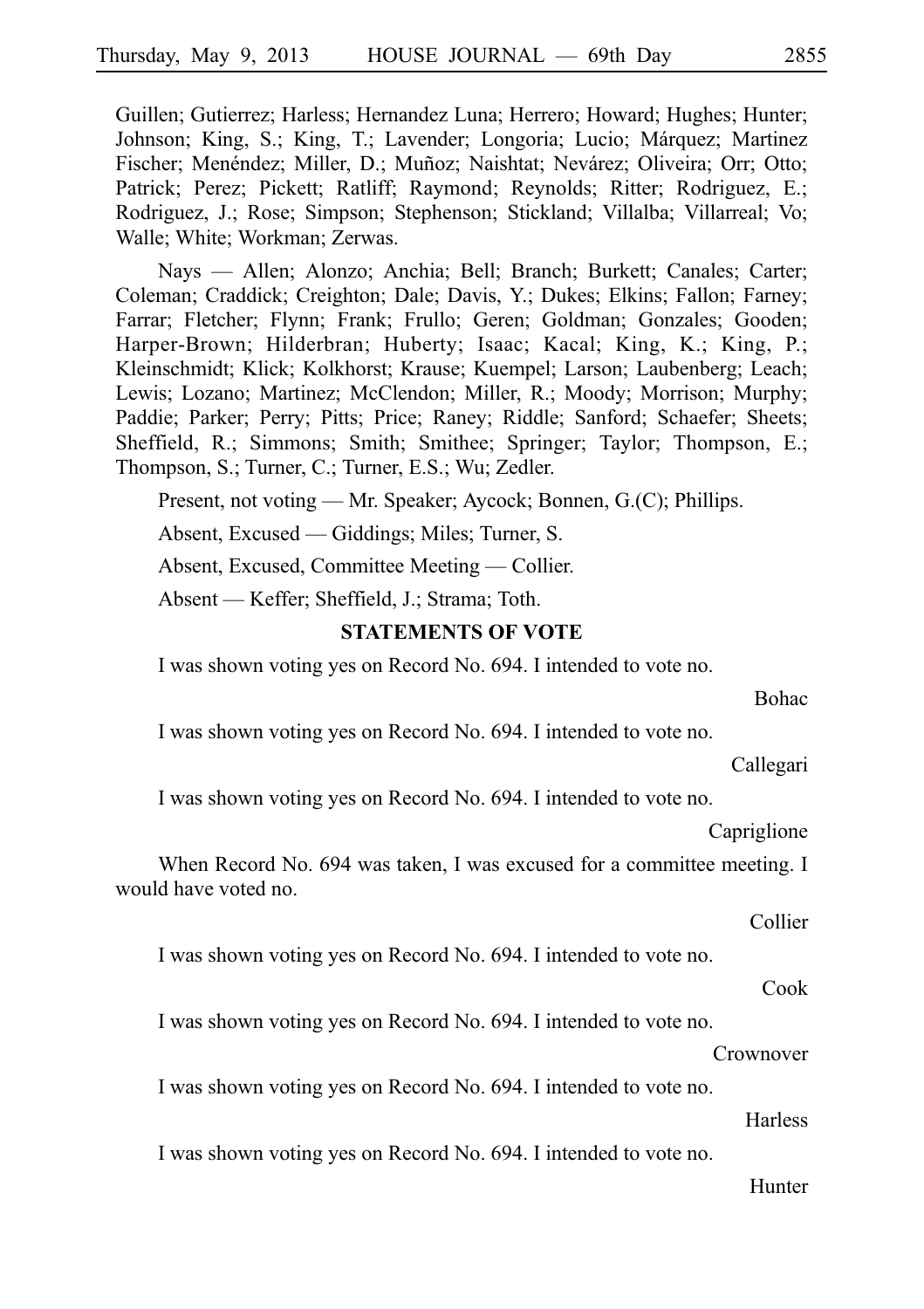Guillen; Gutierrez; Harless; Hernandez Luna; Herrero; Howard; Hughes; Hunter; Johnson; King, S.; King, T.; Lavender; Longoria; Lucio; Márquez; Martinez Fischer; Menéndez; Miller, D.; Muñoz; Naishtat; Nevárez; Oliveira; Orr; Otto; Patrick; Perez; Pickett; Ratliff; Raymond; Reynolds; Ritter; Rodriguez, E.; Rodriguez, J.; Rose; Simpson; Stephenson; Stickland; Villalba; Villarreal; Vo; Walle; White; Workman; Zerwas.

Nays — Allen; Alonzo; Anchia; Bell; Branch; Burkett; Canales; Carter; Coleman; Craddick; Creighton; Dale; Davis, Y.; Dukes; Elkins; Fallon; Farney; Farrar; Fletcher; Flynn; Frank; Frullo; Geren; Goldman; Gonzales; Gooden; Harper-Brown; Hilderbran; Huberty; Isaac; Kacal; King, K.; King, P.; Kleinschmidt; Klick; Kolkhorst; Krause; Kuempel; Larson; Laubenberg; Leach; Lewis; Lozano; Martinez; McClendon; Miller, R.; Moody; Morrison; Murphy; Paddie; Parker; Perry; Pitts; Price; Raney; Riddle; Sanford; Schaefer; Sheets; Sheffield, R.; Simmons; Smith; Smithee; Springer; Taylor; Thompson, E.; Thompson, S.; Turner, C.; Turner, E.S.; Wu; Zedler.

Present, not voting — Mr. Speaker; Aycock; Bonnen, G.(C); Phillips.

Absent, Excused — Giddings; Miles; Turner, S.

Absent, Excused, Committee Meeting — Collier.

Absent — Keffer; Sheffield, J.; Strama; Toth.

## STATEMENTS OF VOTE

I was shown voting yes on Record No. 694. I intended to vote no.

Bohac

I was shown voting yes on Record No. 694. I intended to vote no.

Callegari

I was shown voting yes on Record No. 694. I intended to vote no.

Capriglione

When Record No. 694 was taken, I was excused for a committee meeting. I would have voted no.

Collier

I was shown voting yes on Record No. 694. I intended to vote no.

Cook

I was shown voting yes on Record No. 694. I intended to vote no.

Crownover

I was shown voting yes on Record No. 694. I intended to vote no.

Harless

I was shown voting yes on Record No. 694. I intended to vote no.

Hunter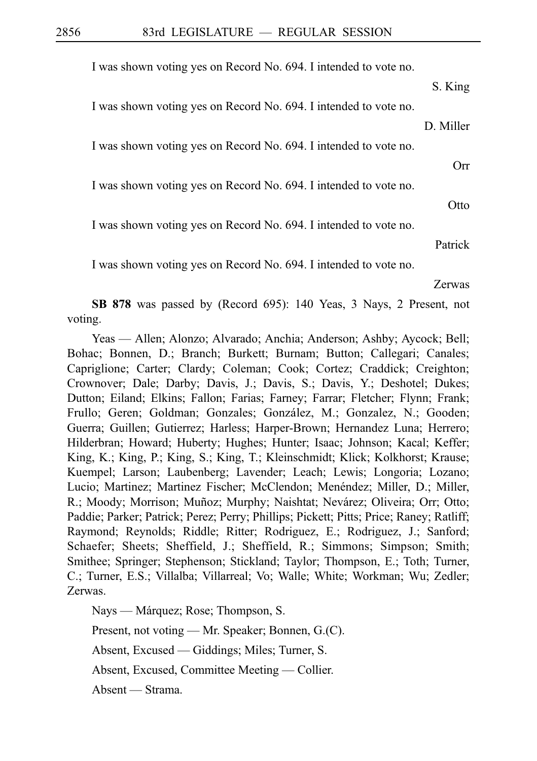I was shown voting yes on Record No. 694. I intended to vote no.

S. King

I was shown voting yes on Record No. 694. I intended to vote no.

D. Miller

I was shown voting yes on Record No. 694. I intended to vote no.

Orr

I was shown voting yes on Record No. 694. I intended to vote no.

Otto

I was shown voting yes on Record No. 694. I intended to vote no.

Patrick

I was shown voting yes on Record No. 694. I intended to vote no.

Zerwas

**SB 878** was passed by (Record 695): 140 Yeas, 3 Nays, 2 Present, not voting.

Yeas — Allen; Alonzo; Alvarado; Anchia; Anderson; Ashby; Aycock; Bell; Bohac; Bonnen, D.; Branch; Burkett; Burnam; Button; Callegari; Canales; Capriglione; Carter; Clardy; Coleman; Cook; Cortez; Craddick; Creighton; Crownover; Dale; Darby; Davis, J.; Davis, S.; Davis, Y.; Deshotel; Dukes; Dutton; Eiland; Elkins; Fallon; Farias; Farney; Farrar; Fletcher; Flynn; Frank; Frullo; Geren; Goldman; Gonzales; González, M.; Gonzalez, N.; Gooden; Guerra; Guillen; Gutierrez; Harless; Harper-Brown; Hernandez Luna; Herrero; Hilderbran; Howard; Huberty; Hughes; Hunter; Isaac; Johnson; Kacal; Keffer; King, K.; King, P.; King, S.; King, T.; Kleinschmidt; Klick; Kolkhorst; Krause; Kuempel; Larson; Laubenberg; Lavender; Leach; Lewis; Longoria; Lozano; Lucio; Martinez; Martinez Fischer; McClendon; Menéndez; Miller, D.; Miller, R.; Moody; Morrison; Muñoz; Murphy; Naishtat; Nevárez; Oliveira; Orr; Otto; Paddie; Parker; Patrick; Perez; Perry; Phillips; Pickett; Pitts; Price; Raney; Ratliff; Raymond; Reynolds; Riddle; Ritter; Rodriguez, E.; Rodriguez, J.; Sanford; Schaefer; Sheets; Sheffield, J.; Sheffield, R.; Simmons; Simpson; Smith; Smithee; Springer; Stephenson; Stickland; Taylor; Thompson, E.; Toth; Turner, C.; Turner, E.S.; Villalba; Villarreal; Vo; Walle; White; Workman; Wu; Zedler; Zerwas.

Nays — Márquez; Rose; Thompson, S.

Present, not voting — Mr. Speaker; Bonnen, G.(C).

Absent, Excused — Giddings; Miles; Turner, S.

Absent, Excused, Committee Meeting — Collier.

Absent — Strama.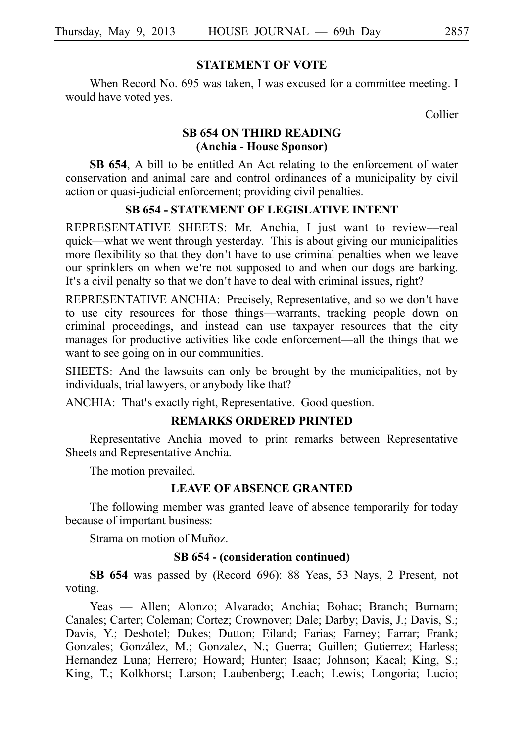## STATEMENT OF VOTE

When Record No. 695 was taken, I was excused for a committee meeting. I would have voted yes.

Collier

## SB 654 ON THIRD READING
## (Anchia - House Sponsor)

**SB 654**, A bill to be entitled An Act relating to the enforcement of water conservation and animal care and control ordinances of a municipality by civil action or quasi-judicial enforcement; providing civil penalties.

## SB 654 - STATEMENT OF LEGISLATIVE INTENT

REPRESENTATIVE SHEETS: Mr. Anchia, I just want to review—real quick—what we went through yesterday. This is about giving our municipalities more flexibility so that they don't have to use criminal penalties when we leave our sprinklers on when we're not supposed to and when our dogs are barking. It's a civil penalty so that we don't have to deal with criminal issues, right?

REPRESENTATIVE ANCHIA: Precisely, Representative, and so we don't have to use city resources for those things—warrants, tracking people down on criminal proceedings, and instead can use taxpayer resources that the city manages for productive activities like code enforcement—all the things that we want to see going on in our communities.

SHEETS: And the lawsuits can only be brought by the municipalities, not by individuals, trial lawyers, or anybody like that?

ANCHIA: That's exactly right, Representative. Good question.

## REMARKS ORDERED PRINTED

Representative Anchia moved to print remarks between Representative Sheets and Representative Anchia.

The motion prevailed.

## LEAVE OF ABSENCE GRANTED

The following member was granted leave of absence temporarily for today because of important business:

Strama on motion of Muñoz.

## SB 654 - (consideration continued)

**SB 654** was passed by (Record 696): 88 Yeas, 53 Nays, 2 Present, not voting.

Yeas — Allen; Alonzo; Alvarado; Anchia; Bohac; Branch; Burnam; Canales; Carter; Coleman; Cortez; Crownover; Dale; Darby; Davis, J.; Davis, S.; Davis, Y.; Deshotel; Dukes; Dutton; Eiland; Farias; Farney; Farrar; Frank; Gonzales; González, M.; Gonzalez, N.; Guerra; Guillen; Gutierrez; Harless; Hernandez Luna; Herrero; Howard; Hunter; Isaac; Johnson; Kacal; King, S.; King, T.; Kolkhorst; Larson; Laubenberg; Leach; Lewis; Longoria; Lucio;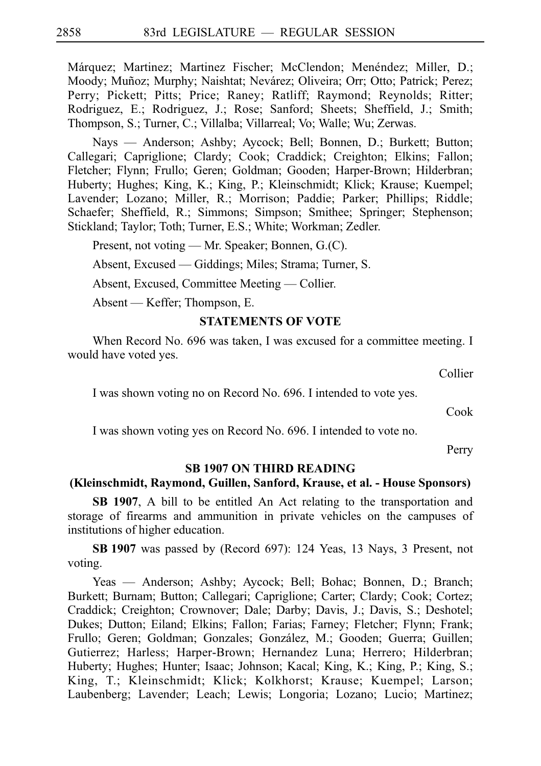Márquez; Martinez; Martinez Fischer; McClendon; Menéndez; Miller, D.; Moody; Muñoz; Murphy; Naishtat; Nevárez; Oliveira; Orr; Otto; Patrick; Perez; Perry; Pickett; Pitts; Price; Raney; Ratliff; Raymond; Reynolds; Ritter; Rodriguez, E.; Rodriguez, J.; Rose; Sanford; Sheets; Sheffield, J.; Smith; Thompson, S.; Turner, C.; Villalba; Villarreal; Vo; Walle; Wu; Zerwas.

Nays — Anderson; Ashby; Aycock; Bell; Bonnen, D.; Burkett; Button; Callegari; Capriglione; Clardy; Cook; Craddick; Creighton; Elkins; Fallon; Fletcher; Flynn; Frullo; Geren; Goldman; Gooden; Harper-Brown; Hilderbran; Huberty; Hughes; King, K.; King, P.; Kleinschmidt; Klick; Krause; Kuempel; Lavender; Lozano; Miller, R.; Morrison; Paddie; Parker; Phillips; Riddle; Schaefer; Sheffield, R.; Simmons; Simpson; Smithee; Springer; Stephenson; Stickland; Taylor; Toth; Turner, E.S.; White; Workman; Zedler.

Present, not voting — Mr. Speaker; Bonnen, G.(C).

Absent, Excused — Giddings; Miles; Strama; Turner, S.

Absent, Excused, Committee Meeting — Collier.

Absent — Keffer; Thompson, E.

### STATEMENTS OF VOTE

When Record No. 696 was taken, I was excused for a committee meeting. I would have voted yes.

Collier

I was shown voting no on Record No. 696. I intended to vote yes.

Cook

I was shown voting yes on Record No. 696. I intended to vote no.

Perry

### SB 1907 ON THIRD READING
### (Kleinschmidt, Raymond, Guillen, Sanford, Krause, et al. - House Sponsors)

**SB 1907**, A bill to be entitled An Act relating to the transportation and storage of firearms and ammunition in private vehicles on the campuses of institutions of higher education.

**SB 1907** was passed by (Record 697): 124 Yeas, 13 Nays, 3 Present, not voting.

Yeas — Anderson; Ashby; Aycock; Bell; Bohac; Bonnen, D.; Branch; Burkett; Burnam; Button; Callegari; Capriglione; Carter; Clardy; Cook; Cortez; Craddick; Creighton; Crownover; Dale; Darby; Davis, J.; Davis, S.; Deshotel; Dukes; Dutton; Eiland; Elkins; Fallon; Farias; Farney; Fletcher; Flynn; Frank; Frullo; Geren; Goldman; Gonzales; González, M.; Gooden; Guerra; Guillen; Gutierrez; Harless; Harper-Brown; Hernandez Luna; Herrero; Hilderbran; Huberty; Hughes; Hunter; Isaac; Johnson; Kacal; King, K.; King, P.; King, S.; King, T.; Kleinschmidt; Klick; Kolkhorst; Krause; Kuempel; Larson; Laubenberg; Lavender; Leach; Lewis; Longoria; Lozano; Lucio; Martinez;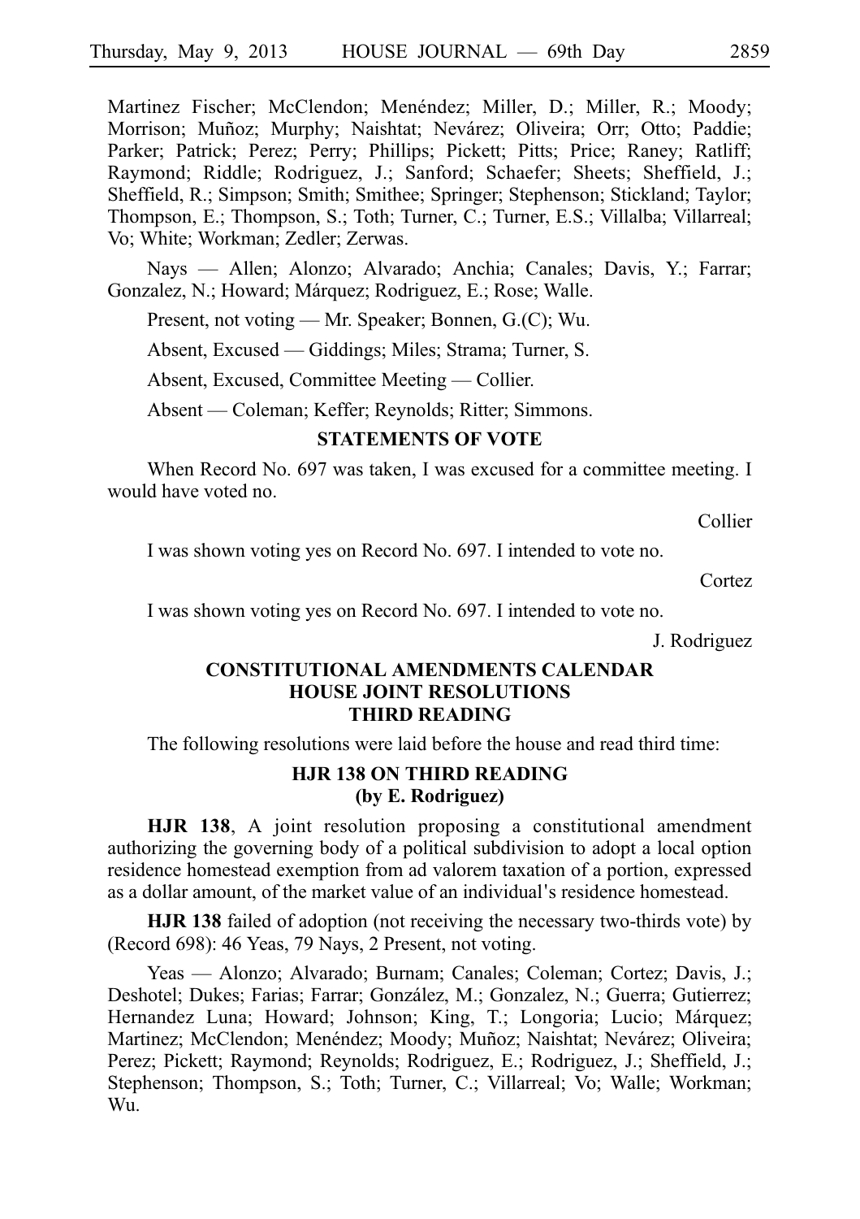Martinez Fischer; McClendon; Menéndez; Miller, D.; Miller, R.; Moody; Morrison; Muñoz; Murphy; Naishtat; Nevárez; Oliveira; Orr; Otto; Paddie; Parker; Patrick; Perez; Perry; Phillips; Pickett; Pitts; Price; Raney; Ratliff; Raymond; Riddle; Rodriguez, J.; Sanford; Schaefer; Sheets; Sheffield, J.; Sheffield, R.; Simpson; Smith; Smithee; Springer; Stephenson; Stickland; Taylor; Thompson, E.; Thompson, S.; Toth; Turner, C.; Turner, E.S.; Villalba; Villarreal; Vo; White; Workman; Zedler; Zerwas.

Nays — Allen; Alonzo; Alvarado; Anchia; Canales; Davis, Y.; Farrar; Gonzalez, N.; Howard; Márquez; Rodriguez, E.; Rose; Walle.

Present, not voting — Mr. Speaker; Bonnen, G.(C); Wu.

Absent, Excused — Giddings; Miles; Strama; Turner, S.

Absent, Excused, Committee Meeting — Collier.

Absent — Coleman; Keffer; Reynolds; Ritter; Simmons.

## STATEMENTS OF VOTE

When Record No. 697 was taken, I was excused for a committee meeting. I would have voted no.

Collier

I was shown voting yes on Record No. 697. I intended to vote no.

Cortez

I was shown voting yes on Record No. 697. I intended to vote no.

J. Rodriguez

## CONSTITUTIONAL AMENDMENTS CALENDAR HOUSE JOINT RESOLUTIONS THIRD READING

The following resolutions were laid before the house and read third time:

### HJR 138 ON THIRD READING (by E. Rodriguez)

**HJR 138**, A joint resolution proposing a constitutional amendment authorizing the governing body of a political subdivision to adopt a local option residence homestead exemption from ad valorem taxation of a portion, expressed as a dollar amount, of the market value of an individual's residence homestead.

**HJR 138** failed of adoption (not receiving the necessary two-thirds vote) by (Record 698): 46 Yeas, 79 Nays, 2 Present, not voting.

Yeas — Alonzo; Alvarado; Burnam; Canales; Coleman; Cortez; Davis, J.; Deshotel; Dukes; Farias; Farrar; González, M.; Gonzalez, N.; Guerra; Gutierrez; Hernandez Luna; Howard; Johnson; King, T.; Longoria; Lucio; Márquez; Martinez; McClendon; Menéndez; Moody; Muñoz; Naishtat; Nevárez; Oliveira; Perez; Pickett; Raymond; Reynolds; Rodriguez, E.; Rodriguez, J.; Sheffield, J.; Stephenson; Thompson, S.; Toth; Turner, C.; Villarreal; Vo; Walle; Workman; Wu.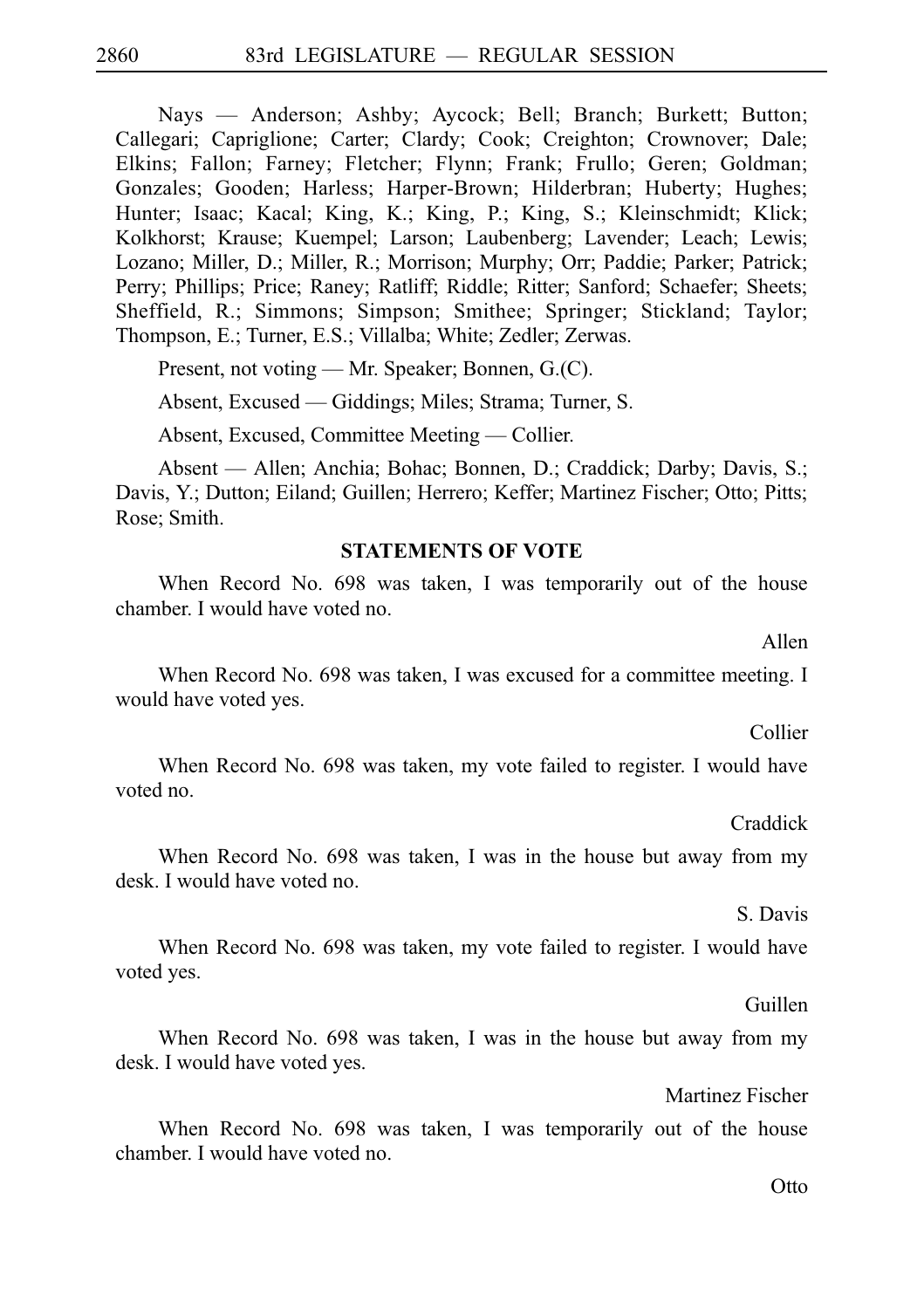Nays — Anderson; Ashby; Aycock; Bell; Branch; Burkett; Button; Callegari; Capriglione; Carter; Clardy; Cook; Creighton; Crownover; Dale; Elkins; Fallon; Farney; Fletcher; Flynn; Frank; Frullo; Geren; Goldman; Gonzales; Gooden; Harless; Harper-Brown; Hilderbran; Huberty; Hughes; Hunter; Isaac; Kacal; King, K.; King, P.; King, S.; Kleinschmidt; Klick; Kolkhorst; Krause; Kuempel; Larson; Laubenberg; Lavender; Leach; Lewis; Lozano; Miller, D.; Miller, R.; Morrison; Murphy; Orr; Paddie; Parker; Patrick; Perry; Phillips; Price; Raney; Ratliff; Riddle; Ritter; Sanford; Schaefer; Sheets; Sheffield, R.; Simmons; Simpson; Smithee; Springer; Stickland; Taylor; Thompson, E.; Turner, E.S.; Villalba; White; Zedler; Zerwas.

Present, not voting — Mr. Speaker; Bonnen, G.(C).

Absent, Excused — Giddings; Miles; Strama; Turner, S.

Absent, Excused, Committee Meeting — Collier.

Absent — Allen; Anchia; Bohac; Bonnen, D.; Craddick; Darby; Davis, S.; Davis, Y.; Dutton; Eiland; Guillen; Herrero; Keffer; Martinez Fischer; Otto; Pitts; Rose; Smith.

**STATEMENTS OF VOTE**

When Record No. 698 was taken, I was temporarily out of the house chamber. I would have voted no.

Allen

When Record No. 698 was taken, I was excused for a committee meeting. I would have voted yes.

Collier

When Record No. 698 was taken, my vote failed to register. I would have voted no.

Craddick

When Record No. 698 was taken, I was in the house but away from my desk. I would have voted no.

S. Davis

When Record No. 698 was taken, my vote failed to register. I would have voted yes.

Guillen

When Record No. 698 was taken, I was in the house but away from my desk. I would have voted yes.

Martinez Fischer

When Record No. 698 was taken, I was temporarily out of the house chamber. I would have voted no.

Otto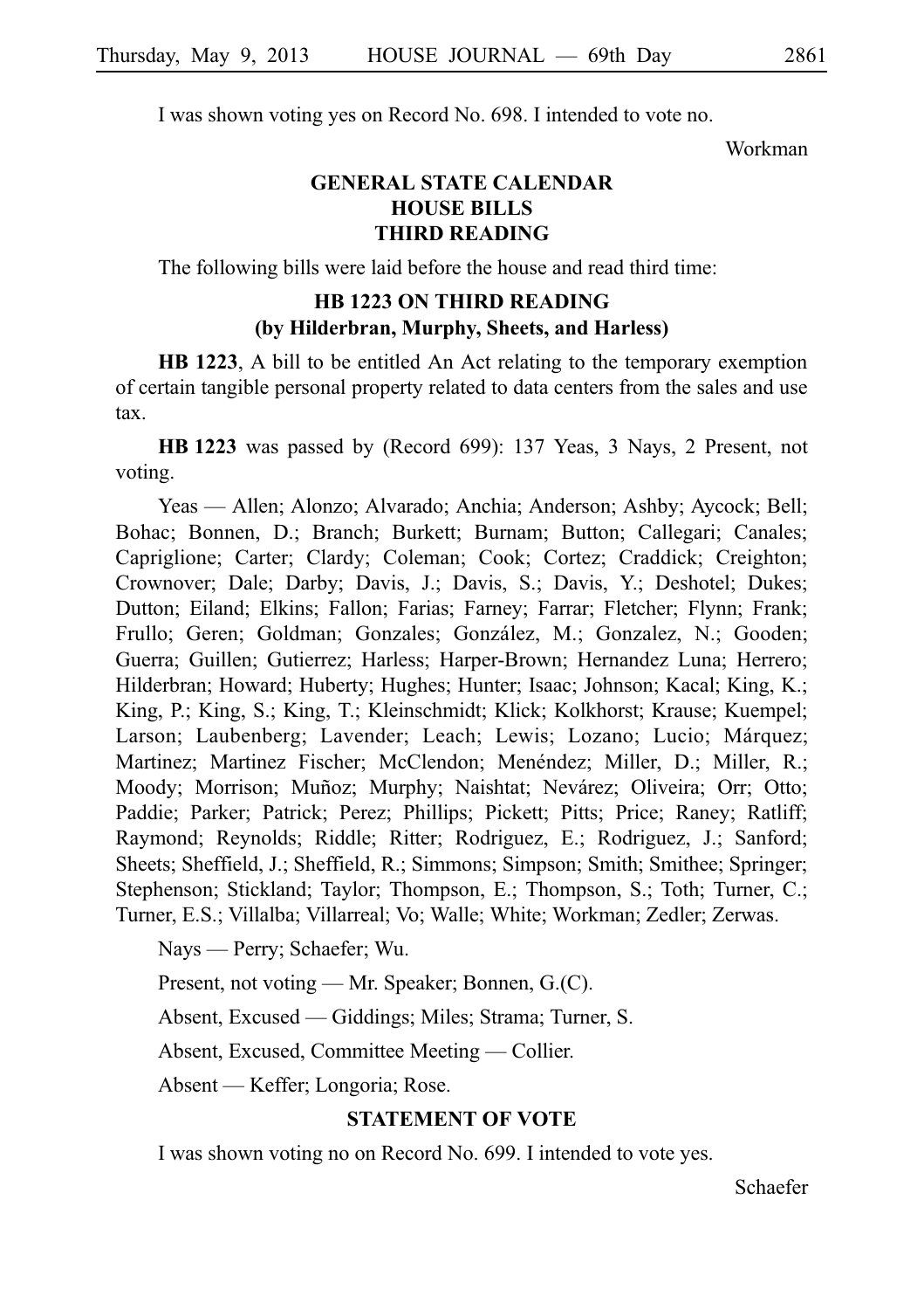I was shown voting yes on Record No. 698. I intended to vote no.

Workman

## GENERAL STATE CALENDAR
## HOUSE BILLS
## THIRD READING

The following bills were laid before the house and read third time:

### HB 1223 ON THIRD READING
### (by Hilderbran, Murphy, Sheets, and Harless)

**HB 1223**, A bill to be entitled An Act relating to the temporary exemption of certain tangible personal property related to data centers from the sales and use tax.

**HB 1223** was passed by (Record 699): 137 Yeas, 3 Nays, 2 Present, not voting.

Yeas — Allen; Alonzo; Alvarado; Anchia; Anderson; Ashby; Aycock; Bell; Bohac; Bonnen, D.; Branch; Burkett; Burnam; Button; Callegari; Canales; Capriglione; Carter; Clardy; Coleman; Cook; Cortez; Craddick; Creighton; Crownover; Dale; Darby; Davis, J.; Davis, S.; Davis, Y.; Deshotel; Dukes; Dutton; Eiland; Elkins; Fallon; Farias; Farney; Farrar; Fletcher; Flynn; Frank; Frullo; Geren; Goldman; Gonzales; González, M.; Gonzalez, N.; Gooden; Guerra; Guillen; Gutierrez; Harless; Harper-Brown; Hernandez Luna; Herrero; Hilderbran; Howard; Huberty; Hughes; Hunter; Isaac; Johnson; Kacal; King, K.; King, P.; King, S.; King, T.; Kleinschmidt; Klick; Kolkhorst; Krause; Kuempel; Larson; Laubenberg; Lavender; Leach; Lewis; Lozano; Lucio; Márquez; Martinez; Martinez Fischer; McClendon; Menéndez; Miller, D.; Miller, R.; Moody; Morrison; Muñoz; Murphy; Naishtat; Nevárez; Oliveira; Orr; Otto; Paddie; Parker; Patrick; Perez; Phillips; Pickett; Pitts; Price; Raney; Ratliff; Raymond; Reynolds; Riddle; Ritter; Rodriguez, E.; Rodriguez, J.; Sanford; Sheets; Sheffield, J.; Sheffield, R.; Simmons; Simpson; Smith; Smithee; Springer; Stephenson; Stickland; Taylor; Thompson, E.; Thompson, S.; Toth; Turner, C.; Turner, E.S.; Villalba; Villarreal; Vo; Walle; White; Workman; Zedler; Zerwas.

Nays — Perry; Schaefer; Wu.

Present, not voting — Mr. Speaker; Bonnen, G.(C).

Absent, Excused — Giddings; Miles; Strama; Turner, S.

Absent, Excused, Committee Meeting — Collier.

Absent — Keffer; Longoria; Rose.

## STATEMENT OF VOTE

I was shown voting no on Record No. 699. I intended to vote yes.

Schaefer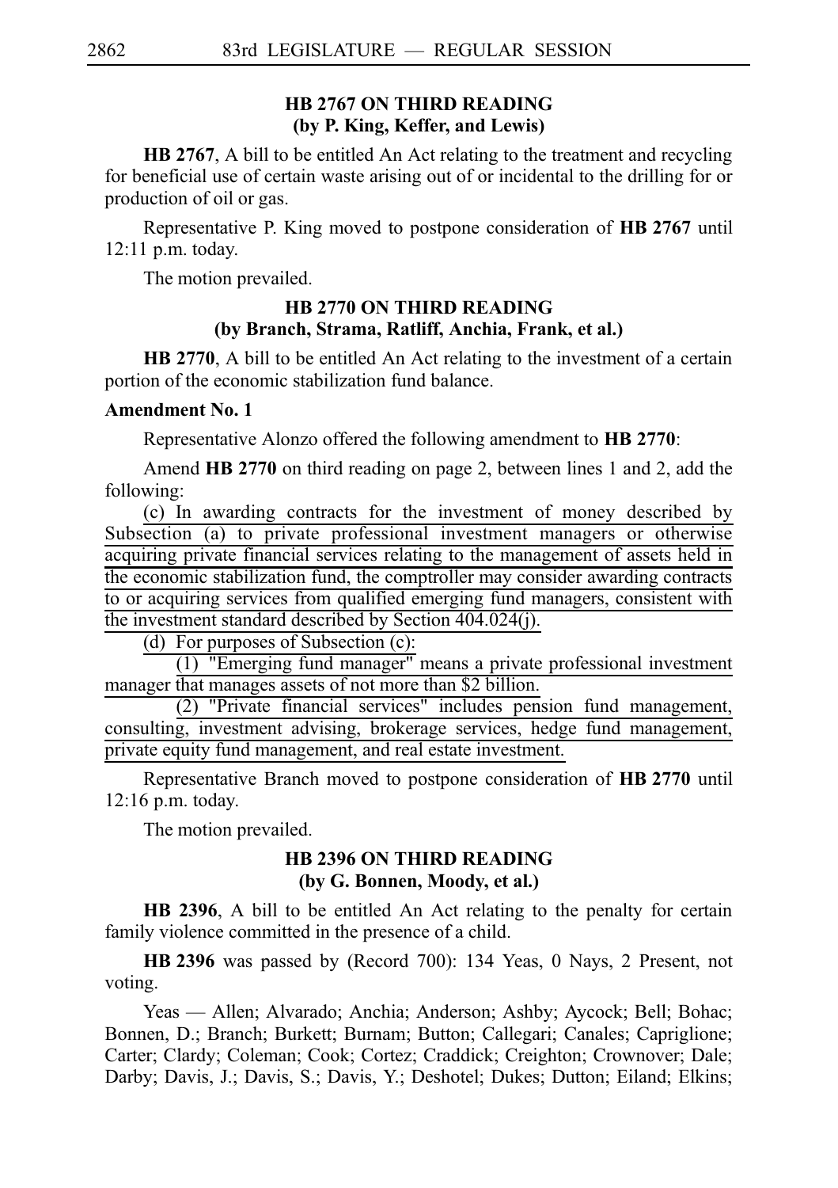## HB 2767 ON THIRD READING
**(by P. King, Keffer, and Lewis)**

**HB 2767**, A bill to be entitled An Act relating to the treatment and recycling for beneficial use of certain waste arising out of or incidental to the drilling for or production of oil or gas.

Representative P. King moved to postpone consideration of **HB 2767** until 12:11 p.m. today.

The motion prevailed.

## HB 2770 ON THIRD READING
**(by Branch, Strama, Ratliff, Anchia, Frank, et al.)**

**HB 2770**, A bill to be entitled An Act relating to the investment of a certain portion of the economic stabilization fund balance.

**Amendment No. 1**

Representative Alonzo offered the following amendment to **HB 2770**:

Amend **HB 2770** on third reading on page 2, between lines 1 and 2, add the following:

(c) In awarding contracts for the investment of money described by Subsection (a) to private professional investment managers or otherwise acquiring private financial services relating to the management of assets held in the economic stabilization fund, the comptroller may consider awarding contracts to or acquiring services from qualified emerging fund managers, consistent with the investment standard described by Section 404.024(j).

(d) For purposes of Subsection (c):

(1) "Emerging fund manager" means a private professional investment manager that manages assets of not more than $2 billion.

(2) "Private financial services" includes pension fund management, consulting, investment advising, brokerage services, hedge fund management, private equity fund management, and real estate investment.

Representative Branch moved to postpone consideration of **HB 2770** until 12:16 p.m. today.

The motion prevailed.

## HB 2396 ON THIRD READING
**(by G. Bonnen, Moody, et al.)**

**HB 2396**, A bill to be entitled An Act relating to the penalty for certain family violence committed in the presence of a child.

**HB 2396** was passed by (Record 700): 134 Yeas, 0 Nays, 2 Present, not voting.

Yeas — Allen; Alvarado; Anchia; Anderson; Ashby; Aycock; Bell; Bohac; Bonnen, D.; Branch; Burkett; Burnam; Button; Callegari; Canales; Capriglione; Carter; Clardy; Coleman; Cook; Cortez; Craddick; Creighton; Crownover; Dale; Darby; Davis, J.; Davis, S.; Davis, Y.; Deshotel; Dukes; Dutton; Eiland; Elkins;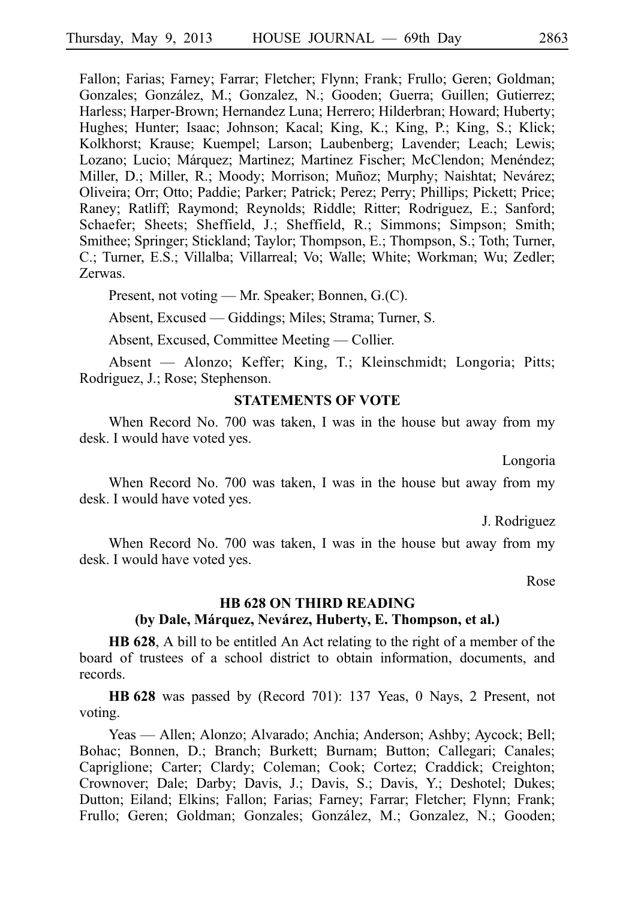Fallon; Farias; Farney; Farrar; Fletcher; Flynn; Frank; Frullo; Geren; Goldman; Gonzales; González, M.; Gonzalez, N.; Gooden; Guerra; Guillen; Gutierrez; Harless; Harper-Brown; Hernandez Luna; Herrero; Hilderbran; Howard; Huberty; Hughes; Hunter; Isaac; Johnson; Kacal; King, K.; King, P.; King, S.; Klick; Kolkhorst; Krause; Kuempel; Larson; Laubenberg; Lavender; Leach; Lewis; Lozano; Lucio; Márquez; Martinez; Martinez Fischer; McClendon; Menéndez; Miller, D.; Miller, R.; Moody; Morrison; Muñoz; Murphy; Naishtat; Nevárez; Oliveira; Orr; Otto; Paddie; Parker; Patrick; Perez; Perry; Phillips; Pickett; Price; Raney; Ratliff; Raymond; Reynolds; Riddle; Ritter; Rodriguez, E.; Sanford; Schaefer; Sheets; Sheffield, J.; Sheffield, R.; Simmons; Simpson; Smith; Smithee; Springer; Stickland; Taylor; Thompson, E.; Thompson, S.; Toth; Turner, C.; Turner, E.S.; Villalba; Villarreal; Vo; Walle; White; Workman; Wu; Zedler; Zerwas.

Present, not voting — Mr. Speaker; Bonnen, G.(C).

Absent, Excused — Giddings; Miles; Strama; Turner, S.

Absent, Excused, Committee Meeting — Collier.

Absent — Alonzo; Keffer; King, T.; Kleinschmidt; Longoria; Pitts; Rodriguez, J.; Rose; Stephenson.

### STATEMENTS OF VOTE

When Record No. 700 was taken, I was in the house but away from my desk. I would have voted yes.

Longoria

When Record No. 700 was taken, I was in the house but away from my desk. I would have voted yes.

J. Rodriguez

When Record No. 700 was taken, I was in the house but away from my desk. I would have voted yes.

Rose

### HB 628 ON THIRD READING
### (by Dale, Márquez, Nevárez, Huberty, E. Thompson, et al.)

**HB 628**, A bill to be entitled An Act relating to the right of a member of the board of trustees of a school district to obtain information, documents, and records.

**HB 628** was passed by (Record 701): 137 Yeas, 0 Nays, 2 Present, not voting.

Yeas — Allen; Alonzo; Alvarado; Anchia; Anderson; Ashby; Aycock; Bell; Bohac; Bonnen, D.; Branch; Burkett; Burnam; Button; Callegari; Canales; Capriglione; Carter; Clardy; Coleman; Cook; Cortez; Craddick; Creighton; Crownover; Dale; Darby; Davis, J.; Davis, S.; Davis, Y.; Deshotel; Dukes; Dutton; Eiland; Elkins; Fallon; Farias; Farney; Farrar; Fletcher; Flynn; Frank; Frullo; Geren; Goldman; Gonzales; González, M.; Gonzalez, N.; Gooden;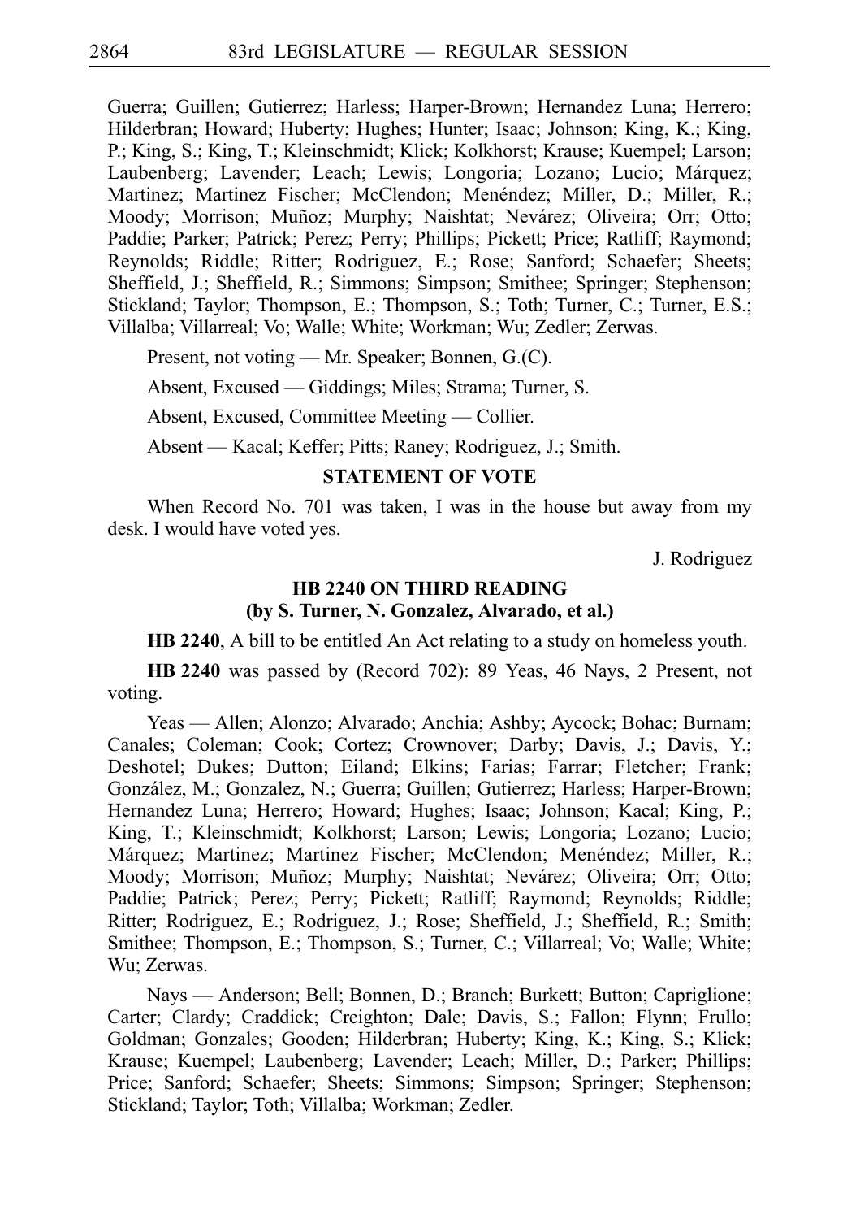Guerra; Guillen; Gutierrez; Harless; Harper-Brown; Hernandez Luna; Herrero; Hilderbran; Howard; Huberty; Hughes; Hunter; Isaac; Johnson; King, K.; King, P.; King, S.; King, T.; Kleinschmidt; Klick; Kolkhorst; Krause; Kuempel; Larson; Laubenberg; Lavender; Leach; Lewis; Longoria; Lozano; Lucio; Márquez; Martinez; Martinez Fischer; McClendon; Menéndez; Miller, D.; Miller, R.; Moody; Morrison; Muñoz; Murphy; Naishtat; Nevárez; Oliveira; Orr; Otto; Paddie; Parker; Patrick; Perez; Perry; Phillips; Pickett; Price; Ratliff; Raymond; Reynolds; Riddle; Ritter; Rodriguez, E.; Rose; Sanford; Schaefer; Sheets; Sheffield, J.; Sheffield, R.; Simmons; Simpson; Smithee; Springer; Stephenson; Stickland; Taylor; Thompson, E.; Thompson, S.; Toth; Turner, C.; Turner, E.S.; Villalba; Villarreal; Vo; Walle; White; Workman; Wu; Zedler; Zerwas.

Present, not voting — Mr. Speaker; Bonnen, G.(C).

Absent, Excused — Giddings; Miles; Strama; Turner, S.

Absent, Excused, Committee Meeting — Collier.

Absent — Kacal; Keffer; Pitts; Raney; Rodriguez, J.; Smith.

**STATEMENT OF VOTE**

When Record No. 701 was taken, I was in the house but away from my desk. I would have voted yes.

J. Rodriguez

**HB 2240 ON THIRD READING**
**(by S. Turner, N. Gonzalez, Alvarado, et al.)**

**HB 2240**, A bill to be entitled An Act relating to a study on homeless youth.

**HB 2240** was passed by (Record 702): 89 Yeas, 46 Nays, 2 Present, not voting.

Yeas — Allen; Alonzo; Alvarado; Anchia; Ashby; Aycock; Bohac; Burnam; Canales; Coleman; Cook; Cortez; Crownover; Darby; Davis, J.; Davis, Y.; Deshotel; Dukes; Dutton; Eiland; Elkins; Farias; Farrar; Fletcher; Frank; González, M.; Gonzalez, N.; Guerra; Guillen; Gutierrez; Harless; Harper-Brown; Hernandez Luna; Herrero; Howard; Hughes; Isaac; Johnson; Kacal; King, P.; King, T.; Kleinschmidt; Kolkhorst; Larson; Lewis; Longoria; Lozano; Lucio; Márquez; Martinez; Martinez Fischer; McClendon; Menéndez; Miller, R.; Moody; Morrison; Muñoz; Murphy; Naishtat; Nevárez; Oliveira; Orr; Otto; Paddie; Patrick; Perez; Perry; Pickett; Ratliff; Raymond; Reynolds; Riddle; Ritter; Rodriguez, E.; Rodriguez, J.; Rose; Sheffield, J.; Sheffield, R.; Smith; Smithee; Thompson, E.; Thompson, S.; Turner, C.; Villarreal; Vo; Walle; White; Wu; Zerwas.

Nays — Anderson; Bell; Bonnen, D.; Branch; Burkett; Button; Capriglione; Carter; Clardy; Craddick; Creighton; Dale; Davis, S.; Fallon; Flynn; Frullo; Goldman; Gonzales; Gooden; Hilderbran; Huberty; King, K.; King, S.; Klick; Krause; Kuempel; Laubenberg; Lavender; Leach; Miller, D.; Parker; Phillips; Price; Sanford; Schaefer; Sheets; Simmons; Simpson; Springer; Stephenson; Stickland; Taylor; Toth; Villalba; Workman; Zedler.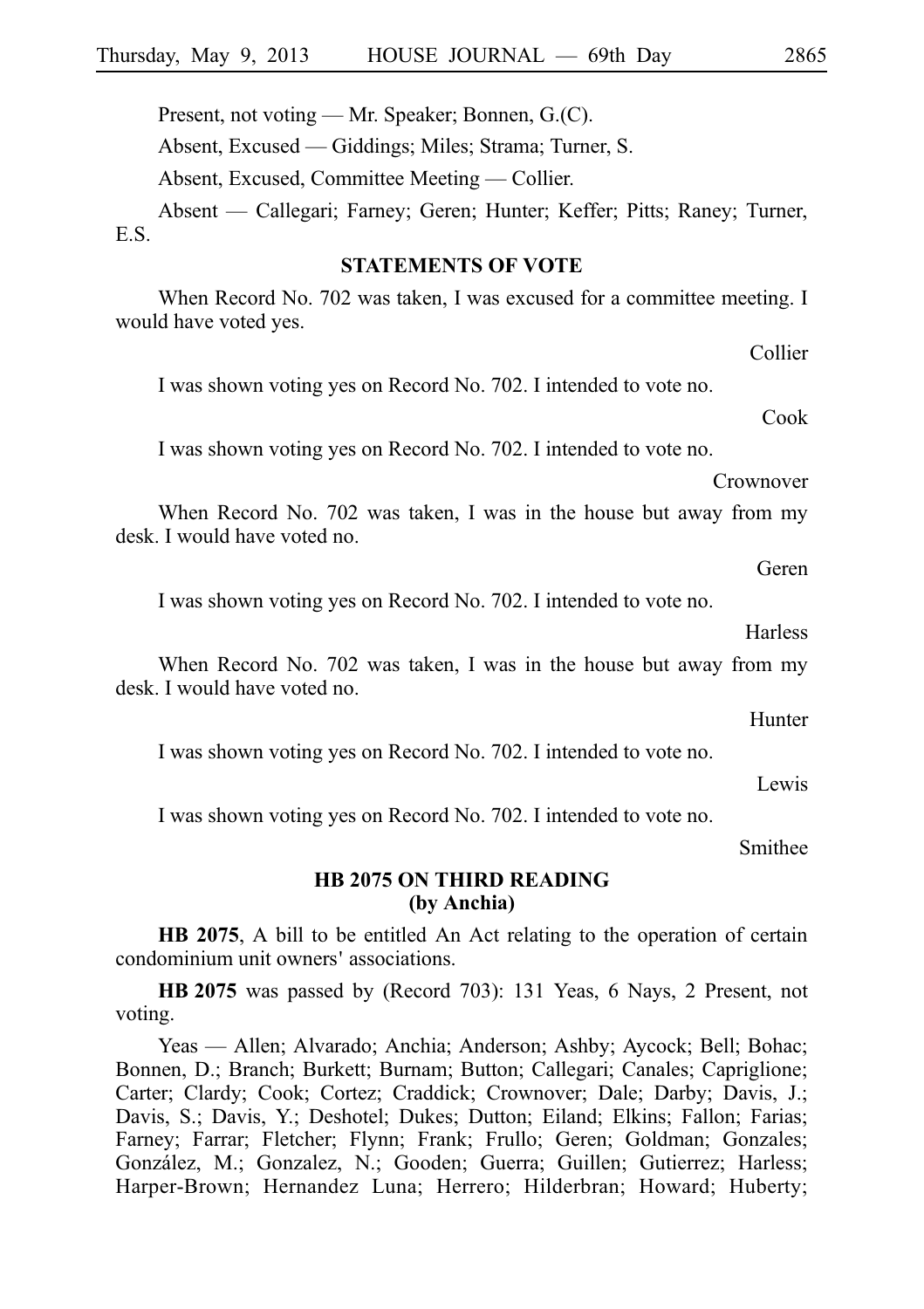Present, not voting — Mr. Speaker; Bonnen, G.(C).

Absent, Excused — Giddings; Miles; Strama; Turner, S.

Absent, Excused, Committee Meeting — Collier.

Absent — Callegari; Farney; Geren; Hunter; Keffer; Pitts; Raney; Turner, E.S.

**STATEMENTS OF VOTE**

When Record No. 702 was taken, I was excused for a committee meeting. I would have voted yes.

Collier

I was shown voting yes on Record No. 702. I intended to vote no.

Cook

I was shown voting yes on Record No. 702. I intended to vote no.

Crownover

When Record No. 702 was taken, I was in the house but away from my desk. I would have voted no.

Geren

I was shown voting yes on Record No. 702. I intended to vote no.

Harless

When Record No. 702 was taken, I was in the house but away from my desk. I would have voted no.

Hunter

I was shown voting yes on Record No. 702. I intended to vote no.

Lewis

I was shown voting yes on Record No. 702. I intended to vote no.

Smithee

**HB 2075 ON THIRD READING**
**(by Anchia)**

**HB 2075**, A bill to be entitled An Act relating to the operation of certain condominium unit owners' associations.

**HB 2075** was passed by (Record 703): 131 Yeas, 6 Nays, 2 Present, not voting.

Yeas — Allen; Alvarado; Anchia; Anderson; Ashby; Aycock; Bell; Bohac; Bonnen, D.; Branch; Burkett; Burnam; Button; Callegari; Canales; Capriglione; Carter; Clardy; Cook; Cortez; Craddick; Crownover; Dale; Darby; Davis, J.; Davis, S.; Davis, Y.; Deshotel; Dukes; Dutton; Eiland; Elkins; Fallon; Farias; Farney; Farrar; Fletcher; Flynn; Frank; Frullo; Geren; Goldman; Gonzales; González, M.; Gonzalez, N.; Gooden; Guerra; Guillen; Gutierrez; Harless; Harper-Brown; Hernandez Luna; Herrero; Hilderbran; Howard; Huberty;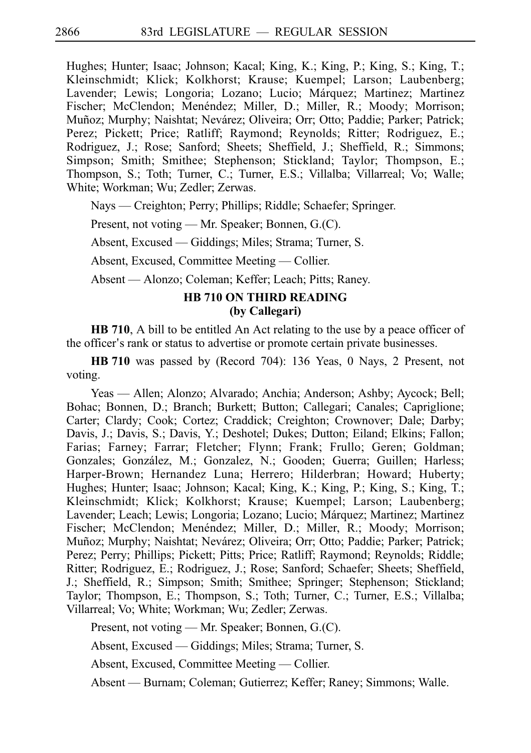Hughes; Hunter; Isaac; Johnson; Kacal; King, K.; King, P.; King, S.; King, T.; Kleinschmidt; Klick; Kolkhorst; Krause; Kuempel; Larson; Laubenberg; Lavender; Lewis; Longoria; Lozano; Lucio; Márquez; Martinez; Martinez Fischer; McClendon; Menéndez; Miller, D.; Miller, R.; Moody; Morrison; Muñoz; Murphy; Naishtat; Nevárez; Oliveira; Orr; Otto; Paddie; Parker; Patrick; Perez; Pickett; Price; Ratliff; Raymond; Reynolds; Ritter; Rodriguez, E.; Rodriguez, J.; Rose; Sanford; Sheets; Sheffield, J.; Sheffield, R.; Simmons; Simpson; Smith; Smithee; Stephenson; Stickland; Taylor; Thompson, E.; Thompson, S.; Toth; Turner, C.; Turner, E.S.; Villalba; Villarreal; Vo; Walle; White; Workman; Wu; Zedler; Zerwas.

Nays — Creighton; Perry; Phillips; Riddle; Schaefer; Springer.

Present, not voting — Mr. Speaker; Bonnen, G.(C).

Absent, Excused — Giddings; Miles; Strama; Turner, S.

Absent, Excused, Committee Meeting — Collier.

Absent — Alonzo; Coleman; Keffer; Leach; Pitts; Raney.

### HB 710 ON THIRD READING (by Callegari)

**HB 710**, A bill to be entitled An Act relating to the use by a peace officer of the officer's rank or status to advertise or promote certain private businesses.

**HB 710** was passed by (Record 704): 136 Yeas, 0 Nays, 2 Present, not voting.

Yeas — Allen; Alonzo; Alvarado; Anchia; Anderson; Ashby; Aycock; Bell; Bohac; Bonnen, D.; Branch; Burkett; Button; Callegari; Canales; Capriglione; Carter; Clardy; Cook; Cortez; Craddick; Creighton; Crownover; Dale; Darby; Davis, J.; Davis, S.; Davis, Y.; Deshotel; Dukes; Dutton; Eiland; Elkins; Fallon; Farias; Farney; Farrar; Fletcher; Flynn; Frank; Frullo; Geren; Goldman; Gonzales; González, M.; Gonzalez, N.; Gooden; Guerra; Guillen; Harless; Harper-Brown; Hernandez Luna; Herrero; Hilderbran; Howard; Huberty; Hughes; Hunter; Isaac; Johnson; Kacal; King, K.; King, P.; King, S.; King, T.; Kleinschmidt; Klick; Kolkhorst; Krause; Kuempel; Larson; Laubenberg; Lavender; Leach; Lewis; Longoria; Lozano; Lucio; Márquez; Martinez; Martinez Fischer; McClendon; Menéndez; Miller, D.; Miller, R.; Moody; Morrison; Muñoz; Murphy; Naishtat; Nevárez; Oliveira; Orr; Otto; Paddie; Parker; Patrick; Perez; Perry; Phillips; Pickett; Pitts; Price; Ratliff; Raymond; Reynolds; Riddle; Ritter; Rodriguez, E.; Rodriguez, J.; Rose; Sanford; Schaefer; Sheets; Sheffield, J.; Sheffield, R.; Simpson; Smith; Smithee; Springer; Stephenson; Stickland; Taylor; Thompson, E.; Thompson, S.; Toth; Turner, C.; Turner, E.S.; Villalba; Villarreal; Vo; White; Workman; Wu; Zedler; Zerwas.

Present, not voting — Mr. Speaker; Bonnen, G.(C).

Absent, Excused — Giddings; Miles; Strama; Turner, S.

Absent, Excused, Committee Meeting — Collier.

Absent — Burnam; Coleman; Gutierrez; Keffer; Raney; Simmons; Walle.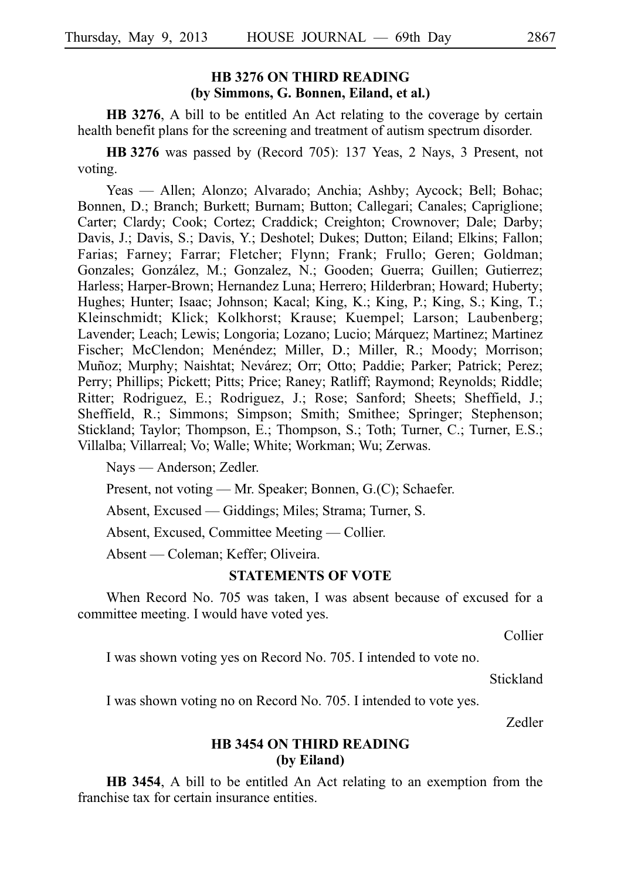## HB 3276 ON THIRD READING
### (by Simmons, G. Bonnen, Eiland, et al.)

**HB 3276**, A bill to be entitled An Act relating to the coverage by certain health benefit plans for the screening and treatment of autism spectrum disorder.

**HB 3276** was passed by (Record 705): 137 Yeas, 2 Nays, 3 Present, not voting.

Yeas — Allen; Alonzo; Alvarado; Anchia; Ashby; Aycock; Bell; Bohac; Bonnen, D.; Branch; Burkett; Burnam; Button; Callegari; Canales; Capriglione; Carter; Clardy; Cook; Cortez; Craddick; Creighton; Crownover; Dale; Darby; Davis, J.; Davis, S.; Davis, Y.; Deshotel; Dukes; Dutton; Eiland; Elkins; Fallon; Farias; Farney; Farrar; Fletcher; Flynn; Frank; Frullo; Geren; Goldman; Gonzales; González, M.; Gonzalez, N.; Gooden; Guerra; Guillen; Gutierrez; Harless; Harper-Brown; Hernandez Luna; Herrero; Hilderbran; Howard; Huberty; Hughes; Hunter; Isaac; Johnson; Kacal; King, K.; King, P.; King, S.; King, T.; Kleinschmidt; Klick; Kolkhorst; Krause; Kuempel; Larson; Laubenberg; Lavender; Leach; Lewis; Longoria; Lozano; Lucio; Márquez; Martinez; Martinez Fischer; McClendon; Menéndez; Miller, D.; Miller, R.; Moody; Morrison; Muñoz; Murphy; Naishtat; Nevárez; Orr; Otto; Paddie; Parker; Patrick; Perez; Perry; Phillips; Pickett; Pitts; Price; Raney; Ratliff; Raymond; Reynolds; Riddle; Ritter; Rodriguez, E.; Rodriguez, J.; Rose; Sanford; Sheets; Sheffield, J.; Sheffield, R.; Simmons; Simpson; Smith; Smithee; Springer; Stephenson; Stickland; Taylor; Thompson, E.; Thompson, S.; Toth; Turner, C.; Turner, E.S.; Villalba; Villarreal; Vo; Walle; White; Workman; Wu; Zerwas.

Nays — Anderson; Zedler.

Present, not voting — Mr. Speaker; Bonnen, G.(C); Schaefer.

Absent, Excused — Giddings; Miles; Strama; Turner, S.

Absent, Excused, Committee Meeting — Collier.

Absent — Coleman; Keffer; Oliveira.

### STATEMENTS OF VOTE

When Record No. 705 was taken, I was absent because of excused for a committee meeting. I would have voted yes.

Collier

I was shown voting yes on Record No. 705. I intended to vote no.

Stickland

I was shown voting no on Record No. 705. I intended to vote yes.

Zedler

## HB 3454 ON THIRD READING
### (by Eiland)

**HB 3454**, A bill to be entitled An Act relating to an exemption from the franchise tax for certain insurance entities.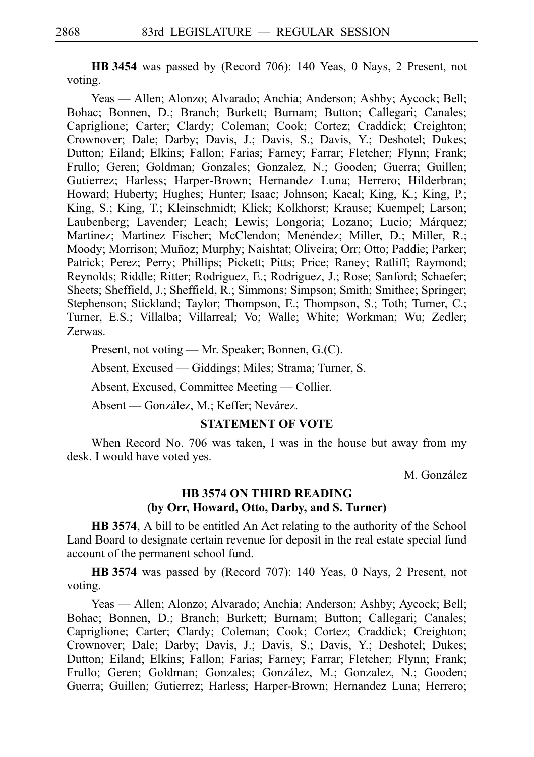**HB 3454** was passed by (Record 706): 140 Yeas, 0 Nays, 2 Present, not voting.

Yeas — Allen; Alonzo; Alvarado; Anchia; Anderson; Ashby; Aycock; Bell; Bohac; Bonnen, D.; Branch; Burkett; Burnam; Button; Callegari; Canales; Capriglione; Carter; Clardy; Coleman; Cook; Cortez; Craddick; Creighton; Crownover; Dale; Darby; Davis, J.; Davis, S.; Davis, Y.; Deshotel; Dukes; Dutton; Eiland; Elkins; Fallon; Farias; Farney; Farrar; Fletcher; Flynn; Frank; Frullo; Geren; Goldman; Gonzales; Gonzalez, N.; Gooden; Guerra; Guillen; Gutierrez; Harless; Harper-Brown; Hernandez Luna; Herrero; Hilderbran; Howard; Huberty; Hughes; Hunter; Isaac; Johnson; Kacal; King, K.; King, P.; King, S.; King, T.; Kleinschmidt; Klick; Kolkhorst; Krause; Kuempel; Larson; Laubenberg; Lavender; Leach; Lewis; Longoria; Lozano; Lucio; Márquez; Martinez; Martinez Fischer; McClendon; Menéndez; Miller, D.; Miller, R.; Moody; Morrison; Muñoz; Murphy; Naishtat; Oliveira; Orr; Otto; Paddie; Parker; Patrick; Perez; Perry; Phillips; Pickett; Pitts; Price; Raney; Ratliff; Raymond; Reynolds; Riddle; Ritter; Rodriguez, E.; Rodriguez, J.; Rose; Sanford; Schaefer; Sheets; Sheffield, J.; Sheffield, R.; Simmons; Simpson; Smith; Smithee; Springer; Stephenson; Stickland; Taylor; Thompson, E.; Thompson, S.; Toth; Turner, C.; Turner, E.S.; Villalba; Villarreal; Vo; Walle; White; Workman; Wu; Zedler; Zerwas.

Present, not voting — Mr. Speaker; Bonnen, G.(C).

Absent, Excused — Giddings; Miles; Strama; Turner, S.

Absent, Excused, Committee Meeting — Collier.

Absent — González, M.; Keffer; Nevárez.

### STATEMENT OF VOTE

When Record No. 706 was taken, I was in the house but away from my desk. I would have voted yes.

M. González

### HB 3574 ON THIRD READING
### (by Orr, Howard, Otto, Darby, and S. Turner)

**HB 3574**, A bill to be entitled An Act relating to the authority of the School Land Board to designate certain revenue for deposit in the real estate special fund account of the permanent school fund.

**HB 3574** was passed by (Record 707): 140 Yeas, 0 Nays, 2 Present, not voting.

Yeas — Allen; Alonzo; Alvarado; Anchia; Anderson; Ashby; Aycock; Bell; Bohac; Bonnen, D.; Branch; Burkett; Burnam; Button; Callegari; Canales; Capriglione; Carter; Clardy; Coleman; Cook; Cortez; Craddick; Creighton; Crownover; Dale; Darby; Davis, J.; Davis, S.; Davis, Y.; Deshotel; Dukes; Dutton; Eiland; Elkins; Fallon; Farias; Farney; Farrar; Fletcher; Flynn; Frank; Frullo; Geren; Goldman; Gonzales; González, M.; Gonzalez, N.; Gooden; Guerra; Guillen; Gutierrez; Harless; Harper-Brown; Hernandez Luna; Herrero;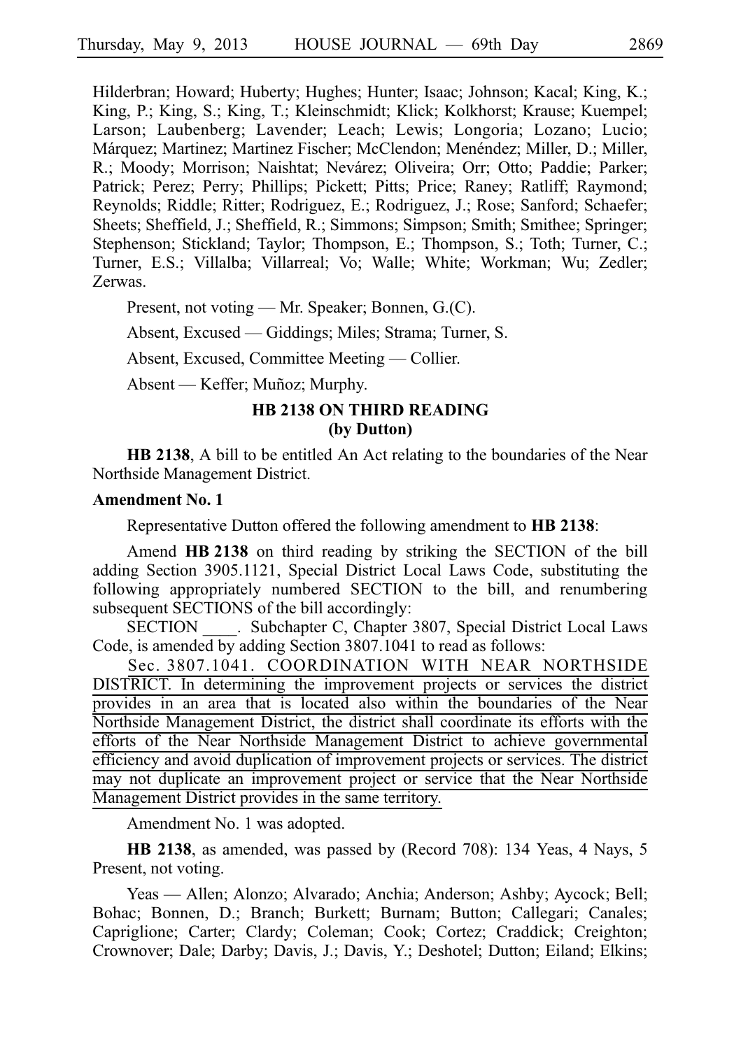Hilderbran; Howard; Huberty; Hughes; Hunter; Isaac; Johnson; Kacal; King, K.; King, P.; King, S.; King, T.; Kleinschmidt; Klick; Kolkhorst; Krause; Kuempel; Larson; Laubenberg; Lavender; Leach; Lewis; Longoria; Lozano; Lucio; Márquez; Martinez; Martinez Fischer; McClendon; Menéndez; Miller, D.; Miller, R.; Moody; Morrison; Naishtat; Nevárez; Oliveira; Orr; Otto; Paddie; Parker; Patrick; Perez; Perry; Phillips; Pickett; Pitts; Price; Raney; Ratliff; Raymond; Reynolds; Riddle; Ritter; Rodriguez, E.; Rodriguez, J.; Rose; Sanford; Schaefer; Sheets; Sheffield, J.; Sheffield, R.; Simmons; Simpson; Smith; Smithee; Springer; Stephenson; Stickland; Taylor; Thompson, E.; Thompson, S.; Toth; Turner, C.; Turner, E.S.; Villalba; Villarreal; Vo; Walle; White; Workman; Wu; Zedler; Zerwas.

Present, not voting — Mr. Speaker; Bonnen, G.(C).

Absent, Excused — Giddings; Miles; Strama; Turner, S.

Absent, Excused, Committee Meeting — Collier.

Absent — Keffer; Muñoz; Murphy.

## HB 2138 ON THIRD READING
## (by Dutton)

**HB 2138**, A bill to be entitled An Act relating to the boundaries of the Near Northside Management District.

**Amendment No. 1**

Representative Dutton offered the following amendment to **HB 2138**:

Amend **HB 2138** on third reading by striking the SECTION of the bill adding Section 3905.1121, Special District Local Laws Code, substituting the following appropriately numbered SECTION to the bill, and renumbering subsequent SECTIONS of the bill accordingly:

SECTION ____. Subchapter C, Chapter 3807, Special District Local Laws Code, is amended by adding Section 3807.1041 to read as follows:

Sec. 3807.1041. COORDINATION WITH NEAR NORTHSIDE DISTRICT. In determining the improvement projects or services the district provides in an area that is located also within the boundaries of the Near Northside Management District, the district shall coordinate its efforts with the efforts of the Near Northside Management District to achieve governmental efficiency and avoid duplication of improvement projects or services. The district may not duplicate an improvement project or service that the Near Northside Management District provides in the same territory.

Amendment No. 1 was adopted.

**HB 2138**, as amended, was passed by (Record 708): 134 Yeas, 4 Nays, 5 Present, not voting.

Yeas — Allen; Alonzo; Alvarado; Anchia; Anderson; Ashby; Aycock; Bell; Bohac; Bonnen, D.; Branch; Burkett; Burnam; Button; Callegari; Canales; Capriglione; Carter; Clardy; Coleman; Cook; Cortez; Craddick; Creighton; Crownover; Dale; Darby; Davis, J.; Davis, Y.; Deshotel; Dutton; Eiland; Elkins;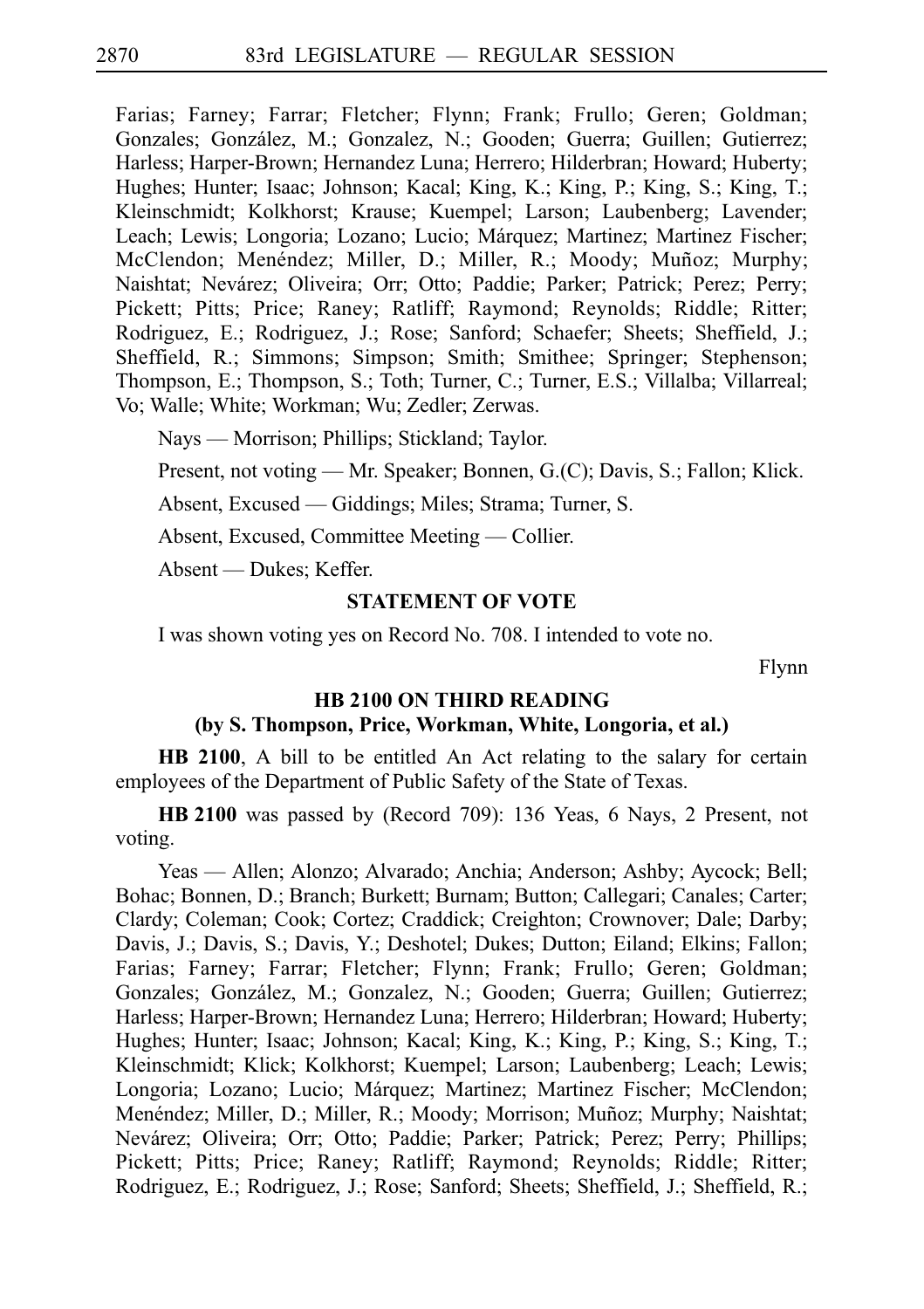Farias; Farney; Farrar; Fletcher; Flynn; Frank; Frullo; Geren; Goldman; Gonzales; González, M.; Gonzalez, N.; Gooden; Guerra; Guillen; Gutierrez; Harless; Harper-Brown; Hernandez Luna; Herrero; Hilderbran; Howard; Huberty; Hughes; Hunter; Isaac; Johnson; Kacal; King, K.; King, P.; King, S.; King, T.; Kleinschmidt; Kolkhorst; Krause; Kuempel; Larson; Laubenberg; Lavender; Leach; Lewis; Longoria; Lozano; Lucio; Márquez; Martinez; Martinez Fischer; McClendon; Menéndez; Miller, D.; Miller, R.; Moody; Muñoz; Murphy; Naishtat; Nevárez; Oliveira; Orr; Otto; Paddie; Parker; Patrick; Perez; Perry; Pickett; Pitts; Price; Raney; Ratliff; Raymond; Reynolds; Riddle; Ritter; Rodriguez, E.; Rodriguez, J.; Rose; Sanford; Schaefer; Sheets; Sheffield, J.; Sheffield, R.; Simmons; Simpson; Smith; Smithee; Springer; Stephenson; Thompson, E.; Thompson, S.; Toth; Turner, C.; Turner, E.S.; Villalba; Villarreal; Vo; Walle; White; Workman; Wu; Zedler; Zerwas.

Nays — Morrison; Phillips; Stickland; Taylor.

Present, not voting — Mr. Speaker; Bonnen, G.(C); Davis, S.; Fallon; Klick.

Absent, Excused — Giddings; Miles; Strama; Turner, S.

Absent, Excused, Committee Meeting — Collier.

Absent — Dukes; Keffer.

### STATEMENT OF VOTE

I was shown voting yes on Record No. 708. I intended to vote no.

Flynn

### HB 2100 ON THIRD READING
### (by S. Thompson, Price, Workman, White, Longoria, et al.)

**HB 2100**, A bill to be entitled An Act relating to the salary for certain employees of the Department of Public Safety of the State of Texas.

**HB 2100** was passed by (Record 709): 136 Yeas, 6 Nays, 2 Present, not voting.

Yeas — Allen; Alonzo; Alvarado; Anchia; Anderson; Ashby; Aycock; Bell; Bohac; Bonnen, D.; Branch; Burkett; Burnam; Button; Callegari; Canales; Carter; Clardy; Coleman; Cook; Cortez; Craddick; Creighton; Crownover; Dale; Darby; Davis, J.; Davis, S.; Davis, Y.; Deshotel; Dukes; Dutton; Eiland; Elkins; Fallon; Farias; Farney; Farrar; Fletcher; Flynn; Frank; Frullo; Geren; Goldman; Gonzales; González, M.; Gonzalez, N.; Gooden; Guerra; Guillen; Gutierrez; Harless; Harper-Brown; Hernandez Luna; Herrero; Hilderbran; Howard; Huberty; Hughes; Hunter; Isaac; Johnson; Kacal; King, K.; King, P.; King, S.; King, T.; Kleinschmidt; Klick; Kolkhorst; Kuempel; Larson; Laubenberg; Leach; Lewis; Longoria; Lozano; Lucio; Márquez; Martinez; Martinez Fischer; McClendon; Menéndez; Miller, D.; Miller, R.; Moody; Morrison; Muñoz; Murphy; Naishtat; Nevárez; Oliveira; Orr; Otto; Paddie; Parker; Patrick; Perez; Perry; Phillips; Pickett; Pitts; Price; Raney; Ratliff; Raymond; Reynolds; Riddle; Ritter; Rodriguez, E.; Rodriguez, J.; Rose; Sanford; Sheets; Sheffield, J.; Sheffield, R.;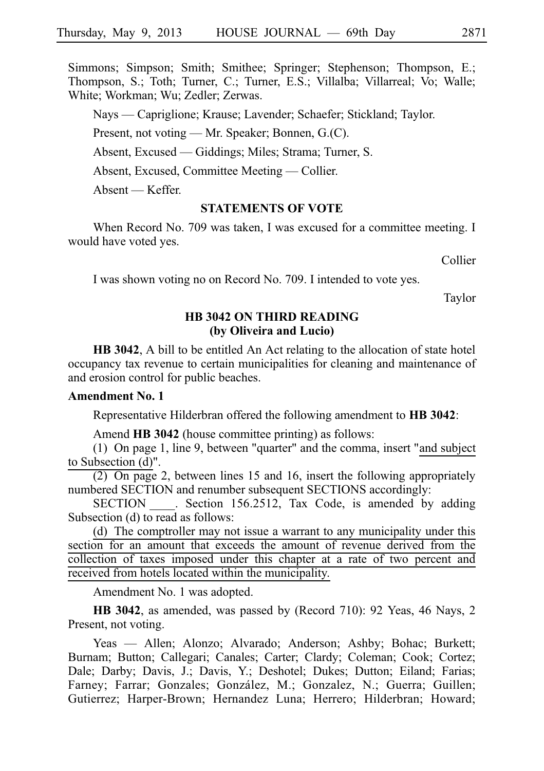Simmons; Simpson; Smith; Smithee; Springer; Stephenson; Thompson, E.; Thompson, S.; Toth; Turner, C.; Turner, E.S.; Villalba; Villarreal; Vo; Walle; White; Workman; Wu; Zedler; Zerwas.

Nays — Capriglione; Krause; Lavender; Schaefer; Stickland; Taylor.

Present, not voting — Mr. Speaker; Bonnen, G.(C).

Absent, Excused — Giddings; Miles; Strama; Turner, S.

Absent, Excused, Committee Meeting — Collier.

Absent — Keffer.

### STATEMENTS OF VOTE

When Record No. 709 was taken, I was excused for a committee meeting. I would have voted yes.

Collier

I was shown voting no on Record No. 709. I intended to vote yes.

Taylor

### HB 3042 ON THIRD READING (by Oliveira and Lucio)

**HB 3042**, A bill to be entitled An Act relating to the allocation of state hotel occupancy tax revenue to certain municipalities for cleaning and maintenance of and erosion control for public beaches.

**Amendment No. 1**

Representative Hilderbran offered the following amendment to **HB 3042**:

Amend **HB 3042** (house committee printing) as follows:

(1) On page 1, line 9, between "quarter" and the comma, insert "and subject to Subsection (d)".

(2) On page 2, between lines 15 and 16, insert the following appropriately numbered SECTION and renumber subsequent SECTIONS accordingly:

SECTION ____. Section 156.2512, Tax Code, is amended by adding Subsection (d) to read as follows:

(d) The comptroller may not issue a warrant to any municipality under this section for an amount that exceeds the amount of revenue derived from the collection of taxes imposed under this chapter at a rate of two percent and received from hotels located within the municipality.

Amendment No. 1 was adopted.

**HB 3042**, as amended, was passed by (Record 710): 92 Yeas, 46 Nays, 2 Present, not voting.

Yeas — Allen; Alonzo; Alvarado; Anderson; Ashby; Bohac; Burkett; Burnam; Button; Callegari; Canales; Carter; Clardy; Coleman; Cook; Cortez; Dale; Darby; Davis, J.; Davis, Y.; Deshotel; Dukes; Dutton; Eiland; Farias; Farney; Farrar; Gonzales; González, M.; Gonzalez, N.; Guerra; Guillen; Gutierrez; Harper-Brown; Hernandez Luna; Herrero; Hilderbran; Howard;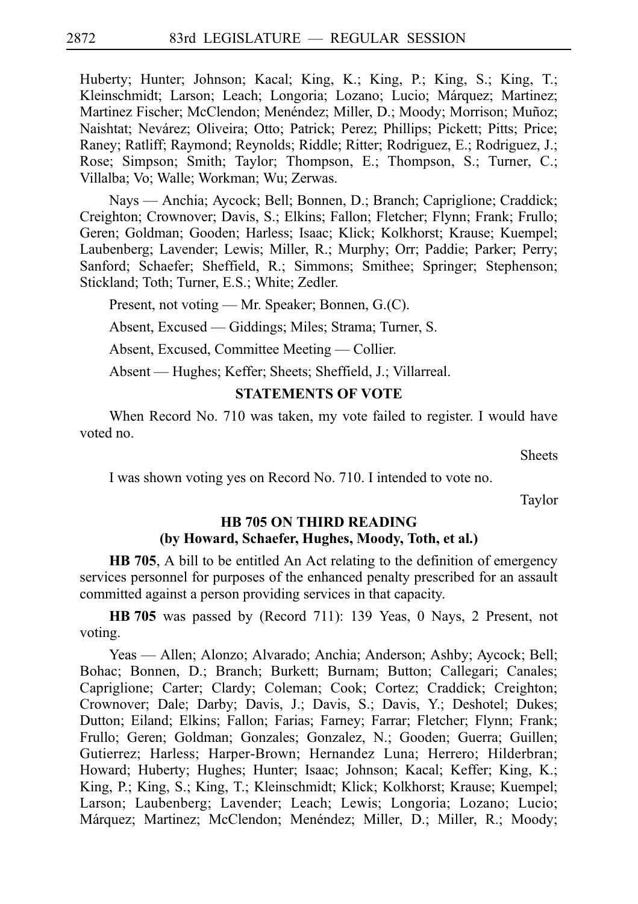Huberty; Hunter; Johnson; Kacal; King, K.; King, P.; King, S.; King, T.; Kleinschmidt; Larson; Leach; Longoria; Lozano; Lucio; Márquez; Martinez; Martinez Fischer; McClendon; Menéndez; Miller, D.; Moody; Morrison; Muñoz; Naishtat; Nevárez; Oliveira; Otto; Patrick; Perez; Phillips; Pickett; Pitts; Price; Raney; Ratliff; Raymond; Reynolds; Riddle; Ritter; Rodriguez, E.; Rodriguez, J.; Rose; Simpson; Smith; Taylor; Thompson, E.; Thompson, S.; Turner, C.; Villalba; Vo; Walle; Workman; Wu; Zerwas.

Nays — Anchia; Aycock; Bell; Bonnen, D.; Branch; Capriglione; Craddick; Creighton; Crownover; Davis, S.; Elkins; Fallon; Fletcher; Flynn; Frank; Frullo; Geren; Goldman; Gooden; Harless; Isaac; Klick; Kolkhorst; Krause; Kuempel; Laubenberg; Lavender; Lewis; Miller, R.; Murphy; Orr; Paddie; Parker; Perry; Sanford; Schaefer; Sheffield, R.; Simmons; Smithee; Springer; Stephenson; Stickland; Toth; Turner, E.S.; White; Zedler.

Present, not voting — Mr. Speaker; Bonnen, G.(C).

Absent, Excused — Giddings; Miles; Strama; Turner, S.

Absent, Excused, Committee Meeting — Collier.

Absent — Hughes; Keffer; Sheets; Sheffield, J.; Villarreal.

### STATEMENTS OF VOTE

When Record No. 710 was taken, my vote failed to register. I would have voted no.

Sheets

I was shown voting yes on Record No. 710. I intended to vote no.

Taylor

### HB 705 ON THIRD READING
### (by Howard, Schaefer, Hughes, Moody, Toth, et al.)

**HB 705**, A bill to be entitled An Act relating to the definition of emergency services personnel for purposes of the enhanced penalty prescribed for an assault committed against a person providing services in that capacity.

**HB 705** was passed by (Record 711): 139 Yeas, 0 Nays, 2 Present, not voting.

Yeas — Allen; Alonzo; Alvarado; Anchia; Anderson; Ashby; Aycock; Bell; Bohac; Bonnen, D.; Branch; Burkett; Burnam; Button; Callegari; Canales; Capriglione; Carter; Clardy; Coleman; Cook; Cortez; Craddick; Creighton; Crownover; Dale; Darby; Davis, J.; Davis, S.; Davis, Y.; Deshotel; Dukes; Dutton; Eiland; Elkins; Fallon; Farias; Farney; Farrar; Fletcher; Flynn; Frank; Frullo; Geren; Goldman; Gonzales; Gonzalez, N.; Gooden; Guerra; Guillen; Gutierrez; Harless; Harper-Brown; Hernandez Luna; Herrero; Hilderbran; Howard; Huberty; Hughes; Hunter; Isaac; Johnson; Kacal; Keffer; King, K.; King, P.; King, S.; King, T.; Kleinschmidt; Klick; Kolkhorst; Krause; Kuempel; Larson; Laubenberg; Lavender; Leach; Lewis; Longoria; Lozano; Lucio; Márquez; Martinez; McClendon; Menéndez; Miller, D.; Miller, R.; Moody;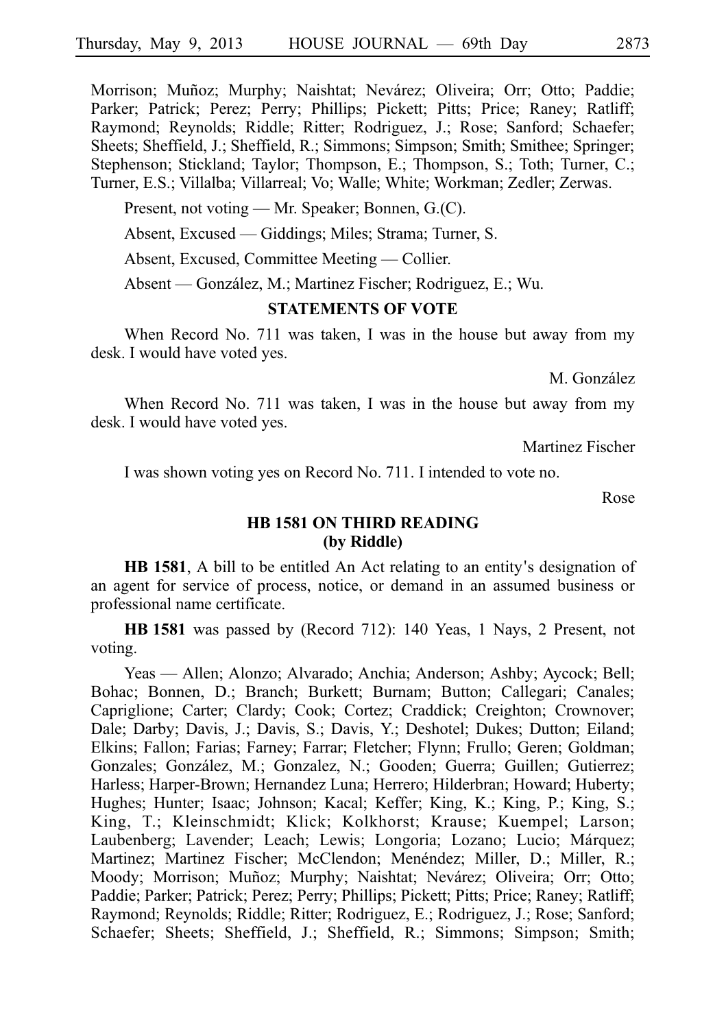Morrison; Muñoz; Murphy; Naishtat; Nevárez; Oliveira; Orr; Otto; Paddie; Parker; Patrick; Perez; Perry; Phillips; Pickett; Pitts; Price; Raney; Ratliff; Raymond; Reynolds; Riddle; Ritter; Rodriguez, J.; Rose; Sanford; Schaefer; Sheets; Sheffield, J.; Sheffield, R.; Simmons; Simpson; Smith; Smithee; Springer; Stephenson; Stickland; Taylor; Thompson, E.; Thompson, S.; Toth; Turner, C.; Turner, E.S.; Villalba; Villarreal; Vo; Walle; White; Workman; Zedler; Zerwas.

Present, not voting — Mr. Speaker; Bonnen, G.(C).

Absent, Excused — Giddings; Miles; Strama; Turner, S.

Absent, Excused, Committee Meeting — Collier.

Absent — González, M.; Martinez Fischer; Rodriguez, E.; Wu.

**STATEMENTS OF VOTE**

When Record No. 711 was taken, I was in the house but away from my desk. I would have voted yes.

M. González

When Record No. 711 was taken, I was in the house but away from my desk. I would have voted yes.

Martinez Fischer

I was shown voting yes on Record No. 711. I intended to vote no.

Rose

**HB 1581 ON THIRD READING (by Riddle)**

**HB 1581**, A bill to be entitled An Act relating to an entity's designation of an agent for service of process, notice, or demand in an assumed business or professional name certificate.

**HB 1581** was passed by (Record 712): 140 Yeas, 1 Nays, 2 Present, not voting.

Yeas — Allen; Alonzo; Alvarado; Anchia; Anderson; Ashby; Aycock; Bell; Bohac; Bonnen, D.; Branch; Burkett; Burnam; Button; Callegari; Canales; Capriglione; Carter; Clardy; Cook; Cortez; Craddick; Creighton; Crownover; Dale; Darby; Davis, J.; Davis, S.; Davis, Y.; Deshotel; Dukes; Dutton; Eiland; Elkins; Fallon; Farias; Farney; Farrar; Fletcher; Flynn; Frullo; Geren; Goldman; Gonzales; González, M.; Gonzalez, N.; Gooden; Guerra; Guillen; Gutierrez; Harless; Harper-Brown; Hernandez Luna; Herrero; Hilderbran; Howard; Huberty; Hughes; Hunter; Isaac; Johnson; Kacal; Keffer; King, K.; King, P.; King, S.; King, T.; Kleinschmidt; Klick; Kolkhorst; Krause; Kuempel; Larson; Laubenberg; Lavender; Leach; Lewis; Longoria; Lozano; Lucio; Márquez; Martinez; Martinez Fischer; McClendon; Menéndez; Miller, D.; Miller, R.; Moody; Morrison; Muñoz; Murphy; Naishtat; Nevárez; Oliveira; Orr; Otto; Paddie; Parker; Patrick; Perez; Perry; Phillips; Pickett; Pitts; Price; Raney; Ratliff; Raymond; Reynolds; Riddle; Ritter; Rodriguez, E.; Rodriguez, J.; Rose; Sanford; Schaefer; Sheets; Sheffield, J.; Sheffield, R.; Simmons; Simpson; Smith;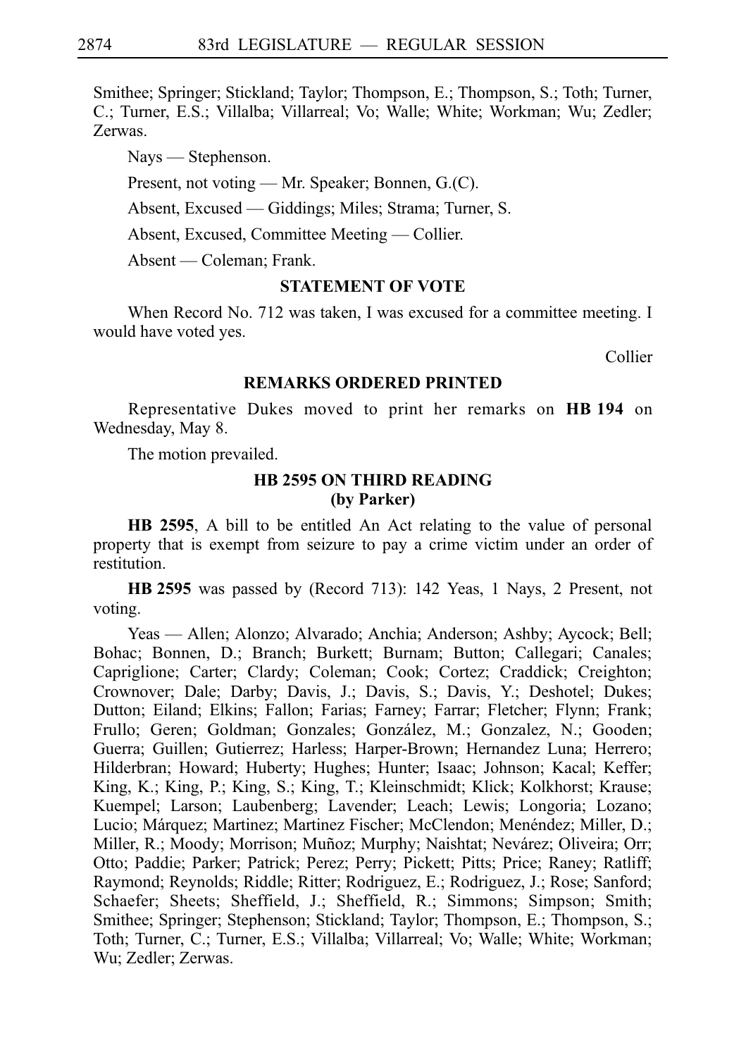Smithee; Springer; Stickland; Taylor; Thompson, E.; Thompson, S.; Toth; Turner, C.; Turner, E.S.; Villalba; Villarreal; Vo; Walle; White; Workman; Wu; Zedler; Zerwas.

Nays — Stephenson.

Present, not voting — Mr. Speaker; Bonnen, G.(C).

Absent, Excused — Giddings; Miles; Strama; Turner, S.

Absent, Excused, Committee Meeting — Collier.

Absent — Coleman; Frank.

### STATEMENT OF VOTE

When Record No. 712 was taken, I was excused for a committee meeting. I would have voted yes.

Collier

### REMARKS ORDERED PRINTED

Representative Dukes moved to print her remarks on **HB 194** on Wednesday, May 8.

The motion prevailed.

### HB 2595 ON THIRD READING (by Parker)

**HB 2595**, A bill to be entitled An Act relating to the value of personal property that is exempt from seizure to pay a crime victim under an order of restitution.

**HB 2595** was passed by (Record 713): 142 Yeas, 1 Nays, 2 Present, not voting.

Yeas — Allen; Alonzo; Alvarado; Anchia; Anderson; Ashby; Aycock; Bell; Bohac; Bonnen, D.; Branch; Burkett; Burnam; Button; Callegari; Canales; Capriglione; Carter; Clardy; Coleman; Cook; Cortez; Craddick; Creighton; Crownover; Dale; Darby; Davis, J.; Davis, S.; Davis, Y.; Deshotel; Dukes; Dutton; Eiland; Elkins; Fallon; Farias; Farney; Farrar; Fletcher; Flynn; Frank; Frullo; Geren; Goldman; Gonzales; González, M.; Gonzalez, N.; Gooden; Guerra; Guillen; Gutierrez; Harless; Harper-Brown; Hernandez Luna; Herrero; Hilderbran; Howard; Huberty; Hughes; Hunter; Isaac; Johnson; Kacal; Keffer; King, K.; King, P.; King, S.; King, T.; Kleinschmidt; Klick; Kolkhorst; Krause; Kuempel; Larson; Laubenberg; Lavender; Leach; Lewis; Longoria; Lozano; Lucio; Márquez; Martinez; Martinez Fischer; McClendon; Menéndez; Miller, D.; Miller, R.; Moody; Morrison; Muñoz; Murphy; Naishtat; Nevárez; Oliveira; Orr; Otto; Paddie; Parker; Patrick; Perez; Perry; Pickett; Pitts; Price; Raney; Ratliff; Raymond; Reynolds; Riddle; Ritter; Rodriguez, E.; Rodriguez, J.; Rose; Sanford; Schaefer; Sheets; Sheffield, J.; Sheffield, R.; Simmons; Simpson; Smith; Smithee; Springer; Stephenson; Stickland; Taylor; Thompson, E.; Thompson, S.; Toth; Turner, C.; Turner, E.S.; Villalba; Villarreal; Vo; Walle; White; Workman; Wu; Zedler; Zerwas.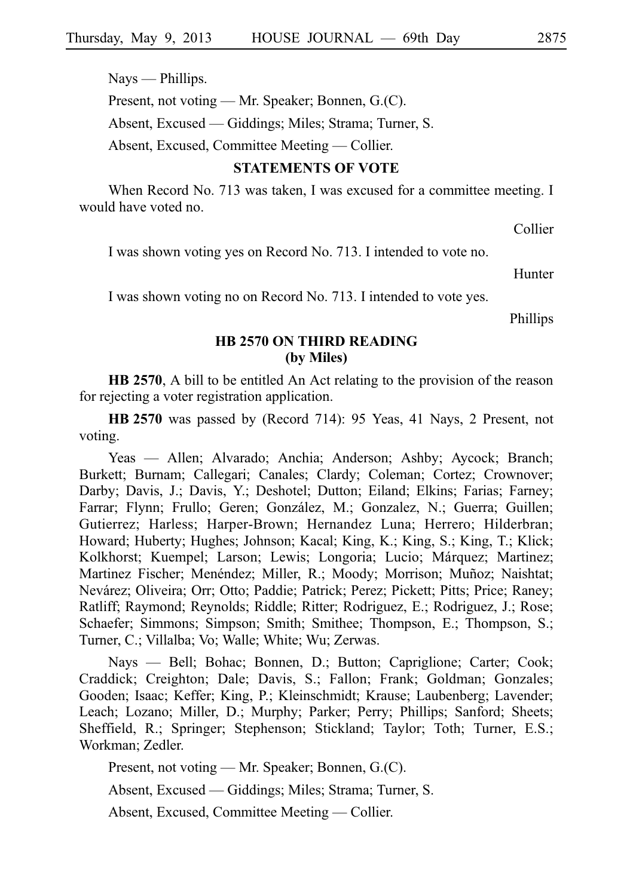Nays — Phillips.

Present, not voting — Mr. Speaker; Bonnen, G.(C).

Absent, Excused — Giddings; Miles; Strama; Turner, S.

Absent, Excused, Committee Meeting — Collier.

### STATEMENTS OF VOTE

When Record No. 713 was taken, I was excused for a committee meeting. I would have voted no.

Collier

I was shown voting yes on Record No. 713. I intended to vote no.

Hunter

I was shown voting no on Record No. 713. I intended to vote yes.

Phillips

### HB 2570 ON THIRD READING
### (by Miles)

**HB 2570**, A bill to be entitled An Act relating to the provision of the reason for rejecting a voter registration application.

**HB 2570** was passed by (Record 714): 95 Yeas, 41 Nays, 2 Present, not voting.

Yeas — Allen; Alvarado; Anchia; Anderson; Ashby; Aycock; Branch; Burkett; Burnam; Callegari; Canales; Clardy; Coleman; Cortez; Crownover; Darby; Davis, J.; Davis, Y.; Deshotel; Dutton; Eiland; Elkins; Farias; Farney; Farrar; Flynn; Frullo; Geren; González, M.; Gonzalez, N.; Guerra; Guillen; Gutierrez; Harless; Harper-Brown; Hernandez Luna; Herrero; Hilderbran; Howard; Huberty; Hughes; Johnson; Kacal; King, K.; King, S.; King, T.; Klick; Kolkhorst; Kuempel; Larson; Lewis; Longoria; Lucio; Márquez; Martinez; Martinez Fischer; Menéndez; Miller, R.; Moody; Morrison; Muñoz; Naishtat; Nevárez; Oliveira; Orr; Otto; Paddie; Patrick; Perez; Pickett; Pitts; Price; Raney; Ratliff; Raymond; Reynolds; Riddle; Ritter; Rodriguez, E.; Rodriguez, J.; Rose; Schaefer; Simmons; Simpson; Smith; Smithee; Thompson, E.; Thompson, S.; Turner, C.; Villalba; Vo; Walle; White; Wu; Zerwas.

Nays — Bell; Bohac; Bonnen, D.; Button; Capriglione; Carter; Cook; Craddick; Creighton; Dale; Davis, S.; Fallon; Frank; Goldman; Gonzales; Gooden; Isaac; Keffer; King, P.; Kleinschmidt; Krause; Laubenberg; Lavender; Leach; Lozano; Miller, D.; Murphy; Parker; Perry; Phillips; Sanford; Sheets; Sheffield, R.; Springer; Stephenson; Stickland; Taylor; Toth; Turner, E.S.; Workman; Zedler.

Present, not voting — Mr. Speaker; Bonnen, G.(C).

Absent, Excused — Giddings; Miles; Strama; Turner, S.

Absent, Excused, Committee Meeting — Collier.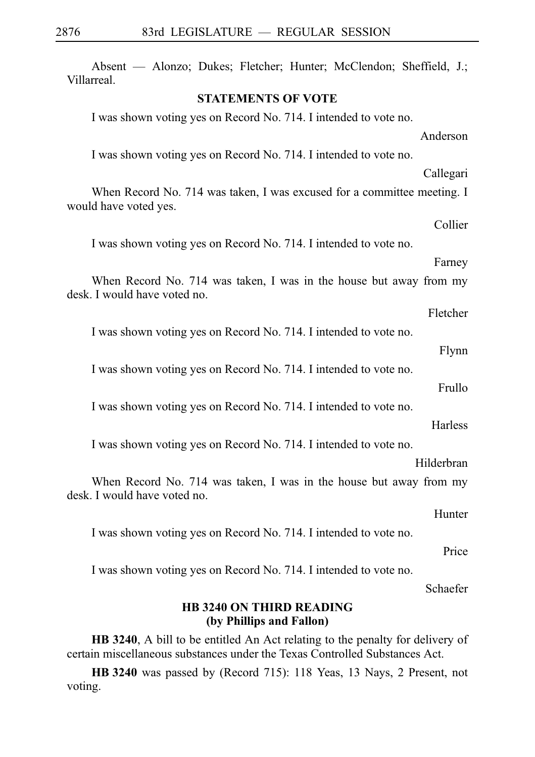Absent — Alonzo; Dukes; Fletcher; Hunter; McClendon; Sheffield, J.; Villarreal.

**STATEMENTS OF VOTE**

I was shown voting yes on Record No. 714. I intended to vote no.

Anderson

I was shown voting yes on Record No. 714. I intended to vote no.

Callegari

When Record No. 714 was taken, I was excused for a committee meeting. I would have voted yes.

Collier

I was shown voting yes on Record No. 714. I intended to vote no.

Farney

When Record No. 714 was taken, I was in the house but away from my desk. I would have voted no.

Fletcher

I was shown voting yes on Record No. 714. I intended to vote no.

Flynn

I was shown voting yes on Record No. 714. I intended to vote no.

Frullo

I was shown voting yes on Record No. 714. I intended to vote no.

Harless

I was shown voting yes on Record No. 714. I intended to vote no.

Hilderbran

When Record No. 714 was taken, I was in the house but away from my desk. I would have voted no.

Hunter

I was shown voting yes on Record No. 714. I intended to vote no.

Price

I was shown voting yes on Record No. 714. I intended to vote no.

Schaefer

**HB 3240 ON THIRD READING (by Phillips and Fallon)**

**HB 3240**, A bill to be entitled An Act relating to the penalty for delivery of certain miscellaneous substances under the Texas Controlled Substances Act.

**HB 3240** was passed by (Record 715): 118 Yeas, 13 Nays, 2 Present, not voting.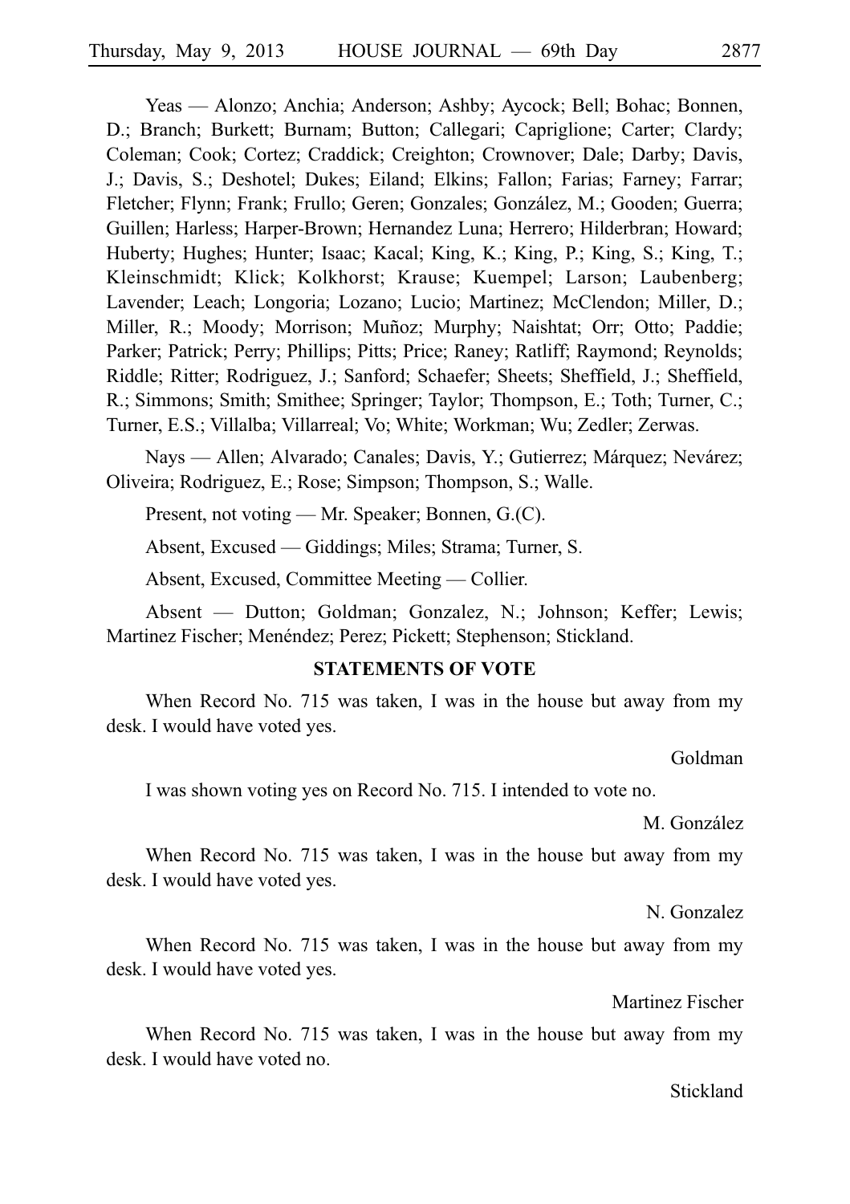Yeas — Alonzo; Anchia; Anderson; Ashby; Aycock; Bell; Bohac; Bonnen, D.; Branch; Burkett; Burnam; Button; Callegari; Capriglione; Carter; Clardy; Coleman; Cook; Cortez; Craddick; Creighton; Crownover; Dale; Darby; Davis, J.; Davis, S.; Deshotel; Dukes; Eiland; Elkins; Fallon; Farias; Farney; Farrar; Fletcher; Flynn; Frank; Frullo; Geren; Gonzales; González, M.; Gooden; Guerra; Guillen; Harless; Harper-Brown; Hernandez Luna; Herrero; Hilderbran; Howard; Huberty; Hughes; Hunter; Isaac; Kacal; King, K.; King, P.; King, S.; King, T.; Kleinschmidt; Klick; Kolkhorst; Krause; Kuempel; Larson; Laubenberg; Lavender; Leach; Longoria; Lozano; Lucio; Martinez; McClendon; Miller, D.; Miller, R.; Moody; Morrison; Muñoz; Murphy; Naishtat; Orr; Otto; Paddie; Parker; Patrick; Perry; Phillips; Pitts; Price; Raney; Ratliff; Raymond; Reynolds; Riddle; Ritter; Rodriguez, J.; Sanford; Schaefer; Sheets; Sheffield, J.; Sheffield, R.; Simmons; Smith; Smithee; Springer; Taylor; Thompson, E.; Toth; Turner, C.; Turner, E.S.; Villalba; Villarreal; Vo; White; Workman; Wu; Zedler; Zerwas.

Nays — Allen; Alvarado; Canales; Davis, Y.; Gutierrez; Márquez; Nevárez; Oliveira; Rodriguez, E.; Rose; Simpson; Thompson, S.; Walle.

Present, not voting — Mr. Speaker; Bonnen, G.(C).

Absent, Excused — Giddings; Miles; Strama; Turner, S.

Absent, Excused, Committee Meeting — Collier.

Absent — Dutton; Goldman; Gonzalez, N.; Johnson; Keffer; Lewis; Martinez Fischer; Menéndez; Perez; Pickett; Stephenson; Stickland.

## STATEMENTS OF VOTE

When Record No. 715 was taken, I was in the house but away from my desk. I would have voted yes.

Goldman

I was shown voting yes on Record No. 715. I intended to vote no.

M. González

When Record No. 715 was taken, I was in the house but away from my desk. I would have voted yes.

N. Gonzalez

When Record No. 715 was taken, I was in the house but away from my desk. I would have voted yes.

Martinez Fischer

When Record No. 715 was taken, I was in the house but away from my desk. I would have voted no.

Stickland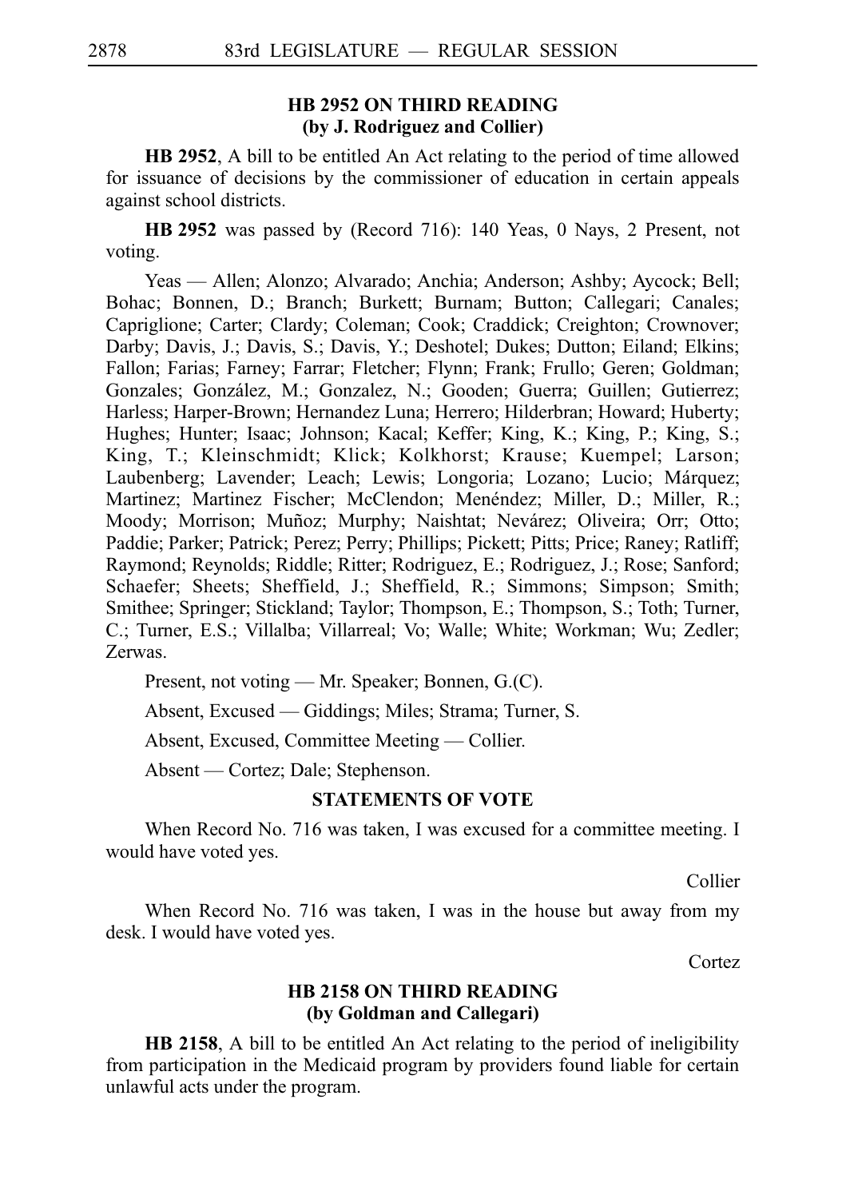### HB 2952 ON THIRD READING (by J. Rodriguez and Collier)

**HB 2952**, A bill to be entitled An Act relating to the period of time allowed for issuance of decisions by the commissioner of education in certain appeals against school districts.

**HB 2952** was passed by (Record 716): 140 Yeas, 0 Nays, 2 Present, not voting.

Yeas — Allen; Alonzo; Alvarado; Anchia; Anderson; Ashby; Aycock; Bell; Bohac; Bonnen, D.; Branch; Burkett; Burnam; Button; Callegari; Canales; Capriglione; Carter; Clardy; Coleman; Cook; Craddick; Creighton; Crownover; Darby; Davis, J.; Davis, S.; Davis, Y.; Deshotel; Dukes; Dutton; Eiland; Elkins; Fallon; Farias; Farney; Farrar; Fletcher; Flynn; Frank; Frullo; Geren; Goldman; Gonzales; González, M.; Gonzalez, N.; Gooden; Guerra; Guillen; Gutierrez; Harless; Harper-Brown; Hernandez Luna; Herrero; Hilderbran; Howard; Huberty; Hughes; Hunter; Isaac; Johnson; Kacal; Keffer; King, K.; King, P.; King, S.; King, T.; Kleinschmidt; Klick; Kolkhorst; Krause; Kuempel; Larson; Laubenberg; Lavender; Leach; Lewis; Longoria; Lozano; Lucio; Márquez; Martinez; Martinez Fischer; McClendon; Menéndez; Miller, D.; Miller, R.; Moody; Morrison; Muñoz; Murphy; Naishtat; Nevárez; Oliveira; Orr; Otto; Paddie; Parker; Patrick; Perez; Perry; Phillips; Pickett; Pitts; Price; Raney; Ratliff; Raymond; Reynolds; Riddle; Ritter; Rodriguez, E.; Rodriguez, J.; Rose; Sanford; Schaefer; Sheets; Sheffield, J.; Sheffield, R.; Simmons; Simpson; Smith; Smithee; Springer; Stickland; Taylor; Thompson, E.; Thompson, S.; Toth; Turner, C.; Turner, E.S.; Villalba; Villarreal; Vo; Walle; White; Workman; Wu; Zedler; Zerwas.

Present, not voting — Mr. Speaker; Bonnen, G.(C).

Absent, Excused — Giddings; Miles; Strama; Turner, S.

Absent, Excused, Committee Meeting — Collier.

Absent — Cortez; Dale; Stephenson.

### STATEMENTS OF VOTE

When Record No. 716 was taken, I was excused for a committee meeting. I would have voted yes.

Collier

When Record No. 716 was taken, I was in the house but away from my desk. I would have voted yes.

Cortez

### HB 2158 ON THIRD READING (by Goldman and Callegari)

**HB 2158**, A bill to be entitled An Act relating to the period of ineligibility from participation in the Medicaid program by providers found liable for certain unlawful acts under the program.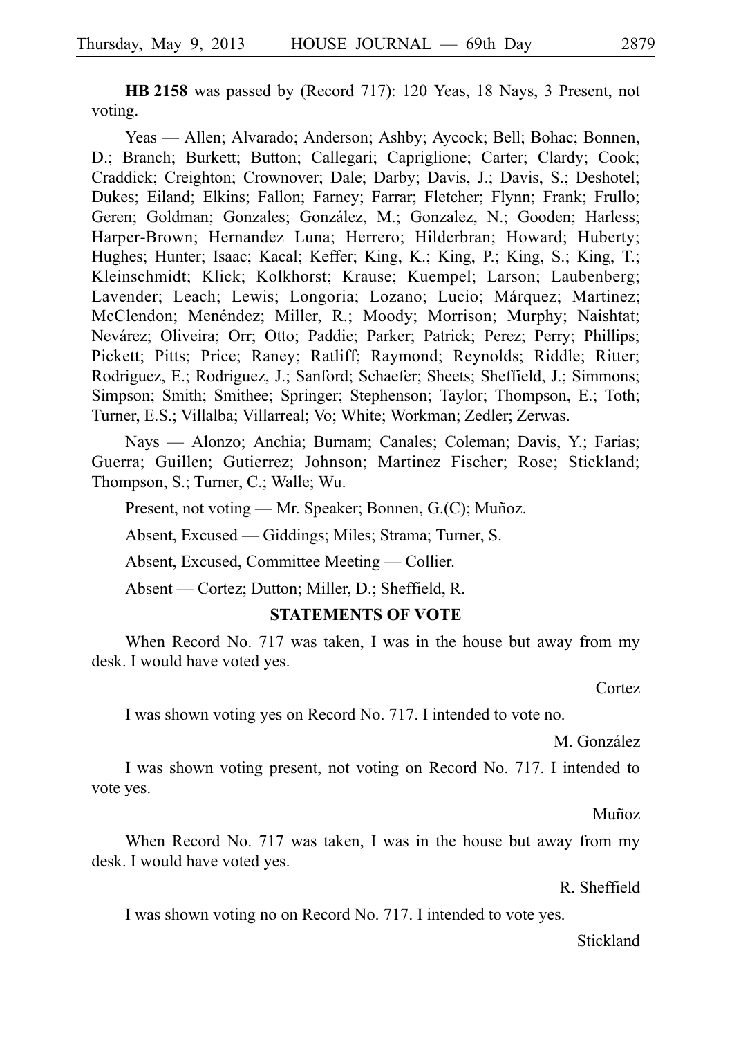**HB 2158** was passed by (Record 717): 120 Yeas, 18 Nays, 3 Present, not voting.

Yeas — Allen; Alvarado; Anderson; Ashby; Aycock; Bell; Bohac; Bonnen, D.; Branch; Burkett; Button; Callegari; Capriglione; Carter; Clardy; Cook; Craddick; Creighton; Crownover; Dale; Darby; Davis, J.; Davis, S.; Deshotel; Dukes; Eiland; Elkins; Fallon; Farney; Farrar; Fletcher; Flynn; Frank; Frullo; Geren; Goldman; Gonzales; González, M.; Gonzalez, N.; Gooden; Harless; Harper-Brown; Hernandez Luna; Herrero; Hilderbran; Howard; Huberty; Hughes; Hunter; Isaac; Kacal; Keffer; King, K.; King, P.; King, S.; King, T.; Kleinschmidt; Klick; Kolkhorst; Krause; Kuempel; Larson; Laubenberg; Lavender; Leach; Lewis; Longoria; Lozano; Lucio; Márquez; Martinez; McClendon; Menéndez; Miller, R.; Moody; Morrison; Murphy; Naishtat; Nevárez; Oliveira; Orr; Otto; Paddie; Parker; Patrick; Perez; Perry; Phillips; Pickett; Pitts; Price; Raney; Ratliff; Raymond; Reynolds; Riddle; Ritter; Rodriguez, E.; Rodriguez, J.; Sanford; Schaefer; Sheets; Sheffield, J.; Simmons; Simpson; Smith; Smithee; Springer; Stephenson; Taylor; Thompson, E.; Toth; Turner, E.S.; Villalba; Villarreal; Vo; White; Workman; Zedler; Zerwas.

Nays — Alonzo; Anchia; Burnam; Canales; Coleman; Davis, Y.; Farias; Guerra; Guillen; Gutierrez; Johnson; Martinez Fischer; Rose; Stickland; Thompson, S.; Turner, C.; Walle; Wu.

Present, not voting — Mr. Speaker; Bonnen, G.(C); Muñoz.

Absent, Excused — Giddings; Miles; Strama; Turner, S.

Absent, Excused, Committee Meeting — Collier.

Absent — Cortez; Dutton; Miller, D.; Sheffield, R.

**STATEMENTS OF VOTE**

When Record No. 717 was taken, I was in the house but away from my desk. I would have voted yes.

Cortez

I was shown voting yes on Record No. 717. I intended to vote no.

M. González

I was shown voting present, not voting on Record No. 717. I intended to vote yes.

Muñoz

When Record No. 717 was taken, I was in the house but away from my desk. I would have voted yes.

R. Sheffield

I was shown voting no on Record No. 717. I intended to vote yes.

Stickland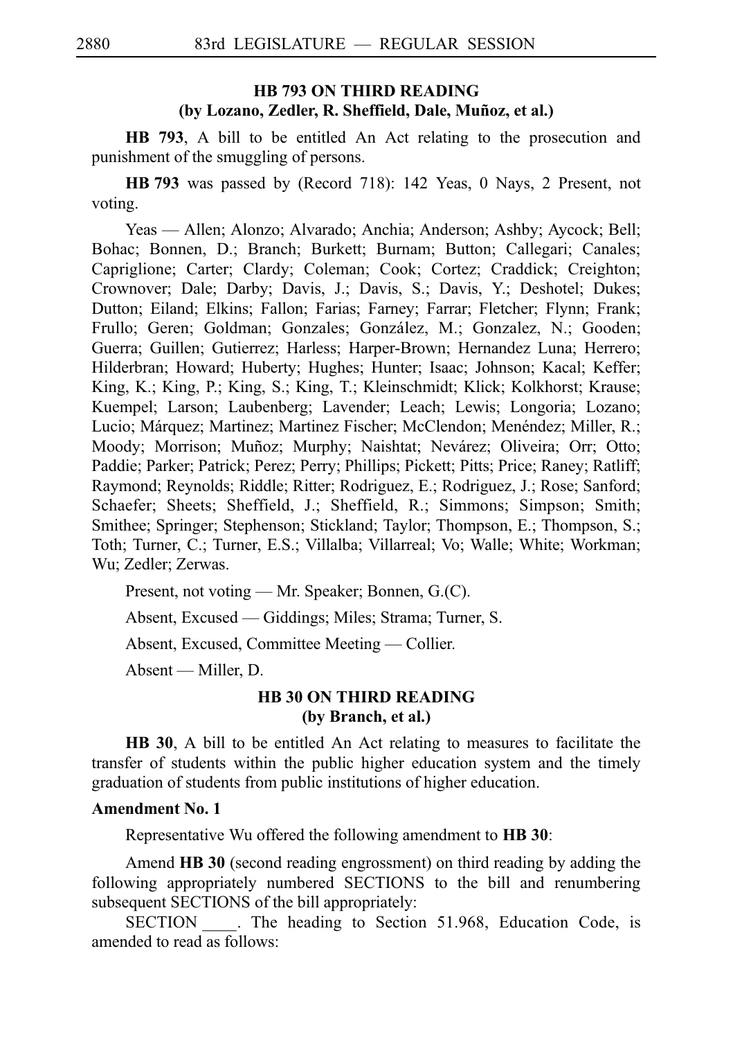## HB 793 ON THIRD READING
### (by Lozano, Zedler, R. Sheffield, Dale, Muñoz, et al.)

**HB 793**, A bill to be entitled An Act relating to the prosecution and punishment of the smuggling of persons.

**HB 793** was passed by (Record 718): 142 Yeas, 0 Nays, 2 Present, not voting.

Yeas — Allen; Alonzo; Alvarado; Anchia; Anderson; Ashby; Aycock; Bell; Bohac; Bonnen, D.; Branch; Burkett; Burnam; Button; Callegari; Canales; Capriglione; Carter; Clardy; Coleman; Cook; Cortez; Craddick; Creighton; Crownover; Dale; Darby; Davis, J.; Davis, S.; Davis, Y.; Deshotel; Dukes; Dutton; Eiland; Elkins; Fallon; Farias; Farney; Farrar; Fletcher; Flynn; Frank; Frullo; Geren; Goldman; Gonzales; González, M.; Gonzalez, N.; Gooden; Guerra; Guillen; Gutierrez; Harless; Harper-Brown; Hernandez Luna; Herrero; Hilderbran; Howard; Huberty; Hughes; Hunter; Isaac; Johnson; Kacal; Keffer; King, K.; King, P.; King, S.; King, T.; Kleinschmidt; Klick; Kolkhorst; Krause; Kuempel; Larson; Laubenberg; Lavender; Leach; Lewis; Longoria; Lozano; Lucio; Márquez; Martinez; Martinez Fischer; McClendon; Menéndez; Miller, R.; Moody; Morrison; Muñoz; Murphy; Naishtat; Nevárez; Oliveira; Orr; Otto; Paddie; Parker; Patrick; Perez; Perry; Phillips; Pickett; Pitts; Price; Raney; Ratliff; Raymond; Reynolds; Riddle; Ritter; Rodriguez, E.; Rodriguez, J.; Rose; Sanford; Schaefer; Sheets; Sheffield, J.; Sheffield, R.; Simmons; Simpson; Smith; Smithee; Springer; Stephenson; Stickland; Taylor; Thompson, E.; Thompson, S.; Toth; Turner, C.; Turner, E.S.; Villalba; Villarreal; Vo; Walle; White; Workman; Wu; Zedler; Zerwas.

Present, not voting — Mr. Speaker; Bonnen, G.(C).

Absent, Excused — Giddings; Miles; Strama; Turner, S.

Absent, Excused, Committee Meeting — Collier.

Absent — Miller, D.

## HB 30 ON THIRD READING
### (by Branch, et al.)

**HB 30**, A bill to be entitled An Act relating to measures to facilitate the transfer of students within the public higher education system and the timely graduation of students from public institutions of higher education.

**Amendment No. 1**

Representative Wu offered the following amendment to **HB 30**:

Amend **HB 30** (second reading engrossment) on third reading by adding the following appropriately numbered SECTIONS to the bill and renumbering subsequent SECTIONS of the bill appropriately:

SECTION \_\_\_\_. The heading to Section 51.968, Education Code, is amended to read as follows: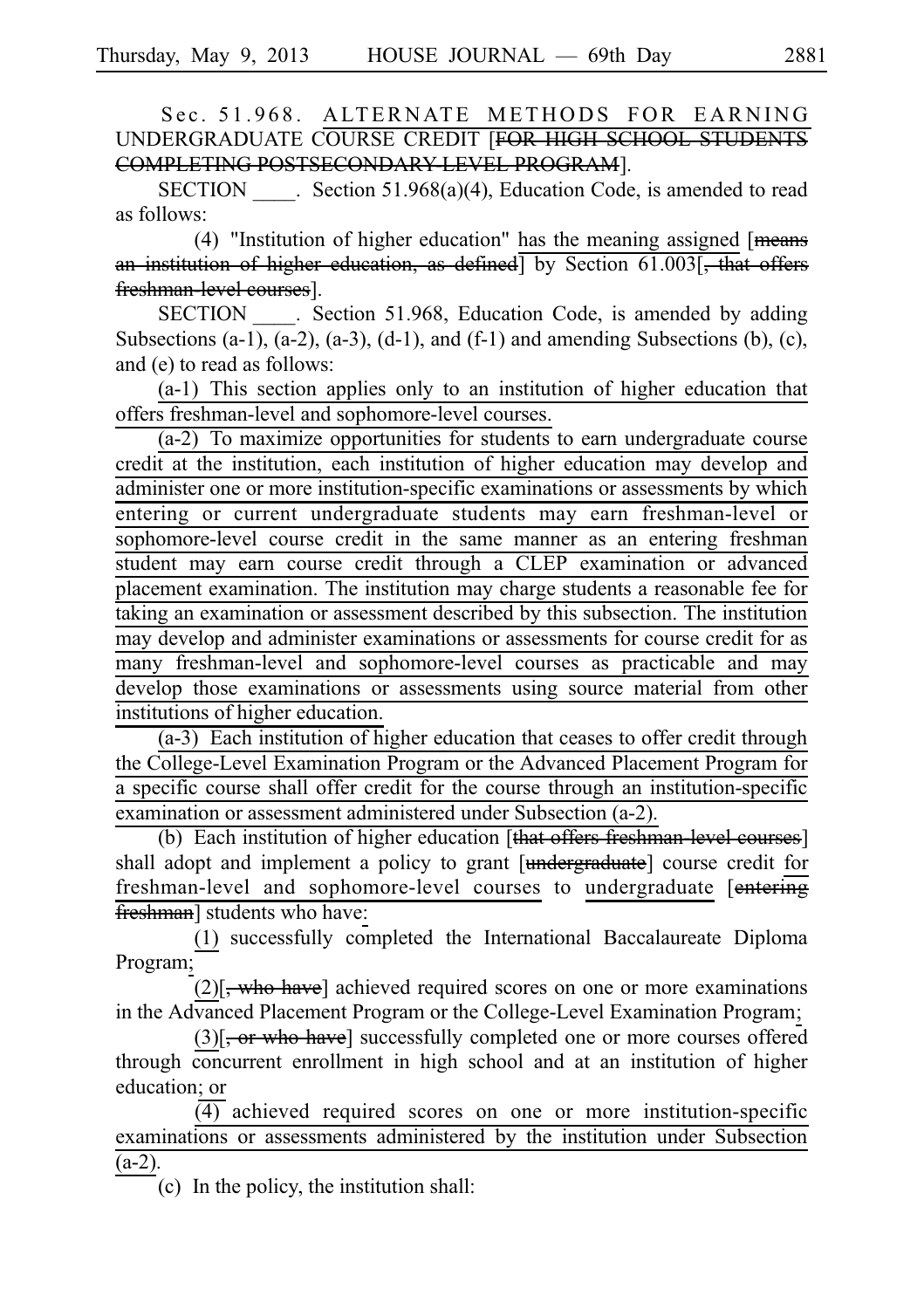Sec. 51.968. ALTERNATE METHODS FOR EARNING UNDERGRADUATE COURSE CREDIT [~~FOR HIGH SCHOOL STUDENTS COMPLETING POSTSECONDARY-LEVEL PROGRAM~~].

SECTION \_\_\_\_. Section 51.968(a)(4), Education Code, is amended to read as follows:

(4) "Institution of higher education" has the meaning assigned [~~means an institution of higher education, as defined~~] by Section 61.003[~~, that offers freshman-level courses~~].

SECTION \_\_\_\_. Section 51.968, Education Code, is amended by adding Subsections (a-1), (a-2), (a-3), (d-1), and (f-1) and amending Subsections (b), (c), and (e) to read as follows:

(a-1) This section applies only to an institution of higher education that offers freshman-level and sophomore-level courses.

(a-2) To maximize opportunities for students to earn undergraduate course credit at the institution, each institution of higher education may develop and administer one or more institution-specific examinations or assessments by which entering or current undergraduate students may earn freshman-level or sophomore-level course credit in the same manner as an entering freshman student may earn course credit through a CLEP examination or advanced placement examination. The institution may charge students a reasonable fee for taking an examination or assessment described by this subsection. The institution may develop and administer examinations or assessments for course credit for as many freshman-level and sophomore-level courses as practicable and may develop those examinations or assessments using source material from other institutions of higher education.

(a-3) Each institution of higher education that ceases to offer credit through the College-Level Examination Program or the Advanced Placement Program for a specific course shall offer credit for the course through an institution-specific examination or assessment administered under Subsection (a-2).

(b) Each institution of higher education [~~that offers freshman-level courses~~] shall adopt and implement a policy to grant [~~undergraduate~~] course credit for freshman-level and sophomore-level courses to undergraduate [~~entering freshman~~] students who have:

(1) successfully completed the International Baccalaureate Diploma Program;

(2)[~~, who have~~] achieved required scores on one or more examinations in the Advanced Placement Program or the College-Level Examination Program;

(3)[~~, or who have~~] successfully completed one or more courses offered through concurrent enrollment in high school and at an institution of higher education; or

(4) achieved required scores on one or more institution-specific examinations or assessments administered by the institution under Subsection (a-2).

(c) In the policy, the institution shall: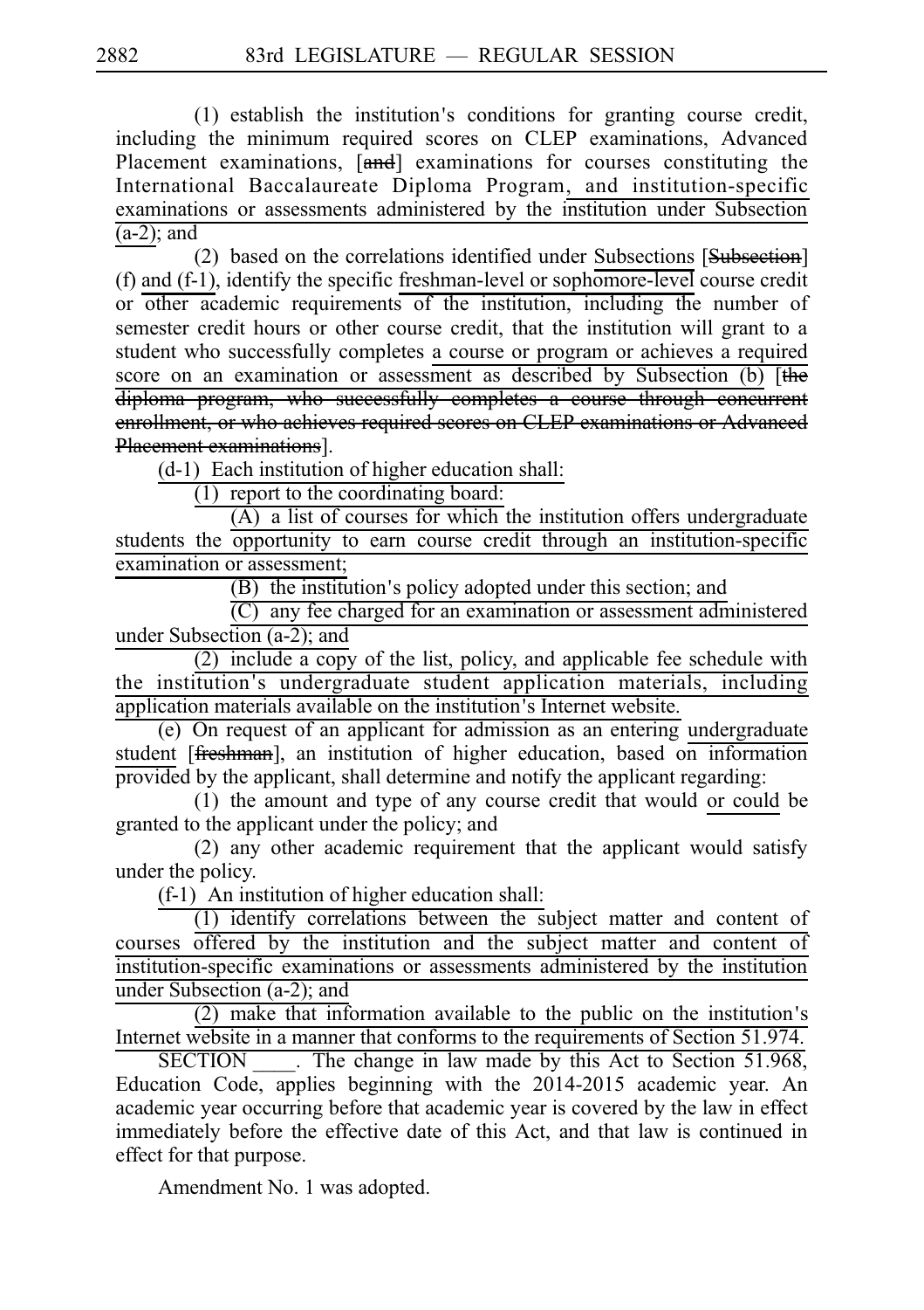(1) establish the institution's conditions for granting course credit, including the minimum required scores on CLEP examinations, Advanced Placement examinations, [and] examinations for courses constituting the International Baccalaureate Diploma Program, and institution-specific examinations or assessments administered by the institution under Subsection (a-2); and

(2) based on the correlations identified under Subsections [Subsection] (f) and (f-1), identify the specific freshman-level or sophomore-level course credit or other academic requirements of the institution, including the number of semester credit hours or other course credit, that the institution will grant to a student who successfully completes a course or program or achieves a required score on an examination or assessment as described by Subsection (b) [the diploma program, who successfully completes a course through concurrent enrollment, or who achieves required scores on CLEP examinations or Advanced Placement examinations].

(d-1) Each institution of higher education shall:

(1) report to the coordinating board:

(A) a list of courses for which the institution offers undergraduate students the opportunity to earn course credit through an institution-specific examination or assessment;

(B) the institution's policy adopted under this section; and

(C) any fee charged for an examination or assessment administered under Subsection (a-2); and

(2) include a copy of the list, policy, and applicable fee schedule with the institution's undergraduate student application materials, including application materials available on the institution's Internet website.

(e) On request of an applicant for admission as an entering undergraduate student [freshman], an institution of higher education, based on information provided by the applicant, shall determine and notify the applicant regarding:

(1) the amount and type of any course credit that would or could be granted to the applicant under the policy; and

(2) any other academic requirement that the applicant would satisfy under the policy.

(f-1) An institution of higher education shall:

(1) identify correlations between the subject matter and content of courses offered by the institution and the subject matter and content of institution-specific examinations or assessments administered by the institution under Subsection (a-2); and

(2) make that information available to the public on the institution's Internet website in a manner that conforms to the requirements of Section 51.974.

SECTION ____. The change in law made by this Act to Section 51.968, Education Code, applies beginning with the 2014-2015 academic year. An academic year occurring before that academic year is covered by the law in effect immediately before the effective date of this Act, and that law is continued in effect for that purpose.

Amendment No. 1 was adopted.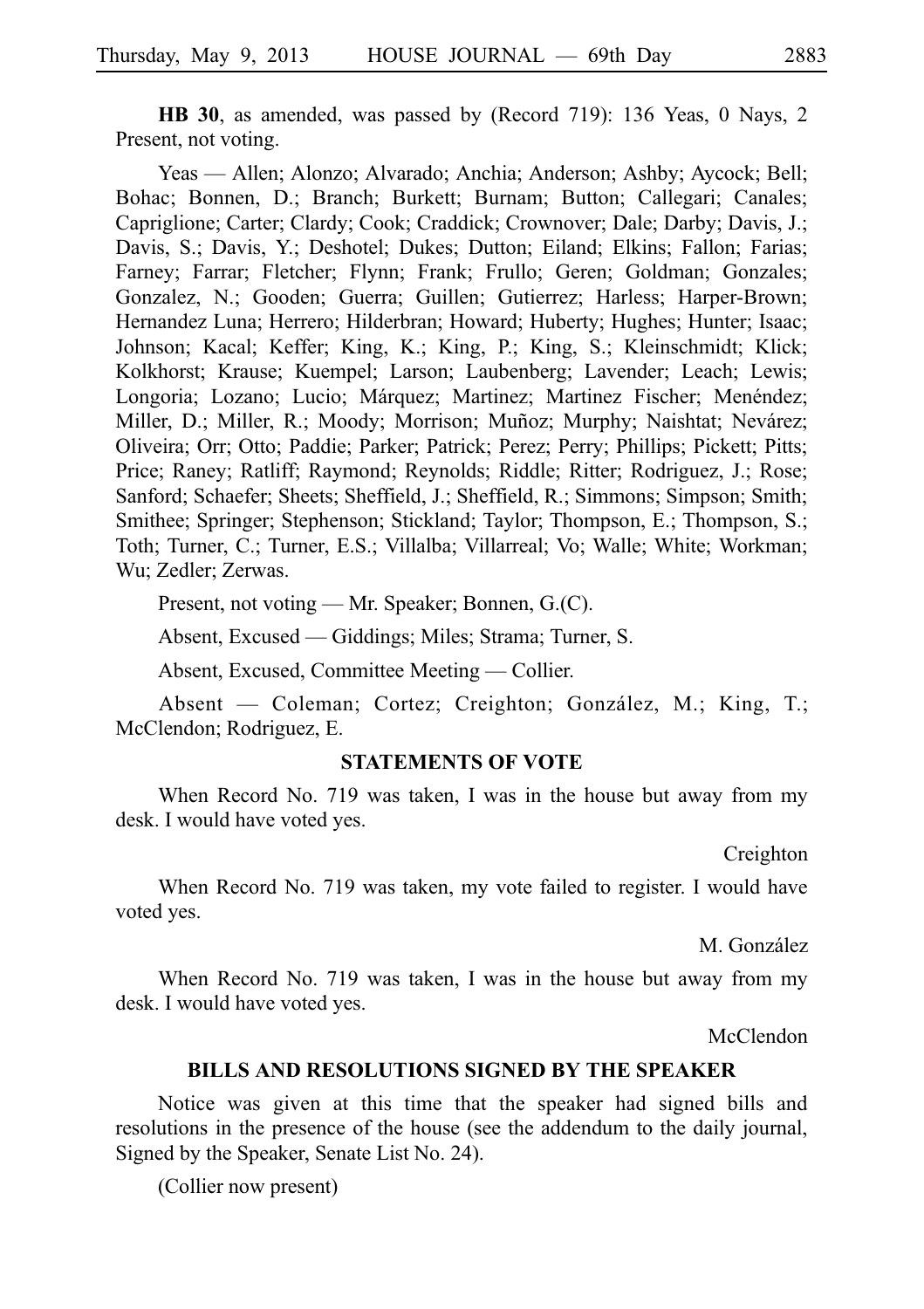**HB 30**, as amended, was passed by (Record 719): 136 Yeas, 0 Nays, 2 Present, not voting.

Yeas — Allen; Alonzo; Alvarado; Anchia; Anderson; Ashby; Aycock; Bell; Bohac; Bonnen, D.; Branch; Burkett; Burnam; Button; Callegari; Canales; Capriglione; Carter; Clardy; Cook; Craddick; Crownover; Dale; Darby; Davis, J.; Davis, S.; Davis, Y.; Deshotel; Dukes; Dutton; Eiland; Elkins; Fallon; Farias; Farney; Farrar; Fletcher; Flynn; Frank; Frullo; Geren; Goldman; Gonzales; Gonzalez, N.; Gooden; Guerra; Guillen; Gutierrez; Harless; Harper-Brown; Hernandez Luna; Herrero; Hilderbran; Howard; Huberty; Hughes; Hunter; Isaac; Johnson; Kacal; Keffer; King, K.; King, P.; King, S.; Kleinschmidt; Klick; Kolkhorst; Krause; Kuempel; Larson; Laubenberg; Lavender; Leach; Lewis; Longoria; Lozano; Lucio; Márquez; Martinez; Martinez Fischer; Menéndez; Miller, D.; Miller, R.; Moody; Morrison; Muñoz; Murphy; Naishtat; Nevárez; Oliveira; Orr; Otto; Paddie; Parker; Patrick; Perez; Perry; Phillips; Pickett; Pitts; Price; Raney; Ratliff; Raymond; Reynolds; Riddle; Ritter; Rodriguez, J.; Rose; Sanford; Schaefer; Sheets; Sheffield, J.; Sheffield, R.; Simmons; Simpson; Smith; Smithee; Springer; Stephenson; Stickland; Taylor; Thompson, E.; Thompson, S.; Toth; Turner, C.; Turner, E.S.; Villalba; Villarreal; Vo; Walle; White; Workman; Wu; Zedler; Zerwas.

Present, not voting — Mr. Speaker; Bonnen, G.(C).

Absent, Excused — Giddings; Miles; Strama; Turner, S.

Absent, Excused, Committee Meeting — Collier.

Absent — Coleman; Cortez; Creighton; González, M.; King, T.; McClendon; Rodriguez, E.

### STATEMENTS OF VOTE

When Record No. 719 was taken, I was in the house but away from my desk. I would have voted yes.

Creighton

When Record No. 719 was taken, my vote failed to register. I would have voted yes.

M. González

When Record No. 719 was taken, I was in the house but away from my desk. I would have voted yes.

McClendon

### BILLS AND RESOLUTIONS SIGNED BY THE SPEAKER

Notice was given at this time that the speaker had signed bills and resolutions in the presence of the house (see the addendum to the daily journal, Signed by the Speaker, Senate List No. 24).

(Collier now present)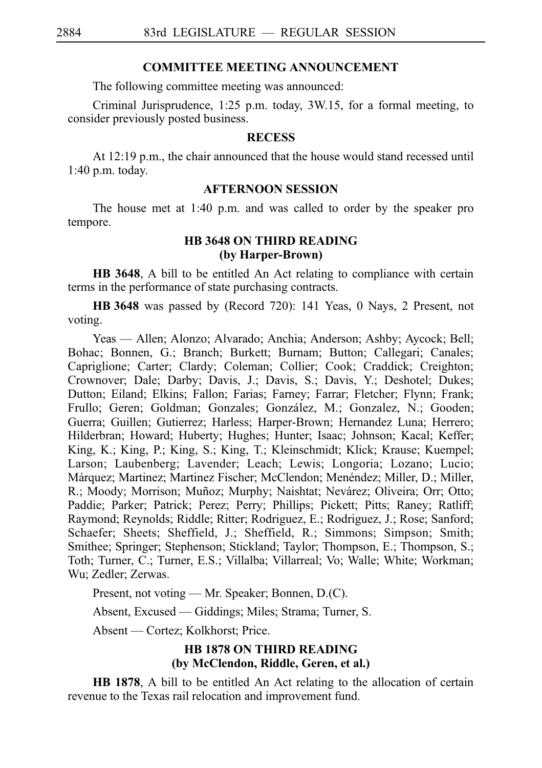### COMMITTEE MEETING ANNOUNCEMENT

The following committee meeting was announced:

Criminal Jurisprudence, 1:25 p.m. today, 3W.15, for a formal meeting, to consider previously posted business.

### RECESS

At 12:19 p.m., the chair announced that the house would stand recessed until 1:40 p.m. today.

### AFTERNOON SESSION

The house met at 1:40 p.m. and was called to order by the speaker pro tempore.

### HB 3648 ON THIRD READING
### (by Harper-Brown)

**HB 3648**, A bill to be entitled An Act relating to compliance with certain terms in the performance of state purchasing contracts.

**HB 3648** was passed by (Record 720): 141 Yeas, 0 Nays, 2 Present, not voting.

Yeas — Allen; Alonzo; Alvarado; Anchia; Anderson; Ashby; Aycock; Bell; Bohac; Bonnen, G.; Branch; Burkett; Burnam; Button; Callegari; Canales; Capriglione; Carter; Clardy; Coleman; Collier; Cook; Craddick; Creighton; Crownover; Dale; Darby; Davis, J.; Davis, S.; Davis, Y.; Deshotel; Dukes; Dutton; Eiland; Elkins; Fallon; Farias; Farney; Farrar; Fletcher; Flynn; Frank; Frullo; Geren; Goldman; Gonzales; González, M.; Gonzalez, N.; Gooden; Guerra; Guillen; Gutierrez; Harless; Harper-Brown; Hernandez Luna; Herrero; Hilderbran; Howard; Huberty; Hughes; Hunter; Isaac; Johnson; Kacal; Keffer; King, K.; King, P.; King, S.; King, T.; Kleinschmidt; Klick; Krause; Kuempel; Larson; Laubenberg; Lavender; Leach; Lewis; Longoria; Lozano; Lucio; Márquez; Martinez; Martinez Fischer; McClendon; Menéndez; Miller, D.; Miller, R.; Moody; Morrison; Muñoz; Murphy; Naishtat; Nevárez; Oliveira; Orr; Otto; Paddie; Parker; Patrick; Perez; Perry; Phillips; Pickett; Pitts; Raney; Ratliff; Raymond; Reynolds; Riddle; Ritter; Rodriguez, E.; Rodriguez, J.; Rose; Sanford; Schaefer; Sheets; Sheffield, J.; Sheffield, R.; Simmons; Simpson; Smith; Smithee; Springer; Stephenson; Stickland; Taylor; Thompson, E.; Thompson, S.; Toth; Turner, C.; Turner, E.S.; Villalba; Villarreal; Vo; Walle; White; Workman; Wu; Zedler; Zerwas.

Present, not voting — Mr. Speaker; Bonnen, D.(C).

Absent, Excused — Giddings; Miles; Strama; Turner, S.

Absent — Cortez; Kolkhorst; Price.

### HB 1878 ON THIRD READING
### (by McClendon, Riddle, Geren, et al.)

**HB 1878**, A bill to be entitled An Act relating to the allocation of certain revenue to the Texas rail relocation and improvement fund.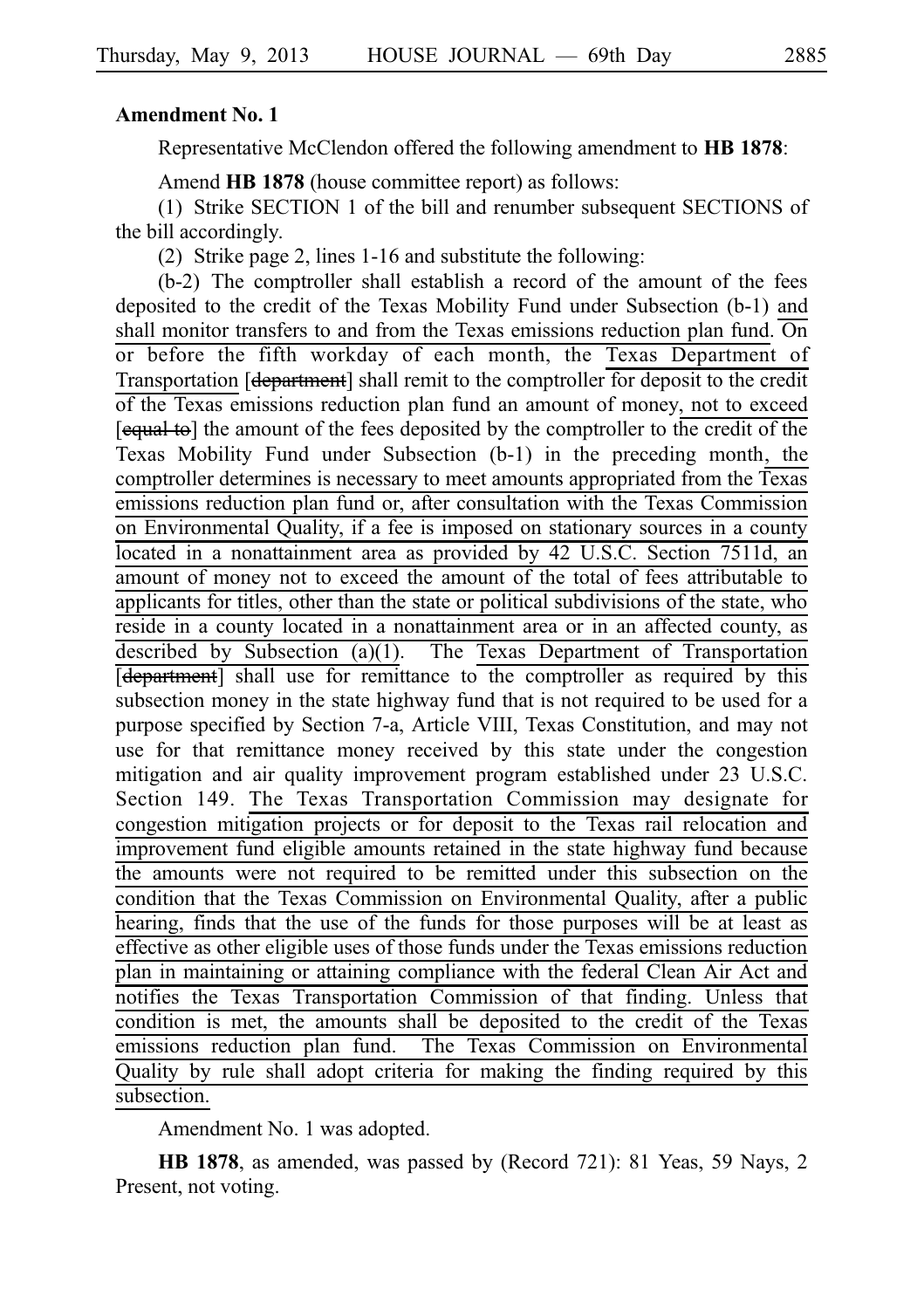**Amendment No. 1**

Representative McClendon offered the following amendment to **HB 1878**:

Amend **HB 1878** (house committee report) as follows:

(1) Strike SECTION 1 of the bill and renumber subsequent SECTIONS of the bill accordingly.

(2) Strike page 2, lines 1-16 and substitute the following:

(b-2) The comptroller shall establish a record of the amount of the fees deposited to the credit of the Texas Mobility Fund under Subsection (b-1) and shall monitor transfers to and from the Texas emissions reduction plan fund. On or before the fifth workday of each month, the Texas Department of Transportation [~~department~~] shall remit to the comptroller for deposit to the credit of the Texas emissions reduction plan fund an amount of money, not to exceed [~~equal to~~] the amount of the fees deposited by the comptroller to the credit of the Texas Mobility Fund under Subsection (b-1) in the preceding month, the comptroller determines is necessary to meet amounts appropriated from the Texas emissions reduction plan fund or, after consultation with the Texas Commission on Environmental Quality, if a fee is imposed on stationary sources in a county located in a nonattainment area as provided by 42 U.S.C. Section 7511d, an amount of money not to exceed the amount of the total of fees attributable to applicants for titles, other than the state or political subdivisions of the state, who reside in a county located in a nonattainment area or in an affected county, as described by Subsection (a)(1). The Texas Department of Transportation [~~department~~] shall use for remittance to the comptroller as required by this subsection money in the state highway fund that is not required to be used for a purpose specified by Section 7-a, Article VIII, Texas Constitution, and may not use for that remittance money received by this state under the congestion mitigation and air quality improvement program established under 23 U.S.C. Section 149. The Texas Transportation Commission may designate for congestion mitigation projects or for deposit to the Texas rail relocation and improvement fund eligible amounts retained in the state highway fund because the amounts were not required to be remitted under this subsection on the condition that the Texas Commission on Environmental Quality, after a public hearing, finds that the use of the funds for those purposes will be at least as effective as other eligible uses of those funds under the Texas emissions reduction plan in maintaining or attaining compliance with the federal Clean Air Act and notifies the Texas Transportation Commission of that finding. Unless that condition is met, the amounts shall be deposited to the credit of the Texas emissions reduction plan fund. The Texas Commission on Environmental Quality by rule shall adopt criteria for making the finding required by this subsection.

Amendment No. 1 was adopted.

**HB 1878**, as amended, was passed by (Record 721): 81 Yeas, 59 Nays, 2 Present, not voting.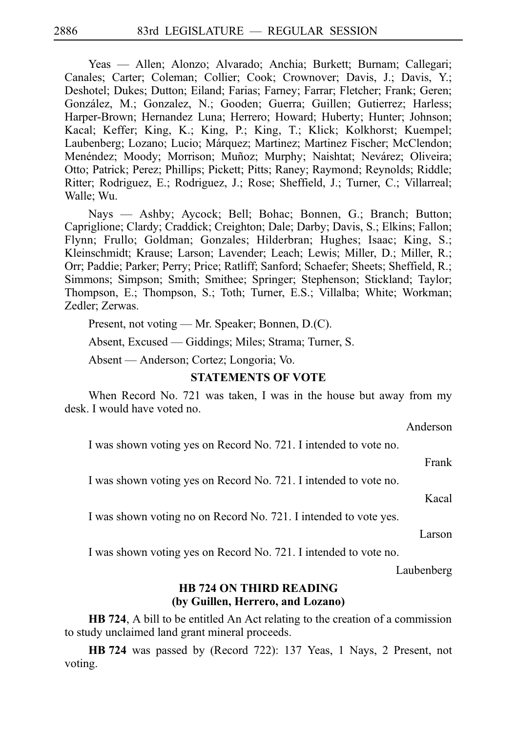Yeas — Allen; Alonzo; Alvarado; Anchia; Burkett; Burnam; Callegari; Canales; Carter; Coleman; Collier; Cook; Crownover; Davis, J.; Davis, Y.; Deshotel; Dukes; Dutton; Eiland; Farias; Farney; Farrar; Fletcher; Frank; Geren; González, M.; Gonzalez, N.; Gooden; Guerra; Guillen; Gutierrez; Harless; Harper-Brown; Hernandez Luna; Herrero; Howard; Huberty; Hunter; Johnson; Kacal; Keffer; King, K.; King, P.; King, T.; Klick; Kolkhorst; Kuempel; Laubenberg; Lozano; Lucio; Márquez; Martinez; Martinez Fischer; McClendon; Menéndez; Moody; Morrison; Muñoz; Murphy; Naishtat; Nevárez; Oliveira; Otto; Patrick; Perez; Phillips; Pickett; Pitts; Raney; Raymond; Reynolds; Riddle; Ritter; Rodriguez, E.; Rodriguez, J.; Rose; Sheffield, J.; Turner, C.; Villarreal; Walle; Wu.

Nays — Ashby; Aycock; Bell; Bohac; Bonnen, G.; Branch; Button; Capriglione; Clardy; Craddick; Creighton; Dale; Darby; Davis, S.; Elkins; Fallon; Flynn; Frullo; Goldman; Gonzales; Hilderbran; Hughes; Isaac; King, S.; Kleinschmidt; Krause; Larson; Lavender; Leach; Lewis; Miller, D.; Miller, R.; Orr; Paddie; Parker; Perry; Price; Ratliff; Sanford; Schaefer; Sheets; Sheffield, R.; Simmons; Simpson; Smith; Smithee; Springer; Stephenson; Stickland; Taylor; Thompson, E.; Thompson, S.; Toth; Turner, E.S.; Villalba; White; Workman; Zedler; Zerwas.

Present, not voting — Mr. Speaker; Bonnen, D.(C).

Absent, Excused — Giddings; Miles; Strama; Turner, S.

Absent — Anderson; Cortez; Longoria; Vo.

**STATEMENTS OF VOTE**

When Record No. 721 was taken, I was in the house but away from my desk. I would have voted no.

Anderson

I was shown voting yes on Record No. 721. I intended to vote no.

Frank

I was shown voting yes on Record No. 721. I intended to vote no.

Kacal

I was shown voting no on Record No. 721. I intended to vote yes.

Larson

I was shown voting yes on Record No. 721. I intended to vote no.

Laubenberg

**HB 724 ON THIRD READING**
**(by Guillen, Herrero, and Lozano)**

**HB 724**, A bill to be entitled An Act relating to the creation of a commission to study unclaimed land grant mineral proceeds.

**HB 724** was passed by (Record 722): 137 Yeas, 1 Nays, 2 Present, not voting.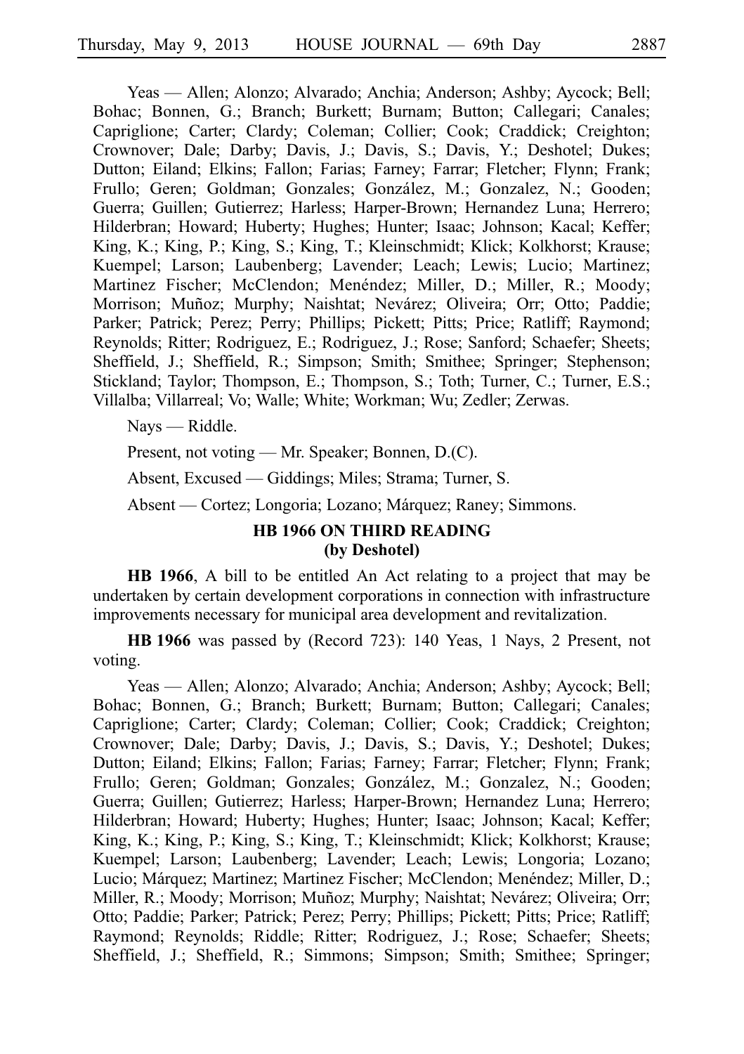Yeas — Allen; Alonzo; Alvarado; Anchia; Anderson; Ashby; Aycock; Bell; Bohac; Bonnen, G.; Branch; Burkett; Burnam; Button; Callegari; Canales; Capriglione; Carter; Clardy; Coleman; Collier; Cook; Craddick; Creighton; Crownover; Dale; Darby; Davis, J.; Davis, S.; Davis, Y.; Deshotel; Dukes; Dutton; Eiland; Elkins; Fallon; Farias; Farney; Farrar; Fletcher; Flynn; Frank; Frullo; Geren; Goldman; Gonzales; González, M.; Gonzalez, N.; Gooden; Guerra; Guillen; Gutierrez; Harless; Harper-Brown; Hernandez Luna; Herrero; Hilderbran; Howard; Huberty; Hughes; Hunter; Isaac; Johnson; Kacal; Keffer; King, K.; King, P.; King, S.; King, T.; Kleinschmidt; Klick; Kolkhorst; Krause; Kuempel; Larson; Laubenberg; Lavender; Leach; Lewis; Lucio; Martinez; Martinez Fischer; McClendon; Menéndez; Miller, D.; Miller, R.; Moody; Morrison; Muñoz; Murphy; Naishtat; Nevárez; Oliveira; Orr; Otto; Paddie; Parker; Patrick; Perez; Perry; Phillips; Pickett; Pitts; Price; Ratliff; Raymond; Reynolds; Ritter; Rodriguez, E.; Rodriguez, J.; Rose; Sanford; Schaefer; Sheets; Sheffield, J.; Sheffield, R.; Simpson; Smith; Smithee; Springer; Stephenson; Stickland; Taylor; Thompson, E.; Thompson, S.; Toth; Turner, C.; Turner, E.S.; Villalba; Villarreal; Vo; Walle; White; Workman; Wu; Zedler; Zerwas.

Nays — Riddle.

Present, not voting — Mr. Speaker; Bonnen, D.(C).

Absent, Excused — Giddings; Miles; Strama; Turner, S.

Absent — Cortez; Longoria; Lozano; Márquez; Raney; Simmons.

## HB 1966 ON THIRD READING (by Deshotel)

**HB 1966**, A bill to be entitled An Act relating to a project that may be undertaken by certain development corporations in connection with infrastructure improvements necessary for municipal area development and revitalization.

**HB 1966** was passed by (Record 723): 140 Yeas, 1 Nays, 2 Present, not voting.

Yeas — Allen; Alonzo; Alvarado; Anchia; Anderson; Ashby; Aycock; Bell; Bohac; Bonnen, G.; Branch; Burkett; Burnam; Button; Callegari; Canales; Capriglione; Carter; Clardy; Coleman; Collier; Cook; Craddick; Creighton; Crownover; Dale; Darby; Davis, J.; Davis, S.; Davis, Y.; Deshotel; Dukes; Dutton; Eiland; Elkins; Fallon; Farias; Farney; Farrar; Fletcher; Flynn; Frank; Frullo; Geren; Goldman; Gonzales; González, M.; Gonzalez, N.; Gooden; Guerra; Guillen; Gutierrez; Harless; Harper-Brown; Hernandez Luna; Herrero; Hilderbran; Howard; Huberty; Hughes; Hunter; Isaac; Johnson; Kacal; Keffer; King, K.; King, P.; King, S.; King, T.; Kleinschmidt; Klick; Kolkhorst; Krause; Kuempel; Larson; Laubenberg; Lavender; Leach; Lewis; Longoria; Lozano; Lucio; Márquez; Martinez; Martinez Fischer; McClendon; Menéndez; Miller, D.; Miller, R.; Moody; Morrison; Muñoz; Murphy; Naishtat; Nevárez; Oliveira; Orr; Otto; Paddie; Parker; Patrick; Perez; Perry; Phillips; Pickett; Pitts; Price; Ratliff; Raymond; Reynolds; Riddle; Ritter; Rodriguez, J.; Rose; Schaefer; Sheets; Sheffield, J.; Sheffield, R.; Simmons; Simpson; Smith; Smithee; Springer;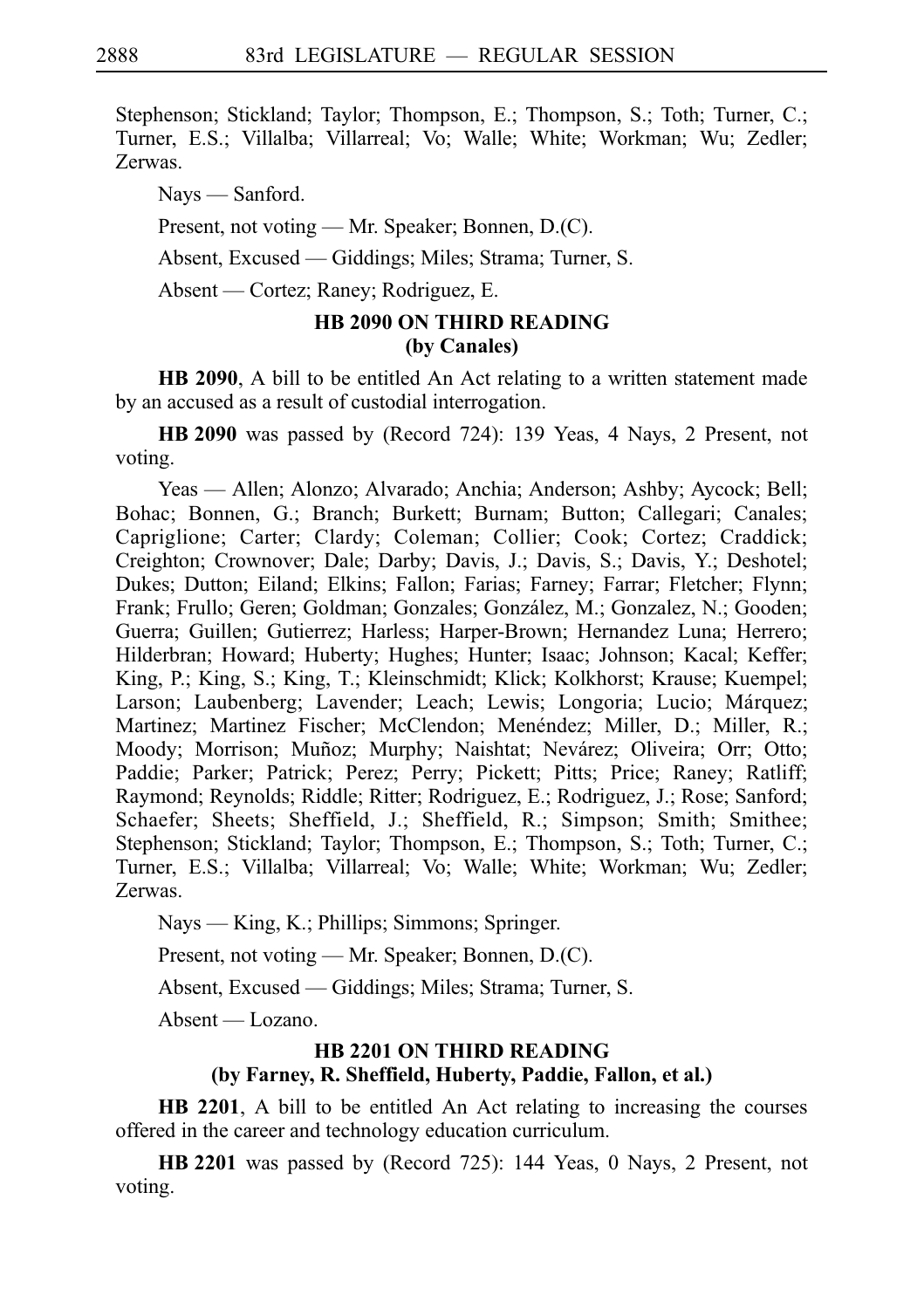Stephenson; Stickland; Taylor; Thompson, E.; Thompson, S.; Toth; Turner, C.; Turner, E.S.; Villalba; Villarreal; Vo; Walle; White; Workman; Wu; Zedler; Zerwas.

Nays — Sanford.

Present, not voting — Mr. Speaker; Bonnen, D.(C).

Absent, Excused — Giddings; Miles; Strama; Turner, S.

Absent — Cortez; Raney; Rodriguez, E.

### HB 2090 ON THIRD READING
### (by Canales)

**HB 2090**, A bill to be entitled An Act relating to a written statement made by an accused as a result of custodial interrogation.

**HB 2090** was passed by (Record 724): 139 Yeas, 4 Nays, 2 Present, not voting.

Yeas — Allen; Alonzo; Alvarado; Anchia; Anderson; Ashby; Aycock; Bell; Bohac; Bonnen, G.; Branch; Burkett; Burnam; Button; Callegari; Canales; Capriglione; Carter; Clardy; Coleman; Collier; Cook; Cortez; Craddick; Creighton; Crownover; Dale; Darby; Davis, J.; Davis, S.; Davis, Y.; Deshotel; Dukes; Dutton; Eiland; Elkins; Fallon; Farias; Farney; Farrar; Fletcher; Flynn; Frank; Frullo; Geren; Goldman; Gonzales; González, M.; Gonzalez, N.; Gooden; Guerra; Guillen; Gutierrez; Harless; Harper-Brown; Hernandez Luna; Herrero; Hilderbran; Howard; Huberty; Hughes; Hunter; Isaac; Johnson; Kacal; Keffer; King, P.; King, S.; King, T.; Kleinschmidt; Klick; Kolkhorst; Krause; Kuempel; Larson; Laubenberg; Lavender; Leach; Lewis; Longoria; Lucio; Márquez; Martinez; Martinez Fischer; McClendon; Menéndez; Miller, D.; Miller, R.; Moody; Morrison; Muñoz; Murphy; Naishtat; Nevárez; Oliveira; Orr; Otto; Paddie; Parker; Patrick; Perez; Perry; Pickett; Pitts; Price; Raney; Ratliff; Raymond; Reynolds; Riddle; Ritter; Rodriguez, E.; Rodriguez, J.; Rose; Sanford; Schaefer; Sheets; Sheffield, J.; Sheffield, R.; Simpson; Smith; Smithee; Stephenson; Stickland; Taylor; Thompson, E.; Thompson, S.; Toth; Turner, C.; Turner, E.S.; Villalba; Villarreal; Vo; Walle; White; Workman; Wu; Zedler; Zerwas.

Nays — King, K.; Phillips; Simmons; Springer.

Present, not voting — Mr. Speaker; Bonnen, D.(C).

Absent, Excused — Giddings; Miles; Strama; Turner, S.

Absent — Lozano.

### HB 2201 ON THIRD READING
### (by Farney, R. Sheffield, Huberty, Paddie, Fallon, et al.)

**HB 2201**, A bill to be entitled An Act relating to increasing the courses offered in the career and technology education curriculum.

**HB 2201** was passed by (Record 725): 144 Yeas, 0 Nays, 2 Present, not voting.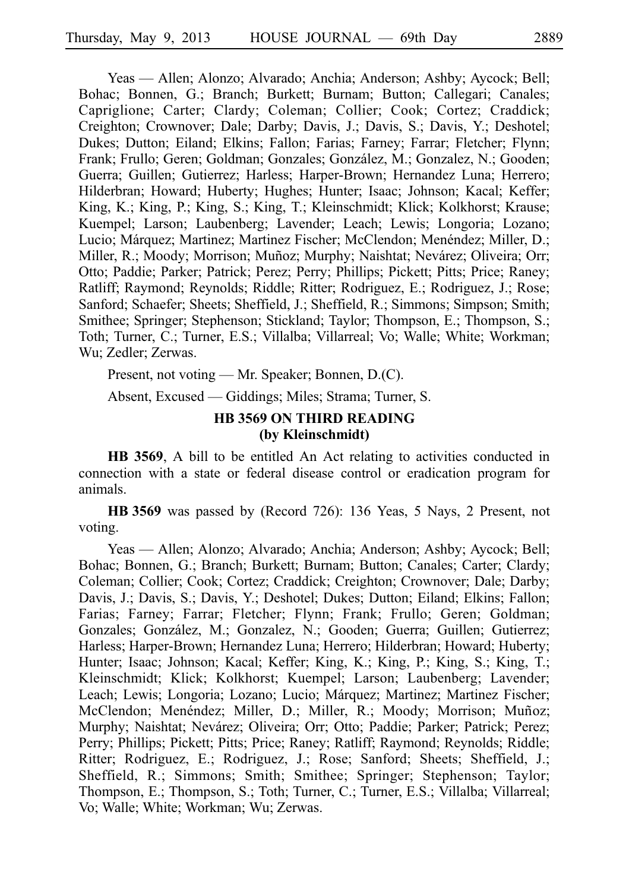Yeas — Allen; Alonzo; Alvarado; Anchia; Anderson; Ashby; Aycock; Bell; Bohac; Bonnen, G.; Branch; Burkett; Burnam; Button; Callegari; Canales; Capriglione; Carter; Clardy; Coleman; Collier; Cook; Cortez; Craddick; Creighton; Crownover; Dale; Darby; Davis, J.; Davis, S.; Davis, Y.; Deshotel; Dukes; Dutton; Eiland; Elkins; Fallon; Farias; Farney; Farrar; Fletcher; Flynn; Frank; Frullo; Geren; Goldman; Gonzales; González, M.; Gonzalez, N.; Gooden; Guerra; Guillen; Gutierrez; Harless; Harper-Brown; Hernandez Luna; Herrero; Hilderbran; Howard; Huberty; Hughes; Hunter; Isaac; Johnson; Kacal; Keffer; King, K.; King, P.; King, S.; King, T.; Kleinschmidt; Klick; Kolkhorst; Krause; Kuempel; Larson; Laubenberg; Lavender; Leach; Lewis; Longoria; Lozano; Lucio; Márquez; Martinez; Martinez Fischer; McClendon; Menéndez; Miller, D.; Miller, R.; Moody; Morrison; Muñoz; Murphy; Naishtat; Nevárez; Oliveira; Orr; Otto; Paddie; Parker; Patrick; Perez; Perry; Phillips; Pickett; Pitts; Price; Raney; Ratliff; Raymond; Reynolds; Riddle; Ritter; Rodriguez, E.; Rodriguez, J.; Rose; Sanford; Schaefer; Sheets; Sheffield, J.; Sheffield, R.; Simmons; Simpson; Smith; Smithee; Springer; Stephenson; Stickland; Taylor; Thompson, E.; Thompson, S.; Toth; Turner, C.; Turner, E.S.; Villalba; Villarreal; Vo; Walle; White; Workman; Wu; Zedler; Zerwas.

Present, not voting — Mr. Speaker; Bonnen, D.(C).

Absent, Excused — Giddings; Miles; Strama; Turner, S.

## HB 3569 ON THIRD READING (by Kleinschmidt)

**HB 3569**, A bill to be entitled An Act relating to activities conducted in connection with a state or federal disease control or eradication program for animals.

**HB 3569** was passed by (Record 726): 136 Yeas, 5 Nays, 2 Present, not voting.

Yeas — Allen; Alonzo; Alvarado; Anchia; Anderson; Ashby; Aycock; Bell; Bohac; Bonnen, G.; Branch; Burkett; Burnam; Button; Canales; Carter; Clardy; Coleman; Collier; Cook; Cortez; Craddick; Creighton; Crownover; Dale; Darby; Davis, J.; Davis, S.; Davis, Y.; Deshotel; Dukes; Dutton; Eiland; Elkins; Fallon; Farias; Farney; Farrar; Fletcher; Flynn; Frank; Frullo; Geren; Goldman; Gonzales; González, M.; Gonzalez, N.; Gooden; Guerra; Guillen; Gutierrez; Harless; Harper-Brown; Hernandez Luna; Herrero; Hilderbran; Howard; Huberty; Hunter; Isaac; Johnson; Kacal; Keffer; King, K.; King, P.; King, S.; King, T.; Kleinschmidt; Klick; Kolkhorst; Kuempel; Larson; Laubenberg; Lavender; Leach; Lewis; Longoria; Lozano; Lucio; Márquez; Martinez; Martinez Fischer; McClendon; Menéndez; Miller, D.; Miller, R.; Moody; Morrison; Muñoz; Murphy; Naishtat; Nevárez; Oliveira; Orr; Otto; Paddie; Parker; Patrick; Perez; Perry; Phillips; Pickett; Pitts; Price; Raney; Ratliff; Raymond; Reynolds; Riddle; Ritter; Rodriguez, E.; Rodriguez, J.; Rose; Sanford; Sheets; Sheffield, J.; Sheffield, R.; Simmons; Smith; Smithee; Springer; Stephenson; Taylor; Thompson, E.; Thompson, S.; Toth; Turner, C.; Turner, E.S.; Villalba; Villarreal; Vo; Walle; White; Workman; Wu; Zerwas.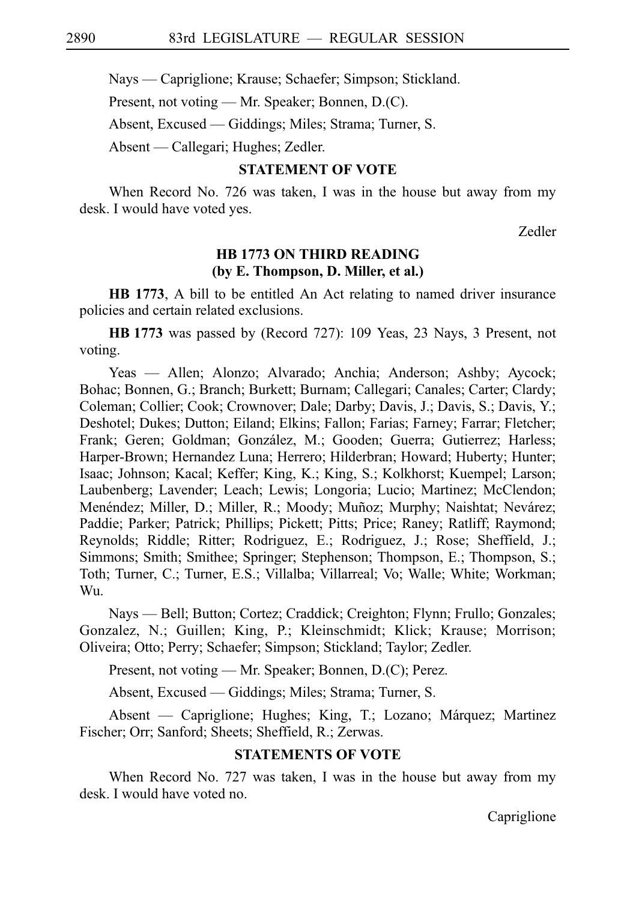Nays — Capriglione; Krause; Schaefer; Simpson; Stickland.

Present, not voting — Mr. Speaker; Bonnen, D.(C).

Absent, Excused — Giddings; Miles; Strama; Turner, S.

Absent — Callegari; Hughes; Zedler.

### STATEMENT OF VOTE

When Record No. 726 was taken, I was in the house but away from my desk. I would have voted yes.

Zedler

### HB 1773 ON THIRD READING
### (by E. Thompson, D. Miller, et al.)

**HB 1773**, A bill to be entitled An Act relating to named driver insurance policies and certain related exclusions.

**HB 1773** was passed by (Record 727): 109 Yeas, 23 Nays, 3 Present, not voting.

Yeas — Allen; Alonzo; Alvarado; Anchia; Anderson; Ashby; Aycock; Bohac; Bonnen, G.; Branch; Burkett; Burnam; Callegari; Canales; Carter; Clardy; Coleman; Collier; Cook; Crownover; Dale; Darby; Davis, J.; Davis, S.; Davis, Y.; Deshotel; Dukes; Dutton; Eiland; Elkins; Fallon; Farias; Farney; Farrar; Fletcher; Frank; Geren; Goldman; González, M.; Gooden; Guerra; Gutierrez; Harless; Harper-Brown; Hernandez Luna; Herrero; Hilderbran; Howard; Huberty; Hunter; Isaac; Johnson; Kacal; Keffer; King, K.; King, S.; Kolkhorst; Kuempel; Larson; Laubenberg; Lavender; Leach; Lewis; Longoria; Lucio; Martinez; McClendon; Menéndez; Miller, D.; Miller, R.; Moody; Muñoz; Murphy; Naishtat; Nevárez; Paddie; Parker; Patrick; Phillips; Pickett; Pitts; Price; Raney; Ratliff; Raymond; Reynolds; Riddle; Ritter; Rodriguez, E.; Rodriguez, J.; Rose; Sheffield, J.; Simmons; Smith; Smithee; Springer; Stephenson; Thompson, E.; Thompson, S.; Toth; Turner, C.; Turner, E.S.; Villalba; Villarreal; Vo; Walle; White; Workman; Wu.

Nays — Bell; Button; Cortez; Craddick; Creighton; Flynn; Frullo; Gonzales; Gonzalez, N.; Guillen; King, P.; Kleinschmidt; Klick; Krause; Morrison; Oliveira; Otto; Perry; Schaefer; Simpson; Stickland; Taylor; Zedler.

Present, not voting — Mr. Speaker; Bonnen, D.(C); Perez.

Absent, Excused — Giddings; Miles; Strama; Turner, S.

Absent — Capriglione; Hughes; King, T.; Lozano; Márquez; Martinez Fischer; Orr; Sanford; Sheets; Sheffield, R.; Zerwas.

### STATEMENTS OF VOTE

When Record No. 727 was taken, I was in the house but away from my desk. I would have voted no.

Capriglione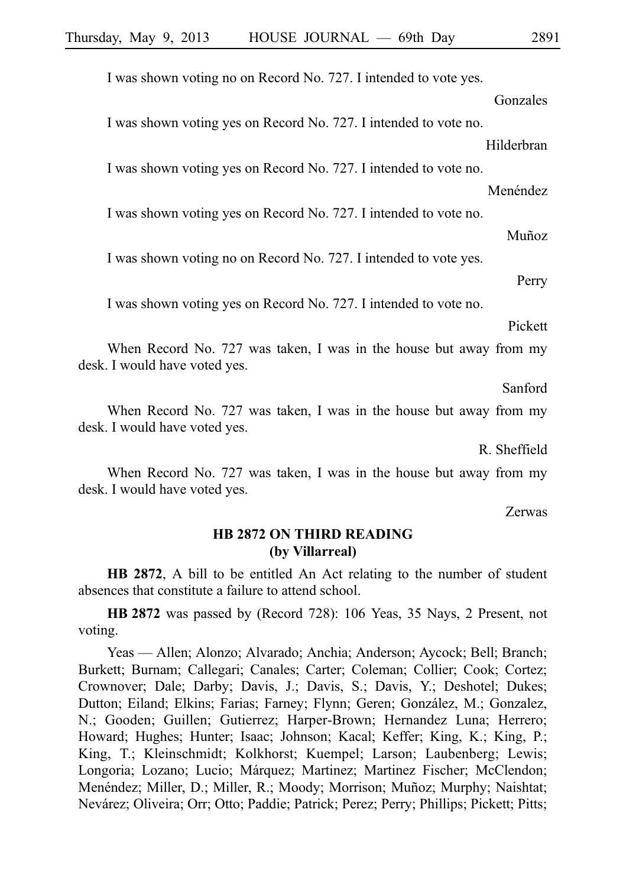I was shown voting no on Record No. 727. I intended to vote yes.

Gonzales

I was shown voting yes on Record No. 727. I intended to vote no.

Hilderbran

I was shown voting yes on Record No. 727. I intended to vote no.

Menéndez

I was shown voting yes on Record No. 727. I intended to vote no.

Muñoz

I was shown voting no on Record No. 727. I intended to vote yes.

Perry

I was shown voting yes on Record No. 727. I intended to vote no.

Pickett

When Record No. 727 was taken, I was in the house but away from my desk. I would have voted yes.

Sanford

When Record No. 727 was taken, I was in the house but away from my desk. I would have voted yes.

R. Sheffield

When Record No. 727 was taken, I was in the house but away from my desk. I would have voted yes.

Zerwas

### HB 2872 ON THIRD READING
### (by Villarreal)

**HB 2872**, A bill to be entitled An Act relating to the number of student absences that constitute a failure to attend school.

**HB 2872** was passed by (Record 728): 106 Yeas, 35 Nays, 2 Present, not voting.

Yeas — Allen; Alonzo; Alvarado; Anchia; Anderson; Aycock; Bell; Branch; Burkett; Burnam; Callegari; Canales; Carter; Coleman; Collier; Cook; Cortez; Crownover; Dale; Darby; Davis, J.; Davis, S.; Davis, Y.; Deshotel; Dukes; Dutton; Eiland; Elkins; Farias; Farney; Flynn; Geren; González, M.; Gonzalez, N.; Gooden; Guillen; Gutierrez; Harper-Brown; Hernandez Luna; Herrero; Howard; Hughes; Hunter; Isaac; Johnson; Kacal; Keffer; King, K.; King, P.; King, T.; Kleinschmidt; Kolkhorst; Kuempel; Larson; Laubenberg; Lewis; Longoria; Lozano; Lucio; Márquez; Martinez; Martinez Fischer; McClendon; Menéndez; Miller, D.; Miller, R.; Moody; Morrison; Muñoz; Murphy; Naishtat; Nevárez; Oliveira; Orr; Otto; Paddie; Patrick; Perez; Perry; Phillips; Pickett; Pitts;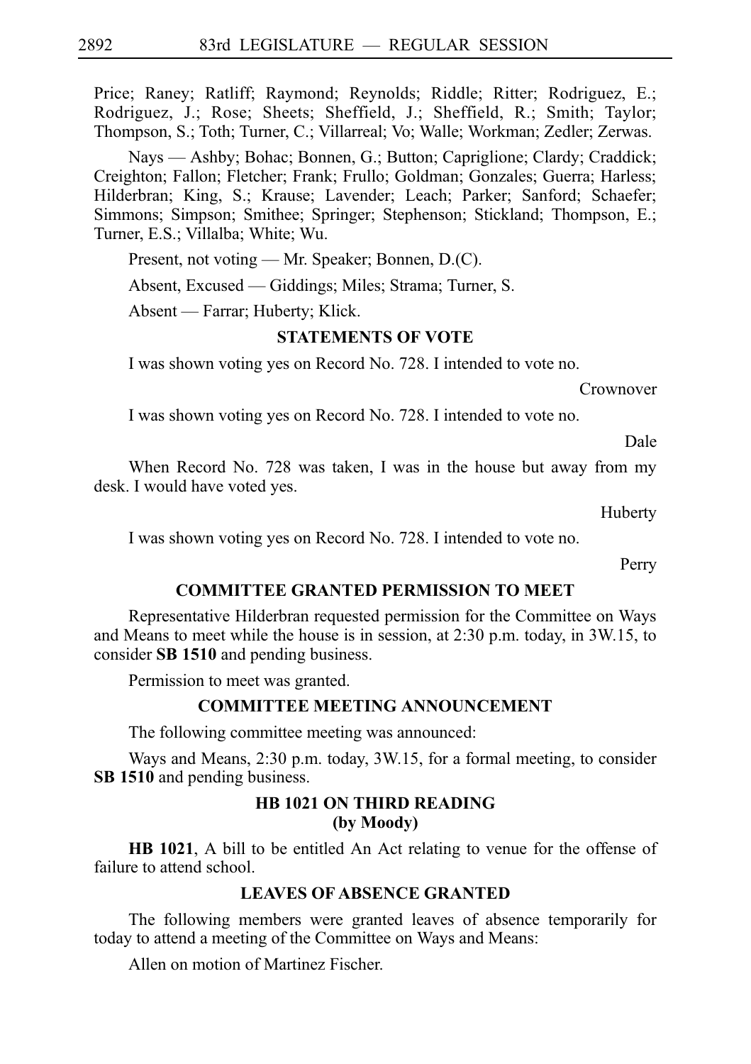Price; Raney; Ratliff; Raymond; Reynolds; Riddle; Ritter; Rodriguez, E.; Rodriguez, J.; Rose; Sheets; Sheffield, J.; Sheffield, R.; Smith; Taylor; Thompson, S.; Toth; Turner, C.; Villarreal; Vo; Walle; Workman; Zedler; Zerwas.

Nays — Ashby; Bohac; Bonnen, G.; Button; Capriglione; Clardy; Craddick; Creighton; Fallon; Fletcher; Frank; Frullo; Goldman; Gonzales; Guerra; Harless; Hilderbran; King, S.; Krause; Lavender; Leach; Parker; Sanford; Schaefer; Simmons; Simpson; Smithee; Springer; Stephenson; Stickland; Thompson, E.; Turner, E.S.; Villalba; White; Wu.

Present, not voting — Mr. Speaker; Bonnen, D.(C).

Absent, Excused — Giddings; Miles; Strama; Turner, S.

Absent — Farrar; Huberty; Klick.

### STATEMENTS OF VOTE

I was shown voting yes on Record No. 728. I intended to vote no.

Crownover

I was shown voting yes on Record No. 728. I intended to vote no.

Dale

When Record No. 728 was taken, I was in the house but away from my desk. I would have voted yes.

Huberty

I was shown voting yes on Record No. 728. I intended to vote no.

Perry

### COMMITTEE GRANTED PERMISSION TO MEET

Representative Hilderbran requested permission for the Committee on Ways and Means to meet while the house is in session, at 2:30 p.m. today, in 3W.15, to consider **SB 1510** and pending business.

Permission to meet was granted.

### COMMITTEE MEETING ANNOUNCEMENT

The following committee meeting was announced:

Ways and Means, 2:30 p.m. today, 3W.15, for a formal meeting, to consider **SB 1510** and pending business.

### HB 1021 ON THIRD READING (by Moody)

**HB 1021**, A bill to be entitled An Act relating to venue for the offense of failure to attend school.

### LEAVES OF ABSENCE GRANTED

The following members were granted leaves of absence temporarily for today to attend a meeting of the Committee on Ways and Means:

Allen on motion of Martinez Fischer.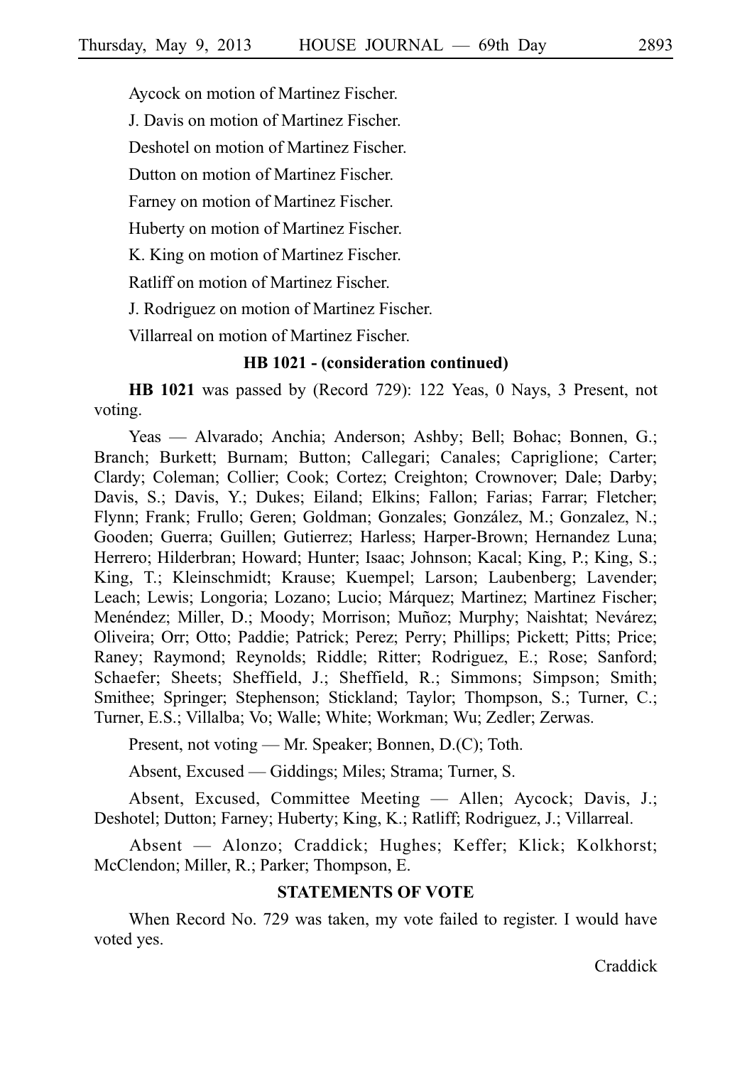Aycock on motion of Martinez Fischer.

J. Davis on motion of Martinez Fischer.

Deshotel on motion of Martinez Fischer.

Dutton on motion of Martinez Fischer.

Farney on motion of Martinez Fischer.

Huberty on motion of Martinez Fischer.

K. King on motion of Martinez Fischer.

Ratliff on motion of Martinez Fischer.

J. Rodriguez on motion of Martinez Fischer.

Villarreal on motion of Martinez Fischer.

**HB 1021 - (consideration continued)**

**HB 1021** was passed by (Record 729): 122 Yeas, 0 Nays, 3 Present, not voting.

Yeas — Alvarado; Anchia; Anderson; Ashby; Bell; Bohac; Bonnen, G.; Branch; Burkett; Burnam; Button; Callegari; Canales; Capriglione; Carter; Clardy; Coleman; Collier; Cook; Cortez; Creighton; Crownover; Dale; Darby; Davis, S.; Davis, Y.; Dukes; Eiland; Elkins; Fallon; Farias; Farrar; Fletcher; Flynn; Frank; Frullo; Geren; Goldman; Gonzales; González, M.; Gonzalez, N.; Gooden; Guerra; Guillen; Gutierrez; Harless; Harper-Brown; Hernandez Luna; Herrero; Hilderbran; Howard; Hunter; Isaac; Johnson; Kacal; King, P.; King, S.; King, T.; Kleinschmidt; Krause; Kuempel; Larson; Laubenberg; Lavender; Leach; Lewis; Longoria; Lozano; Lucio; Márquez; Martinez; Martinez Fischer; Menéndez; Miller, D.; Moody; Morrison; Muñoz; Murphy; Naishtat; Nevárez; Oliveira; Orr; Otto; Paddie; Patrick; Perez; Perry; Phillips; Pickett; Pitts; Price; Raney; Raymond; Reynolds; Riddle; Ritter; Rodriguez, E.; Rose; Sanford; Schaefer; Sheets; Sheffield, J.; Sheffield, R.; Simmons; Simpson; Smith; Smithee; Springer; Stephenson; Stickland; Taylor; Thompson, S.; Turner, C.; Turner, E.S.; Villalba; Vo; Walle; White; Workman; Wu; Zedler; Zerwas.

Present, not voting — Mr. Speaker; Bonnen, D.(C); Toth.

Absent, Excused — Giddings; Miles; Strama; Turner, S.

Absent, Excused, Committee Meeting — Allen; Aycock; Davis, J.; Deshotel; Dutton; Farney; Huberty; King, K.; Ratliff; Rodriguez, J.; Villarreal.

Absent — Alonzo; Craddick; Hughes; Keffer; Klick; Kolkhorst; McClendon; Miller, R.; Parker; Thompson, E.

**STATEMENTS OF VOTE**

When Record No. 729 was taken, my vote failed to register. I would have voted yes.

Craddick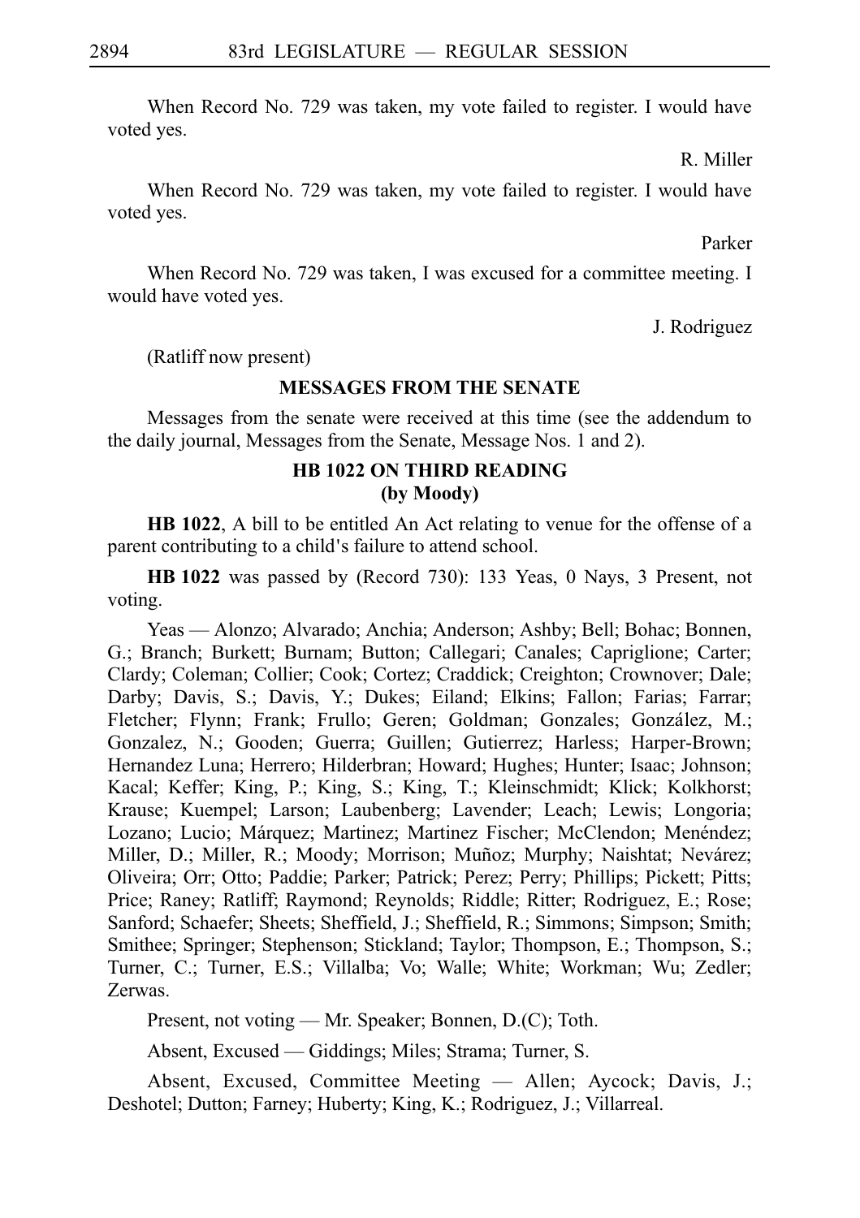When Record No. 729 was taken, my vote failed to register. I would have voted yes.

R. Miller

When Record No. 729 was taken, my vote failed to register. I would have voted yes.

Parker

When Record No. 729 was taken, I was excused for a committee meeting. I would have voted yes.

J. Rodriguez

(Ratliff now present)

## MESSAGES FROM THE SENATE

Messages from the senate were received at this time (see the addendum to the daily journal, Messages from the Senate, Message Nos. 1 and 2).

## HB 1022 ON THIRD READING
## (by Moody)

**HB 1022**, A bill to be entitled An Act relating to venue for the offense of a parent contributing to a child's failure to attend school.

**HB 1022** was passed by (Record 730): 133 Yeas, 0 Nays, 3 Present, not voting.

Yeas — Alonzo; Alvarado; Anchia; Anderson; Ashby; Bell; Bohac; Bonnen, G.; Branch; Burkett; Burnam; Button; Callegari; Canales; Capriglione; Carter; Clardy; Coleman; Collier; Cook; Cortez; Craddick; Creighton; Crownover; Dale; Darby; Davis, S.; Davis, Y.; Dukes; Eiland; Elkins; Fallon; Farias; Farrar; Fletcher; Flynn; Frank; Frullo; Geren; Goldman; Gonzales; González, M.; Gonzalez, N.; Gooden; Guerra; Guillen; Gutierrez; Harless; Harper-Brown; Hernandez Luna; Herrero; Hilderbran; Howard; Hughes; Hunter; Isaac; Johnson; Kacal; Keffer; King, P.; King, S.; King, T.; Kleinschmidt; Klick; Kolkhorst; Krause; Kuempel; Larson; Laubenberg; Lavender; Leach; Lewis; Longoria; Lozano; Lucio; Márquez; Martinez; Martinez Fischer; McClendon; Menéndez; Miller, D.; Miller, R.; Moody; Morrison; Muñoz; Murphy; Naishtat; Nevárez; Oliveira; Orr; Otto; Paddie; Parker; Patrick; Perez; Perry; Phillips; Pickett; Pitts; Price; Raney; Ratliff; Raymond; Reynolds; Riddle; Ritter; Rodriguez, E.; Rose; Sanford; Schaefer; Sheets; Sheffield, J.; Sheffield, R.; Simmons; Simpson; Smith; Smithee; Springer; Stephenson; Stickland; Taylor; Thompson, E.; Thompson, S.; Turner, C.; Turner, E.S.; Villalba; Vo; Walle; White; Workman; Wu; Zedler; Zerwas.

Present, not voting — Mr. Speaker; Bonnen, D.(C); Toth.

Absent, Excused — Giddings; Miles; Strama; Turner, S.

Absent, Excused, Committee Meeting — Allen; Aycock; Davis, J.; Deshotel; Dutton; Farney; Huberty; King, K.; Rodriguez, J.; Villarreal.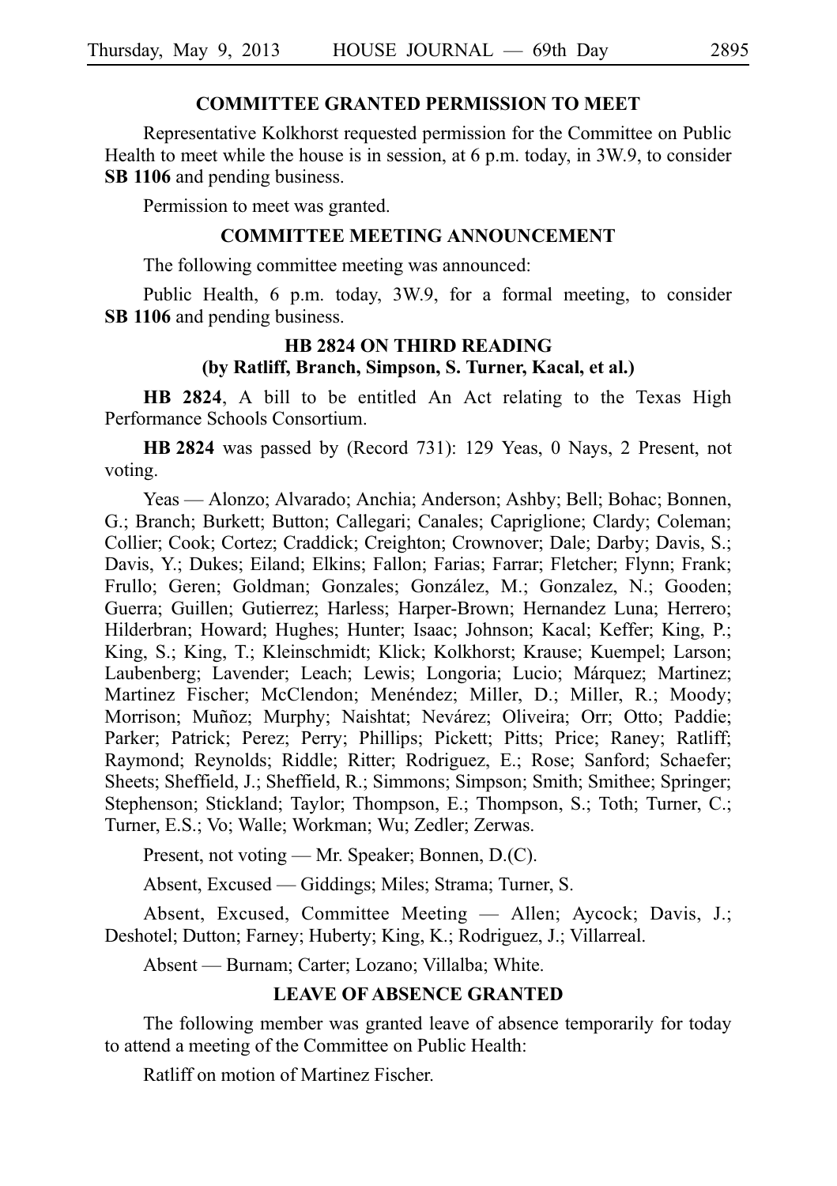## COMMITTEE GRANTED PERMISSION TO MEET

Representative Kolkhorst requested permission for the Committee on Public Health to meet while the house is in session, at 6 p.m. today, in 3W.9, to consider **SB 1106** and pending business.

Permission to meet was granted.

## COMMITTEE MEETING ANNOUNCEMENT

The following committee meeting was announced:

Public Health, 6 p.m. today, 3W.9, for a formal meeting, to consider **SB 1106** and pending business.

## HB 2824 ON THIRD READING
## (by Ratliff, Branch, Simpson, S. Turner, Kacal, et al.)

**HB 2824**, A bill to be entitled An Act relating to the Texas High Performance Schools Consortium.

**HB 2824** was passed by (Record 731): 129 Yeas, 0 Nays, 2 Present, not voting.

Yeas — Alonzo; Alvarado; Anchia; Anderson; Ashby; Bell; Bohac; Bonnen, G.; Branch; Burkett; Button; Callegari; Canales; Capriglione; Clardy; Coleman; Collier; Cook; Cortez; Craddick; Creighton; Crownover; Dale; Darby; Davis, S.; Davis, Y.; Dukes; Eiland; Elkins; Fallon; Farias; Farrar; Fletcher; Flynn; Frank; Frullo; Geren; Goldman; Gonzales; González, M.; Gonzalez, N.; Gooden; Guerra; Guillen; Gutierrez; Harless; Harper-Brown; Hernandez Luna; Herrero; Hilderbran; Howard; Hughes; Hunter; Isaac; Johnson; Kacal; Keffer; King, P.; King, S.; King, T.; Kleinschmidt; Klick; Kolkhorst; Krause; Kuempel; Larson; Laubenberg; Lavender; Leach; Lewis; Longoria; Lucio; Márquez; Martinez; Martinez Fischer; McClendon; Menéndez; Miller, D.; Miller, R.; Moody; Morrison; Muñoz; Murphy; Naishtat; Nevárez; Oliveira; Orr; Otto; Paddie; Parker; Patrick; Perez; Perry; Phillips; Pickett; Pitts; Price; Raney; Ratliff; Raymond; Reynolds; Riddle; Ritter; Rodriguez, E.; Rose; Sanford; Schaefer; Sheets; Sheffield, J.; Sheffield, R.; Simmons; Simpson; Smith; Smithee; Springer; Stephenson; Stickland; Taylor; Thompson, E.; Thompson, S.; Toth; Turner, C.; Turner, E.S.; Vo; Walle; Workman; Wu; Zedler; Zerwas.

Present, not voting — Mr. Speaker; Bonnen, D.(C).

Absent, Excused — Giddings; Miles; Strama; Turner, S.

Absent, Excused, Committee Meeting — Allen; Aycock; Davis, J.; Deshotel; Dutton; Farney; Huberty; King, K.; Rodriguez, J.; Villarreal.

Absent — Burnam; Carter; Lozano; Villalba; White.

## LEAVE OF ABSENCE GRANTED

The following member was granted leave of absence temporarily for today to attend a meeting of the Committee on Public Health:

Ratliff on motion of Martinez Fischer.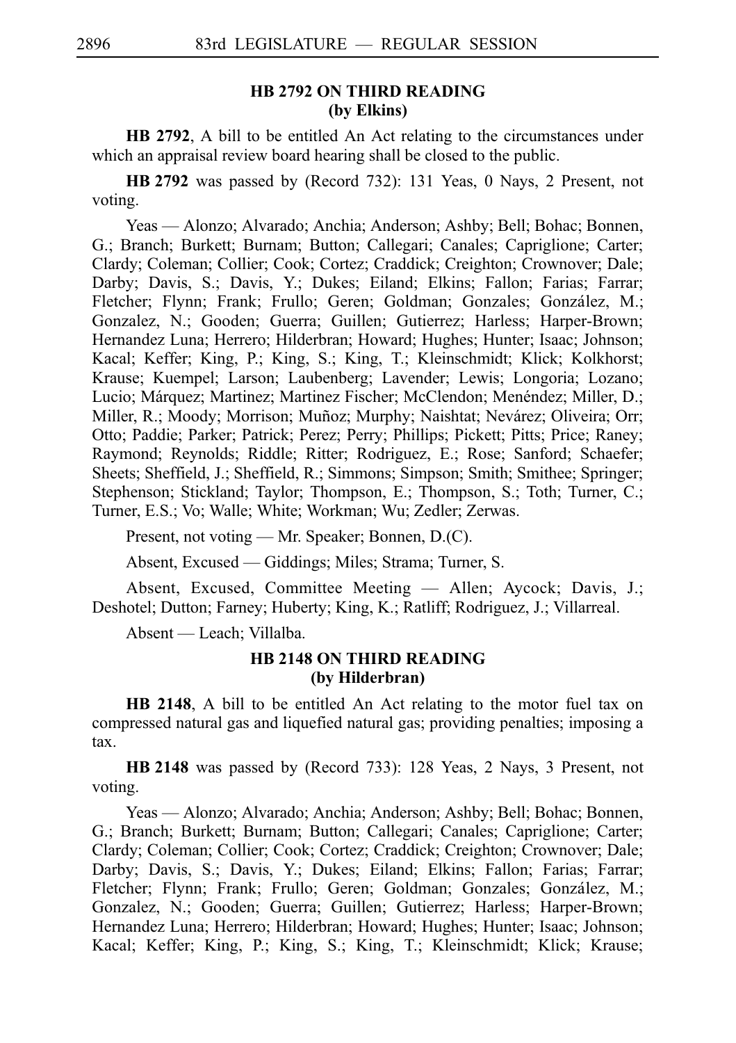### HB 2792 ON THIRD READING
### (by Elkins)

**HB 2792**, A bill to be entitled An Act relating to the circumstances under which an appraisal review board hearing shall be closed to the public.

**HB 2792** was passed by (Record 732): 131 Yeas, 0 Nays, 2 Present, not voting.

Yeas — Alonzo; Alvarado; Anchia; Anderson; Ashby; Bell; Bohac; Bonnen, G.; Branch; Burkett; Burnam; Button; Callegari; Canales; Capriglione; Carter; Clardy; Coleman; Collier; Cook; Cortez; Craddick; Creighton; Crownover; Dale; Darby; Davis, S.; Davis, Y.; Dukes; Eiland; Elkins; Fallon; Farias; Farrar; Fletcher; Flynn; Frank; Frullo; Geren; Goldman; Gonzales; González, M.; Gonzalez, N.; Gooden; Guerra; Guillen; Gutierrez; Harless; Harper-Brown; Hernandez Luna; Herrero; Hilderbran; Howard; Hughes; Hunter; Isaac; Johnson; Kacal; Keffer; King, P.; King, S.; King, T.; Kleinschmidt; Klick; Kolkhorst; Krause; Kuempel; Larson; Laubenberg; Lavender; Lewis; Longoria; Lozano; Lucio; Márquez; Martinez; Martinez Fischer; McClendon; Menéndez; Miller, D.; Miller, R.; Moody; Morrison; Muñoz; Murphy; Naishtat; Nevárez; Oliveira; Orr; Otto; Paddie; Parker; Patrick; Perez; Perry; Phillips; Pickett; Pitts; Price; Raney; Raymond; Reynolds; Riddle; Ritter; Rodriguez, E.; Rose; Sanford; Schaefer; Sheets; Sheffield, J.; Sheffield, R.; Simmons; Simpson; Smith; Smithee; Springer; Stephenson; Stickland; Taylor; Thompson, E.; Thompson, S.; Toth; Turner, C.; Turner, E.S.; Vo; Walle; White; Workman; Wu; Zedler; Zerwas.

Present, not voting — Mr. Speaker; Bonnen, D.(C).

Absent, Excused — Giddings; Miles; Strama; Turner, S.

Absent, Excused, Committee Meeting — Allen; Aycock; Davis, J.; Deshotel; Dutton; Farney; Huberty; King, K.; Ratliff; Rodriguez, J.; Villarreal.

Absent — Leach; Villalba.

### HB 2148 ON THIRD READING
### (by Hilderbran)

**HB 2148**, A bill to be entitled An Act relating to the motor fuel tax on compressed natural gas and liquefied natural gas; providing penalties; imposing a tax.

**HB 2148** was passed by (Record 733): 128 Yeas, 2 Nays, 3 Present, not voting.

Yeas — Alonzo; Alvarado; Anchia; Anderson; Ashby; Bell; Bohac; Bonnen, G.; Branch; Burkett; Burnam; Button; Callegari; Canales; Capriglione; Carter; Clardy; Coleman; Collier; Cook; Cortez; Craddick; Creighton; Crownover; Dale; Darby; Davis, S.; Davis, Y.; Dukes; Eiland; Elkins; Fallon; Farias; Farrar; Fletcher; Flynn; Frank; Frullo; Geren; Goldman; Gonzales; González, M.; Gonzalez, N.; Gooden; Guerra; Guillen; Gutierrez; Harless; Harper-Brown; Hernandez Luna; Herrero; Hilderbran; Howard; Hughes; Hunter; Isaac; Johnson; Kacal; Keffer; King, P.; King, S.; King, T.; Kleinschmidt; Klick; Krause;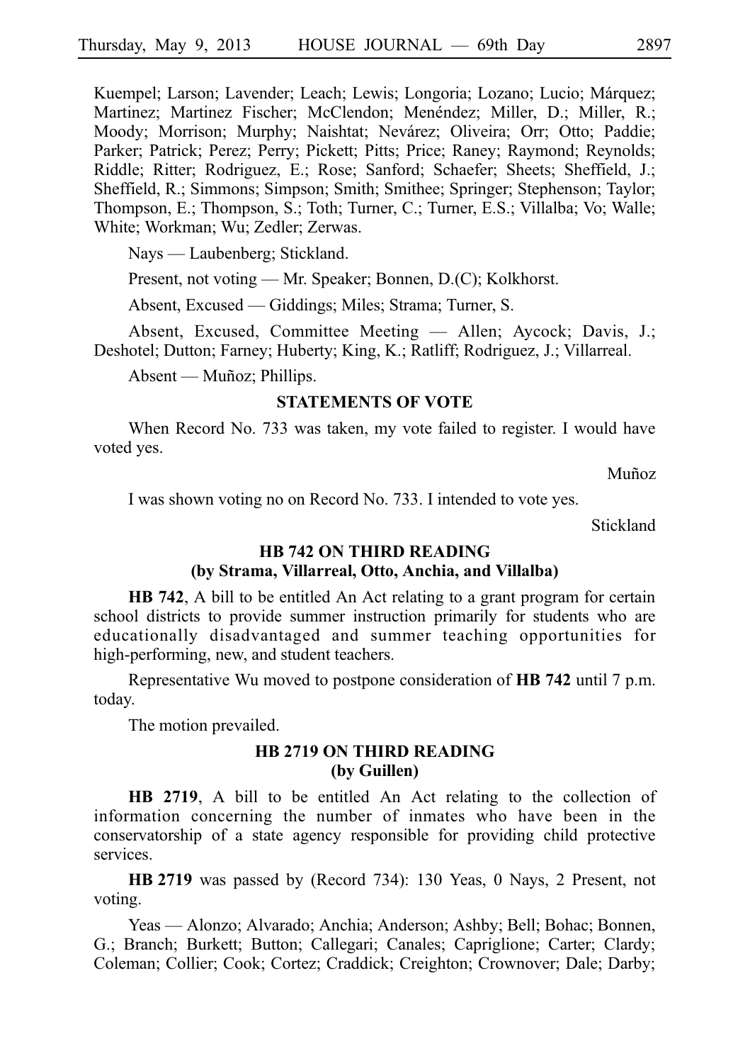Kuempel; Larson; Lavender; Leach; Lewis; Longoria; Lozano; Lucio; Márquez; Martinez; Martinez Fischer; McClendon; Menéndez; Miller, D.; Miller, R.; Moody; Morrison; Murphy; Naishtat; Nevárez; Oliveira; Orr; Otto; Paddie; Parker; Patrick; Perez; Perry; Pickett; Pitts; Price; Raney; Raymond; Reynolds; Riddle; Ritter; Rodriguez, E.; Rose; Sanford; Schaefer; Sheets; Sheffield, J.; Sheffield, R.; Simmons; Simpson; Smith; Smithee; Springer; Stephenson; Taylor; Thompson, E.; Thompson, S.; Toth; Turner, C.; Turner, E.S.; Villalba; Vo; Walle; White; Workman; Wu; Zedler; Zerwas.

Nays — Laubenberg; Stickland.

Present, not voting — Mr. Speaker; Bonnen, D.(C); Kolkhorst.

Absent, Excused — Giddings; Miles; Strama; Turner, S.

Absent, Excused, Committee Meeting — Allen; Aycock; Davis, J.; Deshotel; Dutton; Farney; Huberty; King, K.; Ratliff; Rodriguez, J.; Villarreal.

Absent — Muñoz; Phillips.

## STATEMENTS OF VOTE

When Record No. 733 was taken, my vote failed to register. I would have voted yes.

Muñoz

I was shown voting no on Record No. 733. I intended to vote yes.

Stickland

## HB 742 ON THIRD READING
## (by Strama, Villarreal, Otto, Anchia, and Villalba)

**HB 742**, A bill to be entitled An Act relating to a grant program for certain school districts to provide summer instruction primarily for students who are educationally disadvantaged and summer teaching opportunities for high-performing, new, and student teachers.

Representative Wu moved to postpone consideration of **HB 742** until 7 p.m. today.

The motion prevailed.

## HB 2719 ON THIRD READING
## (by Guillen)

**HB 2719**, A bill to be entitled An Act relating to the collection of information concerning the number of inmates who have been in the conservatorship of a state agency responsible for providing child protective services.

**HB 2719** was passed by (Record 734): 130 Yeas, 0 Nays, 2 Present, not voting.

Yeas — Alonzo; Alvarado; Anchia; Anderson; Ashby; Bell; Bohac; Bonnen, G.; Branch; Burkett; Button; Callegari; Canales; Capriglione; Carter; Clardy; Coleman; Collier; Cook; Cortez; Craddick; Creighton; Crownover; Dale; Darby;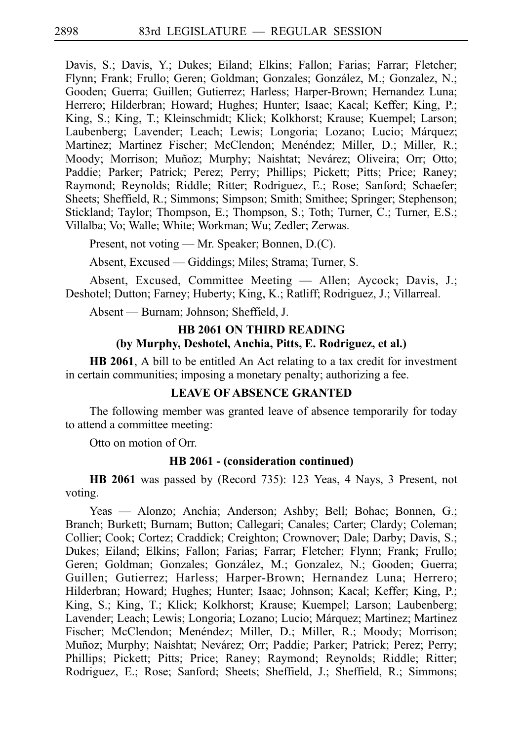Davis, S.; Davis, Y.; Dukes; Eiland; Elkins; Fallon; Farias; Farrar; Fletcher; Flynn; Frank; Frullo; Geren; Goldman; Gonzales; González, M.; Gonzalez, N.; Gooden; Guerra; Guillen; Gutierrez; Harless; Harper-Brown; Hernandez Luna; Herrero; Hilderbran; Howard; Hughes; Hunter; Isaac; Kacal; Keffer; King, P.; King, S.; King, T.; Kleinschmidt; Klick; Kolkhorst; Krause; Kuempel; Larson; Laubenberg; Lavender; Leach; Lewis; Longoria; Lozano; Lucio; Márquez; Martinez; Martinez Fischer; McClendon; Menéndez; Miller, D.; Miller, R.; Moody; Morrison; Muñoz; Murphy; Naishtat; Nevárez; Oliveira; Orr; Otto; Paddie; Parker; Patrick; Perez; Perry; Phillips; Pickett; Pitts; Price; Raney; Raymond; Reynolds; Riddle; Ritter; Rodriguez, E.; Rose; Sanford; Schaefer; Sheets; Sheffield, R.; Simmons; Simpson; Smith; Smithee; Springer; Stephenson; Stickland; Taylor; Thompson, E.; Thompson, S.; Toth; Turner, C.; Turner, E.S.; Villalba; Vo; Walle; White; Workman; Wu; Zedler; Zerwas.

Present, not voting — Mr. Speaker; Bonnen, D.(C).

Absent, Excused — Giddings; Miles; Strama; Turner, S.

Absent, Excused, Committee Meeting — Allen; Aycock; Davis, J.; Deshotel; Dutton; Farney; Huberty; King, K.; Ratliff; Rodriguez, J.; Villarreal.

Absent — Burnam; Johnson; Sheffield, J.

## HB 2061 ON THIRD READING
## (by Murphy, Deshotel, Anchia, Pitts, E. Rodriguez, et al.)

**HB 2061**, A bill to be entitled An Act relating to a tax credit for investment in certain communities; imposing a monetary penalty; authorizing a fee.

## LEAVE OF ABSENCE GRANTED

The following member was granted leave of absence temporarily for today to attend a committee meeting:

Otto on motion of Orr.

## HB 2061 - (consideration continued)

**HB 2061** was passed by (Record 735): 123 Yeas, 4 Nays, 3 Present, not voting.

Yeas — Alonzo; Anchia; Anderson; Ashby; Bell; Bohac; Bonnen, G.; Branch; Burkett; Burnam; Button; Callegari; Canales; Carter; Clardy; Coleman; Collier; Cook; Cortez; Craddick; Creighton; Crownover; Dale; Darby; Davis, S.; Dukes; Eiland; Elkins; Fallon; Farias; Farrar; Fletcher; Flynn; Frank; Frullo; Geren; Goldman; Gonzales; González, M.; Gonzalez, N.; Gooden; Guerra; Guillen; Gutierrez; Harless; Harper-Brown; Hernandez Luna; Herrero; Hilderbran; Howard; Hughes; Hunter; Isaac; Johnson; Kacal; Keffer; King, P.; King, S.; King, T.; Klick; Kolkhorst; Krause; Kuempel; Larson; Laubenberg; Lavender; Leach; Lewis; Longoria; Lozano; Lucio; Márquez; Martinez; Martinez Fischer; McClendon; Menéndez; Miller, D.; Miller, R.; Moody; Morrison; Muñoz; Murphy; Naishtat; Nevárez; Orr; Paddie; Parker; Patrick; Perez; Perry; Phillips; Pickett; Pitts; Price; Raney; Raymond; Reynolds; Riddle; Ritter; Rodriguez, E.; Rose; Sanford; Sheets; Sheffield, J.; Sheffield, R.; Simmons;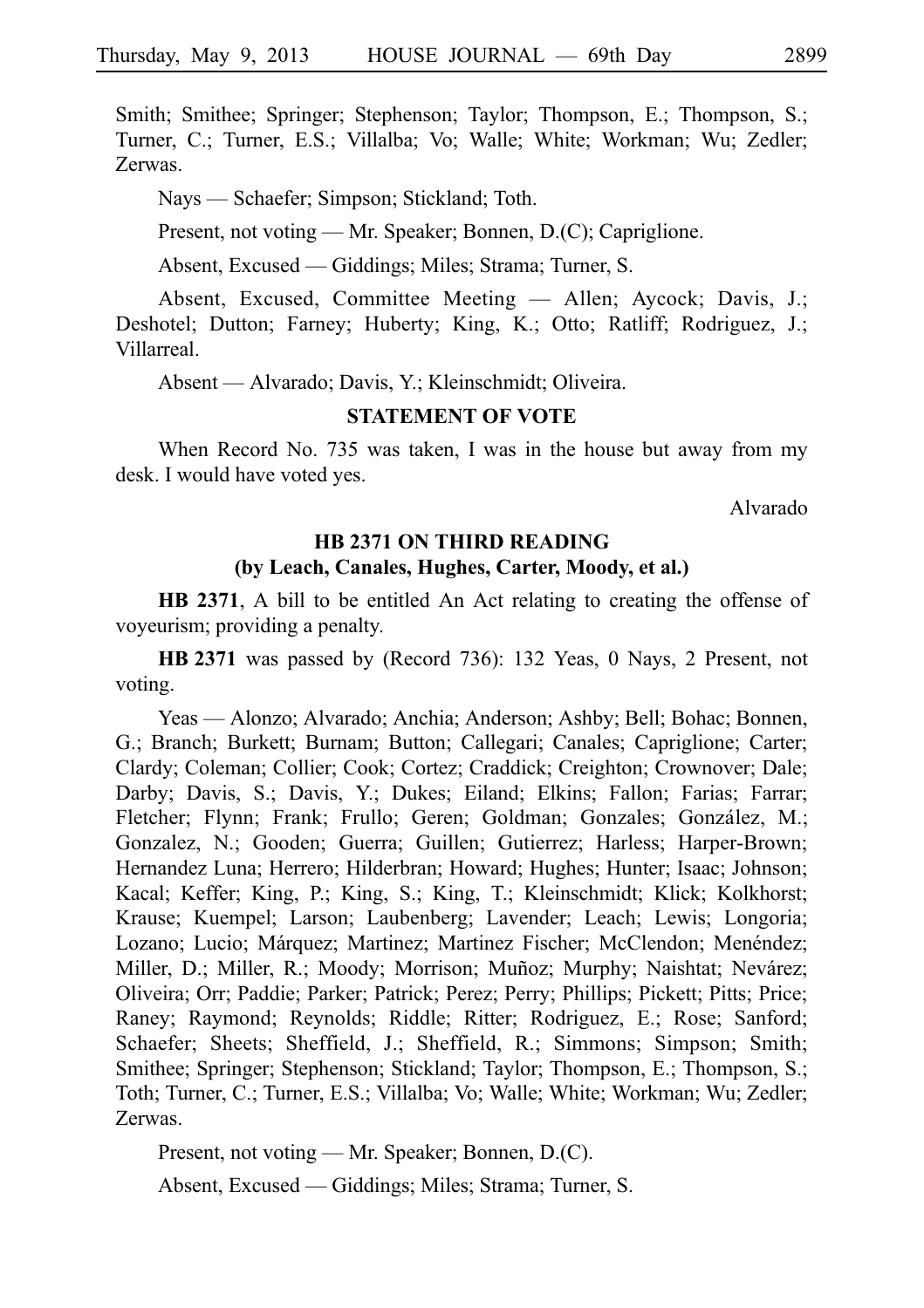Smith; Smithee; Springer; Stephenson; Taylor; Thompson, E.; Thompson, S.; Turner, C.; Turner, E.S.; Villalba; Vo; Walle; White; Workman; Wu; Zedler; Zerwas.

Nays — Schaefer; Simpson; Stickland; Toth.

Present, not voting — Mr. Speaker; Bonnen, D.(C); Capriglione.

Absent, Excused — Giddings; Miles; Strama; Turner, S.

Absent, Excused, Committee Meeting — Allen; Aycock; Davis, J.; Deshotel; Dutton; Farney; Huberty; King, K.; Otto; Ratliff; Rodriguez, J.; Villarreal.

Absent — Alvarado; Davis, Y.; Kleinschmidt; Oliveira.

### STATEMENT OF VOTE

When Record No. 735 was taken, I was in the house but away from my desk. I would have voted yes.

Alvarado

### HB 2371 ON THIRD READING
### (by Leach, Canales, Hughes, Carter, Moody, et al.)

**HB 2371**, A bill to be entitled An Act relating to creating the offense of voyeurism; providing a penalty.

**HB 2371** was passed by (Record 736): 132 Yeas, 0 Nays, 2 Present, not voting.

Yeas — Alonzo; Alvarado; Anchia; Anderson; Ashby; Bell; Bohac; Bonnen, G.; Branch; Burkett; Burnam; Button; Callegari; Canales; Capriglione; Carter; Clardy; Coleman; Collier; Cook; Cortez; Craddick; Creighton; Crownover; Dale; Darby; Davis, S.; Davis, Y.; Dukes; Eiland; Elkins; Fallon; Farias; Farrar; Fletcher; Flynn; Frank; Frullo; Geren; Goldman; Gonzales; González, M.; Gonzalez, N.; Gooden; Guerra; Guillen; Gutierrez; Harless; Harper-Brown; Hernandez Luna; Herrero; Hilderbran; Howard; Hughes; Hunter; Isaac; Johnson; Kacal; Keffer; King, P.; King, S.; King, T.; Kleinschmidt; Klick; Kolkhorst; Krause; Kuempel; Larson; Laubenberg; Lavender; Leach; Lewis; Longoria; Lozano; Lucio; Márquez; Martinez; Martinez Fischer; McClendon; Menéndez; Miller, D.; Miller, R.; Moody; Morrison; Muñoz; Murphy; Naishtat; Nevárez; Oliveira; Orr; Paddie; Parker; Patrick; Perez; Perry; Phillips; Pickett; Pitts; Price; Raney; Raymond; Reynolds; Riddle; Ritter; Rodriguez, E.; Rose; Sanford; Schaefer; Sheets; Sheffield, J.; Sheffield, R.; Simmons; Simpson; Smith; Smithee; Springer; Stephenson; Stickland; Taylor; Thompson, E.; Thompson, S.; Toth; Turner, C.; Turner, E.S.; Villalba; Vo; Walle; White; Workman; Wu; Zedler; Zerwas.

Present, not voting — Mr. Speaker; Bonnen, D.(C).

Absent, Excused — Giddings; Miles; Strama; Turner, S.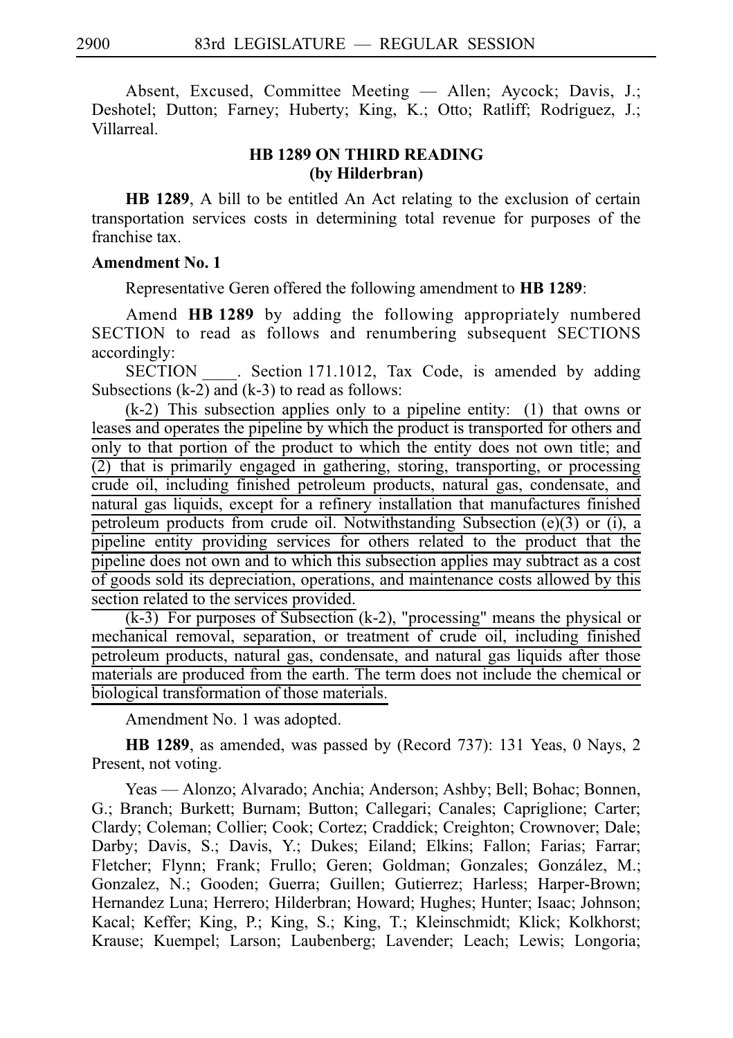Absent, Excused, Committee Meeting — Allen; Aycock; Davis, J.; Deshotel; Dutton; Farney; Huberty; King, K.; Otto; Ratliff; Rodriguez, J.; Villarreal.

### HB 1289 ON THIRD READING
### (by Hilderbran)

**HB 1289**, A bill to be entitled An Act relating to the exclusion of certain transportation services costs in determining total revenue for purposes of the franchise tax.

**Amendment No. 1**

Representative Geren offered the following amendment to **HB 1289**:

Amend **HB 1289** by adding the following appropriately numbered SECTION to read as follows and renumbering subsequent SECTIONS accordingly:

SECTION ____. Section 171.1012, Tax Code, is amended by adding Subsections (k-2) and (k-3) to read as follows:

(k-2) This subsection applies only to a pipeline entity: (1) that owns or leases and operates the pipeline by which the product is transported for others and only to that portion of the product to which the entity does not own title; and (2) that is primarily engaged in gathering, storing, transporting, or processing crude oil, including finished petroleum products, natural gas, condensate, and natural gas liquids, except for a refinery installation that manufactures finished petroleum products from crude oil. Notwithstanding Subsection (e)(3) or (i), a pipeline entity providing services for others related to the product that the pipeline does not own and to which this subsection applies may subtract as a cost of goods sold its depreciation, operations, and maintenance costs allowed by this section related to the services provided.

(k-3) For purposes of Subsection (k-2), "processing" means the physical or mechanical removal, separation, or treatment of crude oil, including finished petroleum products, natural gas, condensate, and natural gas liquids after those materials are produced from the earth. The term does not include the chemical or biological transformation of those materials.

Amendment No. 1 was adopted.

**HB 1289**, as amended, was passed by (Record 737): 131 Yeas, 0 Nays, 2 Present, not voting.

Yeas — Alonzo; Alvarado; Anchia; Anderson; Ashby; Bell; Bohac; Bonnen, G.; Branch; Burkett; Burnam; Button; Callegari; Canales; Capriglione; Carter; Clardy; Coleman; Collier; Cook; Cortez; Craddick; Creighton; Crownover; Dale; Darby; Davis, S.; Davis, Y.; Dukes; Eiland; Elkins; Fallon; Farias; Farrar; Fletcher; Flynn; Frank; Frullo; Geren; Goldman; Gonzales; González, M.; Gonzalez, N.; Gooden; Guerra; Guillen; Gutierrez; Harless; Harper-Brown; Hernandez Luna; Herrero; Hilderbran; Howard; Hughes; Hunter; Isaac; Johnson; Kacal; Keffer; King, P.; King, S.; King, T.; Kleinschmidt; Klick; Kolkhorst; Krause; Kuempel; Larson; Laubenberg; Lavender; Leach; Lewis; Longoria;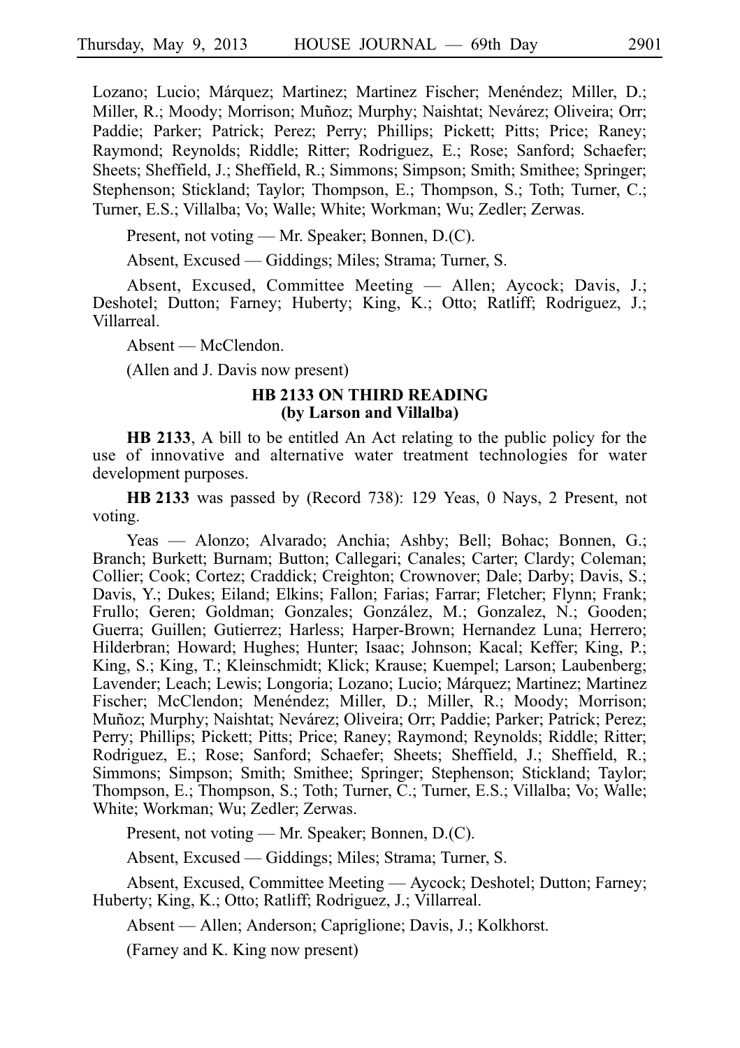Lozano; Lucio; Márquez; Martinez; Martinez Fischer; Menéndez; Miller, D.; Miller, R.; Moody; Morrison; Muñoz; Murphy; Naishtat; Nevárez; Oliveira; Orr; Paddie; Parker; Patrick; Perez; Perry; Phillips; Pickett; Pitts; Price; Raney; Raymond; Reynolds; Riddle; Ritter; Rodriguez, E.; Rose; Sanford; Schaefer; Sheets; Sheffield, J.; Sheffield, R.; Simmons; Simpson; Smith; Smithee; Springer; Stephenson; Stickland; Taylor; Thompson, E.; Thompson, S.; Toth; Turner, C.; Turner, E.S.; Villalba; Vo; Walle; White; Workman; Wu; Zedler; Zerwas.

Present, not voting — Mr. Speaker; Bonnen, D.(C).

Absent, Excused — Giddings; Miles; Strama; Turner, S.

Absent, Excused, Committee Meeting — Allen; Aycock; Davis, J.; Deshotel; Dutton; Farney; Huberty; King, K.; Otto; Ratliff; Rodriguez, J.; Villarreal.

Absent — McClendon.

(Allen and J. Davis now present)

### HB 2133 ON THIRD READING (by Larson and Villalba)

**HB 2133**, A bill to be entitled An Act relating to the public policy for the use of innovative and alternative water treatment technologies for water development purposes.

**HB 2133** was passed by (Record 738): 129 Yeas, 0 Nays, 2 Present, not voting.

Yeas — Alonzo; Alvarado; Anchia; Ashby; Bell; Bohac; Bonnen, G.; Branch; Burkett; Burnam; Button; Callegari; Canales; Carter; Clardy; Coleman; Collier; Cook; Cortez; Craddick; Creighton; Crownover; Dale; Darby; Davis, S.; Davis, Y.; Dukes; Eiland; Elkins; Fallon; Farias; Farrar; Fletcher; Flynn; Frank; Frullo; Geren; Goldman; Gonzales; González, M.; Gonzalez, N.; Gooden; Guerra; Guillen; Gutierrez; Harless; Harper-Brown; Hernandez Luna; Herrero; Hilderbran; Howard; Hughes; Hunter; Isaac; Johnson; Kacal; Keffer; King, P.; King, S.; King, T.; Kleinschmidt; Klick; Krause; Kuempel; Larson; Laubenberg; Lavender; Leach; Lewis; Longoria; Lozano; Lucio; Márquez; Martinez; Martinez Fischer; McClendon; Menéndez; Miller, D.; Miller, R.; Moody; Morrison; Muñoz; Murphy; Naishtat; Nevárez; Oliveira; Orr; Paddie; Parker; Patrick; Perez; Perry; Phillips; Pickett; Pitts; Price; Raney; Raymond; Reynolds; Riddle; Ritter; Rodriguez, E.; Rose; Sanford; Schaefer; Sheets; Sheffield, J.; Sheffield, R.; Simmons; Simpson; Smith; Smithee; Springer; Stephenson; Stickland; Taylor; Thompson, E.; Thompson, S.; Toth; Turner, C.; Turner, E.S.; Villalba; Vo; Walle; White; Workman; Wu; Zedler; Zerwas.

Present, not voting — Mr. Speaker; Bonnen, D.(C).

Absent, Excused — Giddings; Miles; Strama; Turner, S.

Absent, Excused, Committee Meeting — Aycock; Deshotel; Dutton; Farney; Huberty; King, K.; Otto; Ratliff; Rodriguez, J.; Villarreal.

Absent — Allen; Anderson; Capriglione; Davis, J.; Kolkhorst.

(Farney and K. King now present)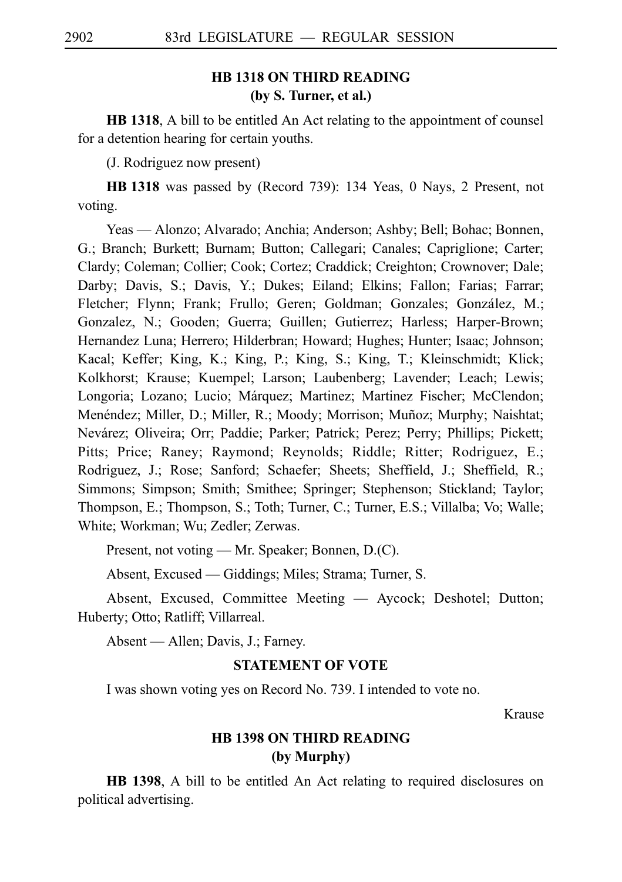## HB 1318 ON THIRD READING (by S. Turner, et al.)

**HB 1318**, A bill to be entitled An Act relating to the appointment of counsel for a detention hearing for certain youths.

(J. Rodriguez now present)

**HB 1318** was passed by (Record 739): 134 Yeas, 0 Nays, 2 Present, not voting.

Yeas — Alonzo; Alvarado; Anchia; Anderson; Ashby; Bell; Bohac; Bonnen, G.; Branch; Burkett; Burnam; Button; Callegari; Canales; Capriglione; Carter; Clardy; Coleman; Collier; Cook; Cortez; Craddick; Creighton; Crownover; Dale; Darby; Davis, S.; Davis, Y.; Dukes; Eiland; Elkins; Fallon; Farias; Farrar; Fletcher; Flynn; Frank; Frullo; Geren; Goldman; Gonzales; González, M.; Gonzalez, N.; Gooden; Guerra; Guillen; Gutierrez; Harless; Harper-Brown; Hernandez Luna; Herrero; Hilderbran; Howard; Hughes; Hunter; Isaac; Johnson; Kacal; Keffer; King, K.; King, P.; King, S.; King, T.; Kleinschmidt; Klick; Kolkhorst; Krause; Kuempel; Larson; Laubenberg; Lavender; Leach; Lewis; Longoria; Lozano; Lucio; Márquez; Martinez; Martinez Fischer; McClendon; Menéndez; Miller, D.; Miller, R.; Moody; Morrison; Muñoz; Murphy; Naishtat; Nevárez; Oliveira; Orr; Paddie; Parker; Patrick; Perez; Perry; Phillips; Pickett; Pitts; Price; Raney; Raymond; Reynolds; Riddle; Ritter; Rodriguez, E.; Rodriguez, J.; Rose; Sanford; Schaefer; Sheets; Sheffield, J.; Sheffield, R.; Simmons; Simpson; Smith; Smithee; Springer; Stephenson; Stickland; Taylor; Thompson, E.; Thompson, S.; Toth; Turner, C.; Turner, E.S.; Villalba; Vo; Walle; White; Workman; Wu; Zedler; Zerwas.

Present, not voting — Mr. Speaker; Bonnen, D.(C).

Absent, Excused — Giddings; Miles; Strama; Turner, S.

Absent, Excused, Committee Meeting — Aycock; Deshotel; Dutton; Huberty; Otto; Ratliff; Villarreal.

Absent — Allen; Davis, J.; Farney.

### STATEMENT OF VOTE

I was shown voting yes on Record No. 739. I intended to vote no.

Krause

## HB 1398 ON THIRD READING (by Murphy)

**HB 1398**, A bill to be entitled An Act relating to required disclosures on political advertising.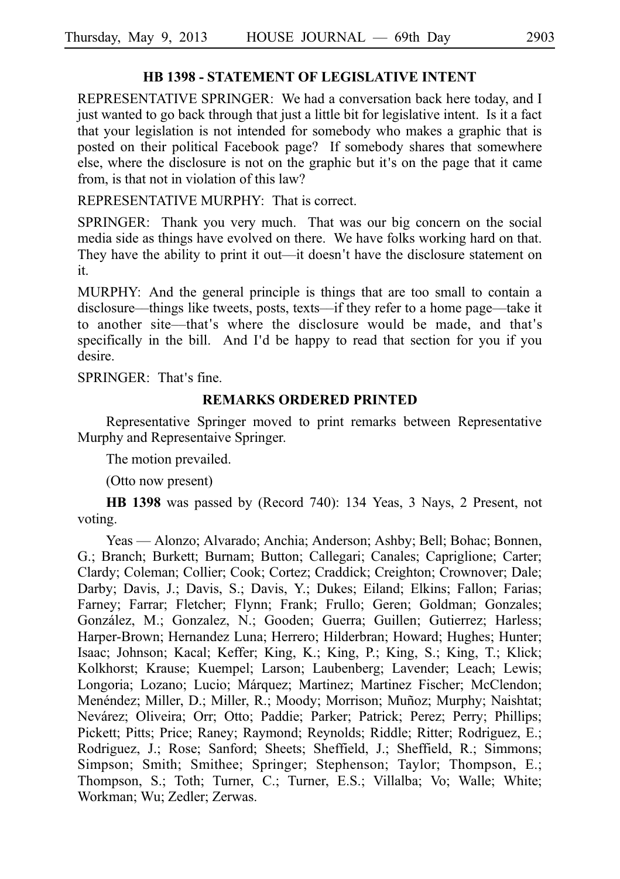### HB 1398 - STATEMENT OF LEGISLATIVE INTENT

REPRESENTATIVE SPRINGER: We had a conversation back here today, and I just wanted to go back through that just a little bit for legislative intent. Is it a fact that your legislation is not intended for somebody who makes a graphic that is posted on their political Facebook page? If somebody shares that somewhere else, where the disclosure is not on the graphic but it's on the page that it came from, is that not in violation of this law?

REPRESENTATIVE MURPHY: That is correct.

SPRINGER: Thank you very much. That was our big concern on the social media side as things have evolved on there. We have folks working hard on that. They have the ability to print it out—it doesn't have the disclosure statement on it.

MURPHY: And the general principle is things that are too small to contain a disclosure—things like tweets, posts, texts—if they refer to a home page—take it to another site—that's where the disclosure would be made, and that's specifically in the bill. And I'd be happy to read that section for you if you desire.

SPRINGER: That's fine.

### REMARKS ORDERED PRINTED

Representative Springer moved to print remarks between Representative Murphy and Representaive Springer.

The motion prevailed.

(Otto now present)

**HB 1398** was passed by (Record 740): 134 Yeas, 3 Nays, 2 Present, not voting.

Yeas — Alonzo; Alvarado; Anchia; Anderson; Ashby; Bell; Bohac; Bonnen, G.; Branch; Burkett; Burnam; Button; Callegari; Canales; Capriglione; Carter; Clardy; Coleman; Collier; Cook; Cortez; Craddick; Creighton; Crownover; Dale; Darby; Davis, J.; Davis, S.; Davis, Y.; Dukes; Eiland; Elkins; Fallon; Farias; Farney; Farrar; Fletcher; Flynn; Frank; Frullo; Geren; Goldman; Gonzales; González, M.; Gonzalez, N.; Gooden; Guerra; Guillen; Gutierrez; Harless; Harper-Brown; Hernandez Luna; Herrero; Hilderbran; Howard; Hughes; Hunter; Isaac; Johnson; Kacal; Keffer; King, K.; King, P.; King, S.; King, T.; Klick; Kolkhorst; Krause; Kuempel; Larson; Laubenberg; Lavender; Leach; Lewis; Longoria; Lozano; Lucio; Márquez; Martinez; Martinez Fischer; McClendon; Menéndez; Miller, D.; Miller, R.; Moody; Morrison; Muñoz; Murphy; Naishtat; Nevárez; Oliveira; Orr; Otto; Paddie; Parker; Patrick; Perez; Perry; Phillips; Pickett; Pitts; Price; Raney; Raymond; Reynolds; Riddle; Ritter; Rodriguez, E.; Rodriguez, J.; Rose; Sanford; Sheets; Sheffield, J.; Sheffield, R.; Simmons; Simpson; Smith; Smithee; Springer; Stephenson; Taylor; Thompson, E.; Thompson, S.; Toth; Turner, C.; Turner, E.S.; Villalba; Vo; Walle; White; Workman; Wu; Zedler; Zerwas.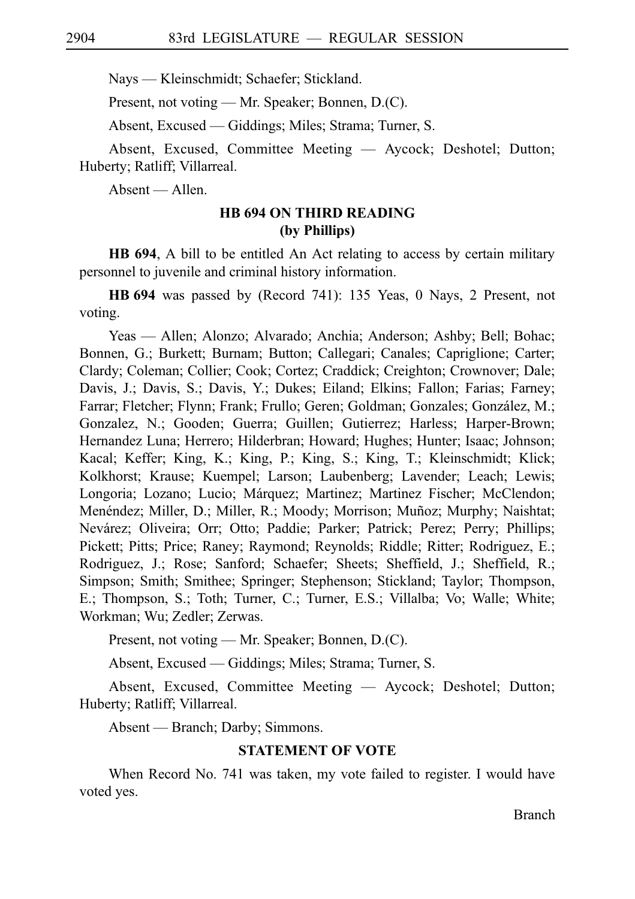Nays — Kleinschmidt; Schaefer; Stickland.

Present, not voting — Mr. Speaker; Bonnen, D.(C).

Absent, Excused — Giddings; Miles; Strama; Turner, S.

Absent, Excused, Committee Meeting — Aycock; Deshotel; Dutton; Huberty; Ratliff; Villarreal.

Absent — Allen.

## HB 694 ON THIRD READING (by Phillips)

**HB 694**, A bill to be entitled An Act relating to access by certain military personnel to juvenile and criminal history information.

**HB 694** was passed by (Record 741): 135 Yeas, 0 Nays, 2 Present, not voting.

Yeas — Allen; Alonzo; Alvarado; Anchia; Anderson; Ashby; Bell; Bohac; Bonnen, G.; Burkett; Burnam; Button; Callegari; Canales; Capriglione; Carter; Clardy; Coleman; Collier; Cook; Cortez; Craddick; Creighton; Crownover; Dale; Davis, J.; Davis, S.; Davis, Y.; Dukes; Eiland; Elkins; Fallon; Farias; Farney; Farrar; Fletcher; Flynn; Frank; Frullo; Geren; Goldman; Gonzales; González, M.; Gonzalez, N.; Gooden; Guerra; Guillen; Gutierrez; Harless; Harper-Brown; Hernandez Luna; Herrero; Hilderbran; Howard; Hughes; Hunter; Isaac; Johnson; Kacal; Keffer; King, K.; King, P.; King, S.; King, T.; Kleinschmidt; Klick; Kolkhorst; Krause; Kuempel; Larson; Laubenberg; Lavender; Leach; Lewis; Longoria; Lozano; Lucio; Márquez; Martinez; Martinez Fischer; McClendon; Menéndez; Miller, D.; Miller, R.; Moody; Morrison; Muñoz; Murphy; Naishtat; Nevárez; Oliveira; Orr; Otto; Paddie; Parker; Patrick; Perez; Perry; Phillips; Pickett; Pitts; Price; Raney; Raymond; Reynolds; Riddle; Ritter; Rodriguez, E.; Rodriguez, J.; Rose; Sanford; Schaefer; Sheets; Sheffield, J.; Sheffield, R.; Simpson; Smith; Smithee; Springer; Stephenson; Stickland; Taylor; Thompson, E.; Thompson, S.; Toth; Turner, C.; Turner, E.S.; Villalba; Vo; Walle; White; Workman; Wu; Zedler; Zerwas.

Present, not voting — Mr. Speaker; Bonnen, D.(C).

Absent, Excused — Giddings; Miles; Strama; Turner, S.

Absent, Excused, Committee Meeting — Aycock; Deshotel; Dutton; Huberty; Ratliff; Villarreal.

Absent — Branch; Darby; Simmons.

## STATEMENT OF VOTE

When Record No. 741 was taken, my vote failed to register. I would have voted yes.

Branch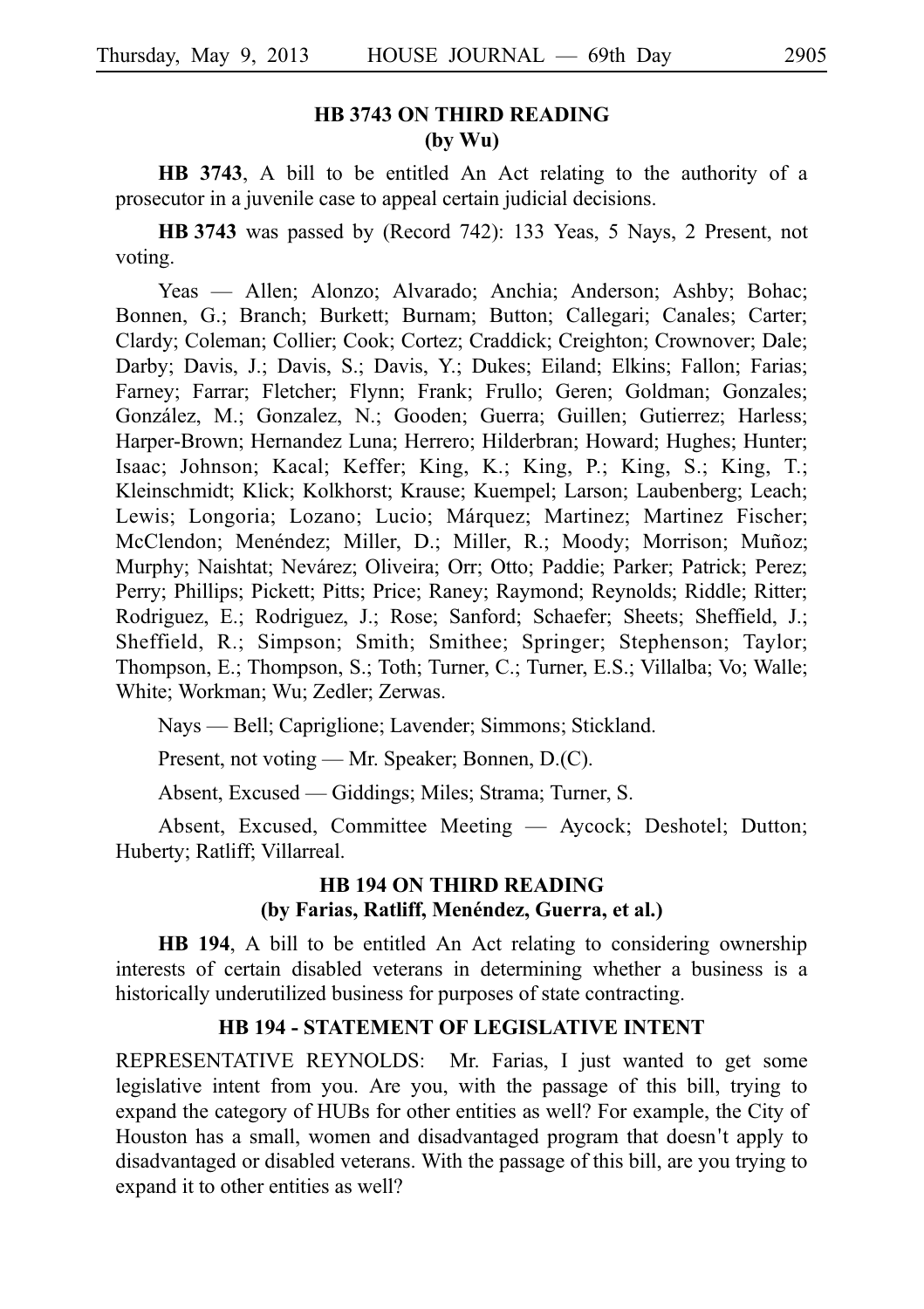## HB 3743 ON THIRD READING
## (by Wu)

**HB 3743**, A bill to be entitled An Act relating to the authority of a prosecutor in a juvenile case to appeal certain judicial decisions.

**HB 3743** was passed by (Record 742): 133 Yeas, 5 Nays, 2 Present, not voting.

Yeas — Allen; Alonzo; Alvarado; Anchia; Anderson; Ashby; Bohac; Bonnen, G.; Branch; Burkett; Burnam; Button; Callegari; Canales; Carter; Clardy; Coleman; Collier; Cook; Cortez; Craddick; Creighton; Crownover; Dale; Darby; Davis, J.; Davis, S.; Davis, Y.; Dukes; Eiland; Elkins; Fallon; Farias; Farney; Farrar; Fletcher; Flynn; Frank; Frullo; Geren; Goldman; Gonzales; González, M.; Gonzalez, N.; Gooden; Guerra; Guillen; Gutierrez; Harless; Harper-Brown; Hernandez Luna; Herrero; Hilderbran; Howard; Hughes; Hunter; Isaac; Johnson; Kacal; Keffer; King, K.; King, P.; King, S.; King, T.; Kleinschmidt; Klick; Kolkhorst; Krause; Kuempel; Larson; Laubenberg; Leach; Lewis; Longoria; Lozano; Lucio; Márquez; Martinez; Martinez Fischer; McClendon; Menéndez; Miller, D.; Miller, R.; Moody; Morrison; Muñoz; Murphy; Naishtat; Nevárez; Oliveira; Orr; Otto; Paddie; Parker; Patrick; Perez; Perry; Phillips; Pickett; Pitts; Price; Raney; Raymond; Reynolds; Riddle; Ritter; Rodriguez, E.; Rodriguez, J.; Rose; Sanford; Schaefer; Sheets; Sheffield, J.; Sheffield, R.; Simpson; Smith; Smithee; Springer; Stephenson; Taylor; Thompson, E.; Thompson, S.; Toth; Turner, C.; Turner, E.S.; Villalba; Vo; Walle; White; Workman; Wu; Zedler; Zerwas.

Nays — Bell; Capriglione; Lavender; Simmons; Stickland.

Present, not voting — Mr. Speaker; Bonnen, D.(C).

Absent, Excused — Giddings; Miles; Strama; Turner, S.

Absent, Excused, Committee Meeting — Aycock; Deshotel; Dutton; Huberty; Ratliff; Villarreal.

## HB 194 ON THIRD READING
## (by Farias, Ratliff, Menéndez, Guerra, et al.)

**HB 194**, A bill to be entitled An Act relating to considering ownership interests of certain disabled veterans in determining whether a business is a historically underutilized business for purposes of state contracting.

### HB 194 - STATEMENT OF LEGISLATIVE INTENT

REPRESENTATIVE REYNOLDS: Mr. Farias, I just wanted to get some legislative intent from you. Are you, with the passage of this bill, trying to expand the category of HUBs for other entities as well? For example, the City of Houston has a small, women and disadvantaged program that doesn't apply to disadvantaged or disabled veterans. With the passage of this bill, are you trying to expand it to other entities as well?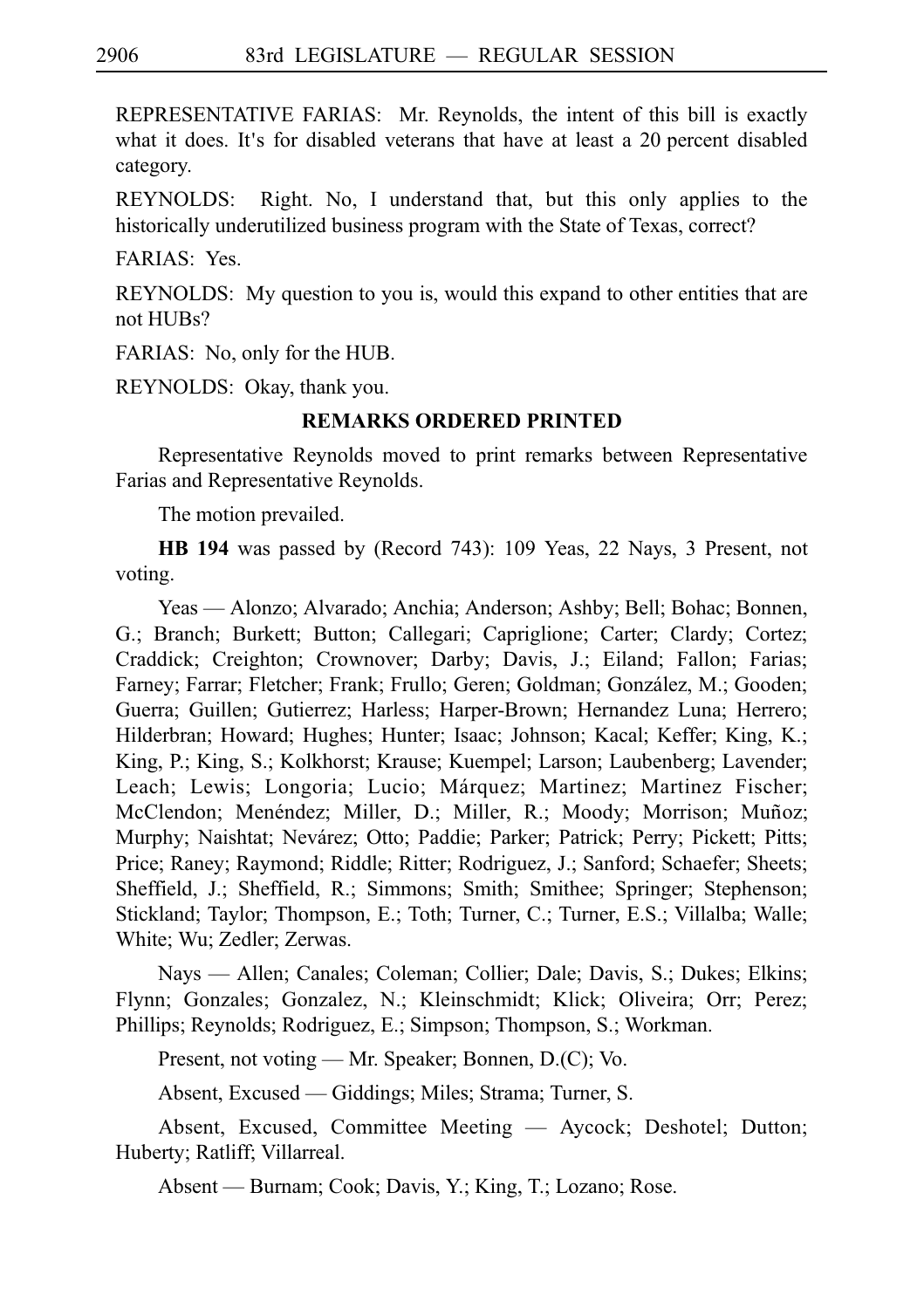REPRESENTATIVE FARIAS: Mr. Reynolds, the intent of this bill is exactly what it does. It's for disabled veterans that have at least a 20 percent disabled category.

REYNOLDS: Right. No, I understand that, but this only applies to the historically underutilized business program with the State of Texas, correct?

FARIAS: Yes.

REYNOLDS: My question to you is, would this expand to other entities that are not HUBs?

FARIAS: No, only for the HUB.

REYNOLDS: Okay, thank you.

**REMARKS ORDERED PRINTED**

Representative Reynolds moved to print remarks between Representative Farias and Representative Reynolds.

The motion prevailed.

**HB 194** was passed by (Record 743): 109 Yeas, 22 Nays, 3 Present, not voting.

Yeas — Alonzo; Alvarado; Anchia; Anderson; Ashby; Bell; Bohac; Bonnen, G.; Branch; Burkett; Button; Callegari; Capriglione; Carter; Clardy; Cortez; Craddick; Creighton; Crownover; Darby; Davis, J.; Eiland; Fallon; Farias; Farney; Farrar; Fletcher; Frank; Frullo; Geren; Goldman; González, M.; Gooden; Guerra; Guillen; Gutierrez; Harless; Harper-Brown; Hernandez Luna; Herrero; Hilderbran; Howard; Hughes; Hunter; Isaac; Johnson; Kacal; Keffer; King, K.; King, P.; King, S.; Kolkhorst; Krause; Kuempel; Larson; Laubenberg; Lavender; Leach; Lewis; Longoria; Lucio; Márquez; Martinez; Martinez Fischer; McClendon; Menéndez; Miller, D.; Miller, R.; Moody; Morrison; Muñoz; Murphy; Naishtat; Nevárez; Otto; Paddie; Parker; Patrick; Perry; Pickett; Pitts; Price; Raney; Raymond; Riddle; Ritter; Rodriguez, J.; Sanford; Schaefer; Sheets; Sheffield, J.; Sheffield, R.; Simmons; Smith; Smithee; Springer; Stephenson; Stickland; Taylor; Thompson, E.; Toth; Turner, C.; Turner, E.S.; Villalba; Walle; White; Wu; Zedler; Zerwas.

Nays — Allen; Canales; Coleman; Collier; Dale; Davis, S.; Dukes; Elkins; Flynn; Gonzales; Gonzalez, N.; Kleinschmidt; Klick; Oliveira; Orr; Perez; Phillips; Reynolds; Rodriguez, E.; Simpson; Thompson, S.; Workman.

Present, not voting — Mr. Speaker; Bonnen, D.(C); Vo.

Absent, Excused — Giddings; Miles; Strama; Turner, S.

Absent, Excused, Committee Meeting — Aycock; Deshotel; Dutton; Huberty; Ratliff; Villarreal.

Absent — Burnam; Cook; Davis, Y.; King, T.; Lozano; Rose.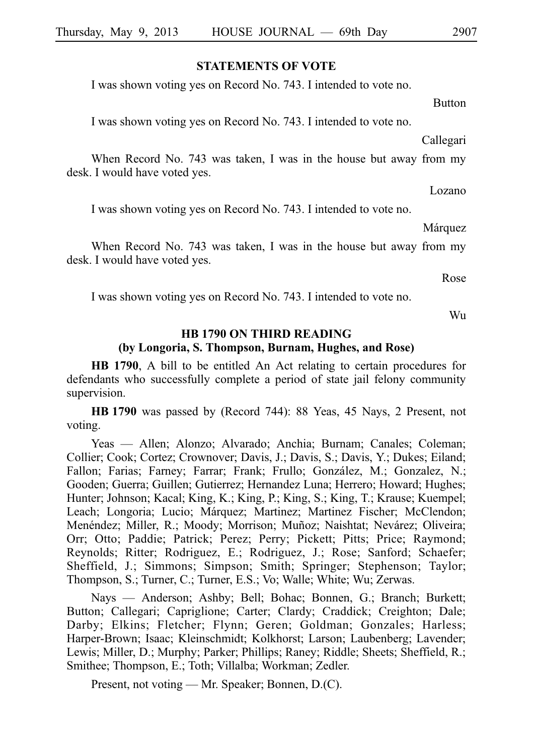## STATEMENTS OF VOTE

I was shown voting yes on Record No. 743. I intended to vote no.

Button

I was shown voting yes on Record No. 743. I intended to vote no.

Callegari

When Record No. 743 was taken, I was in the house but away from my desk. I would have voted yes.

Lozano

I was shown voting yes on Record No. 743. I intended to vote no.

Márquez

When Record No. 743 was taken, I was in the house but away from my desk. I would have voted yes.

Rose

I was shown voting yes on Record No. 743. I intended to vote no.

Wu

## HB 1790 ON THIRD READING
### (by Longoria, S. Thompson, Burnam, Hughes, and Rose)

**HB 1790**, A bill to be entitled An Act relating to certain procedures for defendants who successfully complete a period of state jail felony community supervision.

**HB 1790** was passed by (Record 744): 88 Yeas, 45 Nays, 2 Present, not voting.

Yeas — Allen; Alonzo; Alvarado; Anchia; Burnam; Canales; Coleman; Collier; Cook; Cortez; Crownover; Davis, J.; Davis, S.; Davis, Y.; Dukes; Eiland; Fallon; Farias; Farney; Farrar; Frank; Frullo; González, M.; Gonzalez, N.; Gooden; Guerra; Guillen; Gutierrez; Hernandez Luna; Herrero; Howard; Hughes; Hunter; Johnson; Kacal; King, K.; King, P.; King, S.; King, T.; Krause; Kuempel; Leach; Longoria; Lucio; Márquez; Martinez; Martinez Fischer; McClendon; Menéndez; Miller, R.; Moody; Morrison; Muñoz; Naishtat; Nevárez; Oliveira; Orr; Otto; Paddie; Patrick; Perez; Perry; Pickett; Pitts; Price; Raymond; Reynolds; Ritter; Rodriguez, E.; Rodriguez, J.; Rose; Sanford; Schaefer; Sheffield, J.; Simmons; Simpson; Smith; Springer; Stephenson; Taylor; Thompson, S.; Turner, C.; Turner, E.S.; Vo; Walle; White; Wu; Zerwas.

Nays — Anderson; Ashby; Bell; Bohac; Bonnen, G.; Branch; Burkett; Button; Callegari; Capriglione; Carter; Clardy; Craddick; Creighton; Dale; Darby; Elkins; Fletcher; Flynn; Geren; Goldman; Gonzales; Harless; Harper-Brown; Isaac; Kleinschmidt; Kolkhorst; Larson; Laubenberg; Lavender; Lewis; Miller, D.; Murphy; Parker; Phillips; Raney; Riddle; Sheets; Sheffield, R.; Smithee; Thompson, E.; Toth; Villalba; Workman; Zedler.

Present, not voting — Mr. Speaker; Bonnen, D.(C).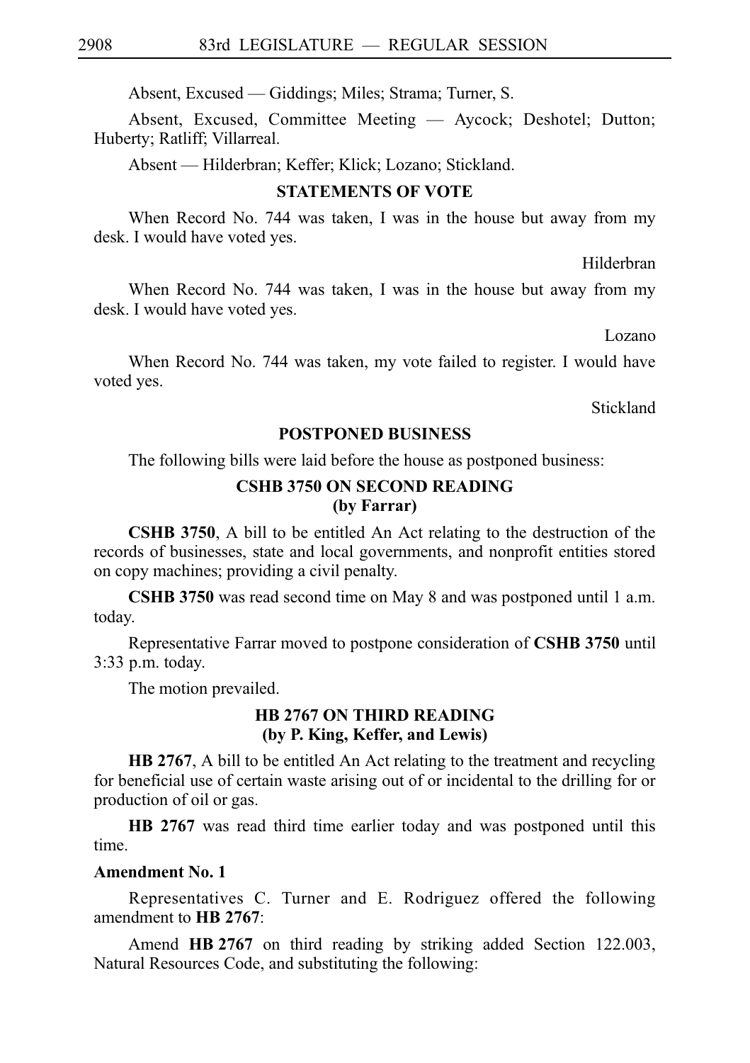Absent, Excused — Giddings; Miles; Strama; Turner, S.

Absent, Excused, Committee Meeting — Aycock; Deshotel; Dutton; Huberty; Ratliff; Villarreal.

Absent — Hilderbran; Keffer; Klick; Lozano; Stickland.

## STATEMENTS OF VOTE

When Record No. 744 was taken, I was in the house but away from my desk. I would have voted yes.

Hilderbran

When Record No. 744 was taken, I was in the house but away from my desk. I would have voted yes.

Lozano

When Record No. 744 was taken, my vote failed to register. I would have voted yes.

Stickland

## POSTPONED BUSINESS

The following bills were laid before the house as postponed business:

### CSHB 3750 ON SECOND READING (by Farrar)

**CSHB 3750**, A bill to be entitled An Act relating to the destruction of the records of businesses, state and local governments, and nonprofit entities stored on copy machines; providing a civil penalty.

**CSHB 3750** was read second time on May 8 and was postponed until 1 a.m. today.

Representative Farrar moved to postpone consideration of **CSHB 3750** until 3:33 p.m. today.

The motion prevailed.

### HB 2767 ON THIRD READING (by P. King, Keffer, and Lewis)

**HB 2767**, A bill to be entitled An Act relating to the treatment and recycling for beneficial use of certain waste arising out of or incidental to the drilling for or production of oil or gas.

**HB 2767** was read third time earlier today and was postponed until this time.

**Amendment No. 1**

Representatives C. Turner and E. Rodriguez offered the following amendment to **HB 2767**:

Amend **HB 2767** on third reading by striking added Section 122.003, Natural Resources Code, and substituting the following: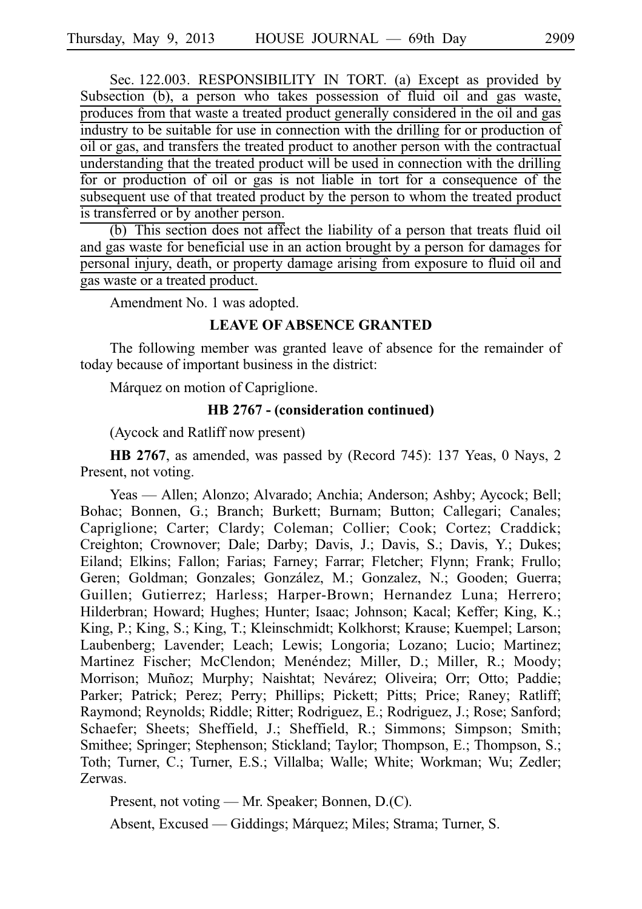Sec. 122.003. RESPONSIBILITY IN TORT. (a) Except as provided by Subsection (b), a person who takes possession of fluid oil and gas waste, produces from that waste a treated product generally considered in the oil and gas industry to be suitable for use in connection with the drilling for or production of oil or gas, and transfers the treated product to another person with the contractual understanding that the treated product will be used in connection with the drilling for or production of oil or gas is not liable in tort for a consequence of the subsequent use of that treated product by the person to whom the treated product is transferred or by another person.

(b) This section does not affect the liability of a person that treats fluid oil and gas waste for beneficial use in an action brought by a person for damages for personal injury, death, or property damage arising from exposure to fluid oil and gas waste or a treated product.

Amendment No. 1 was adopted.

**LEAVE OF ABSENCE GRANTED**

The following member was granted leave of absence for the remainder of today because of important business in the district:

Márquez on motion of Capriglione.

**HB 2767 - (consideration continued)**

(Aycock and Ratliff now present)

**HB 2767**, as amended, was passed by (Record 745): 137 Yeas, 0 Nays, 2 Present, not voting.

Yeas — Allen; Alonzo; Alvarado; Anchia; Anderson; Ashby; Aycock; Bell; Bohac; Bonnen, G.; Branch; Burkett; Burnam; Button; Callegari; Canales; Capriglione; Carter; Clardy; Coleman; Collier; Cook; Cortez; Craddick; Creighton; Crownover; Dale; Darby; Davis, J.; Davis, S.; Davis, Y.; Dukes; Eiland; Elkins; Fallon; Farias; Farney; Farrar; Fletcher; Flynn; Frank; Frullo; Geren; Goldman; Gonzales; González, M.; Gonzalez, N.; Gooden; Guerra; Guillen; Gutierrez; Harless; Harper-Brown; Hernandez Luna; Herrero; Hilderbran; Howard; Hughes; Hunter; Isaac; Johnson; Kacal; Keffer; King, K.; King, P.; King, S.; King, T.; Kleinschmidt; Kolkhorst; Krause; Kuempel; Larson; Laubenberg; Lavender; Leach; Lewis; Longoria; Lozano; Lucio; Martinez; Martinez Fischer; McClendon; Menéndez; Miller, D.; Miller, R.; Moody; Morrison; Muñoz; Murphy; Naishtat; Nevárez; Oliveira; Orr; Otto; Paddie; Parker; Patrick; Perez; Perry; Phillips; Pickett; Pitts; Price; Raney; Ratliff; Raymond; Reynolds; Riddle; Ritter; Rodriguez, E.; Rodriguez, J.; Rose; Sanford; Schaefer; Sheets; Sheffield, J.; Sheffield, R.; Simmons; Simpson; Smith; Smithee; Springer; Stephenson; Stickland; Taylor; Thompson, E.; Thompson, S.; Toth; Turner, C.; Turner, E.S.; Villalba; Walle; White; Workman; Wu; Zedler; Zerwas.

Present, not voting — Mr. Speaker; Bonnen, D.(C).

Absent, Excused — Giddings; Márquez; Miles; Strama; Turner, S.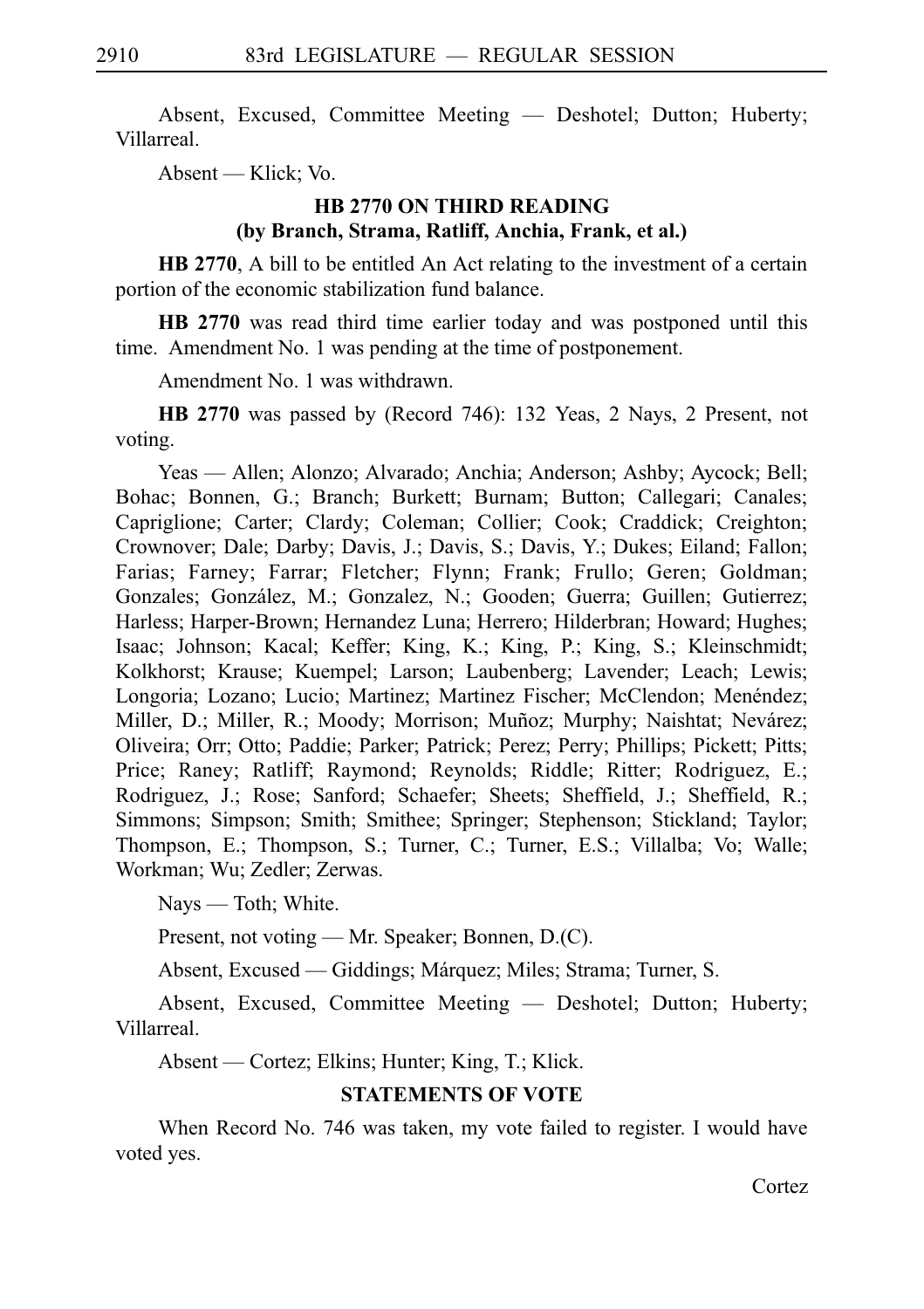Absent, Excused, Committee Meeting — Deshotel; Dutton; Huberty; Villarreal.

Absent — Klick; Vo.

### HB 2770 ON THIRD READING
### (by Branch, Strama, Ratliff, Anchia, Frank, et al.)

**HB 2770**, A bill to be entitled An Act relating to the investment of a certain portion of the economic stabilization fund balance.

**HB 2770** was read third time earlier today and was postponed until this time. Amendment No. 1 was pending at the time of postponement.

Amendment No. 1 was withdrawn.

**HB 2770** was passed by (Record 746): 132 Yeas, 2 Nays, 2 Present, not voting.

Yeas — Allen; Alonzo; Alvarado; Anchia; Anderson; Ashby; Aycock; Bell; Bohac; Bonnen, G.; Branch; Burkett; Burnam; Button; Callegari; Canales; Capriglione; Carter; Clardy; Coleman; Collier; Cook; Craddick; Creighton; Crownover; Dale; Darby; Davis, J.; Davis, S.; Davis, Y.; Dukes; Eiland; Fallon; Farias; Farney; Farrar; Fletcher; Flynn; Frank; Frullo; Geren; Goldman; Gonzales; González, M.; Gonzalez, N.; Gooden; Guerra; Guillen; Gutierrez; Harless; Harper-Brown; Hernandez Luna; Herrero; Hilderbran; Howard; Hughes; Isaac; Johnson; Kacal; Keffer; King, K.; King, P.; King, S.; Kleinschmidt; Kolkhorst; Krause; Kuempel; Larson; Laubenberg; Lavender; Leach; Lewis; Longoria; Lozano; Lucio; Martinez; Martinez Fischer; McClendon; Menéndez; Miller, D.; Miller, R.; Moody; Morrison; Muñoz; Murphy; Naishtat; Nevárez; Oliveira; Orr; Otto; Paddie; Parker; Patrick; Perez; Perry; Phillips; Pickett; Pitts; Price; Raney; Ratliff; Raymond; Reynolds; Riddle; Ritter; Rodriguez, E.; Rodriguez, J.; Rose; Sanford; Schaefer; Sheets; Sheffield, J.; Sheffield, R.; Simmons; Simpson; Smith; Smithee; Springer; Stephenson; Stickland; Taylor; Thompson, E.; Thompson, S.; Turner, C.; Turner, E.S.; Villalba; Vo; Walle; Workman; Wu; Zedler; Zerwas.

Nays — Toth; White.

Present, not voting — Mr. Speaker; Bonnen, D.(C).

Absent, Excused — Giddings; Márquez; Miles; Strama; Turner, S.

Absent, Excused, Committee Meeting — Deshotel; Dutton; Huberty; Villarreal.

Absent — Cortez; Elkins; Hunter; King, T.; Klick.

### STATEMENTS OF VOTE

When Record No. 746 was taken, my vote failed to register. I would have voted yes.

Cortez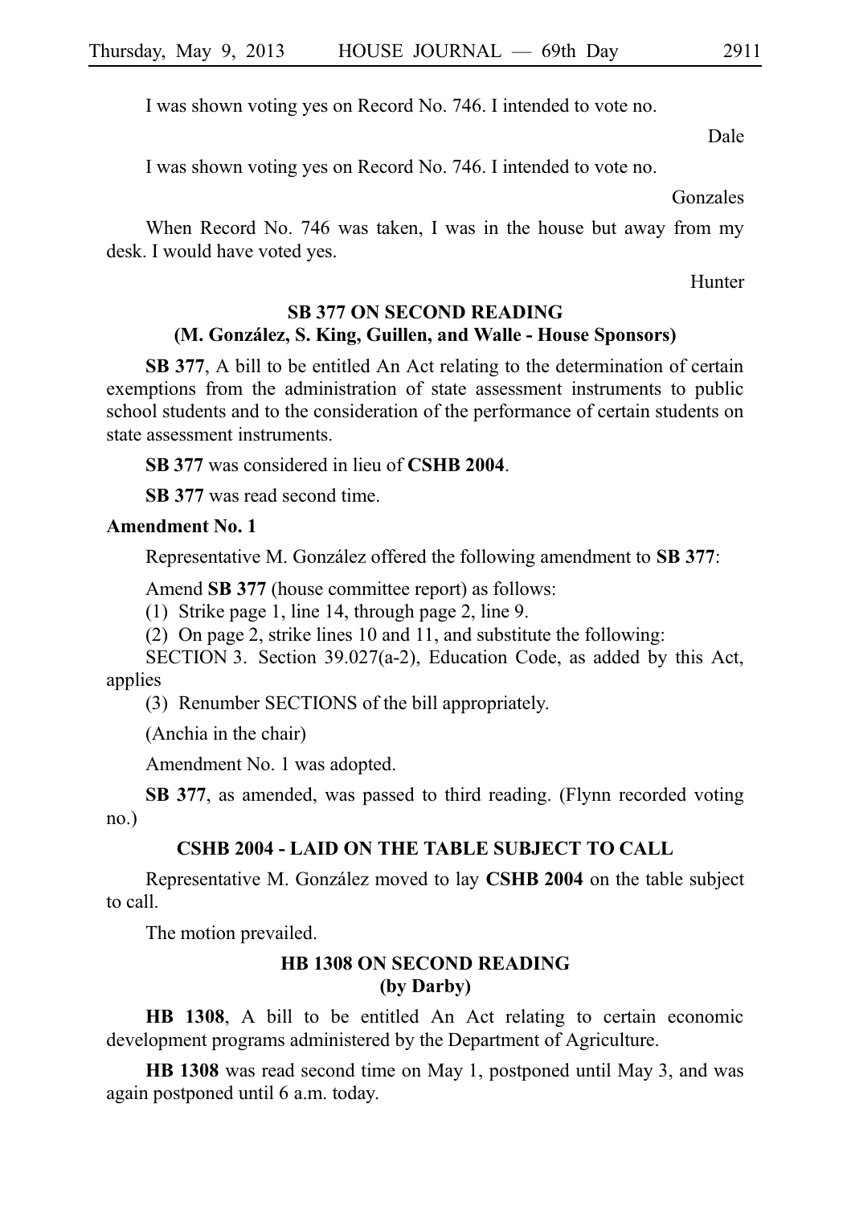I was shown voting yes on Record No. 746. I intended to vote no.

Dale

I was shown voting yes on Record No. 746. I intended to vote no.

Gonzales

When Record No. 746 was taken, I was in the house but away from my desk. I would have voted yes.

Hunter

### SB 377 ON SECOND READING
### (M. González, S. King, Guillen, and Walle - House Sponsors)

**SB 377**, A bill to be entitled An Act relating to the determination of certain exemptions from the administration of state assessment instruments to public school students and to the consideration of the performance of certain students on state assessment instruments.

**SB 377** was considered in lieu of **CSHB 2004**.

**SB 377** was read second time.

**Amendment No. 1**

Representative M. González offered the following amendment to **SB 377**:

Amend **SB 377** (house committee report) as follows:

(1) Strike page 1, line 14, through page 2, line 9.

(2) On page 2, strike lines 10 and 11, and substitute the following:

SECTION 3. Section 39.027(a-2), Education Code, as added by this Act, applies

(3) Renumber SECTIONS of the bill appropriately.

(Anchia in the chair)

Amendment No. 1 was adopted.

**SB 377**, as amended, was passed to third reading. (Flynn recorded voting no.)

### CSHB 2004 - LAID ON THE TABLE SUBJECT TO CALL

Representative M. González moved to lay **CSHB 2004** on the table subject to call.

The motion prevailed.

### HB 1308 ON SECOND READING
### (by Darby)

**HB 1308**, A bill to be entitled An Act relating to certain economic development programs administered by the Department of Agriculture.

**HB 1308** was read second time on May 1, postponed until May 3, and was again postponed until 6 a.m. today.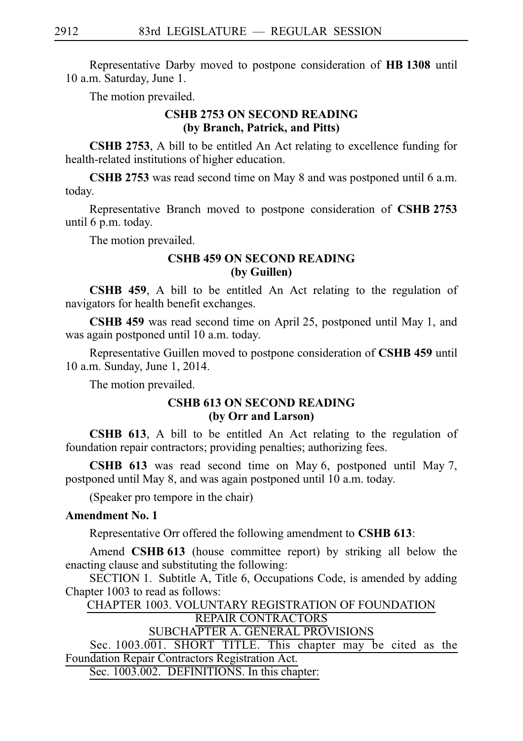Representative Darby moved to postpone consideration of **HB 1308** until 10 a.m. Saturday, June 1.

The motion prevailed.

### CSHB 2753 ON SECOND READING
### (by Branch, Patrick, and Pitts)

**CSHB 2753**, A bill to be entitled An Act relating to excellence funding for health-related institutions of higher education.

**CSHB 2753** was read second time on May 8 and was postponed until 6 a.m. today.

Representative Branch moved to postpone consideration of **CSHB 2753** until 6 p.m. today.

The motion prevailed.

### CSHB 459 ON SECOND READING
### (by Guillen)

**CSHB 459**, A bill to be entitled An Act relating to the regulation of navigators for health benefit exchanges.

**CSHB 459** was read second time on April 25, postponed until May 1, and was again postponed until 10 a.m. today.

Representative Guillen moved to postpone consideration of **CSHB 459** until 10 a.m. Sunday, June 1, 2014.

The motion prevailed.

### CSHB 613 ON SECOND READING
### (by Orr and Larson)

**CSHB 613**, A bill to be entitled An Act relating to the regulation of foundation repair contractors; providing penalties; authorizing fees.

**CSHB 613** was read second time on May 6, postponed until May 7, postponed until May 8, and was again postponed until 10 a.m. today.

(Speaker pro tempore in the chair)

**Amendment No. 1**

Representative Orr offered the following amendment to **CSHB 613**:

Amend **CSHB 613** (house committee report) by striking all below the enacting clause and substituting the following:

SECTION 1. Subtitle A, Title 6, Occupations Code, is amended by adding Chapter 1003 to read as follows:

CHAPTER 1003. VOLUNTARY REGISTRATION OF FOUNDATION REPAIR CONTRACTORS

SUBCHAPTER A. GENERAL PROVISIONS

Sec. 1003.001. SHORT TITLE. This chapter may be cited as the Foundation Repair Contractors Registration Act.

Sec. 1003.002. DEFINITIONS. In this chapter: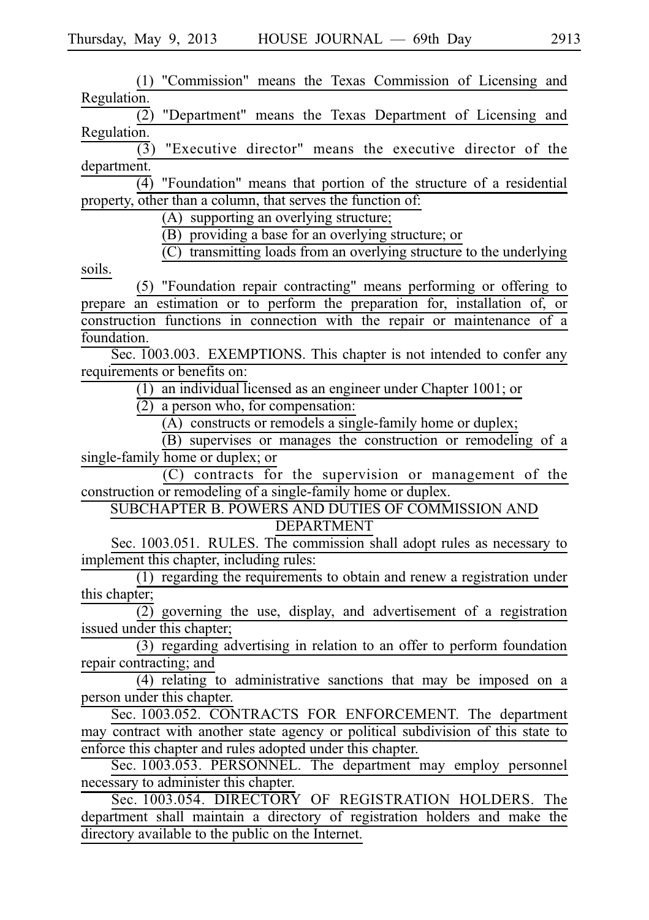(1) "Commission" means the Texas Commission of Licensing and Regulation.

(2) "Department" means the Texas Department of Licensing and Regulation.

(3) "Executive director" means the executive director of the department.

(4) "Foundation" means that portion of the structure of a residential property, other than a column, that serves the function of:

(A) supporting an overlying structure;

(B) providing a base for an overlying structure; or

(C) transmitting loads from an overlying structure to the underlying soils.

(5) "Foundation repair contracting" means performing or offering to prepare an estimation or to perform the preparation for, installation of, or construction functions in connection with the repair or maintenance of a foundation.

Sec. 1003.003. EXEMPTIONS. This chapter is not intended to confer any requirements or benefits on:

(1) an individual licensed as an engineer under Chapter 1001; or

(2) a person who, for compensation:

(A) constructs or remodels a single-family home or duplex;

(B) supervises or manages the construction or remodeling of a single-family home or duplex; or

(C) contracts for the supervision or management of the construction or remodeling of a single-family home or duplex.

SUBCHAPTER B. POWERS AND DUTIES OF COMMISSION AND DEPARTMENT

Sec. 1003.051. RULES. The commission shall adopt rules as necessary to implement this chapter, including rules:

(1) regarding the requirements to obtain and renew a registration under this chapter;

(2) governing the use, display, and advertisement of a registration issued under this chapter;

(3) regarding advertising in relation to an offer to perform foundation repair contracting; and

(4) relating to administrative sanctions that may be imposed on a person under this chapter.

Sec. 1003.052. CONTRACTS FOR ENFORCEMENT. The department may contract with another state agency or political subdivision of this state to enforce this chapter and rules adopted under this chapter.

Sec. 1003.053. PERSONNEL. The department may employ personnel necessary to administer this chapter.

Sec. 1003.054. DIRECTORY OF REGISTRATION HOLDERS. The department shall maintain a directory of registration holders and make the directory available to the public on the Internet.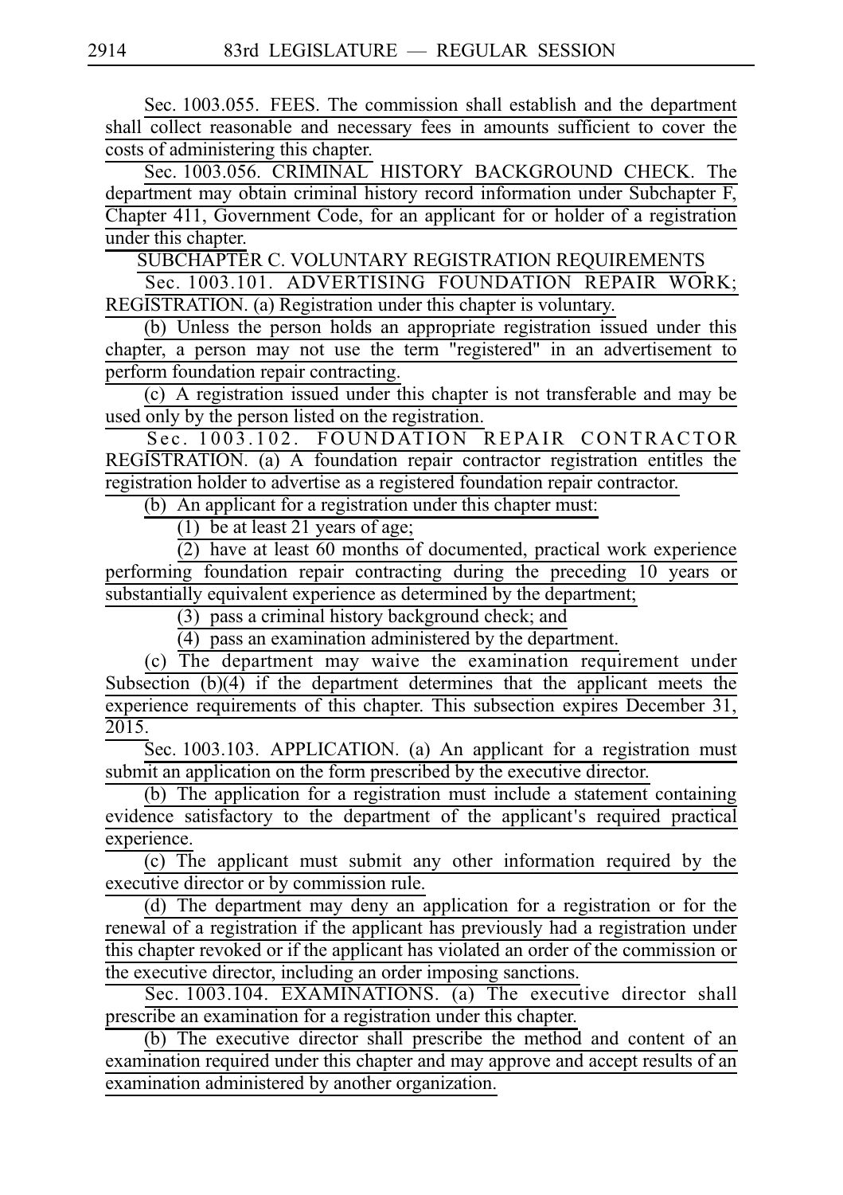Sec. 1003.055. FEES. The commission shall establish and the department shall collect reasonable and necessary fees in amounts sufficient to cover the costs of administering this chapter.

Sec. 1003.056. CRIMINAL HISTORY BACKGROUND CHECK. The department may obtain criminal history record information under Subchapter F, Chapter 411, Government Code, for an applicant for or holder of a registration under this chapter.

SUBCHAPTER C. VOLUNTARY REGISTRATION REQUIREMENTS

Sec. 1003.101. ADVERTISING FOUNDATION REPAIR WORK; REGISTRATION. (a) Registration under this chapter is voluntary.

(b) Unless the person holds an appropriate registration issued under this chapter, a person may not use the term "registered" in an advertisement to perform foundation repair contracting.

(c) A registration issued under this chapter is not transferable and may be used only by the person listed on the registration.

Sec. 1003.102. FOUNDATION REPAIR CONTRACTOR REGISTRATION. (a) A foundation repair contractor registration entitles the registration holder to advertise as a registered foundation repair contractor.

(b) An applicant for a registration under this chapter must:

(1) be at least 21 years of age;

(2) have at least 60 months of documented, practical work experience performing foundation repair contracting during the preceding 10 years or substantially equivalent experience as determined by the department;

(3) pass a criminal history background check; and

(4) pass an examination administered by the department.

(c) The department may waive the examination requirement under Subsection (b)(4) if the department determines that the applicant meets the experience requirements of this chapter. This subsection expires December 31, 2015.

Sec. 1003.103. APPLICATION. (a) An applicant for a registration must submit an application on the form prescribed by the executive director.

(b) The application for a registration must include a statement containing evidence satisfactory to the department of the applicant's required practical experience.

(c) The applicant must submit any other information required by the executive director or by commission rule.

(d) The department may deny an application for a registration or for the renewal of a registration if the applicant has previously had a registration under this chapter revoked or if the applicant has violated an order of the commission or the executive director, including an order imposing sanctions.

Sec. 1003.104. EXAMINATIONS. (a) The executive director shall prescribe an examination for a registration under this chapter.

(b) The executive director shall prescribe the method and content of an examination required under this chapter and may approve and accept results of an examination administered by another organization.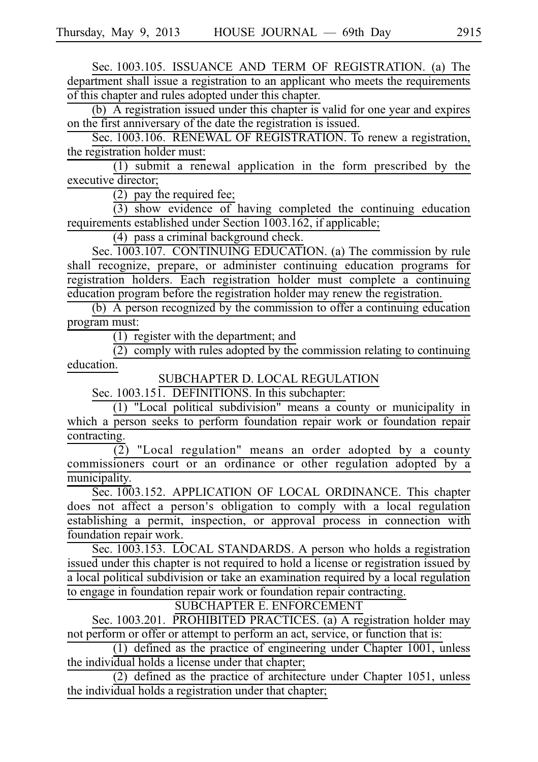Sec. 1003.105. ISSUANCE AND TERM OF REGISTRATION. (a) The department shall issue a registration to an applicant who meets the requirements of this chapter and rules adopted under this chapter.

(b) A registration issued under this chapter is valid for one year and expires on the first anniversary of the date the registration is issued.

Sec. 1003.106. RENEWAL OF REGISTRATION. To renew a registration, the registration holder must:

(1) submit a renewal application in the form prescribed by the executive director;

(2) pay the required fee;

(3) show evidence of having completed the continuing education requirements established under Section 1003.162, if applicable;

(4) pass a criminal background check.

Sec. 1003.107. CONTINUING EDUCATION. (a) The commission by rule shall recognize, prepare, or administer continuing education programs for registration holders. Each registration holder must complete a continuing education program before the registration holder may renew the registration.

(b) A person recognized by the commission to offer a continuing education program must:

(1) register with the department; and

(2) comply with rules adopted by the commission relating to continuing education.

SUBCHAPTER D. LOCAL REGULATION

Sec. 1003.151. DEFINITIONS. In this subchapter:

(1) "Local political subdivision" means a county or municipality in which a person seeks to perform foundation repair work or foundation repair contracting.

(2) "Local regulation" means an order adopted by a county commissioners court or an ordinance or other regulation adopted by a municipality.

Sec. 1003.152. APPLICATION OF LOCAL ORDINANCE. This chapter does not affect a person's obligation to comply with a local regulation establishing a permit, inspection, or approval process in connection with foundation repair work.

Sec. 1003.153. LOCAL STANDARDS. A person who holds a registration issued under this chapter is not required to hold a license or registration issued by a local political subdivision or take an examination required by a local regulation to engage in foundation repair work or foundation repair contracting.

SUBCHAPTER E. ENFORCEMENT

Sec. 1003.201. PROHIBITED PRACTICES. (a) A registration holder may not perform or offer or attempt to perform an act, service, or function that is:

(1) defined as the practice of engineering under Chapter 1001, unless the individual holds a license under that chapter;

(2) defined as the practice of architecture under Chapter 1051, unless the individual holds a registration under that chapter;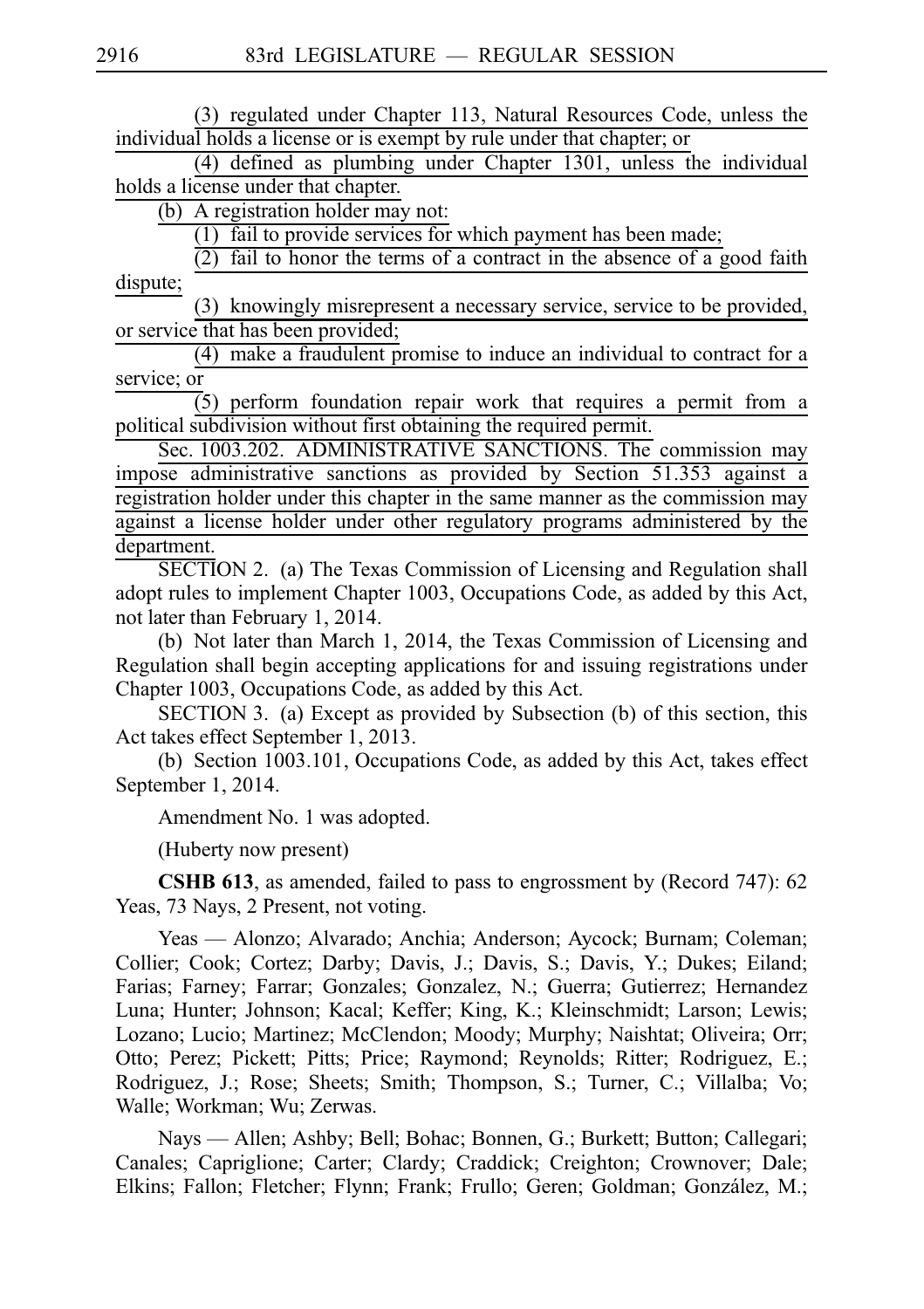(3) regulated under Chapter 113, Natural Resources Code, unless the individual holds a license or is exempt by rule under that chapter; or

(4) defined as plumbing under Chapter 1301, unless the individual holds a license under that chapter.

(b) A registration holder may not:

(1) fail to provide services for which payment has been made;

(2) fail to honor the terms of a contract in the absence of a good faith dispute;

(3) knowingly misrepresent a necessary service, service to be provided, or service that has been provided;

(4) make a fraudulent promise to induce an individual to contract for a service; or

(5) perform foundation repair work that requires a permit from a political subdivision without first obtaining the required permit.

Sec. 1003.202. ADMINISTRATIVE SANCTIONS. The commission may impose administrative sanctions as provided by Section 51.353 against a registration holder under this chapter in the same manner as the commission may against a license holder under other regulatory programs administered by the department.

SECTION 2. (a) The Texas Commission of Licensing and Regulation shall adopt rules to implement Chapter 1003, Occupations Code, as added by this Act, not later than February 1, 2014.

(b) Not later than March 1, 2014, the Texas Commission of Licensing and Regulation shall begin accepting applications for and issuing registrations under Chapter 1003, Occupations Code, as added by this Act.

SECTION 3. (a) Except as provided by Subsection (b) of this section, this Act takes effect September 1, 2013.

(b) Section 1003.101, Occupations Code, as added by this Act, takes effect September 1, 2014.

Amendment No. 1 was adopted.

(Huberty now present)

**CSHB 613**, as amended, failed to pass to engrossment by (Record 747): 62 Yeas, 73 Nays, 2 Present, not voting.

Yeas — Alonzo; Alvarado; Anchia; Anderson; Aycock; Burnam; Coleman; Collier; Cook; Cortez; Darby; Davis, J.; Davis, S.; Davis, Y.; Dukes; Eiland; Farias; Farney; Farrar; Gonzales; Gonzalez, N.; Guerra; Gutierrez; Hernandez Luna; Hunter; Johnson; Kacal; Keffer; King, K.; Kleinschmidt; Larson; Lewis; Lozano; Lucio; Martinez; McClendon; Moody; Murphy; Naishtat; Oliveira; Orr; Otto; Perez; Pickett; Pitts; Price; Raymond; Reynolds; Ritter; Rodriguez, E.; Rodriguez, J.; Rose; Sheets; Smith; Thompson, S.; Turner, C.; Villalba; Vo; Walle; Workman; Wu; Zerwas.

Nays — Allen; Ashby; Bell; Bohac; Bonnen, G.; Burkett; Button; Callegari; Canales; Capriglione; Carter; Clardy; Craddick; Creighton; Crownover; Dale; Elkins; Fallon; Fletcher; Flynn; Frank; Frullo; Geren; Goldman; González, M.;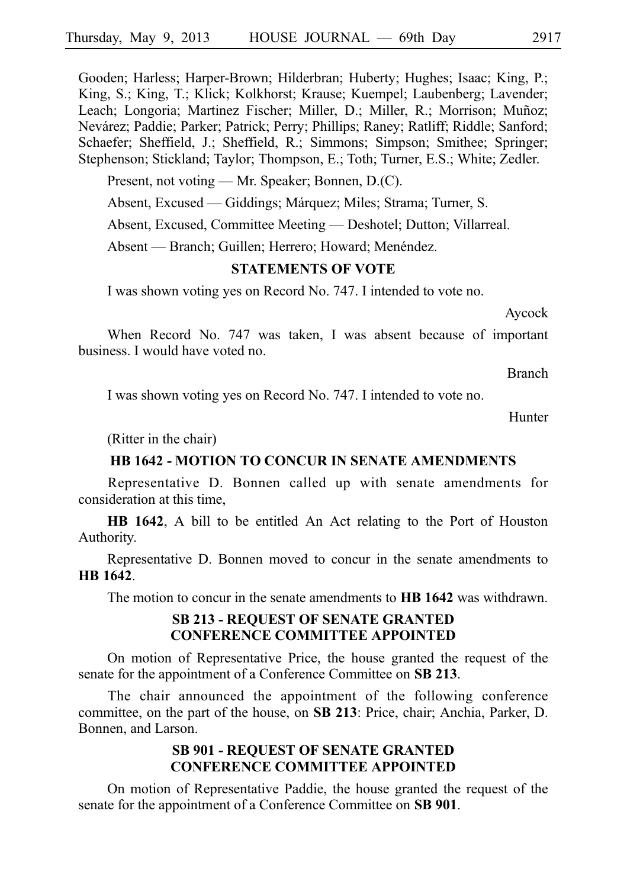Gooden; Harless; Harper-Brown; Hilderbran; Huberty; Hughes; Isaac; King, P.; King, S.; King, T.; Klick; Kolkhorst; Krause; Kuempel; Laubenberg; Lavender; Leach; Longoria; Martinez Fischer; Miller, D.; Miller, R.; Morrison; Muñoz; Nevárez; Paddie; Parker; Patrick; Perry; Phillips; Raney; Ratliff; Riddle; Sanford; Schaefer; Sheffield, J.; Sheffield, R.; Simmons; Simpson; Smithee; Springer; Stephenson; Stickland; Taylor; Thompson, E.; Toth; Turner, E.S.; White; Zedler.

Present, not voting — Mr. Speaker; Bonnen, D.(C).

Absent, Excused — Giddings; Márquez; Miles; Strama; Turner, S.

Absent, Excused, Committee Meeting — Deshotel; Dutton; Villarreal.

Absent — Branch; Guillen; Herrero; Howard; Menéndez.

## STATEMENTS OF VOTE

I was shown voting yes on Record No. 747. I intended to vote no.

Aycock

When Record No. 747 was taken, I was absent because of important business. I would have voted no.

Branch

I was shown voting yes on Record No. 747. I intended to vote no.

Hunter

(Ritter in the chair)

## HB 1642 - MOTION TO CONCUR IN SENATE AMENDMENTS

Representative D. Bonnen called up with senate amendments for consideration at this time,

**HB 1642**, A bill to be entitled An Act relating to the Port of Houston Authority.

Representative D. Bonnen moved to concur in the senate amendments to **HB 1642**.

The motion to concur in the senate amendments to **HB 1642** was withdrawn.

## SB 213 - REQUEST OF SENATE GRANTED CONFERENCE COMMITTEE APPOINTED

On motion of Representative Price, the house granted the request of the senate for the appointment of a Conference Committee on **SB 213**.

The chair announced the appointment of the following conference committee, on the part of the house, on **SB 213**: Price, chair; Anchia, Parker, D. Bonnen, and Larson.

## SB 901 - REQUEST OF SENATE GRANTED CONFERENCE COMMITTEE APPOINTED

On motion of Representative Paddie, the house granted the request of the senate for the appointment of a Conference Committee on **SB 901**.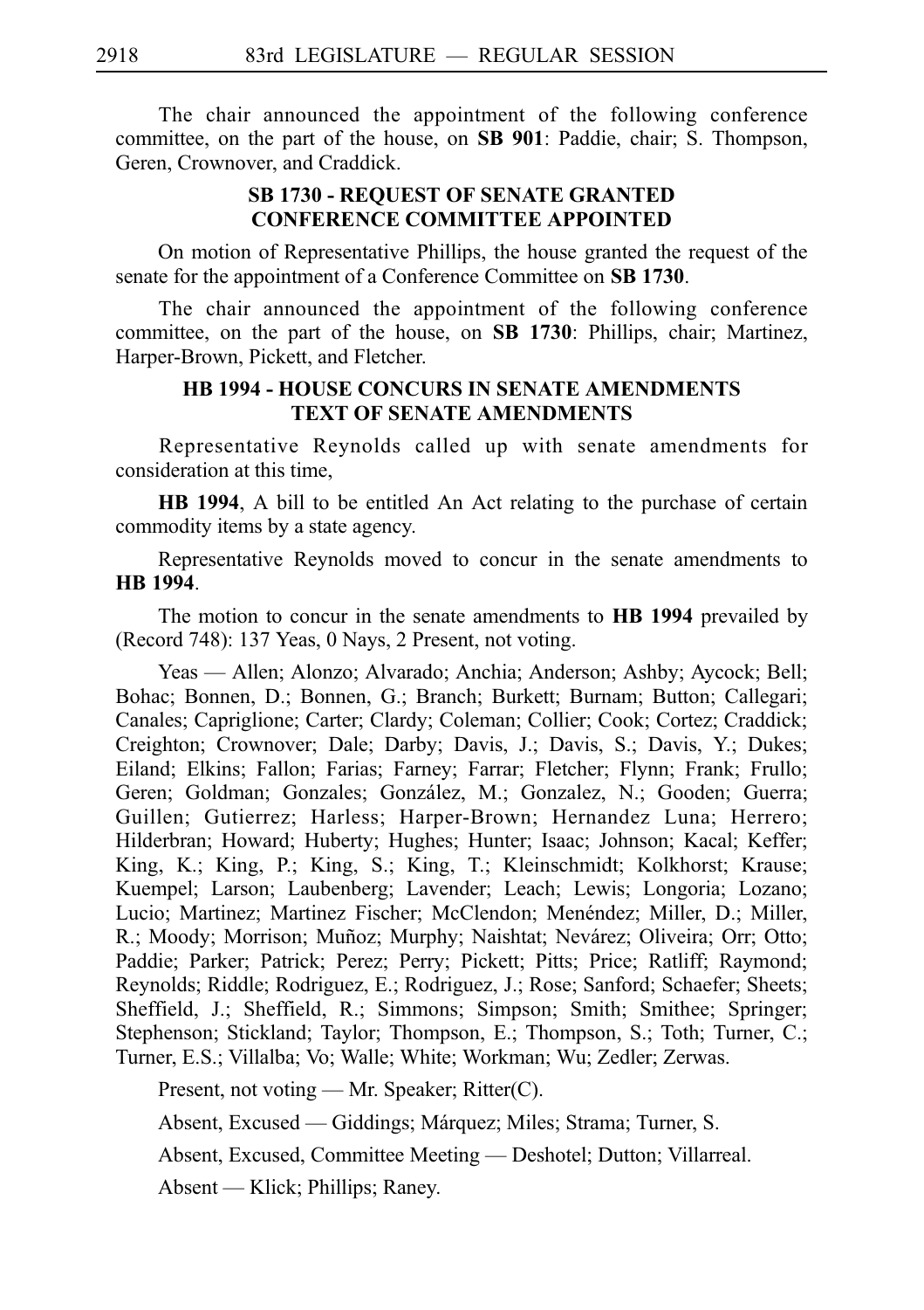The chair announced the appointment of the following conference committee, on the part of the house, on **SB 901**: Paddie, chair; S. Thompson, Geren, Crownover, and Craddick.

### SB 1730 - REQUEST OF SENATE GRANTED CONFERENCE COMMITTEE APPOINTED

On motion of Representative Phillips, the house granted the request of the senate for the appointment of a Conference Committee on **SB 1730**.

The chair announced the appointment of the following conference committee, on the part of the house, on **SB 1730**: Phillips, chair; Martinez, Harper-Brown, Pickett, and Fletcher.

### HB 1994 - HOUSE CONCURS IN SENATE AMENDMENTS TEXT OF SENATE AMENDMENTS

Representative Reynolds called up with senate amendments for consideration at this time,

**HB 1994**, A bill to be entitled An Act relating to the purchase of certain commodity items by a state agency.

Representative Reynolds moved to concur in the senate amendments to **HB 1994**.

The motion to concur in the senate amendments to **HB 1994** prevailed by (Record 748): 137 Yeas, 0 Nays, 2 Present, not voting.

Yeas — Allen; Alonzo; Alvarado; Anchia; Anderson; Ashby; Aycock; Bell; Bohac; Bonnen, D.; Bonnen, G.; Branch; Burkett; Burnam; Button; Callegari; Canales; Capriglione; Carter; Clardy; Coleman; Collier; Cook; Cortez; Craddick; Creighton; Crownover; Dale; Darby; Davis, J.; Davis, S.; Davis, Y.; Dukes; Eiland; Elkins; Fallon; Farias; Farney; Farrar; Fletcher; Flynn; Frank; Frullo; Geren; Goldman; Gonzales; González, M.; Gonzalez, N.; Gooden; Guerra; Guillen; Gutierrez; Harless; Harper-Brown; Hernandez Luna; Herrero; Hilderbran; Howard; Huberty; Hughes; Hunter; Isaac; Johnson; Kacal; Keffer; King, K.; King, P.; King, S.; King, T.; Kleinschmidt; Kolkhorst; Krause; Kuempel; Larson; Laubenberg; Lavender; Leach; Lewis; Longoria; Lozano; Lucio; Martinez; Martinez Fischer; McClendon; Menéndez; Miller, D.; Miller, R.; Moody; Morrison; Muñoz; Murphy; Naishtat; Nevárez; Oliveira; Orr; Otto; Paddie; Parker; Patrick; Perez; Perry; Pickett; Pitts; Price; Ratliff; Raymond; Reynolds; Riddle; Rodriguez, E.; Rodriguez, J.; Rose; Sanford; Schaefer; Sheets; Sheffield, J.; Sheffield, R.; Simmons; Simpson; Smith; Smithee; Springer; Stephenson; Stickland; Taylor; Thompson, E.; Thompson, S.; Toth; Turner, C.; Turner, E.S.; Villalba; Vo; Walle; White; Workman; Wu; Zedler; Zerwas.

Present, not voting — Mr. Speaker; Ritter(C).

Absent, Excused — Giddings; Márquez; Miles; Strama; Turner, S.

Absent, Excused, Committee Meeting — Deshotel; Dutton; Villarreal.

Absent — Klick; Phillips; Raney.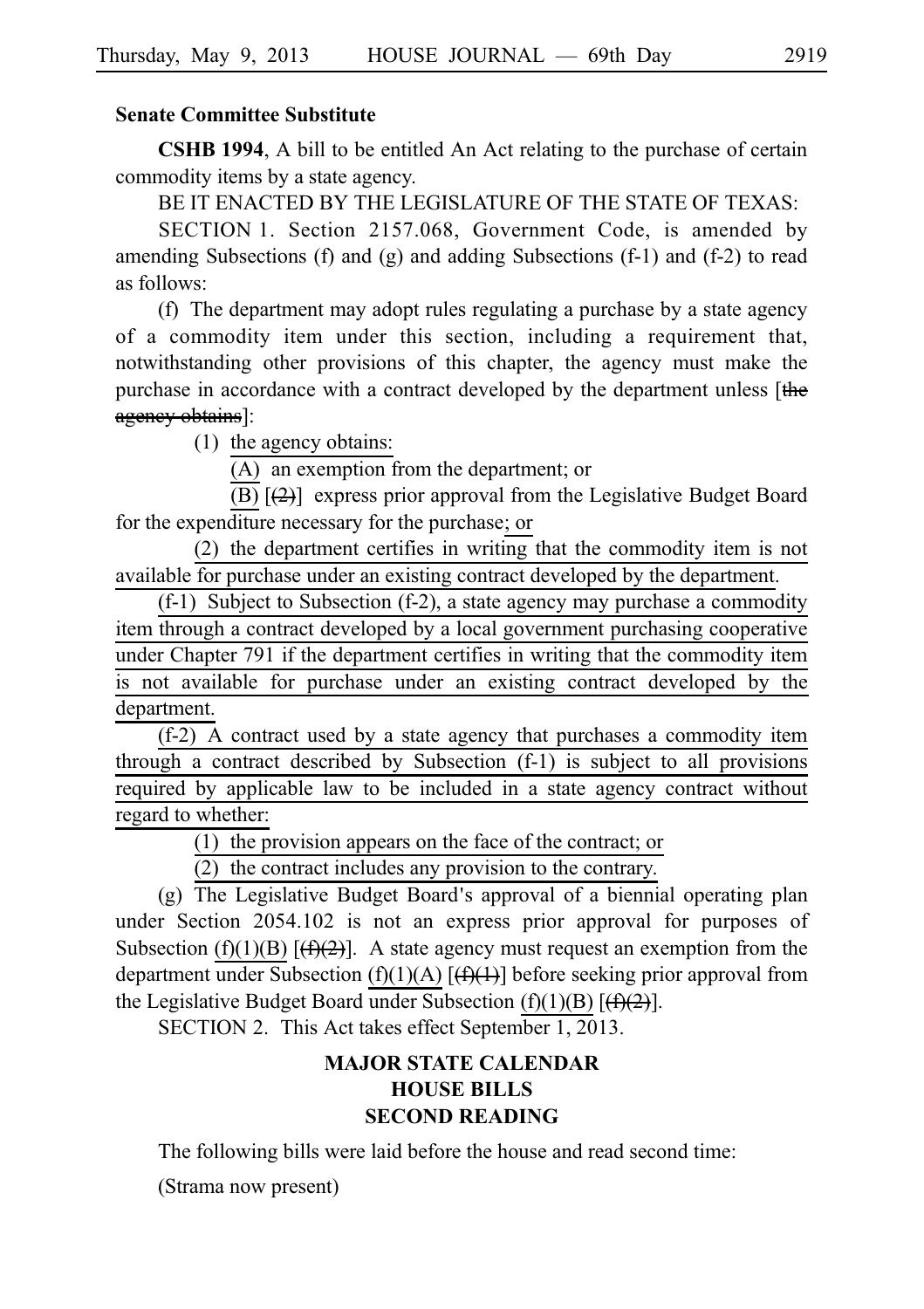**Senate Committee Substitute**

**CSHB 1994**, A bill to be entitled An Act relating to the purchase of certain commodity items by a state agency.

BE IT ENACTED BY THE LEGISLATURE OF THE STATE OF TEXAS:

SECTION 1. Section 2157.068, Government Code, is amended by amending Subsections (f) and (g) and adding Subsections (f-1) and (f-2) to read as follows:

(f) The department may adopt rules regulating a purchase by a state agency of a commodity item under this section, including a requirement that, notwithstanding other provisions of this chapter, the agency must make the purchase in accordance with a contract developed by the department unless [~~the agency obtains~~]:

(1) the agency obtains:

(A) an exemption from the department; or

(B) [~~(2)~~] express prior approval from the Legislative Budget Board for the expenditure necessary for the purchase; or

(2) the department certifies in writing that the commodity item is not available for purchase under an existing contract developed by the department.

(f-1) Subject to Subsection (f-2), a state agency may purchase a commodity item through a contract developed by a local government purchasing cooperative under Chapter 791 if the department certifies in writing that the commodity item is not available for purchase under an existing contract developed by the department.

(f-2) A contract used by a state agency that purchases a commodity item through a contract described by Subsection (f-1) is subject to all provisions required by applicable law to be included in a state agency contract without regard to whether:

(1) the provision appears on the face of the contract; or

(2) the contract includes any provision to the contrary.

(g) The Legislative Budget Board's approval of a biennial operating plan under Section 2054.102 is not an express prior approval for purposes of Subsection (f)(1)(B) [~~(f)(2)~~]. A state agency must request an exemption from the department under Subsection (f)(1)(A) [~~(f)(1)~~] before seeking prior approval from the Legislative Budget Board under Subsection (f)(1)(B) [~~(f)(2)~~].

SECTION 2. This Act takes effect September 1, 2013.

## MAJOR STATE CALENDAR
## HOUSE BILLS
## SECOND READING

The following bills were laid before the house and read second time:

(Strama now present)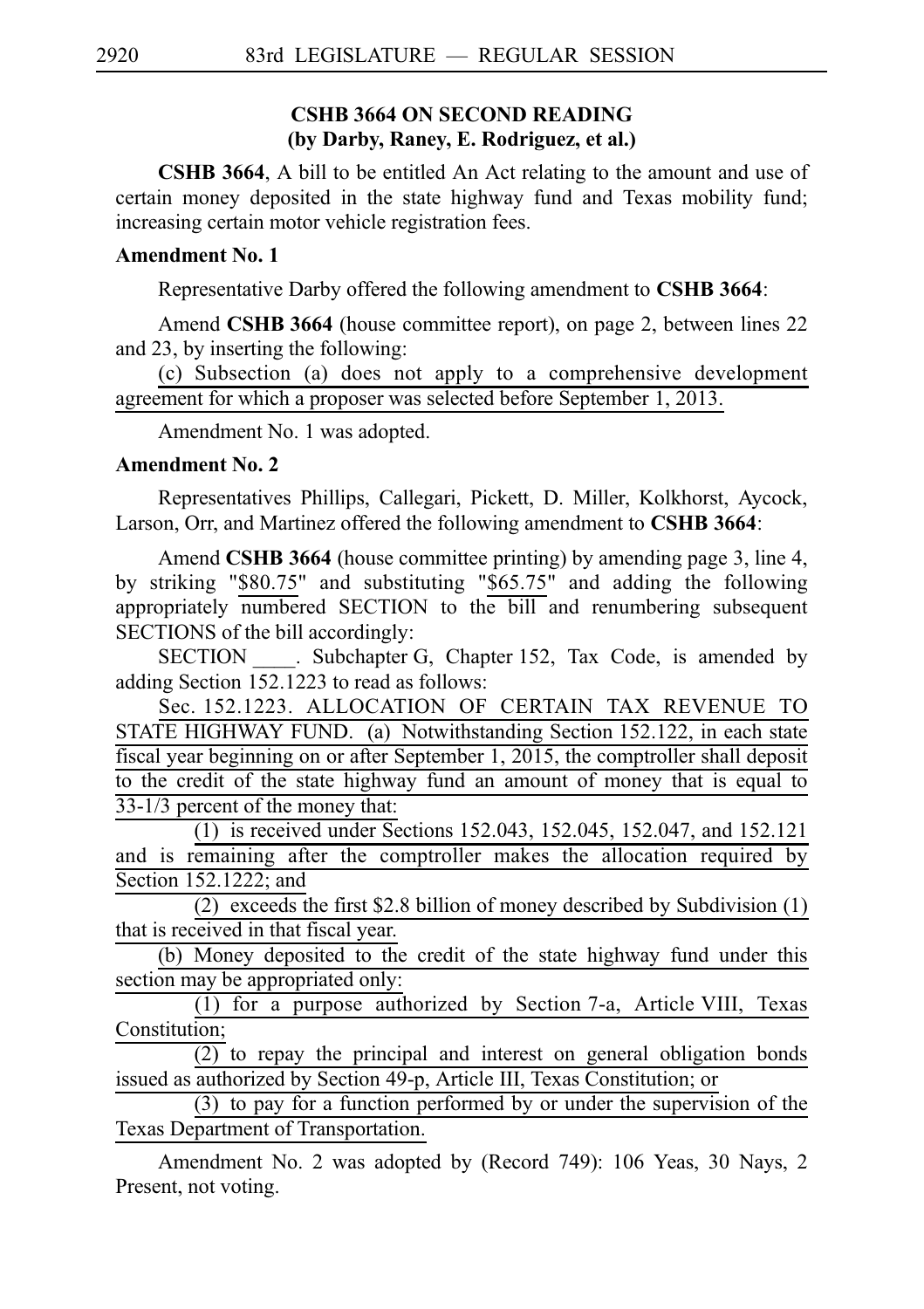**CSHB 3664 ON SECOND READING**
**(by Darby, Raney, E. Rodriguez, et al.)**

**CSHB 3664**, A bill to be entitled An Act relating to the amount and use of certain money deposited in the state highway fund and Texas mobility fund; increasing certain motor vehicle registration fees.

**Amendment No. 1**

Representative Darby offered the following amendment to **CSHB 3664**:

Amend **CSHB 3664** (house committee report), on page 2, between lines 22 and 23, by inserting the following:

(c) Subsection (a) does not apply to a comprehensive development agreement for which a proposer was selected before September 1, 2013.

Amendment No. 1 was adopted.

**Amendment No. 2**

Representatives Phillips, Callegari, Pickett, D. Miller, Kolkhorst, Aycock, Larson, Orr, and Martinez offered the following amendment to **CSHB 3664**:

Amend **CSHB 3664** (house committee printing) by amending page 3, line 4, by striking "$80.75" and substituting "$65.75" and adding the following appropriately numbered SECTION to the bill and renumbering subsequent SECTIONS of the bill accordingly:

SECTION \_\_\_\_. Subchapter G, Chapter 152, Tax Code, is amended by adding Section 152.1223 to read as follows:

Sec. 152.1223. ALLOCATION OF CERTAIN TAX REVENUE TO STATE HIGHWAY FUND. (a) Notwithstanding Section 152.122, in each state fiscal year beginning on or after September 1, 2015, the comptroller shall deposit to the credit of the state highway fund an amount of money that is equal to 33-1/3 percent of the money that:

(1) is received under Sections 152.043, 152.045, 152.047, and 152.121 and is remaining after the comptroller makes the allocation required by Section 152.1222; and

(2) exceeds the first $2.8 billion of money described by Subdivision (1) that is received in that fiscal year.

(b) Money deposited to the credit of the state highway fund under this section may be appropriated only:

(1) for a purpose authorized by Section 7-a, Article VIII, Texas Constitution;

(2) to repay the principal and interest on general obligation bonds issued as authorized by Section 49-p, Article III, Texas Constitution; or

(3) to pay for a function performed by or under the supervision of the Texas Department of Transportation.

Amendment No. 2 was adopted by (Record 749): 106 Yeas, 30 Nays, 2 Present, not voting.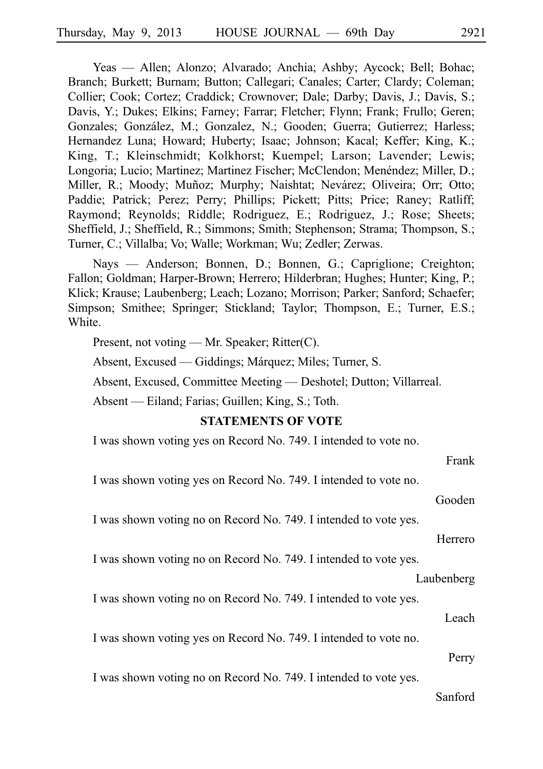Yeas — Allen; Alonzo; Alvarado; Anchia; Ashby; Aycock; Bell; Bohac; Branch; Burkett; Burnam; Button; Callegari; Canales; Carter; Clardy; Coleman; Collier; Cook; Cortez; Craddick; Crownover; Dale; Darby; Davis, J.; Davis, S.; Davis, Y.; Dukes; Elkins; Farney; Farrar; Fletcher; Flynn; Frank; Frullo; Geren; Gonzales; González, M.; Gonzalez, N.; Gooden; Guerra; Gutierrez; Harless; Hernandez Luna; Howard; Huberty; Isaac; Johnson; Kacal; Keffer; King, K.; King, T.; Kleinschmidt; Kolkhorst; Kuempel; Larson; Lavender; Lewis; Longoria; Lucio; Martinez; Martinez Fischer; McClendon; Menéndez; Miller, D.; Miller, R.; Moody; Muñoz; Murphy; Naishtat; Nevárez; Oliveira; Orr; Otto; Paddie; Patrick; Perez; Perry; Phillips; Pickett; Pitts; Price; Raney; Ratliff; Raymond; Reynolds; Riddle; Rodriguez, E.; Rodriguez, J.; Rose; Sheets; Sheffield, J.; Sheffield, R.; Simmons; Smith; Stephenson; Strama; Thompson, S.; Turner, C.; Villalba; Vo; Walle; Workman; Wu; Zedler; Zerwas.

Nays — Anderson; Bonnen, D.; Bonnen, G.; Capriglione; Creighton; Fallon; Goldman; Harper-Brown; Herrero; Hilderbran; Hughes; Hunter; King, P.; Klick; Krause; Laubenberg; Leach; Lozano; Morrison; Parker; Sanford; Schaefer; Simpson; Smithee; Springer; Stickland; Taylor; Thompson, E.; Turner, E.S.; White.

Present, not voting — Mr. Speaker; Ritter(C).

Absent, Excused — Giddings; Márquez; Miles; Turner, S.

Absent, Excused, Committee Meeting — Deshotel; Dutton; Villarreal.

Absent — Eiland; Farias; Guillen; King, S.; Toth.

## STATEMENTS OF VOTE

I was shown voting yes on Record No. 749. I intended to vote no.

Frank

I was shown voting yes on Record No. 749. I intended to vote no.

Gooden

I was shown voting no on Record No. 749. I intended to vote yes.

Herrero

I was shown voting no on Record No. 749. I intended to vote yes.

Laubenberg

I was shown voting no on Record No. 749. I intended to vote yes.

Leach

I was shown voting yes on Record No. 749. I intended to vote no.

Perry

I was shown voting no on Record No. 749. I intended to vote yes.

Sanford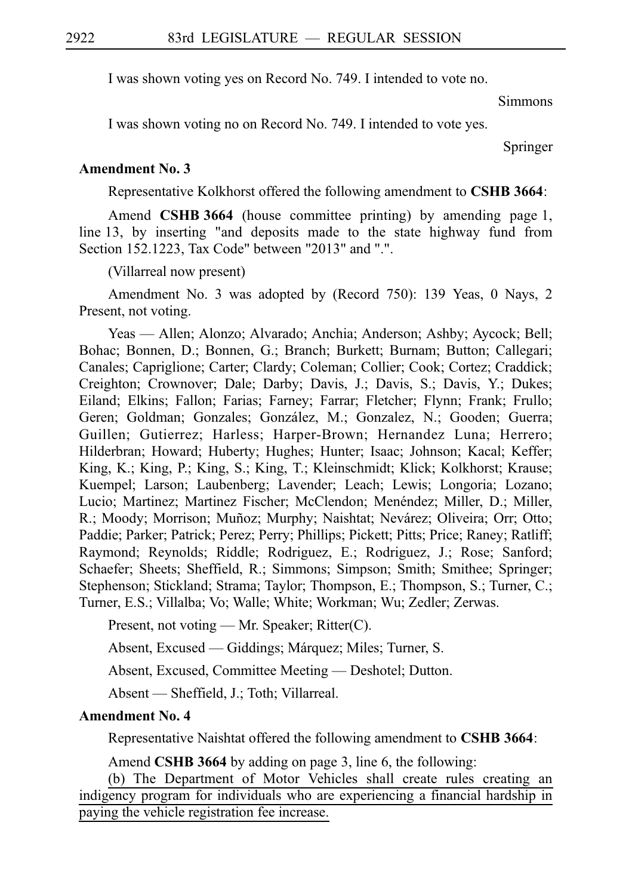I was shown voting yes on Record No. 749. I intended to vote no.

Simmons

I was shown voting no on Record No. 749. I intended to vote yes.

Springer

**Amendment No. 3**

Representative Kolkhorst offered the following amendment to **CSHB 3664**:

Amend **CSHB 3664** (house committee printing) by amending page 1, line 13, by inserting "and deposits made to the state highway fund from Section 152.1223, Tax Code" between "2013" and ".".

(Villarreal now present)

Amendment No. 3 was adopted by (Record 750): 139 Yeas, 0 Nays, 2 Present, not voting.

Yeas — Allen; Alonzo; Alvarado; Anchia; Anderson; Ashby; Aycock; Bell; Bohac; Bonnen, D.; Bonnen, G.; Branch; Burkett; Burnam; Button; Callegari; Canales; Capriglione; Carter; Clardy; Coleman; Collier; Cook; Cortez; Craddick; Creighton; Crownover; Dale; Darby; Davis, J.; Davis, S.; Davis, Y.; Dukes; Eiland; Elkins; Fallon; Farias; Farney; Farrar; Fletcher; Flynn; Frank; Frullo; Geren; Goldman; Gonzales; González, M.; Gonzalez, N.; Gooden; Guerra; Guillen; Gutierrez; Harless; Harper-Brown; Hernandez Luna; Herrero; Hilderbran; Howard; Huberty; Hughes; Hunter; Isaac; Johnson; Kacal; Keffer; King, K.; King, P.; King, S.; King, T.; Kleinschmidt; Klick; Kolkhorst; Krause; Kuempel; Larson; Laubenberg; Lavender; Leach; Lewis; Longoria; Lozano; Lucio; Martinez; Martinez Fischer; McClendon; Menéndez; Miller, D.; Miller, R.; Moody; Morrison; Muñoz; Murphy; Naishtat; Nevárez; Oliveira; Orr; Otto; Paddie; Parker; Patrick; Perez; Perry; Phillips; Pickett; Pitts; Price; Raney; Ratliff; Raymond; Reynolds; Riddle; Rodriguez, E.; Rodriguez, J.; Rose; Sanford; Schaefer; Sheets; Sheffield, R.; Simmons; Simpson; Smith; Smithee; Springer; Stephenson; Stickland; Strama; Taylor; Thompson, E.; Thompson, S.; Turner, C.; Turner, E.S.; Villalba; Vo; Walle; White; Workman; Wu; Zedler; Zerwas.

Present, not voting — Mr. Speaker; Ritter(C).

Absent, Excused — Giddings; Márquez; Miles; Turner, S.

Absent, Excused, Committee Meeting — Deshotel; Dutton.

Absent — Sheffield, J.; Toth; Villarreal.

**Amendment No. 4**

Representative Naishtat offered the following amendment to **CSHB 3664**:

Amend **CSHB 3664** by adding on page 3, line 6, the following:

(b) The Department of Motor Vehicles shall create rules creating an indigency program for individuals who are experiencing a financial hardship in paying the vehicle registration fee increase.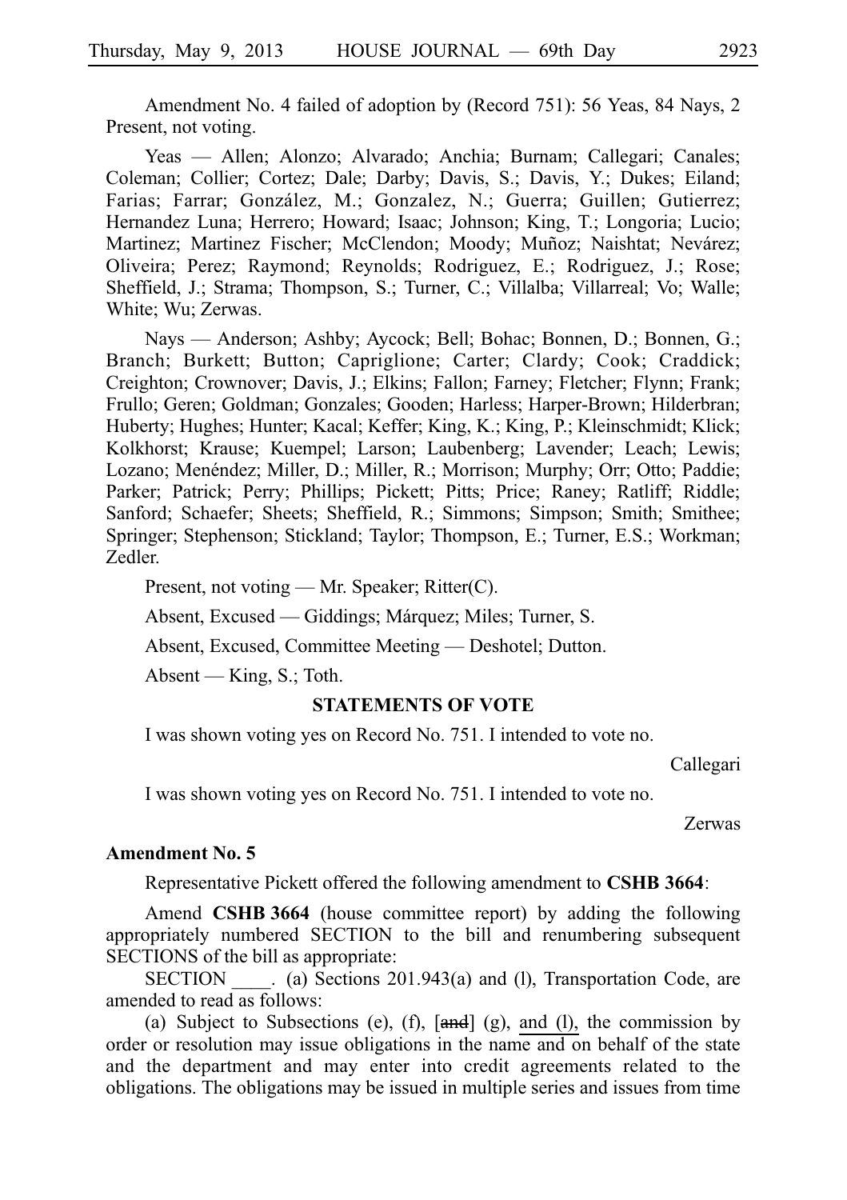Amendment No. 4 failed of adoption by (Record 751): 56 Yeas, 84 Nays, 2 Present, not voting.

Yeas — Allen; Alonzo; Alvarado; Anchia; Burnam; Callegari; Canales; Coleman; Collier; Cortez; Dale; Darby; Davis, S.; Davis, Y.; Dukes; Eiland; Farias; Farrar; González, M.; Gonzalez, N.; Guerra; Guillen; Gutierrez; Hernandez Luna; Herrero; Howard; Isaac; Johnson; King, T.; Longoria; Lucio; Martinez; Martinez Fischer; McClendon; Moody; Muñoz; Naishtat; Nevárez; Oliveira; Perez; Raymond; Reynolds; Rodriguez, E.; Rodriguez, J.; Rose; Sheffield, J.; Strama; Thompson, S.; Turner, C.; Villalba; Villarreal; Vo; Walle; White; Wu; Zerwas.

Nays — Anderson; Ashby; Aycock; Bell; Bohac; Bonnen, D.; Bonnen, G.; Branch; Burkett; Button; Capriglione; Carter; Clardy; Cook; Craddick; Creighton; Crownover; Davis, J.; Elkins; Fallon; Farney; Fletcher; Flynn; Frank; Frullo; Geren; Goldman; Gonzales; Gooden; Harless; Harper-Brown; Hilderbran; Huberty; Hughes; Hunter; Kacal; Keffer; King, K.; King, P.; Kleinschmidt; Klick; Kolkhorst; Krause; Kuempel; Larson; Laubenberg; Lavender; Leach; Lewis; Lozano; Menéndez; Miller, D.; Miller, R.; Morrison; Murphy; Orr; Otto; Paddie; Parker; Patrick; Perry; Phillips; Pickett; Pitts; Price; Raney; Ratliff; Riddle; Sanford; Schaefer; Sheets; Sheffield, R.; Simmons; Simpson; Smith; Smithee; Springer; Stephenson; Stickland; Taylor; Thompson, E.; Turner, E.S.; Workman; Zedler.

Present, not voting — Mr. Speaker; Ritter(C).

Absent, Excused — Giddings; Márquez; Miles; Turner, S.

Absent, Excused, Committee Meeting — Deshotel; Dutton.

Absent — King, S.; Toth.

## STATEMENTS OF VOTE

I was shown voting yes on Record No. 751. I intended to vote no.

Callegari

I was shown voting yes on Record No. 751. I intended to vote no.

Zerwas

**Amendment No. 5**

Representative Pickett offered the following amendment to **CSHB 3664**:

Amend **CSHB 3664** (house committee report) by adding the following appropriately numbered SECTION to the bill and renumbering subsequent SECTIONS of the bill as appropriate:

SECTION ____. (a) Sections 201.943(a) and (l), Transportation Code, are amended to read as follows:

(a) Subject to Subsections (e), (f), [~~and~~] (g), and (l), the commission by order or resolution may issue obligations in the name and on behalf of the state and the department and may enter into credit agreements related to the obligations. The obligations may be issued in multiple series and issues from time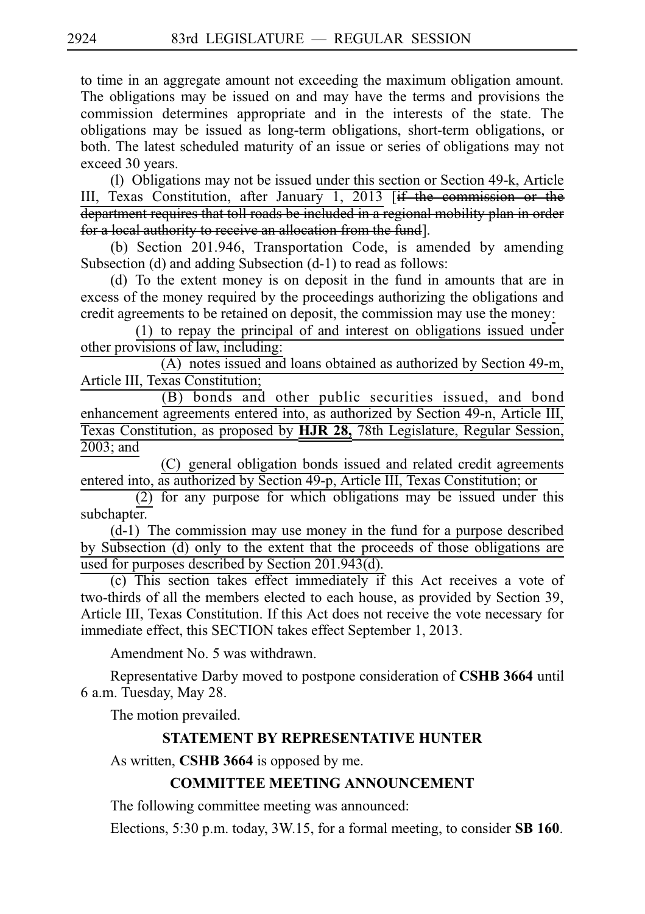to time in an aggregate amount not exceeding the maximum obligation amount. The obligations may be issued on and may have the terms and provisions the commission determines appropriate and in the interests of the state. The obligations may be issued as long-term obligations, short-term obligations, or both. The latest scheduled maturity of an issue or series of obligations may not exceed 30 years.

(l) Obligations may not be issued under this section or Section 49-k, Article III, Texas Constitution, after January 1, 2013 [~~if the commission or the department requires that toll roads be included in a regional mobility plan in order for a local authority to receive an allocation from the fund~~].

(b) Section 201.946, Transportation Code, is amended by amending Subsection (d) and adding Subsection (d-1) to read as follows:

(d) To the extent money is on deposit in the fund in amounts that are in excess of the money required by the proceedings authorizing the obligations and credit agreements to be retained on deposit, the commission may use the money:

(1) to repay the principal of and interest on obligations issued under other provisions of law, including:

(A) notes issued and loans obtained as authorized by Section 49-m, Article III, Texas Constitution;

(B) bonds and other public securities issued, and bond enhancement agreements entered into, as authorized by Section 49-n, Article III, Texas Constitution, as proposed by **HJR 28,** 78th Legislature, Regular Session, 2003; and

(C) general obligation bonds issued and related credit agreements entered into, as authorized by Section 49-p, Article III, Texas Constitution; or

(2) for any purpose for which obligations may be issued under this subchapter.

(d-1) The commission may use money in the fund for a purpose described by Subsection (d) only to the extent that the proceeds of those obligations are used for purposes described by Section 201.943(d).

(c) This section takes effect immediately if this Act receives a vote of two-thirds of all the members elected to each house, as provided by Section 39, Article III, Texas Constitution. If this Act does not receive the vote necessary for immediate effect, this SECTION takes effect September 1, 2013.

Amendment No. 5 was withdrawn.

Representative Darby moved to postpone consideration of **CSHB 3664** until 6 a.m. Tuesday, May 28.

The motion prevailed.

## STATEMENT BY REPRESENTATIVE HUNTER

As written, **CSHB 3664** is opposed by me.

## COMMITTEE MEETING ANNOUNCEMENT

The following committee meeting was announced:

Elections, 5:30 p.m. today, 3W.15, for a formal meeting, to consider **SB 160**.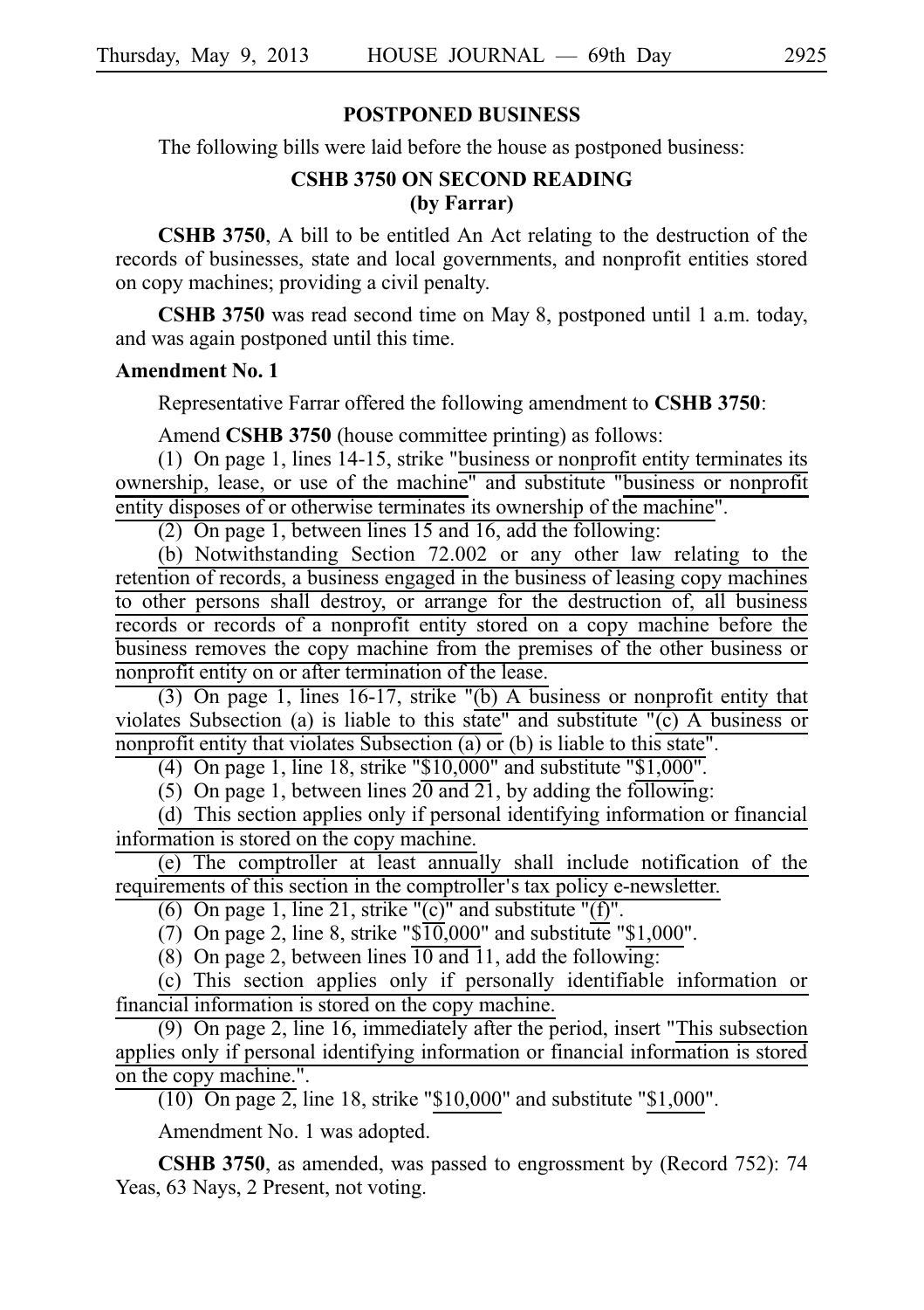## POSTPONED BUSINESS

The following bills were laid before the house as postponed business:

### CSHB 3750 ON SECOND READING (by Farrar)

**CSHB 3750**, A bill to be entitled An Act relating to the destruction of the records of businesses, state and local governments, and nonprofit entities stored on copy machines; providing a civil penalty.

**CSHB 3750** was read second time on May 8, postponed until 1 a.m. today, and was again postponed until this time.

**Amendment No. 1**

Representative Farrar offered the following amendment to **CSHB 3750**:

Amend **CSHB 3750** (house committee printing) as follows:

(1) On page 1, lines 14-15, strike "business or nonprofit entity terminates its ownership, lease, or use of the machine" and substitute "business or nonprofit entity disposes of or otherwise terminates its ownership of the machine".

(2) On page 1, between lines 15 and 16, add the following:

(b) Notwithstanding Section 72.002 or any other law relating to the retention of records, a business engaged in the business of leasing copy machines to other persons shall destroy, or arrange for the destruction of, all business records or records of a nonprofit entity stored on a copy machine before the business removes the copy machine from the premises of the other business or nonprofit entity on or after termination of the lease.

(3) On page 1, lines 16-17, strike "(b) A business or nonprofit entity that violates Subsection (a) is liable to this state" and substitute "(c) A business or nonprofit entity that violates Subsection (a) or (b) is liable to this state".

(4) On page 1, line 18, strike "$10,000" and substitute "$1,000".

(5) On page 1, between lines 20 and 21, by adding the following:

(d) This section applies only if personal identifying information or financial information is stored on the copy machine.

(e) The comptroller at least annually shall include notification of the requirements of this section in the comptroller's tax policy e-newsletter.

(6) On page 1, line 21, strike "(c)" and substitute "(f)".

(7) On page 2, line 8, strike "$10,000" and substitute "$1,000".

(8) On page 2, between lines 10 and 11, add the following:

(c) This section applies only if personally identifiable information or financial information is stored on the copy machine.

(9) On page 2, line 16, immediately after the period, insert "This subsection applies only if personal identifying information or financial information is stored on the copy machine.".

(10) On page 2, line 18, strike "$10,000" and substitute "$1,000".

Amendment No. 1 was adopted.

**CSHB 3750**, as amended, was passed to engrossment by (Record 752): 74 Yeas, 63 Nays, 2 Present, not voting.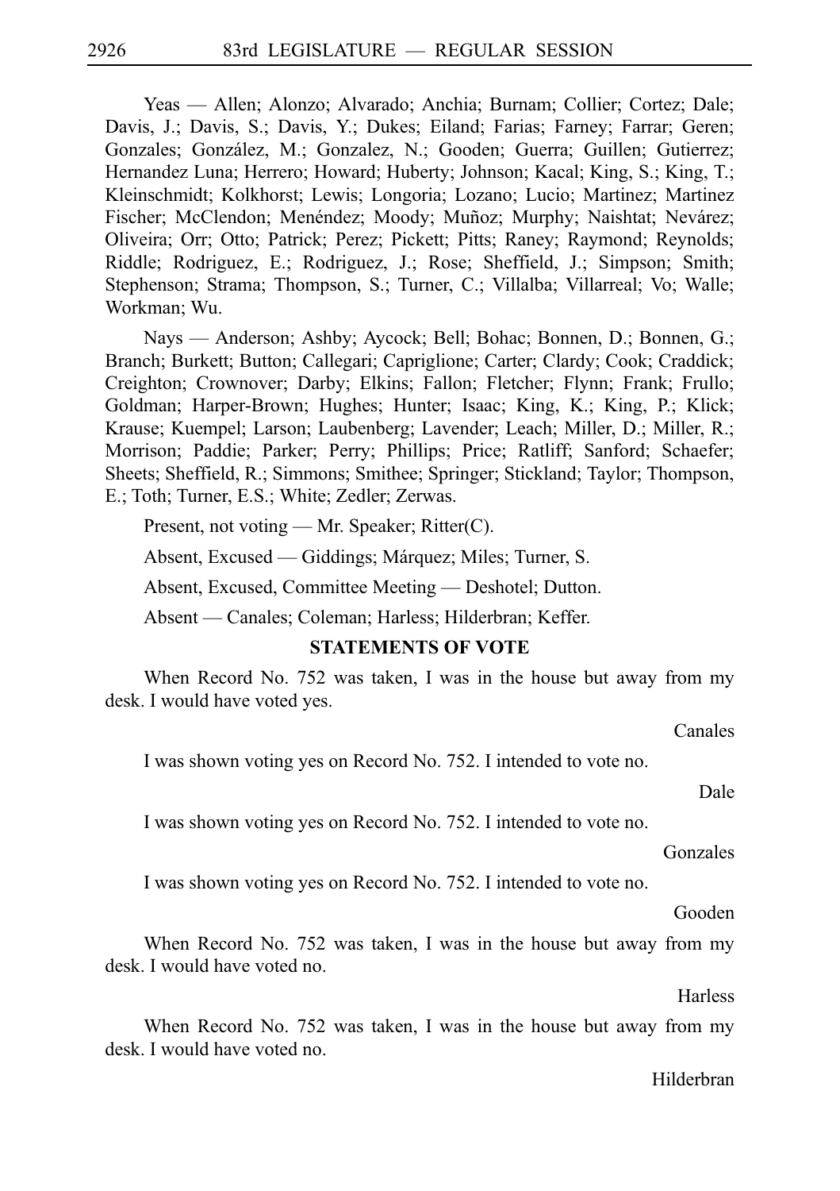Yeas — Allen; Alonzo; Alvarado; Anchia; Burnam; Collier; Cortez; Dale; Davis, J.; Davis, S.; Davis, Y.; Dukes; Eiland; Farias; Farney; Farrar; Geren; Gonzales; González, M.; Gonzalez, N.; Gooden; Guerra; Guillen; Gutierrez; Hernandez Luna; Herrero; Howard; Huberty; Johnson; Kacal; King, S.; King, T.; Kleinschmidt; Kolkhorst; Lewis; Longoria; Lozano; Lucio; Martinez; Martinez Fischer; McClendon; Menéndez; Moody; Muñoz; Murphy; Naishtat; Nevárez; Oliveira; Orr; Otto; Patrick; Perez; Pickett; Pitts; Raney; Raymond; Reynolds; Riddle; Rodriguez, E.; Rodriguez, J.; Rose; Sheffield, J.; Simpson; Smith; Stephenson; Strama; Thompson, S.; Turner, C.; Villalba; Villarreal; Vo; Walle; Workman; Wu.

Nays — Anderson; Ashby; Aycock; Bell; Bohac; Bonnen, D.; Bonnen, G.; Branch; Burkett; Button; Callegari; Capriglione; Carter; Clardy; Cook; Craddick; Creighton; Crownover; Darby; Elkins; Fallon; Fletcher; Flynn; Frank; Frullo; Goldman; Harper-Brown; Hughes; Hunter; Isaac; King, K.; King, P.; Klick; Krause; Kuempel; Larson; Laubenberg; Lavender; Leach; Miller, D.; Miller, R.; Morrison; Paddie; Parker; Perry; Phillips; Price; Ratliff; Sanford; Schaefer; Sheets; Sheffield, R.; Simmons; Smithee; Springer; Stickland; Taylor; Thompson, E.; Toth; Turner, E.S.; White; Zedler; Zerwas.

Present, not voting — Mr. Speaker; Ritter(C).

Absent, Excused — Giddings; Márquez; Miles; Turner, S.

Absent, Excused, Committee Meeting — Deshotel; Dutton.

Absent — Canales; Coleman; Harless; Hilderbran; Keffer.

## STATEMENTS OF VOTE

When Record No. 752 was taken, I was in the house but away from my desk. I would have voted yes.

Canales

I was shown voting yes on Record No. 752. I intended to vote no.

Dale

I was shown voting yes on Record No. 752. I intended to vote no.

Gonzales

I was shown voting yes on Record No. 752. I intended to vote no.

Gooden

When Record No. 752 was taken, I was in the house but away from my desk. I would have voted no.

Harless

When Record No. 752 was taken, I was in the house but away from my desk. I would have voted no.

Hilderbran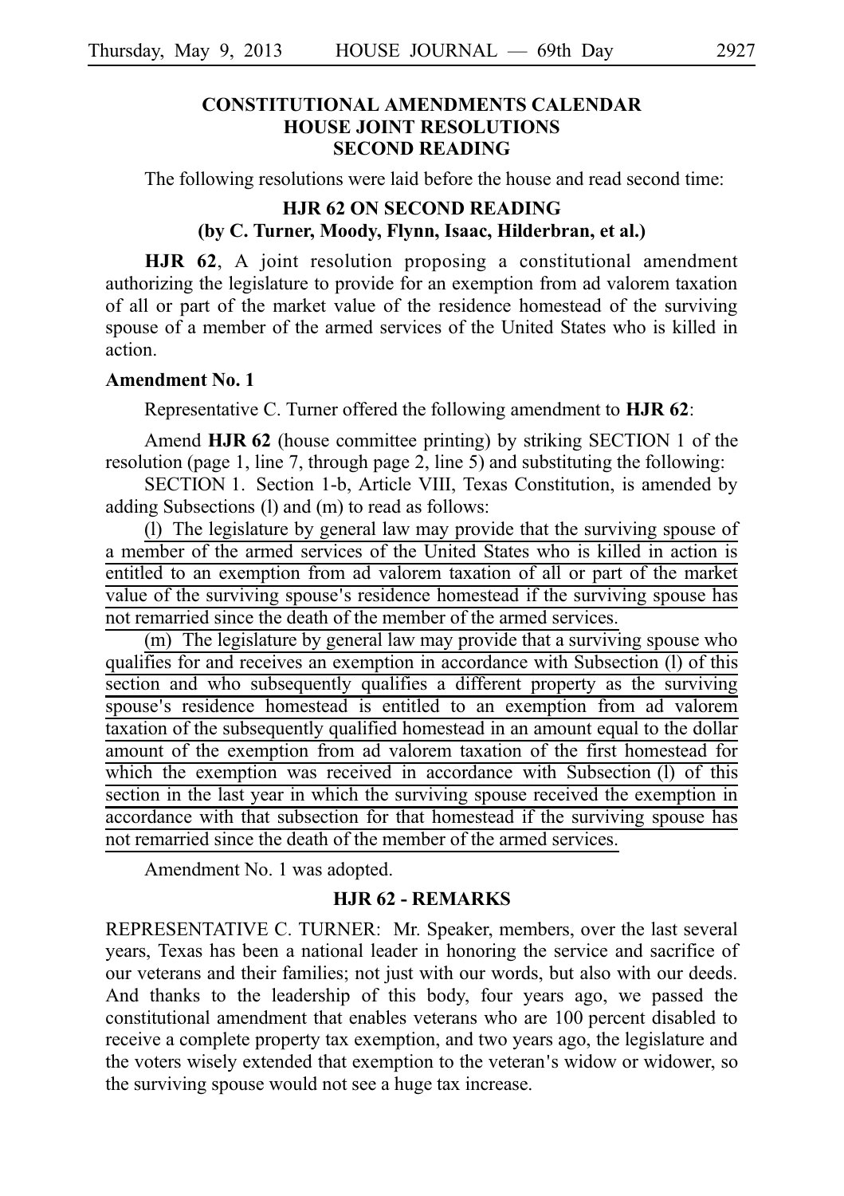## CONSTITUTIONAL AMENDMENTS CALENDAR
## HOUSE JOINT RESOLUTIONS
## SECOND READING

The following resolutions were laid before the house and read second time:

### HJR 62 ON SECOND READING
### (by C. Turner, Moody, Flynn, Isaac, Hilderbran, et al.)

**HJR 62**, A joint resolution proposing a constitutional amendment authorizing the legislature to provide for an exemption from ad valorem taxation of all or part of the market value of the residence homestead of the surviving spouse of a member of the armed services of the United States who is killed in action.

**Amendment No. 1**

Representative C. Turner offered the following amendment to **HJR 62**:

Amend **HJR 62** (house committee printing) by striking SECTION 1 of the resolution (page 1, line 7, through page 2, line 5) and substituting the following:

SECTION 1. Section 1-b, Article VIII, Texas Constitution, is amended by adding Subsections (l) and (m) to read as follows:

<u>(l) The legislature by general law may provide that the surviving spouse of a member of the armed services of the United States who is killed in action is entitled to an exemption from ad valorem taxation of all or part of the market value of the surviving spouse's residence homestead if the surviving spouse has not remarried since the death of the member of the armed services.</u>

<u>(m) The legislature by general law may provide that a surviving spouse who qualifies for and receives an exemption in accordance with Subsection (l) of this section and who subsequently qualifies a different property as the surviving spouse's residence homestead is entitled to an exemption from ad valorem taxation of the subsequently qualified homestead in an amount equal to the dollar amount of the exemption from ad valorem taxation of the first homestead for which the exemption was received in accordance with Subsection (l) of this section in the last year in which the surviving spouse received the exemption in accordance with that subsection for that homestead if the surviving spouse has not remarried since the death of the member of the armed services.</u>

Amendment No. 1 was adopted.

### HJR 62 - REMARKS

REPRESENTATIVE C. TURNER: Mr. Speaker, members, over the last several years, Texas has been a national leader in honoring the service and sacrifice of our veterans and their families; not just with our words, but also with our deeds. And thanks to the leadership of this body, four years ago, we passed the constitutional amendment that enables veterans who are 100 percent disabled to receive a complete property tax exemption, and two years ago, the legislature and the voters wisely extended that exemption to the veteran's widow or widower, so the surviving spouse would not see a huge tax increase.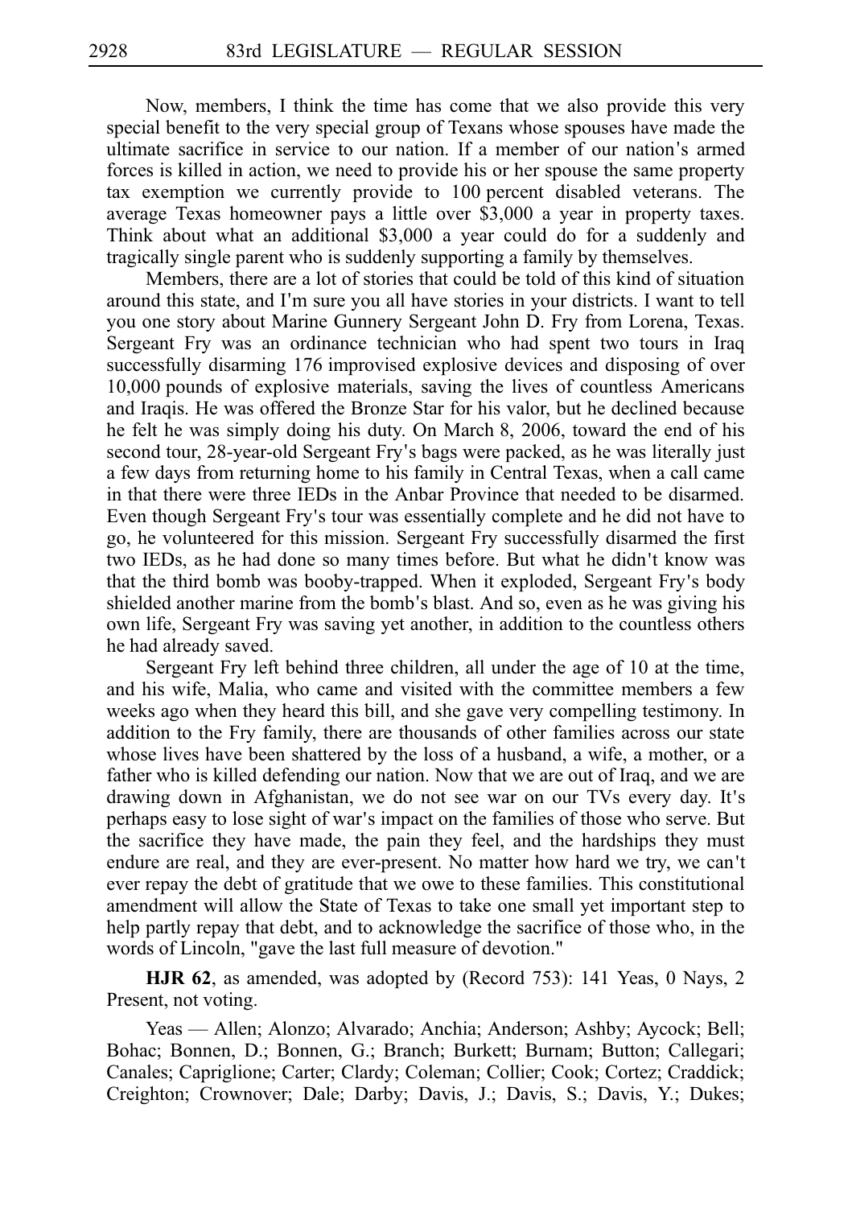Now, members, I think the time has come that we also provide this very special benefit to the very special group of Texans whose spouses have made the ultimate sacrifice in service to our nation. If a member of our nation's armed forces is killed in action, we need to provide his or her spouse the same property tax exemption we currently provide to 100 percent disabled veterans. The average Texas homeowner pays a little over $3,000 a year in property taxes. Think about what an additional $3,000 a year could do for a suddenly and tragically single parent who is suddenly supporting a family by themselves.

Members, there are a lot of stories that could be told of this kind of situation around this state, and I'm sure you all have stories in your districts. I want to tell you one story about Marine Gunnery Sergeant John D. Fry from Lorena, Texas. Sergeant Fry was an ordinance technician who had spent two tours in Iraq successfully disarming 176 improvised explosive devices and disposing of over 10,000 pounds of explosive materials, saving the lives of countless Americans and Iraqis. He was offered the Bronze Star for his valor, but he declined because he felt he was simply doing his duty. On March 8, 2006, toward the end of his second tour, 28-year-old Sergeant Fry's bags were packed, as he was literally just a few days from returning home to his family in Central Texas, when a call came in that there were three IEDs in the Anbar Province that needed to be disarmed. Even though Sergeant Fry's tour was essentially complete and he did not have to go, he volunteered for this mission. Sergeant Fry successfully disarmed the first two IEDs, as he had done so many times before. But what he didn't know was that the third bomb was booby-trapped. When it exploded, Sergeant Fry's body shielded another marine from the bomb's blast. And so, even as he was giving his own life, Sergeant Fry was saving yet another, in addition to the countless others he had already saved.

Sergeant Fry left behind three children, all under the age of 10 at the time, and his wife, Malia, who came and visited with the committee members a few weeks ago when they heard this bill, and she gave very compelling testimony. In addition to the Fry family, there are thousands of other families across our state whose lives have been shattered by the loss of a husband, a wife, a mother, or a father who is killed defending our nation. Now that we are out of Iraq, and we are drawing down in Afghanistan, we do not see war on our TVs every day. It's perhaps easy to lose sight of war's impact on the families of those who serve. But the sacrifice they have made, the pain they feel, and the hardships they must endure are real, and they are ever-present. No matter how hard we try, we can't ever repay the debt of gratitude that we owe to these families. This constitutional amendment will allow the State of Texas to take one small yet important step to help partly repay that debt, and to acknowledge the sacrifice of those who, in the words of Lincoln, "gave the last full measure of devotion."

**HJR 62**, as amended, was adopted by (Record 753): 141 Yeas, 0 Nays, 2 Present, not voting.

Yeas — Allen; Alonzo; Alvarado; Anchia; Anderson; Ashby; Aycock; Bell; Bohac; Bonnen, D.; Bonnen, G.; Branch; Burkett; Burnam; Button; Callegari; Canales; Capriglione; Carter; Clardy; Coleman; Collier; Cook; Cortez; Craddick; Creighton; Crownover; Dale; Darby; Davis, J.; Davis, S.; Davis, Y.; Dukes;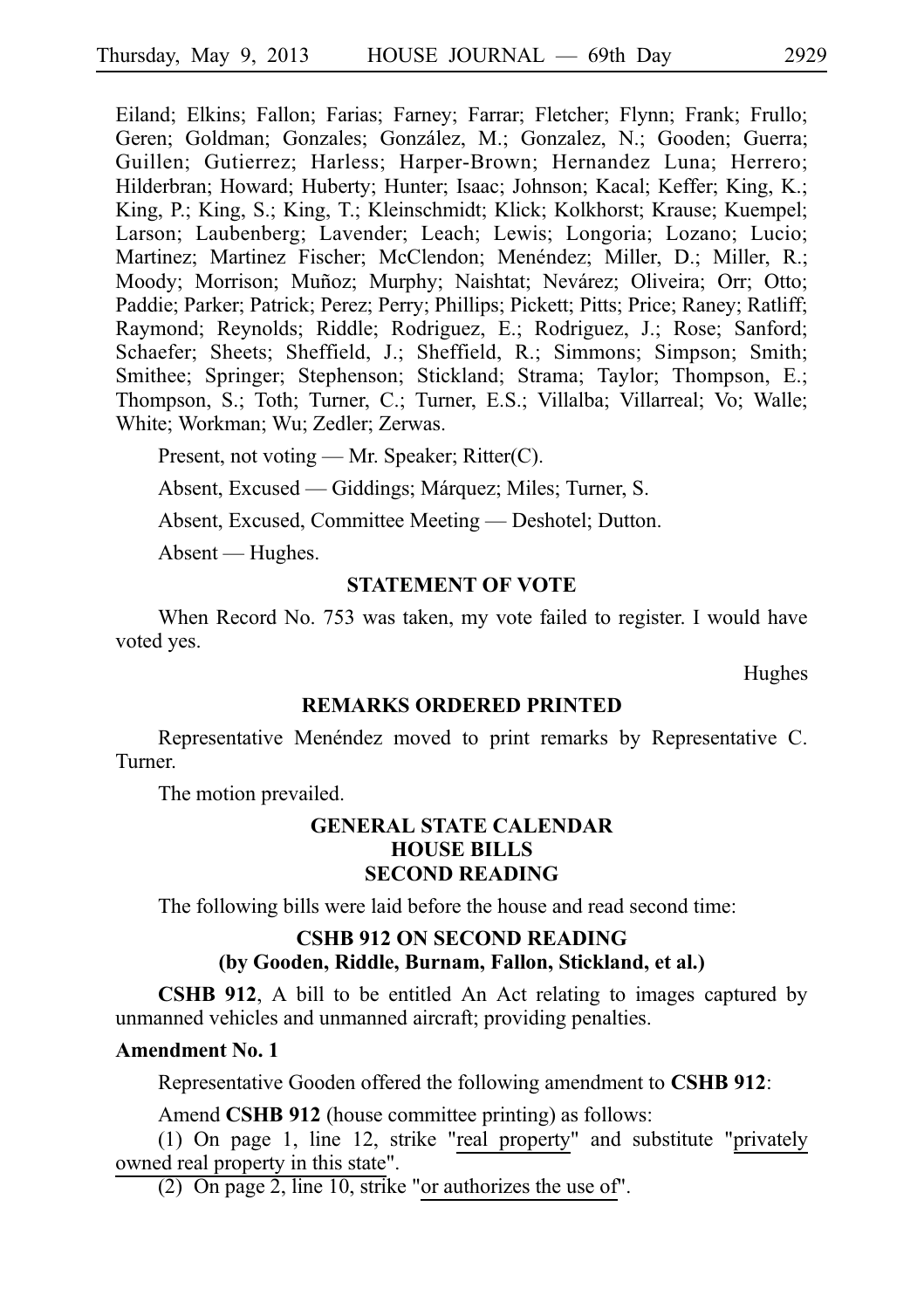Eiland; Elkins; Fallon; Farias; Farney; Farrar; Fletcher; Flynn; Frank; Frullo; Geren; Goldman; Gonzales; González, M.; Gonzalez, N.; Gooden; Guerra; Guillen; Gutierrez; Harless; Harper-Brown; Hernandez Luna; Herrero; Hilderbran; Howard; Huberty; Hunter; Isaac; Johnson; Kacal; Keffer; King, K.; King, P.; King, S.; King, T.; Kleinschmidt; Klick; Kolkhorst; Krause; Kuempel; Larson; Laubenberg; Lavender; Leach; Lewis; Longoria; Lozano; Lucio; Martinez; Martinez Fischer; McClendon; Menéndez; Miller, D.; Miller, R.; Moody; Morrison; Muñoz; Murphy; Naishtat; Nevárez; Oliveira; Orr; Otto; Paddie; Parker; Patrick; Perez; Perry; Phillips; Pickett; Pitts; Price; Raney; Ratliff; Raymond; Reynolds; Riddle; Rodriguez, E.; Rodriguez, J.; Rose; Sanford; Schaefer; Sheets; Sheffield, J.; Sheffield, R.; Simmons; Simpson; Smith; Smithee; Springer; Stephenson; Stickland; Strama; Taylor; Thompson, E.; Thompson, S.; Toth; Turner, C.; Turner, E.S.; Villalba; Villarreal; Vo; Walle; White; Workman; Wu; Zedler; Zerwas.

Present, not voting — Mr. Speaker; Ritter(C).

Absent, Excused — Giddings; Márquez; Miles; Turner, S.

Absent, Excused, Committee Meeting — Deshotel; Dutton.

Absent — Hughes.

## STATEMENT OF VOTE

When Record No. 753 was taken, my vote failed to register. I would have voted yes.

Hughes

## REMARKS ORDERED PRINTED

Representative Menéndez moved to print remarks by Representative C. Turner.

The motion prevailed.

## GENERAL STATE CALENDAR HOUSE BILLS SECOND READING

The following bills were laid before the house and read second time:

### CSHB 912 ON SECOND READING (by Gooden, Riddle, Burnam, Fallon, Stickland, et al.)

**CSHB 912**, A bill to be entitled An Act relating to images captured by unmanned vehicles and unmanned aircraft; providing penalties.

**Amendment No. 1**

Representative Gooden offered the following amendment to **CSHB 912**:

Amend **CSHB 912** (house committee printing) as follows:

(1) On page 1, line 12, strike "real property" and substitute "privately owned real property in this state".

(2) On page 2, line 10, strike "or authorizes the use of".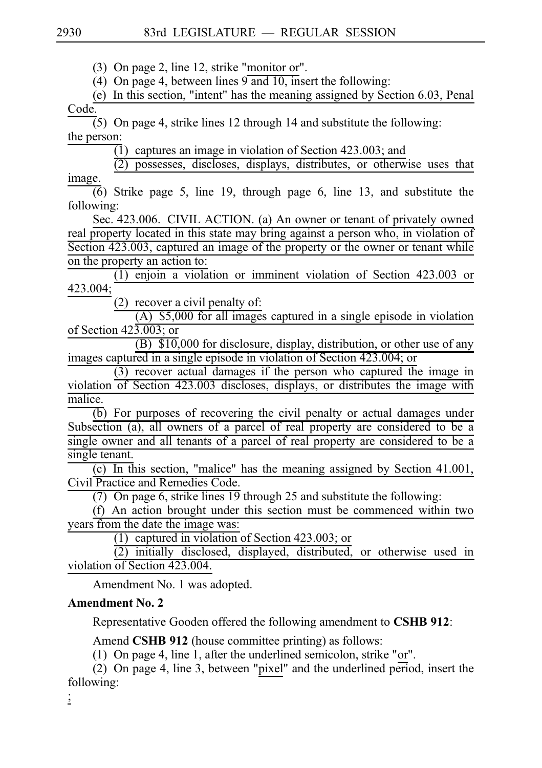(3) On page 2, line 12, strike "monitor or".

(4) On page 4, between lines 9 and 10, insert the following:

(e) In this section, "intent" has the meaning assigned by Section 6.03, Penal Code.

(5) On page 4, strike lines 12 through 14 and substitute the following:

the person:

(1) captures an image in violation of Section 423.003; and

(2) possesses, discloses, displays, distributes, or otherwise uses that image.

(6) Strike page 5, line 19, through page 6, line 13, and substitute the following:

Sec. 423.006. CIVIL ACTION. (a) An owner or tenant of privately owned real property located in this state may bring against a person who, in violation of Section 423.003, captured an image of the property or the owner or tenant while on the property an action to:

(1) enjoin a violation or imminent violation of Section 423.003 or 423.004;

(2) recover a civil penalty of:

(A) $5,000 for all images captured in a single episode in violation of Section 423.003; or

(B) $10,000 for disclosure, display, distribution, or other use of any images captured in a single episode in violation of Section 423.004; or

(3) recover actual damages if the person who captured the image in violation of Section 423.003 discloses, displays, or distributes the image with malice.

(b) For purposes of recovering the civil penalty or actual damages under Subsection (a), all owners of a parcel of real property are considered to be a single owner and all tenants of a parcel of real property are considered to be a single tenant.

(c) In this section, "malice" has the meaning assigned by Section 41.001, Civil Practice and Remedies Code.

(7) On page 6, strike lines 19 through 25 and substitute the following:

(f) An action brought under this section must be commenced within two years from the date the image was:

(1) captured in violation of Section 423.003; or

(2) initially disclosed, displayed, distributed, or otherwise used in violation of Section 423.004.

Amendment No. 1 was adopted.

**Amendment No. 2**

Representative Gooden offered the following amendment to **CSHB 912**:

Amend **CSHB 912** (house committee printing) as follows:

(1) On page 4, line 1, after the underlined semicolon, strike "or".

(2) On page 4, line 3, between "pixel" and the underlined period, insert the following:

;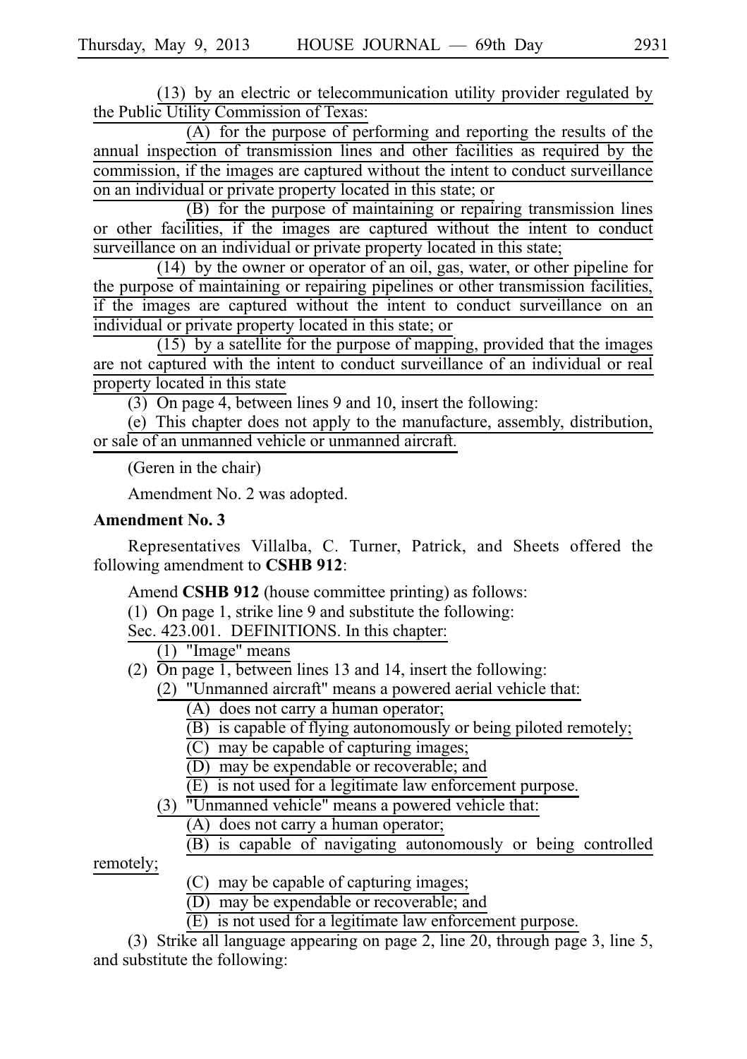(13) by an electric or telecommunication utility provider regulated by the Public Utility Commission of Texas:

(A) for the purpose of performing and reporting the results of the annual inspection of transmission lines and other facilities as required by the commission, if the images are captured without the intent to conduct surveillance on an individual or private property located in this state; or

(B) for the purpose of maintaining or repairing transmission lines or other facilities, if the images are captured without the intent to conduct surveillance on an individual or private property located in this state;

(14) by the owner or operator of an oil, gas, water, or other pipeline for the purpose of maintaining or repairing pipelines or other transmission facilities, if the images are captured without the intent to conduct surveillance on an individual or private property located in this state; or

(15) by a satellite for the purpose of mapping, provided that the images are not captured with the intent to conduct surveillance of an individual or real property located in this state

(3) On page 4, between lines 9 and 10, insert the following:

(e) This chapter does not apply to the manufacture, assembly, distribution, or sale of an unmanned vehicle or unmanned aircraft.

(Geren in the chair)

Amendment No. 2 was adopted.

**Amendment No. 3**

Representatives Villalba, C. Turner, Patrick, and Sheets offered the following amendment to **CSHB 912**:

Amend **CSHB 912** (house committee printing) as follows:

(1) On page 1, strike line 9 and substitute the following:

Sec. 423.001. DEFINITIONS. In this chapter:

(1) "Image" means

(2) On page 1, between lines 13 and 14, insert the following:

(2) "Unmanned aircraft" means a powered aerial vehicle that:

(A) does not carry a human operator;

(B) is capable of flying autonomously or being piloted remotely;

(C) may be capable of capturing images;

(D) may be expendable or recoverable; and

(E) is not used for a legitimate law enforcement purpose.

(3) "Unmanned vehicle" means a powered vehicle that:

(A) does not carry a human operator;

(B) is capable of navigating autonomously or being controlled remotely;

(C) may be capable of capturing images;

(D) may be expendable or recoverable; and

(E) is not used for a legitimate law enforcement purpose.

(3) Strike all language appearing on page 2, line 20, through page 3, line 5, and substitute the following: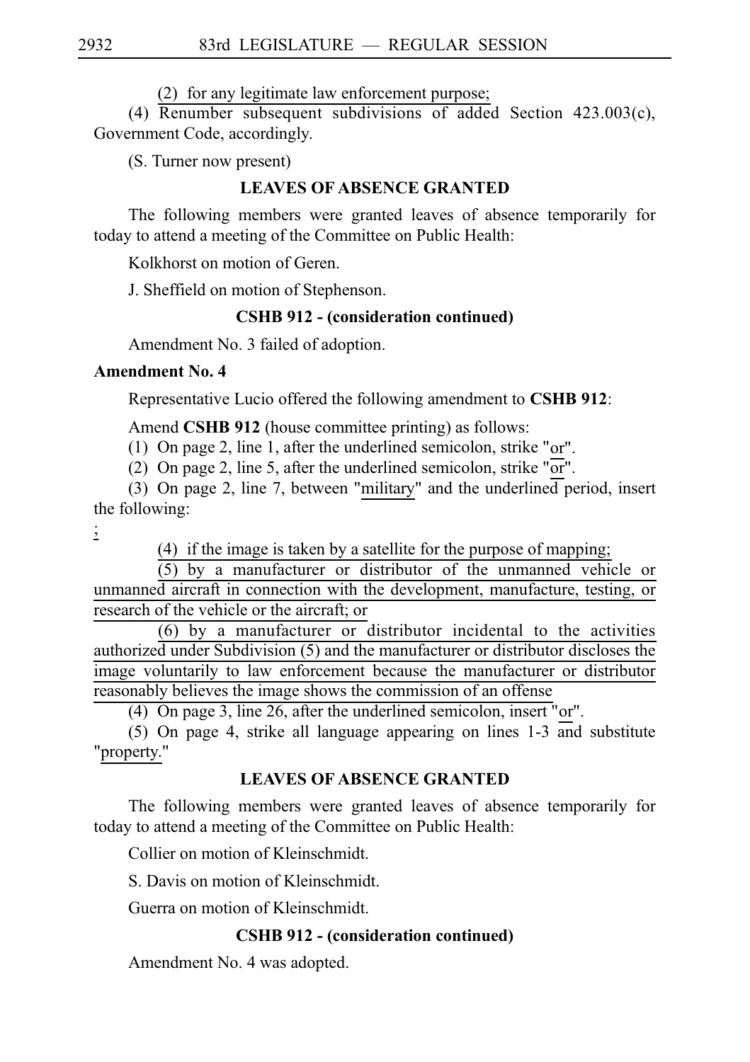(2) for any legitimate law enforcement purpose;

(4) Renumber subsequent subdivisions of added Section 423.003(c), Government Code, accordingly.

(S. Turner now present)

**LEAVES OF ABSENCE GRANTED**

The following members were granted leaves of absence temporarily for today to attend a meeting of the Committee on Public Health:

Kolkhorst on motion of Geren.

J. Sheffield on motion of Stephenson.

**CSHB 912 - (consideration continued)**

Amendment No. 3 failed of adoption.

**Amendment No. 4**

Representative Lucio offered the following amendment to **CSHB 912**:

Amend **CSHB 912** (house committee printing) as follows:

(1) On page 2, line 1, after the underlined semicolon, strike "or".

(2) On page 2, line 5, after the underlined semicolon, strike "or".

(3) On page 2, line 7, between "military" and the underlined period, insert the following:

;

(4) if the image is taken by a satellite for the purpose of mapping;

(5) by a manufacturer or distributor of the unmanned vehicle or unmanned aircraft in connection with the development, manufacture, testing, or research of the vehicle or the aircraft; or

(6) by a manufacturer or distributor incidental to the activities authorized under Subdivision (5) and the manufacturer or distributor discloses the image voluntarily to law enforcement because the manufacturer or distributor reasonably believes the image shows the commission of an offense

(4) On page 3, line 26, after the underlined semicolon, insert "or".

(5) On page 4, strike all language appearing on lines 1-3 and substitute "property."

**LEAVES OF ABSENCE GRANTED**

The following members were granted leaves of absence temporarily for today to attend a meeting of the Committee on Public Health:

Collier on motion of Kleinschmidt.

S. Davis on motion of Kleinschmidt.

Guerra on motion of Kleinschmidt.

**CSHB 912 - (consideration continued)**

Amendment No. 4 was adopted.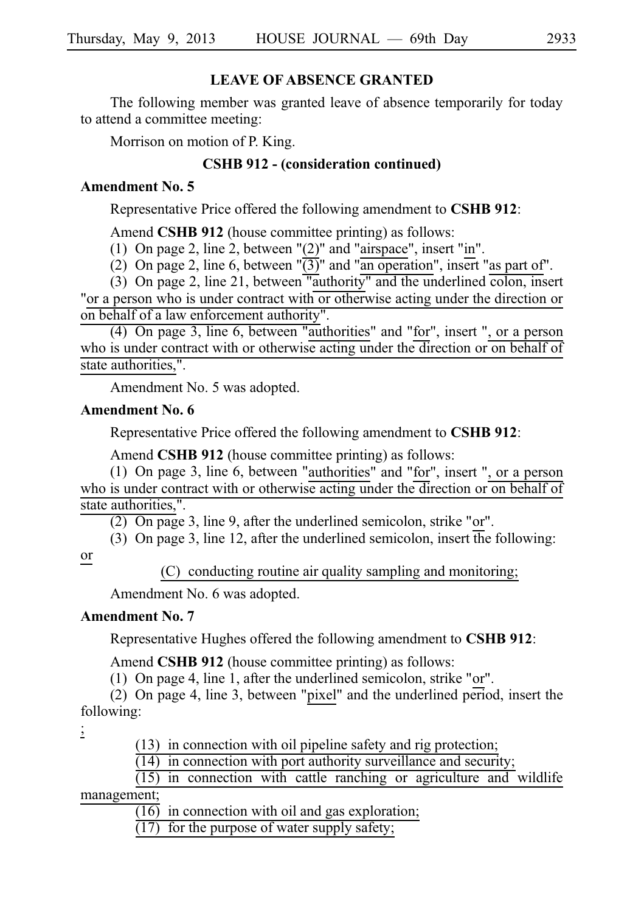## LEAVE OF ABSENCE GRANTED

The following member was granted leave of absence temporarily for today to attend a committee meeting:

Morrison on motion of P. King.

## CSHB 912 - (consideration continued)

### Amendment No. 5

Representative Price offered the following amendment to **CSHB 912**:

Amend **CSHB 912** (house committee printing) as follows:

(1) On page 2, line 2, between "(2)" and "airspace", insert "in".

(2) On page 2, line 6, between "(3)" and "an operation", insert "as part of".

(3) On page 2, line 21, between "authority" and the underlined colon, insert "or a person who is under contract with or otherwise acting under the direction or on behalf of a law enforcement authority".

(4) On page 3, line 6, between "authorities" and "for", insert ", or a person who is under contract with or otherwise acting under the direction or on behalf of state authorities,".

Amendment No. 5 was adopted.

### Amendment No. 6

Representative Price offered the following amendment to **CSHB 912**:

Amend **CSHB 912** (house committee printing) as follows:

(1) On page 3, line 6, between "authorities" and "for", insert ", or a person who is under contract with or otherwise acting under the direction or on behalf of state authorities,".

(2) On page 3, line 9, after the underlined semicolon, strike "or".

(3) On page 3, line 12, after the underlined semicolon, insert the following:

or

(C) conducting routine air quality sampling and monitoring;

Amendment No. 6 was adopted.

### Amendment No. 7

Representative Hughes offered the following amendment to **CSHB 912**:

Amend **CSHB 912** (house committee printing) as follows:

(1) On page 4, line 1, after the underlined semicolon, strike "or".

(2) On page 4, line 3, between "pixel" and the underlined period, insert the following:

;

(13) in connection with oil pipeline safety and rig protection;

(14) in connection with port authority surveillance and security;

(15) in connection with cattle ranching or agriculture and wildlife management;

(16) in connection with oil and gas exploration;

(17) for the purpose of water supply safety;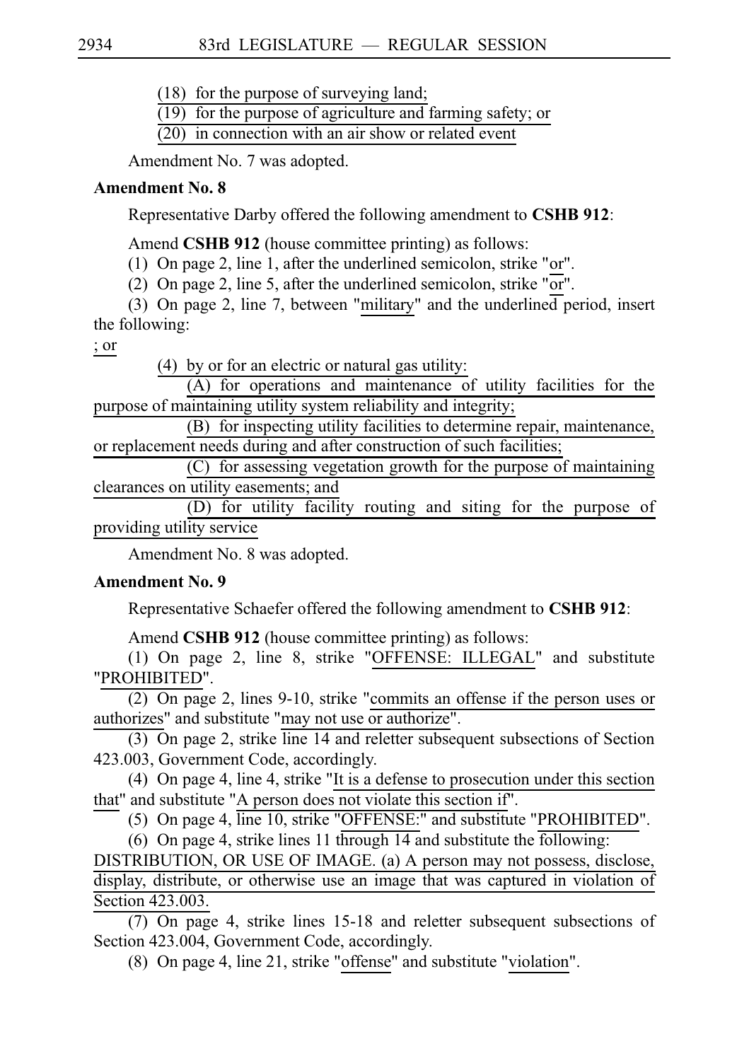(18) for the purpose of surveying land;

(19) for the purpose of agriculture and farming safety; or

(20) in connection with an air show or related event

Amendment No. 7 was adopted.

**Amendment No. 8**

Representative Darby offered the following amendment to **CSHB 912**:

Amend **CSHB 912** (house committee printing) as follows:

(1) On page 2, line 1, after the underlined semicolon, strike "or".

(2) On page 2, line 5, after the underlined semicolon, strike "or".

(3) On page 2, line 7, between "military" and the underlined period, insert the following:

; or

(4) by or for an electric or natural gas utility:

(A) for operations and maintenance of utility facilities for the purpose of maintaining utility system reliability and integrity;

(B) for inspecting utility facilities to determine repair, maintenance, or replacement needs during and after construction of such facilities;

(C) for assessing vegetation growth for the purpose of maintaining clearances on utility easements; and

(D) for utility facility routing and siting for the purpose of providing utility service

Amendment No. 8 was adopted.

**Amendment No. 9**

Representative Schaefer offered the following amendment to **CSHB 912**:

Amend **CSHB 912** (house committee printing) as follows:

(1) On page 2, line 8, strike "OFFENSE: ILLEGAL" and substitute "PROHIBITED".

(2) On page 2, lines 9-10, strike "commits an offense if the person uses or authorizes" and substitute "may not use or authorize".

(3) On page 2, strike line 14 and reletter subsequent subsections of Section 423.003, Government Code, accordingly.

(4) On page 4, line 4, strike "It is a defense to prosecution under this section that" and substitute "A person does not violate this section if".

(5) On page 4, line 10, strike "OFFENSE:" and substitute "PROHIBITED".

(6) On page 4, strike lines 11 through 14 and substitute the following:

DISTRIBUTION, OR USE OF IMAGE. (a) A person may not possess, disclose, display, distribute, or otherwise use an image that was captured in violation of Section 423.003.

(7) On page 4, strike lines 15-18 and reletter subsequent subsections of Section 423.004, Government Code, accordingly.

(8) On page 4, line 21, strike "offense" and substitute "violation".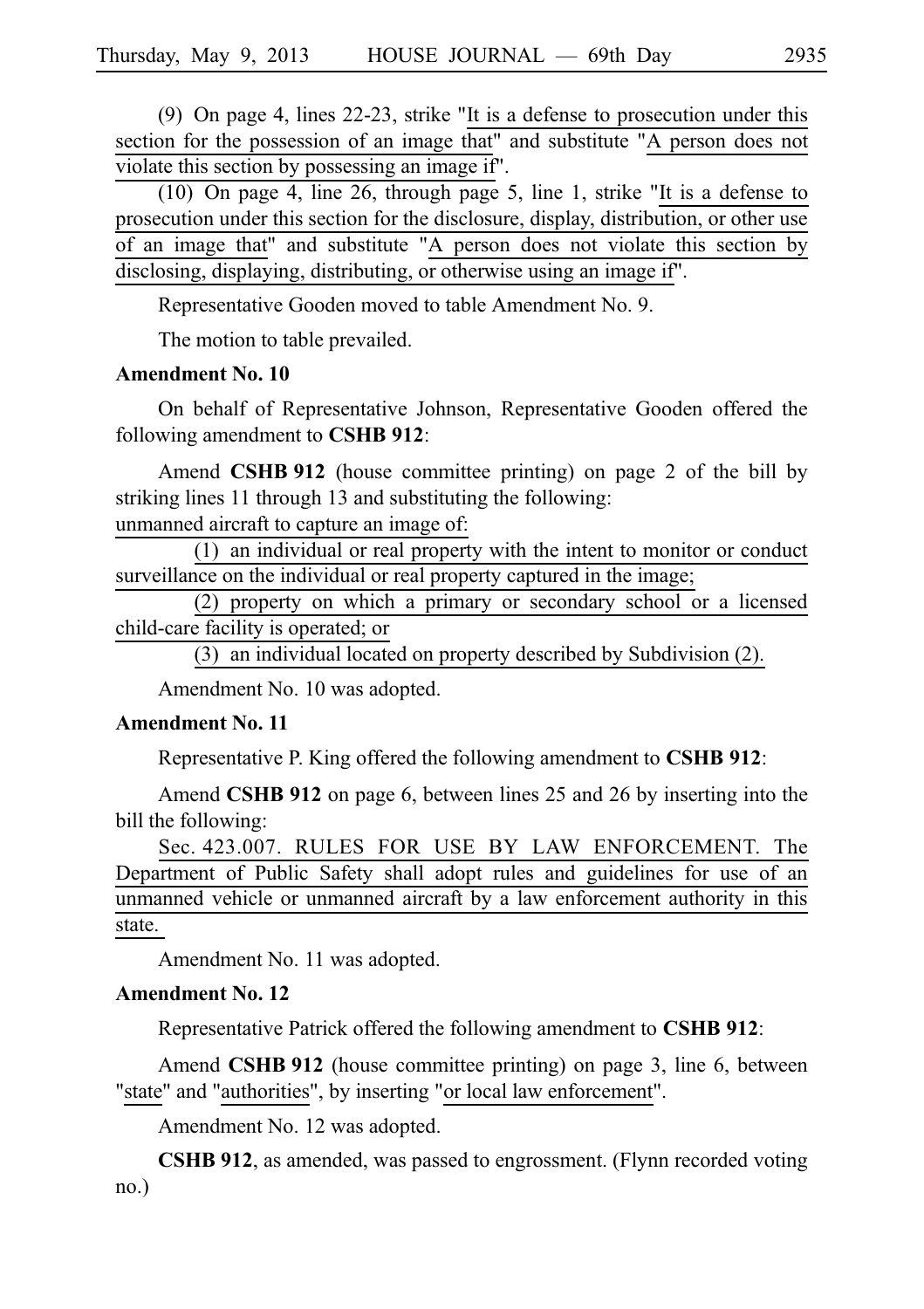(9) On page 4, lines 22-23, strike "It is a defense to prosecution under this section for the possession of an image that" and substitute "A person does not violate this section by possessing an image if".

(10) On page 4, line 26, through page 5, line 1, strike "It is a defense to prosecution under this section for the disclosure, display, distribution, or other use of an image that" and substitute "A person does not violate this section by disclosing, displaying, distributing, or otherwise using an image if".

Representative Gooden moved to table Amendment No. 9.

The motion to table prevailed.

**Amendment No. 10**

On behalf of Representative Johnson, Representative Gooden offered the following amendment to **CSHB 912**:

Amend **CSHB 912** (house committee printing) on page 2 of the bill by striking lines 11 through 13 and substituting the following:

unmanned aircraft to capture an image of:

(1) an individual or real property with the intent to monitor or conduct surveillance on the individual or real property captured in the image;

(2) property on which a primary or secondary school or a licensed child-care facility is operated; or

(3) an individual located on property described by Subdivision (2).

Amendment No. 10 was adopted.

**Amendment No. 11**

Representative P. King offered the following amendment to **CSHB 912**:

Amend **CSHB 912** on page 6, between lines 25 and 26 by inserting into the bill the following:

Sec. 423.007. RULES FOR USE BY LAW ENFORCEMENT. The Department of Public Safety shall adopt rules and guidelines for use of an unmanned vehicle or unmanned aircraft by a law enforcement authority in this state.

Amendment No. 11 was adopted.

**Amendment No. 12**

Representative Patrick offered the following amendment to **CSHB 912**:

Amend **CSHB 912** (house committee printing) on page 3, line 6, between "state" and "authorities", by inserting "or local law enforcement".

Amendment No. 12 was adopted.

**CSHB 912**, as amended, was passed to engrossment. (Flynn recorded voting no.)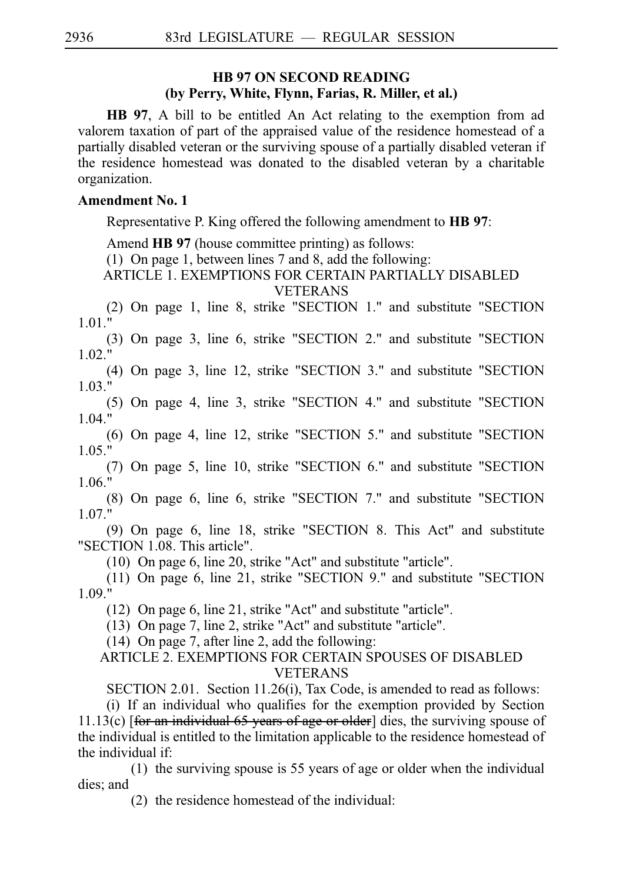## HB 97 ON SECOND READING
### (by Perry, White, Flynn, Farias, R. Miller, et al.)

**HB 97**, A bill to be entitled An Act relating to the exemption from ad valorem taxation of part of the appraised value of the residence homestead of a partially disabled veteran or the surviving spouse of a partially disabled veteran if the residence homestead was donated to the disabled veteran by a charitable organization.

**Amendment No. 1**

Representative P. King offered the following amendment to **HB 97**:

Amend **HB 97** (house committee printing) as follows:

(1) On page 1, between lines 7 and 8, add the following:

ARTICLE 1. EXEMPTIONS FOR CERTAIN PARTIALLY DISABLED VETERANS

(2) On page 1, line 8, strike "SECTION 1." and substitute "SECTION 1.01."

(3) On page 3, line 6, strike "SECTION 2." and substitute "SECTION 1.02."

(4) On page 3, line 12, strike "SECTION 3." and substitute "SECTION 1.03."

(5) On page 4, line 3, strike "SECTION 4." and substitute "SECTION 1.04."

(6) On page 4, line 12, strike "SECTION 5." and substitute "SECTION 1.05."

(7) On page 5, line 10, strike "SECTION 6." and substitute "SECTION 1.06."

(8) On page 6, line 6, strike "SECTION 7." and substitute "SECTION 1.07."

(9) On page 6, line 18, strike "SECTION 8. This Act" and substitute "SECTION 1.08. This article".

(10) On page 6, line 20, strike "Act" and substitute "article".

(11) On page 6, line 21, strike "SECTION 9." and substitute "SECTION 1.09."

(12) On page 6, line 21, strike "Act" and substitute "article".

(13) On page 7, line 2, strike "Act" and substitute "article".

(14) On page 7, after line 2, add the following:

ARTICLE 2. EXEMPTIONS FOR CERTAIN SPOUSES OF DISABLED VETERANS

SECTION 2.01. Section 11.26(i), Tax Code, is amended to read as follows:

(i) If an individual who qualifies for the exemption provided by Section 11.13(c) [~~for an individual 65 years of age or older~~] dies, the surviving spouse of the individual is entitled to the limitation applicable to the residence homestead of the individual if:

(1) the surviving spouse is 55 years of age or older when the individual dies; and

(2) the residence homestead of the individual: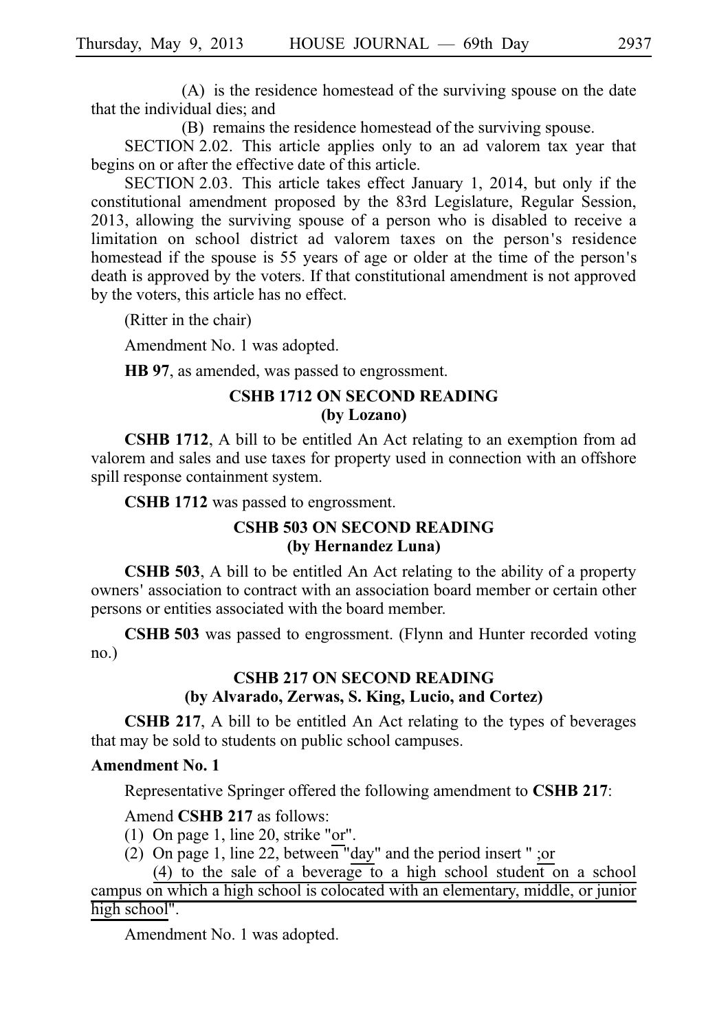(A) is the residence homestead of the surviving spouse on the date that the individual dies; and

(B) remains the residence homestead of the surviving spouse.

SECTION 2.02. This article applies only to an ad valorem tax year that begins on or after the effective date of this article.

SECTION 2.03. This article takes effect January 1, 2014, but only if the constitutional amendment proposed by the 83rd Legislature, Regular Session, 2013, allowing the surviving spouse of a person who is disabled to receive a limitation on school district ad valorem taxes on the person's residence homestead if the spouse is 55 years of age or older at the time of the person's death is approved by the voters. If that constitutional amendment is not approved by the voters, this article has no effect.

(Ritter in the chair)

Amendment No. 1 was adopted.

**HB 97**, as amended, was passed to engrossment.

### CSHB 1712 ON SECOND READING
### (by Lozano)

**CSHB 1712**, A bill to be entitled An Act relating to an exemption from ad valorem and sales and use taxes for property used in connection with an offshore spill response containment system.

**CSHB 1712** was passed to engrossment.

### CSHB 503 ON SECOND READING
### (by Hernandez Luna)

**CSHB 503**, A bill to be entitled An Act relating to the ability of a property owners' association to contract with an association board member or certain other persons or entities associated with the board member.

**CSHB 503** was passed to engrossment. (Flynn and Hunter recorded voting no.)

### CSHB 217 ON SECOND READING
### (by Alvarado, Zerwas, S. King, Lucio, and Cortez)

**CSHB 217**, A bill to be entitled An Act relating to the types of beverages that may be sold to students on public school campuses.

**Amendment No. 1**

Representative Springer offered the following amendment to **CSHB 217**:

Amend **CSHB 217** as follows:

(1) On page 1, line 20, strike "or".

(2) On page 1, line 22, between "day" and the period insert " ;or

(4) to the sale of a beverage to a high school student on a school campus on which a high school is colocated with an elementary, middle, or junior high school".

Amendment No. 1 was adopted.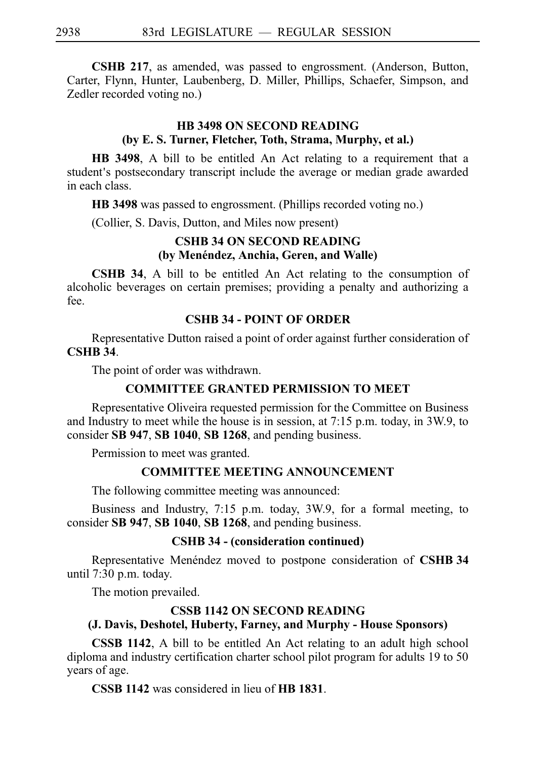**CSHB 217**, as amended, was passed to engrossment. (Anderson, Button, Carter, Flynn, Hunter, Laubenberg, D. Miller, Phillips, Schaefer, Simpson, and Zedler recorded voting no.)

### HB 3498 ON SECOND READING
### (by E. S. Turner, Fletcher, Toth, Strama, Murphy, et al.)

**HB 3498**, A bill to be entitled An Act relating to a requirement that a student's postsecondary transcript include the average or median grade awarded in each class.

**HB 3498** was passed to engrossment. (Phillips recorded voting no.)

(Collier, S. Davis, Dutton, and Miles now present)

### CSHB 34 ON SECOND READING
### (by Menéndez, Anchia, Geren, and Walle)

**CSHB 34**, A bill to be entitled An Act relating to the consumption of alcoholic beverages on certain premises; providing a penalty and authorizing a fee.

### CSHB 34 - POINT OF ORDER

Representative Dutton raised a point of order against further consideration of **CSHB 34**.

The point of order was withdrawn.

### COMMITTEE GRANTED PERMISSION TO MEET

Representative Oliveira requested permission for the Committee on Business and Industry to meet while the house is in session, at 7:15 p.m. today, in 3W.9, to consider **SB 947**, **SB 1040**, **SB 1268**, and pending business.

Permission to meet was granted.

### COMMITTEE MEETING ANNOUNCEMENT

The following committee meeting was announced:

Business and Industry, 7:15 p.m. today, 3W.9, for a formal meeting, to consider **SB 947**, **SB 1040**, **SB 1268**, and pending business.

### CSHB 34 - (consideration continued)

Representative Menéndez moved to postpone consideration of **CSHB 34** until 7:30 p.m. today.

The motion prevailed.

### CSSB 1142 ON SECOND READING
### (J. Davis, Deshotel, Huberty, Farney, and Murphy - House Sponsors)

**CSSB 1142**, A bill to be entitled An Act relating to an adult high school diploma and industry certification charter school pilot program for adults 19 to 50 years of age.

**CSSB 1142** was considered in lieu of **HB 1831**.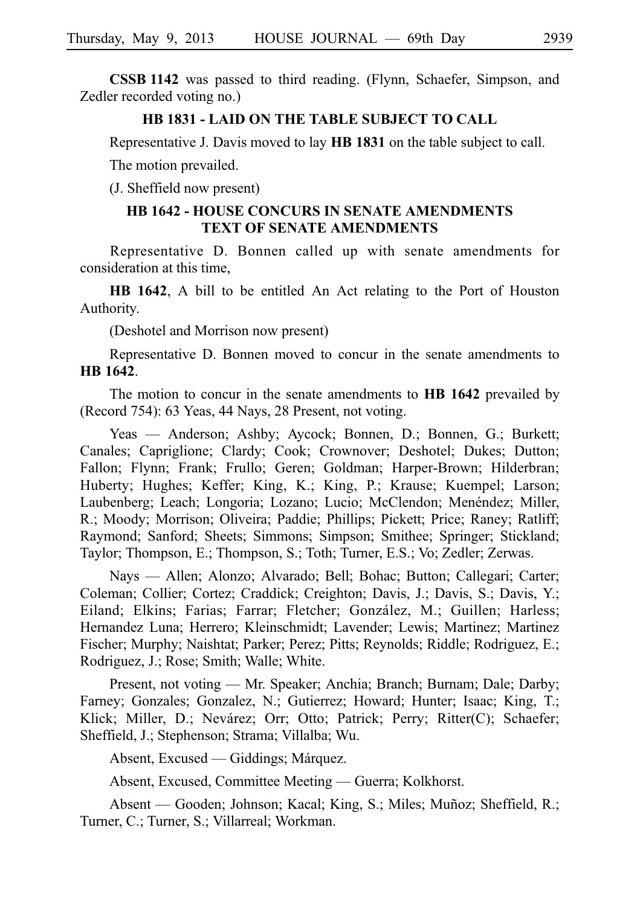**CSSB 1142** was passed to third reading. (Flynn, Schaefer, Simpson, and Zedler recorded voting no.)

## HB 1831 - LAID ON THE TABLE SUBJECT TO CALL

Representative J. Davis moved to lay **HB 1831** on the table subject to call.

The motion prevailed.

(J. Sheffield now present)

## HB 1642 - HOUSE CONCURS IN SENATE AMENDMENTS TEXT OF SENATE AMENDMENTS

Representative D. Bonnen called up with senate amendments for consideration at this time,

**HB 1642**, A bill to be entitled An Act relating to the Port of Houston Authority.

(Deshotel and Morrison now present)

Representative D. Bonnen moved to concur in the senate amendments to **HB 1642**.

The motion to concur in the senate amendments to **HB 1642** prevailed by (Record 754): 63 Yeas, 44 Nays, 28 Present, not voting.

Yeas — Anderson; Ashby; Aycock; Bonnen, D.; Bonnen, G.; Burkett; Canales; Capriglione; Clardy; Cook; Crownover; Deshotel; Dukes; Dutton; Fallon; Flynn; Frank; Frullo; Geren; Goldman; Harper-Brown; Hilderbran; Huberty; Hughes; Keffer; King, K.; King, P.; Krause; Kuempel; Larson; Laubenberg; Leach; Longoria; Lozano; Lucio; McClendon; Menéndez; Miller, R.; Moody; Morrison; Oliveira; Paddie; Phillips; Pickett; Price; Raney; Ratliff; Raymond; Sanford; Sheets; Simmons; Simpson; Smithee; Springer; Stickland; Taylor; Thompson, E.; Thompson, S.; Toth; Turner, E.S.; Vo; Zedler; Zerwas.

Nays — Allen; Alonzo; Alvarado; Bell; Bohac; Button; Callegari; Carter; Coleman; Collier; Cortez; Craddick; Creighton; Davis, J.; Davis, S.; Davis, Y.; Eiland; Elkins; Farias; Farrar; Fletcher; González, M.; Guillen; Harless; Hernandez Luna; Herrero; Kleinschmidt; Lavender; Lewis; Martinez; Martinez Fischer; Murphy; Naishtat; Parker; Perez; Pitts; Reynolds; Riddle; Rodriguez, E.; Rodriguez, J.; Rose; Smith; Walle; White.

Present, not voting — Mr. Speaker; Anchia; Branch; Burnam; Dale; Darby; Farney; Gonzales; Gonzalez, N.; Gutierrez; Howard; Hunter; Isaac; King, T.; Klick; Miller, D.; Nevárez; Orr; Otto; Patrick; Perry; Ritter(C); Schaefer; Sheffield, J.; Stephenson; Strama; Villalba; Wu.

Absent, Excused — Giddings; Márquez.

Absent, Excused, Committee Meeting — Guerra; Kolkhorst.

Absent — Gooden; Johnson; Kacal; King, S.; Miles; Muñoz; Sheffield, R.; Turner, C.; Turner, S.; Villarreal; Workman.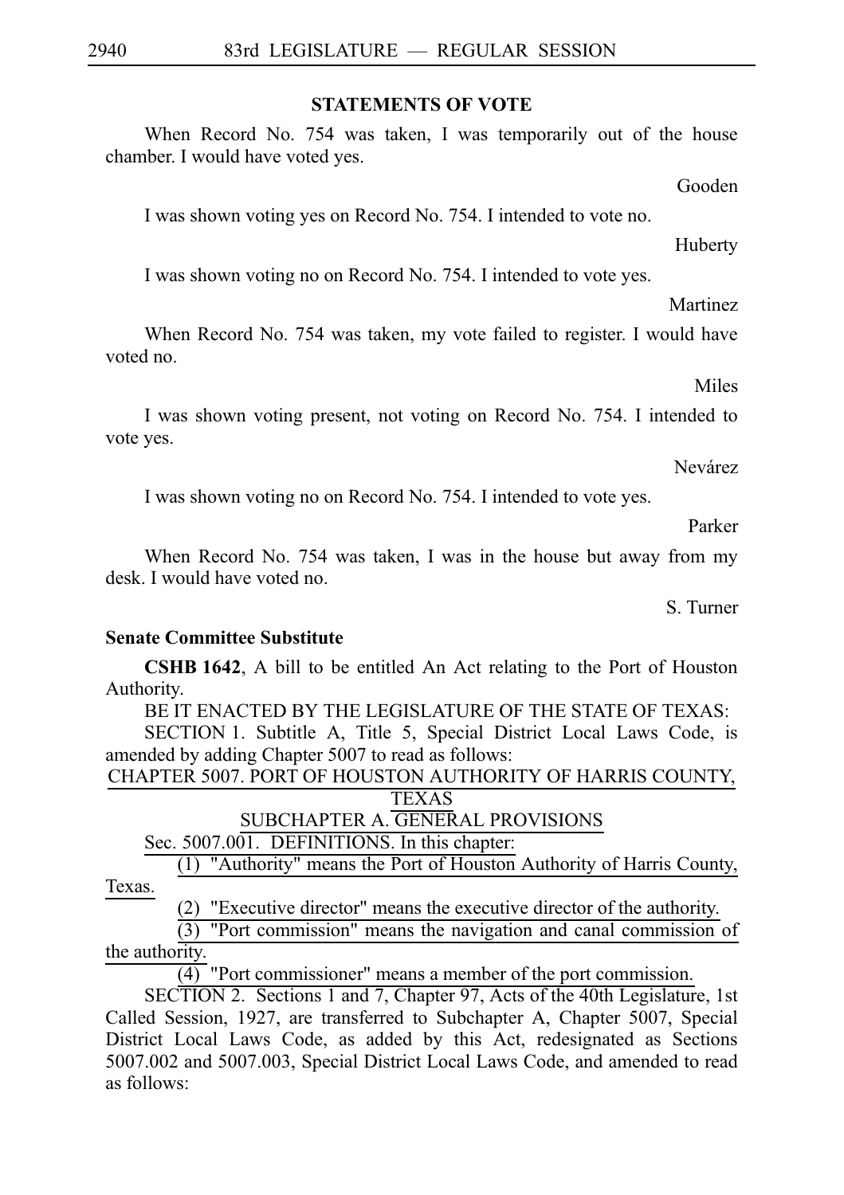## STATEMENTS OF VOTE

When Record No. 754 was taken, I was temporarily out of the house chamber. I would have voted yes.

Gooden

I was shown voting yes on Record No. 754. I intended to vote no.

Huberty

I was shown voting no on Record No. 754. I intended to vote yes.

Martinez

When Record No. 754 was taken, my vote failed to register. I would have voted no.

Miles

I was shown voting present, not voting on Record No. 754. I intended to vote yes.

Nevárez

I was shown voting no on Record No. 754. I intended to vote yes.

Parker

When Record No. 754 was taken, I was in the house but away from my desk. I would have voted no.

S. Turner

**Senate Committee Substitute**

**CSHB 1642**, A bill to be entitled An Act relating to the Port of Houston Authority.

BE IT ENACTED BY THE LEGISLATURE OF THE STATE OF TEXAS:

SECTION 1. Subtitle A, Title 5, Special District Local Laws Code, is amended by adding Chapter 5007 to read as follows:

CHAPTER 5007. PORT OF HOUSTON AUTHORITY OF HARRIS COUNTY, TEXAS

SUBCHAPTER A. GENERAL PROVISIONS

Sec. 5007.001. DEFINITIONS. In this chapter:

(1) "Authority" means the Port of Houston Authority of Harris County, Texas.

(2) "Executive director" means the executive director of the authority.

(3) "Port commission" means the navigation and canal commission of the authority.

(4) "Port commissioner" means a member of the port commission.

SECTION 2. Sections 1 and 7, Chapter 97, Acts of the 40th Legislature, 1st Called Session, 1927, are transferred to Subchapter A, Chapter 5007, Special District Local Laws Code, as added by this Act, redesignated as Sections 5007.002 and 5007.003, Special District Local Laws Code, and amended to read as follows: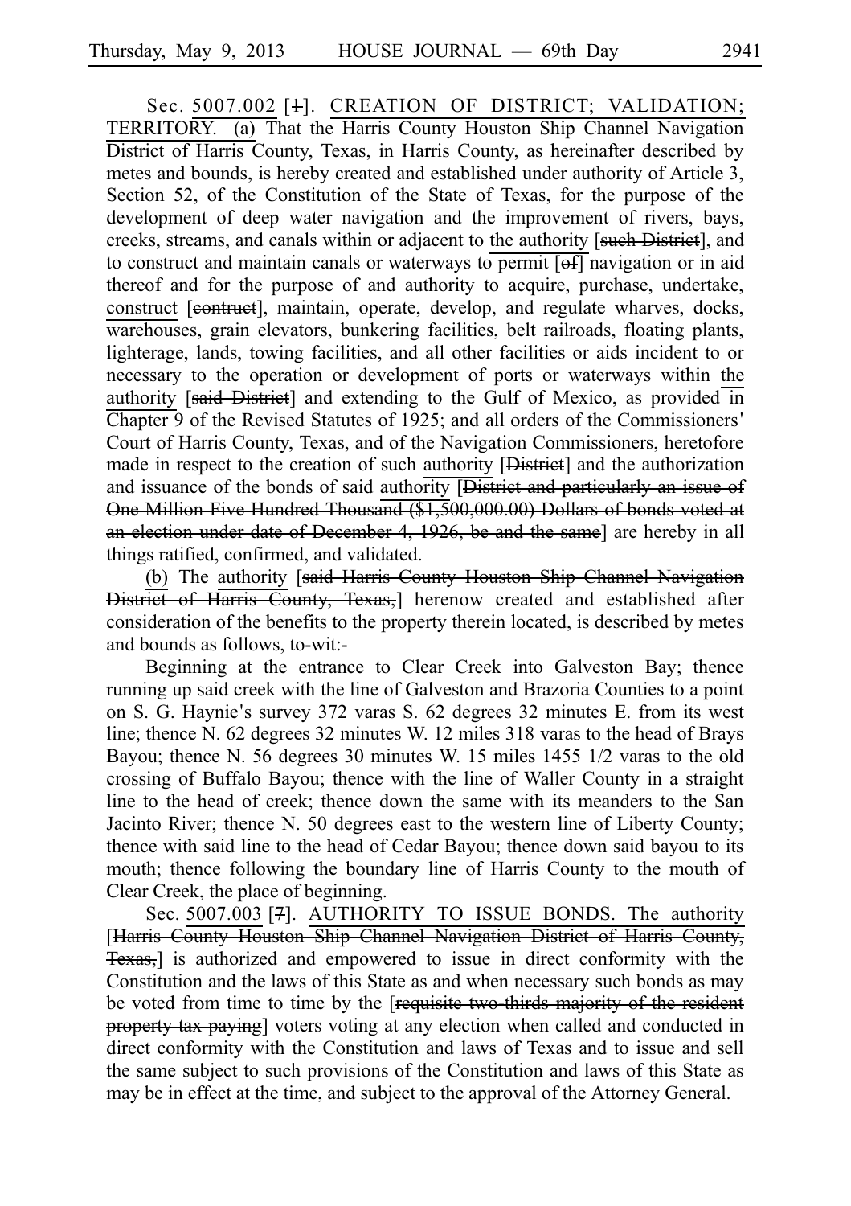Sec. 5007.002 [1]. CREATION OF DISTRICT; VALIDATION; TERRITORY. (a) That the Harris County Houston Ship Channel Navigation District of Harris County, Texas, in Harris County, as hereinafter described by metes and bounds, is hereby created and established under authority of Article 3, Section 52, of the Constitution of the State of Texas, for the purpose of the development of deep water navigation and the improvement of rivers, bays, creeks, streams, and canals within or adjacent to the authority [such District], and to construct and maintain canals or waterways to permit [of] navigation or in aid thereof and for the purpose of and authority to acquire, purchase, undertake, construct [contruct], maintain, operate, develop, and regulate wharves, docks, warehouses, grain elevators, bunkering facilities, belt railroads, floating plants, lighterage, lands, towing facilities, and all other facilities or aids incident to or necessary to the operation or development of ports or waterways within the authority [said District] and extending to the Gulf of Mexico, as provided in Chapter 9 of the Revised Statutes of 1925; and all orders of the Commissioners' Court of Harris County, Texas, and of the Navigation Commissioners, heretofore made in respect to the creation of such authority [District] and the authorization and issuance of the bonds of said authority [District and particularly an issue of One Million Five Hundred Thousand ($1,500,000.00) Dollars of bonds voted at an election under date of December 4, 1926, be and the same] are hereby in all things ratified, confirmed, and validated.

(b) The authority [said Harris County Houston Ship Channel Navigation District of Harris County, Texas,] herenow created and established after consideration of the benefits to the property therein located, is described by metes and bounds as follows, to-wit:-

Beginning at the entrance to Clear Creek into Galveston Bay; thence running up said creek with the line of Galveston and Brazoria Counties to a point on S. G. Haynie's survey 372 varas S. 62 degrees 32 minutes E. from its west line; thence N. 62 degrees 32 minutes W. 12 miles 318 varas to the head of Brays Bayou; thence N. 56 degrees 30 minutes W. 15 miles 1455 1/2 varas to the old crossing of Buffalo Bayou; thence with the line of Waller County in a straight line to the head of creek; thence down the same with its meanders to the San Jacinto River; thence N. 50 degrees east to the western line of Liberty County; thence with said line to the head of Cedar Bayou; thence down said bayou to its mouth; thence following the boundary line of Harris County to the mouth of Clear Creek, the place of beginning.

Sec. 5007.003 [7]. AUTHORITY TO ISSUE BONDS. The authority [Harris County Houston Ship Channel Navigation District of Harris County, Texas,] is authorized and empowered to issue in direct conformity with the Constitution and the laws of this State as and when necessary such bonds as may be voted from time to time by the [requisite two-thirds majority of the resident property tax paying] voters voting at any election when called and conducted in direct conformity with the Constitution and laws of Texas and to issue and sell the same subject to such provisions of the Constitution and laws of this State as may be in effect at the time, and subject to the approval of the Attorney General.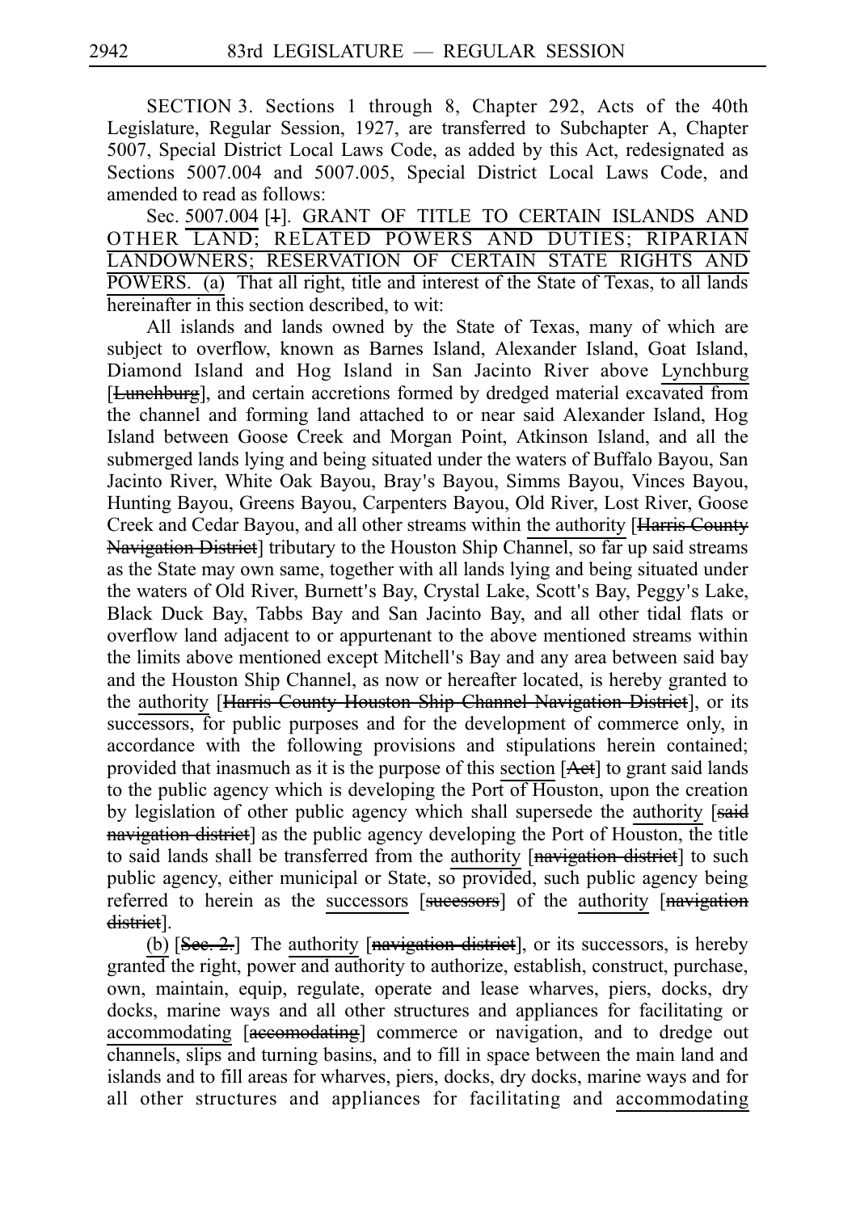SECTION 3. Sections 1 through 8, Chapter 292, Acts of the 40th Legislature, Regular Session, 1927, are transferred to Subchapter A, Chapter 5007, Special District Local Laws Code, as added by this Act, redesignated as Sections 5007.004 and 5007.005, Special District Local Laws Code, and amended to read as follows:

Sec. 5007.004 [1]. GRANT OF TITLE TO CERTAIN ISLANDS AND OTHER LAND; RELATED POWERS AND DUTIES; RIPARIAN LANDOWNERS; RESERVATION OF CERTAIN STATE RIGHTS AND POWERS. (a) That all right, title and interest of the State of Texas, to all lands hereinafter in this section described, to wit:

All islands and lands owned by the State of Texas, many of which are subject to overflow, known as Barnes Island, Alexander Island, Goat Island, Diamond Island and Hog Island in San Jacinto River above Lynchburg [Lunchburg], and certain accretions formed by dredged material excavated from the channel and forming land attached to or near said Alexander Island, Hog Island between Goose Creek and Morgan Point, Atkinson Island, and all the submerged lands lying and being situated under the waters of Buffalo Bayou, San Jacinto River, White Oak Bayou, Bray's Bayou, Simms Bayou, Vinces Bayou, Hunting Bayou, Greens Bayou, Carpenters Bayou, Old River, Lost River, Goose Creek and Cedar Bayou, and all other streams within the authority [Harris County Navigation District] tributary to the Houston Ship Channel, so far up said streams as the State may own same, together with all lands lying and being situated under the waters of Old River, Burnett's Bay, Crystal Lake, Scott's Bay, Peggy's Lake, Black Duck Bay, Tabbs Bay and San Jacinto Bay, and all other tidal flats or overflow land adjacent to or appurtenant to the above mentioned streams within the limits above mentioned except Mitchell's Bay and any area between said bay and the Houston Ship Channel, as now or hereafter located, is hereby granted to the authority [Harris County Houston Ship Channel Navigation District], or its successors, for public purposes and for the development of commerce only, in accordance with the following provisions and stipulations herein contained; provided that inasmuch as it is the purpose of this section [Act] to grant said lands to the public agency which is developing the Port of Houston, upon the creation by legislation of other public agency which shall supersede the authority [said navigation district] as the public agency developing the Port of Houston, the title to said lands shall be transferred from the authority [navigation district] to such public agency, either municipal or State, so provided, such public agency being referred to herein as the successors [sucessors] of the authority [navigation district].

(b) [Sec. 2.] The authority [navigation district], or its successors, is hereby granted the right, power and authority to authorize, establish, construct, purchase, own, maintain, equip, regulate, operate and lease wharves, piers, docks, dry docks, marine ways and all other structures and appliances for facilitating or accommodating [accomodating] commerce or navigation, and to dredge out channels, slips and turning basins, and to fill in space between the main land and islands and to fill areas for wharves, piers, docks, dry docks, marine ways and for all other structures and appliances for facilitating and accommodating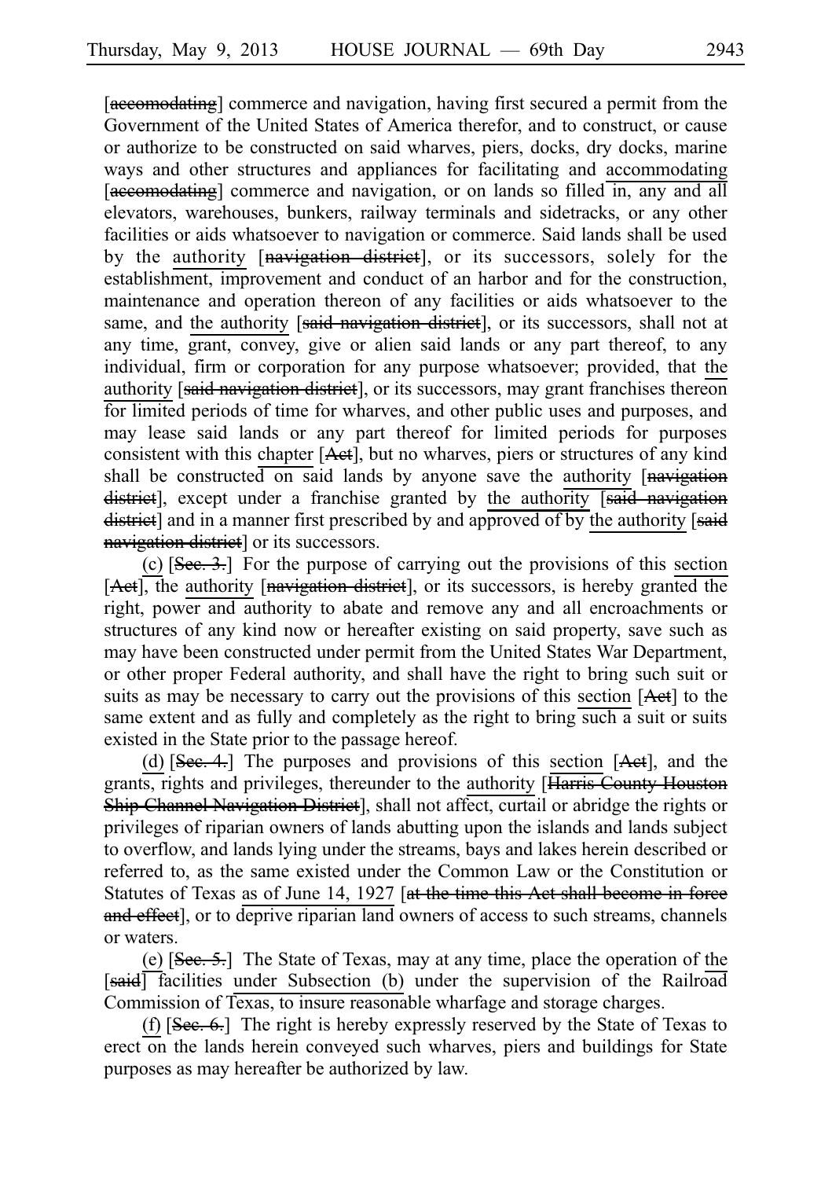[~~accomodating~~] commerce and navigation, having first secured a permit from the Government of the United States of America therefor, and to construct, or cause or authorize to be constructed on said wharves, piers, docks, dry docks, marine ways and other structures and appliances for facilitating and accommodating [~~accomodating~~] commerce and navigation, or on lands so filled in, any and all elevators, warehouses, bunkers, railway terminals and sidetracks, or any other facilities or aids whatsoever to navigation or commerce. Said lands shall be used by the authority [~~navigation district~~], or its successors, solely for the establishment, improvement and conduct of an harbor and for the construction, maintenance and operation thereon of any facilities or aids whatsoever to the same, and the authority [~~said navigation district~~], or its successors, shall not at any time, grant, convey, give or alien said lands or any part thereof, to any individual, firm or corporation for any purpose whatsoever; provided, that the authority [~~said navigation district~~], or its successors, may grant franchises thereon for limited periods of time for wharves, and other public uses and purposes, and may lease said lands or any part thereof for limited periods for purposes consistent with this chapter [~~Act~~], but no wharves, piers or structures of any kind shall be constructed on said lands by anyone save the authority [~~navigation district~~], except under a franchise granted by the authority [~~said navigation district~~] and in a manner first prescribed by and approved of by the authority [~~said navigation district~~] or its successors.

(c) [~~Sec. 3.~~] For the purpose of carrying out the provisions of this section [~~Act~~], the authority [~~navigation district~~], or its successors, is hereby granted the right, power and authority to abate and remove any and all encroachments or structures of any kind now or hereafter existing on said property, save such as may have been constructed under permit from the United States War Department, or other proper Federal authority, and shall have the right to bring such suit or suits as may be necessary to carry out the provisions of this section [~~Act~~] to the same extent and as fully and completely as the right to bring such a suit or suits existed in the State prior to the passage hereof.

(d) [~~Sec. 4.~~] The purposes and provisions of this section [~~Act~~], and the grants, rights and privileges, thereunder to the authority [~~Harris County Houston Ship Channel Navigation District~~], shall not affect, curtail or abridge the rights or privileges of riparian owners of lands abutting upon the islands and lands subject to overflow, and lands lying under the streams, bays and lakes herein described or referred to, as the same existed under the Common Law or the Constitution or Statutes of Texas as of June 14, 1927 [~~at the time this Act shall become in force and effect~~], or to deprive riparian land owners of access to such streams, channels or waters.

(e) [~~Sec. 5.~~] The State of Texas, may at any time, place the operation of the [~~said~~] facilities under Subsection (b) under the supervision of the Railroad Commission of Texas, to insure reasonable wharfage and storage charges.

(f) [~~Sec. 6.~~] The right is hereby expressly reserved by the State of Texas to erect on the lands herein conveyed such wharves, piers and buildings for State purposes as may hereafter be authorized by law.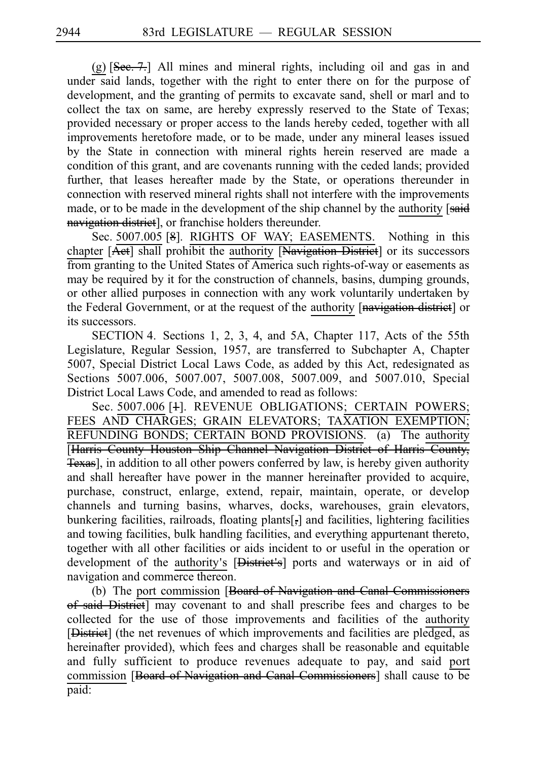(g) [~~Sec. 7.~~] All mines and mineral rights, including oil and gas in and under said lands, together with the right to enter there on for the purpose of development, and the granting of permits to excavate sand, shell or marl and to collect the tax on same, are hereby expressly reserved to the State of Texas; provided necessary or proper access to the lands hereby ceded, together with all improvements heretofore made, or to be made, under any mineral leases issued by the State in connection with mineral rights herein reserved are made a condition of this grant, and are covenants running with the ceded lands; provided further, that leases hereafter made by the State, or operations thereunder in connection with reserved mineral rights shall not interfere with the improvements made, or to be made in the development of the ship channel by the authority [~~said navigation district~~], or franchise holders thereunder.

Sec. 5007.005 [~~8~~]. RIGHTS OF WAY; EASEMENTS. Nothing in this chapter [~~Act~~] shall prohibit the authority [~~Navigation District~~] or its successors from granting to the United States of America such rights-of-way or easements as may be required by it for the construction of channels, basins, dumping grounds, or other allied purposes in connection with any work voluntarily undertaken by the Federal Government, or at the request of the authority [~~navigation district~~] or its successors.

SECTION 4. Sections 1, 2, 3, 4, and 5A, Chapter 117, Acts of the 55th Legislature, Regular Session, 1957, are transferred to Subchapter A, Chapter 5007, Special District Local Laws Code, as added by this Act, redesignated as Sections 5007.006, 5007.007, 5007.008, 5007.009, and 5007.010, Special District Local Laws Code, and amended to read as follows:

Sec. 5007.006 [~~1~~]. REVENUE OBLIGATIONS; CERTAIN POWERS; FEES AND CHARGES; GRAIN ELEVATORS; TAXATION EXEMPTION; REFUNDING BONDS; CERTAIN BOND PROVISIONS. (a) The authority [~~Harris County Houston Ship Channel Navigation District of Harris County, Texas~~], in addition to all other powers conferred by law, is hereby given authority and shall hereafter have power in the manner hereinafter provided to acquire, purchase, construct, enlarge, extend, repair, maintain, operate, or develop channels and turning basins, wharves, docks, warehouses, grain elevators, bunkering facilities, railroads, floating plants[~~,~~] and facilities, lightering facilities and towing facilities, bulk handling facilities, and everything appurtenant thereto, together with all other facilities or aids incident to or useful in the operation or development of the authority's [~~District's~~] ports and waterways or in aid of navigation and commerce thereon.

(b) The port commission [~~Board of Navigation and Canal Commissioners of said District~~] may covenant to and shall prescribe fees and charges to be collected for the use of those improvements and facilities of the authority [~~District~~] (the net revenues of which improvements and facilities are pledged, as hereinafter provided), which fees and charges shall be reasonable and equitable and fully sufficient to produce revenues adequate to pay, and said port commission [~~Board of Navigation and Canal Commissioners~~] shall cause to be paid: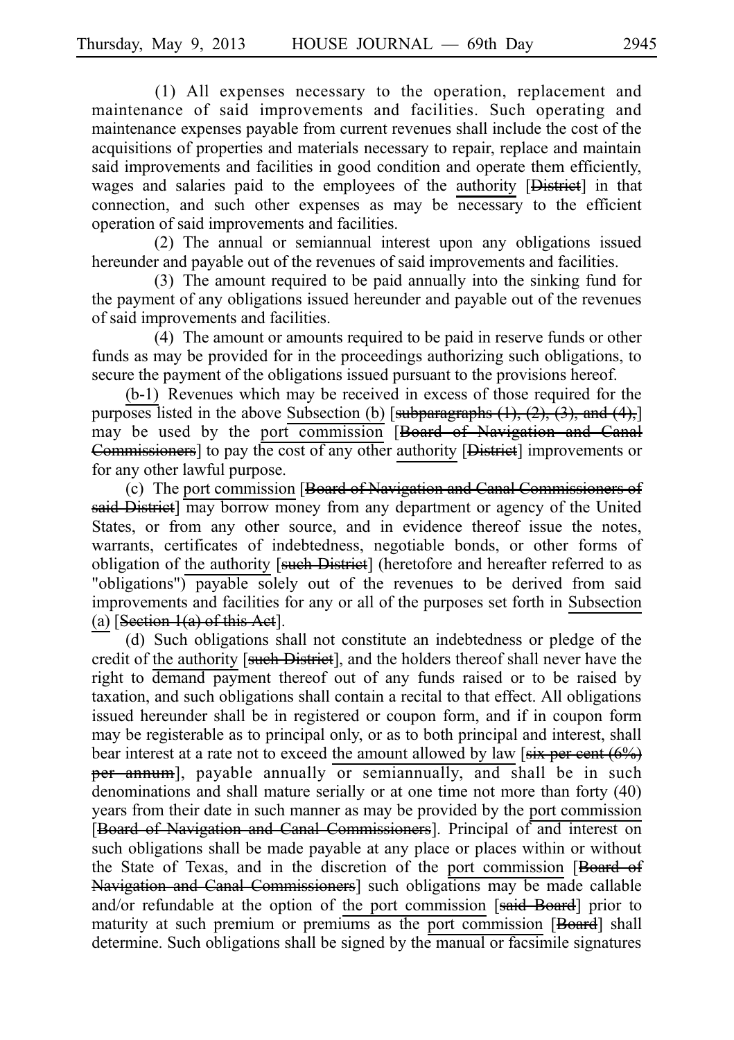(1) All expenses necessary to the operation, replacement and maintenance of said improvements and facilities. Such operating and maintenance expenses payable from current revenues shall include the cost of the acquisitions of properties and materials necessary to repair, replace and maintain said improvements and facilities in good condition and operate them efficiently, wages and salaries paid to the employees of the authority [District] in that connection, and such other expenses as may be necessary to the efficient operation of said improvements and facilities.

(2) The annual or semiannual interest upon any obligations issued hereunder and payable out of the revenues of said improvements and facilities.

(3) The amount required to be paid annually into the sinking fund for the payment of any obligations issued hereunder and payable out of the revenues of said improvements and facilities.

(4) The amount or amounts required to be paid in reserve funds or other funds as may be provided for in the proceedings authorizing such obligations, to secure the payment of the obligations issued pursuant to the provisions hereof.

(b-1) Revenues which may be received in excess of those required for the purposes listed in the above Subsection (b) [subparagraphs (1), (2), (3), and (4),] may be used by the port commission [Board of Navigation and Canal Commissioners] to pay the cost of any other authority [District] improvements or for any other lawful purpose.

(c) The port commission [Board of Navigation and Canal Commissioners of said District] may borrow money from any department or agency of the United States, or from any other source, and in evidence thereof issue the notes, warrants, certificates of indebtedness, negotiable bonds, or other forms of obligation of the authority [such District] (heretofore and hereafter referred to as "obligations") payable solely out of the revenues to be derived from said improvements and facilities for any or all of the purposes set forth in Subsection (a) [Section 1(a) of this Act].

(d) Such obligations shall not constitute an indebtedness or pledge of the credit of the authority [such District], and the holders thereof shall never have the right to demand payment thereof out of any funds raised or to be raised by taxation, and such obligations shall contain a recital to that effect. All obligations issued hereunder shall be in registered or coupon form, and if in coupon form may be registerable as to principal only, or as to both principal and interest, shall bear interest at a rate not to exceed the amount allowed by law [six per cent (6%) per annum], payable annually or semiannually, and shall be in such denominations and shall mature serially or at one time not more than forty (40) years from their date in such manner as may be provided by the port commission [Board of Navigation and Canal Commissioners]. Principal of and interest on such obligations shall be made payable at any place or places within or without the State of Texas, and in the discretion of the port commission [Board of Navigation and Canal Commissioners] such obligations may be made callable and/or refundable at the option of the port commission [said Board] prior to maturity at such premium or premiums as the port commission [Board] shall determine. Such obligations shall be signed by the manual or facsimile signatures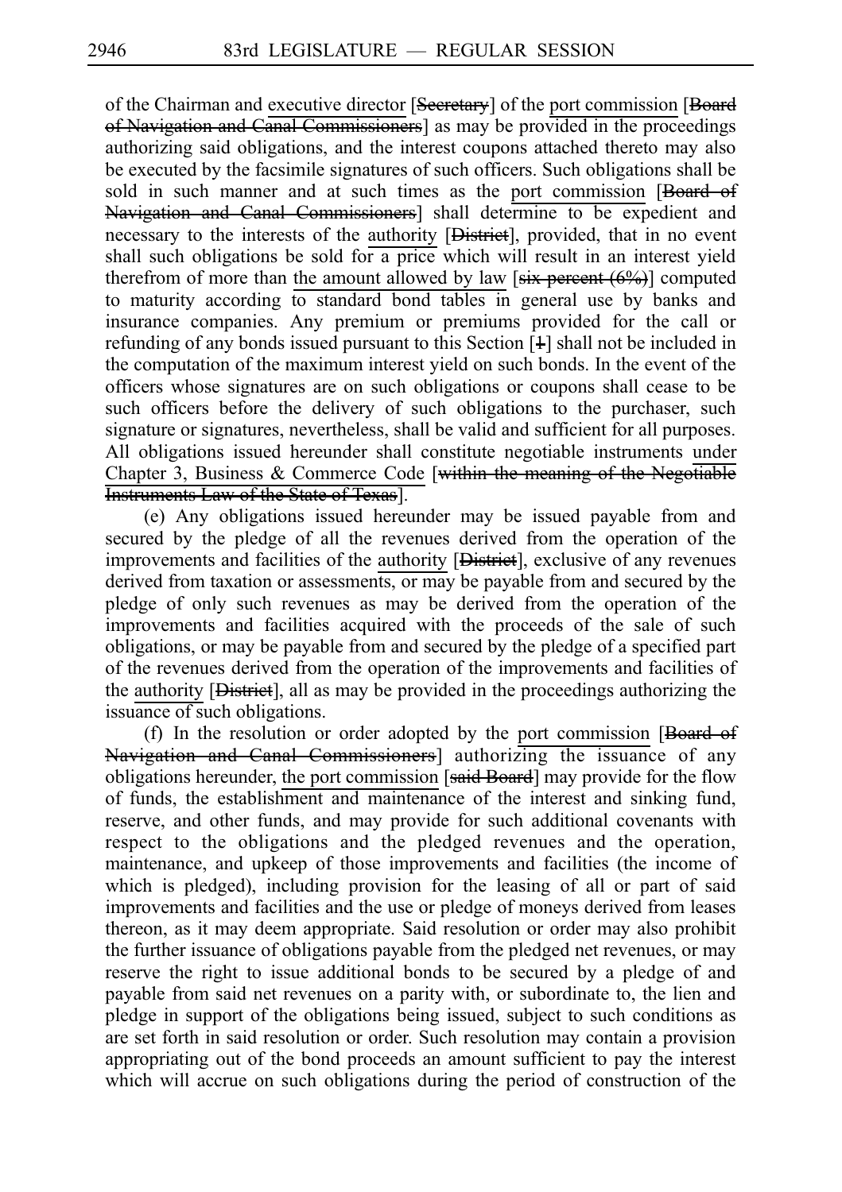of the Chairman and executive director [Secretary] of the port commission [Board of Navigation and Canal Commissioners] as may be provided in the proceedings authorizing said obligations, and the interest coupons attached thereto may also be executed by the facsimile signatures of such officers. Such obligations shall be sold in such manner and at such times as the port commission [Board of Navigation and Canal Commissioners] shall determine to be expedient and necessary to the interests of the authority [District], provided, that in no event shall such obligations be sold for a price which will result in an interest yield therefrom of more than the amount allowed by law [six percent (6%)] computed to maturity according to standard bond tables in general use by banks and insurance companies. Any premium or premiums provided for the call or refunding of any bonds issued pursuant to this Section [1] shall not be included in the computation of the maximum interest yield on such bonds. In the event of the officers whose signatures are on such obligations or coupons shall cease to be such officers before the delivery of such obligations to the purchaser, such signature or signatures, nevertheless, shall be valid and sufficient for all purposes. All obligations issued hereunder shall constitute negotiable instruments under Chapter 3, Business & Commerce Code [within the meaning of the Negotiable Instruments Law of the State of Texas].

(e) Any obligations issued hereunder may be issued payable from and secured by the pledge of all the revenues derived from the operation of the improvements and facilities of the authority [District], exclusive of any revenues derived from taxation or assessments, or may be payable from and secured by the pledge of only such revenues as may be derived from the operation of the improvements and facilities acquired with the proceeds of the sale of such obligations, or may be payable from and secured by the pledge of a specified part of the revenues derived from the operation of the improvements and facilities of the authority [District], all as may be provided in the proceedings authorizing the issuance of such obligations.

(f) In the resolution or order adopted by the port commission [Board of Navigation and Canal Commissioners] authorizing the issuance of any obligations hereunder, the port commission [said Board] may provide for the flow of funds, the establishment and maintenance of the interest and sinking fund, reserve, and other funds, and may provide for such additional covenants with respect to the obligations and the pledged revenues and the operation, maintenance, and upkeep of those improvements and facilities (the income of which is pledged), including provision for the leasing of all or part of said improvements and facilities and the use or pledge of moneys derived from leases thereon, as it may deem appropriate. Said resolution or order may also prohibit the further issuance of obligations payable from the pledged net revenues, or may reserve the right to issue additional bonds to be secured by a pledge of and payable from said net revenues on a parity with, or subordinate to, the lien and pledge in support of the obligations being issued, subject to such conditions as are set forth in said resolution or order. Such resolution may contain a provision appropriating out of the bond proceeds an amount sufficient to pay the interest which will accrue on such obligations during the period of construction of the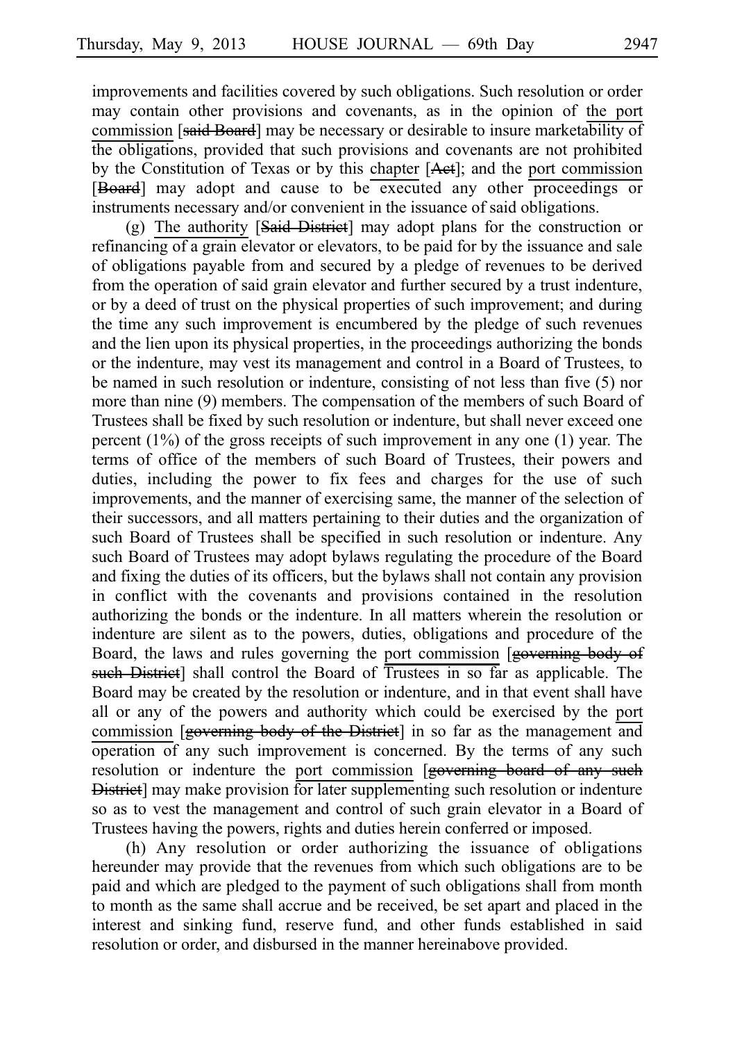improvements and facilities covered by such obligations. Such resolution or order may contain other provisions and covenants, as in the opinion of the port commission [said Board] may be necessary or desirable to insure marketability of the obligations, provided that such provisions and covenants are not prohibited by the Constitution of Texas or by this chapter [Act]; and the port commission [Board] may adopt and cause to be executed any other proceedings or instruments necessary and/or convenient in the issuance of said obligations.

(g) The authority [Said District] may adopt plans for the construction or refinancing of a grain elevator or elevators, to be paid for by the issuance and sale of obligations payable from and secured by a pledge of revenues to be derived from the operation of said grain elevator and further secured by a trust indenture, or by a deed of trust on the physical properties of such improvement; and during the time any such improvement is encumbered by the pledge of such revenues and the lien upon its physical properties, in the proceedings authorizing the bonds or the indenture, may vest its management and control in a Board of Trustees, to be named in such resolution or indenture, consisting of not less than five (5) nor more than nine (9) members. The compensation of the members of such Board of Trustees shall be fixed by such resolution or indenture, but shall never exceed one percent (1%) of the gross receipts of such improvement in any one (1) year. The terms of office of the members of such Board of Trustees, their powers and duties, including the power to fix fees and charges for the use of such improvements, and the manner of exercising same, the manner of the selection of their successors, and all matters pertaining to their duties and the organization of such Board of Trustees shall be specified in such resolution or indenture. Any such Board of Trustees may adopt bylaws regulating the procedure of the Board and fixing the duties of its officers, but the bylaws shall not contain any provision in conflict with the covenants and provisions contained in the resolution authorizing the bonds or the indenture. In all matters wherein the resolution or indenture are silent as to the powers, duties, obligations and procedure of the Board, the laws and rules governing the port commission [governing body of such District] shall control the Board of Trustees in so far as applicable. The Board may be created by the resolution or indenture, and in that event shall have all or any of the powers and authority which could be exercised by the port commission [governing body of the District] in so far as the management and operation of any such improvement is concerned. By the terms of any such resolution or indenture the port commission [governing board of any such District] may make provision for later supplementing such resolution or indenture so as to vest the management and control of such grain elevator in a Board of Trustees having the powers, rights and duties herein conferred or imposed.

(h) Any resolution or order authorizing the issuance of obligations hereunder may provide that the revenues from which such obligations are to be paid and which are pledged to the payment of such obligations shall from month to month as the same shall accrue and be received, be set apart and placed in the interest and sinking fund, reserve fund, and other funds established in said resolution or order, and disbursed in the manner hereinabove provided.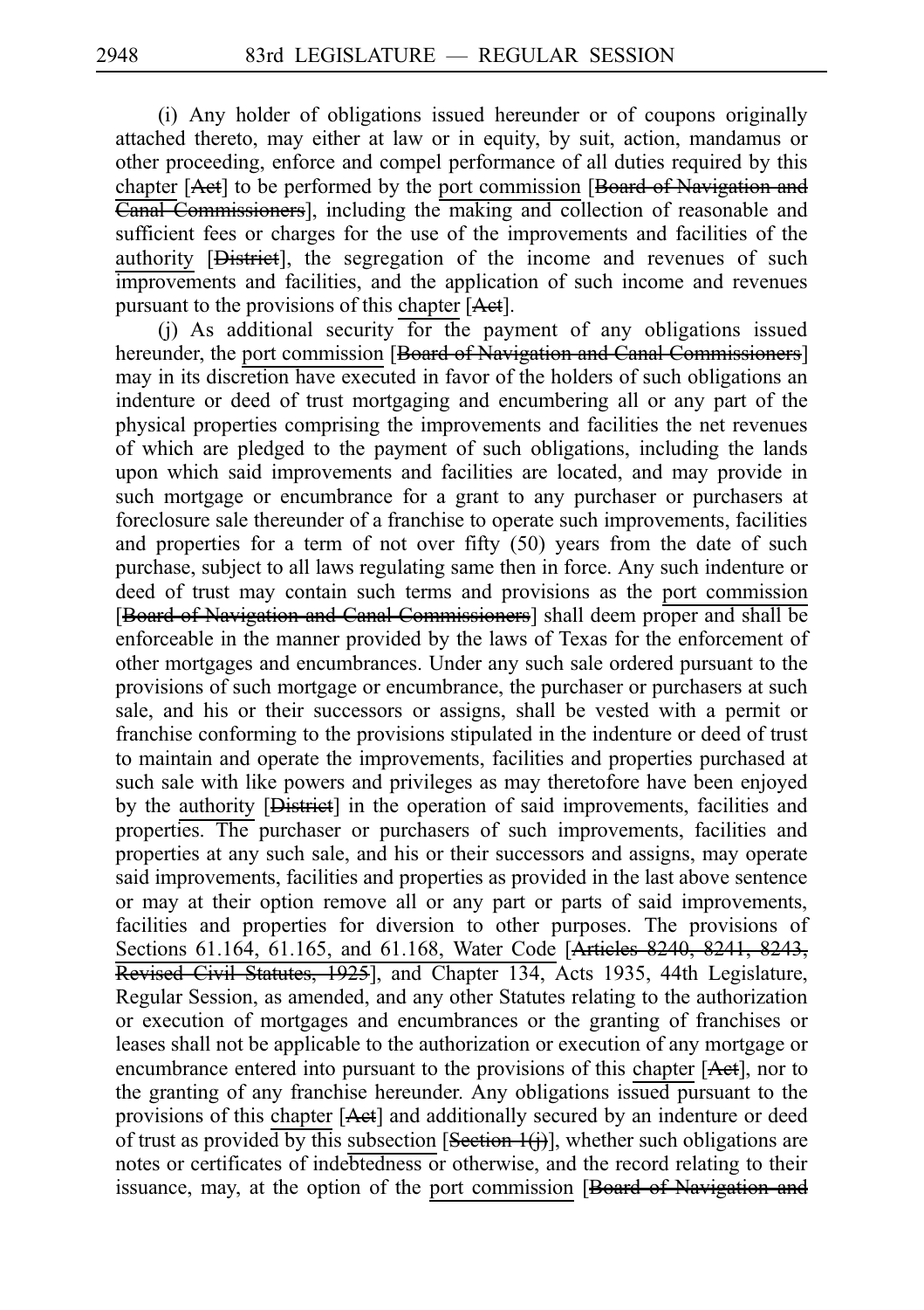(i) Any holder of obligations issued hereunder or of coupons originally attached thereto, may either at law or in equity, by suit, action, mandamus or other proceeding, enforce and compel performance of all duties required by this chapter [~~Act~~] to be performed by the port commission [~~Board of Navigation and Canal Commissioners~~], including the making and collection of reasonable and sufficient fees or charges for the use of the improvements and facilities of the authority [~~District~~], the segregation of the income and revenues of such improvements and facilities, and the application of such income and revenues pursuant to the provisions of this chapter [~~Act~~].

(j) As additional security for the payment of any obligations issued hereunder, the port commission [~~Board of Navigation and Canal Commissioners~~] may in its discretion have executed in favor of the holders of such obligations an indenture or deed of trust mortgaging and encumbering all or any part of the physical properties comprising the improvements and facilities the net revenues of which are pledged to the payment of such obligations, including the lands upon which said improvements and facilities are located, and may provide in such mortgage or encumbrance for a grant to any purchaser or purchasers at foreclosure sale thereunder of a franchise to operate such improvements, facilities and properties for a term of not over fifty (50) years from the date of such purchase, subject to all laws regulating same then in force. Any such indenture or deed of trust may contain such terms and provisions as the port commission [~~Board of Navigation and Canal Commissioners~~] shall deem proper and shall be enforceable in the manner provided by the laws of Texas for the enforcement of other mortgages and encumbrances. Under any such sale ordered pursuant to the provisions of such mortgage or encumbrance, the purchaser or purchasers at such sale, and his or their successors or assigns, shall be vested with a permit or franchise conforming to the provisions stipulated in the indenture or deed of trust to maintain and operate the improvements, facilities and properties purchased at such sale with like powers and privileges as may theretofore have been enjoyed by the authority [~~District~~] in the operation of said improvements, facilities and properties. The purchaser or purchasers of such improvements, facilities and properties at any such sale, and his or their successors and assigns, may operate said improvements, facilities and properties as provided in the last above sentence or may at their option remove all or any part or parts of said improvements, facilities and properties for diversion to other purposes. The provisions of Sections 61.164, 61.165, and 61.168, Water Code [~~Articles 8240, 8241, 8243, Revised Civil Statutes, 1925~~], and Chapter 134, Acts 1935, 44th Legislature, Regular Session, as amended, and any other Statutes relating to the authorization or execution of mortgages and encumbrances or the granting of franchises or leases shall not be applicable to the authorization or execution of any mortgage or encumbrance entered into pursuant to the provisions of this chapter [~~Act~~], nor to the granting of any franchise hereunder. Any obligations issued pursuant to the provisions of this chapter [~~Act~~] and additionally secured by an indenture or deed of trust as provided by this subsection [~~Section 1(j)~~], whether such obligations are notes or certificates of indebtedness or otherwise, and the record relating to their issuance, may, at the option of the port commission [~~Board of Navigation and~~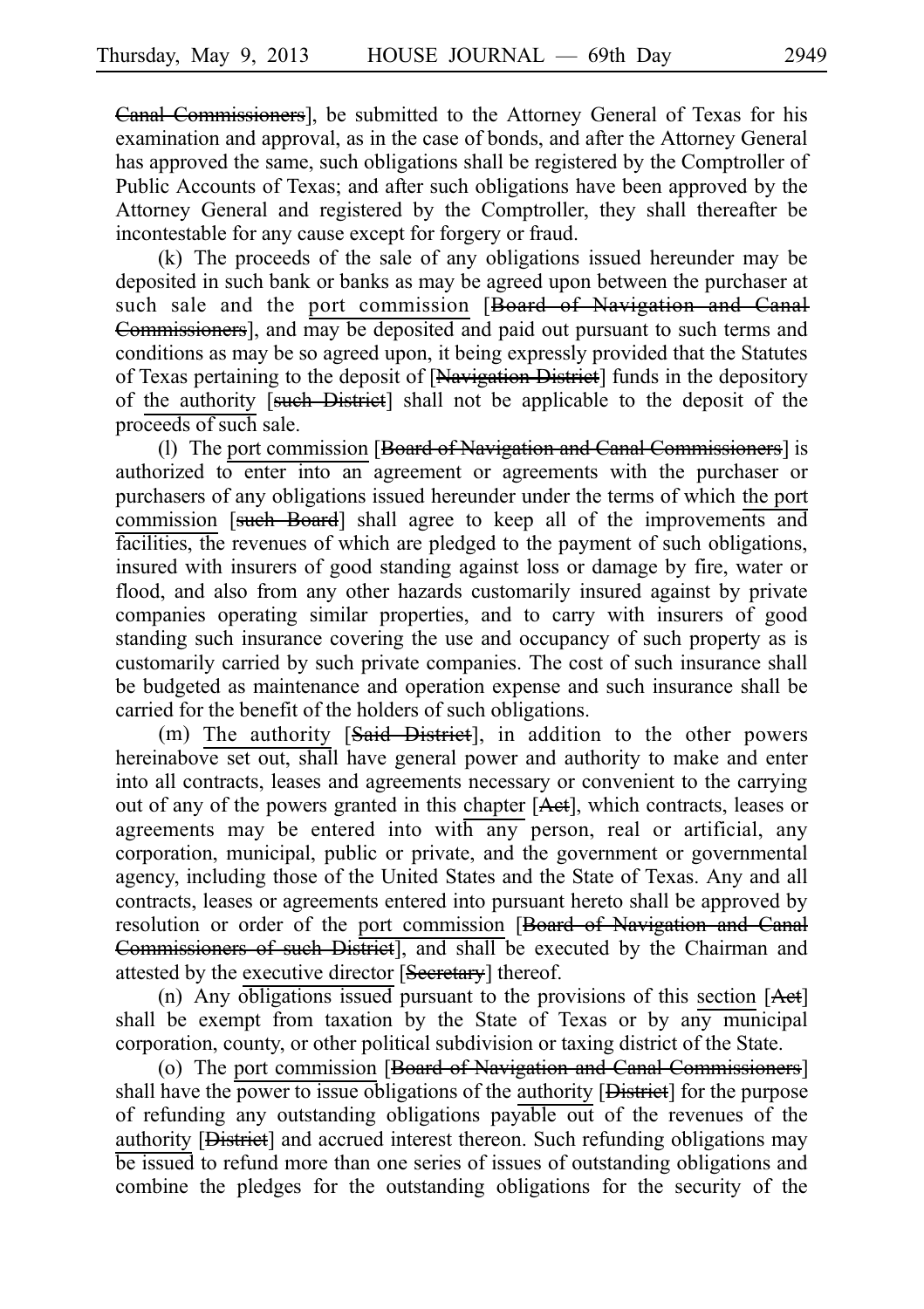~~Canal Commissioners~~], be submitted to the Attorney General of Texas for his examination and approval, as in the case of bonds, and after the Attorney General has approved the same, such obligations shall be registered by the Comptroller of Public Accounts of Texas; and after such obligations have been approved by the Attorney General and registered by the Comptroller, they shall thereafter be incontestable for any cause except for forgery or fraud.

(k) The proceeds of the sale of any obligations issued hereunder may be deposited in such bank or banks as may be agreed upon between the purchaser at such sale and the <u>port commission</u> [~~Board of Navigation and Canal Commissioners~~], and may be deposited and paid out pursuant to such terms and conditions as may be so agreed upon, it being expressly provided that the Statutes of Texas pertaining to the deposit of [~~Navigation District~~] funds in the depository of <u>the authority</u> [~~such District~~] shall not be applicable to the deposit of the proceeds of such sale.

(l) The <u>port commission</u> [~~Board of Navigation and Canal Commissioners~~] is authorized to enter into an agreement or agreements with the purchaser or purchasers of any obligations issued hereunder under the terms of which <u>the port commission</u> [~~such Board~~] shall agree to keep all of the improvements and facilities, the revenues of which are pledged to the payment of such obligations, insured with insurers of good standing against loss or damage by fire, water or flood, and also from any other hazards customarily insured against by private companies operating similar properties, and to carry with insurers of good standing such insurance covering the use and occupancy of such property as is customarily carried by such private companies. The cost of such insurance shall be budgeted as maintenance and operation expense and such insurance shall be carried for the benefit of the holders of such obligations.

(m) <u>The authority</u> [~~Said District~~], in addition to the other powers hereinabove set out, shall have general power and authority to make and enter into all contracts, leases and agreements necessary or convenient to the carrying out of any of the powers granted in this <u>chapter</u> [~~Act~~], which contracts, leases or agreements may be entered into with any person, real or artificial, any corporation, municipal, public or private, and the government or governmental agency, including those of the United States and the State of Texas. Any and all contracts, leases or agreements entered into pursuant hereto shall be approved by resolution or order of the <u>port commission</u> [~~Board of Navigation and Canal Commissioners of such District~~], and shall be executed by the Chairman and attested by the <u>executive director</u> [~~Secretary~~] thereof.

(n) Any obligations issued pursuant to the provisions of this <u>section</u> [~~Act~~] shall be exempt from taxation by the State of Texas or by any municipal corporation, county, or other political subdivision or taxing district of the State.

(o) The <u>port commission</u> [~~Board of Navigation and Canal Commissioners~~] shall have the power to issue obligations of the <u>authority</u> [~~District~~] for the purpose of refunding any outstanding obligations payable out of the revenues of the <u>authority</u> [~~District~~] and accrued interest thereon. Such refunding obligations may be issued to refund more than one series of issues of outstanding obligations and combine the pledges for the outstanding obligations for the security of the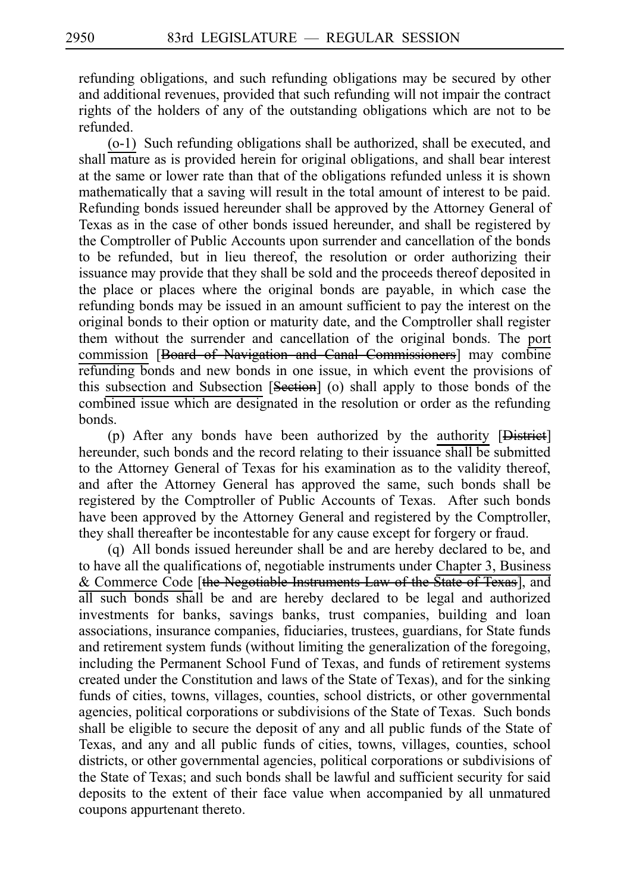refunding obligations, and such refunding obligations may be secured by other and additional revenues, provided that such refunding will not impair the contract rights of the holders of any of the outstanding obligations which are not to be refunded.

(o-1) Such refunding obligations shall be authorized, shall be executed, and shall mature as is provided herein for original obligations, and shall bear interest at the same or lower rate than that of the obligations refunded unless it is shown mathematically that a saving will result in the total amount of interest to be paid. Refunding bonds issued hereunder shall be approved by the Attorney General of Texas as in the case of other bonds issued hereunder, and shall be registered by the Comptroller of Public Accounts upon surrender and cancellation of the bonds to be refunded, but in lieu thereof, the resolution or order authorizing their issuance may provide that they shall be sold and the proceeds thereof deposited in the place or places where the original bonds are payable, in which case the refunding bonds may be issued in an amount sufficient to pay the interest on the original bonds to their option or maturity date, and the Comptroller shall register them without the surrender and cancellation of the original bonds. The port commission [~~Board of Navigation and Canal Commissioners~~] may combine refunding bonds and new bonds in one issue, in which event the provisions of this subsection and Subsection [~~Section~~] (o) shall apply to those bonds of the combined issue which are designated in the resolution or order as the refunding bonds.

(p) After any bonds have been authorized by the authority [~~District~~] hereunder, such bonds and the record relating to their issuance shall be submitted to the Attorney General of Texas for his examination as to the validity thereof, and after the Attorney General has approved the same, such bonds shall be registered by the Comptroller of Public Accounts of Texas. After such bonds have been approved by the Attorney General and registered by the Comptroller, they shall thereafter be incontestable for any cause except for forgery or fraud.

(q) All bonds issued hereunder shall be and are hereby declared to be, and to have all the qualifications of, negotiable instruments under Chapter 3, Business & Commerce Code [~~the Negotiable Instruments Law of the State of Texas~~], and all such bonds shall be and are hereby declared to be legal and authorized investments for banks, savings banks, trust companies, building and loan associations, insurance companies, fiduciaries, trustees, guardians, for State funds and retirement system funds (without limiting the generalization of the foregoing, including the Permanent School Fund of Texas, and funds of retirement systems created under the Constitution and laws of the State of Texas), and for the sinking funds of cities, towns, villages, counties, school districts, or other governmental agencies, political corporations or subdivisions of the State of Texas. Such bonds shall be eligible to secure the deposit of any and all public funds of the State of Texas, and any and all public funds of cities, towns, villages, counties, school districts, or other governmental agencies, political corporations or subdivisions of the State of Texas; and such bonds shall be lawful and sufficient security for said deposits to the extent of their face value when accompanied by all unmatured coupons appurtenant thereto.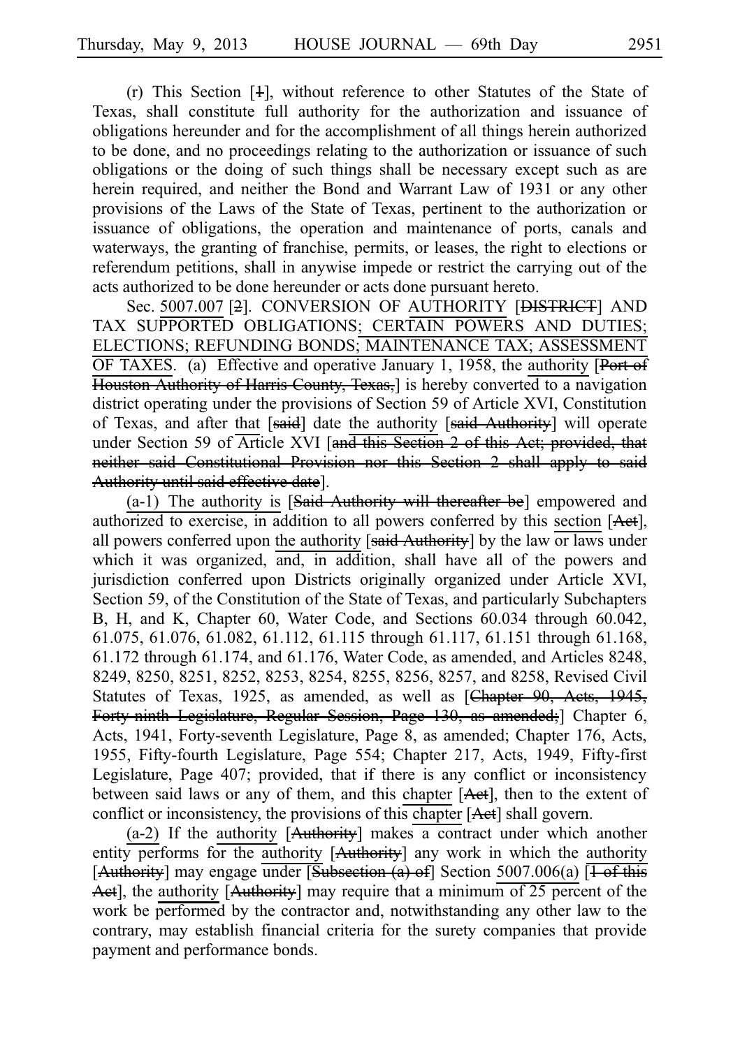(r) This Section [1], without reference to other Statutes of the State of Texas, shall constitute full authority for the authorization and issuance of obligations hereunder and for the accomplishment of all things herein authorized to be done, and no proceedings relating to the authorization or issuance of such obligations or the doing of such things shall be necessary except such as are herein required, and neither the Bond and Warrant Law of 1931 or any other provisions of the Laws of the State of Texas, pertinent to the authorization or issuance of obligations, the operation and maintenance of ports, canals and waterways, the granting of franchise, permits, or leases, the right to elections or referendum petitions, shall in anywise impede or restrict the carrying out of the acts authorized to be done hereunder or acts done pursuant hereto.

Sec. 5007.007 [2]. CONVERSION OF AUTHORITY [DISTRICT] AND TAX SUPPORTED OBLIGATIONS; CERTAIN POWERS AND DUTIES; ELECTIONS; REFUNDING BONDS; MAINTENANCE TAX; ASSESSMENT OF TAXES. (a) Effective and operative January 1, 1958, the authority [Port of Houston Authority of Harris County, Texas,] is hereby converted to a navigation district operating under the provisions of Section 59 of Article XVI, Constitution of Texas, and after that [said] date the authority [said Authority] will operate under Section 59 of Article XVI [and this Section 2 of this Act; provided, that neither said Constitutional Provision nor this Section 2 shall apply to said Authority until said effective date].

(a-1) The authority is [Said Authority will thereafter be] empowered and authorized to exercise, in addition to all powers conferred by this section [Act], all powers conferred upon the authority [said Authority] by the law or laws under which it was organized, and, in addition, shall have all of the powers and jurisdiction conferred upon Districts originally organized under Article XVI, Section 59, of the Constitution of the State of Texas, and particularly Subchapters B, H, and K, Chapter 60, Water Code, and Sections 60.034 through 60.042, 61.075, 61.076, 61.082, 61.112, 61.115 through 61.117, 61.151 through 61.168, 61.172 through 61.174, and 61.176, Water Code, as amended, and Articles 8248, 8249, 8250, 8251, 8252, 8253, 8254, 8255, 8256, 8257, and 8258, Revised Civil Statutes of Texas, 1925, as amended, as well as [Chapter 90, Acts, 1945, Forty-ninth Legislature, Regular Session, Page 130, as amended;] Chapter 6, Acts, 1941, Forty-seventh Legislature, Page 8, as amended; Chapter 176, Acts, 1955, Fifty-fourth Legislature, Page 554; Chapter 217, Acts, 1949, Fifty-first Legislature, Page 407; provided, that if there is any conflict or inconsistency between said laws or any of them, and this chapter [Act], then to the extent of conflict or inconsistency, the provisions of this chapter [Act] shall govern.

(a-2) If the authority [Authority] makes a contract under which another entity performs for the authority [Authority] any work in which the authority [Authority] may engage under [Subsection (a) of] Section 5007.006(a) [1 of this Act], the authority [Authority] may require that a minimum of 25 percent of the work be performed by the contractor and, notwithstanding any other law to the contrary, may establish financial criteria for the surety companies that provide payment and performance bonds.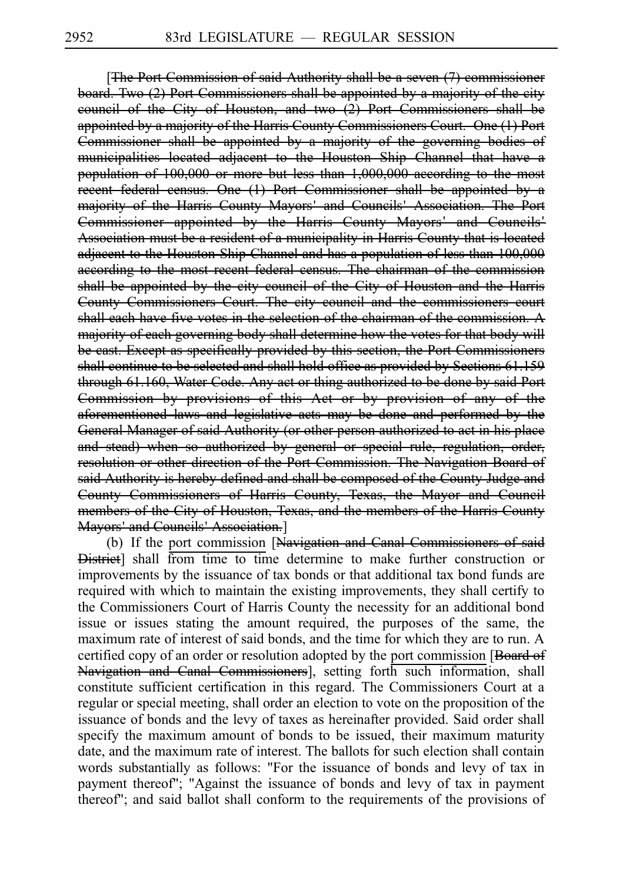[~~The Port Commission of said Authority shall be a seven (7) commissioner board. Two (2) Port Commissioners shall be appointed by a majority of the city council of the City of Houston, and two (2) Port Commissioners shall be appointed by a majority of the Harris County Commissioners Court. One (1) Port Commissioner shall be appointed by a majority of the governing bodies of municipalities located adjacent to the Houston Ship Channel that have a population of 100,000 or more but less than 1,000,000 according to the most recent federal census. One (1) Port Commissioner shall be appointed by a majority of the Harris County Mayors' and Councils' Association. The Port Commissioner appointed by the Harris County Mayors' and Councils' Association must be a resident of a municipality in Harris County that is located adjacent to the Houston Ship Channel and has a population of less than 100,000 according to the most recent federal census. The chairman of the commission shall be appointed by the city council of the City of Houston and the Harris County Commissioners Court. The city council and the commissioners court shall each have five votes in the selection of the chairman of the commission. A majority of each governing body shall determine how the votes for that body will be cast. Except as specifically provided by this section, the Port Commissioners shall continue to be selected and shall hold office as provided by Sections 61.159 through 61.160, Water Code. Any act or thing authorized to be done by said Port Commission by provisions of this Act or by provision of any of the aforementioned laws and legislative acts may be done and performed by the General Manager of said Authority (or other person authorized to act in his place and stead) when so authorized by general or special rule, regulation, order, resolution or other direction of the Port Commission. The Navigation Board of said Authority is hereby defined and shall be composed of the County Judge and County Commissioners of Harris County, Texas, the Mayor and Council members of the City of Houston, Texas, and the members of the Harris County Mayors' and Councils' Association.~~]

(b) If the <u>port commission</u> [~~Navigation and Canal Commissioners of said District~~] shall from time to time determine to make further construction or improvements by the issuance of tax bonds or that additional tax bond funds are required with which to maintain the existing improvements, they shall certify to the Commissioners Court of Harris County the necessity for an additional bond issue or issues stating the amount required, the purposes of the same, the maximum rate of interest of said bonds, and the time for which they are to run. A certified copy of an order or resolution adopted by the <u>port commission</u> [~~Board of Navigation and Canal Commissioners~~], setting forth such information, shall constitute sufficient certification in this regard. The Commissioners Court at a regular or special meeting, shall order an election to vote on the proposition of the issuance of bonds and the levy of taxes as hereinafter provided. Said order shall specify the maximum amount of bonds to be issued, their maximum maturity date, and the maximum rate of interest. The ballots for such election shall contain words substantially as follows: "For the issuance of bonds and levy of tax in payment thereof"; "Against the issuance of bonds and levy of tax in payment thereof"; and said ballot shall conform to the requirements of the provisions of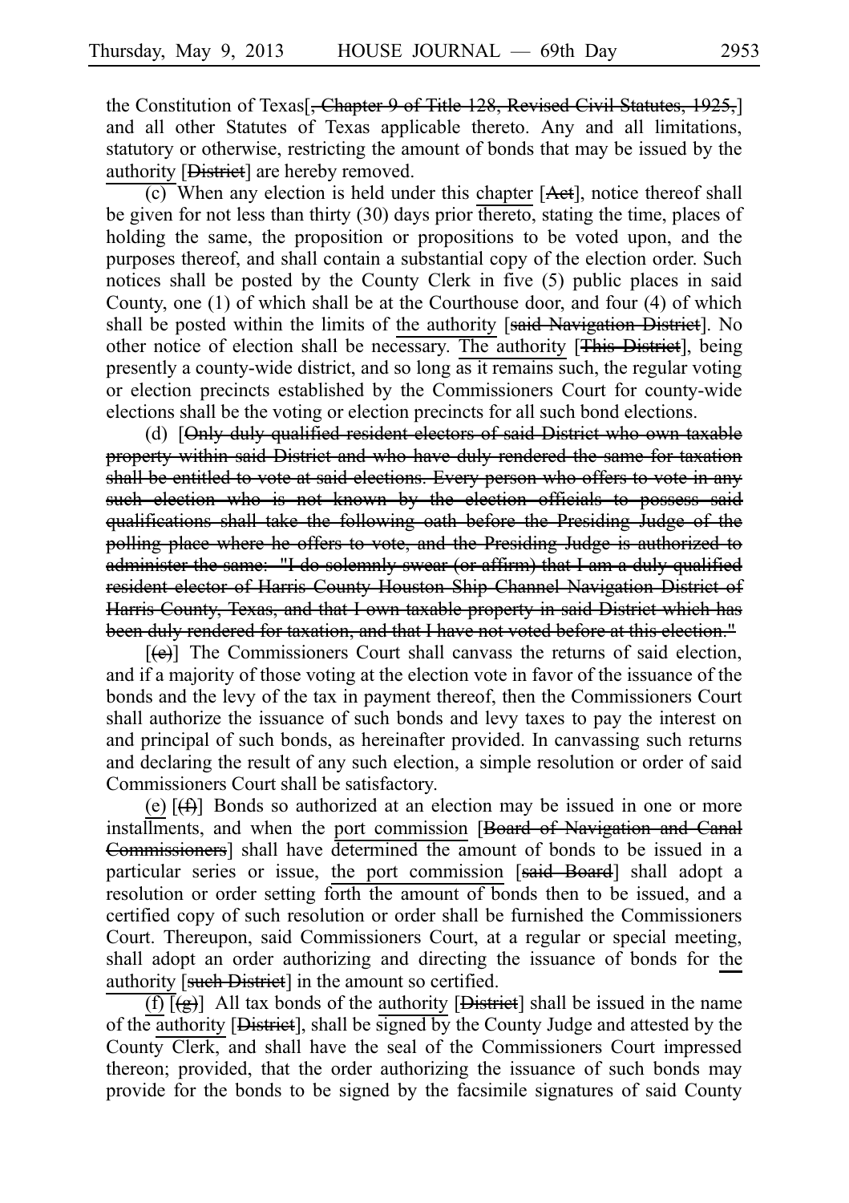the Constitution of Texas[~~, Chapter 9 of Title 128, Revised Civil Statutes, 1925,~~] and all other Statutes of Texas applicable thereto. Any and all limitations, statutory or otherwise, restricting the amount of bonds that may be issued by the authority [~~District~~] are hereby removed.

(c) When any election is held under this chapter [~~Act~~], notice thereof shall be given for not less than thirty (30) days prior thereto, stating the time, places of holding the same, the proposition or propositions to be voted upon, and the purposes thereof, and shall contain a substantial copy of the election order. Such notices shall be posted by the County Clerk in five (5) public places in said County, one (1) of which shall be at the Courthouse door, and four (4) of which shall be posted within the limits of the authority [~~said Navigation District~~]. No other notice of election shall be necessary. The authority [~~This District~~], being presently a county-wide district, and so long as it remains such, the regular voting or election precincts established by the Commissioners Court for county-wide elections shall be the voting or election precincts for all such bond elections.

(d) [~~Only duly qualified resident electors of said District who own taxable property within said District and who have duly rendered the same for taxation shall be entitled to vote at said elections. Every person who offers to vote in any such election who is not known by the election officials to possess said qualifications shall take the following oath before the Presiding Judge of the polling place where he offers to vote, and the Presiding Judge is authorized to administer the same: "I do solemnly swear (or affirm) that I am a duly qualified resident elector of Harris County Houston Ship Channel Navigation District of Harris County, Texas, and that I own taxable property in said District which has been duly rendered for taxation, and that I have not voted before at this election."~~

[~~(e)~~]] The Commissioners Court shall canvass the returns of said election, and if a majority of those voting at the election vote in favor of the issuance of the bonds and the levy of the tax in payment thereof, then the Commissioners Court shall authorize the issuance of such bonds and levy taxes to pay the interest on and principal of such bonds, as hereinafter provided. In canvassing such returns and declaring the result of any such election, a simple resolution or order of said Commissioners Court shall be satisfactory.

(e) [~~(f)~~] Bonds so authorized at an election may be issued in one or more installments, and when the port commission [~~Board of Navigation and Canal Commissioners~~] shall have determined the amount of bonds to be issued in a particular series or issue, the port commission [~~said Board~~] shall adopt a resolution or order setting forth the amount of bonds then to be issued, and a certified copy of such resolution or order shall be furnished the Commissioners Court. Thereupon, said Commissioners Court, at a regular or special meeting, shall adopt an order authorizing and directing the issuance of bonds for the authority [~~such District~~] in the amount so certified.

(f) [~~(g)~~] All tax bonds of the authority [~~District~~] shall be issued in the name of the authority [~~District~~], shall be signed by the County Judge and attested by the County Clerk, and shall have the seal of the Commissioners Court impressed thereon; provided, that the order authorizing the issuance of such bonds may provide for the bonds to be signed by the facsimile signatures of said County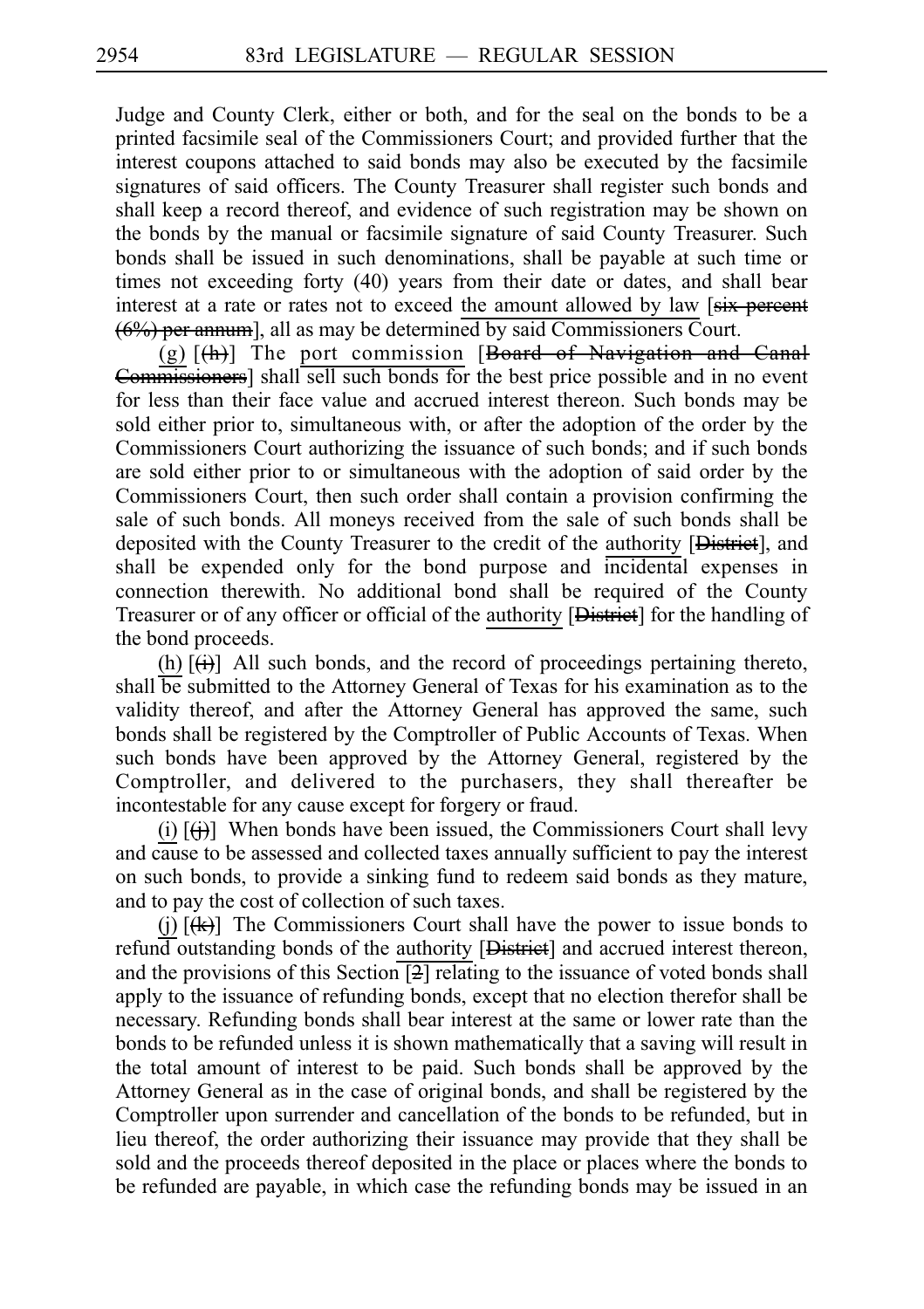Judge and County Clerk, either or both, and for the seal on the bonds to be a printed facsimile seal of the Commissioners Court; and provided further that the interest coupons attached to said bonds may also be executed by the facsimile signatures of said officers. The County Treasurer shall register such bonds and shall keep a record thereof, and evidence of such registration may be shown on the bonds by the manual or facsimile signature of said County Treasurer. Such bonds shall be issued in such denominations, shall be payable at such time or times not exceeding forty (40) years from their date or dates, and shall bear interest at a rate or rates not to exceed the amount allowed by law [~~six percent (6%) per annum~~], all as may be determined by said Commissioners Court.

(g) [~~(h)~~] The port commission [~~Board of Navigation and Canal Commissioners~~] shall sell such bonds for the best price possible and in no event for less than their face value and accrued interest thereon. Such bonds may be sold either prior to, simultaneous with, or after the adoption of the order by the Commissioners Court authorizing the issuance of such bonds; and if such bonds are sold either prior to or simultaneous with the adoption of said order by the Commissioners Court, then such order shall contain a provision confirming the sale of such bonds. All moneys received from the sale of such bonds shall be deposited with the County Treasurer to the credit of the authority [~~District~~], and shall be expended only for the bond purpose and incidental expenses in connection therewith. No additional bond shall be required of the County Treasurer or of any officer or official of the authority [~~District~~] for the handling of the bond proceeds.

(h) [~~(i)~~] All such bonds, and the record of proceedings pertaining thereto, shall be submitted to the Attorney General of Texas for his examination as to the validity thereof, and after the Attorney General has approved the same, such bonds shall be registered by the Comptroller of Public Accounts of Texas. When such bonds have been approved by the Attorney General, registered by the Comptroller, and delivered to the purchasers, they shall thereafter be incontestable for any cause except for forgery or fraud.

(i) [~~(j)~~] When bonds have been issued, the Commissioners Court shall levy and cause to be assessed and collected taxes annually sufficient to pay the interest on such bonds, to provide a sinking fund to redeem said bonds as they mature, and to pay the cost of collection of such taxes.

(j) [~~(k)~~] The Commissioners Court shall have the power to issue bonds to refund outstanding bonds of the authority [~~District~~] and accrued interest thereon, and the provisions of this Section [~~2~~] relating to the issuance of voted bonds shall apply to the issuance of refunding bonds, except that no election therefor shall be necessary. Refunding bonds shall bear interest at the same or lower rate than the bonds to be refunded unless it is shown mathematically that a saving will result in the total amount of interest to be paid. Such bonds shall be approved by the Attorney General as in the case of original bonds, and shall be registered by the Comptroller upon surrender and cancellation of the bonds to be refunded, but in lieu thereof, the order authorizing their issuance may provide that they shall be sold and the proceeds thereof deposited in the place or places where the bonds to be refunded are payable, in which case the refunding bonds may be issued in an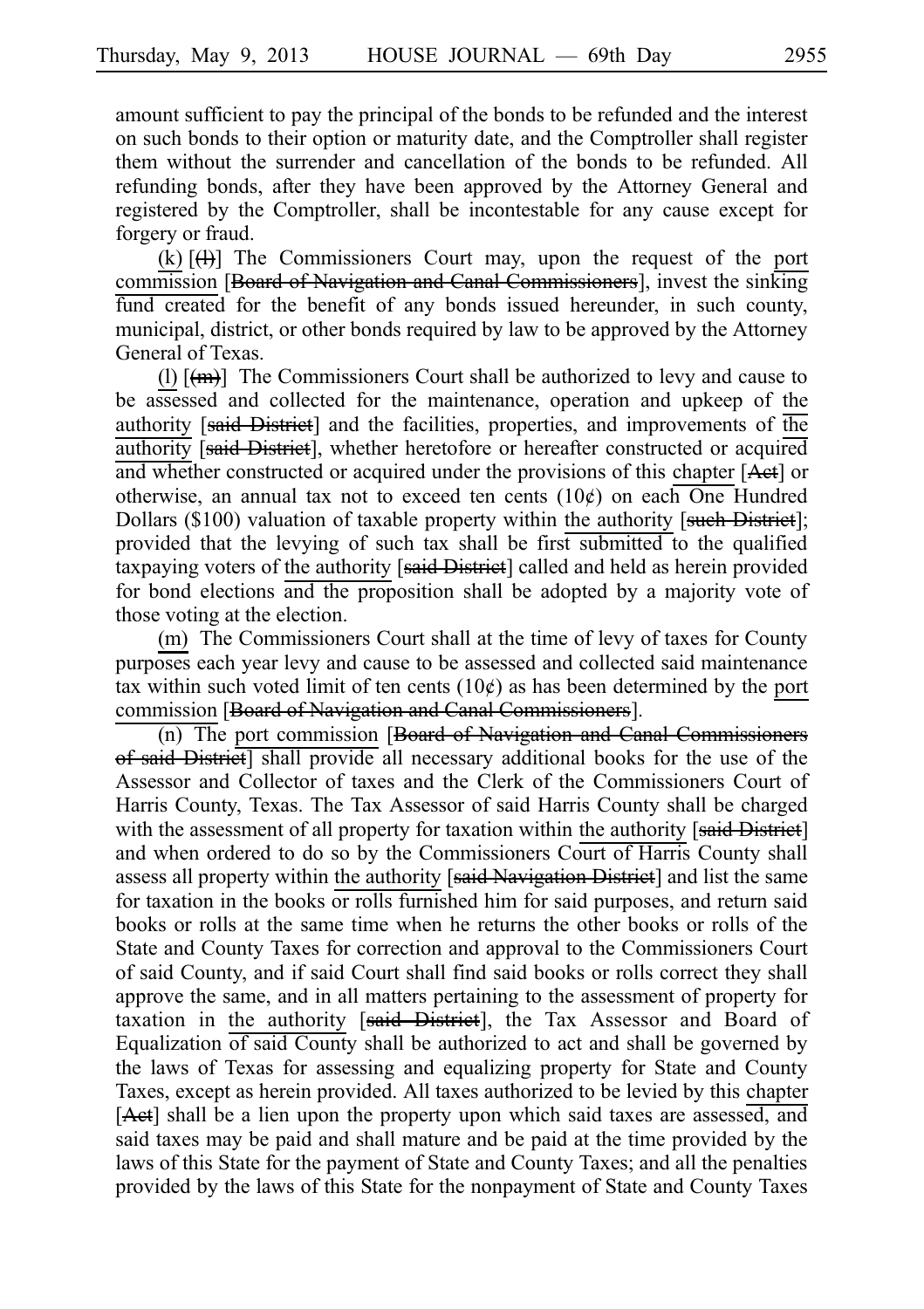amount sufficient to pay the principal of the bonds to be refunded and the interest on such bonds to their option or maturity date, and the Comptroller shall register them without the surrender and cancellation of the bonds to be refunded. All refunding bonds, after they have been approved by the Attorney General and registered by the Comptroller, shall be incontestable for any cause except for forgery or fraud.

(k) [~~(l)~~] The Commissioners Court may, upon the request of the port commission [~~Board of Navigation and Canal Commissioners~~], invest the sinking fund created for the benefit of any bonds issued hereunder, in such county, municipal, district, or other bonds required by law to be approved by the Attorney General of Texas.

(l) [~~(m)~~] The Commissioners Court shall be authorized to levy and cause to be assessed and collected for the maintenance, operation and upkeep of the authority [~~said District~~] and the facilities, properties, and improvements of the authority [~~said District~~], whether heretofore or hereafter constructed or acquired and whether constructed or acquired under the provisions of this chapter [~~Act~~] or otherwise, an annual tax not to exceed ten cents (10¢) on each One Hundred Dollars ($100) valuation of taxable property within the authority [~~such District~~]; provided that the levying of such tax shall be first submitted to the qualified taxpaying voters of the authority [~~said District~~] called and held as herein provided for bond elections and the proposition shall be adopted by a majority vote of those voting at the election.

(m) The Commissioners Court shall at the time of levy of taxes for County purposes each year levy and cause to be assessed and collected said maintenance tax within such voted limit of ten cents (10¢) as has been determined by the port commission [~~Board of Navigation and Canal Commissioners~~].

(n) The port commission [~~Board of Navigation and Canal Commissioners of said District~~] shall provide all necessary additional books for the use of the Assessor and Collector of taxes and the Clerk of the Commissioners Court of Harris County, Texas. The Tax Assessor of said Harris County shall be charged with the assessment of all property for taxation within the authority [~~said District~~] and when ordered to do so by the Commissioners Court of Harris County shall assess all property within the authority [~~said Navigation District~~] and list the same for taxation in the books or rolls furnished him for said purposes, and return said books or rolls at the same time when he returns the other books or rolls of the State and County Taxes for correction and approval to the Commissioners Court of said County, and if said Court shall find said books or rolls correct they shall approve the same, and in all matters pertaining to the assessment of property for taxation in the authority [~~said District~~], the Tax Assessor and Board of Equalization of said County shall be authorized to act and shall be governed by the laws of Texas for assessing and equalizing property for State and County Taxes, except as herein provided. All taxes authorized to be levied by this chapter [~~Act~~] shall be a lien upon the property upon which said taxes are assessed, and said taxes may be paid and shall mature and be paid at the time provided by the laws of this State for the payment of State and County Taxes; and all the penalties provided by the laws of this State for the nonpayment of State and County Taxes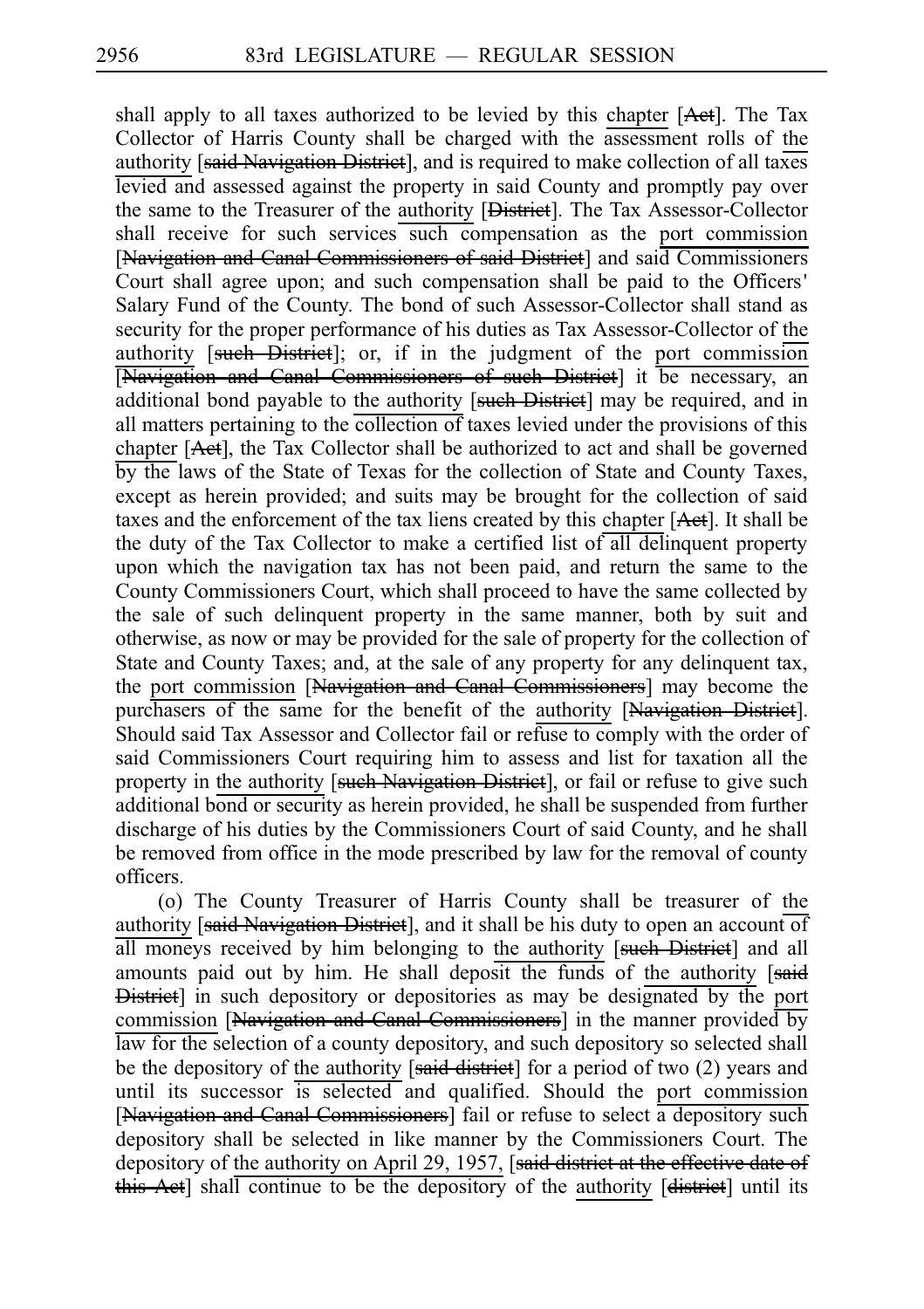shall apply to all taxes authorized to be levied by this chapter [~~Act~~]. The Tax Collector of Harris County shall be charged with the assessment rolls of the authority [~~said Navigation District~~], and is required to make collection of all taxes levied and assessed against the property in said County and promptly pay over the same to the Treasurer of the authority [~~District~~]. The Tax Assessor-Collector shall receive for such services such compensation as the port commission [~~Navigation and Canal Commissioners of said District~~] and said Commissioners Court shall agree upon; and such compensation shall be paid to the Officers' Salary Fund of the County. The bond of such Assessor-Collector shall stand as security for the proper performance of his duties as Tax Assessor-Collector of the authority [~~such District~~]; or, if in the judgment of the port commission [~~Navigation and Canal Commissioners of such District~~] it be necessary, an additional bond payable to the authority [~~such District~~] may be required, and in all matters pertaining to the collection of taxes levied under the provisions of this chapter [~~Act~~], the Tax Collector shall be authorized to act and shall be governed by the laws of the State of Texas for the collection of State and County Taxes, except as herein provided; and suits may be brought for the collection of said taxes and the enforcement of the tax liens created by this chapter [~~Act~~]. It shall be the duty of the Tax Collector to make a certified list of all delinquent property upon which the navigation tax has not been paid, and return the same to the County Commissioners Court, which shall proceed to have the same collected by the sale of such delinquent property in the same manner, both by suit and otherwise, as now or may be provided for the sale of property for the collection of State and County Taxes; and, at the sale of any property for any delinquent tax, the port commission [~~Navigation and Canal Commissioners~~] may become the purchasers of the same for the benefit of the authority [~~Navigation District~~]. Should said Tax Assessor and Collector fail or refuse to comply with the order of said Commissioners Court requiring him to assess and list for taxation all the property in the authority [~~such Navigation District~~], or fail or refuse to give such additional bond or security as herein provided, he shall be suspended from further discharge of his duties by the Commissioners Court of said County, and he shall be removed from office in the mode prescribed by law for the removal of county officers.

(o) The County Treasurer of Harris County shall be treasurer of the authority [~~said Navigation District~~], and it shall be his duty to open an account of all moneys received by him belonging to the authority [~~such District~~] and all amounts paid out by him. He shall deposit the funds of the authority [~~said District~~] in such depository or depositories as may be designated by the port commission [~~Navigation and Canal Commissioners~~] in the manner provided by law for the selection of a county depository, and such depository so selected shall be the depository of the authority [~~said district~~] for a period of two (2) years and until its successor is selected and qualified. Should the port commission [~~Navigation and Canal Commissioners~~] fail or refuse to select a depository such depository shall be selected in like manner by the Commissioners Court. The depository of the authority on April 29, 1957, [~~said district at the effective date of this Act~~] shall continue to be the depository of the authority [~~district~~] until its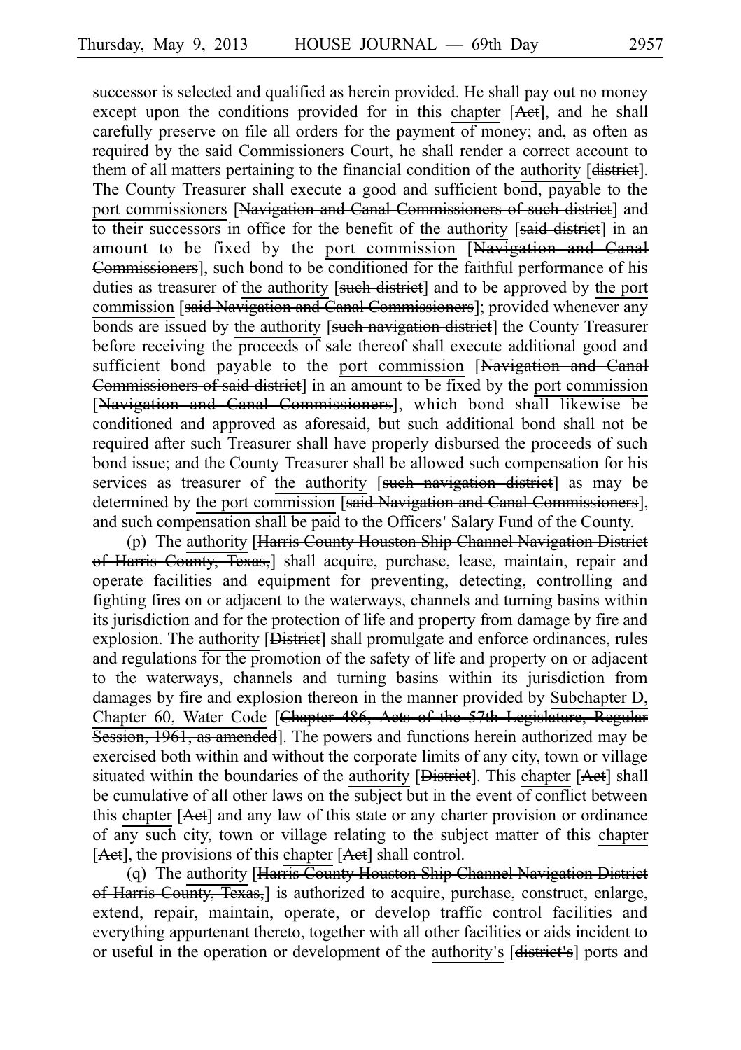successor is selected and qualified as herein provided. He shall pay out no money except upon the conditions provided for in this chapter [Act], and he shall carefully preserve on file all orders for the payment of money; and, as often as required by the said Commissioners Court, he shall render a correct account to them of all matters pertaining to the financial condition of the authority [district]. The County Treasurer shall execute a good and sufficient bond, payable to the port commissioners [Navigation and Canal Commissioners of such district] and to their successors in office for the benefit of the authority [said district] in an amount to be fixed by the port commission [Navigation and Canal Commissioners], such bond to be conditioned for the faithful performance of his duties as treasurer of the authority [such district] and to be approved by the port commission [said Navigation and Canal Commissioners]; provided whenever any bonds are issued by the authority [such navigation district] the County Treasurer before receiving the proceeds of sale thereof shall execute additional good and sufficient bond payable to the port commission [Navigation and Canal Commissioners of said district] in an amount to be fixed by the port commission [Navigation and Canal Commissioners], which bond shall likewise be conditioned and approved as aforesaid, but such additional bond shall not be required after such Treasurer shall have properly disbursed the proceeds of such bond issue; and the County Treasurer shall be allowed such compensation for his services as treasurer of the authority [such navigation district] as may be determined by the port commission [said Navigation and Canal Commissioners], and such compensation shall be paid to the Officers' Salary Fund of the County.

(p) The authority [Harris County Houston Ship Channel Navigation District of Harris County, Texas,] shall acquire, purchase, lease, maintain, repair and operate facilities and equipment for preventing, detecting, controlling and fighting fires on or adjacent to the waterways, channels and turning basins within its jurisdiction and for the protection of life and property from damage by fire and explosion. The authority [District] shall promulgate and enforce ordinances, rules and regulations for the promotion of the safety of life and property on or adjacent to the waterways, channels and turning basins within its jurisdiction from damages by fire and explosion thereon in the manner provided by Subchapter D, Chapter 60, Water Code [Chapter 486, Acts of the 57th Legislature, Regular Session, 1961, as amended]. The powers and functions herein authorized may be exercised both within and without the corporate limits of any city, town or village situated within the boundaries of the authority [District]. This chapter [Act] shall be cumulative of all other laws on the subject but in the event of conflict between this chapter [Act] and any law of this state or any charter provision or ordinance of any such city, town or village relating to the subject matter of this chapter [Act], the provisions of this chapter [Act] shall control.

(q) The authority [Harris County Houston Ship Channel Navigation District of Harris County, Texas,] is authorized to acquire, purchase, construct, enlarge, extend, repair, maintain, operate, or develop traffic control facilities and everything appurtenant thereto, together with all other facilities or aids incident to or useful in the operation or development of the authority's [district's] ports and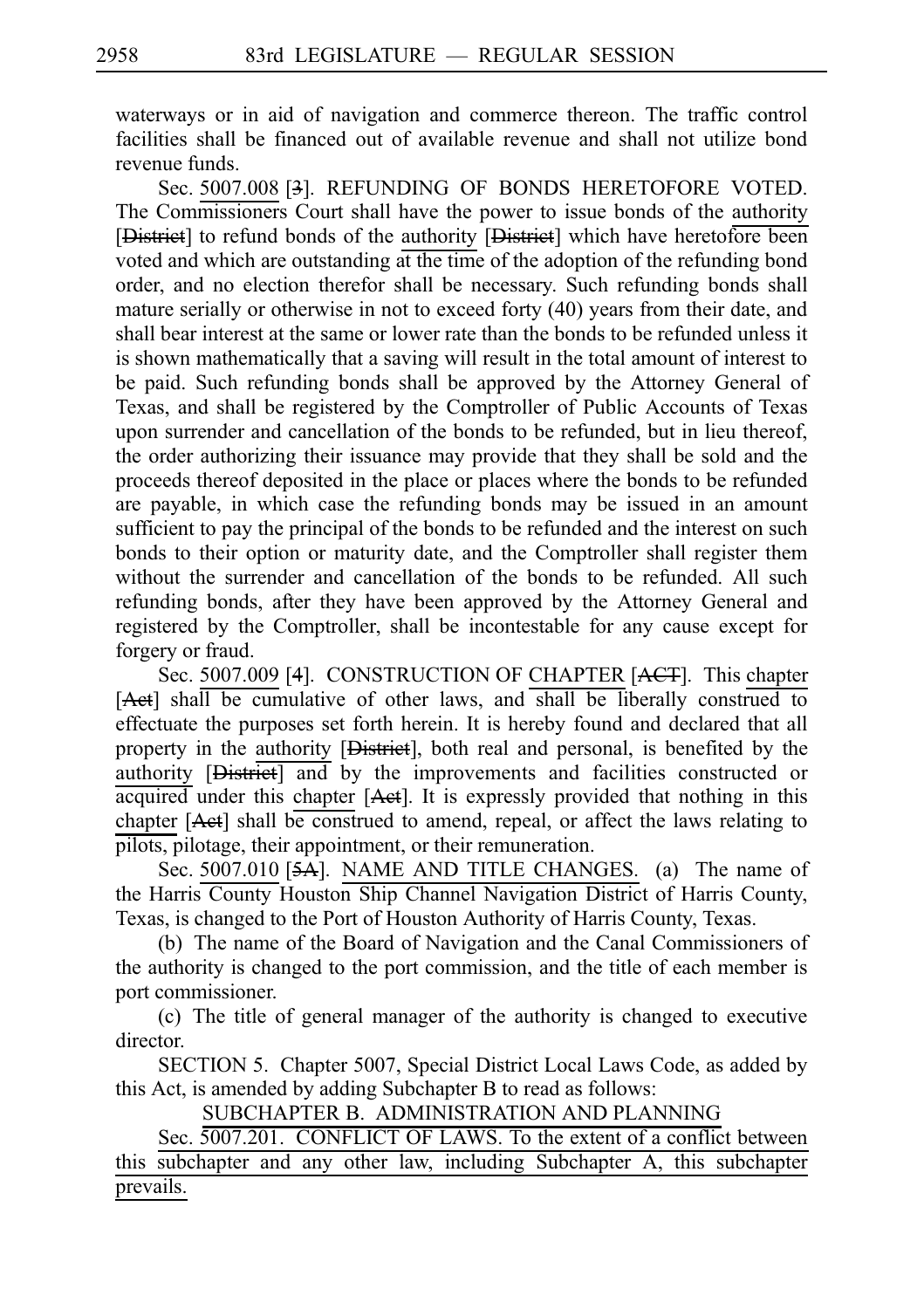waterways or in aid of navigation and commerce thereon. The traffic control facilities shall be financed out of available revenue and shall not utilize bond revenue funds.

Sec. 5007.008 [3]. REFUNDING OF BONDS HERETOFORE VOTED. The Commissioners Court shall have the power to issue bonds of the authority [District] to refund bonds of the authority [District] which have heretofore been voted and which are outstanding at the time of the adoption of the refunding bond order, and no election therefor shall be necessary. Such refunding bonds shall mature serially or otherwise in not to exceed forty (40) years from their date, and shall bear interest at the same or lower rate than the bonds to be refunded unless it is shown mathematically that a saving will result in the total amount of interest to be paid. Such refunding bonds shall be approved by the Attorney General of Texas, and shall be registered by the Comptroller of Public Accounts of Texas upon surrender and cancellation of the bonds to be refunded, but in lieu thereof, the order authorizing their issuance may provide that they shall be sold and the proceeds thereof deposited in the place or places where the bonds to be refunded are payable, in which case the refunding bonds may be issued in an amount sufficient to pay the principal of the bonds to be refunded and the interest on such bonds to their option or maturity date, and the Comptroller shall register them without the surrender and cancellation of the bonds to be refunded. All such refunding bonds, after they have been approved by the Attorney General and registered by the Comptroller, shall be incontestable for any cause except for forgery or fraud.

Sec. 5007.009 [4]. CONSTRUCTION OF CHAPTER [ACT]. This chapter [Act] shall be cumulative of other laws, and shall be liberally construed to effectuate the purposes set forth herein. It is hereby found and declared that all property in the authority [District], both real and personal, is benefited by the authority [District] and by the improvements and facilities constructed or acquired under this chapter [Act]. It is expressly provided that nothing in this chapter [Act] shall be construed to amend, repeal, or affect the laws relating to pilots, pilotage, their appointment, or their remuneration.

Sec. 5007.010 [5A]. NAME AND TITLE CHANGES. (a) The name of the Harris County Houston Ship Channel Navigation District of Harris County, Texas, is changed to the Port of Houston Authority of Harris County, Texas.

(b) The name of the Board of Navigation and the Canal Commissioners of the authority is changed to the port commission, and the title of each member is port commissioner.

(c) The title of general manager of the authority is changed to executive director.

SECTION 5. Chapter 5007, Special District Local Laws Code, as added by this Act, is amended by adding Subchapter B to read as follows:

SUBCHAPTER B. ADMINISTRATION AND PLANNING

Sec. 5007.201. CONFLICT OF LAWS. To the extent of a conflict between this subchapter and any other law, including Subchapter A, this subchapter prevails.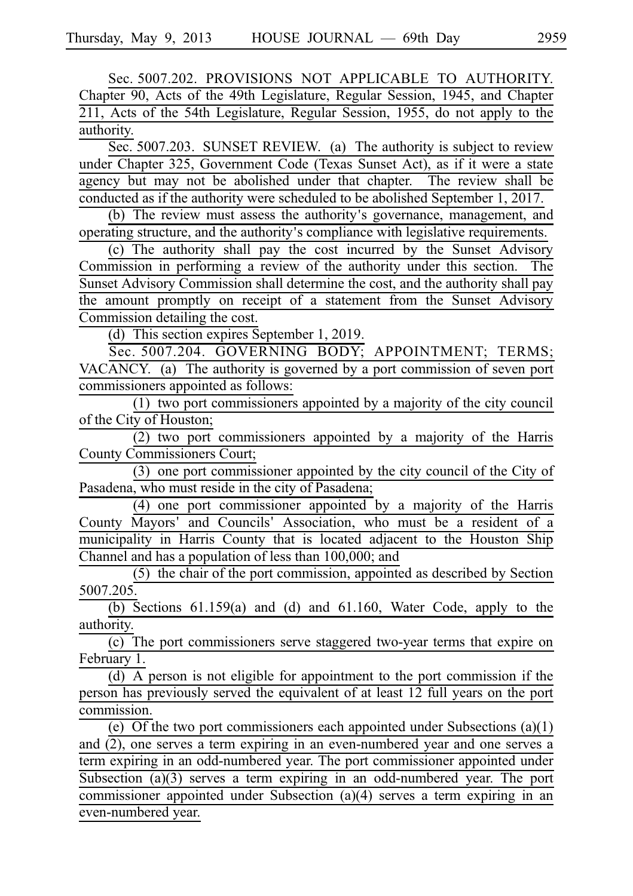Sec. 5007.202. PROVISIONS NOT APPLICABLE TO AUTHORITY. Chapter 90, Acts of the 49th Legislature, Regular Session, 1945, and Chapter 211, Acts of the 54th Legislature, Regular Session, 1955, do not apply to the authority.

Sec. 5007.203. SUNSET REVIEW. (a) The authority is subject to review under Chapter 325, Government Code (Texas Sunset Act), as if it were a state agency but may not be abolished under that chapter. The review shall be conducted as if the authority were scheduled to be abolished September 1, 2017.

(b) The review must assess the authority's governance, management, and operating structure, and the authority's compliance with legislative requirements.

(c) The authority shall pay the cost incurred by the Sunset Advisory Commission in performing a review of the authority under this section. The Sunset Advisory Commission shall determine the cost, and the authority shall pay the amount promptly on receipt of a statement from the Sunset Advisory Commission detailing the cost.

(d) This section expires September 1, 2019.

Sec. 5007.204. GOVERNING BODY; APPOINTMENT; TERMS; VACANCY. (a) The authority is governed by a port commission of seven port commissioners appointed as follows:

(1) two port commissioners appointed by a majority of the city council of the City of Houston;

(2) two port commissioners appointed by a majority of the Harris County Commissioners Court;

(3) one port commissioner appointed by the city council of the City of Pasadena, who must reside in the city of Pasadena;

(4) one port commissioner appointed by a majority of the Harris County Mayors' and Councils' Association, who must be a resident of a municipality in Harris County that is located adjacent to the Houston Ship Channel and has a population of less than 100,000; and

(5) the chair of the port commission, appointed as described by Section 5007.205.

(b) Sections 61.159(a) and (d) and 61.160, Water Code, apply to the authority.

(c) The port commissioners serve staggered two-year terms that expire on February 1.

(d) A person is not eligible for appointment to the port commission if the person has previously served the equivalent of at least 12 full years on the port commission.

(e) Of the two port commissioners each appointed under Subsections (a)(1) and (2), one serves a term expiring in an even-numbered year and one serves a term expiring in an odd-numbered year. The port commissioner appointed under Subsection (a)(3) serves a term expiring in an odd-numbered year. The port commissioner appointed under Subsection (a)(4) serves a term expiring in an even-numbered year.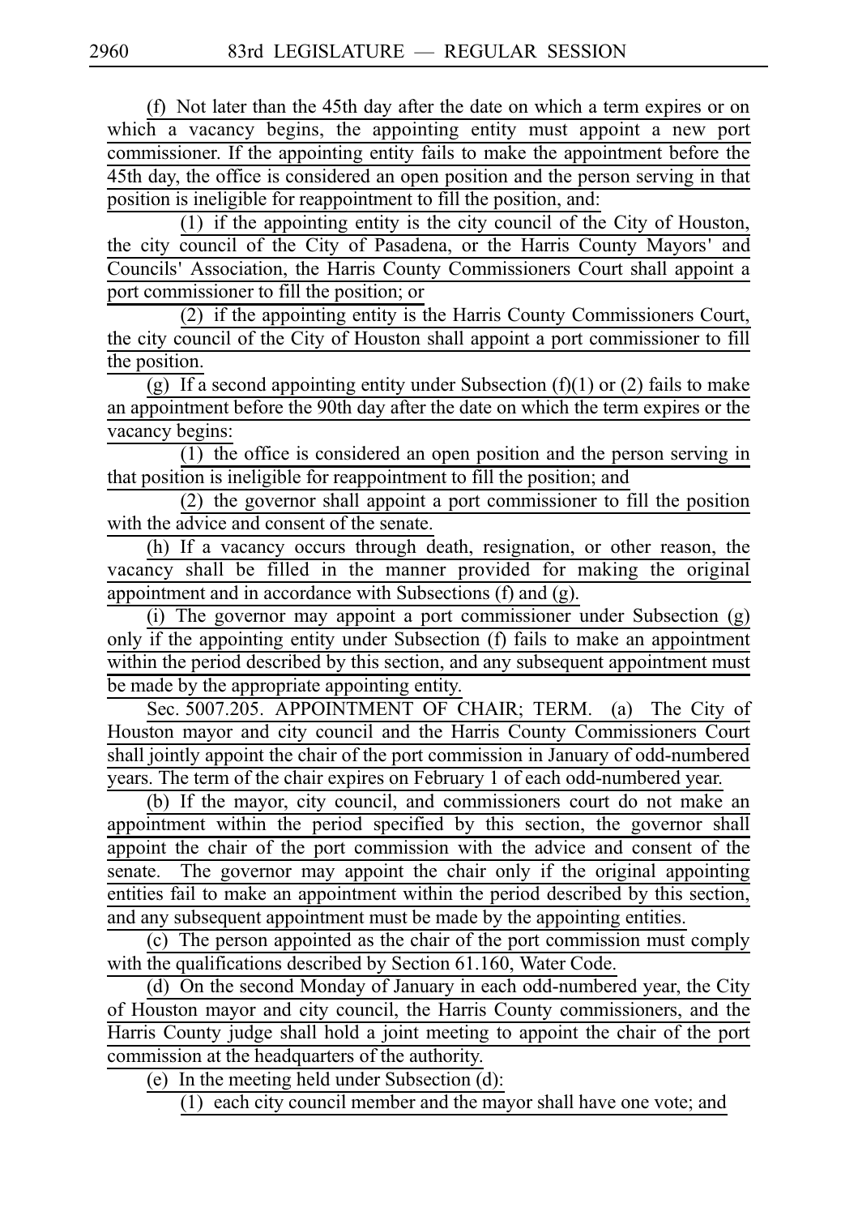(f) Not later than the 45th day after the date on which a term expires or on which a vacancy begins, the appointing entity must appoint a new port commissioner. If the appointing entity fails to make the appointment before the 45th day, the office is considered an open position and the person serving in that position is ineligible for reappointment to fill the position, and:

(1) if the appointing entity is the city council of the City of Houston, the city council of the City of Pasadena, or the Harris County Mayors' and Councils' Association, the Harris County Commissioners Court shall appoint a port commissioner to fill the position; or

(2) if the appointing entity is the Harris County Commissioners Court, the city council of the City of Houston shall appoint a port commissioner to fill the position.

(g) If a second appointing entity under Subsection (f)(1) or (2) fails to make an appointment before the 90th day after the date on which the term expires or the vacancy begins:

(1) the office is considered an open position and the person serving in that position is ineligible for reappointment to fill the position; and

(2) the governor shall appoint a port commissioner to fill the position with the advice and consent of the senate.

(h) If a vacancy occurs through death, resignation, or other reason, the vacancy shall be filled in the manner provided for making the original appointment and in accordance with Subsections (f) and (g).

(i) The governor may appoint a port commissioner under Subsection (g) only if the appointing entity under Subsection (f) fails to make an appointment within the period described by this section, and any subsequent appointment must be made by the appropriate appointing entity.

Sec. 5007.205. APPOINTMENT OF CHAIR; TERM. (a) The City of Houston mayor and city council and the Harris County Commissioners Court shall jointly appoint the chair of the port commission in January of odd-numbered years. The term of the chair expires on February 1 of each odd-numbered year.

(b) If the mayor, city council, and commissioners court do not make an appointment within the period specified by this section, the governor shall appoint the chair of the port commission with the advice and consent of the senate. The governor may appoint the chair only if the original appointing entities fail to make an appointment within the period described by this section, and any subsequent appointment must be made by the appointing entities.

(c) The person appointed as the chair of the port commission must comply with the qualifications described by Section 61.160, Water Code.

(d) On the second Monday of January in each odd-numbered year, the City of Houston mayor and city council, the Harris County commissioners, and the Harris County judge shall hold a joint meeting to appoint the chair of the port commission at the headquarters of the authority.

(e) In the meeting held under Subsection (d):

(1) each city council member and the mayor shall have one vote; and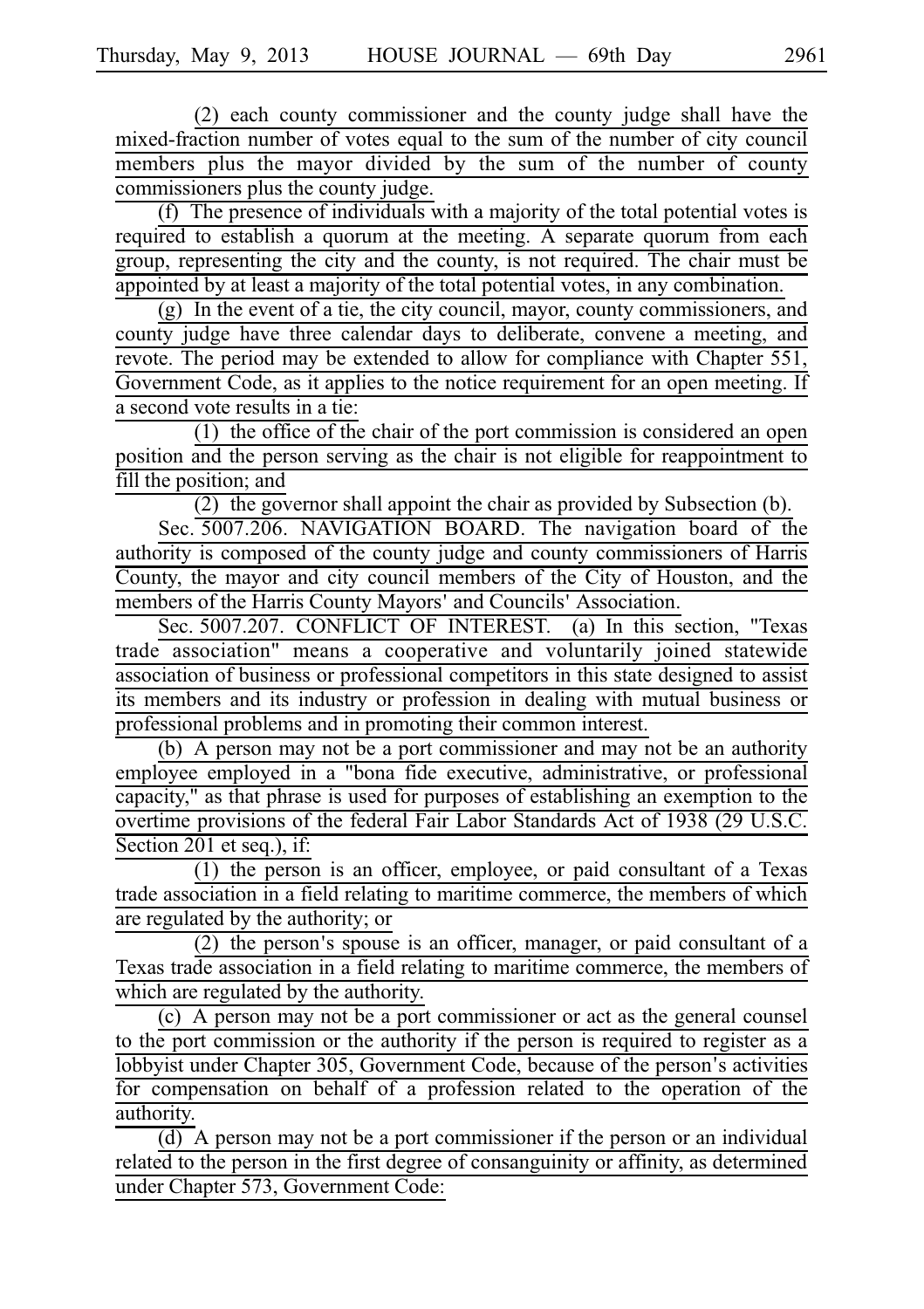(2) each county commissioner and the county judge shall have the mixed-fraction number of votes equal to the sum of the number of city council members plus the mayor divided by the sum of the number of county commissioners plus the county judge.

(f) The presence of individuals with a majority of the total potential votes is required to establish a quorum at the meeting. A separate quorum from each group, representing the city and the county, is not required. The chair must be appointed by at least a majority of the total potential votes, in any combination.

(g) In the event of a tie, the city council, mayor, county commissioners, and county judge have three calendar days to deliberate, convene a meeting, and revote. The period may be extended to allow for compliance with Chapter 551, Government Code, as it applies to the notice requirement for an open meeting. If a second vote results in a tie:

(1) the office of the chair of the port commission is considered an open position and the person serving as the chair is not eligible for reappointment to fill the position; and

(2) the governor shall appoint the chair as provided by Subsection (b).

Sec. 5007.206. NAVIGATION BOARD. The navigation board of the authority is composed of the county judge and county commissioners of Harris County, the mayor and city council members of the City of Houston, and the members of the Harris County Mayors' and Councils' Association.

Sec. 5007.207. CONFLICT OF INTEREST. (a) In this section, "Texas trade association" means a cooperative and voluntarily joined statewide association of business or professional competitors in this state designed to assist its members and its industry or profession in dealing with mutual business or professional problems and in promoting their common interest.

(b) A person may not be a port commissioner and may not be an authority employee employed in a "bona fide executive, administrative, or professional capacity," as that phrase is used for purposes of establishing an exemption to the overtime provisions of the federal Fair Labor Standards Act of 1938 (29 U.S.C. Section 201 et seq.), if:

(1) the person is an officer, employee, or paid consultant of a Texas trade association in a field relating to maritime commerce, the members of which are regulated by the authority; or

(2) the person's spouse is an officer, manager, or paid consultant of a Texas trade association in a field relating to maritime commerce, the members of which are regulated by the authority.

(c) A person may not be a port commissioner or act as the general counsel to the port commission or the authority if the person is required to register as a lobbyist under Chapter 305, Government Code, because of the person's activities for compensation on behalf of a profession related to the operation of the authority.

(d) A person may not be a port commissioner if the person or an individual related to the person in the first degree of consanguinity or affinity, as determined under Chapter 573, Government Code: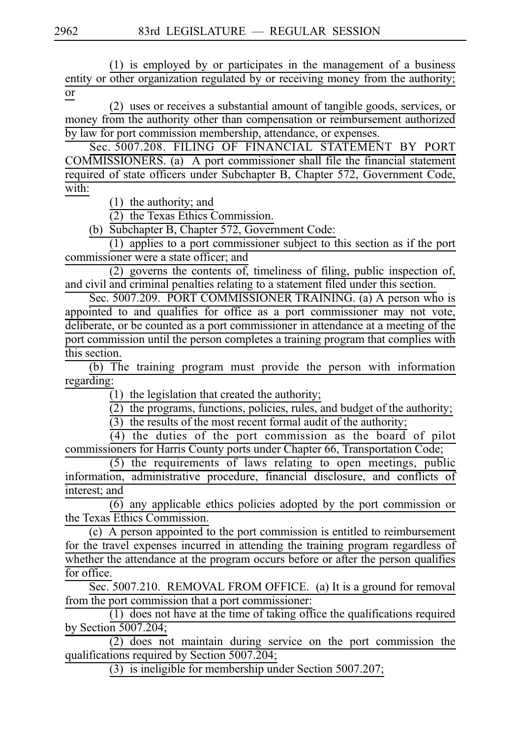(1) is employed by or participates in the management of a business entity or other organization regulated by or receiving money from the authority; or

(2) uses or receives a substantial amount of tangible goods, services, or money from the authority other than compensation or reimbursement authorized by law for port commission membership, attendance, or expenses.

Sec. 5007.208. FILING OF FINANCIAL STATEMENT BY PORT COMMISSIONERS. (a) A port commissioner shall file the financial statement required of state officers under Subchapter B, Chapter 572, Government Code, with:

(1) the authority; and

(2) the Texas Ethics Commission.

(b) Subchapter B, Chapter 572, Government Code:

(1) applies to a port commissioner subject to this section as if the port commissioner were a state officer; and

(2) governs the contents of, timeliness of filing, public inspection of, and civil and criminal penalties relating to a statement filed under this section.

Sec. 5007.209. PORT COMMISSIONER TRAINING. (a) A person who is appointed to and qualifies for office as a port commissioner may not vote, deliberate, or be counted as a port commissioner in attendance at a meeting of the port commission until the person completes a training program that complies with this section.

(b) The training program must provide the person with information regarding:

(1) the legislation that created the authority;

(2) the programs, functions, policies, rules, and budget of the authority;

(3) the results of the most recent formal audit of the authority;

(4) the duties of the port commission as the board of pilot commissioners for Harris County ports under Chapter 66, Transportation Code;

(5) the requirements of laws relating to open meetings, public information, administrative procedure, financial disclosure, and conflicts of interest; and

(6) any applicable ethics policies adopted by the port commission or the Texas Ethics Commission.

(c) A person appointed to the port commission is entitled to reimbursement for the travel expenses incurred in attending the training program regardless of whether the attendance at the program occurs before or after the person qualifies for office.

Sec. 5007.210. REMOVAL FROM OFFICE. (a) It is a ground for removal from the port commission that a port commissioner:

(1) does not have at the time of taking office the qualifications required by Section 5007.204;

(2) does not maintain during service on the port commission the qualifications required by Section 5007.204;

(3) is ineligible for membership under Section 5007.207;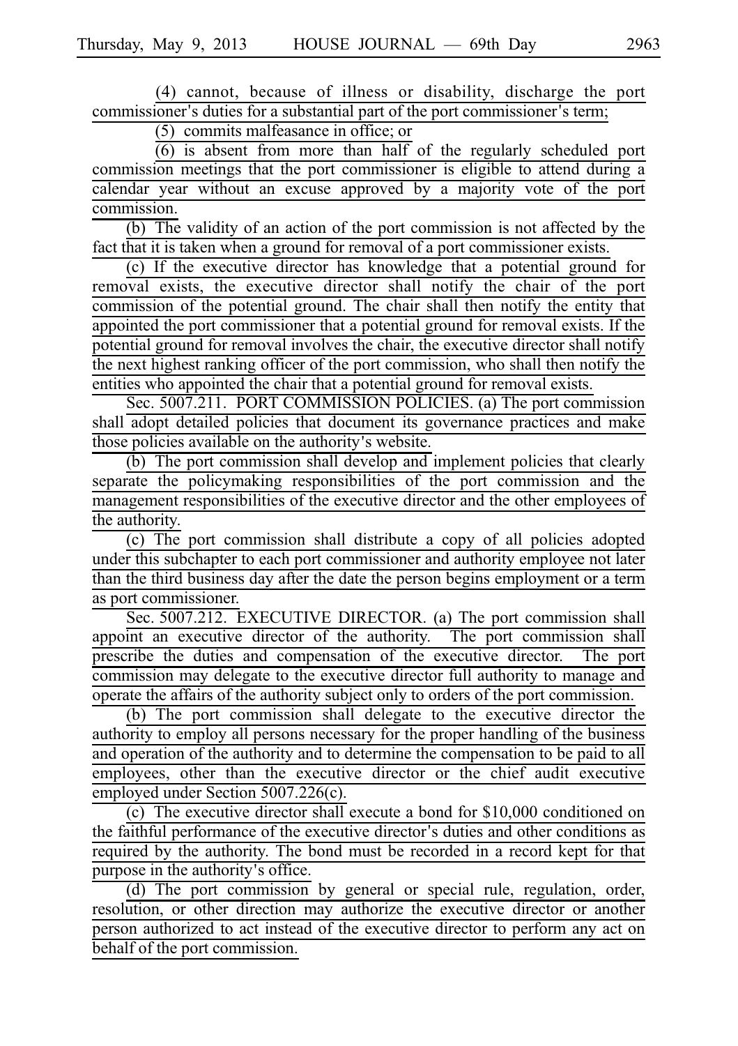(4) cannot, because of illness or disability, discharge the port commissioner's duties for a substantial part of the port commissioner's term;

(5) commits malfeasance in office; or

(6) is absent from more than half of the regularly scheduled port commission meetings that the port commissioner is eligible to attend during a calendar year without an excuse approved by a majority vote of the port commission.

(b) The validity of an action of the port commission is not affected by the fact that it is taken when a ground for removal of a port commissioner exists.

(c) If the executive director has knowledge that a potential ground for removal exists, the executive director shall notify the chair of the port commission of the potential ground. The chair shall then notify the entity that appointed the port commissioner that a potential ground for removal exists. If the potential ground for removal involves the chair, the executive director shall notify the next highest ranking officer of the port commission, who shall then notify the entities who appointed the chair that a potential ground for removal exists.

Sec. 5007.211. PORT COMMISSION POLICIES. (a) The port commission shall adopt detailed policies that document its governance practices and make those policies available on the authority's website.

(b) The port commission shall develop and implement policies that clearly separate the policymaking responsibilities of the port commission and the management responsibilities of the executive director and the other employees of the authority.

(c) The port commission shall distribute a copy of all policies adopted under this subchapter to each port commissioner and authority employee not later than the third business day after the date the person begins employment or a term as port commissioner.

Sec. 5007.212. EXECUTIVE DIRECTOR. (a) The port commission shall appoint an executive director of the authority. The port commission shall prescribe the duties and compensation of the executive director. The port commission may delegate to the executive director full authority to manage and operate the affairs of the authority subject only to orders of the port commission.

(b) The port commission shall delegate to the executive director the authority to employ all persons necessary for the proper handling of the business and operation of the authority and to determine the compensation to be paid to all employees, other than the executive director or the chief audit executive employed under Section 5007.226(c).

(c) The executive director shall execute a bond for $10,000 conditioned on the faithful performance of the executive director's duties and other conditions as required by the authority. The bond must be recorded in a record kept for that purpose in the authority's office.

(d) The port commission by general or special rule, regulation, order, resolution, or other direction may authorize the executive director or another person authorized to act instead of the executive director to perform any act on behalf of the port commission.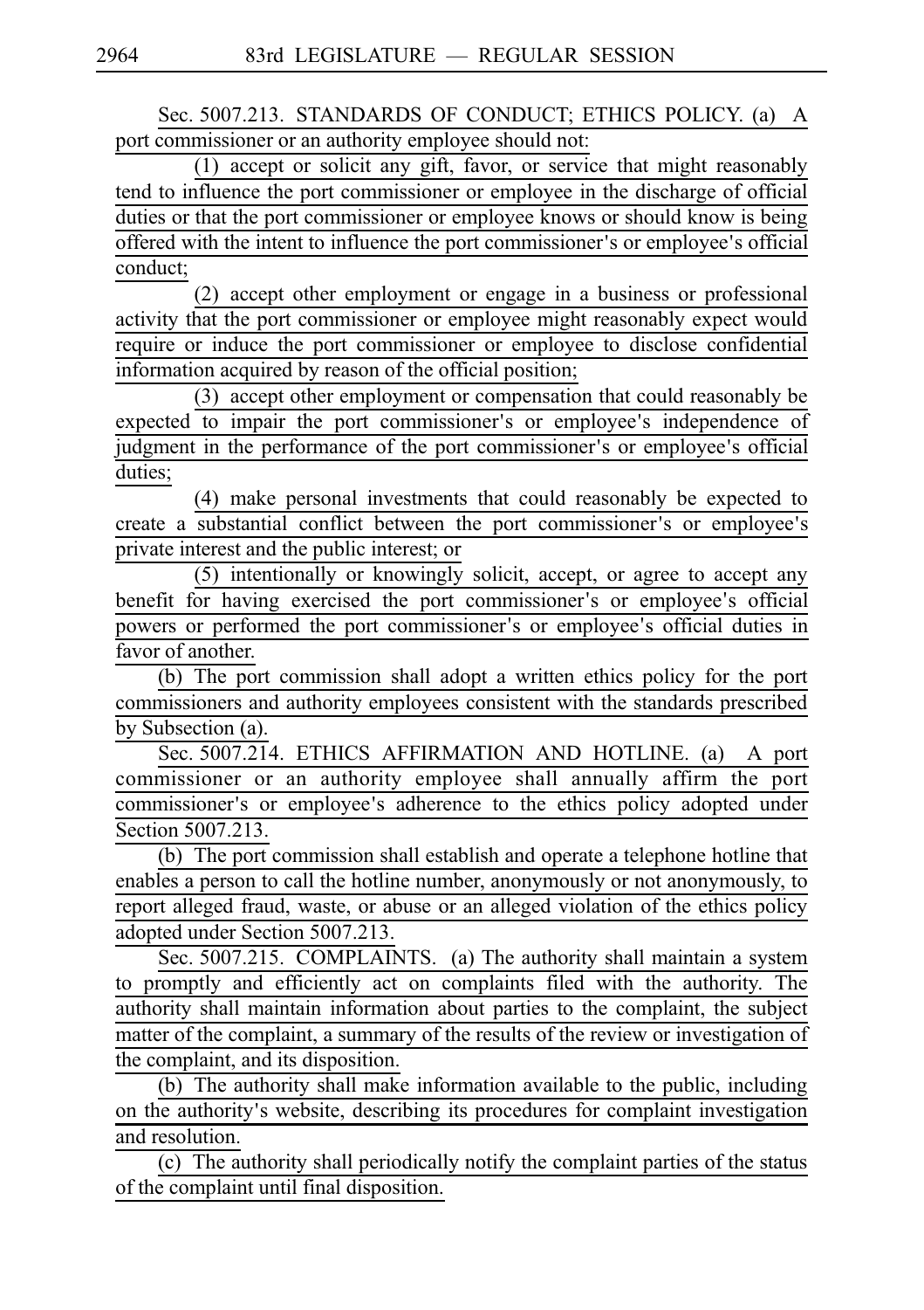Sec. 5007.213. STANDARDS OF CONDUCT; ETHICS POLICY. (a) A port commissioner or an authority employee should not:

(1) accept or solicit any gift, favor, or service that might reasonably tend to influence the port commissioner or employee in the discharge of official duties or that the port commissioner or employee knows or should know is being offered with the intent to influence the port commissioner's or employee's official conduct;

(2) accept other employment or engage in a business or professional activity that the port commissioner or employee might reasonably expect would require or induce the port commissioner or employee to disclose confidential information acquired by reason of the official position;

(3) accept other employment or compensation that could reasonably be expected to impair the port commissioner's or employee's independence of judgment in the performance of the port commissioner's or employee's official duties;

(4) make personal investments that could reasonably be expected to create a substantial conflict between the port commissioner's or employee's private interest and the public interest; or

(5) intentionally or knowingly solicit, accept, or agree to accept any benefit for having exercised the port commissioner's or employee's official powers or performed the port commissioner's or employee's official duties in favor of another.

(b) The port commission shall adopt a written ethics policy for the port commissioners and authority employees consistent with the standards prescribed by Subsection (a).

Sec. 5007.214. ETHICS AFFIRMATION AND HOTLINE. (a) A port commissioner or an authority employee shall annually affirm the port commissioner's or employee's adherence to the ethics policy adopted under Section 5007.213.

(b) The port commission shall establish and operate a telephone hotline that enables a person to call the hotline number, anonymously or not anonymously, to report alleged fraud, waste, or abuse or an alleged violation of the ethics policy adopted under Section 5007.213.

Sec. 5007.215. COMPLAINTS. (a) The authority shall maintain a system to promptly and efficiently act on complaints filed with the authority. The authority shall maintain information about parties to the complaint, the subject matter of the complaint, a summary of the results of the review or investigation of the complaint, and its disposition.

(b) The authority shall make information available to the public, including on the authority's website, describing its procedures for complaint investigation and resolution.

(c) The authority shall periodically notify the complaint parties of the status of the complaint until final disposition.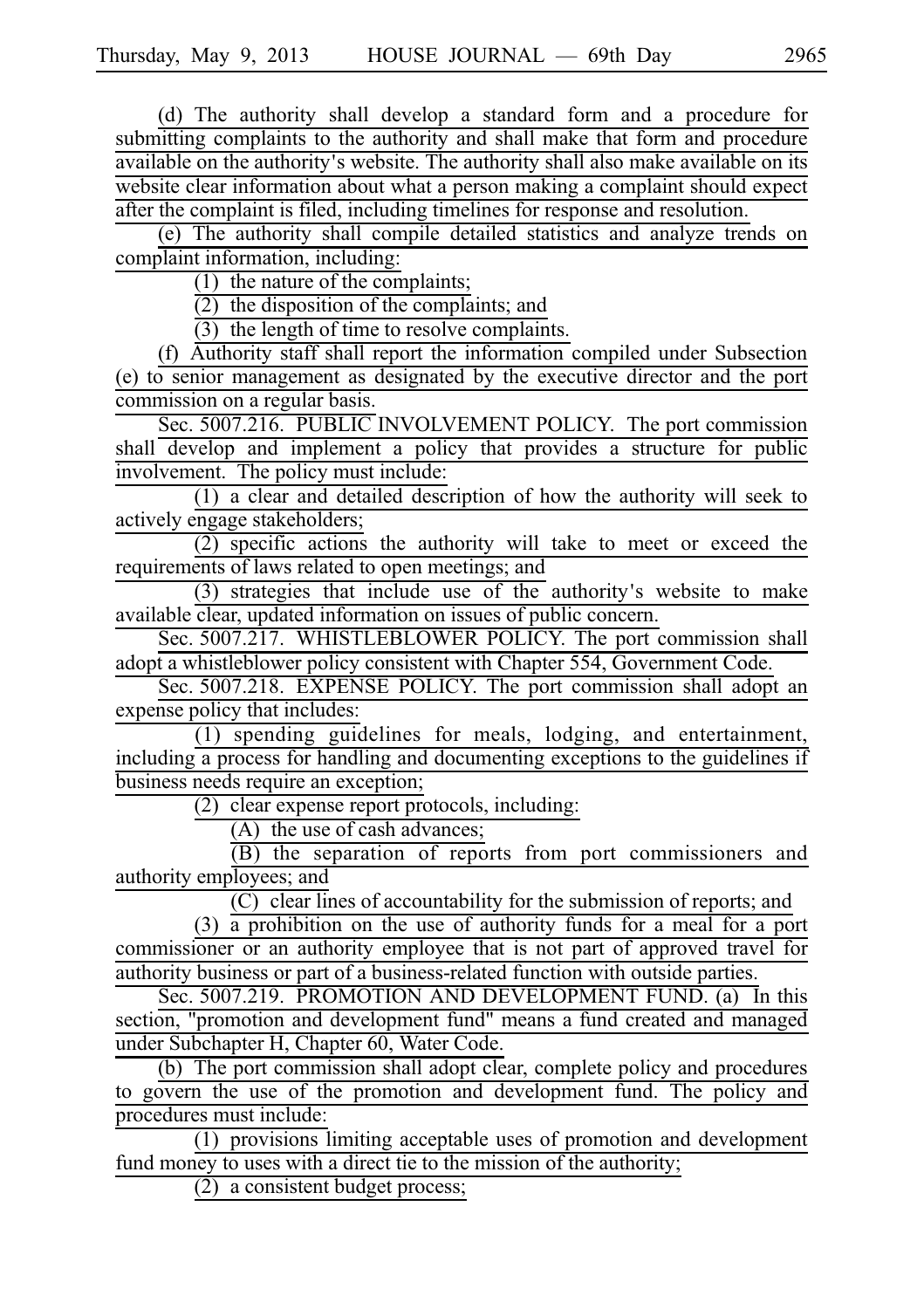(d) The authority shall develop a standard form and a procedure for submitting complaints to the authority and shall make that form and procedure available on the authority's website. The authority shall also make available on its website clear information about what a person making a complaint should expect after the complaint is filed, including timelines for response and resolution.

(e) The authority shall compile detailed statistics and analyze trends on complaint information, including:

(1) the nature of the complaints;

(2) the disposition of the complaints; and

(3) the length of time to resolve complaints.

(f) Authority staff shall report the information compiled under Subsection (e) to senior management as designated by the executive director and the port commission on a regular basis.

Sec. 5007.216. PUBLIC INVOLVEMENT POLICY. The port commission shall develop and implement a policy that provides a structure for public involvement. The policy must include:

(1) a clear and detailed description of how the authority will seek to actively engage stakeholders;

(2) specific actions the authority will take to meet or exceed the requirements of laws related to open meetings; and

(3) strategies that include use of the authority's website to make available clear, updated information on issues of public concern.

Sec. 5007.217. WHISTLEBLOWER POLICY. The port commission shall adopt a whistleblower policy consistent with Chapter 554, Government Code.

Sec. 5007.218. EXPENSE POLICY. The port commission shall adopt an expense policy that includes:

(1) spending guidelines for meals, lodging, and entertainment, including a process for handling and documenting exceptions to the guidelines if business needs require an exception;

(2) clear expense report protocols, including:

(A) the use of cash advances;

(B) the separation of reports from port commissioners and authority employees; and

(C) clear lines of accountability for the submission of reports; and

(3) a prohibition on the use of authority funds for a meal for a port commissioner or an authority employee that is not part of approved travel for authority business or part of a business-related function with outside parties.

Sec. 5007.219. PROMOTION AND DEVELOPMENT FUND. (a) In this section, "promotion and development fund" means a fund created and managed under Subchapter H, Chapter 60, Water Code.

(b) The port commission shall adopt clear, complete policy and procedures to govern the use of the promotion and development fund. The policy and procedures must include:

(1) provisions limiting acceptable uses of promotion and development fund money to uses with a direct tie to the mission of the authority;

(2) a consistent budget process;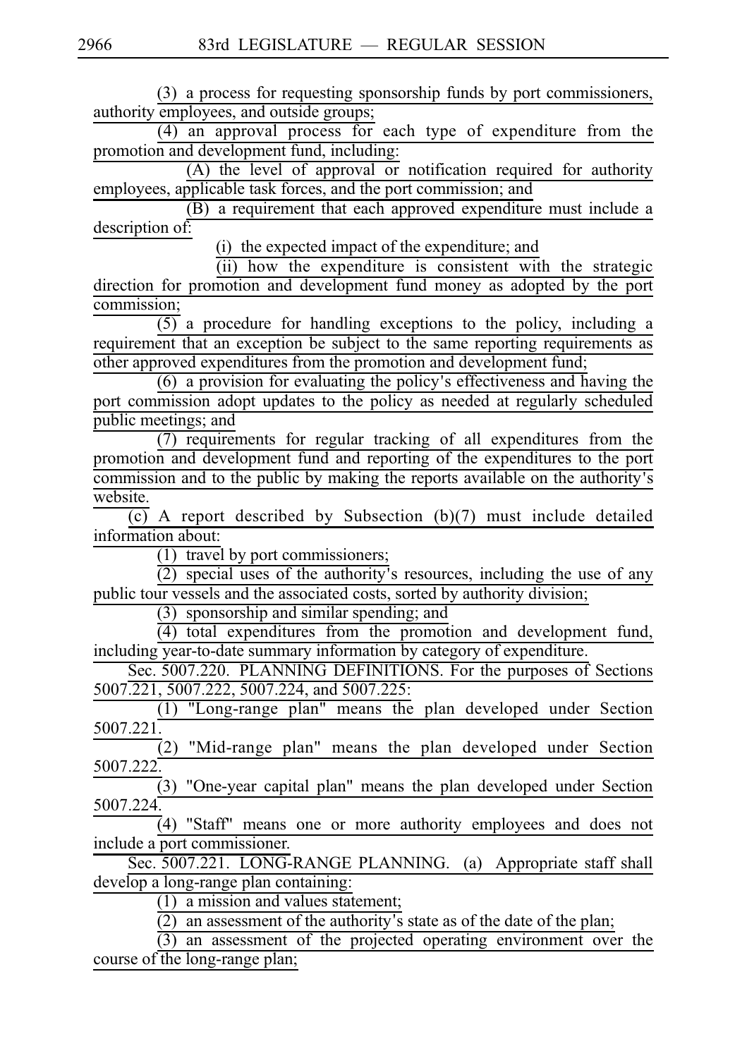(3) a process for requesting sponsorship funds by port commissioners, authority employees, and outside groups;

(4) an approval process for each type of expenditure from the promotion and development fund, including:

(A) the level of approval or notification required for authority employees, applicable task forces, and the port commission; and

(B) a requirement that each approved expenditure must include a description of:

(i) the expected impact of the expenditure; and

(ii) how the expenditure is consistent with the strategic direction for promotion and development fund money as adopted by the port commission;

(5) a procedure for handling exceptions to the policy, including a requirement that an exception be subject to the same reporting requirements as other approved expenditures from the promotion and development fund;

(6) a provision for evaluating the policy's effectiveness and having the port commission adopt updates to the policy as needed at regularly scheduled public meetings; and

(7) requirements for regular tracking of all expenditures from the promotion and development fund and reporting of the expenditures to the port commission and to the public by making the reports available on the authority's website.

(c) A report described by Subsection (b)(7) must include detailed information about:

(1) travel by port commissioners;

(2) special uses of the authority's resources, including the use of any public tour vessels and the associated costs, sorted by authority division;

(3) sponsorship and similar spending; and

(4) total expenditures from the promotion and development fund, including year-to-date summary information by category of expenditure.

Sec. 5007.220. PLANNING DEFINITIONS. For the purposes of Sections 5007.221, 5007.222, 5007.224, and 5007.225:

(1) "Long-range plan" means the plan developed under Section 5007.221.

(2) "Mid-range plan" means the plan developed under Section 5007.222.

(3) "One-year capital plan" means the plan developed under Section 5007.224.

(4) "Staff" means one or more authority employees and does not include a port commissioner.

Sec. 5007.221. LONG-RANGE PLANNING. (a) Appropriate staff shall develop a long-range plan containing:

(1) a mission and values statement;

(2) an assessment of the authority's state as of the date of the plan;

(3) an assessment of the projected operating environment over the course of the long-range plan;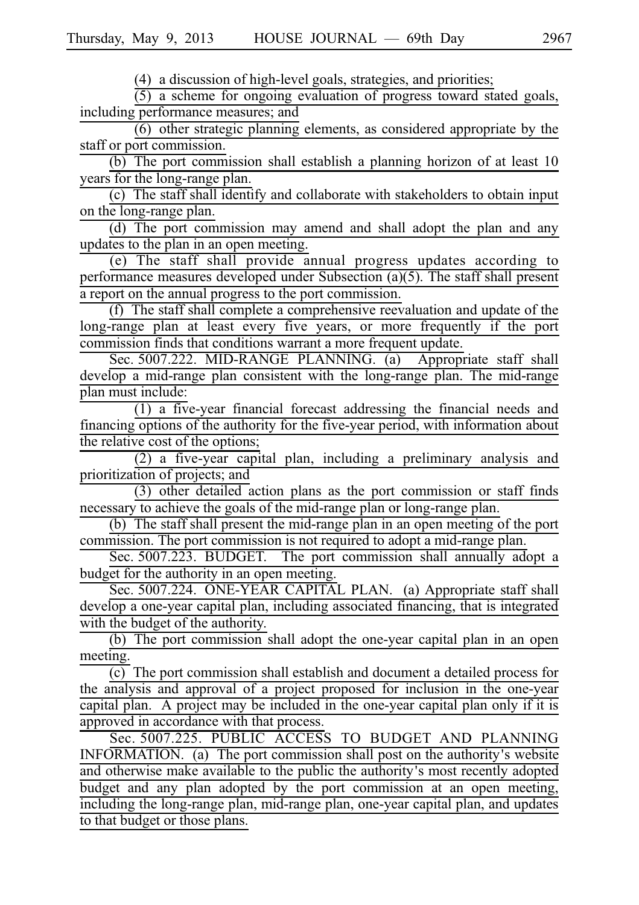(4) a discussion of high-level goals, strategies, and priorities;

(5) a scheme for ongoing evaluation of progress toward stated goals, including performance measures; and

(6) other strategic planning elements, as considered appropriate by the staff or port commission.

(b) The port commission shall establish a planning horizon of at least 10 years for the long-range plan.

(c) The staff shall identify and collaborate with stakeholders to obtain input on the long-range plan.

(d) The port commission may amend and shall adopt the plan and any updates to the plan in an open meeting.

(e) The staff shall provide annual progress updates according to performance measures developed under Subsection (a)(5). The staff shall present a report on the annual progress to the port commission.

(f) The staff shall complete a comprehensive reevaluation and update of the long-range plan at least every five years, or more frequently if the port commission finds that conditions warrant a more frequent update.

Sec. 5007.222. MID-RANGE PLANNING. (a) Appropriate staff shall develop a mid-range plan consistent with the long-range plan. The mid-range plan must include:

(1) a five-year financial forecast addressing the financial needs and financing options of the authority for the five-year period, with information about the relative cost of the options;

(2) a five-year capital plan, including a preliminary analysis and prioritization of projects; and

(3) other detailed action plans as the port commission or staff finds necessary to achieve the goals of the mid-range plan or long-range plan.

(b) The staff shall present the mid-range plan in an open meeting of the port commission. The port commission is not required to adopt a mid-range plan.

Sec. 5007.223. BUDGET. The port commission shall annually adopt a budget for the authority in an open meeting.

Sec. 5007.224. ONE-YEAR CAPITAL PLAN. (a) Appropriate staff shall develop a one-year capital plan, including associated financing, that is integrated with the budget of the authority.

(b) The port commission shall adopt the one-year capital plan in an open meeting.

(c) The port commission shall establish and document a detailed process for the analysis and approval of a project proposed for inclusion in the one-year capital plan. A project may be included in the one-year capital plan only if it is approved in accordance with that process.

Sec. 5007.225. PUBLIC ACCESS TO BUDGET AND PLANNING INFORMATION. (a) The port commission shall post on the authority's website and otherwise make available to the public the authority's most recently adopted budget and any plan adopted by the port commission at an open meeting, including the long-range plan, mid-range plan, one-year capital plan, and updates to that budget or those plans.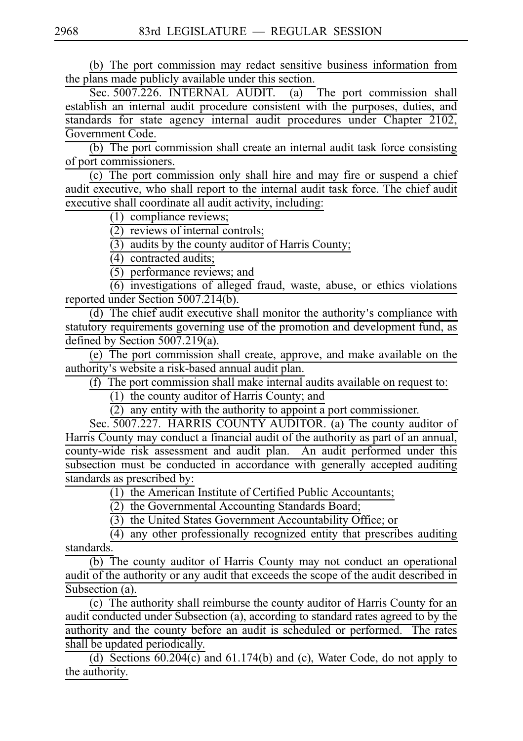(b) The port commission may redact sensitive business information from the plans made publicly available under this section.

Sec. 5007.226. INTERNAL AUDIT. (a) The port commission shall establish an internal audit procedure consistent with the purposes, duties, and standards for state agency internal audit procedures under Chapter 2102, Government Code.

(b) The port commission shall create an internal audit task force consisting of port commissioners.

(c) The port commission only shall hire and may fire or suspend a chief audit executive, who shall report to the internal audit task force. The chief audit executive shall coordinate all audit activity, including:

(1) compliance reviews;

(2) reviews of internal controls;

(3) audits by the county auditor of Harris County;

(4) contracted audits;

(5) performance reviews; and

(6) investigations of alleged fraud, waste, abuse, or ethics violations reported under Section 5007.214(b).

(d) The chief audit executive shall monitor the authority's compliance with statutory requirements governing use of the promotion and development fund, as defined by Section 5007.219(a).

(e) The port commission shall create, approve, and make available on the authority's website a risk-based annual audit plan.

(f) The port commission shall make internal audits available on request to:

(1) the county auditor of Harris County; and

(2) any entity with the authority to appoint a port commissioner.

Sec. 5007.227. HARRIS COUNTY AUDITOR. (a) The county auditor of Harris County may conduct a financial audit of the authority as part of an annual, county-wide risk assessment and audit plan. An audit performed under this subsection must be conducted in accordance with generally accepted auditing standards as prescribed by:

(1) the American Institute of Certified Public Accountants;

(2) the Governmental Accounting Standards Board;

(3) the United States Government Accountability Office; or

(4) any other professionally recognized entity that prescribes auditing standards.

(b) The county auditor of Harris County may not conduct an operational audit of the authority or any audit that exceeds the scope of the audit described in Subsection (a).

(c) The authority shall reimburse the county auditor of Harris County for an audit conducted under Subsection (a), according to standard rates agreed to by the authority and the county before an audit is scheduled or performed. The rates shall be updated periodically.

(d) Sections 60.204(c) and 61.174(b) and (c), Water Code, do not apply to the authority.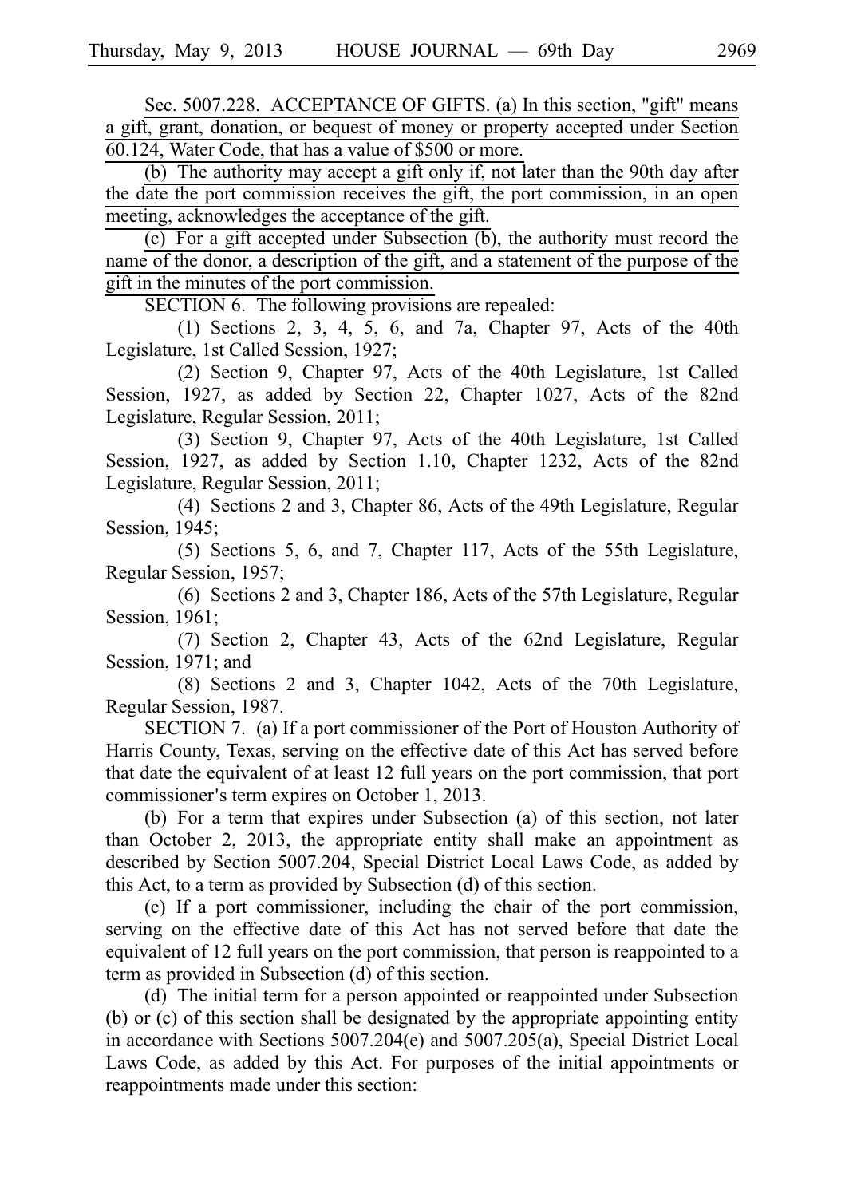Sec. 5007.228. ACCEPTANCE OF GIFTS. (a) In this section, "gift" means a gift, grant, donation, or bequest of money or property accepted under Section 60.124, Water Code, that has a value of $500 or more.

(b) The authority may accept a gift only if, not later than the 90th day after the date the port commission receives the gift, the port commission, in an open meeting, acknowledges the acceptance of the gift.

(c) For a gift accepted under Subsection (b), the authority must record the name of the donor, a description of the gift, and a statement of the purpose of the gift in the minutes of the port commission.

SECTION 6. The following provisions are repealed:

(1) Sections 2, 3, 4, 5, 6, and 7a, Chapter 97, Acts of the 40th Legislature, 1st Called Session, 1927;

(2) Section 9, Chapter 97, Acts of the 40th Legislature, 1st Called Session, 1927, as added by Section 22, Chapter 1027, Acts of the 82nd Legislature, Regular Session, 2011;

(3) Section 9, Chapter 97, Acts of the 40th Legislature, 1st Called Session, 1927, as added by Section 1.10, Chapter 1232, Acts of the 82nd Legislature, Regular Session, 2011;

(4) Sections 2 and 3, Chapter 86, Acts of the 49th Legislature, Regular Session, 1945;

(5) Sections 5, 6, and 7, Chapter 117, Acts of the 55th Legislature, Regular Session, 1957;

(6) Sections 2 and 3, Chapter 186, Acts of the 57th Legislature, Regular Session, 1961;

(7) Section 2, Chapter 43, Acts of the 62nd Legislature, Regular Session, 1971; and

(8) Sections 2 and 3, Chapter 1042, Acts of the 70th Legislature, Regular Session, 1987.

SECTION 7. (a) If a port commissioner of the Port of Houston Authority of Harris County, Texas, serving on the effective date of this Act has served before that date the equivalent of at least 12 full years on the port commission, that port commissioner's term expires on October 1, 2013.

(b) For a term that expires under Subsection (a) of this section, not later than October 2, 2013, the appropriate entity shall make an appointment as described by Section 5007.204, Special District Local Laws Code, as added by this Act, to a term as provided by Subsection (d) of this section.

(c) If a port commissioner, including the chair of the port commission, serving on the effective date of this Act has not served before that date the equivalent of 12 full years on the port commission, that person is reappointed to a term as provided in Subsection (d) of this section.

(d) The initial term for a person appointed or reappointed under Subsection (b) or (c) of this section shall be designated by the appropriate appointing entity in accordance with Sections 5007.204(e) and 5007.205(a), Special District Local Laws Code, as added by this Act. For purposes of the initial appointments or reappointments made under this section: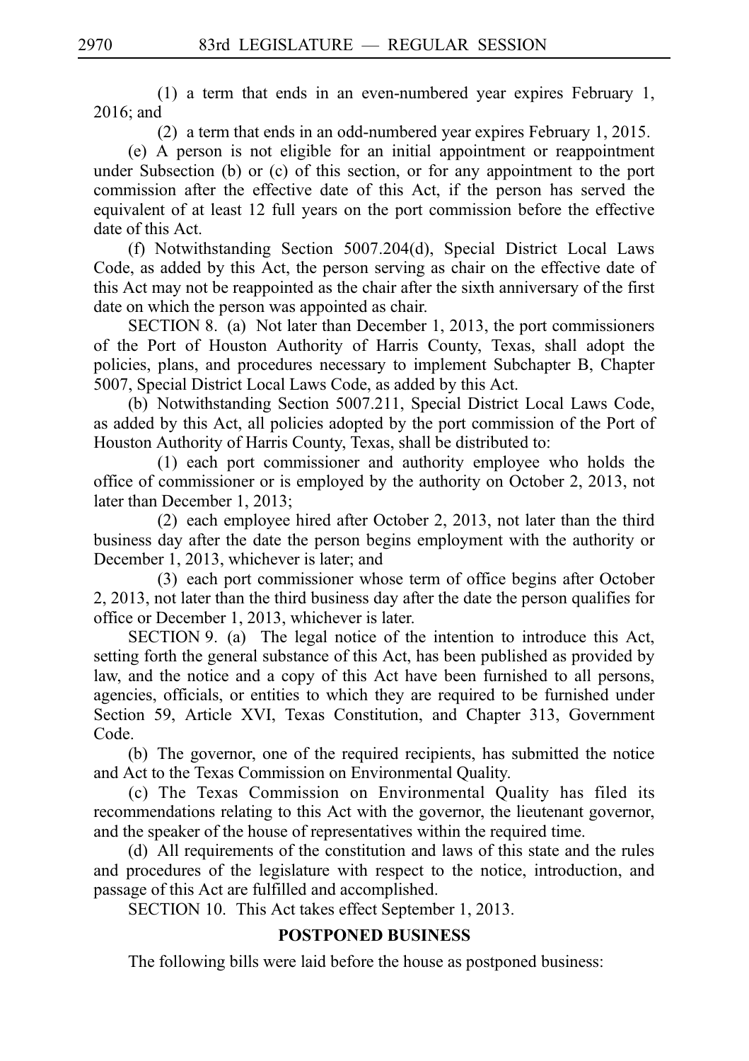(1) a term that ends in an even-numbered year expires February 1, 2016; and

(2) a term that ends in an odd-numbered year expires February 1, 2015.

(e) A person is not eligible for an initial appointment or reappointment under Subsection (b) or (c) of this section, or for any appointment to the port commission after the effective date of this Act, if the person has served the equivalent of at least 12 full years on the port commission before the effective date of this Act.

(f) Notwithstanding Section 5007.204(d), Special District Local Laws Code, as added by this Act, the person serving as chair on the effective date of this Act may not be reappointed as the chair after the sixth anniversary of the first date on which the person was appointed as chair.

SECTION 8. (a) Not later than December 1, 2013, the port commissioners of the Port of Houston Authority of Harris County, Texas, shall adopt the policies, plans, and procedures necessary to implement Subchapter B, Chapter 5007, Special District Local Laws Code, as added by this Act.

(b) Notwithstanding Section 5007.211, Special District Local Laws Code, as added by this Act, all policies adopted by the port commission of the Port of Houston Authority of Harris County, Texas, shall be distributed to:

(1) each port commissioner and authority employee who holds the office of commissioner or is employed by the authority on October 2, 2013, not later than December 1, 2013;

(2) each employee hired after October 2, 2013, not later than the third business day after the date the person begins employment with the authority or December 1, 2013, whichever is later; and

(3) each port commissioner whose term of office begins after October 2, 2013, not later than the third business day after the date the person qualifies for office or December 1, 2013, whichever is later.

SECTION 9. (a) The legal notice of the intention to introduce this Act, setting forth the general substance of this Act, has been published as provided by law, and the notice and a copy of this Act have been furnished to all persons, agencies, officials, or entities to which they are required to be furnished under Section 59, Article XVI, Texas Constitution, and Chapter 313, Government Code.

(b) The governor, one of the required recipients, has submitted the notice and Act to the Texas Commission on Environmental Quality.

(c) The Texas Commission on Environmental Quality has filed its recommendations relating to this Act with the governor, the lieutenant governor, and the speaker of the house of representatives within the required time.

(d) All requirements of the constitution and laws of this state and the rules and procedures of the legislature with respect to the notice, introduction, and passage of this Act are fulfilled and accomplished.

SECTION 10. This Act takes effect September 1, 2013.

## POSTPONED BUSINESS

The following bills were laid before the house as postponed business: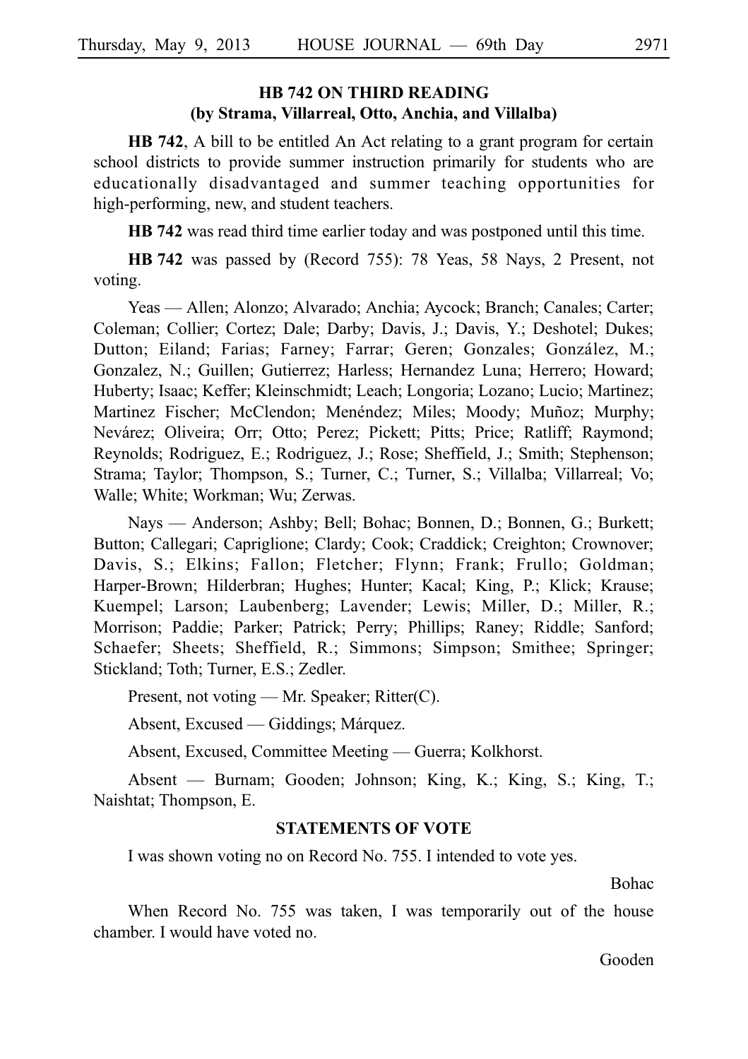## HB 742 ON THIRD READING
## (by Strama, Villarreal, Otto, Anchia, and Villalba)

**HB 742**, A bill to be entitled An Act relating to a grant program for certain school districts to provide summer instruction primarily for students who are educationally disadvantaged and summer teaching opportunities for high-performing, new, and student teachers.

**HB 742** was read third time earlier today and was postponed until this time.

**HB 742** was passed by (Record 755): 78 Yeas, 58 Nays, 2 Present, not voting.

Yeas — Allen; Alonzo; Alvarado; Anchia; Aycock; Branch; Canales; Carter; Coleman; Collier; Cortez; Dale; Darby; Davis, J.; Davis, Y.; Deshotel; Dukes; Dutton; Eiland; Farias; Farney; Farrar; Geren; Gonzales; González, M.; Gonzalez, N.; Guillen; Gutierrez; Harless; Hernandez Luna; Herrero; Howard; Huberty; Isaac; Keffer; Kleinschmidt; Leach; Longoria; Lozano; Lucio; Martinez; Martinez Fischer; McClendon; Menéndez; Miles; Moody; Muñoz; Murphy; Nevárez; Oliveira; Orr; Otto; Perez; Pickett; Pitts; Price; Ratliff; Raymond; Reynolds; Rodriguez, E.; Rodriguez, J.; Rose; Sheffield, J.; Smith; Stephenson; Strama; Taylor; Thompson, S.; Turner, C.; Turner, S.; Villalba; Villarreal; Vo; Walle; White; Workman; Wu; Zerwas.

Nays — Anderson; Ashby; Bell; Bohac; Bonnen, D.; Bonnen, G.; Burkett; Button; Callegari; Capriglione; Clardy; Cook; Craddick; Creighton; Crownover; Davis, S.; Elkins; Fallon; Fletcher; Flynn; Frank; Frullo; Goldman; Harper-Brown; Hilderbran; Hughes; Hunter; Kacal; King, P.; Klick; Krause; Kuempel; Larson; Laubenberg; Lavender; Lewis; Miller, D.; Miller, R.; Morrison; Paddie; Parker; Patrick; Perry; Phillips; Raney; Riddle; Sanford; Schaefer; Sheets; Sheffield, R.; Simmons; Simpson; Smithee; Springer; Stickland; Toth; Turner, E.S.; Zedler.

Present, not voting — Mr. Speaker; Ritter(C).

Absent, Excused — Giddings; Márquez.

Absent, Excused, Committee Meeting — Guerra; Kolkhorst.

Absent — Burnam; Gooden; Johnson; King, K.; King, S.; King, T.; Naishtat; Thompson, E.

### STATEMENTS OF VOTE

I was shown voting no on Record No. 755. I intended to vote yes.

Bohac

When Record No. 755 was taken, I was temporarily out of the house chamber. I would have voted no.

Gooden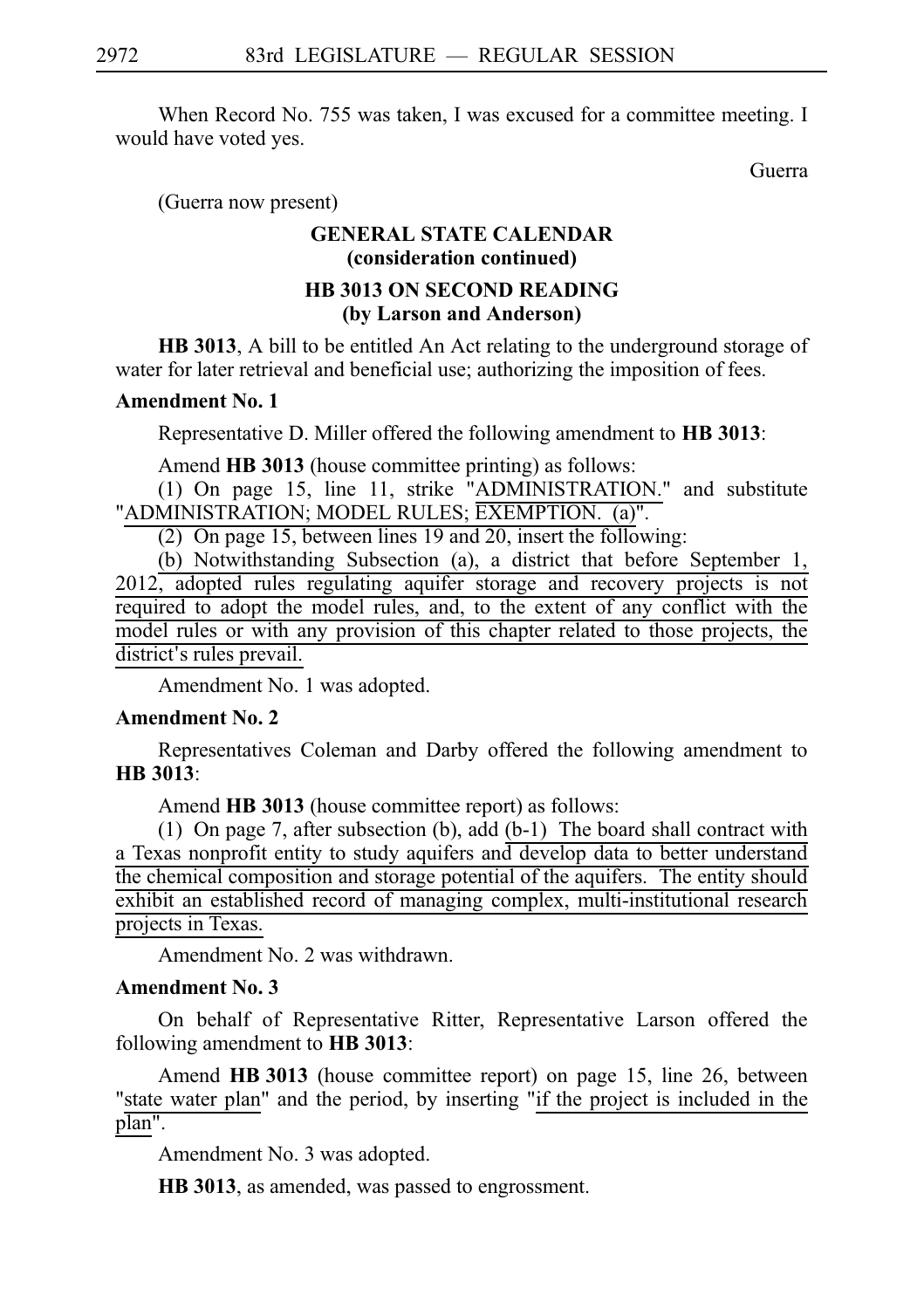When Record No. 755 was taken, I was excused for a committee meeting. I would have voted yes.

Guerra

(Guerra now present)

## GENERAL STATE CALENDAR (consideration continued)

## HB 3013 ON SECOND READING (by Larson and Anderson)

**HB 3013**, A bill to be entitled An Act relating to the underground storage of water for later retrieval and beneficial use; authorizing the imposition of fees.

**Amendment No. 1**

Representative D. Miller offered the following amendment to **HB 3013**:

Amend **HB 3013** (house committee printing) as follows:

(1) On page 15, line 11, strike "ADMINISTRATION." and substitute "ADMINISTRATION; MODEL RULES; EXEMPTION. (a)".

(2) On page 15, between lines 19 and 20, insert the following:

(b) Notwithstanding Subsection (a), a district that before September 1, 2012, adopted rules regulating aquifer storage and recovery projects is not required to adopt the model rules, and, to the extent of any conflict with the model rules or with any provision of this chapter related to those projects, the district's rules prevail.

Amendment No. 1 was adopted.

**Amendment No. 2**

Representatives Coleman and Darby offered the following amendment to **HB 3013**:

Amend **HB 3013** (house committee report) as follows:

(1) On page 7, after subsection (b), add (b-1) The board shall contract with a Texas nonprofit entity to study aquifers and develop data to better understand the chemical composition and storage potential of the aquifers. The entity should exhibit an established record of managing complex, multi-institutional research projects in Texas.

Amendment No. 2 was withdrawn.

**Amendment No. 3**

On behalf of Representative Ritter, Representative Larson offered the following amendment to **HB 3013**:

Amend **HB 3013** (house committee report) on page 15, line 26, between "state water plan" and the period, by inserting "if the project is included in the plan".

Amendment No. 3 was adopted.

**HB 3013**, as amended, was passed to engrossment.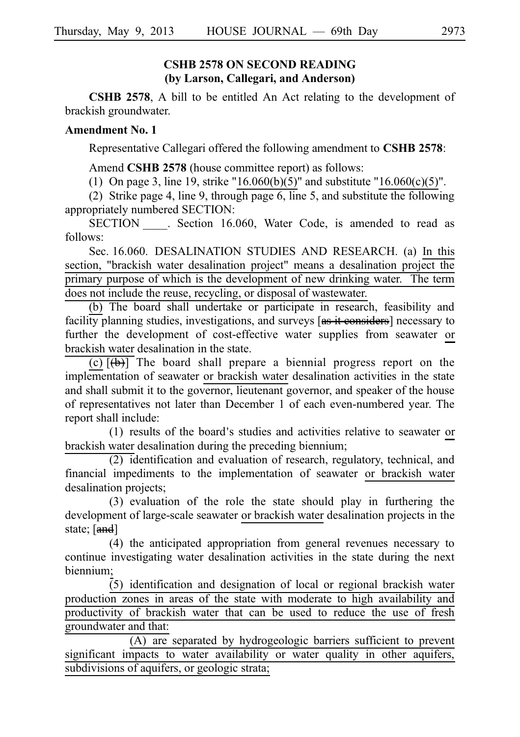## CSHB 2578 ON SECOND READING
## (by Larson, Callegari, and Anderson)

**CSHB 2578**, A bill to be entitled An Act relating to the development of brackish groundwater.

**Amendment No. 1**

Representative Callegari offered the following amendment to **CSHB 2578**:

Amend **CSHB 2578** (house committee report) as follows:

(1) On page 3, line 19, strike "16.060(b)(5)" and substitute "16.060(c)(5)".

(2) Strike page 4, line 9, through page 6, line 5, and substitute the following appropriately numbered SECTION:

SECTION ____. Section 16.060, Water Code, is amended to read as follows:

Sec. 16.060. DESALINATION STUDIES AND RESEARCH. (a) In this section, "brackish water desalination project" means a desalination project the primary purpose of which is the development of new drinking water. The term does not include the reuse, recycling, or disposal of wastewater.

(b) The board shall undertake or participate in research, feasibility and facility planning studies, investigations, and surveys [as it considers] necessary to further the development of cost-effective water supplies from seawater or brackish water desalination in the state.

(c) [(b)] The board shall prepare a biennial progress report on the implementation of seawater or brackish water desalination activities in the state and shall submit it to the governor, lieutenant governor, and speaker of the house of representatives not later than December 1 of each even-numbered year. The report shall include:

(1) results of the board's studies and activities relative to seawater or brackish water desalination during the preceding biennium;

(2) identification and evaluation of research, regulatory, technical, and financial impediments to the implementation of seawater or brackish water desalination projects;

(3) evaluation of the role the state should play in furthering the development of large-scale seawater or brackish water desalination projects in the state; [and]

(4) the anticipated appropriation from general revenues necessary to continue investigating water desalination activities in the state during the next biennium;

(5) identification and designation of local or regional brackish water production zones in areas of the state with moderate to high availability and productivity of brackish water that can be used to reduce the use of fresh groundwater and that:

(A) are separated by hydrogeologic barriers sufficient to prevent significant impacts to water availability or water quality in other aquifers, subdivisions of aquifers, or geologic strata;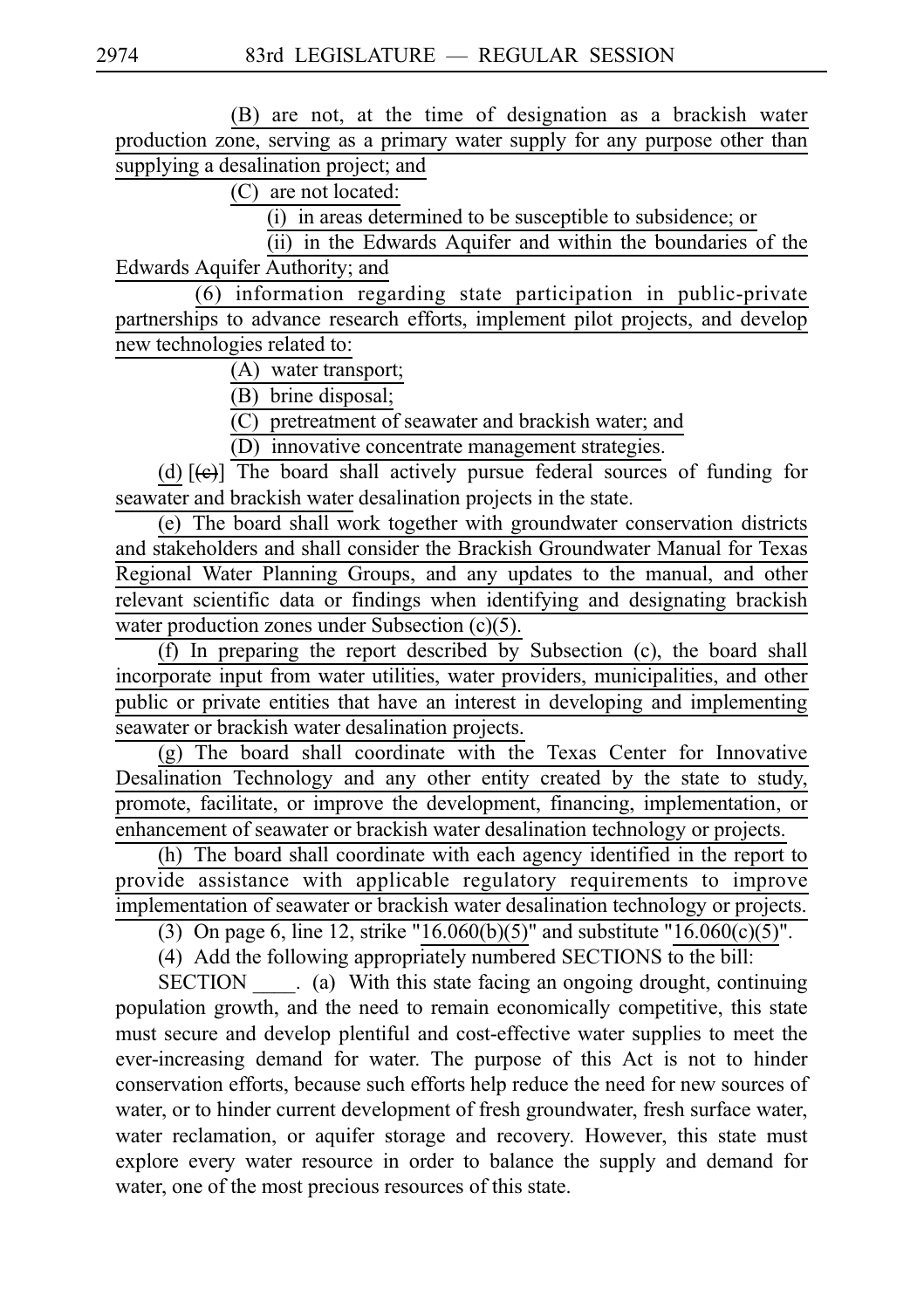(B) are not, at the time of designation as a brackish water production zone, serving as a primary water supply for any purpose other than supplying a desalination project; and

(C) are not located:

(i) in areas determined to be susceptible to subsidence; or

(ii) in the Edwards Aquifer and within the boundaries of the Edwards Aquifer Authority; and

(6) information regarding state participation in public-private partnerships to advance research efforts, implement pilot projects, and develop new technologies related to:

(A) water transport;

(B) brine disposal;

(C) pretreatment of seawater and brackish water; and

(D) innovative concentrate management strategies.

(d) [(c)] The board shall actively pursue federal sources of funding for seawater and brackish water desalination projects in the state.

(e) The board shall work together with groundwater conservation districts and stakeholders and shall consider the Brackish Groundwater Manual for Texas Regional Water Planning Groups, and any updates to the manual, and other relevant scientific data or findings when identifying and designating brackish water production zones under Subsection (c)(5).

(f) In preparing the report described by Subsection (c), the board shall incorporate input from water utilities, water providers, municipalities, and other public or private entities that have an interest in developing and implementing seawater or brackish water desalination projects.

(g) The board shall coordinate with the Texas Center for Innovative Desalination Technology and any other entity created by the state to study, promote, facilitate, or improve the development, financing, implementation, or enhancement of seawater or brackish water desalination technology or projects.

(h) The board shall coordinate with each agency identified in the report to provide assistance with applicable regulatory requirements to improve implementation of seawater or brackish water desalination technology or projects.

(3) On page 6, line 12, strike "16.060(b)(5)" and substitute "16.060(c)(5)".

(4) Add the following appropriately numbered SECTIONS to the bill:

SECTION ____. (a) With this state facing an ongoing drought, continuing population growth, and the need to remain economically competitive, this state must secure and develop plentiful and cost-effective water supplies to meet the ever-increasing demand for water. The purpose of this Act is not to hinder conservation efforts, because such efforts help reduce the need for new sources of water, or to hinder current development of fresh groundwater, fresh surface water, water reclamation, or aquifer storage and recovery. However, this state must explore every water resource in order to balance the supply and demand for water, one of the most precious resources of this state.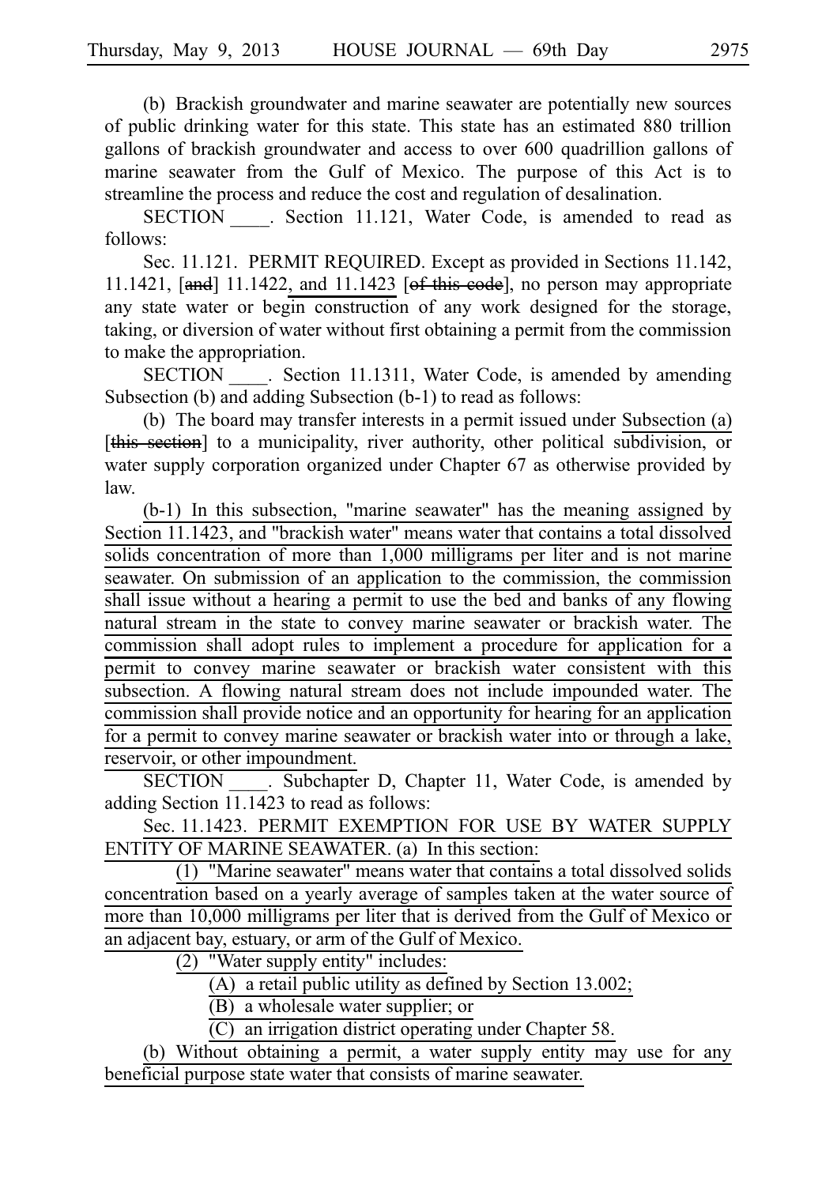(b) Brackish groundwater and marine seawater are potentially new sources of public drinking water for this state. This state has an estimated 880 trillion gallons of brackish groundwater and access to over 600 quadrillion gallons of marine seawater from the Gulf of Mexico. The purpose of this Act is to streamline the process and reduce the cost and regulation of desalination.

SECTION ____. Section 11.121, Water Code, is amended to read as follows:

Sec. 11.121. PERMIT REQUIRED. Except as provided in Sections 11.142, 11.1421, [and] 11.1422, and 11.1423 [of this code], no person may appropriate any state water or begin construction of any work designed for the storage, taking, or diversion of water without first obtaining a permit from the commission to make the appropriation.

SECTION ____. Section 11.1311, Water Code, is amended by amending Subsection (b) and adding Subsection (b-1) to read as follows:

(b) The board may transfer interests in a permit issued under Subsection (a) [this section] to a municipality, river authority, other political subdivision, or water supply corporation organized under Chapter 67 as otherwise provided by law.

(b-1) In this subsection, "marine seawater" has the meaning assigned by Section 11.1423, and "brackish water" means water that contains a total dissolved solids concentration of more than 1,000 milligrams per liter and is not marine seawater. On submission of an application to the commission, the commission shall issue without a hearing a permit to use the bed and banks of any flowing natural stream in the state to convey marine seawater or brackish water. The commission shall adopt rules to implement a procedure for application for a permit to convey marine seawater or brackish water consistent with this subsection. A flowing natural stream does not include impounded water. The commission shall provide notice and an opportunity for hearing for an application for a permit to convey marine seawater or brackish water into or through a lake, reservoir, or other impoundment.

SECTION ____. Subchapter D, Chapter 11, Water Code, is amended by adding Section 11.1423 to read as follows:

Sec. 11.1423. PERMIT EXEMPTION FOR USE BY WATER SUPPLY ENTITY OF MARINE SEAWATER. (a) In this section:

(1) "Marine seawater" means water that contains a total dissolved solids concentration based on a yearly average of samples taken at the water source of more than 10,000 milligrams per liter that is derived from the Gulf of Mexico or an adjacent bay, estuary, or arm of the Gulf of Mexico.

(2) "Water supply entity" includes:

(A) a retail public utility as defined by Section 13.002;

(B) a wholesale water supplier; or

(C) an irrigation district operating under Chapter 58.

(b) Without obtaining a permit, a water supply entity may use for any beneficial purpose state water that consists of marine seawater.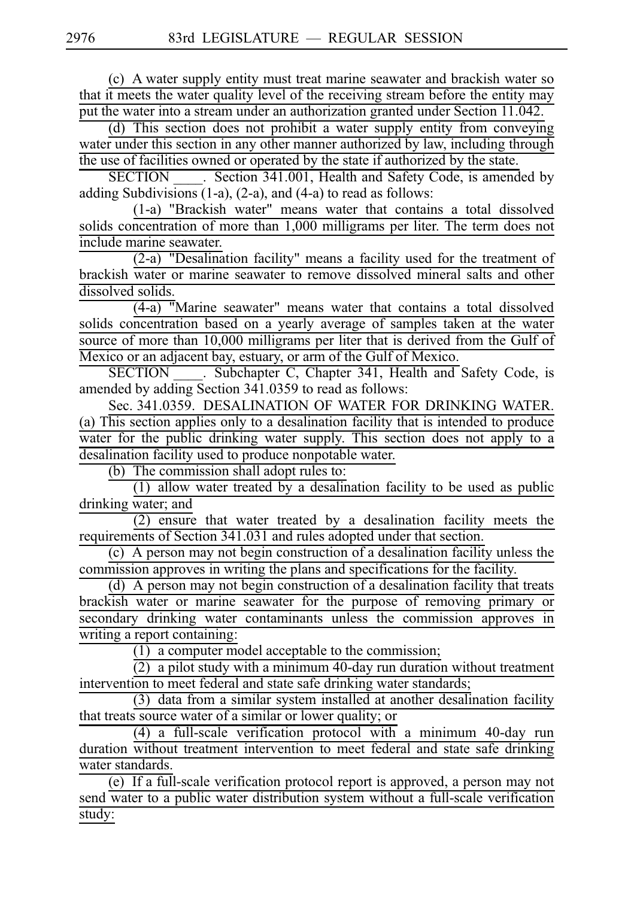(c) A water supply entity must treat marine seawater and brackish water so that it meets the water quality level of the receiving stream before the entity may put the water into a stream under an authorization granted under Section 11.042.

(d) This section does not prohibit a water supply entity from conveying water under this section in any other manner authorized by law, including through the use of facilities owned or operated by the state if authorized by the state.

SECTION ____. Section 341.001, Health and Safety Code, is amended by adding Subdivisions (1-a), (2-a), and (4-a) to read as follows:

(1-a) "Brackish water" means water that contains a total dissolved solids concentration of more than 1,000 milligrams per liter. The term does not include marine seawater.

(2-a) "Desalination facility" means a facility used for the treatment of brackish water or marine seawater to remove dissolved mineral salts and other dissolved solids.

(4-a) "Marine seawater" means water that contains a total dissolved solids concentration based on a yearly average of samples taken at the water source of more than 10,000 milligrams per liter that is derived from the Gulf of Mexico or an adjacent bay, estuary, or arm of the Gulf of Mexico.

SECTION ____. Subchapter C, Chapter 341, Health and Safety Code, is amended by adding Section 341.0359 to read as follows:

Sec. 341.0359. DESALINATION OF WATER FOR DRINKING WATER. (a) This section applies only to a desalination facility that is intended to produce water for the public drinking water supply. This section does not apply to a desalination facility used to produce nonpotable water.

(b) The commission shall adopt rules to:

(1) allow water treated by a desalination facility to be used as public drinking water; and

(2) ensure that water treated by a desalination facility meets the requirements of Section 341.031 and rules adopted under that section.

(c) A person may not begin construction of a desalination facility unless the commission approves in writing the plans and specifications for the facility.

(d) A person may not begin construction of a desalination facility that treats brackish water or marine seawater for the purpose of removing primary or secondary drinking water contaminants unless the commission approves in writing a report containing:

(1) a computer model acceptable to the commission;

(2) a pilot study with a minimum 40-day run duration without treatment intervention to meet federal and state safe drinking water standards;

(3) data from a similar system installed at another desalination facility that treats source water of a similar or lower quality; or

(4) a full-scale verification protocol with a minimum 40-day run duration without treatment intervention to meet federal and state safe drinking water standards.

(e) If a full-scale verification protocol report is approved, a person may not send water to a public water distribution system without a full-scale verification study: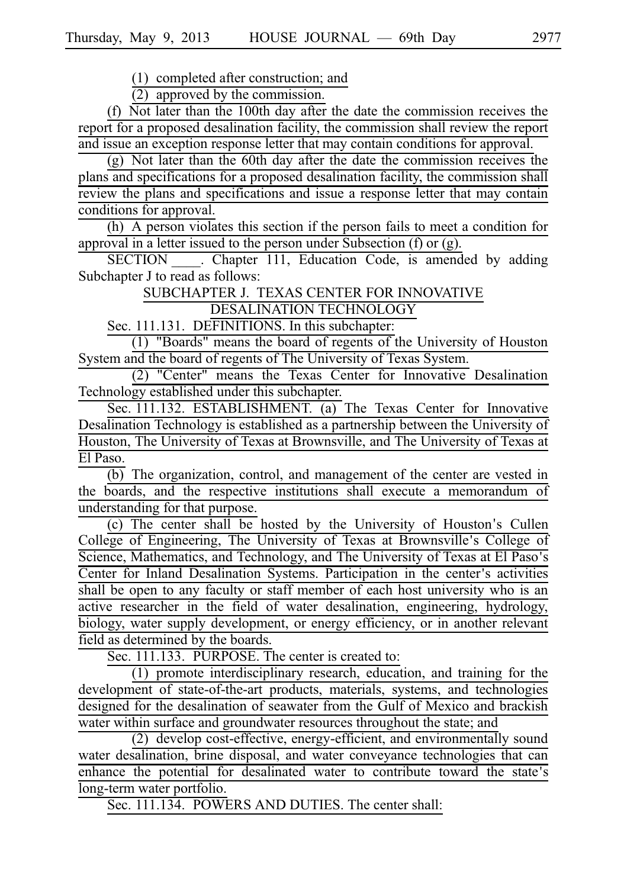(1) completed after construction; and

(2) approved by the commission.

(f) Not later than the 100th day after the date the commission receives the report for a proposed desalination facility, the commission shall review the report and issue an exception response letter that may contain conditions for approval.

(g) Not later than the 60th day after the date the commission receives the plans and specifications for a proposed desalination facility, the commission shall review the plans and specifications and issue a response letter that may contain conditions for approval.

(h) A person violates this section if the person fails to meet a condition for approval in a letter issued to the person under Subsection (f) or (g).

SECTION ____. Chapter 111, Education Code, is amended by adding Subchapter J to read as follows:

SUBCHAPTER J. TEXAS CENTER FOR INNOVATIVE DESALINATION TECHNOLOGY

Sec. 111.131. DEFINITIONS. In this subchapter:

(1) "Boards" means the board of regents of the University of Houston System and the board of regents of The University of Texas System.

(2) "Center" means the Texas Center for Innovative Desalination Technology established under this subchapter.

Sec. 111.132. ESTABLISHMENT. (a) The Texas Center for Innovative Desalination Technology is established as a partnership between the University of Houston, The University of Texas at Brownsville, and The University of Texas at El Paso.

(b) The organization, control, and management of the center are vested in the boards, and the respective institutions shall execute a memorandum of understanding for that purpose.

(c) The center shall be hosted by the University of Houston's Cullen College of Engineering, The University of Texas at Brownsville's College of Science, Mathematics, and Technology, and The University of Texas at El Paso's Center for Inland Desalination Systems. Participation in the center's activities shall be open to any faculty or staff member of each host university who is an active researcher in the field of water desalination, engineering, hydrology, biology, water supply development, or energy efficiency, or in another relevant field as determined by the boards.

Sec. 111.133. PURPOSE. The center is created to:

(1) promote interdisciplinary research, education, and training for the development of state-of-the-art products, materials, systems, and technologies designed for the desalination of seawater from the Gulf of Mexico and brackish water within surface and groundwater resources throughout the state; and

(2) develop cost-effective, energy-efficient, and environmentally sound water desalination, brine disposal, and water conveyance technologies that can enhance the potential for desalinated water to contribute toward the state's long-term water portfolio.

Sec. 111.134. POWERS AND DUTIES. The center shall: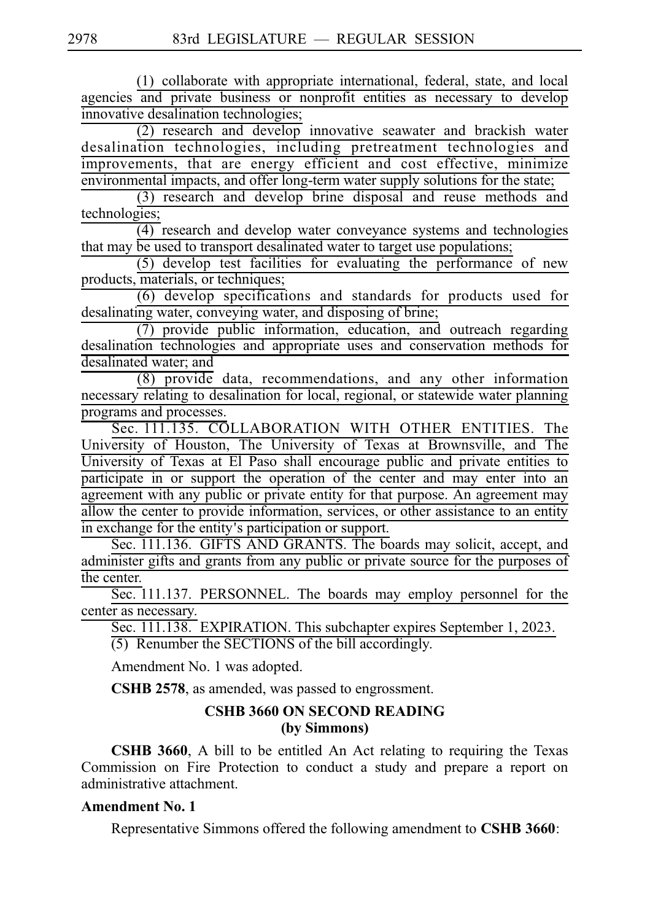(1) collaborate with appropriate international, federal, state, and local agencies and private business or nonprofit entities as necessary to develop innovative desalination technologies;

(2) research and develop innovative seawater and brackish water desalination technologies, including pretreatment technologies and improvements, that are energy efficient and cost effective, minimize environmental impacts, and offer long-term water supply solutions for the state;

(3) research and develop brine disposal and reuse methods and technologies;

(4) research and develop water conveyance systems and technologies that may be used to transport desalinated water to target use populations;

(5) develop test facilities for evaluating the performance of new products, materials, or techniques;

(6) develop specifications and standards for products used for desalinating water, conveying water, and disposing of brine;

(7) provide public information, education, and outreach regarding desalination technologies and appropriate uses and conservation methods for desalinated water; and

(8) provide data, recommendations, and any other information necessary relating to desalination for local, regional, or statewide water planning programs and processes.

Sec. 111.135. COLLABORATION WITH OTHER ENTITIES. The University of Houston, The University of Texas at Brownsville, and The University of Texas at El Paso shall encourage public and private entities to participate in or support the operation of the center and may enter into an agreement with any public or private entity for that purpose. An agreement may allow the center to provide information, services, or other assistance to an entity in exchange for the entity's participation or support.

Sec. 111.136. GIFTS AND GRANTS. The boards may solicit, accept, and administer gifts and grants from any public or private source for the purposes of the center.

Sec. 111.137. PERSONNEL. The boards may employ personnel for the center as necessary.

Sec. 111.138. EXPIRATION. This subchapter expires September 1, 2023.

(5) Renumber the SECTIONS of the bill accordingly.

Amendment No. 1 was adopted.

**CSHB 2578**, as amended, was passed to engrossment.

### CSHB 3660 ON SECOND READING (by Simmons)

**CSHB 3660**, A bill to be entitled An Act relating to requiring the Texas Commission on Fire Protection to conduct a study and prepare a report on administrative attachment.

**Amendment No. 1**

Representative Simmons offered the following amendment to **CSHB 3660**: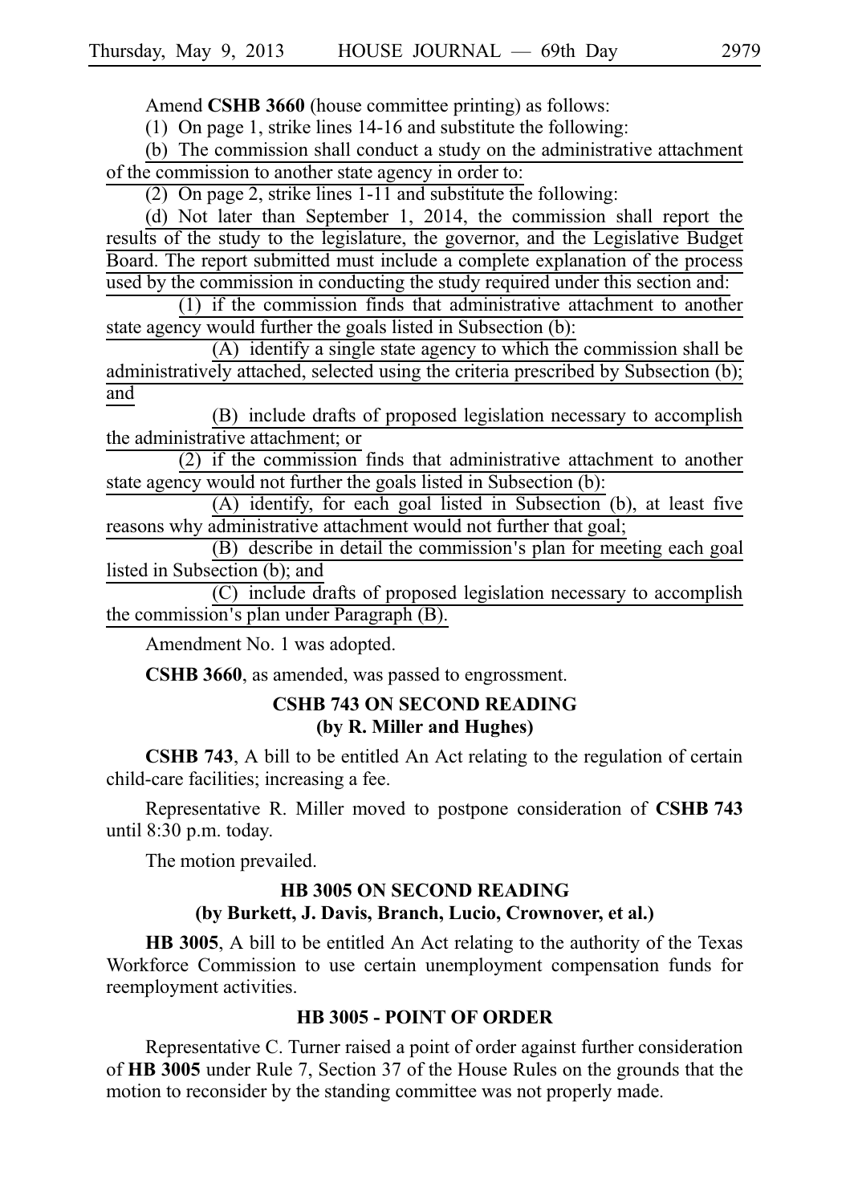Amend **CSHB 3660** (house committee printing) as follows:

(1) On page 1, strike lines 14-16 and substitute the following:

(b) The commission shall conduct a study on the administrative attachment of the commission to another state agency in order to:

(2) On page 2, strike lines 1-11 and substitute the following:

(d) Not later than September 1, 2014, the commission shall report the results of the study to the legislature, the governor, and the Legislative Budget Board. The report submitted must include a complete explanation of the process used by the commission in conducting the study required under this section and:

(1) if the commission finds that administrative attachment to another state agency would further the goals listed in Subsection (b):

(A) identify a single state agency to which the commission shall be administratively attached, selected using the criteria prescribed by Subsection (b); and

(B) include drafts of proposed legislation necessary to accomplish the administrative attachment; or

(2) if the commission finds that administrative attachment to another state agency would not further the goals listed in Subsection (b):

(A) identify, for each goal listed in Subsection (b), at least five reasons why administrative attachment would not further that goal;

(B) describe in detail the commission's plan for meeting each goal listed in Subsection (b); and

(C) include drafts of proposed legislation necessary to accomplish the commission's plan under Paragraph (B).

Amendment No. 1 was adopted.

**CSHB 3660**, as amended, was passed to engrossment.

### CSHB 743 ON SECOND READING
### (by R. Miller and Hughes)

**CSHB 743**, A bill to be entitled An Act relating to the regulation of certain child-care facilities; increasing a fee.

Representative R. Miller moved to postpone consideration of **CSHB 743** until 8:30 p.m. today.

The motion prevailed.

### HB 3005 ON SECOND READING
### (by Burkett, J. Davis, Branch, Lucio, Crownover, et al.)

**HB 3005**, A bill to be entitled An Act relating to the authority of the Texas Workforce Commission to use certain unemployment compensation funds for reemployment activities.

### HB 3005 - POINT OF ORDER

Representative C. Turner raised a point of order against further consideration of **HB 3005** under Rule 7, Section 37 of the House Rules on the grounds that the motion to reconsider by the standing committee was not properly made.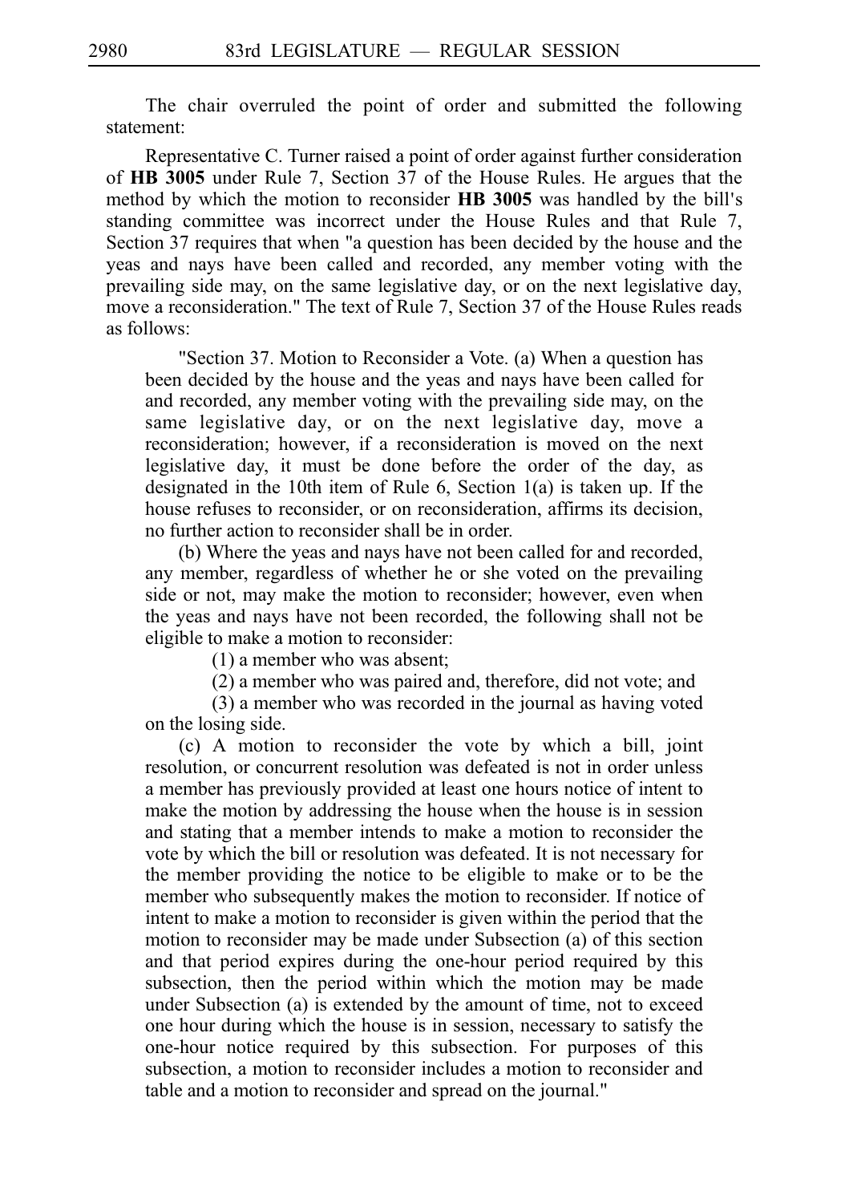The chair overruled the point of order and submitted the following statement:

Representative C. Turner raised a point of order against further consideration of **HB 3005** under Rule 7, Section 37 of the House Rules. He argues that the method by which the motion to reconsider **HB 3005** was handled by the bill's standing committee was incorrect under the House Rules and that Rule 7, Section 37 requires that when "a question has been decided by the house and the yeas and nays have been called and recorded, any member voting with the prevailing side may, on the same legislative day, or on the next legislative day, move a reconsideration." The text of Rule 7, Section 37 of the House Rules reads as follows:

> "Section 37. Motion to Reconsider a Vote. (a) When a question has been decided by the house and the yeas and nays have been called for and recorded, any member voting with the prevailing side may, on the same legislative day, or on the next legislative day, move a reconsideration; however, if a reconsideration is moved on the next legislative day, it must be done before the order of the day, as designated in the 10th item of Rule 6, Section 1(a) is taken up. If the house refuses to reconsider, or on reconsideration, affirms its decision, no further action to reconsider shall be in order.
>
> (b) Where the yeas and nays have not been called for and recorded, any member, regardless of whether he or she voted on the prevailing side or not, may make the motion to reconsider; however, even when the yeas and nays have not been recorded, the following shall not be eligible to make a motion to reconsider:
>
> (1) a member who was absent;
>
> (2) a member who was paired and, therefore, did not vote; and
>
> (3) a member who was recorded in the journal as having voted on the losing side.
>
> (c) A motion to reconsider the vote by which a bill, joint resolution, or concurrent resolution was defeated is not in order unless a member has previously provided at least one hours notice of intent to make the motion by addressing the house when the house is in session and stating that a member intends to make a motion to reconsider the vote by which the bill or resolution was defeated. It is not necessary for the member providing the notice to be eligible to make or to be the member who subsequently makes the motion to reconsider. If notice of intent to make a motion to reconsider is given within the period that the motion to reconsider may be made under Subsection (a) of this section and that period expires during the one-hour period required by this subsection, then the period within which the motion may be made under Subsection (a) is extended by the amount of time, not to exceed one hour during which the house is in session, necessary to satisfy the one-hour notice required by this subsection. For purposes of this subsection, a motion to reconsider includes a motion to reconsider and table and a motion to reconsider and spread on the journal."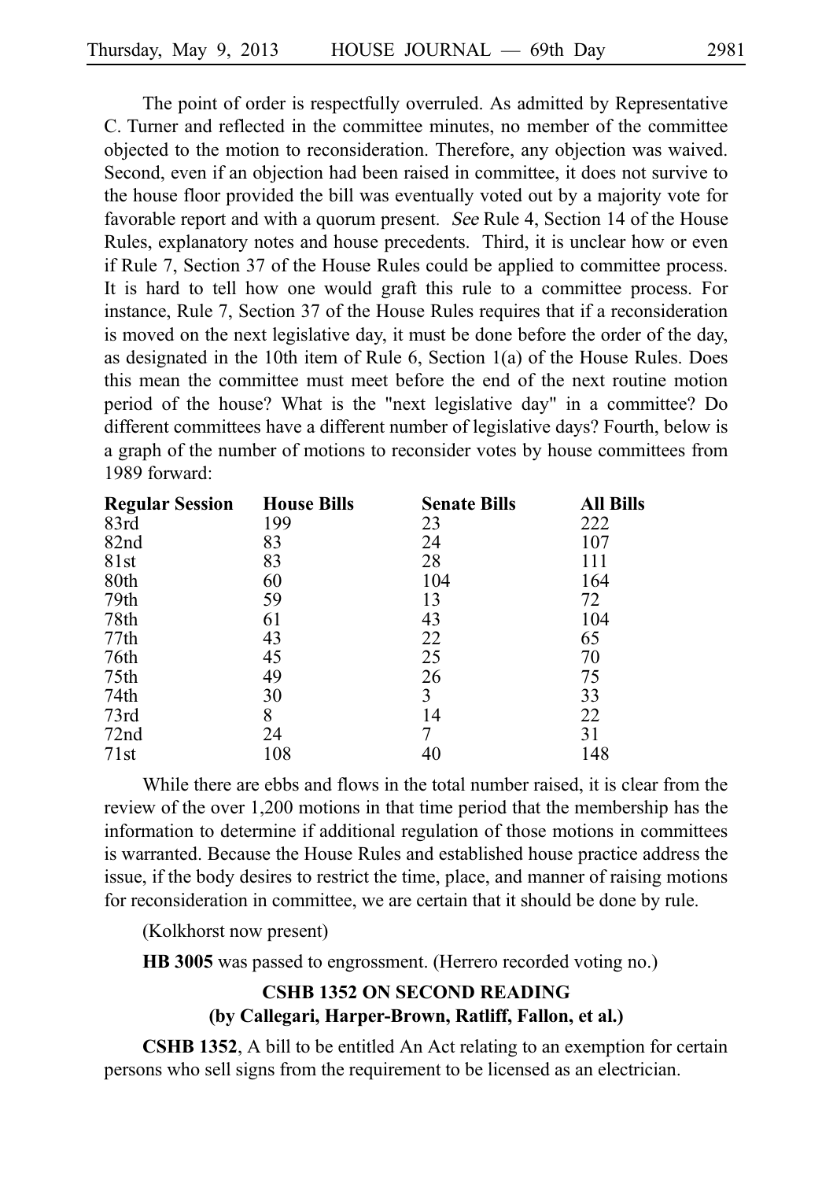The point of order is respectfully overruled. As admitted by Representative C. Turner and reflected in the committee minutes, no member of the committee objected to the motion to reconsideration. Therefore, any objection was waived. Second, even if an objection had been raised in committee, it does not survive to the house floor provided the bill was eventually voted out by a majority vote for favorable report and with a quorum present. *See* Rule 4, Section 14 of the House Rules, explanatory notes and house precedents. Third, it is unclear how or even if Rule 7, Section 37 of the House Rules could be applied to committee process. It is hard to tell how one would graft this rule to a committee process. For instance, Rule 7, Section 37 of the House Rules requires that if a reconsideration is moved on the next legislative day, it must be done before the order of the day, as designated in the 10th item of Rule 6, Section 1(a) of the House Rules. Does this mean the committee must meet before the end of the next routine motion period of the house? What is the "next legislative day" in a committee? Do different committees have a different number of legislative days? Fourth, below is a graph of the number of motions to reconsider votes by house committees from 1989 forward:

| Regular Session | House Bills | Senate Bills | All Bills |
|---|---|---|---|
| 83rd | 199 | 23 | 222 |
| 82nd | 83 | 24 | 107 |
| 81st | 83 | 28 | 111 |
| 80th | 60 | 104 | 164 |
| 79th | 59 | 13 | 72 |
| 78th | 61 | 43 | 104 |
| 77th | 43 | 22 | 65 |
| 76th | 45 | 25 | 70 |
| 75th | 49 | 26 | 75 |
| 74th | 30 | 3 | 33 |
| 73rd | 8 | 14 | 22 |
| 72nd | 24 | 7 | 31 |
| 71st | 108 | 40 | 148 |

While there are ebbs and flows in the total number raised, it is clear from the review of the over 1,200 motions in that time period that the membership has the information to determine if additional regulation of those motions in committees is warranted. Because the House Rules and established house practice address the issue, if the body desires to restrict the time, place, and manner of raising motions for reconsideration in committee, we are certain that it should be done by rule.

(Kolkhorst now present)

**HB 3005** was passed to engrossment. (Herrero recorded voting no.)

### CSHB 1352 ON SECOND READING
### (by Callegari, Harper-Brown, Ratliff, Fallon, et al.)

**CSHB 1352**, A bill to be entitled An Act relating to an exemption for certain persons who sell signs from the requirement to be licensed as an electrician.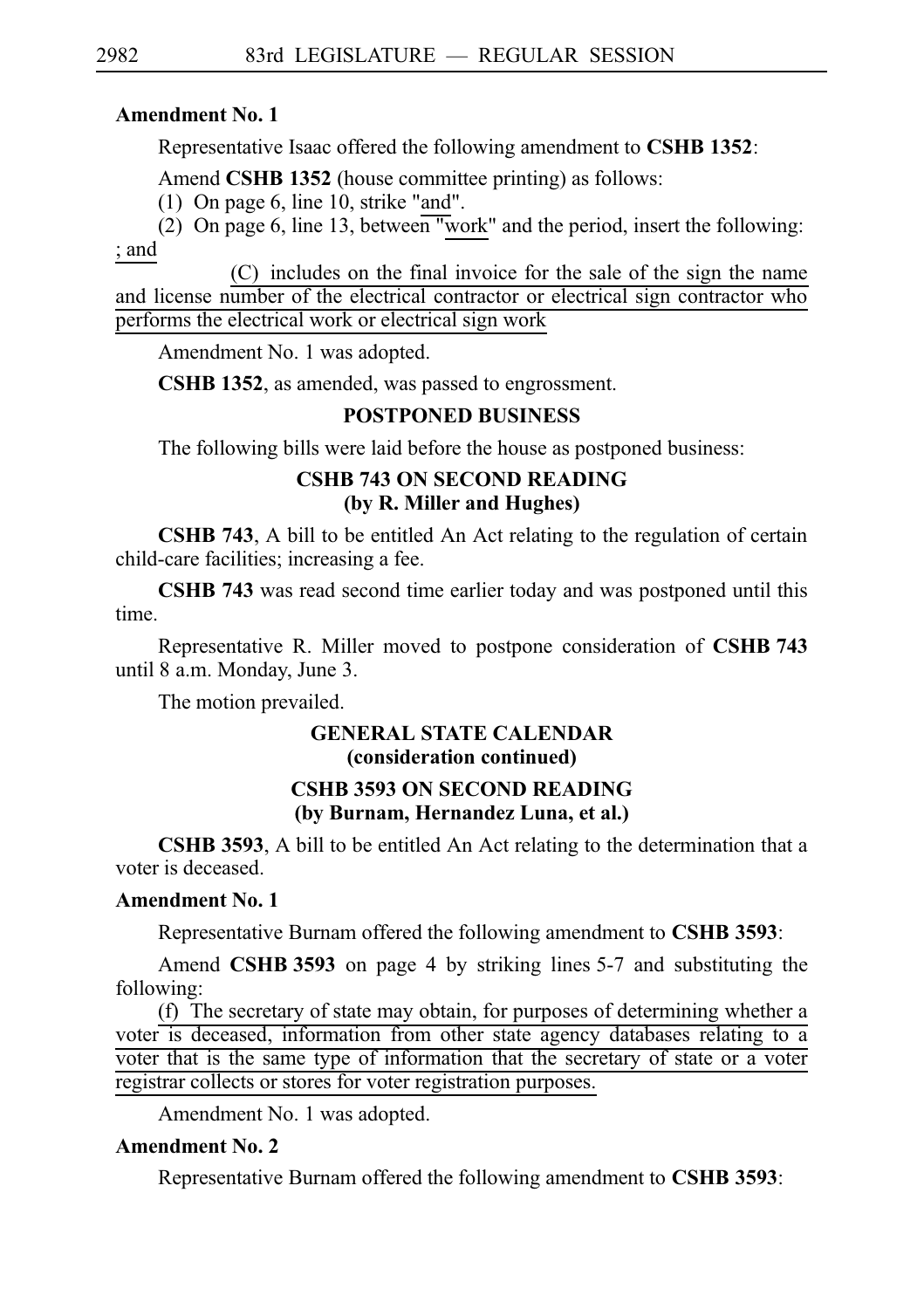**Amendment No. 1**

Representative Isaac offered the following amendment to **CSHB 1352**:

Amend **CSHB 1352** (house committee printing) as follows:

(1) On page 6, line 10, strike "and".

(2) On page 6, line 13, between "work" and the period, insert the following:

; and

(C) includes on the final invoice for the sale of the sign the name and license number of the electrical contractor or electrical sign contractor who performs the electrical work or electrical sign work

Amendment No. 1 was adopted.

**CSHB 1352**, as amended, was passed to engrossment.

## POSTPONED BUSINESS

The following bills were laid before the house as postponed business:

### CSHB 743 ON SECOND READING (by R. Miller and Hughes)

**CSHB 743**, A bill to be entitled An Act relating to the regulation of certain child-care facilities; increasing a fee.

**CSHB 743** was read second time earlier today and was postponed until this time.

Representative R. Miller moved to postpone consideration of **CSHB 743** until 8 a.m. Monday, June 3.

The motion prevailed.

## GENERAL STATE CALENDAR (consideration continued)

### CSHB 3593 ON SECOND READING (by Burnam, Hernandez Luna, et al.)

**CSHB 3593**, A bill to be entitled An Act relating to the determination that a voter is deceased.

**Amendment No. 1**

Representative Burnam offered the following amendment to **CSHB 3593**:

Amend **CSHB 3593** on page 4 by striking lines 5-7 and substituting the following:

(f) The secretary of state may obtain, for purposes of determining whether a voter is deceased, information from other state agency databases relating to a voter that is the same type of information that the secretary of state or a voter registrar collects or stores for voter registration purposes.

Amendment No. 1 was adopted.

**Amendment No. 2**

Representative Burnam offered the following amendment to **CSHB 3593**: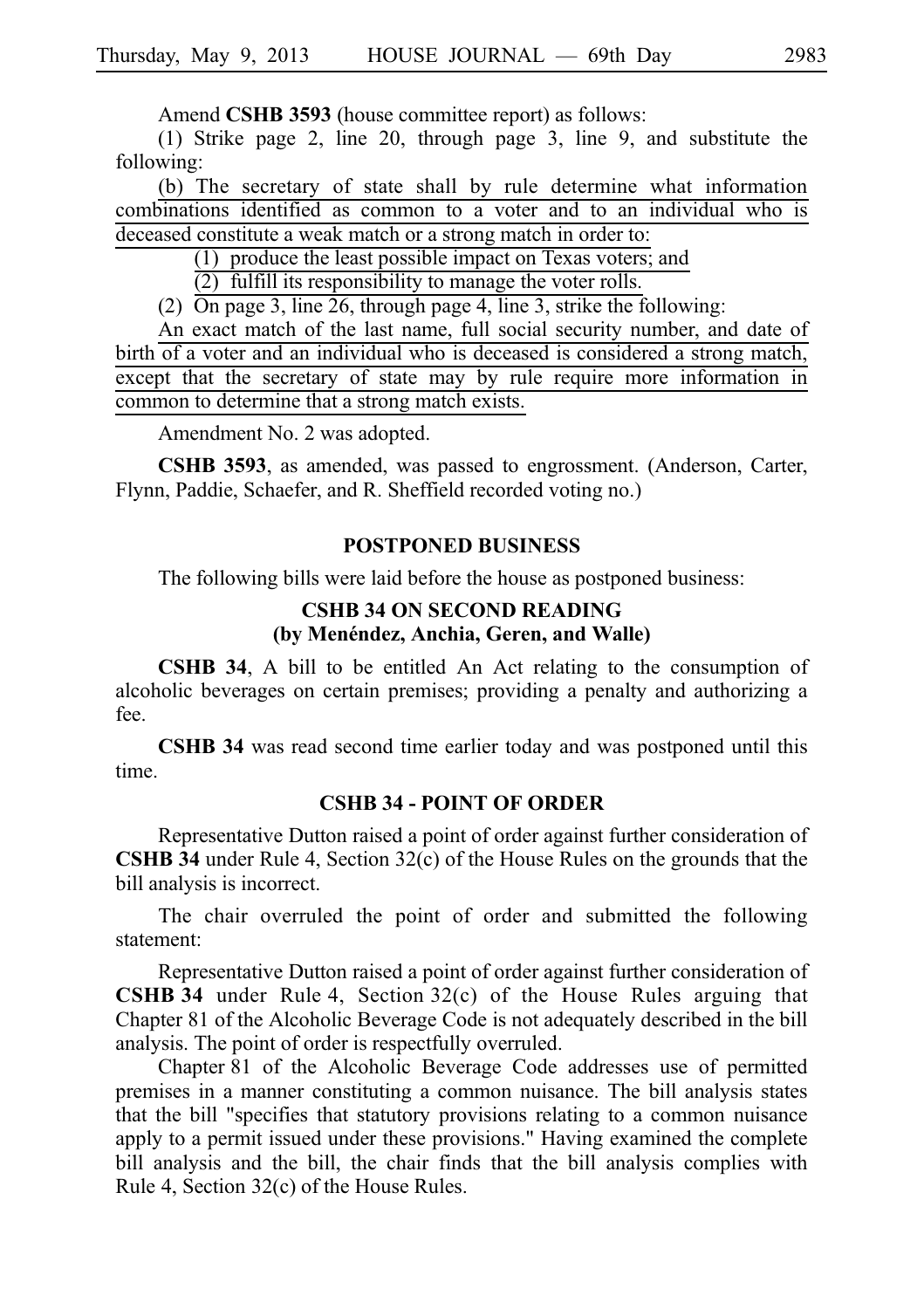Amend **CSHB 3593** (house committee report) as follows:

(1) Strike page 2, line 20, through page 3, line 9, and substitute the following:

<u>(b) The secretary of state shall by rule determine what information combinations identified as common to a voter and to an individual who is deceased constitute a weak match or a strong match in order to:</u>

<u>(1) produce the least possible impact on Texas voters; and</u>

<u>(2) fulfill its responsibility to manage the voter rolls.</u>

(2) On page 3, line 26, through page 4, line 3, strike the following:

<u>An exact match of the last name, full social security number, and date of birth of a voter and an individual who is deceased is considered a strong match, except that the secretary of state may by rule require more information in common to determine that a strong match exists.</u>

Amendment No. 2 was adopted.

**CSHB 3593**, as amended, was passed to engrossment. (Anderson, Carter, Flynn, Paddie, Schaefer, and R. Sheffield recorded voting no.)

## POSTPONED BUSINESS

The following bills were laid before the house as postponed business:

### CSHB 34 ON SECOND READING (by Menéndez, Anchia, Geren, and Walle)

**CSHB 34**, A bill to be entitled An Act relating to the consumption of alcoholic beverages on certain premises; providing a penalty and authorizing a fee.

**CSHB 34** was read second time earlier today and was postponed until this time.

### CSHB 34 - POINT OF ORDER

Representative Dutton raised a point of order against further consideration of **CSHB 34** under Rule 4, Section 32(c) of the House Rules on the grounds that the bill analysis is incorrect.

The chair overruled the point of order and submitted the following statement:

Representative Dutton raised a point of order against further consideration of **CSHB 34** under Rule 4, Section 32(c) of the House Rules arguing that Chapter 81 of the Alcoholic Beverage Code is not adequately described in the bill analysis. The point of order is respectfully overruled.

Chapter 81 of the Alcoholic Beverage Code addresses use of permitted premises in a manner constituting a common nuisance. The bill analysis states that the bill "specifies that statutory provisions relating to a common nuisance apply to a permit issued under these provisions." Having examined the complete bill analysis and the bill, the chair finds that the bill analysis complies with Rule 4, Section 32(c) of the House Rules.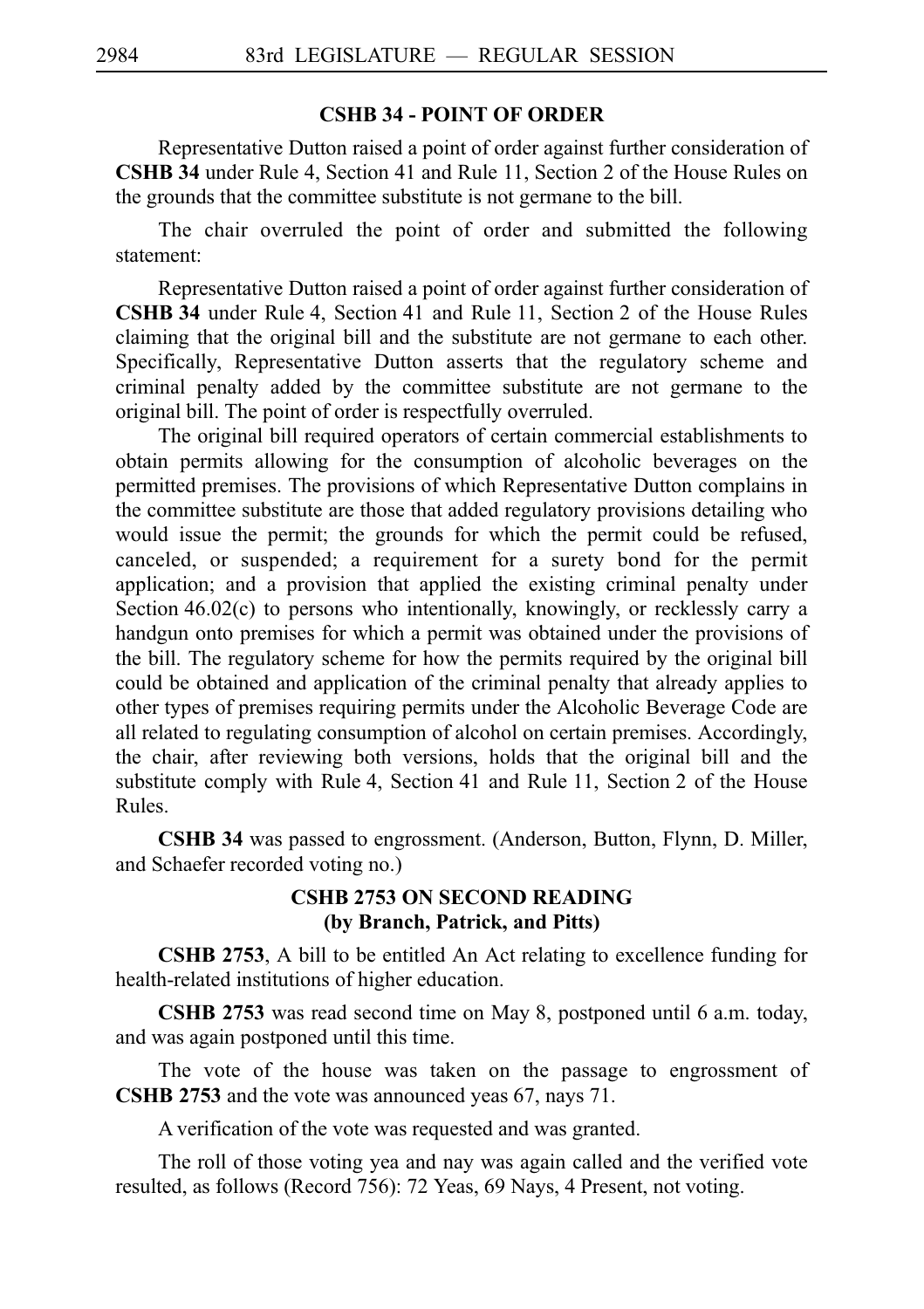**CSHB 34 - POINT OF ORDER**

Representative Dutton raised a point of order against further consideration of **CSHB 34** under Rule 4, Section 41 and Rule 11, Section 2 of the House Rules on the grounds that the committee substitute is not germane to the bill.

The chair overruled the point of order and submitted the following statement:

Representative Dutton raised a point of order against further consideration of **CSHB 34** under Rule 4, Section 41 and Rule 11, Section 2 of the House Rules claiming that the original bill and the substitute are not germane to each other. Specifically, Representative Dutton asserts that the regulatory scheme and criminal penalty added by the committee substitute are not germane to the original bill. The point of order is respectfully overruled.

The original bill required operators of certain commercial establishments to obtain permits allowing for the consumption of alcoholic beverages on the permitted premises. The provisions of which Representative Dutton complains in the committee substitute are those that added regulatory provisions detailing who would issue the permit; the grounds for which the permit could be refused, canceled, or suspended; a requirement for a surety bond for the permit application; and a provision that applied the existing criminal penalty under Section 46.02(c) to persons who intentionally, knowingly, or recklessly carry a handgun onto premises for which a permit was obtained under the provisions of the bill. The regulatory scheme for how the permits required by the original bill could be obtained and application of the criminal penalty that already applies to other types of premises requiring permits under the Alcoholic Beverage Code are all related to regulating consumption of alcohol on certain premises. Accordingly, the chair, after reviewing both versions, holds that the original bill and the substitute comply with Rule 4, Section 41 and Rule 11, Section 2 of the House Rules.

**CSHB 34** was passed to engrossment. (Anderson, Button, Flynn, D. Miller, and Schaefer recorded voting no.)

**CSHB 2753 ON SECOND READING**
**(by Branch, Patrick, and Pitts)**

**CSHB 2753**, A bill to be entitled An Act relating to excellence funding for health-related institutions of higher education.

**CSHB 2753** was read second time on May 8, postponed until 6 a.m. today, and was again postponed until this time.

The vote of the house was taken on the passage to engrossment of **CSHB 2753** and the vote was announced yeas 67, nays 71.

A verification of the vote was requested and was granted.

The roll of those voting yea and nay was again called and the verified vote resulted, as follows (Record 756): 72 Yeas, 69 Nays, 4 Present, not voting.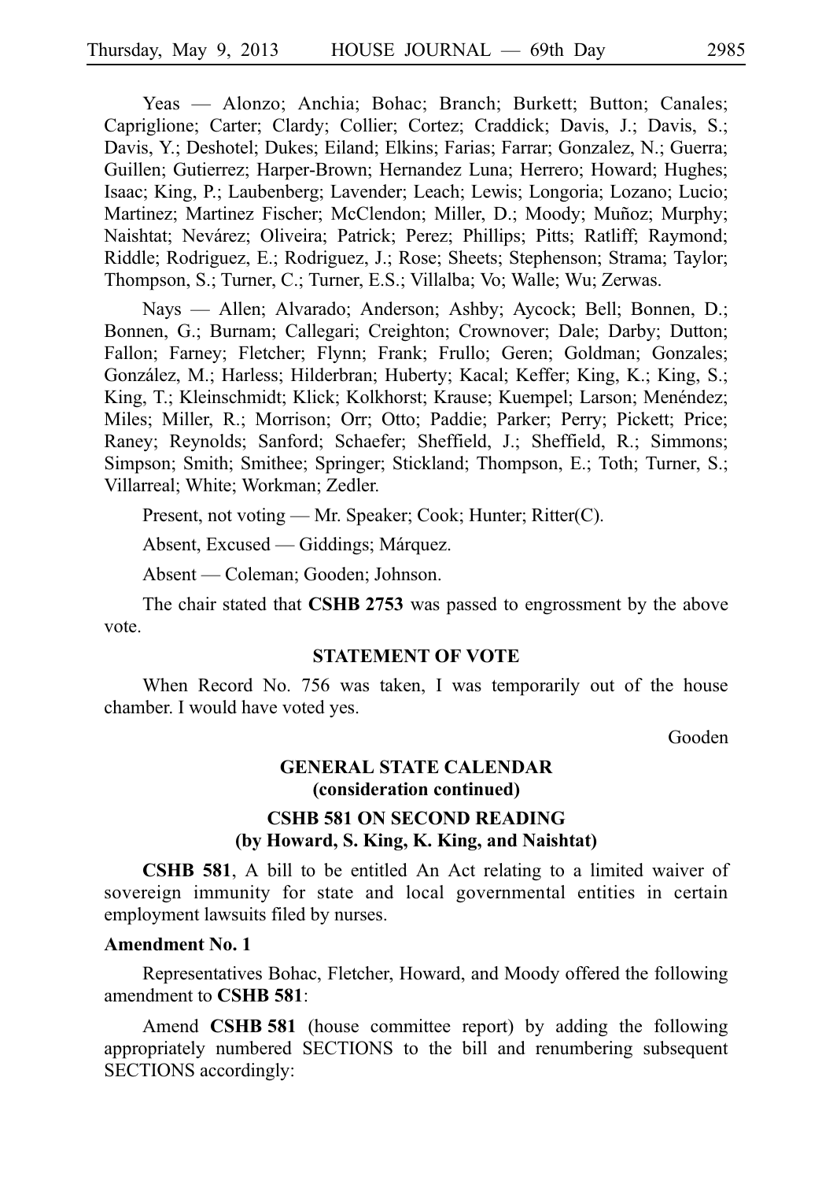Yeas — Alonzo; Anchia; Bohac; Branch; Burkett; Button; Canales; Capriglione; Carter; Clardy; Collier; Cortez; Craddick; Davis, J.; Davis, S.; Davis, Y.; Deshotel; Dukes; Eiland; Elkins; Farias; Farrar; Gonzalez, N.; Guerra; Guillen; Gutierrez; Harper-Brown; Hernandez Luna; Herrero; Howard; Hughes; Isaac; King, P.; Laubenberg; Lavender; Leach; Lewis; Longoria; Lozano; Lucio; Martinez; Martinez Fischer; McClendon; Miller, D.; Moody; Muñoz; Murphy; Naishtat; Nevárez; Oliveira; Patrick; Perez; Phillips; Pitts; Ratliff; Raymond; Riddle; Rodriguez, E.; Rodriguez, J.; Rose; Sheets; Stephenson; Strama; Taylor; Thompson, S.; Turner, C.; Turner, E.S.; Villalba; Vo; Walle; Wu; Zerwas.

Nays — Allen; Alvarado; Anderson; Ashby; Aycock; Bell; Bonnen, D.; Bonnen, G.; Burnam; Callegari; Creighton; Crownover; Dale; Darby; Dutton; Fallon; Farney; Fletcher; Flynn; Frank; Frullo; Geren; Goldman; Gonzales; González, M.; Harless; Hilderbran; Huberty; Kacal; Keffer; King, K.; King, S.; King, T.; Kleinschmidt; Klick; Kolkhorst; Krause; Kuempel; Larson; Menéndez; Miles; Miller, R.; Morrison; Orr; Otto; Paddie; Parker; Perry; Pickett; Price; Raney; Reynolds; Sanford; Schaefer; Sheffield, J.; Sheffield, R.; Simmons; Simpson; Smith; Smithee; Springer; Stickland; Thompson, E.; Toth; Turner, S.; Villarreal; White; Workman; Zedler.

Present, not voting — Mr. Speaker; Cook; Hunter; Ritter(C).

Absent, Excused — Giddings; Márquez.

Absent — Coleman; Gooden; Johnson.

The chair stated that **CSHB 2753** was passed to engrossment by the above vote.

## STATEMENT OF VOTE

When Record No. 756 was taken, I was temporarily out of the house chamber. I would have voted yes.

Gooden

## GENERAL STATE CALENDAR (consideration continued)

## CSHB 581 ON SECOND READING (by Howard, S. King, K. King, and Naishtat)

**CSHB 581**, A bill to be entitled An Act relating to a limited waiver of sovereign immunity for state and local governmental entities in certain employment lawsuits filed by nurses.

**Amendment No. 1**

Representatives Bohac, Fletcher, Howard, and Moody offered the following amendment to **CSHB 581**:

Amend **CSHB 581** (house committee report) by adding the following appropriately numbered SECTIONS to the bill and renumbering subsequent SECTIONS accordingly: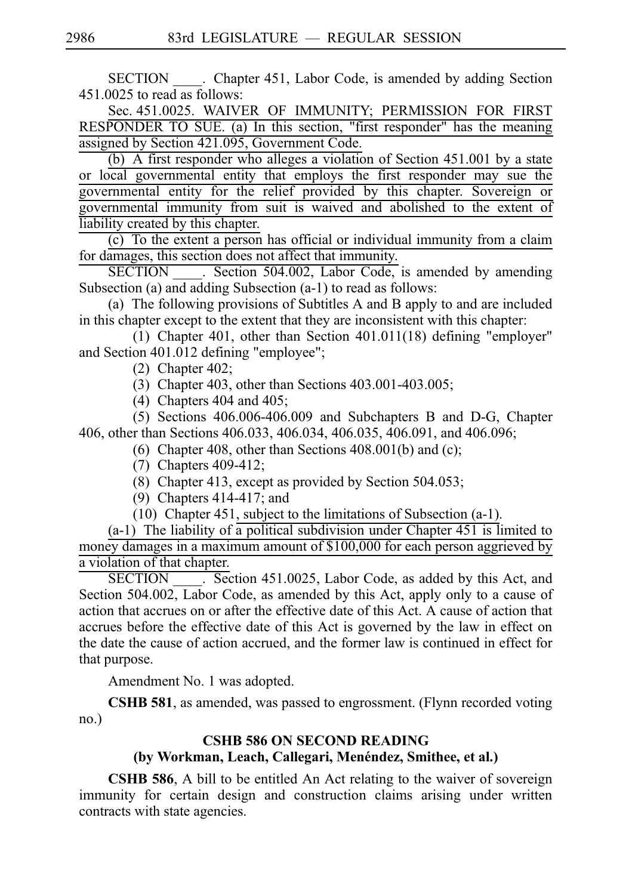SECTION ____. Chapter 451, Labor Code, is amended by adding Section 451.0025 to read as follows:

Sec. 451.0025. WAIVER OF IMMUNITY; PERMISSION FOR FIRST RESPONDER TO SUE. (a) In this section, "first responder" has the meaning assigned by Section 421.095, Government Code.

(b) A first responder who alleges a violation of Section 451.001 by a state or local governmental entity that employs the first responder may sue the governmental entity for the relief provided by this chapter. Sovereign or governmental immunity from suit is waived and abolished to the extent of liability created by this chapter.

(c) To the extent a person has official or individual immunity from a claim for damages, this section does not affect that immunity.

SECTION ____. Section 504.002, Labor Code, is amended by amending Subsection (a) and adding Subsection (a-1) to read as follows:

(a) The following provisions of Subtitles A and B apply to and are included in this chapter except to the extent that they are inconsistent with this chapter:

(1) Chapter 401, other than Section 401.011(18) defining "employer" and Section 401.012 defining "employee";

(2) Chapter 402;

(3) Chapter 403, other than Sections 403.001-403.005;

(4) Chapters 404 and 405;

(5) Sections 406.006-406.009 and Subchapters B and D-G, Chapter 406, other than Sections 406.033, 406.034, 406.035, 406.091, and 406.096;

(6) Chapter 408, other than Sections 408.001(b) and (c);

(7) Chapters 409-412;

(8) Chapter 413, except as provided by Section 504.053;

(9) Chapters 414-417; and

(10) Chapter 451, subject to the limitations of Subsection (a-1).

(a-1) The liability of a political subdivision under Chapter 451 is limited to money damages in a maximum amount of $100,000 for each person aggrieved by a violation of that chapter.

SECTION ____. Section 451.0025, Labor Code, as added by this Act, and Section 504.002, Labor Code, as amended by this Act, apply only to a cause of action that accrues on or after the effective date of this Act. A cause of action that accrues before the effective date of this Act is governed by the law in effect on the date the cause of action accrued, and the former law is continued in effect for that purpose.

Amendment No. 1 was adopted.

**CSHB 581**, as amended, was passed to engrossment. (Flynn recorded voting no.)

### CSHB 586 ON SECOND READING
### (by Workman, Leach, Callegari, Menéndez, Smithee, et al.)

**CSHB 586**, A bill to be entitled An Act relating to the waiver of sovereign immunity for certain design and construction claims arising under written contracts with state agencies.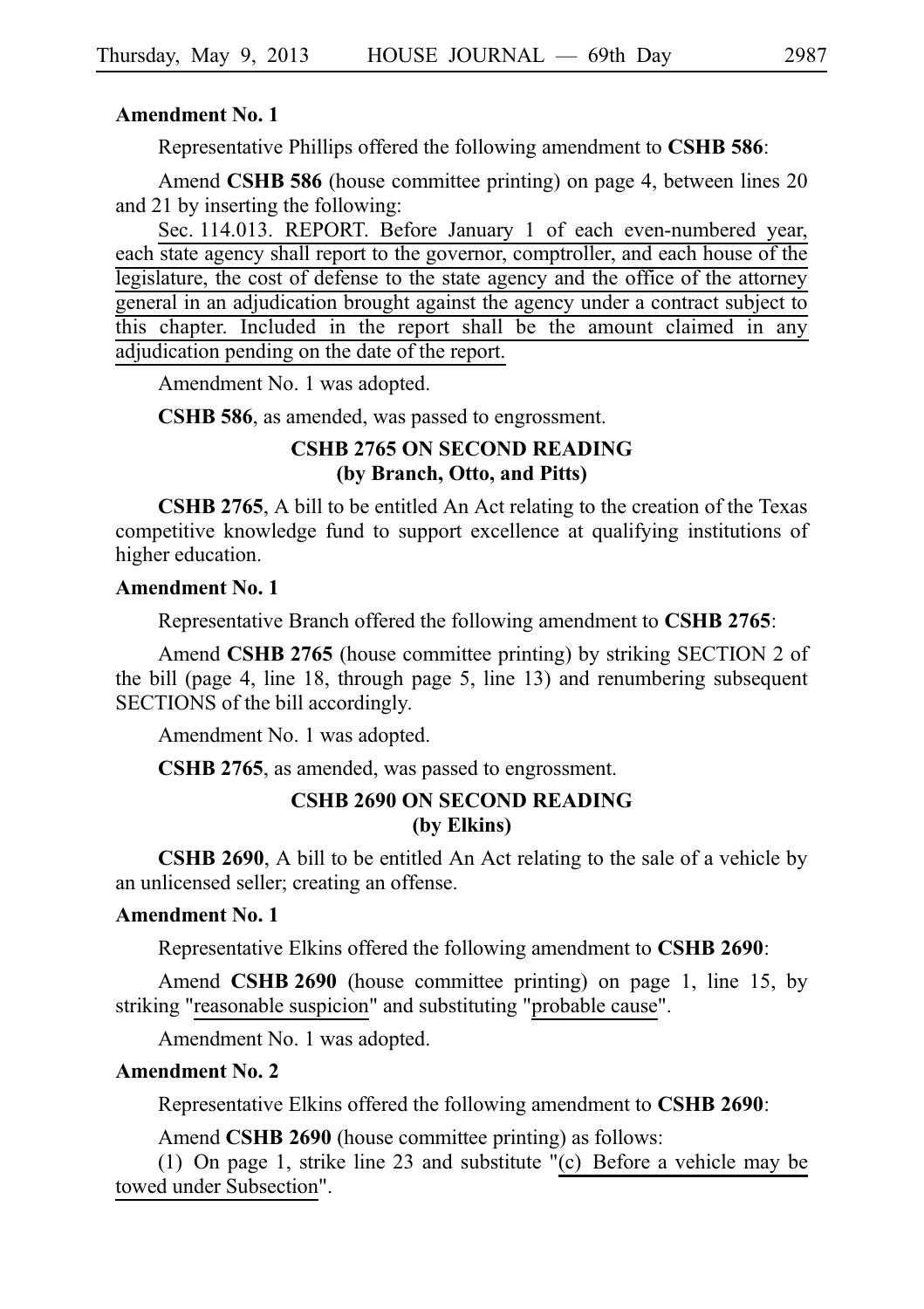**Amendment No. 1**

Representative Phillips offered the following amendment to **CSHB 586**:

Amend **CSHB 586** (house committee printing) on page 4, between lines 20 and 21 by inserting the following:

Sec. 114.013. REPORT. Before January 1 of each even-numbered year, each state agency shall report to the governor, comptroller, and each house of the legislature, the cost of defense to the state agency and the office of the attorney general in an adjudication brought against the agency under a contract subject to this chapter. Included in the report shall be the amount claimed in any adjudication pending on the date of the report.

Amendment No. 1 was adopted.

**CSHB 586**, as amended, was passed to engrossment.

## CSHB 2765 ON SECOND READING
## (by Branch, Otto, and Pitts)

**CSHB 2765**, A bill to be entitled An Act relating to the creation of the Texas competitive knowledge fund to support excellence at qualifying institutions of higher education.

**Amendment No. 1**

Representative Branch offered the following amendment to **CSHB 2765**:

Amend **CSHB 2765** (house committee printing) by striking SECTION 2 of the bill (page 4, line 18, through page 5, line 13) and renumbering subsequent SECTIONS of the bill accordingly.

Amendment No. 1 was adopted.

**CSHB 2765**, as amended, was passed to engrossment.

## CSHB 2690 ON SECOND READING
## (by Elkins)

**CSHB 2690**, A bill to be entitled An Act relating to the sale of a vehicle by an unlicensed seller; creating an offense.

**Amendment No. 1**

Representative Elkins offered the following amendment to **CSHB 2690**:

Amend **CSHB 2690** (house committee printing) on page 1, line 15, by striking "reasonable suspicion" and substituting "probable cause".

Amendment No. 1 was adopted.

**Amendment No. 2**

Representative Elkins offered the following amendment to **CSHB 2690**:

Amend **CSHB 2690** (house committee printing) as follows:

(1) On page 1, strike line 23 and substitute "(c) Before a vehicle may be towed under Subsection".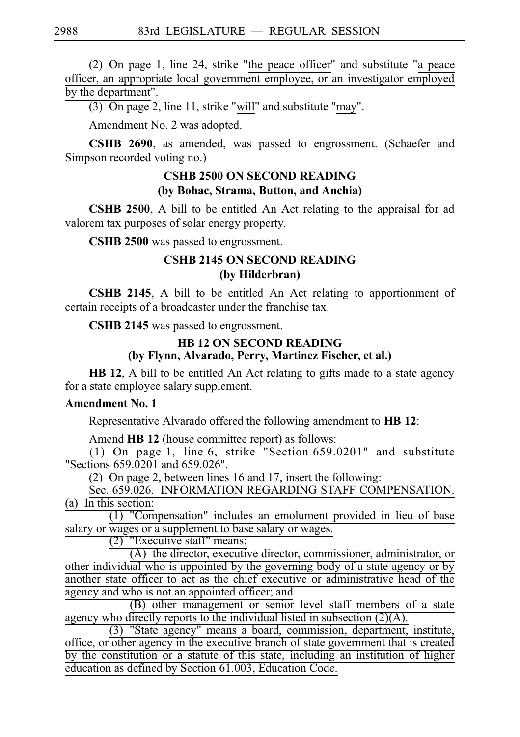(2) On page 1, line 24, strike "the peace officer" and substitute "a peace officer, an appropriate local government employee, or an investigator employed by the department".

(3) On page 2, line 11, strike "will" and substitute "may".

Amendment No. 2 was adopted.

**CSHB 2690**, as amended, was passed to engrossment. (Schaefer and Simpson recorded voting no.)

### CSHB 2500 ON SECOND READING
### (by Bohac, Strama, Button, and Anchia)

**CSHB 2500**, A bill to be entitled An Act relating to the appraisal for ad valorem tax purposes of solar energy property.

**CSHB 2500** was passed to engrossment.

### CSHB 2145 ON SECOND READING
### (by Hilderbran)

**CSHB 2145**, A bill to be entitled An Act relating to apportionment of certain receipts of a broadcaster under the franchise tax.

**CSHB 2145** was passed to engrossment.

### HB 12 ON SECOND READING
### (by Flynn, Alvarado, Perry, Martinez Fischer, et al.)

**HB 12**, A bill to be entitled An Act relating to gifts made to a state agency for a state employee salary supplement.

**Amendment No. 1**

Representative Alvarado offered the following amendment to **HB 12**:

Amend **HB 12** (house committee report) as follows:

(1) On page 1, line 6, strike "Section 659.0201" and substitute "Sections 659.0201 and 659.026".

(2) On page 2, between lines 16 and 17, insert the following:

Sec. 659.026. INFORMATION REGARDING STAFF COMPENSATION. (a) In this section:

(1) "Compensation" includes an emolument provided in lieu of base salary or wages or a supplement to base salary or wages.

(2) "Executive staff" means:

(A) the director, executive director, commissioner, administrator, or other individual who is appointed by the governing body of a state agency or by another state officer to act as the chief executive or administrative head of the agency and who is not an appointed officer; and

(B) other management or senior level staff members of a state agency who directly reports to the individual listed in subsection (2)(A).

(3) "State agency" means a board, commission, department, institute, office, or other agency in the executive branch of state government that is created by the constitution or a statute of this state, including an institution of higher education as defined by Section 61.003, Education Code.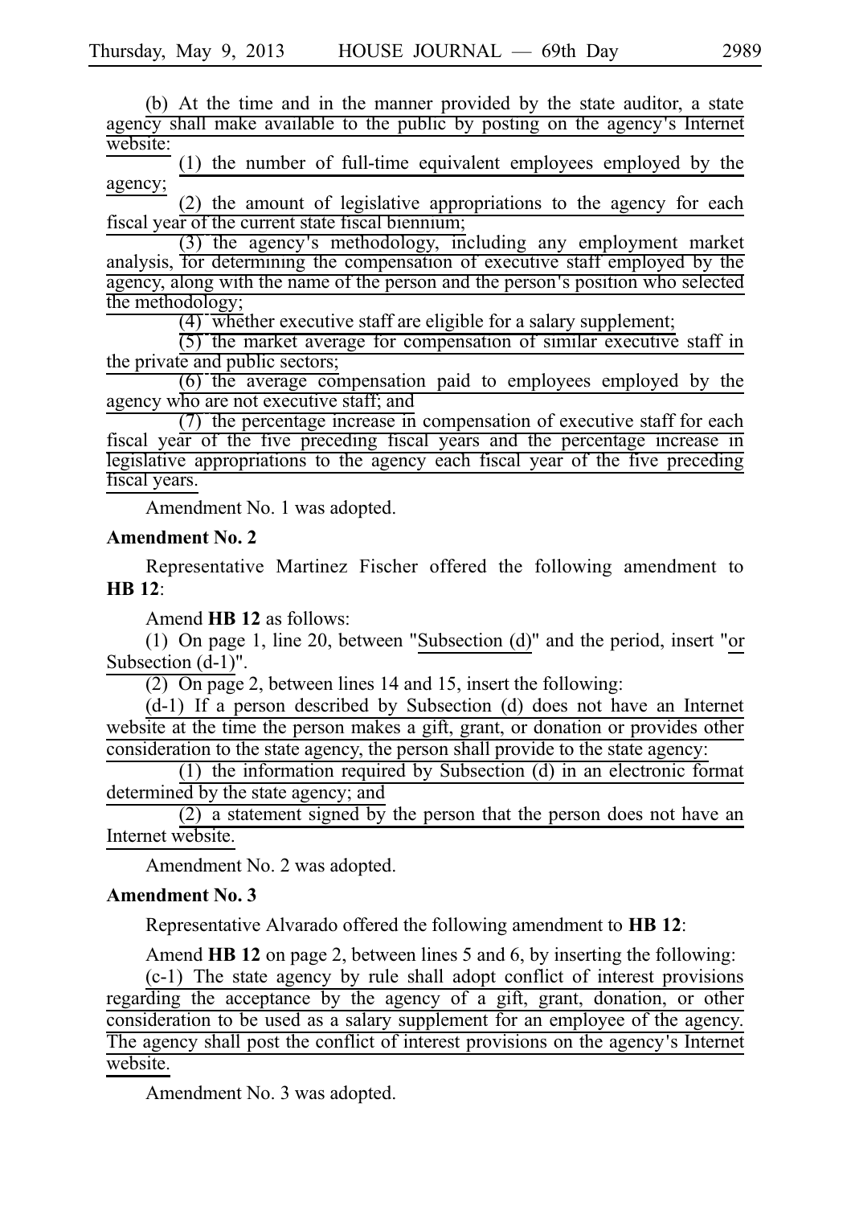(b) At the time and in the manner provided by the state auditor, a state agency shall make available to the public by posting on the agency's Internet website:

(1) the number of full-time equivalent employees employed by the agency;

(2) the amount of legislative appropriations to the agency for each fiscal year of the current state fiscal biennium;

(3) the agency's methodology, including any employment market analysis, for determining the compensation of executive staff employed by the agency, along with the name of the person and the person's position who selected the methodology;

(4) whether executive staff are eligible for a salary supplement;

(5) the market average for compensation of similar executive staff in the private and public sectors;

(6) the average compensation paid to employees employed by the agency who are not executive staff; and

(7) the percentage increase in compensation of executive staff for each fiscal year of the five preceding fiscal years and the percentage increase in legislative appropriations to the agency each fiscal year of the five preceding fiscal years.

Amendment No. 1 was adopted.

**Amendment No. 2**

Representative Martinez Fischer offered the following amendment to **HB 12**:

Amend **HB 12** as follows:

(1) On page 1, line 20, between "Subsection (d)" and the period, insert "or Subsection (d-1)".

(2) On page 2, between lines 14 and 15, insert the following:

(d-1) If a person described by Subsection (d) does not have an Internet website at the time the person makes a gift, grant, or donation or provides other consideration to the state agency, the person shall provide to the state agency:

(1) the information required by Subsection (d) in an electronic format determined by the state agency; and

(2) a statement signed by the person that the person does not have an Internet website.

Amendment No. 2 was adopted.

**Amendment No. 3**

Representative Alvarado offered the following amendment to **HB 12**:

Amend **HB 12** on page 2, between lines 5 and 6, by inserting the following:

(c-1) The state agency by rule shall adopt conflict of interest provisions regarding the acceptance by the agency of a gift, grant, donation, or other consideration to be used as a salary supplement for an employee of the agency. The agency shall post the conflict of interest provisions on the agency's Internet website.

Amendment No. 3 was adopted.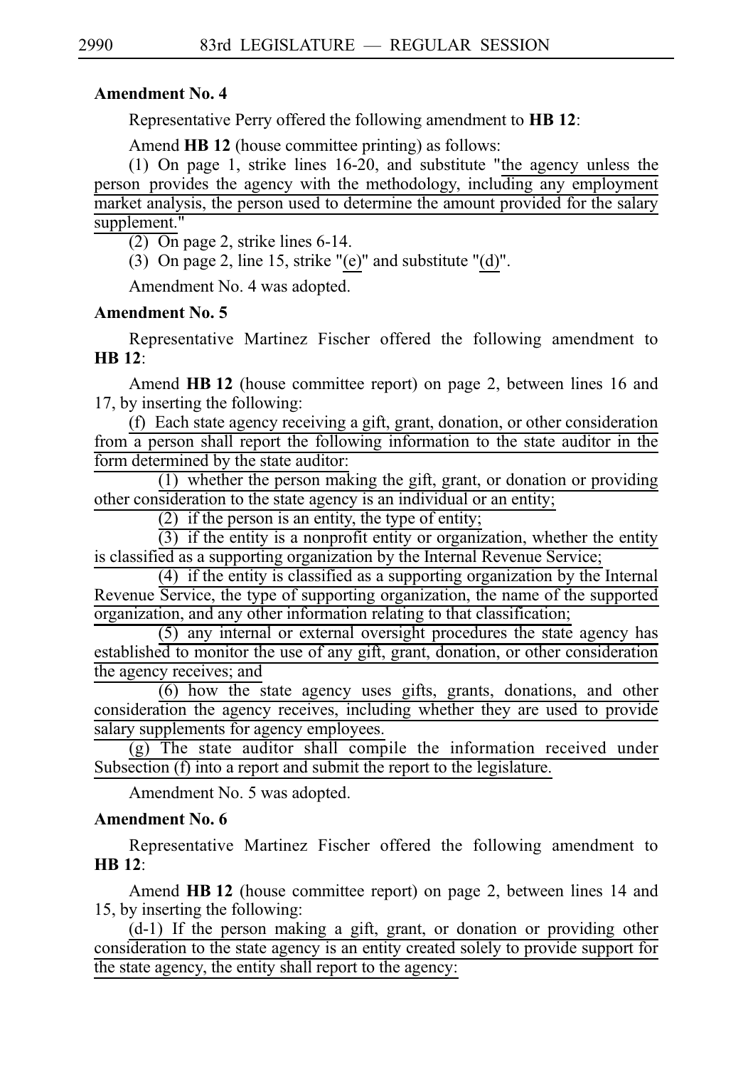**Amendment No. 4**

Representative Perry offered the following amendment to **HB 12**:

Amend **HB 12** (house committee printing) as follows:

(1) On page 1, strike lines 16-20, and substitute "the agency unless the person provides the agency with the methodology, including any employment market analysis, the person used to determine the amount provided for the salary supplement."

(2) On page 2, strike lines 6-14.

(3) On page 2, line 15, strike "(e)" and substitute "(d)".

Amendment No. 4 was adopted.

**Amendment No. 5**

Representative Martinez Fischer offered the following amendment to **HB 12**:

Amend **HB 12** (house committee report) on page 2, between lines 16 and 17, by inserting the following:

(f) Each state agency receiving a gift, grant, donation, or other consideration from a person shall report the following information to the state auditor in the form determined by the state auditor:

(1) whether the person making the gift, grant, or donation or providing other consideration to the state agency is an individual or an entity;

(2) if the person is an entity, the type of entity;

(3) if the entity is a nonprofit entity or organization, whether the entity is classified as a supporting organization by the Internal Revenue Service;

(4) if the entity is classified as a supporting organization by the Internal Revenue Service, the type of supporting organization, the name of the supported organization, and any other information relating to that classification;

(5) any internal or external oversight procedures the state agency has established to monitor the use of any gift, grant, donation, or other consideration the agency receives; and

(6) how the state agency uses gifts, grants, donations, and other consideration the agency receives, including whether they are used to provide salary supplements for agency employees.

(g) The state auditor shall compile the information received under Subsection (f) into a report and submit the report to the legislature.

Amendment No. 5 was adopted.

**Amendment No. 6**

Representative Martinez Fischer offered the following amendment to **HB 12**:

Amend **HB 12** (house committee report) on page 2, between lines 14 and 15, by inserting the following:

(d-1) If the person making a gift, grant, or donation or providing other consideration to the state agency is an entity created solely to provide support for the state agency, the entity shall report to the agency: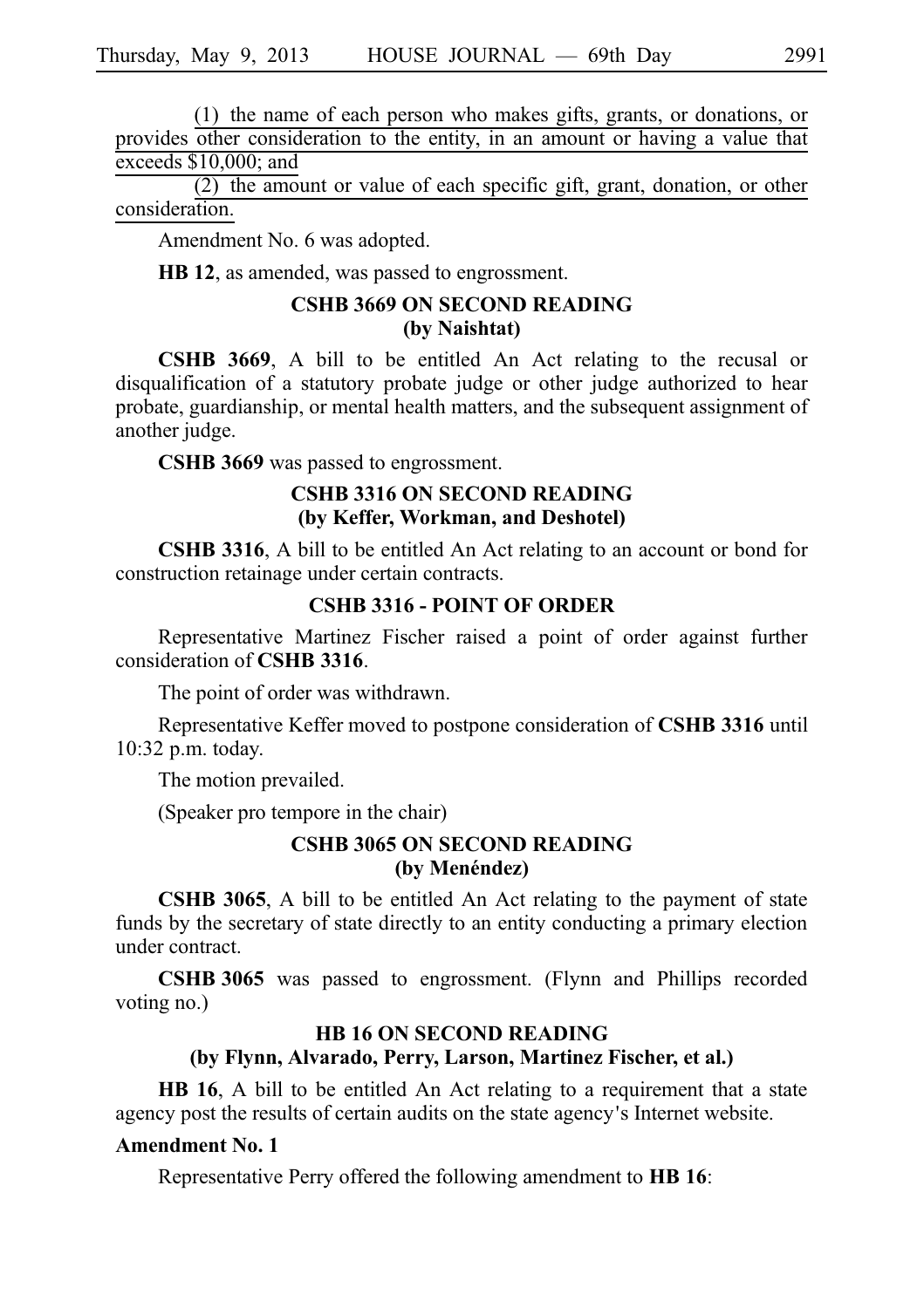(1) the name of each person who makes gifts, grants, or donations, or provides other consideration to the entity, in an amount or having a value that exceeds $10,000; and

(2) the amount or value of each specific gift, grant, donation, or other consideration.

Amendment No. 6 was adopted.

**HB 12**, as amended, was passed to engrossment.

### CSHB 3669 ON SECOND READING
### (by Naishtat)

**CSHB 3669**, A bill to be entitled An Act relating to the recusal or disqualification of a statutory probate judge or other judge authorized to hear probate, guardianship, or mental health matters, and the subsequent assignment of another judge.

**CSHB 3669** was passed to engrossment.

### CSHB 3316 ON SECOND READING
### (by Keffer, Workman, and Deshotel)

**CSHB 3316**, A bill to be entitled An Act relating to an account or bond for construction retainage under certain contracts.

### CSHB 3316 - POINT OF ORDER

Representative Martinez Fischer raised a point of order against further consideration of **CSHB 3316**.

The point of order was withdrawn.

Representative Keffer moved to postpone consideration of **CSHB 3316** until 10:32 p.m. today.

The motion prevailed.

(Speaker pro tempore in the chair)

### CSHB 3065 ON SECOND READING
### (by Menéndez)

**CSHB 3065**, A bill to be entitled An Act relating to the payment of state funds by the secretary of state directly to an entity conducting a primary election under contract.

**CSHB 3065** was passed to engrossment. (Flynn and Phillips recorded voting no.)

### HB 16 ON SECOND READING
### (by Flynn, Alvarado, Perry, Larson, Martinez Fischer, et al.)

**HB 16**, A bill to be entitled An Act relating to a requirement that a state agency post the results of certain audits on the state agency's Internet website.

**Amendment No. 1**

Representative Perry offered the following amendment to **HB 16**: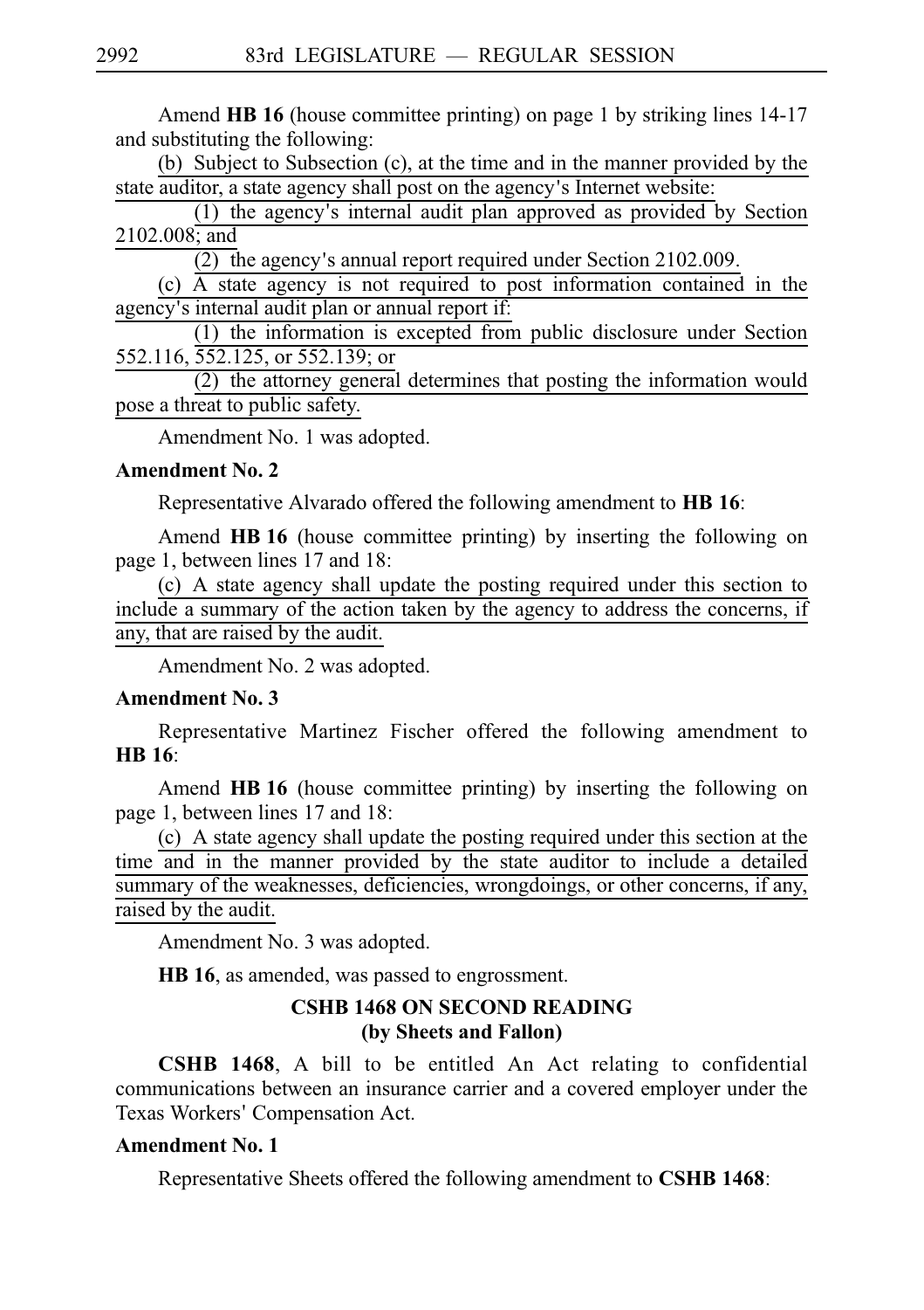Amend **HB 16** (house committee printing) on page 1 by striking lines 14-17 and substituting the following:

(b) Subject to Subsection (c), at the time and in the manner provided by the state auditor, a state agency shall post on the agency's Internet website:

(1) the agency's internal audit plan approved as provided by Section 2102.008; and

(2) the agency's annual report required under Section 2102.009.

(c) A state agency is not required to post information contained in the agency's internal audit plan or annual report if:

(1) the information is excepted from public disclosure under Section 552.116, 552.125, or 552.139; or

(2) the attorney general determines that posting the information would pose a threat to public safety.

Amendment No. 1 was adopted.

**Amendment No. 2**

Representative Alvarado offered the following amendment to **HB 16**:

Amend **HB 16** (house committee printing) by inserting the following on page 1, between lines 17 and 18:

(c) A state agency shall update the posting required under this section to include a summary of the action taken by the agency to address the concerns, if any, that are raised by the audit.

Amendment No. 2 was adopted.

**Amendment No. 3**

Representative Martinez Fischer offered the following amendment to **HB 16**:

Amend **HB 16** (house committee printing) by inserting the following on page 1, between lines 17 and 18:

(c) A state agency shall update the posting required under this section at the time and in the manner provided by the state auditor to include a detailed summary of the weaknesses, deficiencies, wrongdoings, or other concerns, if any, raised by the audit.

Amendment No. 3 was adopted.

**HB 16**, as amended, was passed to engrossment.

## CSHB 1468 ON SECOND READING
### (by Sheets and Fallon)

**CSHB 1468**, A bill to be entitled An Act relating to confidential communications between an insurance carrier and a covered employer under the Texas Workers' Compensation Act.

**Amendment No. 1**

Representative Sheets offered the following amendment to **CSHB 1468**: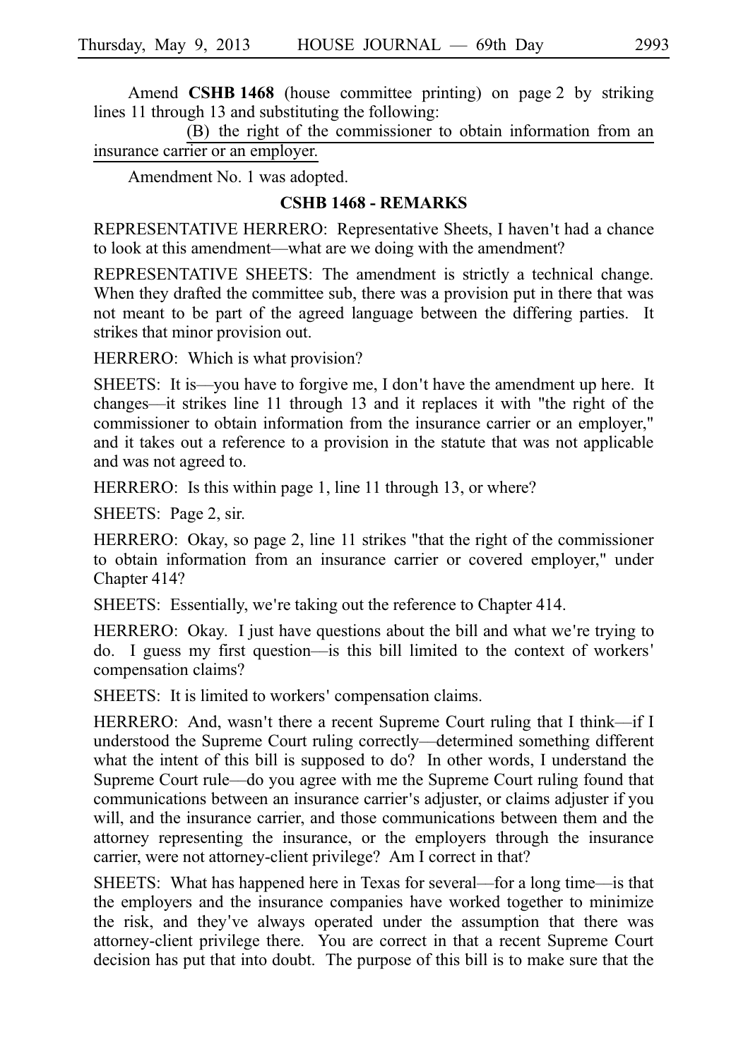Amend **CSHB 1468** (house committee printing) on page 2 by striking lines 11 through 13 and substituting the following:

<u>(B) the right of the commissioner to obtain information from an insurance carrier or an employer.</u>

Amendment No. 1 was adopted.

**CSHB 1468 - REMARKS**

REPRESENTATIVE HERRERO: Representative Sheets, I haven't had a chance to look at this amendment—what are we doing with the amendment?

REPRESENTATIVE SHEETS: The amendment is strictly a technical change. When they drafted the committee sub, there was a provision put in there that was not meant to be part of the agreed language between the differing parties. It strikes that minor provision out.

HERRERO: Which is what provision?

SHEETS: It is—you have to forgive me, I don't have the amendment up here. It changes—it strikes line 11 through 13 and it replaces it with "the right of the commissioner to obtain information from the insurance carrier or an employer," and it takes out a reference to a provision in the statute that was not applicable and was not agreed to.

HERRERO: Is this within page 1, line 11 through 13, or where?

SHEETS: Page 2, sir.

HERRERO: Okay, so page 2, line 11 strikes "that the right of the commissioner to obtain information from an insurance carrier or covered employer," under Chapter 414?

SHEETS: Essentially, we're taking out the reference to Chapter 414.

HERRERO: Okay. I just have questions about the bill and what we're trying to do. I guess my first question—is this bill limited to the context of workers' compensation claims?

SHEETS: It is limited to workers' compensation claims.

HERRERO: And, wasn't there a recent Supreme Court ruling that I think—if I understood the Supreme Court ruling correctly—determined something different what the intent of this bill is supposed to do? In other words, I understand the Supreme Court rule—do you agree with me the Supreme Court ruling found that communications between an insurance carrier's adjuster, or claims adjuster if you will, and the insurance carrier, and those communications between them and the attorney representing the insurance, or the employers through the insurance carrier, were not attorney-client privilege? Am I correct in that?

SHEETS: What has happened here in Texas for several—for a long time—is that the employers and the insurance companies have worked together to minimize the risk, and they've always operated under the assumption that there was attorney-client privilege there. You are correct in that a recent Supreme Court decision has put that into doubt. The purpose of this bill is to make sure that the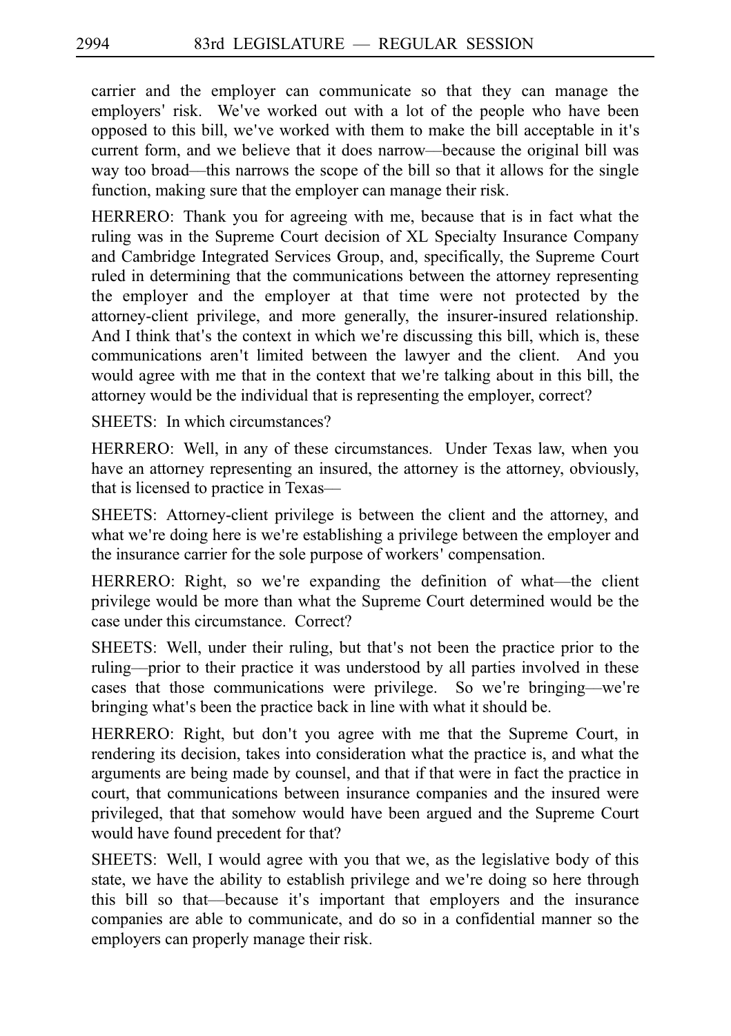carrier and the employer can communicate so that they can manage the employers' risk. We've worked out with a lot of the people who have been opposed to this bill, we've worked with them to make the bill acceptable in it's current form, and we believe that it does narrow—because the original bill was way too broad—this narrows the scope of the bill so that it allows for the single function, making sure that the employer can manage their risk.

HERRERO: Thank you for agreeing with me, because that is in fact what the ruling was in the Supreme Court decision of XL Specialty Insurance Company and Cambridge Integrated Services Group, and, specifically, the Supreme Court ruled in determining that the communications between the attorney representing the employer and the employer at that time were not protected by the attorney-client privilege, and more generally, the insurer-insured relationship. And I think that's the context in which we're discussing this bill, which is, these communications aren't limited between the lawyer and the client. And you would agree with me that in the context that we're talking about in this bill, the attorney would be the individual that is representing the employer, correct?

SHEETS: In which circumstances?

HERRERO: Well, in any of these circumstances. Under Texas law, when you have an attorney representing an insured, the attorney is the attorney, obviously, that is licensed to practice in Texas—

SHEETS: Attorney-client privilege is between the client and the attorney, and what we're doing here is we're establishing a privilege between the employer and the insurance carrier for the sole purpose of workers' compensation.

HERRERO: Right, so we're expanding the definition of what—the client privilege would be more than what the Supreme Court determined would be the case under this circumstance. Correct?

SHEETS: Well, under their ruling, but that's not been the practice prior to the ruling—prior to their practice it was understood by all parties involved in these cases that those communications were privilege. So we're bringing—we're bringing what's been the practice back in line with what it should be.

HERRERO: Right, but don't you agree with me that the Supreme Court, in rendering its decision, takes into consideration what the practice is, and what the arguments are being made by counsel, and that if that were in fact the practice in court, that communications between insurance companies and the insured were privileged, that that somehow would have been argued and the Supreme Court would have found precedent for that?

SHEETS: Well, I would agree with you that we, as the legislative body of this state, we have the ability to establish privilege and we're doing so here through this bill so that—because it's important that employers and the insurance companies are able to communicate, and do so in a confidential manner so the employers can properly manage their risk.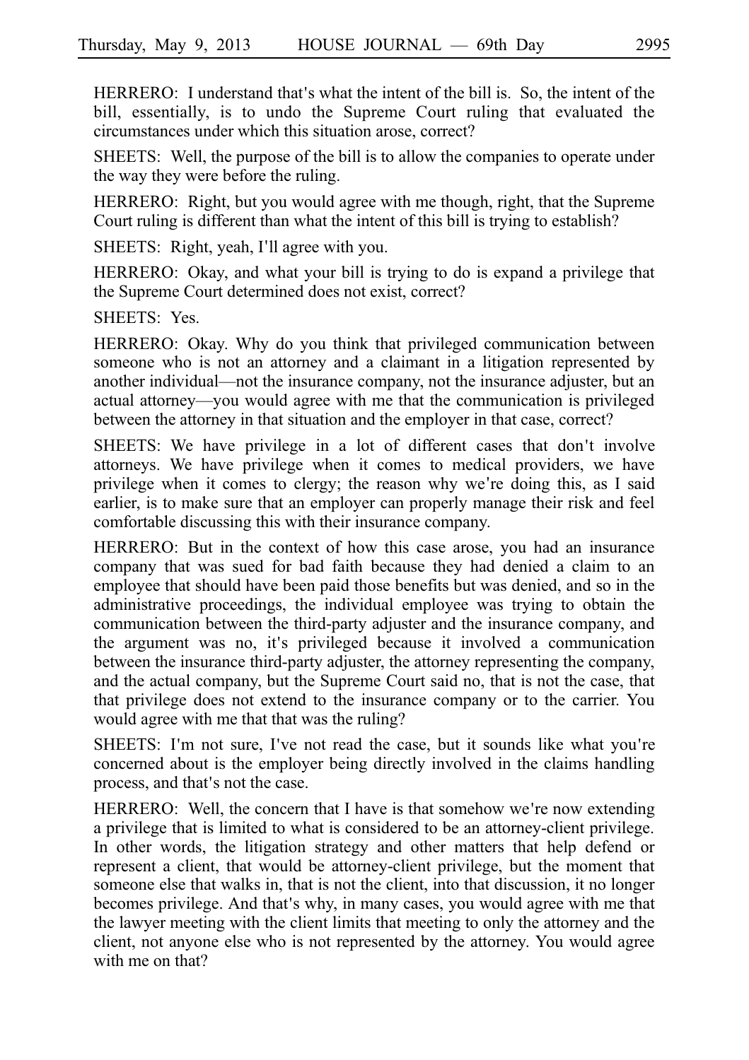HERRERO: I understand that's what the intent of the bill is. So, the intent of the bill, essentially, is to undo the Supreme Court ruling that evaluated the circumstances under which this situation arose, correct?

SHEETS: Well, the purpose of the bill is to allow the companies to operate under the way they were before the ruling.

HERRERO: Right, but you would agree with me though, right, that the Supreme Court ruling is different than what the intent of this bill is trying to establish?

SHEETS: Right, yeah, I'll agree with you.

HERRERO: Okay, and what your bill is trying to do is expand a privilege that the Supreme Court determined does not exist, correct?

SHEETS: Yes.

HERRERO: Okay. Why do you think that privileged communication between someone who is not an attorney and a claimant in a litigation represented by another individual—not the insurance company, not the insurance adjuster, but an actual attorney—you would agree with me that the communication is privileged between the attorney in that situation and the employer in that case, correct?

SHEETS: We have privilege in a lot of different cases that don't involve attorneys. We have privilege when it comes to medical providers, we have privilege when it comes to clergy; the reason why we're doing this, as I said earlier, is to make sure that an employer can properly manage their risk and feel comfortable discussing this with their insurance company.

HERRERO: But in the context of how this case arose, you had an insurance company that was sued for bad faith because they had denied a claim to an employee that should have been paid those benefits but was denied, and so in the administrative proceedings, the individual employee was trying to obtain the communication between the third-party adjuster and the insurance company, and the argument was no, it's privileged because it involved a communication between the insurance third-party adjuster, the attorney representing the company, and the actual company, but the Supreme Court said no, that is not the case, that that privilege does not extend to the insurance company or to the carrier. You would agree with me that that was the ruling?

SHEETS: I'm not sure, I've not read the case, but it sounds like what you're concerned about is the employer being directly involved in the claims handling process, and that's not the case.

HERRERO: Well, the concern that I have is that somehow we're now extending a privilege that is limited to what is considered to be an attorney-client privilege. In other words, the litigation strategy and other matters that help defend or represent a client, that would be attorney-client privilege, but the moment that someone else that walks in, that is not the client, into that discussion, it no longer becomes privilege. And that's why, in many cases, you would agree with me that the lawyer meeting with the client limits that meeting to only the attorney and the client, not anyone else who is not represented by the attorney. You would agree with me on that?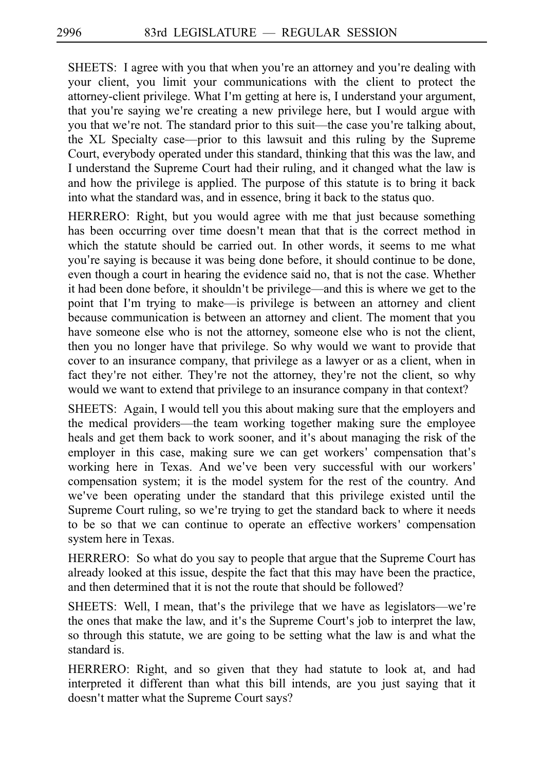SHEETS: I agree with you that when you're an attorney and you're dealing with your client, you limit your communications with the client to protect the attorney-client privilege. What I'm getting at here is, I understand your argument, that you're saying we're creating a new privilege here, but I would argue with you that we're not. The standard prior to this suit—the case you're talking about, the XL Specialty case—prior to this lawsuit and this ruling by the Supreme Court, everybody operated under this standard, thinking that this was the law, and I understand the Supreme Court had their ruling, and it changed what the law is and how the privilege is applied. The purpose of this statute is to bring it back into what the standard was, and in essence, bring it back to the status quo.

HERRERO: Right, but you would agree with me that just because something has been occurring over time doesn't mean that that is the correct method in which the statute should be carried out. In other words, it seems to me what you're saying is because it was being done before, it should continue to be done, even though a court in hearing the evidence said no, that is not the case. Whether it had been done before, it shouldn't be privilege—and this is where we get to the point that I'm trying to make—is privilege is between an attorney and client because communication is between an attorney and client. The moment that you have someone else who is not the attorney, someone else who is not the client, then you no longer have that privilege. So why would we want to provide that cover to an insurance company, that privilege as a lawyer or as a client, when in fact they're not either. They're not the attorney, they're not the client, so why would we want to extend that privilege to an insurance company in that context?

SHEETS: Again, I would tell you this about making sure that the employers and the medical providers—the team working together making sure the employee heals and get them back to work sooner, and it's about managing the risk of the employer in this case, making sure we can get workers' compensation that's working here in Texas. And we've been very successful with our workers' compensation system; it is the model system for the rest of the country. And we've been operating under the standard that this privilege existed until the Supreme Court ruling, so we're trying to get the standard back to where it needs to be so that we can continue to operate an effective workers' compensation system here in Texas.

HERRERO: So what do you say to people that argue that the Supreme Court has already looked at this issue, despite the fact that this may have been the practice, and then determined that it is not the route that should be followed?

SHEETS: Well, I mean, that's the privilege that we have as legislators—we're the ones that make the law, and it's the Supreme Court's job to interpret the law, so through this statute, we are going to be setting what the law is and what the standard is.

HERRERO: Right, and so given that they had statute to look at, and had interpreted it different than what this bill intends, are you just saying that it doesn't matter what the Supreme Court says?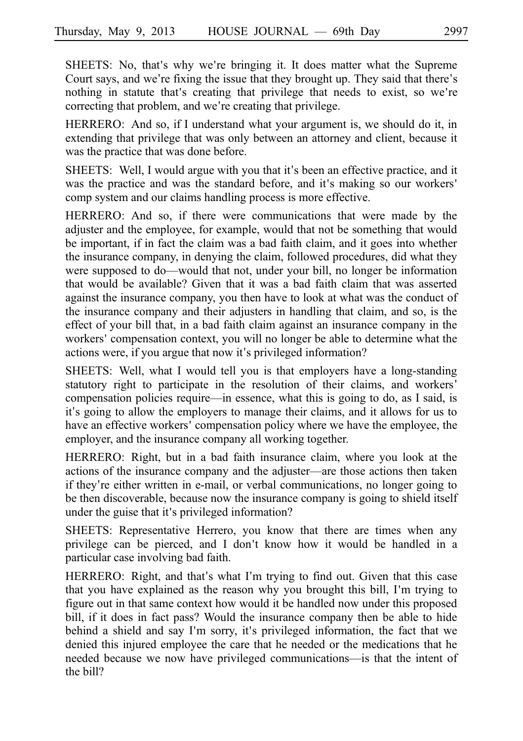SHEETS: No, that's why we're bringing it. It does matter what the Supreme Court says, and we're fixing the issue that they brought up. They said that there's nothing in statute that's creating that privilege that needs to exist, so we're correcting that problem, and we're creating that privilege.

HERRERO: And so, if I understand what your argument is, we should do it, in extending that privilege that was only between an attorney and client, because it was the practice that was done before.

SHEETS: Well, I would argue with you that it's been an effective practice, and it was the practice and was the standard before, and it's making so our workers' comp system and our claims handling process is more effective.

HERRERO: And so, if there were communications that were made by the adjuster and the employee, for example, would that not be something that would be important, if in fact the claim was a bad faith claim, and it goes into whether the insurance company, in denying the claim, followed procedures, did what they were supposed to do—would that not, under your bill, no longer be information that would be available? Given that it was a bad faith claim that was asserted against the insurance company, you then have to look at what was the conduct of the insurance company and their adjusters in handling that claim, and so, is the effect of your bill that, in a bad faith claim against an insurance company in the workers' compensation context, you will no longer be able to determine what the actions were, if you argue that now it's privileged information?

SHEETS: Well, what I would tell you is that employers have a long-standing statutory right to participate in the resolution of their claims, and workers' compensation policies require—in essence, what this is going to do, as I said, is it's going to allow the employers to manage their claims, and it allows for us to have an effective workers' compensation policy where we have the employee, the employer, and the insurance company all working together.

HERRERO: Right, but in a bad faith insurance claim, where you look at the actions of the insurance company and the adjuster—are those actions then taken if they're either written in e-mail, or verbal communications, no longer going to be then discoverable, because now the insurance company is going to shield itself under the guise that it's privileged information?

SHEETS: Representative Herrero, you know that there are times when any privilege can be pierced, and I don't know how it would be handled in a particular case involving bad faith.

HERRERO: Right, and that's what I'm trying to find out. Given that this case that you have explained as the reason why you brought this bill, I'm trying to figure out in that same context how would it be handled now under this proposed bill, if it does in fact pass? Would the insurance company then be able to hide behind a shield and say I'm sorry, it's privileged information, the fact that we denied this injured employee the care that he needed or the medications that he needed because we now have privileged communications—is that the intent of the bill?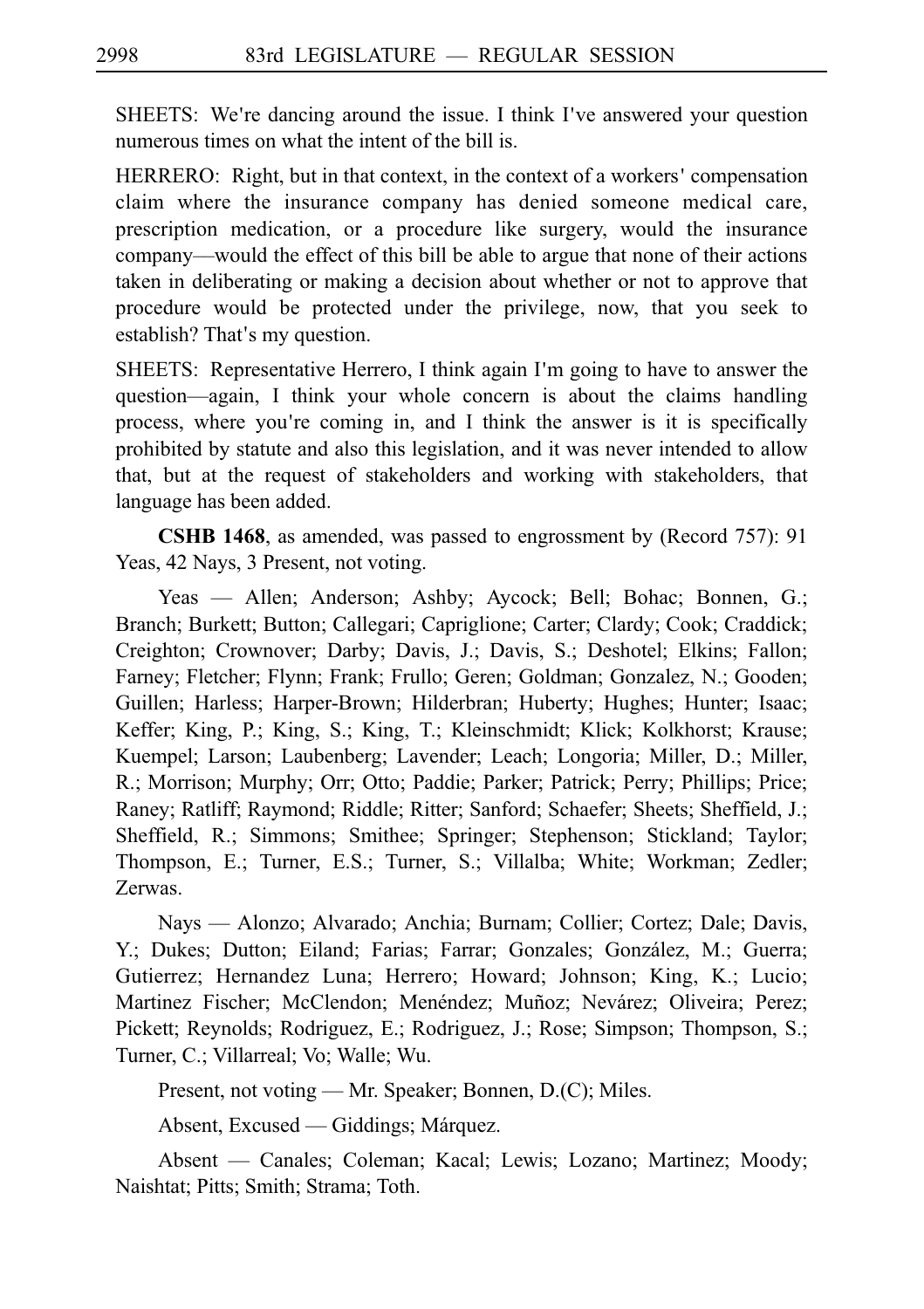SHEETS: We're dancing around the issue. I think I've answered your question numerous times on what the intent of the bill is.

HERRERO: Right, but in that context, in the context of a workers' compensation claim where the insurance company has denied someone medical care, prescription medication, or a procedure like surgery, would the insurance company—would the effect of this bill be able to argue that none of their actions taken in deliberating or making a decision about whether or not to approve that procedure would be protected under the privilege, now, that you seek to establish? That's my question.

SHEETS: Representative Herrero, I think again I'm going to have to answer the question—again, I think your whole concern is about the claims handling process, where you're coming in, and I think the answer is it is specifically prohibited by statute and also this legislation, and it was never intended to allow that, but at the request of stakeholders and working with stakeholders, that language has been added.

**CSHB 1468**, as amended, was passed to engrossment by (Record 757): 91 Yeas, 42 Nays, 3 Present, not voting.

Yeas — Allen; Anderson; Ashby; Aycock; Bell; Bohac; Bonnen, G.; Branch; Burkett; Button; Callegari; Capriglione; Carter; Clardy; Cook; Craddick; Creighton; Crownover; Darby; Davis, J.; Davis, S.; Deshotel; Elkins; Fallon; Farney; Fletcher; Flynn; Frank; Frullo; Geren; Goldman; Gonzalez, N.; Gooden; Guillen; Harless; Harper-Brown; Hilderbran; Huberty; Hughes; Hunter; Isaac; Keffer; King, P.; King, S.; King, T.; Kleinschmidt; Klick; Kolkhorst; Krause; Kuempel; Larson; Laubenberg; Lavender; Leach; Longoria; Miller, D.; Miller, R.; Morrison; Murphy; Orr; Otto; Paddie; Parker; Patrick; Perry; Phillips; Price; Raney; Ratliff; Raymond; Riddle; Ritter; Sanford; Schaefer; Sheets; Sheffield, J.; Sheffield, R.; Simmons; Smithee; Springer; Stephenson; Stickland; Taylor; Thompson, E.; Turner, E.S.; Turner, S.; Villalba; White; Workman; Zedler; Zerwas.

Nays — Alonzo; Alvarado; Anchia; Burnam; Collier; Cortez; Dale; Davis, Y.; Dukes; Dutton; Eiland; Farias; Farrar; Gonzales; González, M.; Guerra; Gutierrez; Hernandez Luna; Herrero; Howard; Johnson; King, K.; Lucio; Martinez Fischer; McClendon; Menéndez; Muñoz; Nevárez; Oliveira; Perez; Pickett; Reynolds; Rodriguez, E.; Rodriguez, J.; Rose; Simpson; Thompson, S.; Turner, C.; Villarreal; Vo; Walle; Wu.

Present, not voting — Mr. Speaker; Bonnen, D.(C); Miles.

Absent, Excused — Giddings; Márquez.

Absent — Canales; Coleman; Kacal; Lewis; Lozano; Martinez; Moody; Naishtat; Pitts; Smith; Strama; Toth.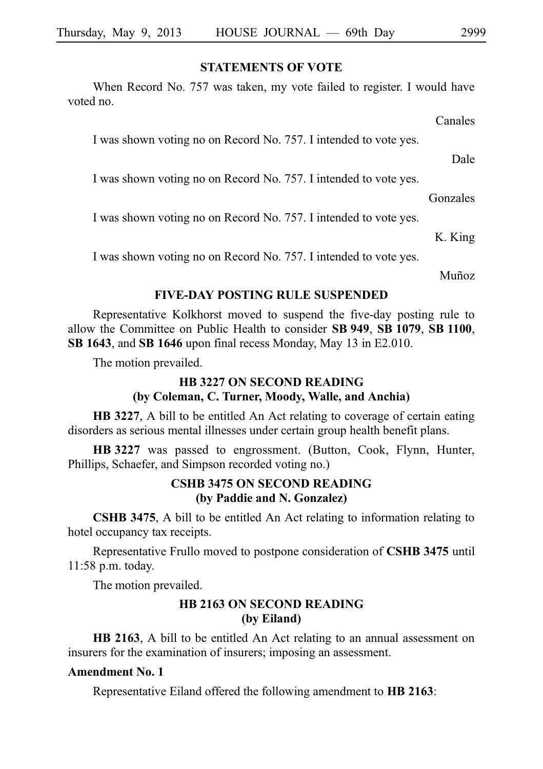## STATEMENTS OF VOTE

When Record No. 757 was taken, my vote failed to register. I would have voted no.

Canales

I was shown voting no on Record No. 757. I intended to vote yes.

Dale

I was shown voting no on Record No. 757. I intended to vote yes.

Gonzales

I was shown voting no on Record No. 757. I intended to vote yes.

K. King

I was shown voting no on Record No. 757. I intended to vote yes.

Muñoz

## FIVE-DAY POSTING RULE SUSPENDED

Representative Kolkhorst moved to suspend the five-day posting rule to allow the Committee on Public Health to consider **SB 949**, **SB 1079**, **SB 1100**, **SB 1643**, and **SB 1646** upon final recess Monday, May 13 in E2.010.

The motion prevailed.

## HB 3227 ON SECOND READING
## (by Coleman, C. Turner, Moody, Walle, and Anchia)

**HB 3227**, A bill to be entitled An Act relating to coverage of certain eating disorders as serious mental illnesses under certain group health benefit plans.

**HB 3227** was passed to engrossment. (Button, Cook, Flynn, Hunter, Phillips, Schaefer, and Simpson recorded voting no.)

## CSHB 3475 ON SECOND READING
## (by Paddie and N. Gonzalez)

**CSHB 3475**, A bill to be entitled An Act relating to information relating to hotel occupancy tax receipts.

Representative Frullo moved to postpone consideration of **CSHB 3475** until 11:58 p.m. today.

The motion prevailed.

## HB 2163 ON SECOND READING
## (by Eiland)

**HB 2163**, A bill to be entitled An Act relating to an annual assessment on insurers for the examination of insurers; imposing an assessment.

**Amendment No. 1**

Representative Eiland offered the following amendment to **HB 2163**: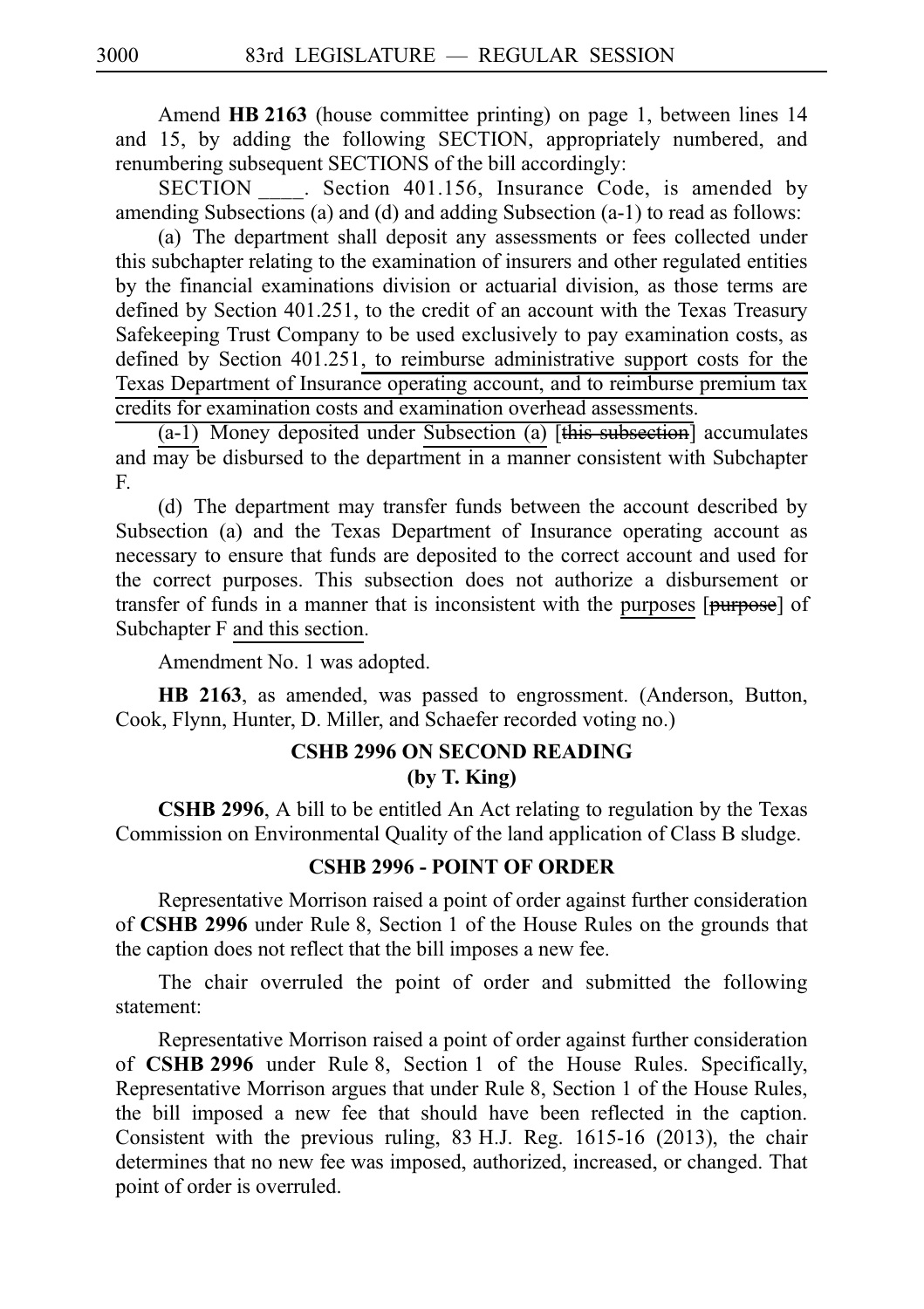Amend **HB 2163** (house committee printing) on page 1, between lines 14 and 15, by adding the following SECTION, appropriately numbered, and renumbering subsequent SECTIONS of the bill accordingly:

SECTION ____. Section 401.156, Insurance Code, is amended by amending Subsections (a) and (d) and adding Subsection (a-1) to read as follows:

(a) The department shall deposit any assessments or fees collected under this subchapter relating to the examination of insurers and other regulated entities by the financial examinations division or actuarial division, as those terms are defined by Section 401.251, to the credit of an account with the Texas Treasury Safekeeping Trust Company to be used exclusively to pay examination costs, as defined by Section 401.251, to reimburse administrative support costs for the Texas Department of Insurance operating account, and to reimburse premium tax credits for examination costs and examination overhead assessments.

(a-1) Money deposited under Subsection (a) [this subsection] accumulates and may be disbursed to the department in a manner consistent with Subchapter F.

(d) The department may transfer funds between the account described by Subsection (a) and the Texas Department of Insurance operating account as necessary to ensure that funds are deposited to the correct account and used for the correct purposes. This subsection does not authorize a disbursement or transfer of funds in a manner that is inconsistent with the purposes [purpose] of Subchapter F and this section.

Amendment No. 1 was adopted.

**HB 2163**, as amended, was passed to engrossment. (Anderson, Button, Cook, Flynn, Hunter, D. Miller, and Schaefer recorded voting no.)

## CSHB 2996 ON SECOND READING
## (by T. King)

**CSHB 2996**, A bill to be entitled An Act relating to regulation by the Texas Commission on Environmental Quality of the land application of Class B sludge.

## CSHB 2996 - POINT OF ORDER

Representative Morrison raised a point of order against further consideration of **CSHB 2996** under Rule 8, Section 1 of the House Rules on the grounds that the caption does not reflect that the bill imposes a new fee.

The chair overruled the point of order and submitted the following statement:

Representative Morrison raised a point of order against further consideration of **CSHB 2996** under Rule 8, Section 1 of the House Rules. Specifically, Representative Morrison argues that under Rule 8, Section 1 of the House Rules, the bill imposed a new fee that should have been reflected in the caption. Consistent with the previous ruling, 83 H.J. Reg. 1615-16 (2013), the chair determines that no new fee was imposed, authorized, increased, or changed. That point of order is overruled.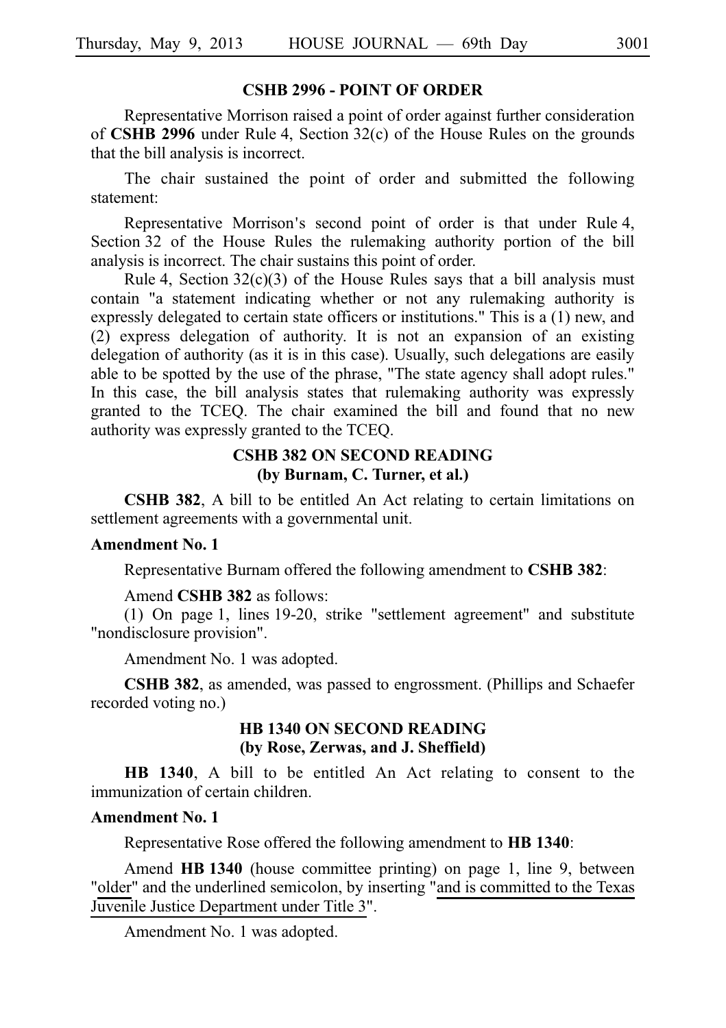### CSHB 2996 - POINT OF ORDER

Representative Morrison raised a point of order against further consideration of **CSHB 2996** under Rule 4, Section 32(c) of the House Rules on the grounds that the bill analysis is incorrect.

The chair sustained the point of order and submitted the following statement:

Representative Morrison's second point of order is that under Rule 4, Section 32 of the House Rules the rulemaking authority portion of the bill analysis is incorrect. The chair sustains this point of order.

Rule 4, Section 32(c)(3) of the House Rules says that a bill analysis must contain "a statement indicating whether or not any rulemaking authority is expressly delegated to certain state officers or institutions." This is a (1) new, and (2) express delegation of authority. It is not an expansion of an existing delegation of authority (as it is in this case). Usually, such delegations are easily able to be spotted by the use of the phrase, "The state agency shall adopt rules." In this case, the bill analysis states that rulemaking authority was expressly granted to the TCEQ. The chair examined the bill and found that no new authority was expressly granted to the TCEQ.

### CSHB 382 ON SECOND READING
### (by Burnam, C. Turner, et al.)

**CSHB 382**, A bill to be entitled An Act relating to certain limitations on settlement agreements with a governmental unit.

**Amendment No. 1**

Representative Burnam offered the following amendment to **CSHB 382**:

Amend **CSHB 382** as follows:

(1) On page 1, lines 19-20, strike "settlement agreement" and substitute "nondisclosure provision".

Amendment No. 1 was adopted.

**CSHB 382**, as amended, was passed to engrossment. (Phillips and Schaefer recorded voting no.)

### HB 1340 ON SECOND READING
### (by Rose, Zerwas, and J. Sheffield)

**HB 1340**, A bill to be entitled An Act relating to consent to the immunization of certain children.

**Amendment No. 1**

Representative Rose offered the following amendment to **HB 1340**:

Amend **HB 1340** (house committee printing) on page 1, line 9, between "older" and the underlined semicolon, by inserting "and is committed to the Texas Juvenile Justice Department under Title 3".

Amendment No. 1 was adopted.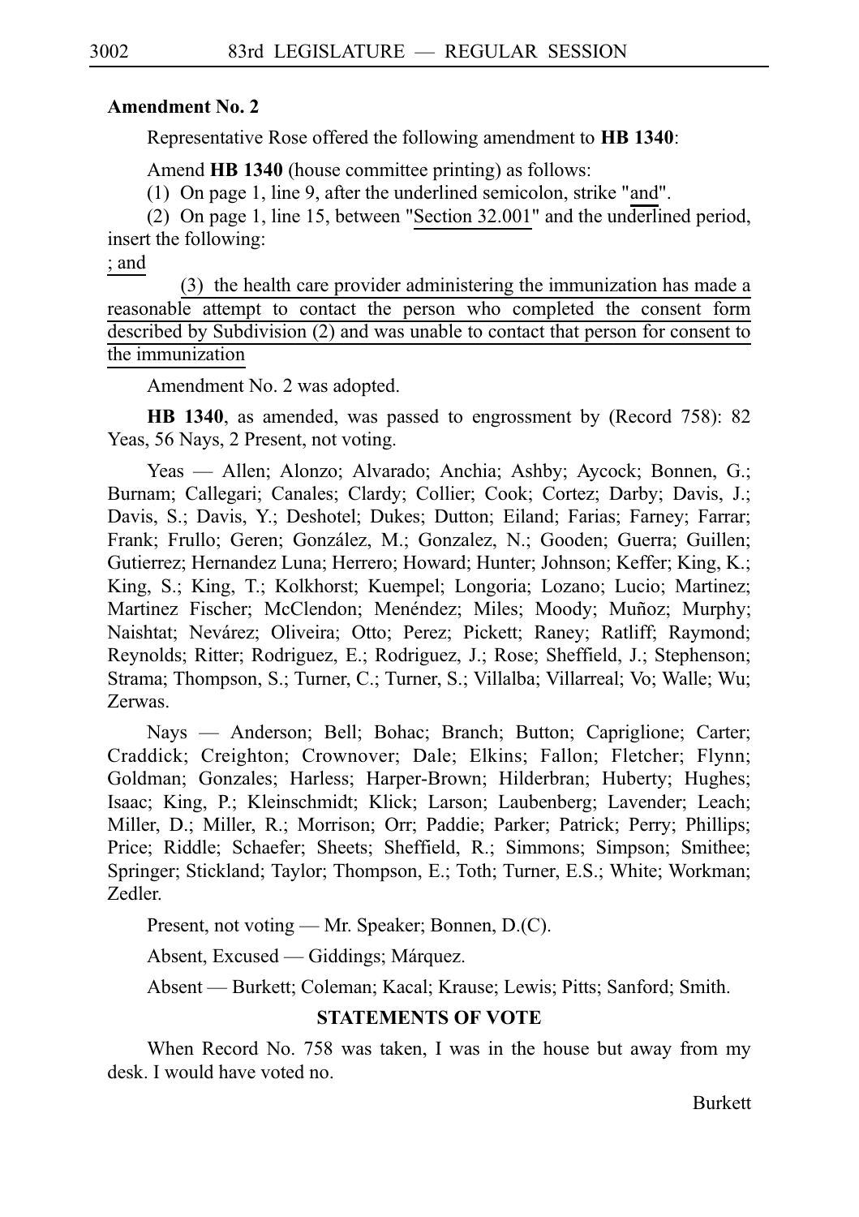**Amendment No. 2**

Representative Rose offered the following amendment to **HB 1340**:

Amend **HB 1340** (house committee printing) as follows:

(1) On page 1, line 9, after the underlined semicolon, strike "and".

(2) On page 1, line 15, between "Section 32.001" and the underlined period, insert the following:

; and

(3) the health care provider administering the immunization has made a reasonable attempt to contact the person who completed the consent form described by Subdivision (2) and was unable to contact that person for consent to the immunization

Amendment No. 2 was adopted.

**HB 1340**, as amended, was passed to engrossment by (Record 758): 82 Yeas, 56 Nays, 2 Present, not voting.

Yeas — Allen; Alonzo; Alvarado; Anchia; Ashby; Aycock; Bonnen, G.; Burnam; Callegari; Canales; Clardy; Collier; Cook; Cortez; Darby; Davis, J.; Davis, S.; Davis, Y.; Deshotel; Dukes; Dutton; Eiland; Farias; Farney; Farrar; Frank; Frullo; Geren; González, M.; Gonzalez, N.; Gooden; Guerra; Guillen; Gutierrez; Hernandez Luna; Herrero; Howard; Hunter; Johnson; Keffer; King, K.; King, S.; King, T.; Kolkhorst; Kuempel; Longoria; Lozano; Lucio; Martinez; Martinez Fischer; McClendon; Menéndez; Miles; Moody; Muñoz; Murphy; Naishtat; Nevárez; Oliveira; Otto; Perez; Pickett; Raney; Ratliff; Raymond; Reynolds; Ritter; Rodriguez, E.; Rodriguez, J.; Rose; Sheffield, J.; Stephenson; Strama; Thompson, S.; Turner, C.; Turner, S.; Villalba; Villarreal; Vo; Walle; Wu; Zerwas.

Nays — Anderson; Bell; Bohac; Branch; Button; Capriglione; Carter; Craddick; Creighton; Crownover; Dale; Elkins; Fallon; Fletcher; Flynn; Goldman; Gonzales; Harless; Harper-Brown; Hilderbran; Huberty; Hughes; Isaac; King, P.; Kleinschmidt; Klick; Larson; Laubenberg; Lavender; Leach; Miller, D.; Miller, R.; Morrison; Orr; Paddie; Parker; Patrick; Perry; Phillips; Price; Riddle; Schaefer; Sheets; Sheffield, R.; Simmons; Simpson; Smithee; Springer; Stickland; Taylor; Thompson, E.; Toth; Turner, E.S.; White; Workman; Zedler.

Present, not voting — Mr. Speaker; Bonnen, D.(C).

Absent, Excused — Giddings; Márquez.

Absent — Burkett; Coleman; Kacal; Krause; Lewis; Pitts; Sanford; Smith.

**STATEMENTS OF VOTE**

When Record No. 758 was taken, I was in the house but away from my desk. I would have voted no.

Burkett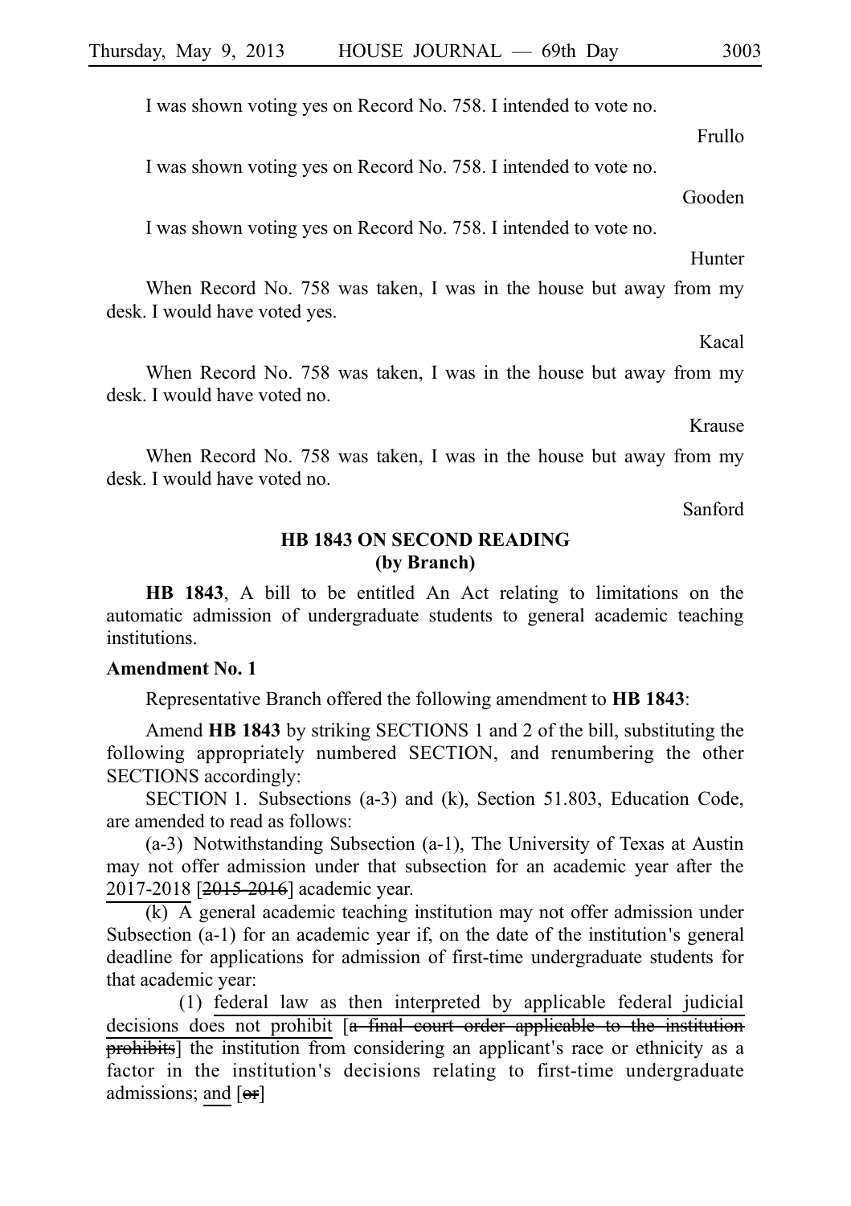I was shown voting yes on Record No. 758. I intended to vote no.

Frullo

I was shown voting yes on Record No. 758. I intended to vote no.

Gooden

I was shown voting yes on Record No. 758. I intended to vote no.

Hunter

When Record No. 758 was taken, I was in the house but away from my desk. I would have voted yes.

Kacal

When Record No. 758 was taken, I was in the house but away from my desk. I would have voted no.

Krause

When Record No. 758 was taken, I was in the house but away from my desk. I would have voted no.

Sanford

## HB 1843 ON SECOND READING (by Branch)

**HB 1843**, A bill to be entitled An Act relating to limitations on the automatic admission of undergraduate students to general academic teaching institutions.

**Amendment No. 1**

Representative Branch offered the following amendment to **HB 1843**:

Amend **HB 1843** by striking SECTIONS 1 and 2 of the bill, substituting the following appropriately numbered SECTION, and renumbering the other SECTIONS accordingly:

SECTION 1. Subsections (a-3) and (k), Section 51.803, Education Code, are amended to read as follows:

(a-3) Notwithstanding Subsection (a-1), The University of Texas at Austin may not offer admission under that subsection for an academic year after the 2017-2018 [~~2015-2016~~] academic year.

(k) A general academic teaching institution may not offer admission under Subsection (a-1) for an academic year if, on the date of the institution's general deadline for applications for admission of first-time undergraduate students for that academic year:

(1) federal law as then interpreted by applicable federal judicial decisions does not prohibit [~~a final court order applicable to the institution prohibits~~] the institution from considering an applicant's race or ethnicity as a factor in the institution's decisions relating to first-time undergraduate admissions; and [~~or~~]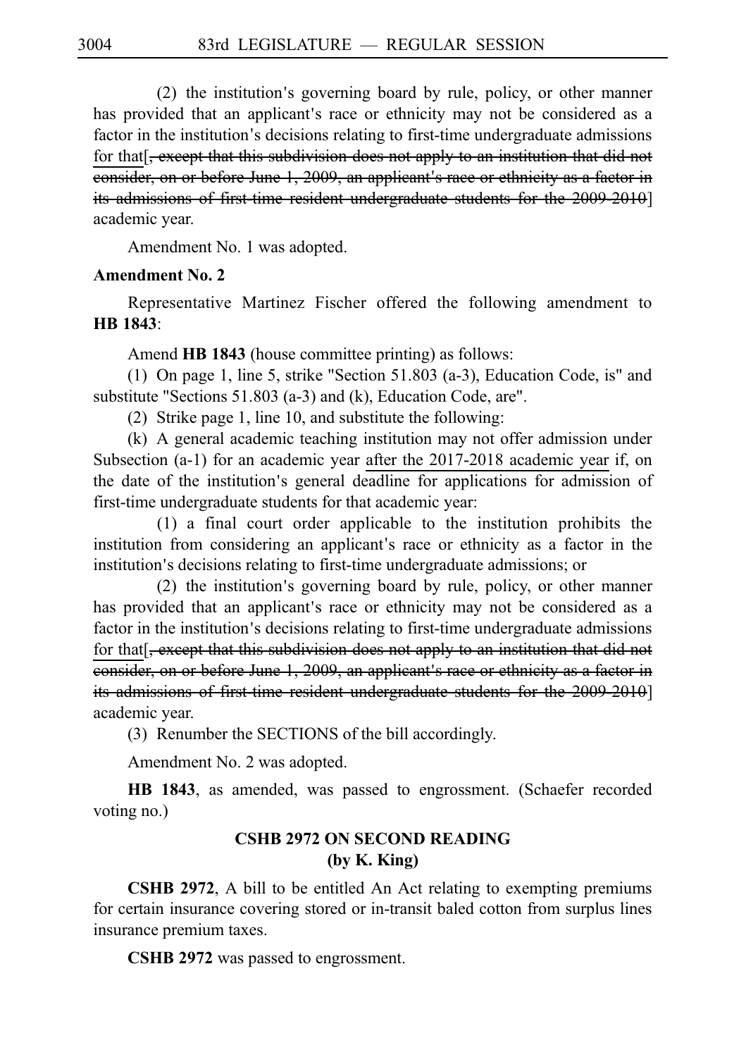(2) the institution's governing board by rule, policy, or other manner has provided that an applicant's race or ethnicity may not be considered as a factor in the institution's decisions relating to first-time undergraduate admissions for that[~~, except that this subdivision does not apply to an institution that did not consider, on or before June 1, 2009, an applicant's race or ethnicity as a factor in its admissions of first-time resident undergraduate students for the 2009-2010~~] academic year.

Amendment No. 1 was adopted.

**Amendment No. 2**

Representative Martinez Fischer offered the following amendment to **HB 1843**:

Amend **HB 1843** (house committee printing) as follows:

(1) On page 1, line 5, strike "Section 51.803 (a-3), Education Code, is" and substitute "Sections 51.803 (a-3) and (k), Education Code, are".

(2) Strike page 1, line 10, and substitute the following:

(k) A general academic teaching institution may not offer admission under Subsection (a-1) for an academic year <u>after the 2017-2018 academic year</u> if, on the date of the institution's general deadline for applications for admission of first-time undergraduate students for that academic year:

(1) a final court order applicable to the institution prohibits the institution from considering an applicant's race or ethnicity as a factor in the institution's decisions relating to first-time undergraduate admissions; or

(2) the institution's governing board by rule, policy, or other manner has provided that an applicant's race or ethnicity may not be considered as a factor in the institution's decisions relating to first-time undergraduate admissions for that[~~, except that this subdivision does not apply to an institution that did not consider, on or before June 1, 2009, an applicant's race or ethnicity as a factor in its admissions of first-time resident undergraduate students for the 2009-2010~~] academic year.

(3) Renumber the SECTIONS of the bill accordingly.

Amendment No. 2 was adopted.

**HB 1843**, as amended, was passed to engrossment. (Schaefer recorded voting no.)

## CSHB 2972 ON SECOND READING
## (by K. King)

**CSHB 2972**, A bill to be entitled An Act relating to exempting premiums for certain insurance covering stored or in-transit baled cotton from surplus lines insurance premium taxes.

**CSHB 2972** was passed to engrossment.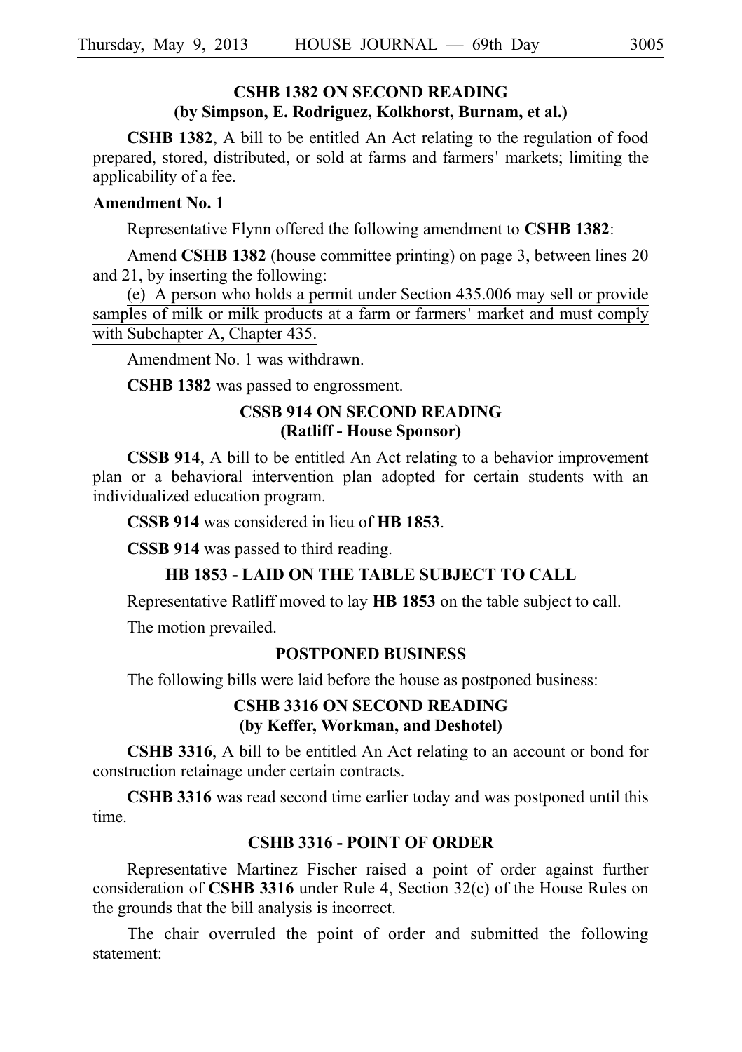### CSHB 1382 ON SECOND READING
### (by Simpson, E. Rodriguez, Kolkhorst, Burnam, et al.)

**CSHB 1382**, A bill to be entitled An Act relating to the regulation of food prepared, stored, distributed, or sold at farms and farmers' markets; limiting the applicability of a fee.

**Amendment No. 1**

Representative Flynn offered the following amendment to **CSHB 1382**:

Amend **CSHB 1382** (house committee printing) on page 3, between lines 20 and 21, by inserting the following:

(e) A person who holds a permit under Section 435.006 may sell or provide samples of milk or milk products at a farm or farmers' market and must comply with Subchapter A, Chapter 435.

Amendment No. 1 was withdrawn.

**CSHB 1382** was passed to engrossment.

### CSSB 914 ON SECOND READING
### (Ratliff - House Sponsor)

**CSSB 914**, A bill to be entitled An Act relating to a behavior improvement plan or a behavioral intervention plan adopted for certain students with an individualized education program.

**CSSB 914** was considered in lieu of **HB 1853**.

**CSSB 914** was passed to third reading.

### HB 1853 - LAID ON THE TABLE SUBJECT TO CALL

Representative Ratliff moved to lay **HB 1853** on the table subject to call.

The motion prevailed.

### POSTPONED BUSINESS

The following bills were laid before the house as postponed business:

### CSHB 3316 ON SECOND READING
### (by Keffer, Workman, and Deshotel)

**CSHB 3316**, A bill to be entitled An Act relating to an account or bond for construction retainage under certain contracts.

**CSHB 3316** was read second time earlier today and was postponed until this time.

### CSHB 3316 - POINT OF ORDER

Representative Martinez Fischer raised a point of order against further consideration of **CSHB 3316** under Rule 4, Section 32(c) of the House Rules on the grounds that the bill analysis is incorrect.

The chair overruled the point of order and submitted the following statement: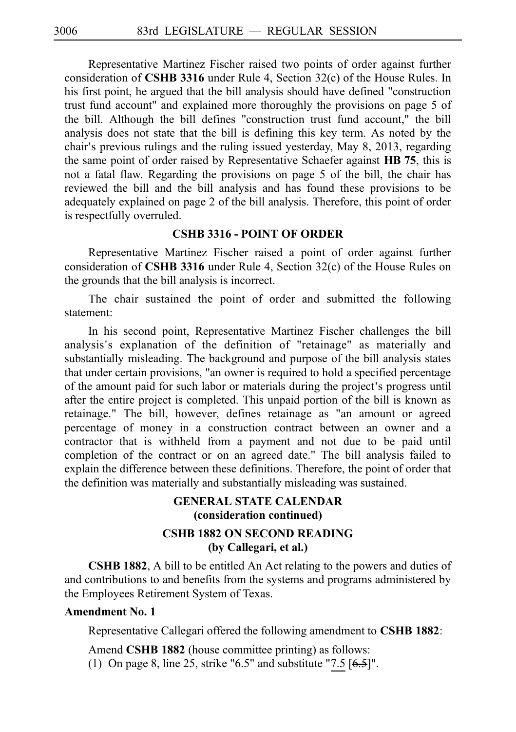Representative Martinez Fischer raised two points of order against further consideration of **CSHB 3316** under Rule 4, Section 32(c) of the House Rules. In his first point, he argued that the bill analysis should have defined "construction trust fund account" and explained more thoroughly the provisions on page 5 of the bill. Although the bill defines "construction trust fund account," the bill analysis does not state that the bill is defining this key term. As noted by the chair's previous rulings and the ruling issued yesterday, May 8, 2013, regarding the same point of order raised by Representative Schaefer against **HB 75**, this is not a fatal flaw. Regarding the provisions on page 5 of the bill, the chair has reviewed the bill and the bill analysis and has found these provisions to be adequately explained on page 2 of the bill analysis. Therefore, this point of order is respectfully overruled.

**CSHB 3316 - POINT OF ORDER**

Representative Martinez Fischer raised a point of order against further consideration of **CSHB 3316** under Rule 4, Section 32(c) of the House Rules on the grounds that the bill analysis is incorrect.

The chair sustained the point of order and submitted the following statement:

In his second point, Representative Martinez Fischer challenges the bill analysis's explanation of the definition of "retainage" as materially and substantially misleading. The background and purpose of the bill analysis states that under certain provisions, "an owner is required to hold a specified percentage of the amount paid for such labor or materials during the project's progress until after the entire project is completed. This unpaid portion of the bill is known as retainage." The bill, however, defines retainage as "an amount or agreed percentage of money in a construction contract between an owner and a contractor that is withheld from a payment and not due to be paid until completion of the contract or on an agreed date." The bill analysis failed to explain the difference between these definitions. Therefore, the point of order that the definition was materially and substantially misleading was sustained.

**GENERAL STATE CALENDAR**
**(consideration continued)**

**CSHB 1882 ON SECOND READING**
**(by Callegari, et al.)**

**CSHB 1882**, A bill to be entitled An Act relating to the powers and duties of and contributions to and benefits from the systems and programs administered by the Employees Retirement System of Texas.

**Amendment No. 1**

Representative Callegari offered the following amendment to **CSHB 1882**:

Amend **CSHB 1882** (house committee printing) as follows:

(1) On page 8, line 25, strike "6.5" and substitute "7.5 [~~6.5~~]".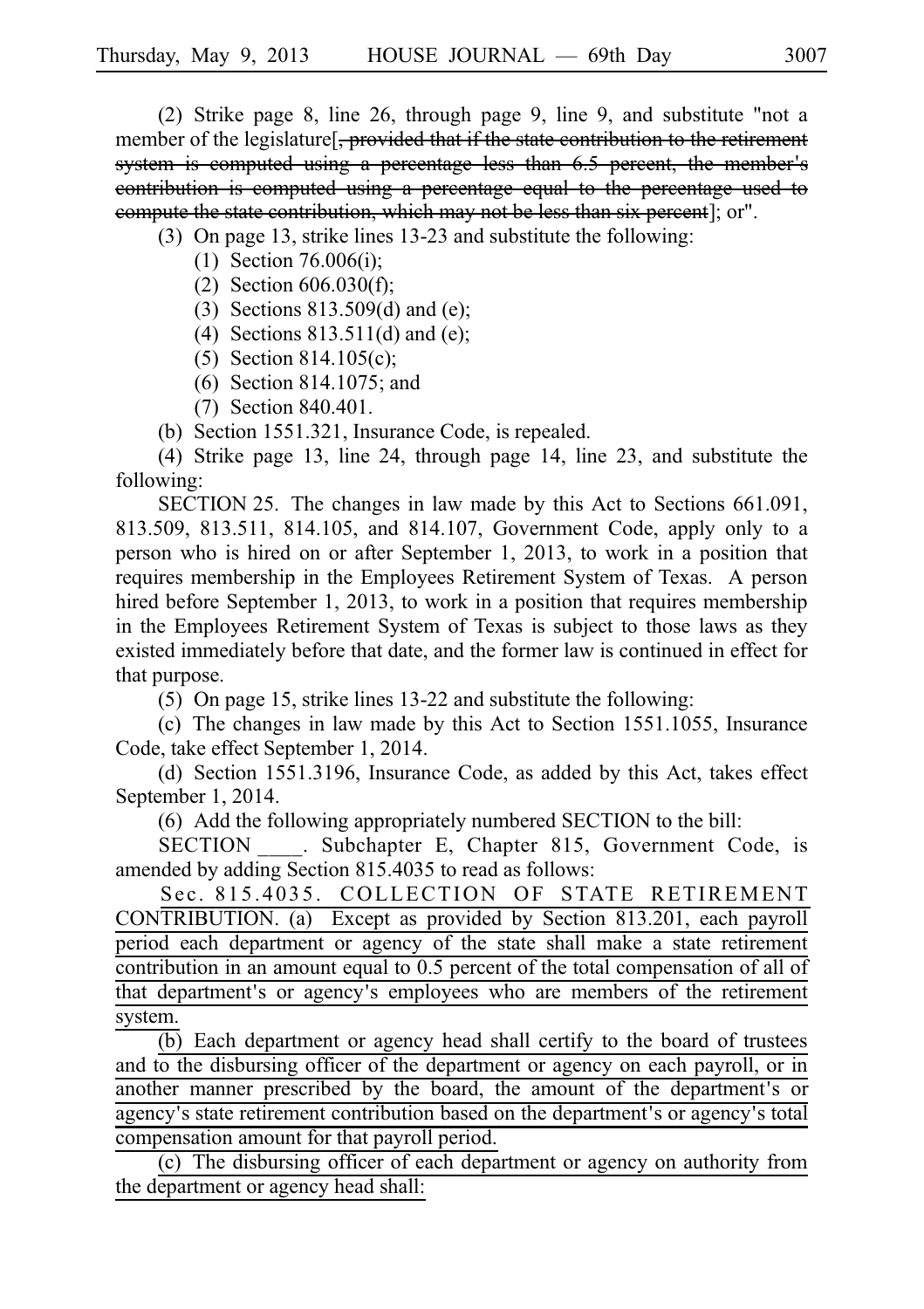(2) Strike page 8, line 26, through page 9, line 9, and substitute "not a member of the legislature[~~, provided that if the state contribution to the retirement system is computed using a percentage less than 6.5 percent, the member's contribution is computed using a percentage equal to the percentage used to compute the state contribution, which may not be less than six percent~~]; or".

(3) On page 13, strike lines 13-23 and substitute the following:

(1) Section 76.006(i);

(2) Section 606.030(f);

(3) Sections 813.509(d) and (e);

(4) Sections 813.511(d) and (e);

(5) Section 814.105(c);

(6) Section 814.1075; and

(7) Section 840.401.

(b) Section 1551.321, Insurance Code, is repealed.

(4) Strike page 13, line 24, through page 14, line 23, and substitute the following:

SECTION 25. The changes in law made by this Act to Sections 661.091, 813.509, 813.511, 814.105, and 814.107, Government Code, apply only to a person who is hired on or after September 1, 2013, to work in a position that requires membership in the Employees Retirement System of Texas. A person hired before September 1, 2013, to work in a position that requires membership in the Employees Retirement System of Texas is subject to those laws as they existed immediately before that date, and the former law is continued in effect for that purpose.

(5) On page 15, strike lines 13-22 and substitute the following:

(c) The changes in law made by this Act to Section 1551.1055, Insurance Code, take effect September 1, 2014.

(d) Section 1551.3196, Insurance Code, as added by this Act, takes effect September 1, 2014.

(6) Add the following appropriately numbered SECTION to the bill:

SECTION \_\_\_\_. Subchapter E, Chapter 815, Government Code, is amended by adding Section 815.4035 to read as follows:

<u>Sec. 815.4035. COLLECTION OF STATE RETIREMENT CONTRIBUTION. (a) Except as provided by Section 813.201, each payroll period each department or agency of the state shall make a state retirement contribution in an amount equal to 0.5 percent of the total compensation of all of that department's or agency's employees who are members of the retirement system.</u>

<u>(b) Each department or agency head shall certify to the board of trustees and to the disbursing officer of the department or agency on each payroll, or in another manner prescribed by the board, the amount of the department's or agency's state retirement contribution based on the department's or agency's total compensation amount for that payroll period.</u>

<u>(c) The disbursing officer of each department or agency on authority from the department or agency head shall:</u>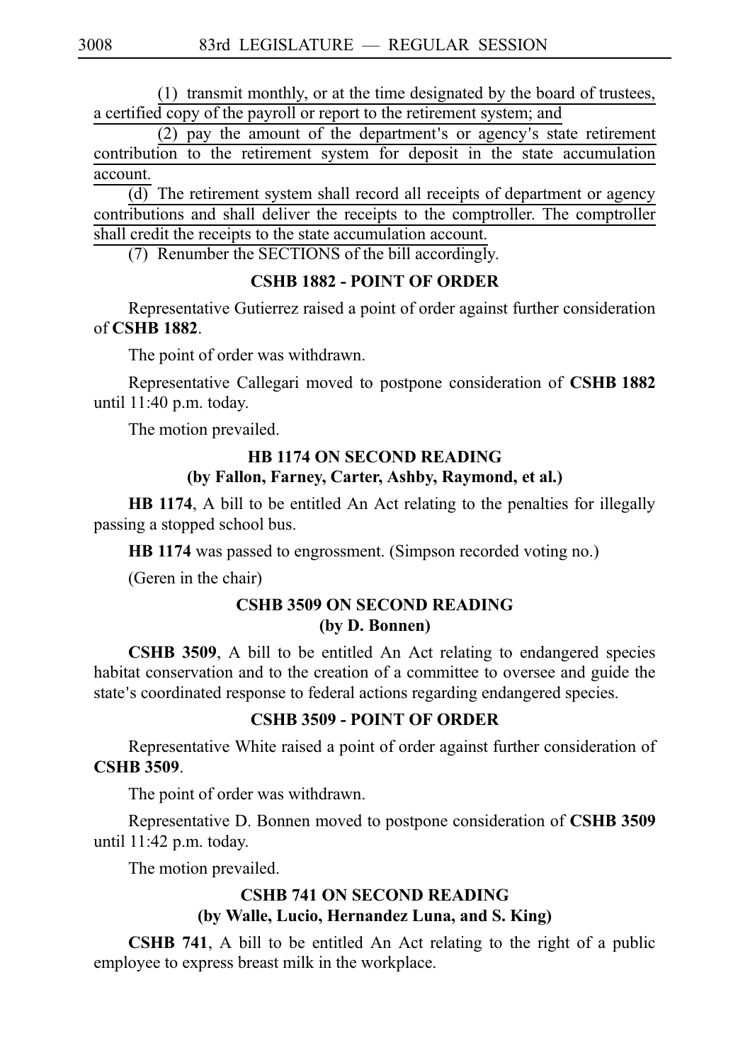(1) transmit monthly, or at the time designated by the board of trustees, a certified copy of the payroll or report to the retirement system; and

(2) pay the amount of the department's or agency's state retirement contribution to the retirement system for deposit in the state accumulation account.

(d) The retirement system shall record all receipts of department or agency contributions and shall deliver the receipts to the comptroller. The comptroller shall credit the receipts to the state accumulation account.

(7) Renumber the SECTIONS of the bill accordingly.

### CSHB 1882 - POINT OF ORDER

Representative Gutierrez raised a point of order against further consideration of **CSHB 1882**.

The point of order was withdrawn.

Representative Callegari moved to postpone consideration of **CSHB 1882** until 11:40 p.m. today.

The motion prevailed.

### HB 1174 ON SECOND READING
### (by Fallon, Farney, Carter, Ashby, Raymond, et al.)

**HB 1174**, A bill to be entitled An Act relating to the penalties for illegally passing a stopped school bus.

**HB 1174** was passed to engrossment. (Simpson recorded voting no.)

(Geren in the chair)

### CSHB 3509 ON SECOND READING
### (by D. Bonnen)

**CSHB 3509**, A bill to be entitled An Act relating to endangered species habitat conservation and to the creation of a committee to oversee and guide the state's coordinated response to federal actions regarding endangered species.

### CSHB 3509 - POINT OF ORDER

Representative White raised a point of order against further consideration of **CSHB 3509**.

The point of order was withdrawn.

Representative D. Bonnen moved to postpone consideration of **CSHB 3509** until 11:42 p.m. today.

The motion prevailed.

### CSHB 741 ON SECOND READING
### (by Walle, Lucio, Hernandez Luna, and S. King)

**CSHB 741**, A bill to be entitled An Act relating to the right of a public employee to express breast milk in the workplace.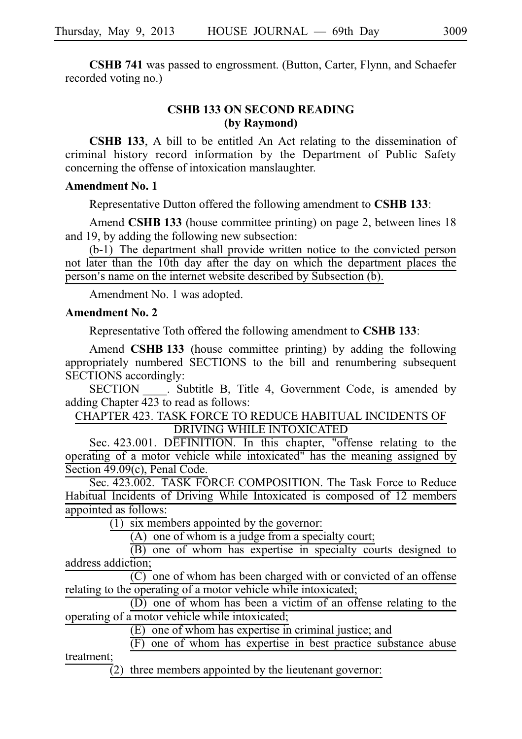**CSHB 741** was passed to engrossment. (Button, Carter, Flynn, and Schaefer recorded voting no.)

### CSHB 133 ON SECOND READING (by Raymond)

**CSHB 133**, A bill to be entitled An Act relating to the dissemination of criminal history record information by the Department of Public Safety concerning the offense of intoxication manslaughter.

**Amendment No. 1**

Representative Dutton offered the following amendment to **CSHB 133**:

Amend **CSHB 133** (house committee printing) on page 2, between lines 18 and 19, by adding the following new subsection:

(b-1) The department shall provide written notice to the convicted person not later than the 10th day after the day on which the department places the person's name on the internet website described by Subsection (b).

Amendment No. 1 was adopted.

**Amendment No. 2**

Representative Toth offered the following amendment to **CSHB 133**:

Amend **CSHB 133** (house committee printing) by adding the following appropriately numbered SECTIONS to the bill and renumbering subsequent SECTIONS accordingly:

SECTION ____. Subtitle B, Title 4, Government Code, is amended by adding Chapter 423 to read as follows:

CHAPTER 423. TASK FORCE TO REDUCE HABITUAL INCIDENTS OF DRIVING WHILE INTOXICATED

Sec. 423.001. DEFINITION. In this chapter, "offense relating to the operating of a motor vehicle while intoxicated" has the meaning assigned by Section 49.09(c), Penal Code.

Sec. 423.002. TASK FORCE COMPOSITION. The Task Force to Reduce Habitual Incidents of Driving While Intoxicated is composed of 12 members appointed as follows:

(1) six members appointed by the governor:

(A) one of whom is a judge from a specialty court;

(B) one of whom has expertise in specialty courts designed to address addiction;

(C) one of whom has been charged with or convicted of an offense relating to the operating of a motor vehicle while intoxicated;

(D) one of whom has been a victim of an offense relating to the operating of a motor vehicle while intoxicated;

(E) one of whom has expertise in criminal justice; and

(F) one of whom has expertise in best practice substance abuse treatment;

(2) three members appointed by the lieutenant governor: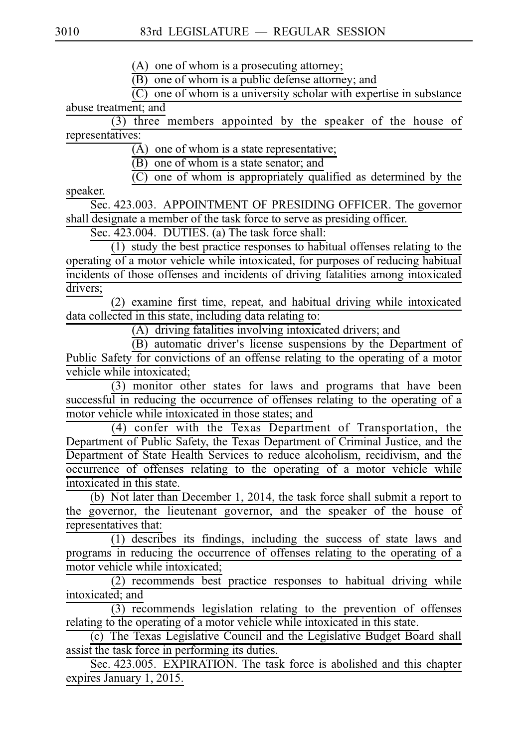(A) one of whom is a prosecuting attorney;

(B) one of whom is a public defense attorney; and

(C) one of whom is a university scholar with expertise in substance abuse treatment; and

(3) three members appointed by the speaker of the house of representatives:

(A) one of whom is a state representative;

(B) one of whom is a state senator; and

(C) one of whom is appropriately qualified as determined by the speaker.

Sec. 423.003. APPOINTMENT OF PRESIDING OFFICER. The governor shall designate a member of the task force to serve as presiding officer.

Sec. 423.004. DUTIES. (a) The task force shall:

(1) study the best practice responses to habitual offenses relating to the operating of a motor vehicle while intoxicated, for purposes of reducing habitual incidents of those offenses and incidents of driving fatalities among intoxicated drivers;

(2) examine first time, repeat, and habitual driving while intoxicated data collected in this state, including data relating to:

(A) driving fatalities involving intoxicated drivers; and

(B) automatic driver's license suspensions by the Department of Public Safety for convictions of an offense relating to the operating of a motor vehicle while intoxicated;

(3) monitor other states for laws and programs that have been successful in reducing the occurrence of offenses relating to the operating of a motor vehicle while intoxicated in those states; and

(4) confer with the Texas Department of Transportation, the Department of Public Safety, the Texas Department of Criminal Justice, and the Department of State Health Services to reduce alcoholism, recidivism, and the occurrence of offenses relating to the operating of a motor vehicle while intoxicated in this state.

(b) Not later than December 1, 2014, the task force shall submit a report to the governor, the lieutenant governor, and the speaker of the house of representatives that:

(1) describes its findings, including the success of state laws and programs in reducing the occurrence of offenses relating to the operating of a motor vehicle while intoxicated;

(2) recommends best practice responses to habitual driving while intoxicated; and

(3) recommends legislation relating to the prevention of offenses relating to the operating of a motor vehicle while intoxicated in this state.

(c) The Texas Legislative Council and the Legislative Budget Board shall assist the task force in performing its duties.

Sec. 423.005. EXPIRATION. The task force is abolished and this chapter expires January 1, 2015.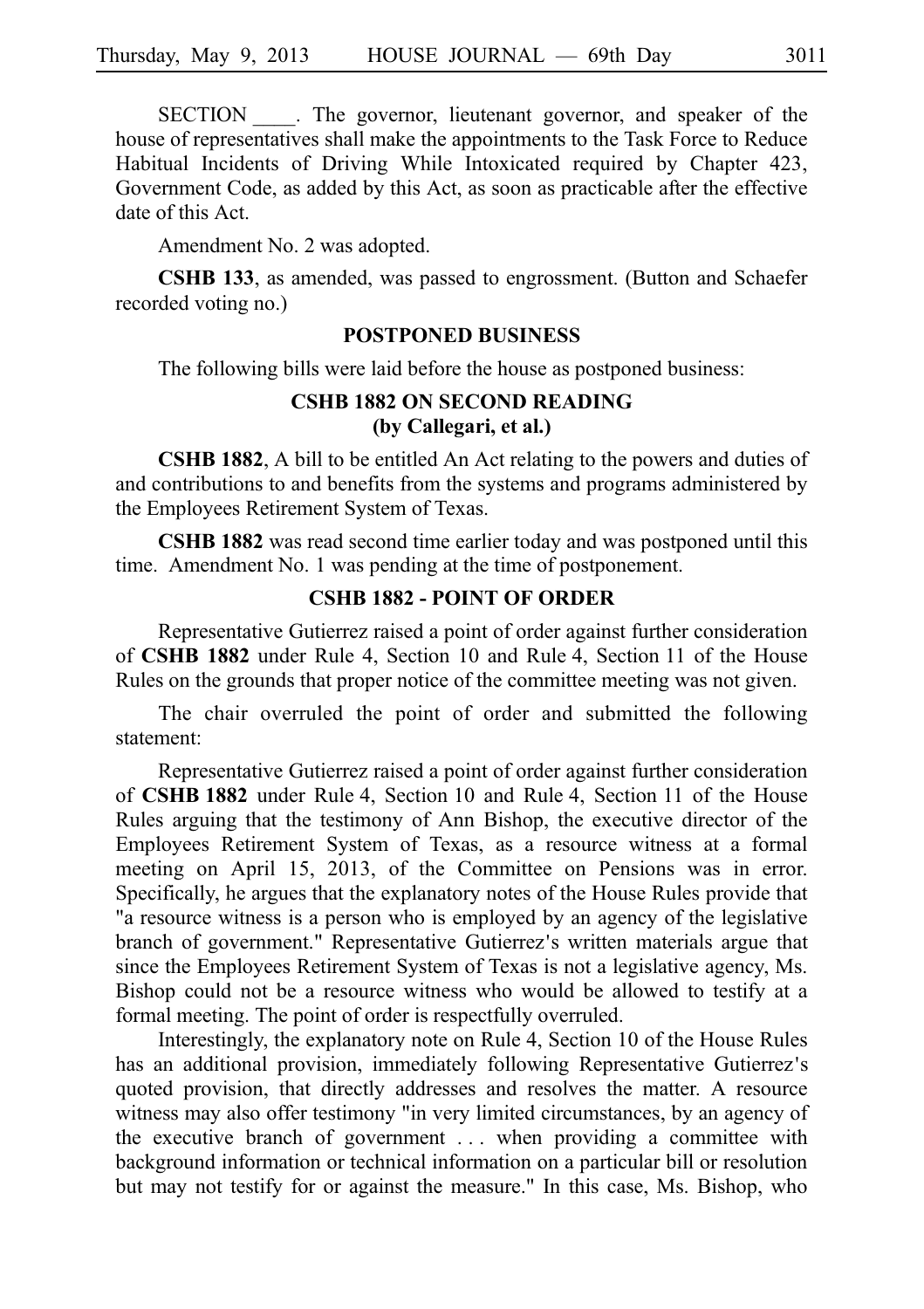SECTION ____. The governor, lieutenant governor, and speaker of the house of representatives shall make the appointments to the Task Force to Reduce Habitual Incidents of Driving While Intoxicated required by Chapter 423, Government Code, as added by this Act, as soon as practicable after the effective date of this Act.

Amendment No. 2 was adopted.

**CSHB 133**, as amended, was passed to engrossment. (Button and Schaefer recorded voting no.)

## POSTPONED BUSINESS

The following bills were laid before the house as postponed business:

### CSHB 1882 ON SECOND READING (by Callegari, et al.)

**CSHB 1882**, A bill to be entitled An Act relating to the powers and duties of and contributions to and benefits from the systems and programs administered by the Employees Retirement System of Texas.

**CSHB 1882** was read second time earlier today and was postponed until this time. Amendment No. 1 was pending at the time of postponement.

### CSHB 1882 - POINT OF ORDER

Representative Gutierrez raised a point of order against further consideration of **CSHB 1882** under Rule 4, Section 10 and Rule 4, Section 11 of the House Rules on the grounds that proper notice of the committee meeting was not given.

The chair overruled the point of order and submitted the following statement:

Representative Gutierrez raised a point of order against further consideration of **CSHB 1882** under Rule 4, Section 10 and Rule 4, Section 11 of the House Rules arguing that the testimony of Ann Bishop, the executive director of the Employees Retirement System of Texas, as a resource witness at a formal meeting on April 15, 2013, of the Committee on Pensions was in error. Specifically, he argues that the explanatory notes of the House Rules provide that "a resource witness is a person who is employed by an agency of the legislative branch of government." Representative Gutierrez's written materials argue that since the Employees Retirement System of Texas is not a legislative agency, Ms. Bishop could not be a resource witness who would be allowed to testify at a formal meeting. The point of order is respectfully overruled.

Interestingly, the explanatory note on Rule 4, Section 10 of the House Rules has an additional provision, immediately following Representative Gutierrez's quoted provision, that directly addresses and resolves the matter. A resource witness may also offer testimony "in very limited circumstances, by an agency of the executive branch of government . . . when providing a committee with background information or technical information on a particular bill or resolution but may not testify for or against the measure." In this case, Ms. Bishop, who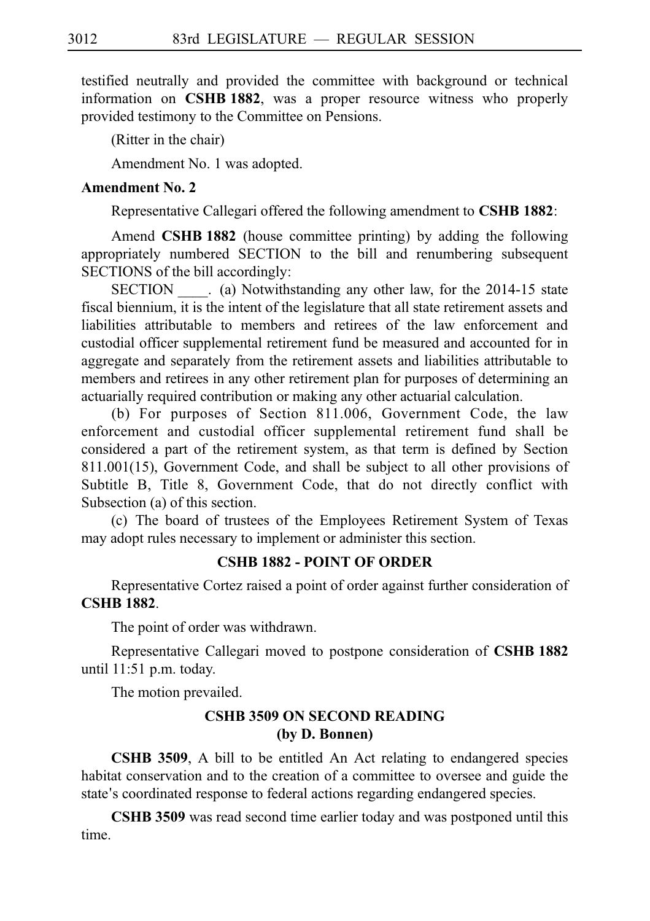testified neutrally and provided the committee with background or technical information on **CSHB 1882**, was a proper resource witness who properly provided testimony to the Committee on Pensions.

(Ritter in the chair)

Amendment No. 1 was adopted.

**Amendment No. 2**

Representative Callegari offered the following amendment to **CSHB 1882**:

Amend **CSHB 1882** (house committee printing) by adding the following appropriately numbered SECTION to the bill and renumbering subsequent SECTIONS of the bill accordingly:

SECTION ____. (a) Notwithstanding any other law, for the 2014-15 state fiscal biennium, it is the intent of the legislature that all state retirement assets and liabilities attributable to members and retirees of the law enforcement and custodial officer supplemental retirement fund be measured and accounted for in aggregate and separately from the retirement assets and liabilities attributable to members and retirees in any other retirement plan for purposes of determining an actuarially required contribution or making any other actuarial calculation.

(b) For purposes of Section 811.006, Government Code, the law enforcement and custodial officer supplemental retirement fund shall be considered a part of the retirement system, as that term is defined by Section 811.001(15), Government Code, and shall be subject to all other provisions of Subtitle B, Title 8, Government Code, that do not directly conflict with Subsection (a) of this section.

(c) The board of trustees of the Employees Retirement System of Texas may adopt rules necessary to implement or administer this section.

**CSHB 1882 - POINT OF ORDER**

Representative Cortez raised a point of order against further consideration of **CSHB 1882**.

The point of order was withdrawn.

Representative Callegari moved to postpone consideration of **CSHB 1882** until 11:51 p.m. today.

The motion prevailed.

**CSHB 3509 ON SECOND READING**
**(by D. Bonnen)**

**CSHB 3509**, A bill to be entitled An Act relating to endangered species habitat conservation and to the creation of a committee to oversee and guide the state's coordinated response to federal actions regarding endangered species.

**CSHB 3509** was read second time earlier today and was postponed until this time.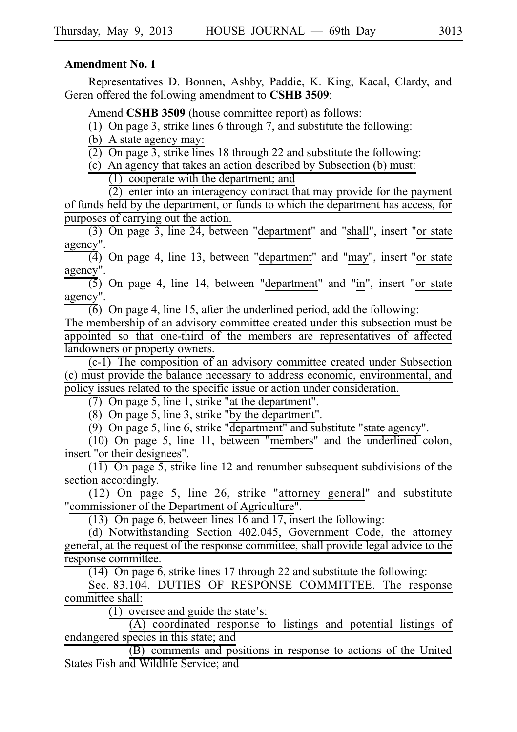**Amendment No. 1**

Representatives D. Bonnen, Ashby, Paddie, K. King, Kacal, Clardy, and Geren offered the following amendment to **CSHB 3509**:

Amend **CSHB 3509** (house committee report) as follows:

(1) On page 3, strike lines 6 through 7, and substitute the following:

(b) A state agency may:

(2) On page 3, strike lines 18 through 22 and substitute the following:

(c) An agency that takes an action described by Subsection (b) must:

(1) cooperate with the department; and

(2) enter into an interagency contract that may provide for the payment of funds held by the department, or funds to which the department has access, for purposes of carrying out the action.

(3) On page 3, line 24, between "department" and "shall", insert "or state agency".

(4) On page 4, line 13, between "department" and "may", insert "or state agency".

(5) On page 4, line 14, between "department" and "in", insert "or state agency".

(6) On page 4, line 15, after the underlined period, add the following:

The membership of an advisory committee created under this subsection must be appointed so that one-third of the members are representatives of affected landowners or property owners.

(c-1) The composition of an advisory committee created under Subsection (c) must provide the balance necessary to address economic, environmental, and policy issues related to the specific issue or action under consideration.

(7) On page 5, line 1, strike "at the department".

(8) On page 5, line 3, strike "by the department".

(9) On page 5, line 6, strike "department" and substitute "state agency".

(10) On page 5, line 11, between "members" and the underlined colon, insert "or their designees".

(11) On page 5, strike line 12 and renumber subsequent subdivisions of the section accordingly.

(12) On page 5, line 26, strike "attorney general" and substitute "commissioner of the Department of Agriculture".

(13) On page 6, between lines 16 and 17, insert the following:

(d) Notwithstanding Section 402.045, Government Code, the attorney general, at the request of the response committee, shall provide legal advice to the response committee.

(14) On page 6, strike lines 17 through 22 and substitute the following:

Sec. 83.104. DUTIES OF RESPONSE COMMITTEE. The response committee shall:

(1) oversee and guide the state's:

(A) coordinated response to listings and potential listings of endangered species in this state; and

(B) comments and positions in response to actions of the United States Fish and Wildlife Service; and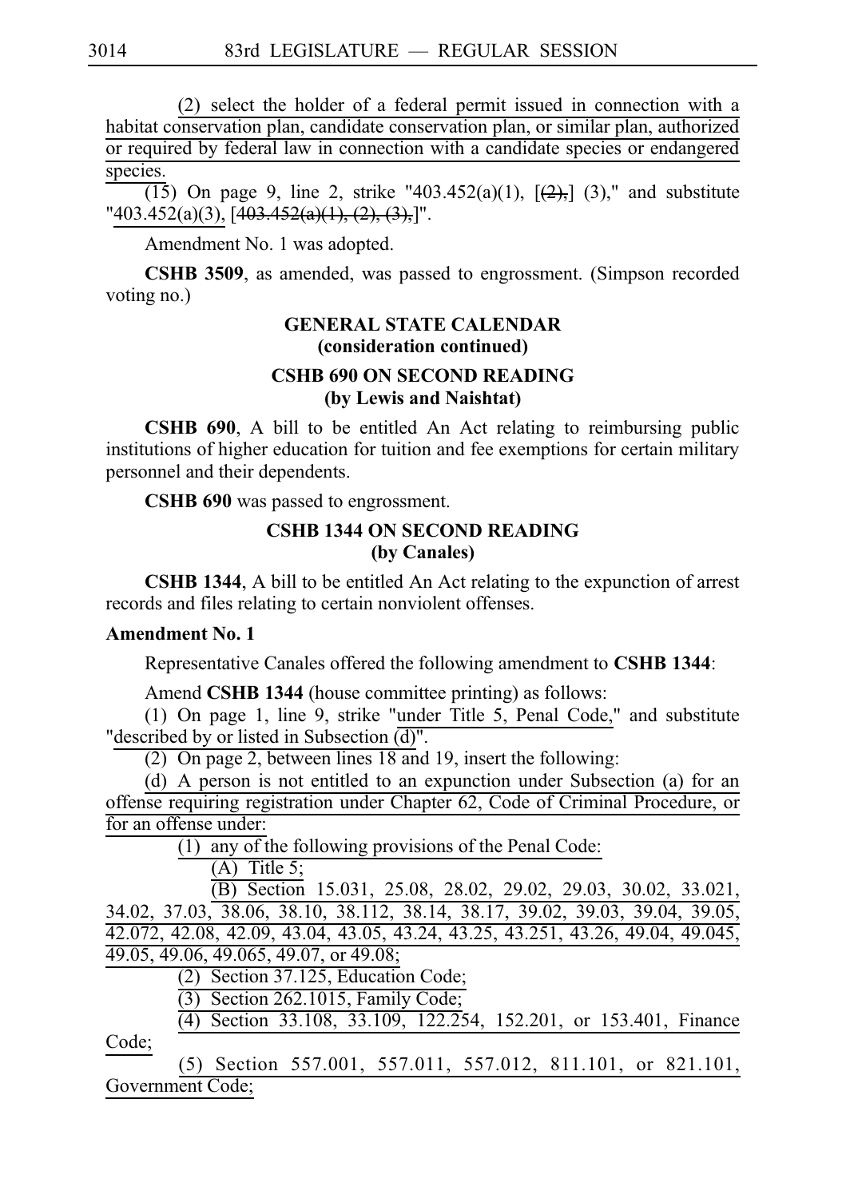(2) select the holder of a federal permit issued in connection with a habitat conservation plan, candidate conservation plan, or similar plan, authorized or required by federal law in connection with a candidate species or endangered species.

(15) On page 9, line 2, strike "403.452(a)(1), [(2),] (3)," and substitute "403.452(a)(3), [403.452(a)(1), (2), (3),]".

Amendment No. 1 was adopted.

**CSHB 3509**, as amended, was passed to engrossment. (Simpson recorded voting no.)

## GENERAL STATE CALENDAR
## (consideration continued)

### CSHB 690 ON SECOND READING
### (by Lewis and Naishtat)

**CSHB 690**, A bill to be entitled An Act relating to reimbursing public institutions of higher education for tuition and fee exemptions for certain military personnel and their dependents.

**CSHB 690** was passed to engrossment.

### CSHB 1344 ON SECOND READING
### (by Canales)

**CSHB 1344**, A bill to be entitled An Act relating to the expunction of arrest records and files relating to certain nonviolent offenses.

**Amendment No. 1**

Representative Canales offered the following amendment to **CSHB 1344**:

Amend **CSHB 1344** (house committee printing) as follows:

(1) On page 1, line 9, strike "under Title 5, Penal Code," and substitute "described by or listed in Subsection (d)".

(2) On page 2, between lines 18 and 19, insert the following:

(d) A person is not entitled to an expunction under Subsection (a) for an offense requiring registration under Chapter 62, Code of Criminal Procedure, or for an offense under:

(1) any of the following provisions of the Penal Code:

(A) Title 5;

(B) Section 15.031, 25.08, 28.02, 29.02, 29.03, 30.02, 33.021, 34.02, 37.03, 38.06, 38.10, 38.112, 38.14, 38.17, 39.02, 39.03, 39.04, 39.05, 42.072, 42.08, 42.09, 43.04, 43.05, 43.24, 43.25, 43.251, 43.26, 49.04, 49.045, 49.05, 49.06, 49.065, 49.07, or 49.08;

(2) Section 37.125, Education Code;

(3) Section 262.1015, Family Code;

(4) Section 33.108, 33.109, 122.254, 152.201, or 153.401, Finance Code;

(5) Section 557.001, 557.011, 557.012, 811.101, or 821.101, Government Code;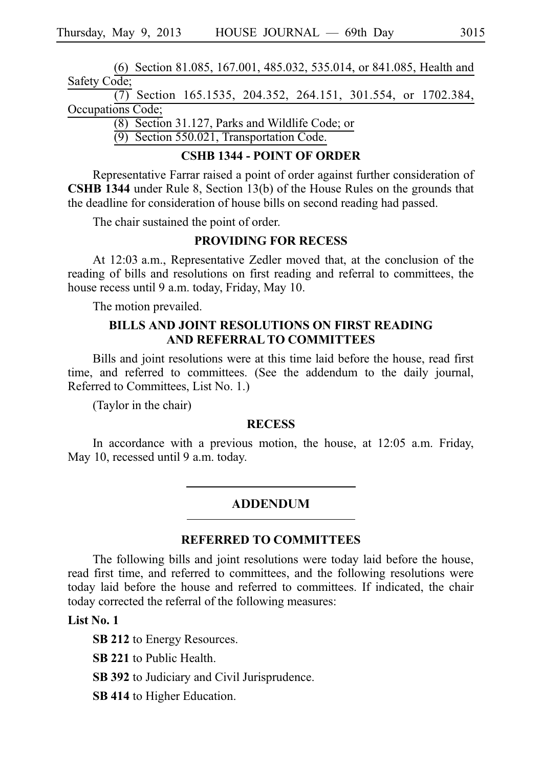(6) Section 81.085, 167.001, 485.032, 535.014, or 841.085, Health and Safety Code;

(7) Section 165.1535, 204.352, 264.151, 301.554, or 1702.384, Occupations Code;

(8) Section 31.127, Parks and Wildlife Code; or

(9) Section 550.021, Transportation Code.

## CSHB 1344 - POINT OF ORDER

Representative Farrar raised a point of order against further consideration of **CSHB 1344** under Rule 8, Section 13(b) of the House Rules on the grounds that the deadline for consideration of house bills on second reading had passed.

The chair sustained the point of order.

## PROVIDING FOR RECESS

At 12:03 a.m., Representative Zedler moved that, at the conclusion of the reading of bills and resolutions on first reading and referral to committees, the house recess until 9 a.m. today, Friday, May 10.

The motion prevailed.

## BILLS AND JOINT RESOLUTIONS ON FIRST READING AND REFERRAL TO COMMITTEES

Bills and joint resolutions were at this time laid before the house, read first time, and referred to committees. (See the addendum to the daily journal, Referred to Committees, List No. 1.)

(Taylor in the chair)

## RECESS

In accordance with a previous motion, the house, at 12:05 a.m. Friday, May 10, recessed until 9 a.m. today.

## ADDENDUM

## REFERRED TO COMMITTEES

The following bills and joint resolutions were today laid before the house, read first time, and referred to committees, and the following resolutions were today laid before the house and referred to committees. If indicated, the chair today corrected the referral of the following measures:

**List No. 1**

**SB 212** to Energy Resources.

**SB 221** to Public Health.

**SB 392** to Judiciary and Civil Jurisprudence.

**SB 414** to Higher Education.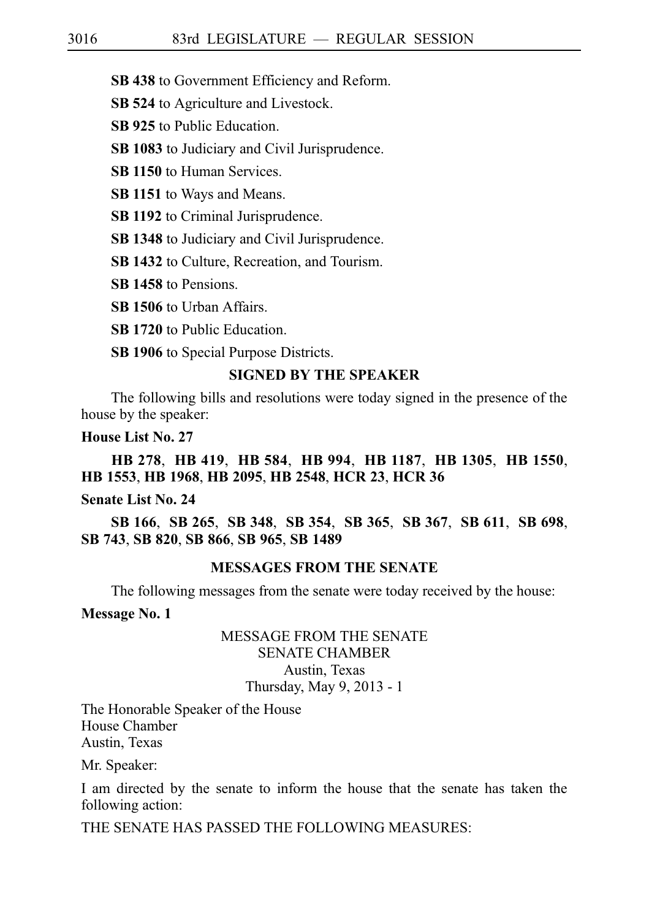**SB 438** to Government Efficiency and Reform.

**SB 524** to Agriculture and Livestock.

**SB 925** to Public Education.

**SB 1083** to Judiciary and Civil Jurisprudence.

**SB 1150** to Human Services.

**SB 1151** to Ways and Means.

**SB 1192** to Criminal Jurisprudence.

**SB 1348** to Judiciary and Civil Jurisprudence.

**SB 1432** to Culture, Recreation, and Tourism.

**SB 1458** to Pensions.

**SB 1506** to Urban Affairs.

**SB 1720** to Public Education.

**SB 1906** to Special Purpose Districts.

### SIGNED BY THE SPEAKER

The following bills and resolutions were today signed in the presence of the house by the speaker:

**House List No. 27**

**HB 278**, **HB 419**, **HB 584**, **HB 994**, **HB 1187**, **HB 1305**, **HB 1550**, **HB 1553**, **HB 1968**, **HB 2095**, **HB 2548**, **HCR 23**, **HCR 36**

**Senate List No. 24**

**SB 166**, **SB 265**, **SB 348**, **SB 354**, **SB 365**, **SB 367**, **SB 611**, **SB 698**, **SB 743**, **SB 820**, **SB 866**, **SB 965**, **SB 1489**

### MESSAGES FROM THE SENATE

The following messages from the senate were today received by the house:

**Message No. 1**

MESSAGE FROM THE SENATE
SENATE CHAMBER
Austin, Texas
Thursday, May 9, 2013 - 1

The Honorable Speaker of the House
House Chamber
Austin, Texas

Mr. Speaker:

I am directed by the senate to inform the house that the senate has taken the following action:

THE SENATE HAS PASSED THE FOLLOWING MEASURES: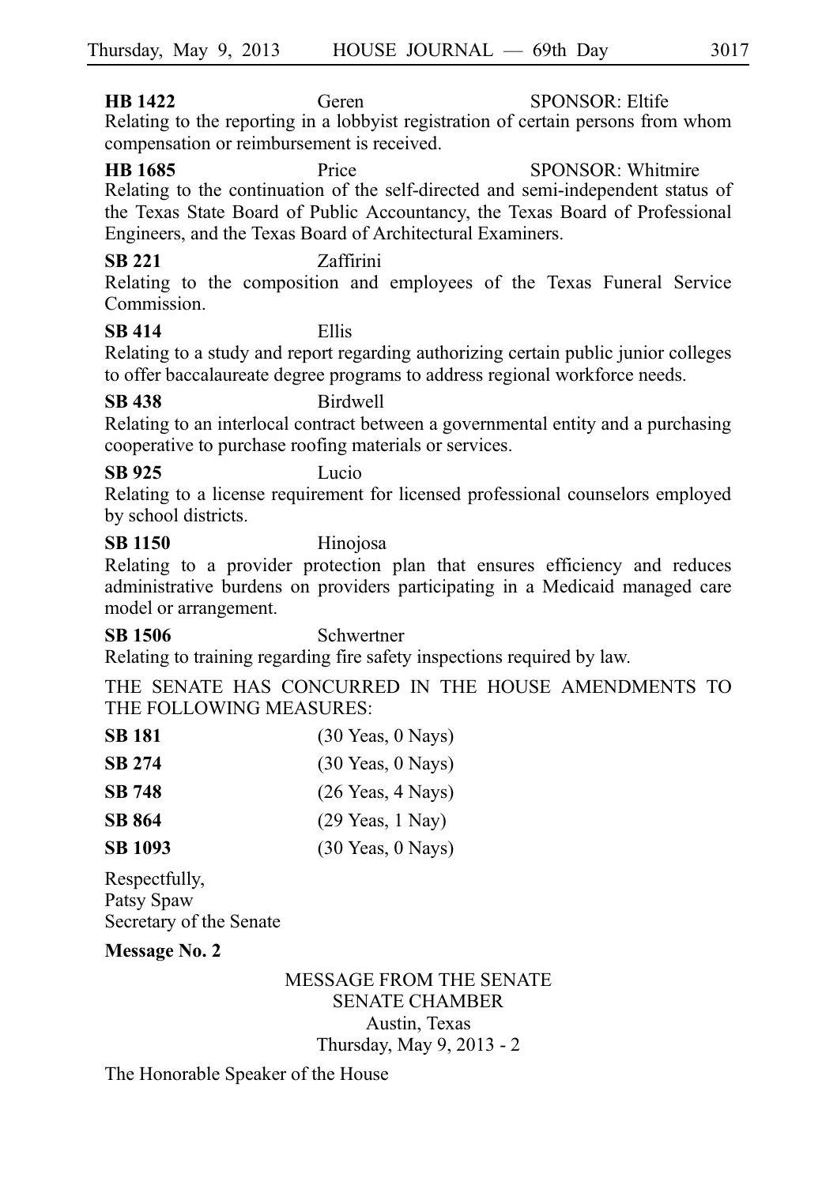**HB 1422** Geren SPONSOR: Eltife
Relating to the reporting in a lobbyist registration of certain persons from whom compensation or reimbursement is received.

**HB 1685** Price SPONSOR: Whitmire
Relating to the continuation of the self-directed and semi-independent status of the Texas State Board of Public Accountancy, the Texas Board of Professional Engineers, and the Texas Board of Architectural Examiners.

**SB 221** Zaffirini
Relating to the composition and employees of the Texas Funeral Service Commission.

**SB 414** Ellis
Relating to a study and report regarding authorizing certain public junior colleges to offer baccalaureate degree programs to address regional workforce needs.

**SB 438** Birdwell
Relating to an interlocal contract between a governmental entity and a purchasing cooperative to purchase roofing materials or services.

**SB 925** Lucio
Relating to a license requirement for licensed professional counselors employed by school districts.

**SB 1150** Hinojosa
Relating to a provider protection plan that ensures efficiency and reduces administrative burdens on providers participating in a Medicaid managed care model or arrangement.

**SB 1506** Schwertner
Relating to training regarding fire safety inspections required by law.

THE SENATE HAS CONCURRED IN THE HOUSE AMENDMENTS TO THE FOLLOWING MEASURES:

**SB 181** (30 Yeas, 0 Nays)

**SB 274** (30 Yeas, 0 Nays)

**SB 748** (26 Yeas, 4 Nays)

**SB 864** (29 Yeas, 1 Nay)

**SB 1093** (30 Yeas, 0 Nays)

Respectfully,
Patsy Spaw
Secretary of the Senate

**Message No. 2**

MESSAGE FROM THE SENATE
SENATE CHAMBER
Austin, Texas
Thursday, May 9, 2013 - 2

The Honorable Speaker of the House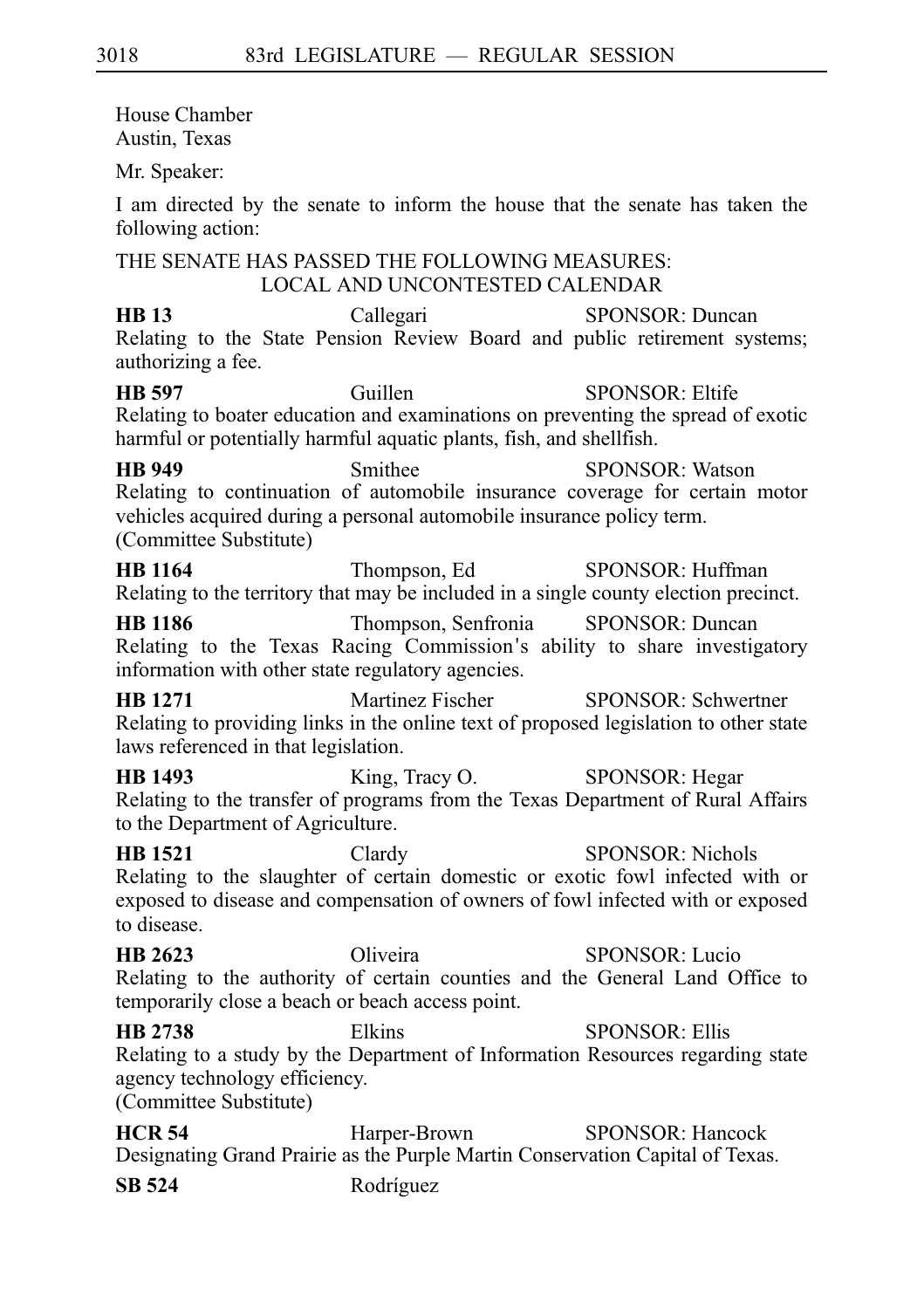House Chamber
Austin, Texas

Mr. Speaker:

I am directed by the senate to inform the house that the senate has taken the following action:

THE SENATE HAS PASSED THE FOLLOWING MEASURES:
LOCAL AND UNCONTESTED CALENDAR

**HB 13** Callegari SPONSOR: Duncan
Relating to the State Pension Review Board and public retirement systems; authorizing a fee.

**HB 597** Guillen SPONSOR: Eltife
Relating to boater education and examinations on preventing the spread of exotic harmful or potentially harmful aquatic plants, fish, and shellfish.

**HB 949** Smithee SPONSOR: Watson
Relating to continuation of automobile insurance coverage for certain motor vehicles acquired during a personal automobile insurance policy term.
(Committee Substitute)

**HB 1164** Thompson, Ed SPONSOR: Huffman
Relating to the territory that may be included in a single county election precinct.

**HB 1186** Thompson, Senfronia SPONSOR: Duncan
Relating to the Texas Racing Commission's ability to share investigatory information with other state regulatory agencies.

**HB 1271** Martinez Fischer SPONSOR: Schwertner
Relating to providing links in the online text of proposed legislation to other state laws referenced in that legislation.

**HB 1493** King, Tracy O. SPONSOR: Hegar
Relating to the transfer of programs from the Texas Department of Rural Affairs to the Department of Agriculture.

**HB 1521** Clardy SPONSOR: Nichols
Relating to the slaughter of certain domestic or exotic fowl infected with or exposed to disease and compensation of owners of fowl infected with or exposed to disease.

**HB 2623** Oliveira SPONSOR: Lucio
Relating to the authority of certain counties and the General Land Office to temporarily close a beach or beach access point.

**HB 2738** Elkins SPONSOR: Ellis
Relating to a study by the Department of Information Resources regarding state agency technology efficiency.
(Committee Substitute)

**HCR 54** Harper-Brown SPONSOR: Hancock
Designating Grand Prairie as the Purple Martin Conservation Capital of Texas.

**SB 524** Rodríguez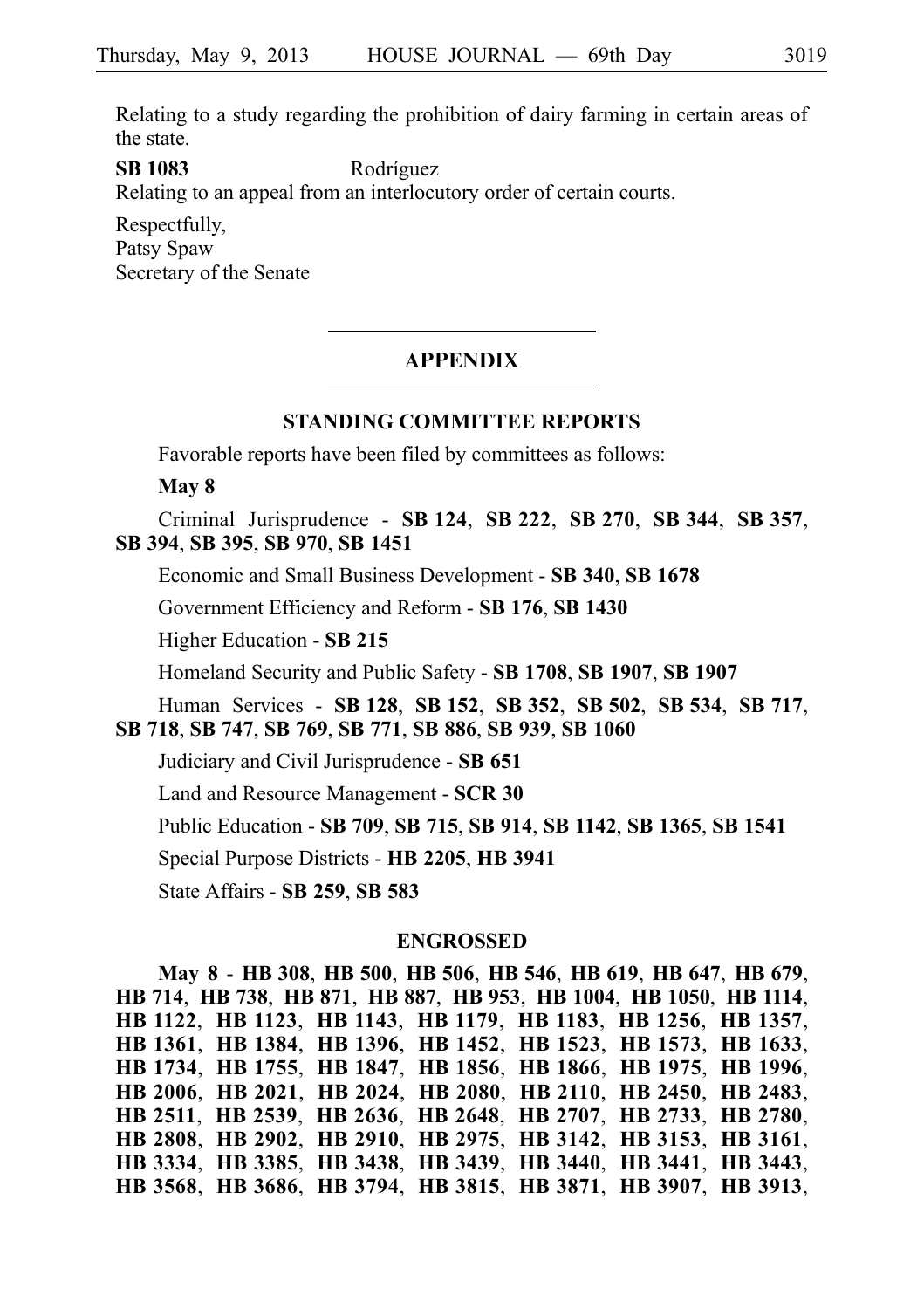Relating to a study regarding the prohibition of dairy farming in certain areas of the state.

**SB 1083** Rodríguez

Relating to an appeal from an interlocutory order of certain courts.

Respectfully,
Patsy Spaw
Secretary of the Senate

## APPENDIX

### STANDING COMMITTEE REPORTS

Favorable reports have been filed by committees as follows:

**May 8**

Criminal Jurisprudence - **SB 124**, **SB 222**, **SB 270**, **SB 344**, **SB 357**, **SB 394**, **SB 395**, **SB 970**, **SB 1451**

Economic and Small Business Development - **SB 340**, **SB 1678**

Government Efficiency and Reform - **SB 176**, **SB 1430**

Higher Education - **SB 215**

Homeland Security and Public Safety - **SB 1708**, **SB 1907**, **SB 1907**

Human Services - **SB 128**, **SB 152**, **SB 352**, **SB 502**, **SB 534**, **SB 717**, **SB 718**, **SB 747**, **SB 769**, **SB 771**, **SB 886**, **SB 939**, **SB 1060**

Judiciary and Civil Jurisprudence - **SB 651**

Land and Resource Management - **SCR 30**

Public Education - **SB 709**, **SB 715**, **SB 914**, **SB 1142**, **SB 1365**, **SB 1541**

Special Purpose Districts - **HB 2205**, **HB 3941**

State Affairs - **SB 259**, **SB 583**

### ENGROSSED

**May 8** - **HB 308**, **HB 500**, **HB 506**, **HB 546**, **HB 619**, **HB 647**, **HB 679**, **HB 714**, **HB 738**, **HB 871**, **HB 887**, **HB 953**, **HB 1004**, **HB 1050**, **HB 1114**, **HB 1122**, **HB 1123**, **HB 1143**, **HB 1179**, **HB 1183**, **HB 1256**, **HB 1357**, **HB 1361**, **HB 1384**, **HB 1396**, **HB 1452**, **HB 1523**, **HB 1573**, **HB 1633**, **HB 1734**, **HB 1755**, **HB 1847**, **HB 1856**, **HB 1866**, **HB 1975**, **HB 1996**, **HB 2006**, **HB 2021**, **HB 2024**, **HB 2080**, **HB 2110**, **HB 2450**, **HB 2483**, **HB 2511**, **HB 2539**, **HB 2636**, **HB 2648**, **HB 2707**, **HB 2733**, **HB 2780**, **HB 2808**, **HB 2902**, **HB 2910**, **HB 2975**, **HB 3142**, **HB 3153**, **HB 3161**, **HB 3334**, **HB 3385**, **HB 3438**, **HB 3439**, **HB 3440**, **HB 3441**, **HB 3443**, **HB 3568**, **HB 3686**, **HB 3794**, **HB 3815**, **HB 3871**, **HB 3907**, **HB 3913**,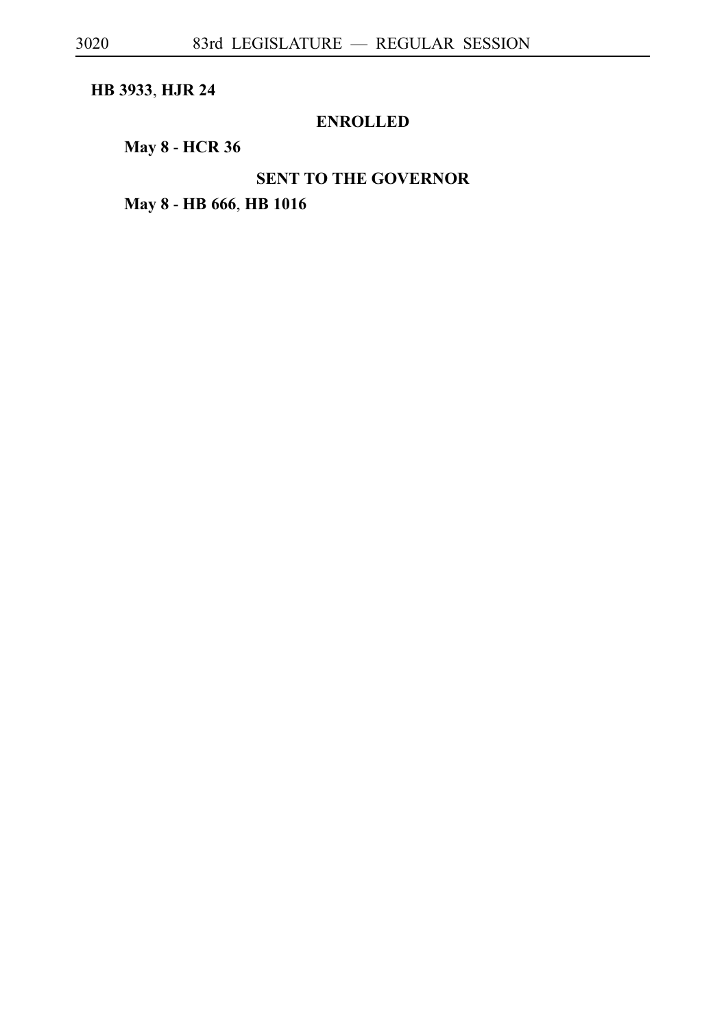**HB 3933**, **HJR 24**

**ENROLLED**

**May 8** - **HCR 36**

**SENT TO THE GOVERNOR**

**May 8** - **HB 666**, **HB 1016**